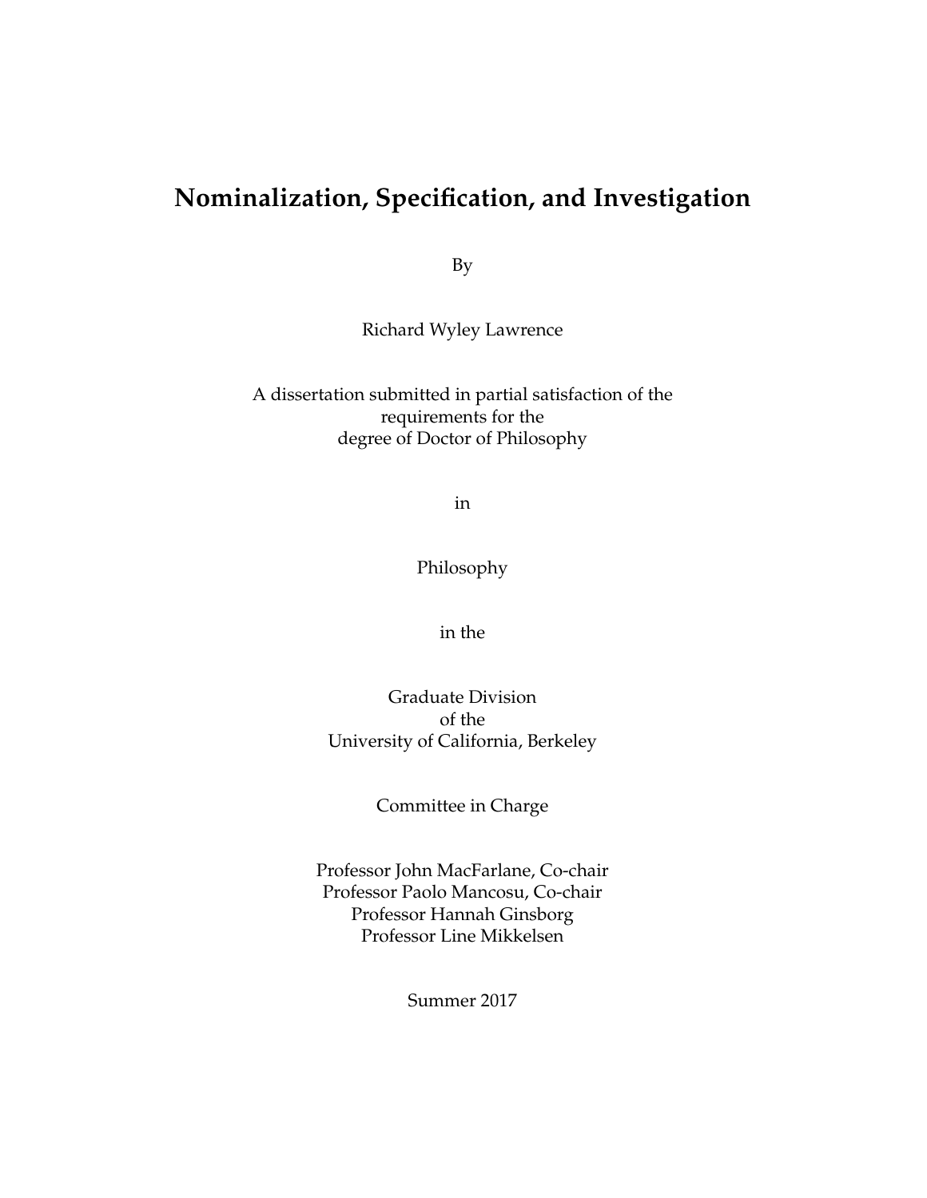# Nominalization, Specification, and Investigation

By

Richard Wyley Lawrence

A dissertation submitted in partial satisfaction of the
requirements for the
degree of Doctor of Philosophy

in

Philosophy

in the

Graduate Division
of the
University of California, Berkeley

Committee in Charge

Professor John MacFarlane, Co-chair
Professor Paolo Mancosu, Co-chair
Professor Hannah Ginsborg
Professor Line Mikkelsen

Summer 2017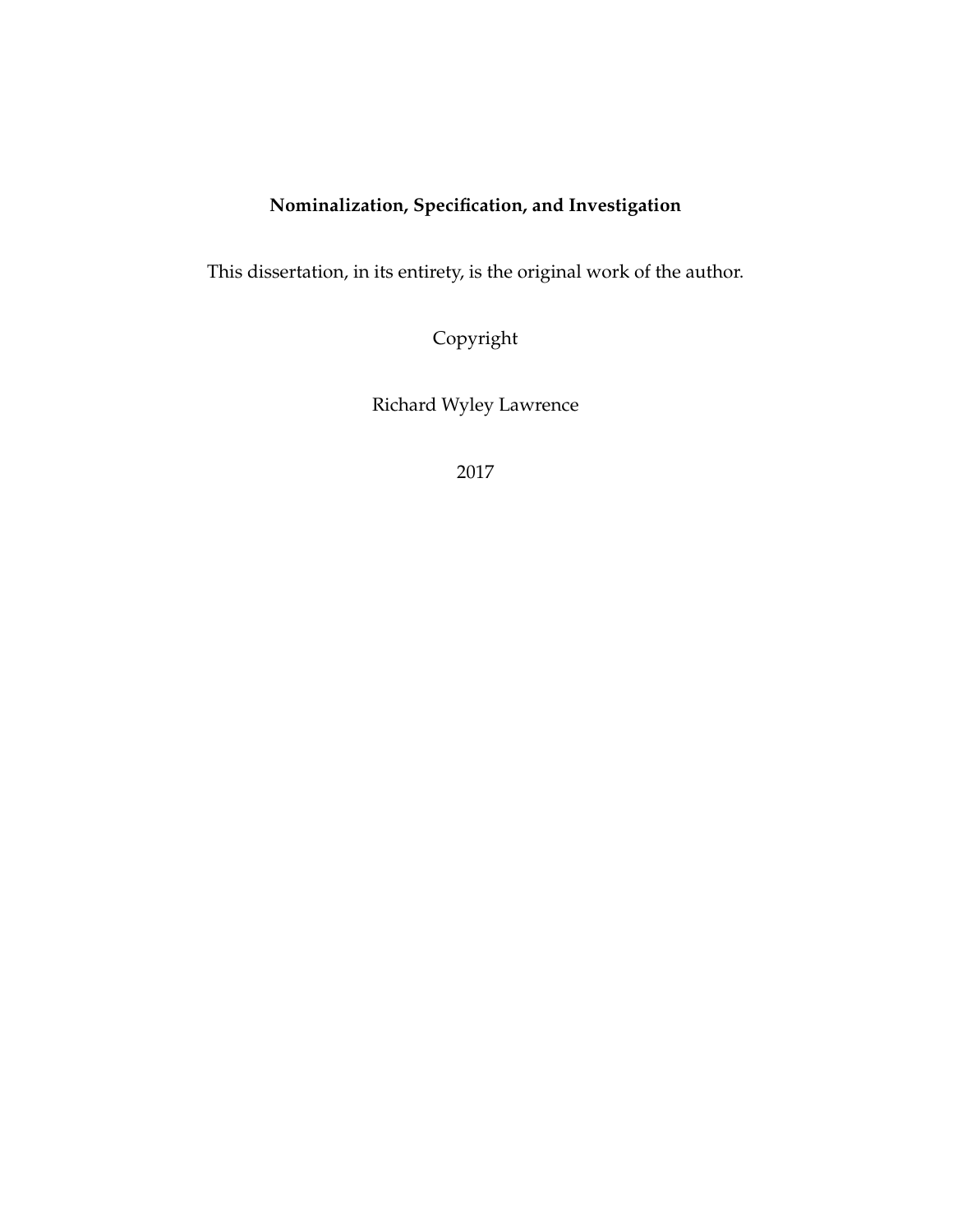**Nominalization, Specification, and Investigation**

This dissertation, in its entirety, is the original work of the author.

Copyright

Richard Wyley Lawrence

2017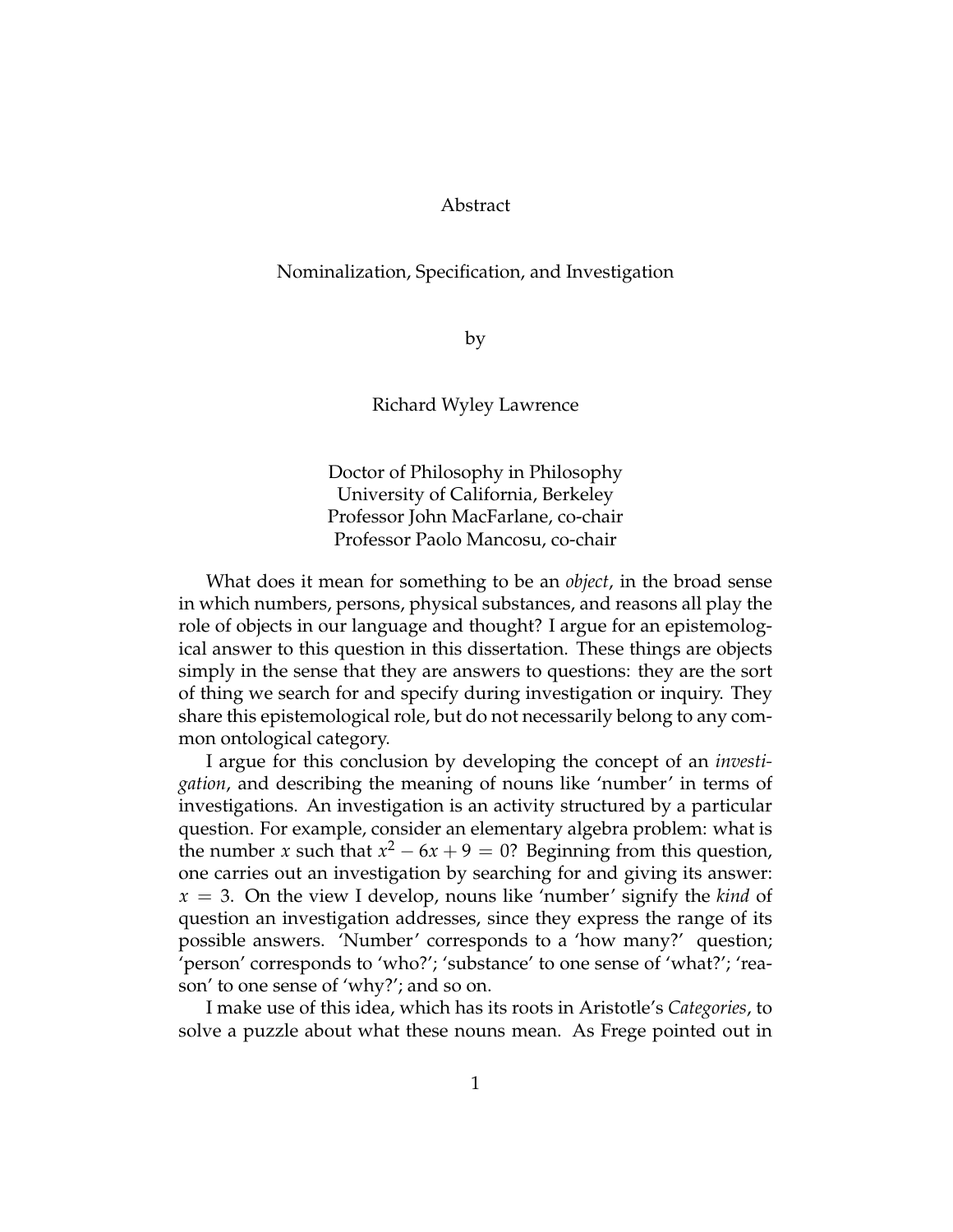# Abstract

## Nominalization, Specification, and Investigation

by

Richard Wyley Lawrence

Doctor of Philosophy in Philosophy
University of California, Berkeley
Professor John MacFarlane, co-chair
Professor Paolo Mancosu, co-chair

What does it mean for something to be an *object*, in the broad sense in which numbers, persons, physical substances, and reasons all play the role of objects in our language and thought? I argue for an epistemological answer to this question in this dissertation. These things are objects simply in the sense that they are answers to questions: they are the sort of thing we search for and specify during investigation or inquiry. They share this epistemological role, but do not necessarily belong to any common ontological category.

I argue for this conclusion by developing the concept of an *investigation*, and describing the meaning of nouns like 'number' in terms of investigations. An investigation is an activity structured by a particular question. For example, consider an elementary algebra problem: what is the number $x$ such that $x^2 - 6x + 9 = 0$? Beginning from this question, one carries out an investigation by searching for and giving its answer: $x = 3$. On the view I develop, nouns like 'number' signify the *kind* of question an investigation addresses, since they express the range of its possible answers. 'Number' corresponds to a 'how many?' question; 'person' corresponds to 'who?'; 'substance' to one sense of 'what?'; 'reason' to one sense of 'why?'; and so on.

I make use of this idea, which has its roots in Aristotle's *Categories*, to solve a puzzle about what these nouns mean. As Frege pointed out in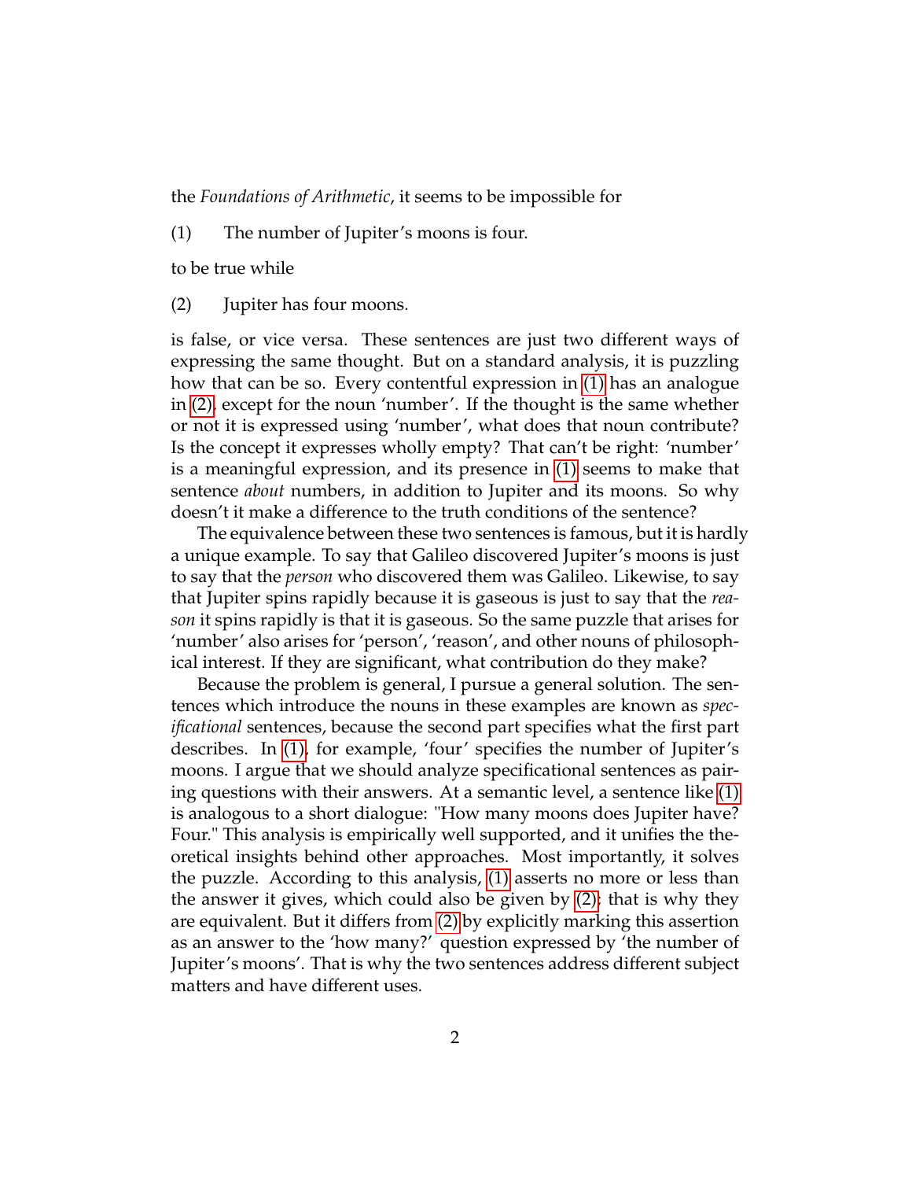the *Foundations of Arithmetic*, it seems to be impossible for

(1) The number of Jupiter's moons is four.

to be true while

(2) Jupiter has four moons.

is false, or vice versa. These sentences are just two different ways of expressing the same thought. But on a standard analysis, it is puzzling how that can be so. Every contentful expression in (1) has an analogue in (2), except for the noun 'number'. If the thought is the same whether or not it is expressed using 'number', what does that noun contribute? Is the concept it expresses wholly empty? That can't be right: 'number' is a meaningful expression, and its presence in (1) seems to make that sentence *about* numbers, in addition to Jupiter and its moons. So why doesn't it make a difference to the truth conditions of the sentence?

The equivalence between these two sentences is famous, but it is hardly a unique example. To say that Galileo discovered Jupiter's moons is just to say that the *person* who discovered them was Galileo. Likewise, to say that Jupiter spins rapidly because it is gaseous is just to say that the *reason* it spins rapidly is that it is gaseous. So the same puzzle that arises for 'number' also arises for 'person', 'reason', and other nouns of philosophical interest. If they are significant, what contribution do they make?

Because the problem is general, I pursue a general solution. The sentences which introduce the nouns in these examples are known as *specificational* sentences, because the second part specifies what the first part describes. In (1), for example, 'four' specifies the number of Jupiter's moons. I argue that we should analyze specificational sentences as pairing questions with their answers. At a semantic level, a sentence like (1) is analogous to a short dialogue: "How many moons does Jupiter have? Four." This analysis is empirically well supported, and it unifies the theoretical insights behind other approaches. Most importantly, it solves the puzzle. According to this analysis, (1) asserts no more or less than the answer it gives, which could also be given by (2): that is why they are equivalent. But it differs from (2) by explicitly marking this assertion as an answer to the 'how many?' question expressed by 'the number of Jupiter's moons'. That is why the two sentences address different subject matters and have different uses.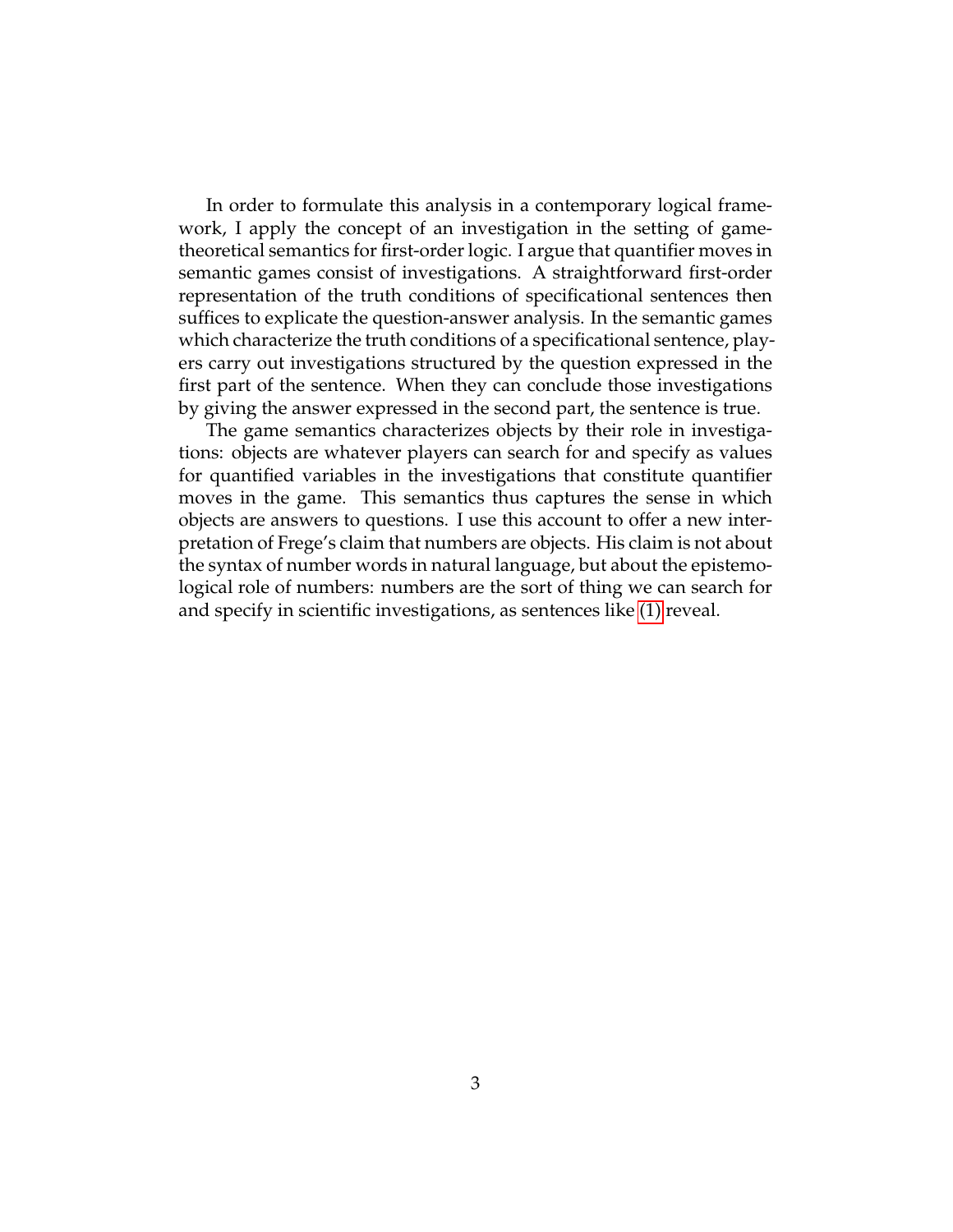In order to formulate this analysis in a contemporary logical framework, I apply the concept of an investigation in the setting of game-theoretical semantics for first-order logic. I argue that quantifier moves in semantic games consist of investigations. A straightforward first-order representation of the truth conditions of specificational sentences then suffices to explicate the question-answer analysis. In the semantic games which characterize the truth conditions of a specificational sentence, players carry out investigations structured by the question expressed in the first part of the sentence. When they can conclude those investigations by giving the answer expressed in the second part, the sentence is true.

The game semantics characterizes objects by their role in investigations: objects are whatever players can search for and specify as values for quantified variables in the investigations that constitute quantifier moves in the game. This semantics thus captures the sense in which objects are answers to questions. I use this account to offer a new interpretation of Frege's claim that numbers are objects. His claim is not about the syntax of number words in natural language, but about the epistemological role of numbers: numbers are the sort of thing we can search for and specify in scientific investigations, as sentences like (1) reveal.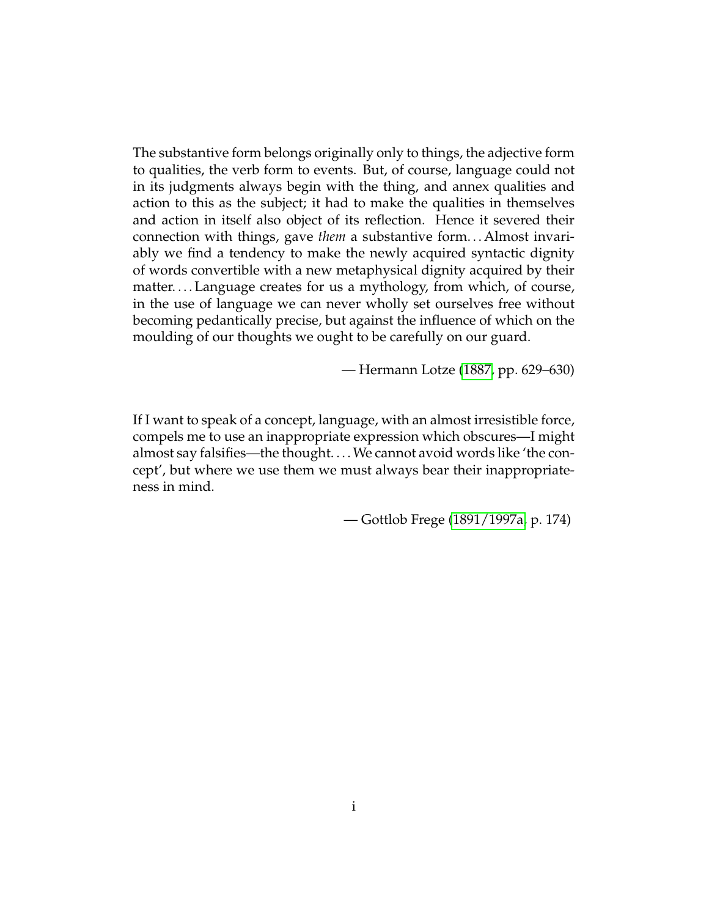The substantive form belongs originally only to things, the adjective form to qualities, the verb form to events. But, of course, language could not in its judgments always begin with the thing, and annex qualities and action to this as the subject; it had to make the qualities in themselves and action in itself also object of its reflection. Hence it severed their connection with things, gave *them* a substantive form. . . Almost invariably we find a tendency to make the newly acquired syntactic dignity of words convertible with a new metaphysical dignity acquired by their matter. . . . Language creates for us a mythology, from which, of course, in the use of language we can never wholly set ourselves free without becoming pedantically precise, but against the influence of which on the moulding of our thoughts we ought to be carefully on our guard.

— Hermann Lotze (1887, pp. 629–630)

If I want to speak of a concept, language, with an almost irresistible force, compels me to use an inappropriate expression which obscures—I might almost say falsifies—the thought. . . . We cannot avoid words like 'the concept', but where we use them we must always bear their inappropriateness in mind.

— Gottlob Frege (1891/1997a, p. 174)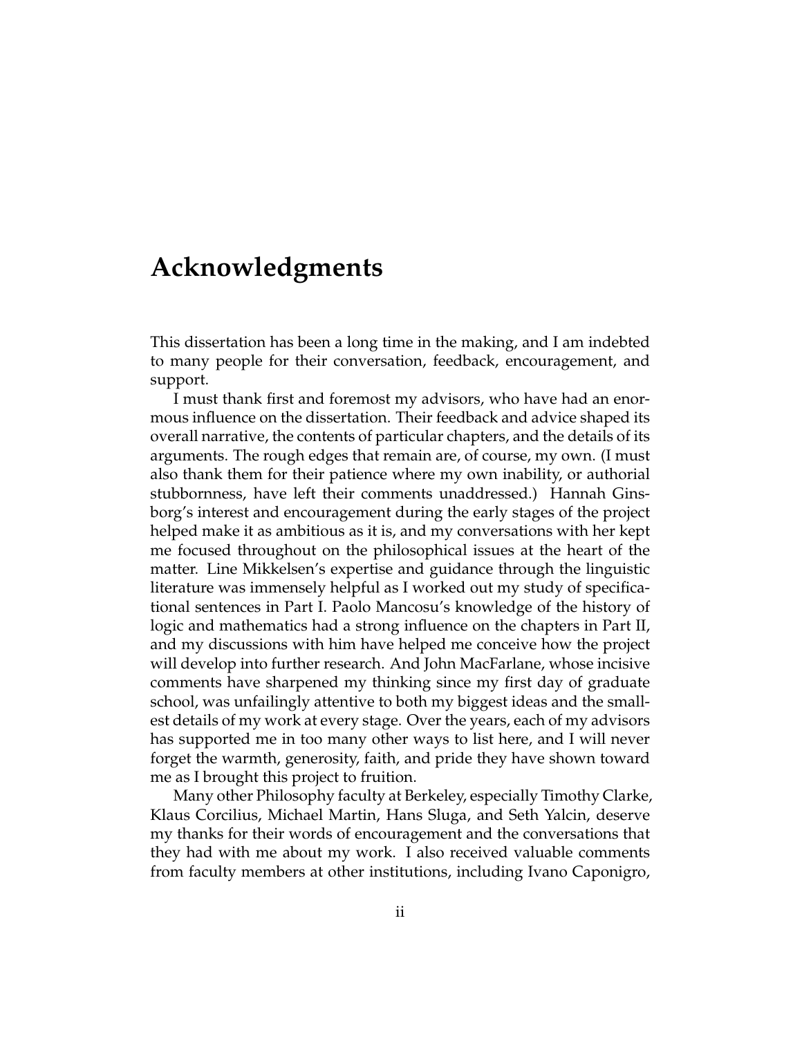# Acknowledgments

This dissertation has been a long time in the making, and I am indebted to many people for their conversation, feedback, encouragement, and support.

I must thank first and foremost my advisors, who have had an enormous influence on the dissertation. Their feedback and advice shaped its overall narrative, the contents of particular chapters, and the details of its arguments. The rough edges that remain are, of course, my own. (I must also thank them for their patience where my own inability, or authorial stubbornness, have left their comments unaddressed.) Hannah Ginsborg's interest and encouragement during the early stages of the project helped make it as ambitious as it is, and my conversations with her kept me focused throughout on the philosophical issues at the heart of the matter. Line Mikkelsen's expertise and guidance through the linguistic literature was immensely helpful as I worked out my study of specificational sentences in Part I. Paolo Mancosu's knowledge of the history of logic and mathematics had a strong influence on the chapters in Part II, and my discussions with him have helped me conceive how the project will develop into further research. And John MacFarlane, whose incisive comments have sharpened my thinking since my first day of graduate school, was unfailingly attentive to both my biggest ideas and the smallest details of my work at every stage. Over the years, each of my advisors has supported me in too many other ways to list here, and I will never forget the warmth, generosity, faith, and pride they have shown toward me as I brought this project to fruition.

Many other Philosophy faculty at Berkeley, especially Timothy Clarke, Klaus Corcilius, Michael Martin, Hans Sluga, and Seth Yalcin, deserve my thanks for their words of encouragement and the conversations that they had with me about my work. I also received valuable comments from faculty members at other institutions, including Ivano Caponigro,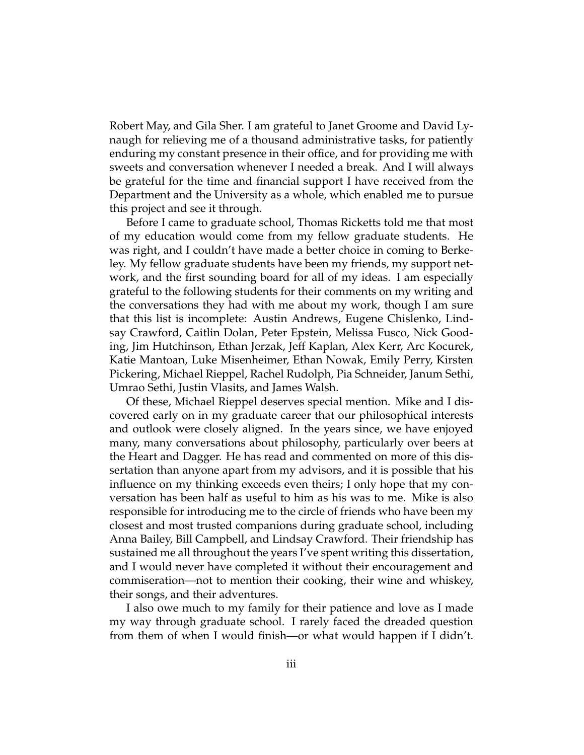Robert May, and Gila Sher. I am grateful to Janet Groome and David Lynaugh for relieving me of a thousand administrative tasks, for patiently enduring my constant presence in their office, and for providing me with sweets and conversation whenever I needed a break. And I will always be grateful for the time and financial support I have received from the Department and the University as a whole, which enabled me to pursue this project and see it through.

Before I came to graduate school, Thomas Ricketts told me that most of my education would come from my fellow graduate students. He was right, and I couldn't have made a better choice in coming to Berkeley. My fellow graduate students have been my friends, my support network, and the first sounding board for all of my ideas. I am especially grateful to the following students for their comments on my writing and the conversations they had with me about my work, though I am sure that this list is incomplete: Austin Andrews, Eugene Chislenko, Lindsay Crawford, Caitlin Dolan, Peter Epstein, Melissa Fusco, Nick Gooding, Jim Hutchinson, Ethan Jerzak, Jeff Kaplan, Alex Kerr, Arc Kocurek, Katie Mantoan, Luke Misenheimer, Ethan Nowak, Emily Perry, Kirsten Pickering, Michael Rieppel, Rachel Rudolph, Pia Schneider, Janum Sethi, Umrao Sethi, Justin Vlasits, and James Walsh.

Of these, Michael Rieppel deserves special mention. Mike and I discovered early on in my graduate career that our philosophical interests and outlook were closely aligned. In the years since, we have enjoyed many, many conversations about philosophy, particularly over beers at the Heart and Dagger. He has read and commented on more of this dissertation than anyone apart from my advisors, and it is possible that his influence on my thinking exceeds even theirs; I only hope that my conversation has been half as useful to him as his was to me. Mike is also responsible for introducing me to the circle of friends who have been my closest and most trusted companions during graduate school, including Anna Bailey, Bill Campbell, and Lindsay Crawford. Their friendship has sustained me all throughout the years I've spent writing this dissertation, and I would never have completed it without their encouragement and commiseration—not to mention their cooking, their wine and whiskey, their songs, and their adventures.

I also owe much to my family for their patience and love as I made my way through graduate school. I rarely faced the dreaded question from them of when I would finish—or what would happen if I didn't.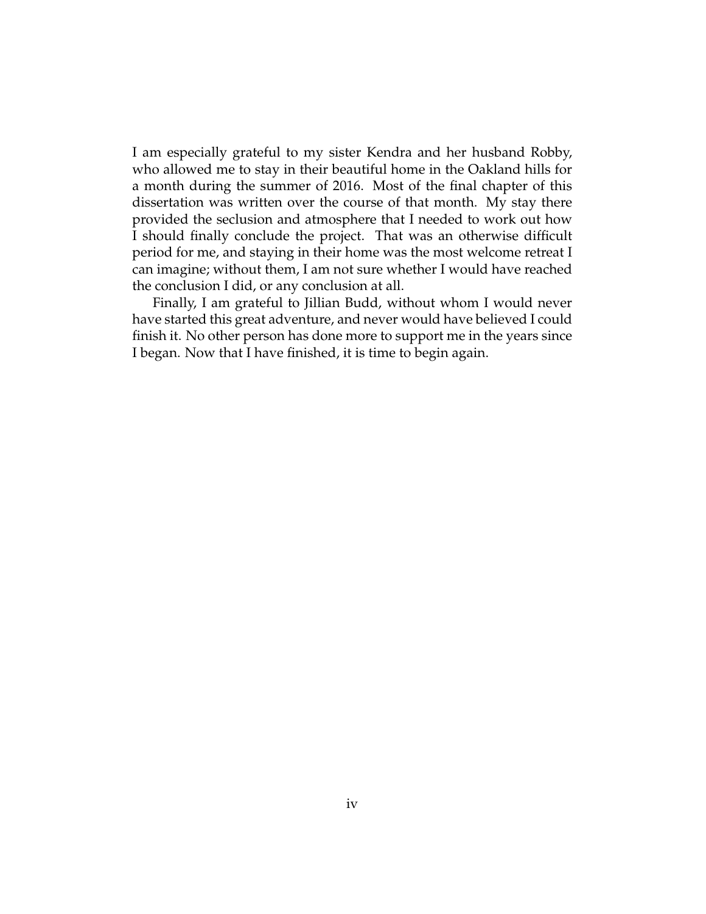I am especially grateful to my sister Kendra and her husband Robby, who allowed me to stay in their beautiful home in the Oakland hills for a month during the summer of 2016. Most of the final chapter of this dissertation was written over the course of that month. My stay there provided the seclusion and atmosphere that I needed to work out how I should finally conclude the project. That was an otherwise difficult period for me, and staying in their home was the most welcome retreat I can imagine; without them, I am not sure whether I would have reached the conclusion I did, or any conclusion at all.

Finally, I am grateful to Jillian Budd, without whom I would never have started this great adventure, and never would have believed I could finish it. No other person has done more to support me in the years since I began. Now that I have finished, it is time to begin again.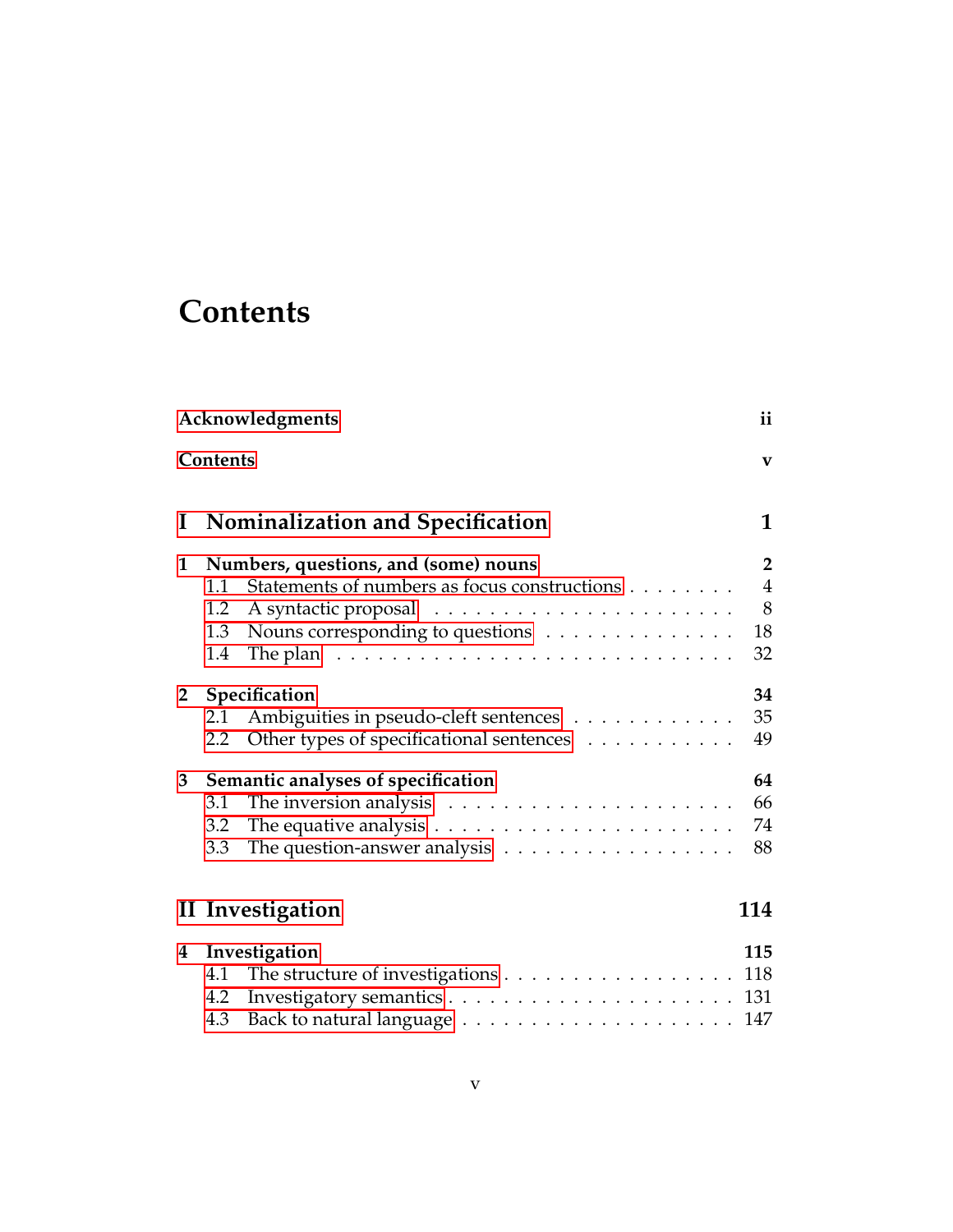# Contents

**Acknowledgments** **ii**

**Contents** **v**

## I Nominalization and Specification 1

**1 Numbers, questions, and (some) nouns** **2**

- 1.1 Statements of numbers as focus constructions . . . . . . . . 4
- 1.2 A syntactic proposal . . . . . . . . . . . . . . . . . . . . . . 8
- 1.3 Nouns corresponding to questions . . . . . . . . . . . . . . 18
- 1.4 The plan . . . . . . . . . . . . . . . . . . . . . . . . . . . . 32

**2 Specification** **34**

- 2.1 Ambiguities in pseudo-cleft sentences . . . . . . . . . . . . 35
- 2.2 Other types of specificational sentences . . . . . . . . . . . 49

**3 Semantic analyses of specification** **64**

- 3.1 The inversion analysis . . . . . . . . . . . . . . . . . . . . 66
- 3.2 The equative analysis . . . . . . . . . . . . . . . . . . . . . 74
- 3.3 The question-answer analysis . . . . . . . . . . . . . . . . . 88

## II Investigation 114

**4 Investigation** **115**

- 4.1 The structure of investigations . . . . . . . . . . . . . . . . 118
- 4.2 Investigatory semantics . . . . . . . . . . . . . . . . . . . . 131
- 4.3 Back to natural language . . . . . . . . . . . . . . . . . . . 147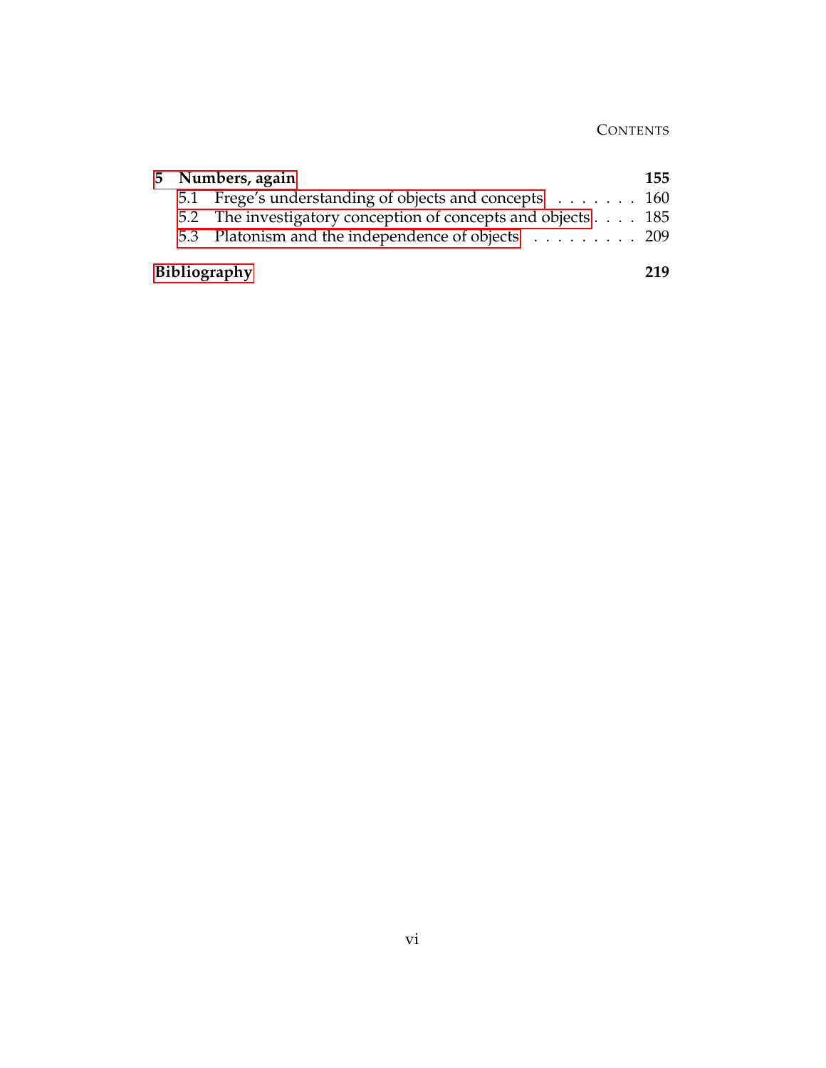**5 Numbers, again** **155**

- 5.1 Frege's understanding of objects and concepts . . . . . . . 160
- 5.2 The investigatory conception of concepts and objects . . . . 185
- 5.3 Platonism and the independence of objects . . . . . . . . . 209

**Bibliography** **219**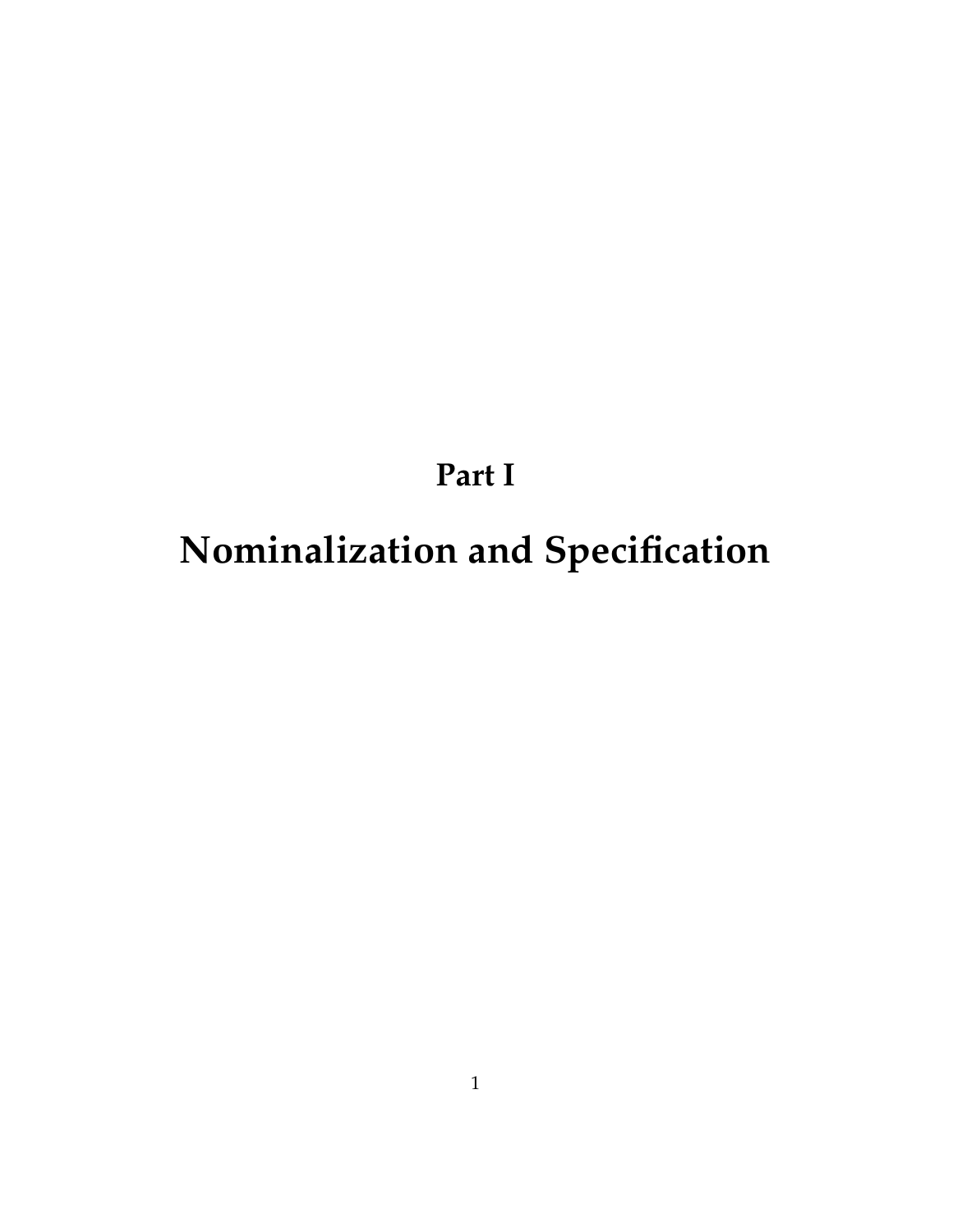# Part I

# Nominalization and Specification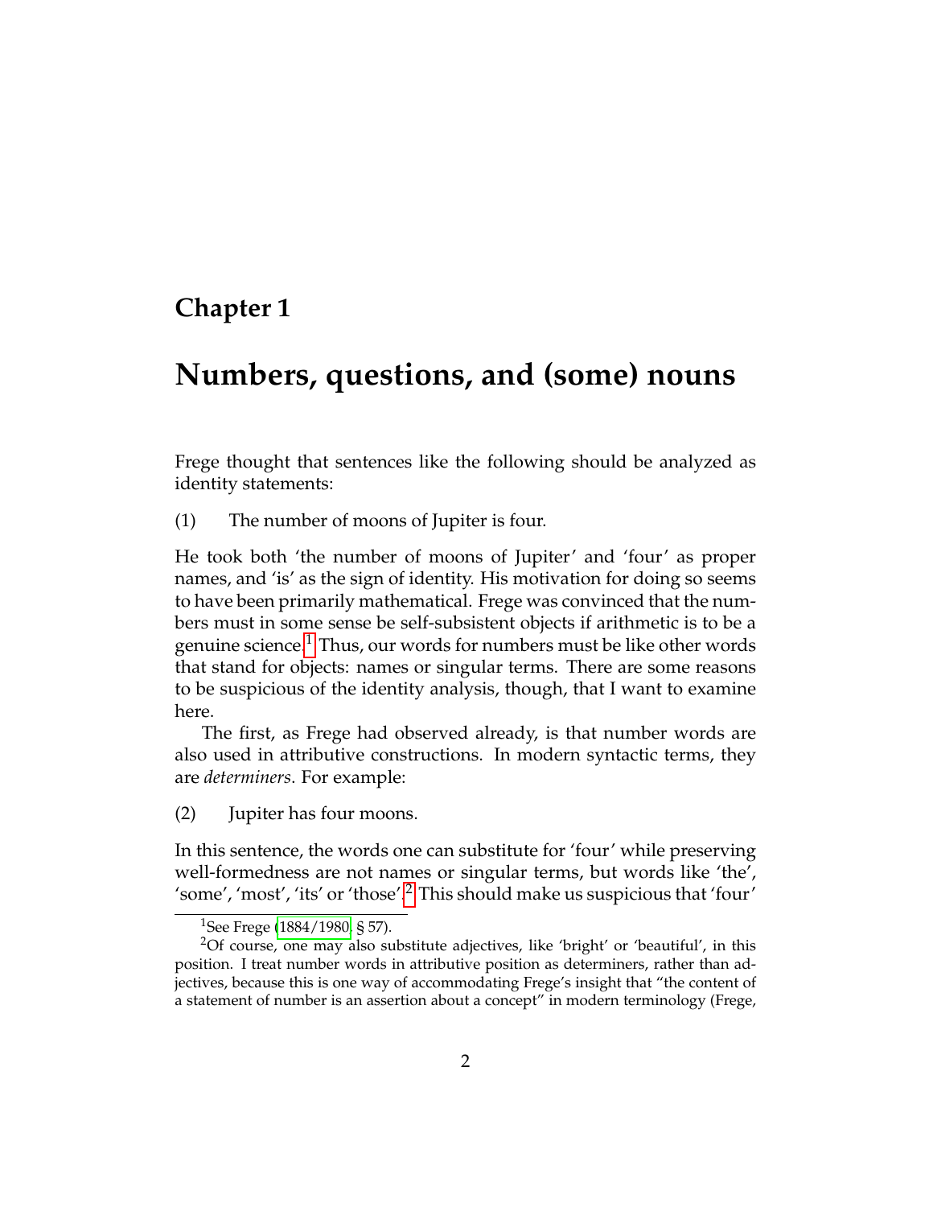# Chapter 1

# Numbers, questions, and (some) nouns

Frege thought that sentences like the following should be analyzed as identity statements:

(1) The number of moons of Jupiter is four.

He took both 'the number of moons of Jupiter' and 'four' as proper names, and 'is' as the sign of identity. His motivation for doing so seems to have been primarily mathematical. Frege was convinced that the numbers must in some sense be self-subsistent objects if arithmetic is to be a genuine science.[1] Thus, our words for numbers must be like other words that stand for objects: names or singular terms. There are some reasons to be suspicious of the identity analysis, though, that I want to examine here.

The first, as Frege had observed already, is that number words are also used in attributive constructions. In modern syntactic terms, they are *determiners*. For example:

(2) Jupiter has four moons.

In this sentence, the words one can substitute for 'four' while preserving well-formedness are not names or singular terms, but words like 'the', 'some', 'most', 'its' or 'those'.[2] This should make us suspicious that 'four'

[1] See Frege (1884/1980, § 57).

[2] Of course, one may also substitute adjectives, like 'bright' or 'beautiful', in this position. I treat number words in attributive position as determiners, rather than adjectives, because this is one way of accommodating Frege's insight that "the content of a statement of number is an assertion about a concept" in modern terminology (Frege,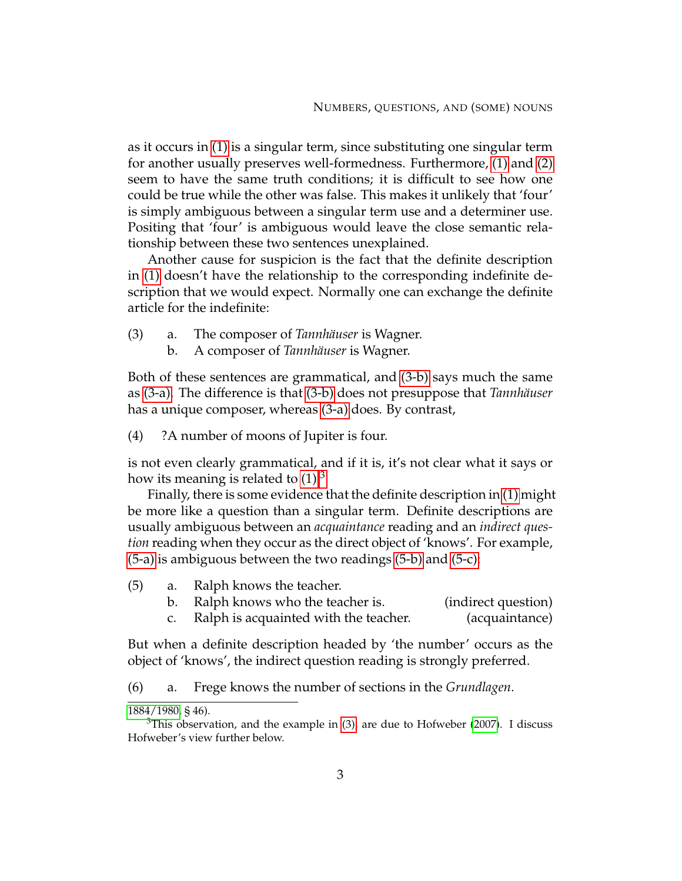as it occurs in (1) is a singular term, since substituting one singular term for another usually preserves well-formedness. Furthermore, (1) and (2) seem to have the same truth conditions; it is difficult to see how one could be true while the other was false. This makes it unlikely that 'four' is simply ambiguous between a singular term use and a determiner use. Positing that 'four' is ambiguous would leave the close semantic relationship between these two sentences unexplained.

Another cause for suspicion is the fact that the definite description in (1) doesn't have the relationship to the corresponding indefinite description that we would expect. Normally one can exchange the definite article for the indefinite:

(3) a. The composer of *Tannhäuser* is Wagner.
 b. A composer of *Tannhäuser* is Wagner.

Both of these sentences are grammatical, and (3-b) says much the same as (3-a). The difference is that (3-b) does not presuppose that *Tannhäuser* has a unique composer, whereas (3-a) does. By contrast,

(4) ?A number of moons of Jupiter is four.

is not even clearly grammatical, and if it is, it's not clear what it says or how its meaning is related to (1).[3]

Finally, there is some evidence that the definite description in (1) might be more like a question than a singular term. Definite descriptions are usually ambiguous between an *acquaintance* reading and an *indirect question* reading when they occur as the direct object of 'knows'. For example, (5-a) is ambiguous between the two readings (5-b) and (5-c):

(5) a. Ralph knows the teacher.
 b. Ralph knows who the teacher is. (indirect question)
 c. Ralph is acquainted with the teacher. (acquaintance)

But when a definite description headed by 'the number' occurs as the object of 'knows', the indirect question reading is strongly preferred.

(6) a. Frege knows the number of sections in the *Grundlagen*.

1884/1980, § 46).

[3]This observation, and the example in (3), are due to Hofweber (2007). I discuss Hofweber's view further below.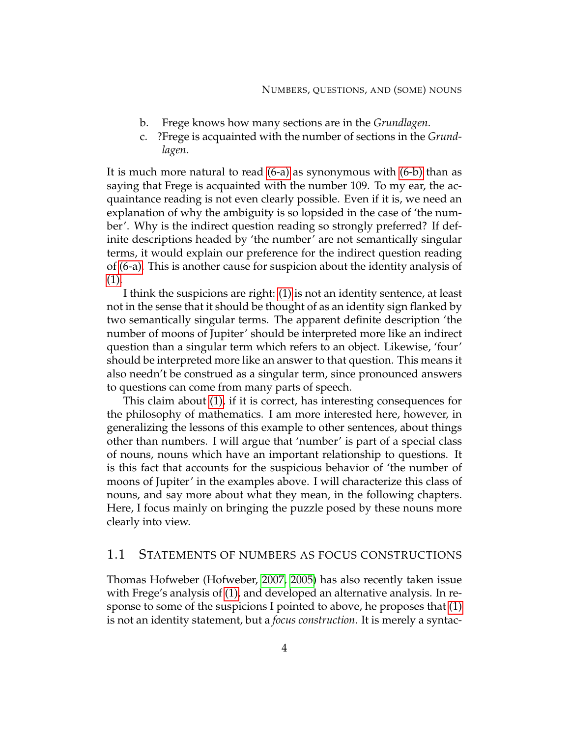b. Frege knows how many sections are in the *Grundlagen*.
c. ?Frege is acquainted with the number of sections in the *Grundlagen*.

It is much more natural to read (6-a) as synonymous with (6-b) than as saying that Frege is acquainted with the number 109. To my ear, the acquaintance reading is not even clearly possible. Even if it is, we need an explanation of why the ambiguity is so lopsided in the case of 'the number'. Why is the indirect question reading so strongly preferred? If definite descriptions headed by 'the number' are not semantically singular terms, it would explain our preference for the indirect question reading of (6-a). This is another cause for suspicion about the identity analysis of (1).

I think the suspicions are right: (1) is not an identity sentence, at least not in the sense that it should be thought of as an identity sign flanked by two semantically singular terms. The apparent definite description 'the number of moons of Jupiter' should be interpreted more like an indirect question than a singular term which refers to an object. Likewise, 'four' should be interpreted more like an answer to that question. This means it also needn't be construed as a singular term, since pronounced answers to questions can come from many parts of speech.

This claim about (1), if it is correct, has interesting consequences for the philosophy of mathematics. I am more interested here, however, in generalizing the lessons of this example to other sentences, about things other than numbers. I will argue that 'number' is part of a special class of nouns, nouns which have an important relationship to questions. It is this fact that accounts for the suspicious behavior of 'the number of moons of Jupiter' in the examples above. I will characterize this class of nouns, and say more about what they mean, in the following chapters. Here, I focus mainly on bringing the puzzle posed by these nouns more clearly into view.

## 1.1 Statements of numbers as focus constructions

Thomas Hofweber (Hofweber, 2007, 2005) has also recently taken issue with Frege's analysis of (1), and developed an alternative analysis. In response to some of the suspicions I pointed to above, he proposes that (1) is not an identity statement, but a *focus construction*. It is merely a syntac-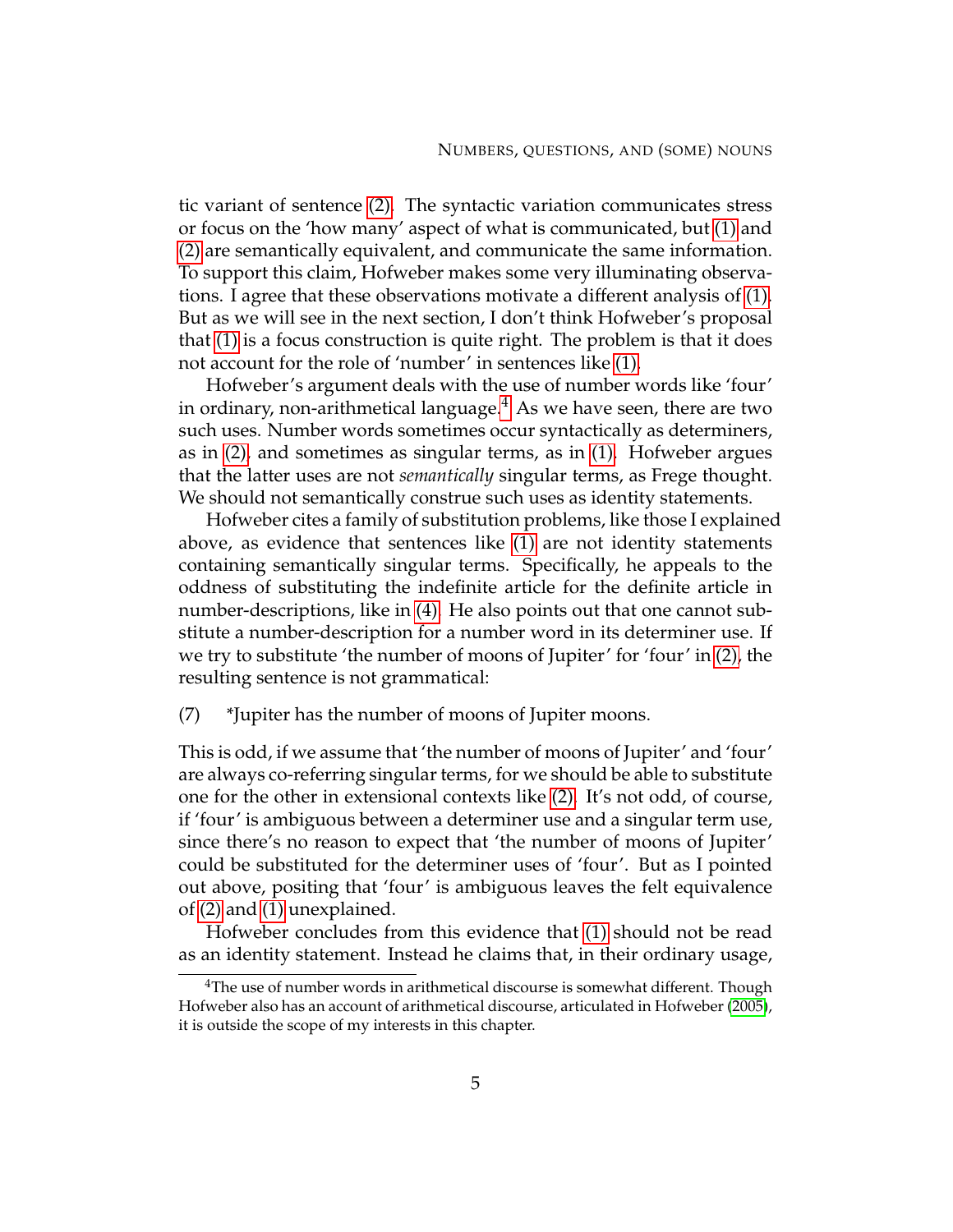tic variant of sentence (2). The syntactic variation communicates stress or focus on the 'how many' aspect of what is communicated, but (1) and (2) are semantically equivalent, and communicate the same information. To support this claim, Hofweber makes some very illuminating observations. I agree that these observations motivate a different analysis of (1). But as we will see in the next section, I don't think Hofweber's proposal that (1) is a focus construction is quite right. The problem is that it does not account for the role of 'number' in sentences like (1).

Hofweber's argument deals with the use of number words like 'four' in ordinary, non-arithmetical language.[4] As we have seen, there are two such uses. Number words sometimes occur syntactically as determiners, as in (2), and sometimes as singular terms, as in (1). Hofweber argues that the latter uses are not *semantically* singular terms, as Frege thought. We should not semantically construe such uses as identity statements.

Hofweber cites a family of substitution problems, like those I explained above, as evidence that sentences like (1) are not identity statements containing semantically singular terms. Specifically, he appeals to the oddness of substituting the indefinite article for the definite article in number-descriptions, like in (4). He also points out that one cannot substitute a number-description for a number word in its determiner use. If we try to substitute 'the number of moons of Jupiter' for 'four' in (2), the resulting sentence is not grammatical:

(7) *Jupiter has the number of moons of Jupiter moons.

This is odd, if we assume that 'the number of moons of Jupiter' and 'four' are always co-referring singular terms, for we should be able to substitute one for the other in extensional contexts like (2). It's not odd, of course, if 'four' is ambiguous between a determiner use and a singular term use, since there's no reason to expect that 'the number of moons of Jupiter' could be substituted for the determiner uses of 'four'. But as I pointed out above, positing that 'four' is ambiguous leaves the felt equivalence of (2) and (1) unexplained.

Hofweber concludes from this evidence that (1) should not be read as an identity statement. Instead he claims that, in their ordinary usage,

[4] The use of number words in arithmetical discourse is somewhat different. Though Hofweber also has an account of arithmetical discourse, articulated in Hofweber (2005), it is outside the scope of my interests in this chapter.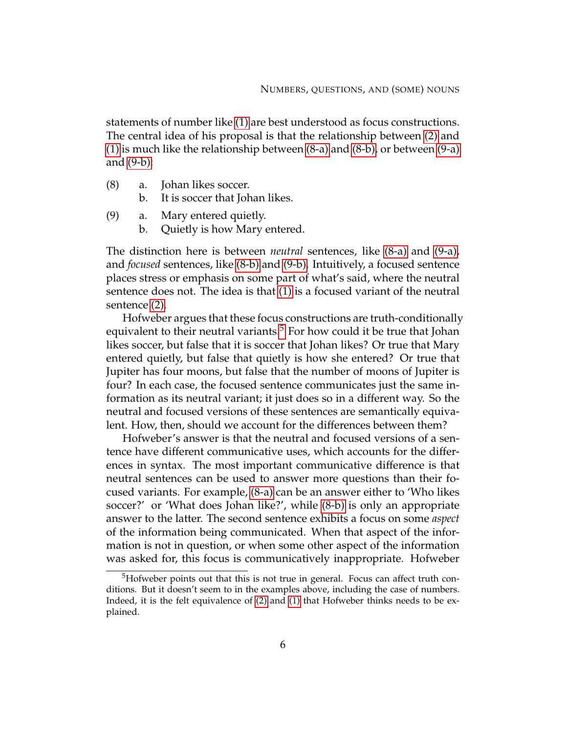statements of number like (1) are best understood as focus constructions. The central idea of his proposal is that the relationship between (2) and (1) is much like the relationship between (8-a) and (8-b), or between (9-a) and (9-b):

(8) a. Johan likes soccer.
    b. It is soccer that Johan likes.

(9) a. Mary entered quietly.
    b. Quietly is how Mary entered.

The distinction here is between *neutral* sentences, like (8-a) and (9-a), and *focused* sentences, like (8-b) and (9-b). Intuitively, a focused sentence places stress or emphasis on some part of what's said, where the neutral sentence does not. The idea is that (1) is a focused variant of the neutral sentence (2).

Hofweber argues that these focus constructions are truth-conditionally equivalent to their neutral variants.[5] For how could it be true that Johan likes soccer, but false that it is soccer that Johan likes? Or true that Mary entered quietly, but false that quietly is how she entered? Or true that Jupiter has four moons, but false that the number of moons of Jupiter is four? In each case, the focused sentence communicates just the same information as its neutral variant; it just does so in a different way. So the neutral and focused versions of these sentences are semantically equivalent. How, then, should we account for the differences between them?

Hofweber's answer is that the neutral and focused versions of a sentence have different communicative uses, which accounts for the differences in syntax. The most important communicative difference is that neutral sentences can be used to answer more questions than their focused variants. For example, (8-a) can be an answer either to 'Who likes soccer?' or 'What does Johan like?', while (8-b) is only an appropriate answer to the latter. The second sentence exhibits a focus on some *aspect* of the information being communicated. When that aspect of the information is not in question, or when some other aspect of the information was asked for, this focus is communicatively inappropriate. Hofweber

[5] Hofweber points out that this is not true in general. Focus can affect truth conditions. But it doesn't seem to in the examples above, including the case of numbers. Indeed, it is the felt equivalence of (2) and (1) that Hofweber thinks needs to be explained.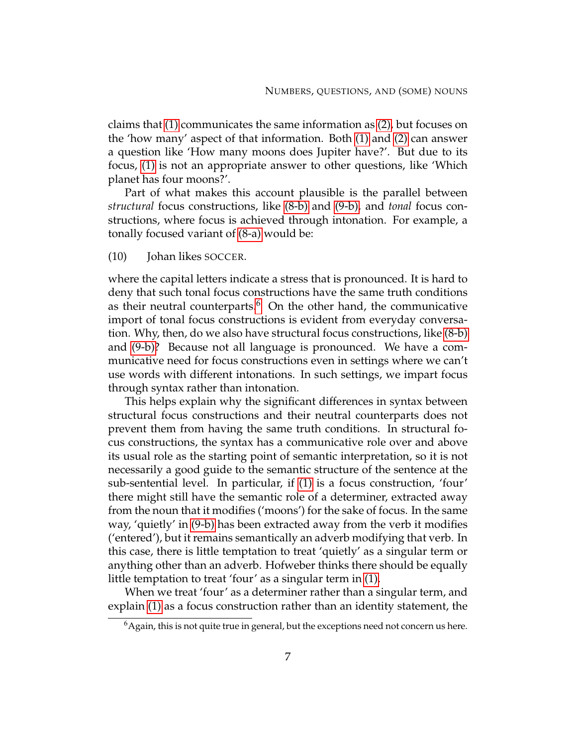claims that (1) communicates the same information as (2), but focuses on the 'how many' aspect of that information. Both (1) and (2) can answer a question like 'How many moons does Jupiter have?'. But due to its focus, (1) is not an appropriate answer to other questions, like 'Which planet has four moons?'.

Part of what makes this account plausible is the parallel between *structural* focus constructions, like (8-b) and (9-b), and *tonal* focus constructions, where focus is achieved through intonation. For example, a tonally focused variant of (8-a) would be:

(10) Johan likes SOCCER.

where the capital letters indicate a stress that is pronounced. It is hard to deny that such tonal focus constructions have the same truth conditions as their neutral counterparts.[6] On the other hand, the communicative import of tonal focus constructions is evident from everyday conversation. Why, then, do we also have structural focus constructions, like (8-b) and (9-b)? Because not all language is pronounced. We have a communicative need for focus constructions even in settings where we can't use words with different intonations. In such settings, we impart focus through syntax rather than intonation.

This helps explain why the significant differences in syntax between structural focus constructions and their neutral counterparts does not prevent them from having the same truth conditions. In structural focus constructions, the syntax has a communicative role over and above its usual role as the starting point of semantic interpretation, so it is not necessarily a good guide to the semantic structure of the sentence at the sub-sentential level. In particular, if (1) is a focus construction, 'four' there might still have the semantic role of a determiner, extracted away from the noun that it modifies ('moons') for the sake of focus. In the same way, 'quietly' in (9-b) has been extracted away from the verb it modifies ('entered'), but it remains semantically an adverb modifying that verb. In this case, there is little temptation to treat 'quietly' as a singular term or anything other than an adverb. Hofweber thinks there should be equally little temptation to treat 'four' as a singular term in (1).

When we treat 'four' as a determiner rather than a singular term, and explain (1) as a focus construction rather than an identity statement, the

[6] Again, this is not quite true in general, but the exceptions need not concern us here.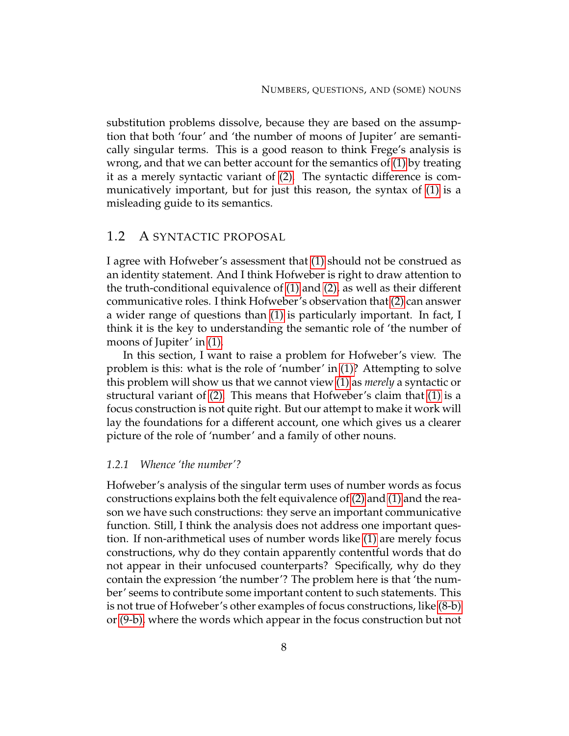substitution problems dissolve, because they are based on the assumption that both 'four' and 'the number of moons of Jupiter' are semantically singular terms. This is a good reason to think Frege's analysis is wrong, and that we can better account for the semantics of (1) by treating it as a merely syntactic variant of (2). The syntactic difference is communicatively important, but for just this reason, the syntax of (1) is a misleading guide to its semantics.

## 1.2 A SYNTACTIC PROPOSAL

I agree with Hofweber's assessment that (1) should not be construed as an identity statement. And I think Hofweber is right to draw attention to the truth-conditional equivalence of (1) and (2), as well as their different communicative roles. I think Hofweber's observation that (2) can answer a wider range of questions than (1) is particularly important. In fact, I think it is the key to understanding the semantic role of 'the number of moons of Jupiter' in (1).

In this section, I want to raise a problem for Hofweber's view. The problem is this: what is the role of 'number' in (1)? Attempting to solve this problem will show us that we cannot view (1) as *merely* a syntactic or structural variant of (2). This means that Hofweber's claim that (1) is a focus construction is not quite right. But our attempt to make it work will lay the foundations for a different account, one which gives us a clearer picture of the role of 'number' and a family of other nouns.

### 1.2.1 *Whence 'the number'?*

Hofweber's analysis of the singular term uses of number words as focus constructions explains both the felt equivalence of (2) and (1) and the reason we have such constructions: they serve an important communicative function. Still, I think the analysis does not address one important question. If non-arithmetical uses of number words like (1) are merely focus constructions, why do they contain apparently contentful words that do not appear in their unfocused counterparts? Specifically, why do they contain the expression 'the number'? The problem here is that 'the number' seems to contribute some important content to such statements. This is not true of Hofweber's other examples of focus constructions, like (8-b) or (9-b), where the words which appear in the focus construction but not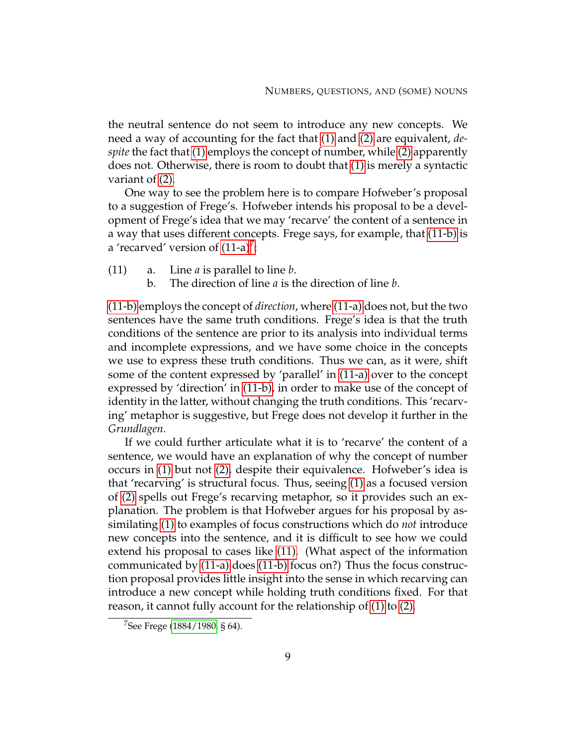the neutral sentence do not seem to introduce any new concepts. We need a way of accounting for the fact that (1) and (2) are equivalent, *despite* the fact that (1) employs the concept of number, while (2) apparently does not. Otherwise, there is room to doubt that (1) is merely a syntactic variant of (2).

One way to see the problem here is to compare Hofweber's proposal to a suggestion of Frege's. Hofweber intends his proposal to be a development of Frege's idea that we may 'recarve' the content of a sentence in a way that uses different concepts. Frege says, for example, that (11-b) is a 'recarved' version of (11-a)[7]:

(11) a. Line *a* is parallel to line *b*.
  b. The direction of line *a* is the direction of line *b*.

(11-b) employs the concept of *direction*, where (11-a) does not, but the two sentences have the same truth conditions. Frege's idea is that the truth conditions of the sentence are prior to its analysis into individual terms and incomplete expressions, and we have some choice in the concepts we use to express these truth conditions. Thus we can, as it were, shift some of the content expressed by 'parallel' in (11-a) over to the concept expressed by 'direction' in (11-b), in order to make use of the concept of identity in the latter, without changing the truth conditions. This 'recarving' metaphor is suggestive, but Frege does not develop it further in the *Grundlagen*.

If we could further articulate what it is to 'recarve' the content of a sentence, we would have an explanation of why the concept of number occurs in (1) but not (2), despite their equivalence. Hofweber's idea is that 'recarving' is structural focus. Thus, seeing (1) as a focused version of (2) spells out Frege's recarving metaphor, so it provides such an explanation. The problem is that Hofweber argues for his proposal by assimilating (1) to examples of focus constructions which do *not* introduce new concepts into the sentence, and it is difficult to see how we could extend his proposal to cases like (11). (What aspect of the information communicated by (11-a) does (11-b) focus on?) Thus the focus construction proposal provides little insight into the sense in which recarving can introduce a new concept while holding truth conditions fixed. For that reason, it cannot fully account for the relationship of (1) to (2).

[7] See Frege (1884/1980, § 64).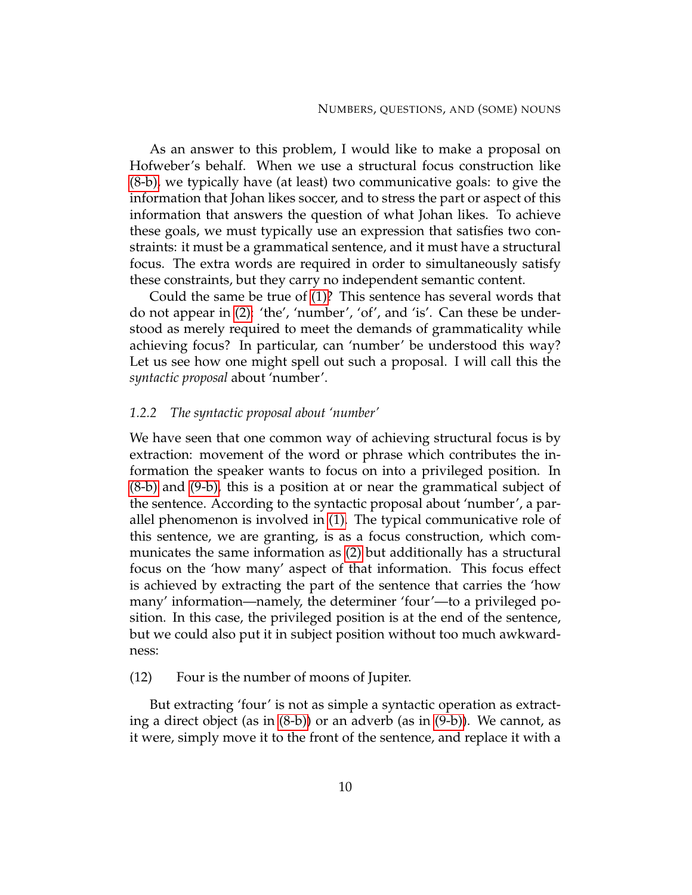As an answer to this problem, I would like to make a proposal on Hofweber's behalf. When we use a structural focus construction like (8-b), we typically have (at least) two communicative goals: to give the information that Johan likes soccer, and to stress the part or aspect of this information that answers the question of what Johan likes. To achieve these goals, we must typically use an expression that satisfies two constraints: it must be a grammatical sentence, and it must have a structural focus. The extra words are required in order to simultaneously satisfy these constraints, but they carry no independent semantic content.

Could the same be true of (1)? This sentence has several words that do not appear in (2): 'the', 'number', 'of', and 'is'. Can these be understood as merely required to meet the demands of grammaticality while achieving focus? In particular, can 'number' be understood this way? Let us see how one might spell out such a proposal. I will call this the *syntactic proposal* about 'number'.

### 1.2.2 *The syntactic proposal about 'number'*

We have seen that one common way of achieving structural focus is by extraction: movement of the word or phrase which contributes the information the speaker wants to focus on into a privileged position. In (8-b) and (9-b), this is a position at or near the grammatical subject of the sentence. According to the syntactic proposal about 'number', a parallel phenomenon is involved in (1). The typical communicative role of this sentence, we are granting, is as a focus construction, which communicates the same information as (2) but additionally has a structural focus on the 'how many' aspect of that information. This focus effect is achieved by extracting the part of the sentence that carries the 'how many' information—namely, the determiner 'four'—to a privileged position. In this case, the privileged position is at the end of the sentence, but we could also put it in subject position without too much awkwardness:

(12) Four is the number of moons of Jupiter.

But extracting 'four' is not as simple a syntactic operation as extracting a direct object (as in (8-b)) or an adverb (as in (9-b)). We cannot, as it were, simply move it to the front of the sentence, and replace it with a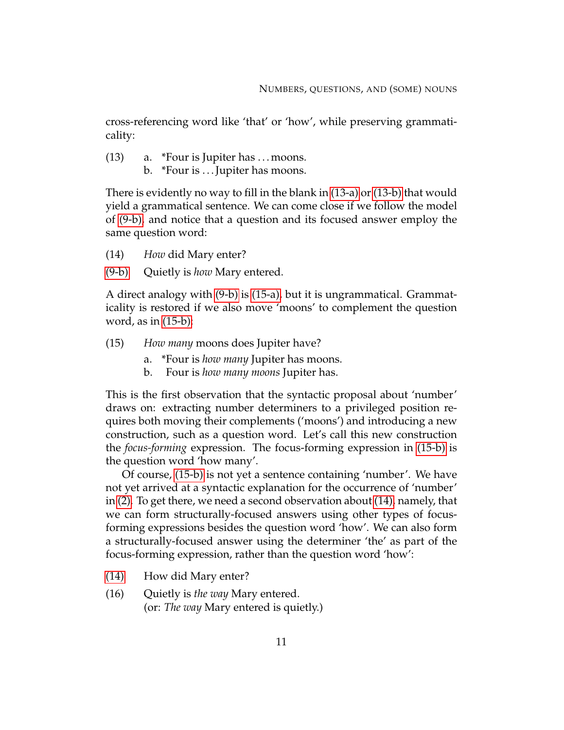cross-referencing word like 'that' or 'how', while preserving grammaticality:

(13) a. *Four is Jupiter has . . . moons.
  b. *Four is . . . Jupiter has moons.

There is evidently no way to fill in the blank in (13-a) or (13-b) that would yield a grammatical sentence. We can come close if we follow the model of (9-b), and notice that a question and its focused answer employ the same question word:

(14) *How* did Mary enter?

(9-b) Quietly is *how* Mary entered.

A direct analogy with (9-b) is (15-a), but it is ungrammatical. Grammaticality is restored if we also move 'moons' to complement the question word, as in (15-b):

(15) *How many* moons does Jupiter have?
  a. *Four is *how many* Jupiter has moons.
  b. Four is *how many moons* Jupiter has.

This is the first observation that the syntactic proposal about 'number' draws on: extracting number determiners to a privileged position requires both moving their complements ('moons') and introducing a new construction, such as a question word. Let's call this new construction the *focus-forming* expression. The focus-forming expression in (15-b) is the question word 'how many'.

Of course, (15-b) is not yet a sentence containing 'number'. We have not yet arrived at a syntactic explanation for the occurrence of 'number' in (2). To get there, we need a second observation about (14), namely, that we can form structurally-focused answers using other types of focus-forming expressions besides the question word 'how'. We can also form a structurally-focused answer using the determiner 'the' as part of the focus-forming expression, rather than the question word 'how':

(14) How did Mary enter?

(16) Quietly is *the way* Mary entered.
  (or: *The way* Mary entered is quietly.)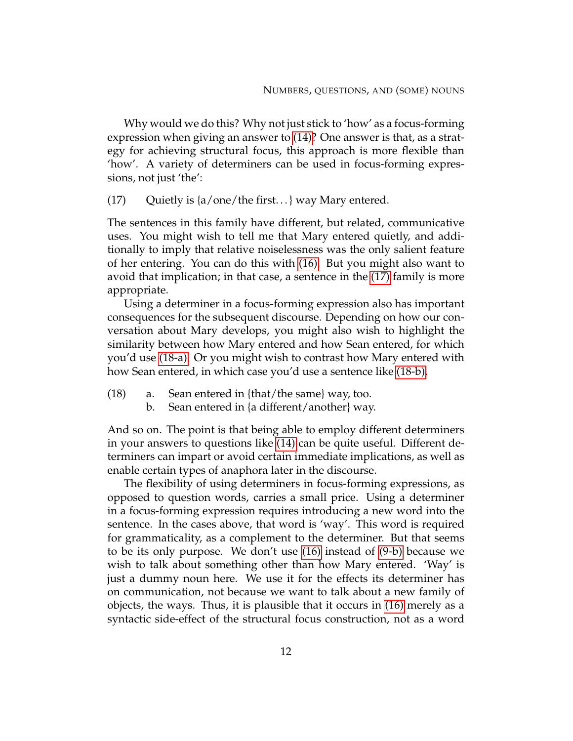Why would we do this? Why not just stick to 'how' as a focus-forming expression when giving an answer to (14)? One answer is that, as a strategy for achieving structural focus, this approach is more flexible than 'how'. A variety of determiners can be used in focus-forming expressions, not just 'the':

(17) Quietly is {a/one/the first...} way Mary entered.

The sentences in this family have different, but related, communicative uses. You might wish to tell me that Mary entered quietly, and additionally to imply that relative noiselessness was the only salient feature of her entering. You can do this with (16). But you might also want to avoid that implication; in that case, a sentence in the (17) family is more appropriate.

Using a determiner in a focus-forming expression also has important consequences for the subsequent discourse. Depending on how our conversation about Mary develops, you might also wish to highlight the similarity between how Mary entered and how Sean entered, for which you'd use (18-a). Or you might wish to contrast how Mary entered with how Sean entered, in which case you'd use a sentence like (18-b).

(18) a. Sean entered in {that/the same} way, too.  
b. Sean entered in {a different/another} way.

And so on. The point is that being able to employ different determiners in your answers to questions like (14) can be quite useful. Different determiners can impart or avoid certain immediate implications, as well as enable certain types of anaphora later in the discourse.

The flexibility of using determiners in focus-forming expressions, as opposed to question words, carries a small price. Using a determiner in a focus-forming expression requires introducing a new word into the sentence. In the cases above, that word is 'way'. This word is required for grammaticality, as a complement to the determiner. But that seems to be its only purpose. We don't use (16) instead of (9-b) because we wish to talk about something other than how Mary entered. 'Way' is just a dummy noun here. We use it for the effects its determiner has on communication, not because we want to talk about a new family of objects, the ways. Thus, it is plausible that it occurs in (16) merely as a syntactic side-effect of the structural focus construction, not as a word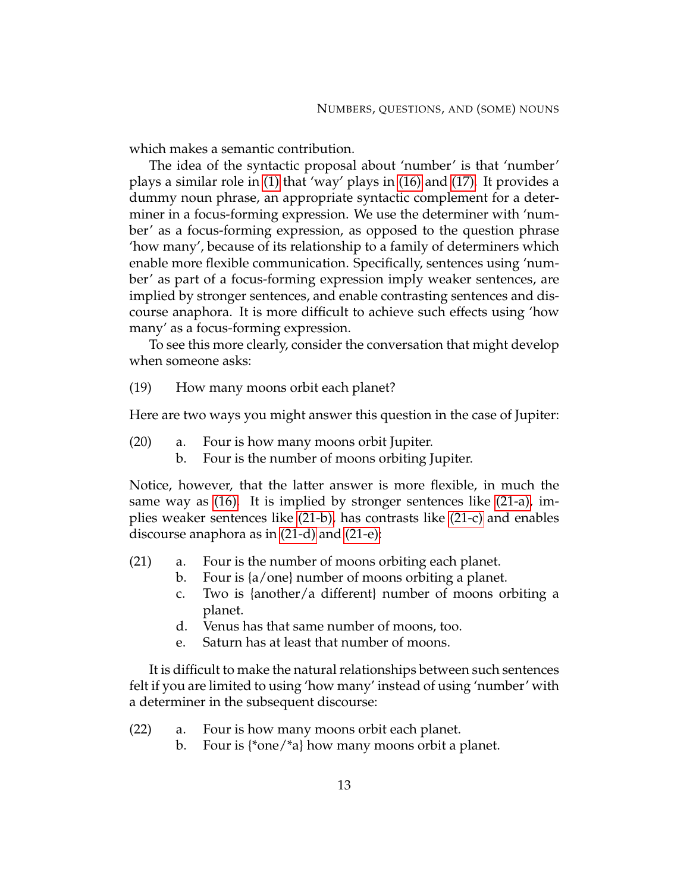which makes a semantic contribution.

The idea of the syntactic proposal about 'number' is that 'number' plays a similar role in (1) that 'way' plays in (16) and (17). It provides a dummy noun phrase, an appropriate syntactic complement for a determiner in a focus-forming expression. We use the determiner with 'number' as a focus-forming expression, as opposed to the question phrase 'how many', because of its relationship to a family of determiners which enable more flexible communication. Specifically, sentences using 'number' as part of a focus-forming expression imply weaker sentences, are implied by stronger sentences, and enable contrasting sentences and discourse anaphora. It is more difficult to achieve such effects using 'how many' as a focus-forming expression.

To see this more clearly, consider the conversation that might develop when someone asks:

(19) How many moons orbit each planet?

Here are two ways you might answer this question in the case of Jupiter:

(20)
- a. Four is how many moons orbit Jupiter.
- b. Four is the number of moons orbiting Jupiter.

Notice, however, that the latter answer is more flexible, in much the same way as (16). It is implied by stronger sentences like (21-a), implies weaker sentences like (21-b), has contrasts like (21-c) and enables discourse anaphora as in (21-d) and (21-e):

(21)
- a. Four is the number of moons orbiting each planet.
- b. Four is {a/one} number of moons orbiting a planet.
- c. Two is {another/a different} number of moons orbiting a planet.
- d. Venus has that same number of moons, too.
- e. Saturn has at least that number of moons.

It is difficult to make the natural relationships between such sentences felt if you are limited to using 'how many' instead of using 'number' with a determiner in the subsequent discourse:

(22)
- a. Four is how many moons orbit each planet.
- b. Four is {*one/*a} how many moons orbit a planet.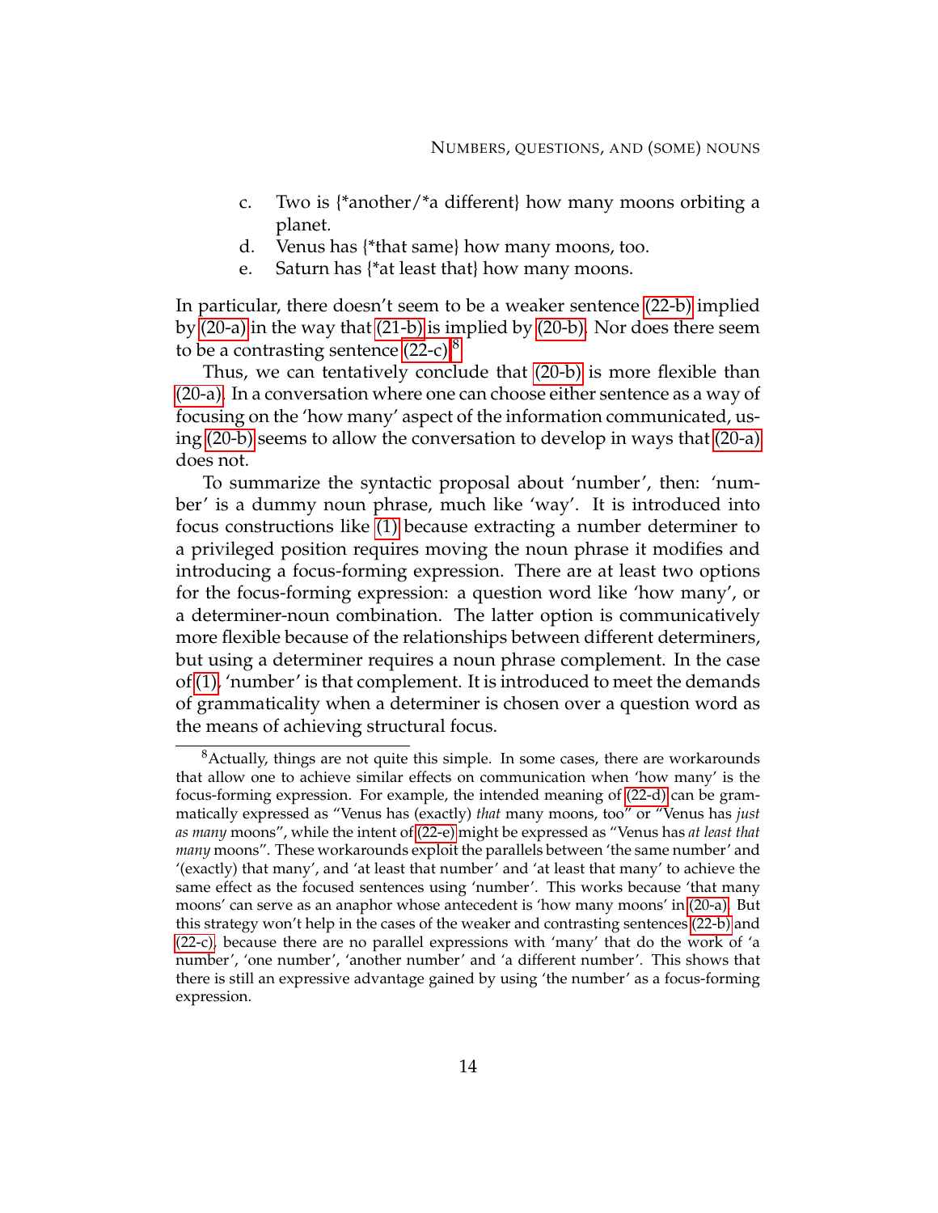c. Two is {*another/*a different} how many moons orbiting a planet.
d. Venus has {*that same} how many moons, too.
e. Saturn has {*at least that} how many moons.

In particular, there doesn't seem to be a weaker sentence (22-b) implied by (20-a) in the way that (21-b) is implied by (20-b). Nor does there seem to be a contrasting sentence (22-c).[8]

Thus, we can tentatively conclude that (20-b) is more flexible than (20-a). In a conversation where one can choose either sentence as a way of focusing on the 'how many' aspect of the information communicated, using (20-b) seems to allow the conversation to develop in ways that (20-a) does not.

To summarize the syntactic proposal about 'number', then: 'number' is a dummy noun phrase, much like 'way'. It is introduced into focus constructions like (1) because extracting a number determiner to a privileged position requires moving the noun phrase it modifies and introducing a focus-forming expression. There are at least two options for the focus-forming expression: a question word like 'how many', or a determiner-noun combination. The latter option is communicatively more flexible because of the relationships between different determiners, but using a determiner requires a noun phrase complement. In the case of (1), 'number' is that complement. It is introduced to meet the demands of grammaticality when a determiner is chosen over a question word as the means of achieving structural focus.

[8] Actually, things are not quite this simple. In some cases, there are workarounds that allow one to achieve similar effects on communication when 'how many' is the focus-forming expression. For example, the intended meaning of (22-d) can be grammatically expressed as "Venus has (exactly) *that* many moons, too" or "Venus has *just as many* moons", while the intent of (22-e) might be expressed as "Venus has *at least that many* moons". These workarounds exploit the parallels between 'the same number' and '(exactly) that many', and 'at least that number' and 'at least that many' to achieve the same effect as the focused sentences using 'number'. This works because 'that many moons' can serve as an anaphor whose antecedent is 'how many moons' in (20-a). But this strategy won't help in the cases of the weaker and contrasting sentences (22-b) and (22-c), because there are no parallel expressions with 'many' that do the work of 'a number', 'one number', 'another number' and 'a different number'. This shows that there is still an expressive advantage gained by using 'the number' as a focus-forming expression.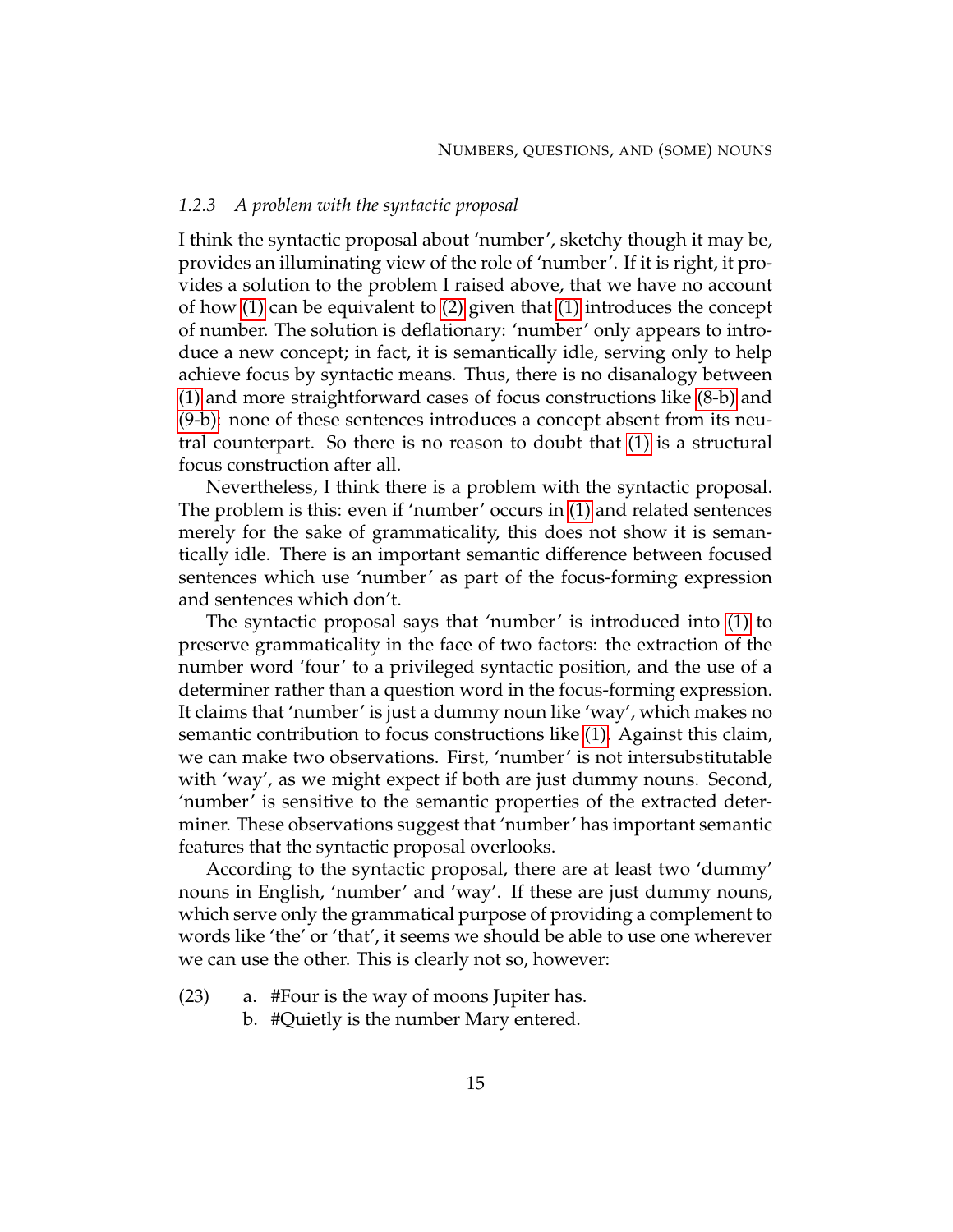### *1.2.3 A problem with the syntactic proposal*

I think the syntactic proposal about 'number', sketchy though it may be, provides an illuminating view of the role of 'number'. If it is right, it provides a solution to the problem I raised above, that we have no account of how (1) can be equivalent to (2) given that (1) introduces the concept of number. The solution is deflationary: 'number' only appears to introduce a new concept; in fact, it is semantically idle, serving only to help achieve focus by syntactic means. Thus, there is no disanalogy between (1) and more straightforward cases of focus constructions like (8-b) and (9-b): none of these sentences introduces a concept absent from its neutral counterpart. So there is no reason to doubt that (1) is a structural focus construction after all.

Nevertheless, I think there is a problem with the syntactic proposal. The problem is this: even if 'number' occurs in (1) and related sentences merely for the sake of grammaticality, this does not show it is semantically idle. There is an important semantic difference between focused sentences which use 'number' as part of the focus-forming expression and sentences which don't.

The syntactic proposal says that 'number' is introduced into (1) to preserve grammaticality in the face of two factors: the extraction of the number word 'four' to a privileged syntactic position, and the use of a determiner rather than a question word in the focus-forming expression. It claims that 'number' is just a dummy noun like 'way', which makes no semantic contribution to focus constructions like (1). Against this claim, we can make two observations. First, 'number' is not intersubstitutable with 'way', as we might expect if both are just dummy nouns. Second, 'number' is sensitive to the semantic properties of the extracted determiner. These observations suggest that 'number' has important semantic features that the syntactic proposal overlooks.

According to the syntactic proposal, there are at least two 'dummy' nouns in English, 'number' and 'way'. If these are just dummy nouns, which serve only the grammatical purpose of providing a complement to words like 'the' or 'that', it seems we should be able to use one wherever we can use the other. This is clearly not so, however:

(23) a. #Four is the way of moons Jupiter has.
 b. #Quietly is the number Mary entered.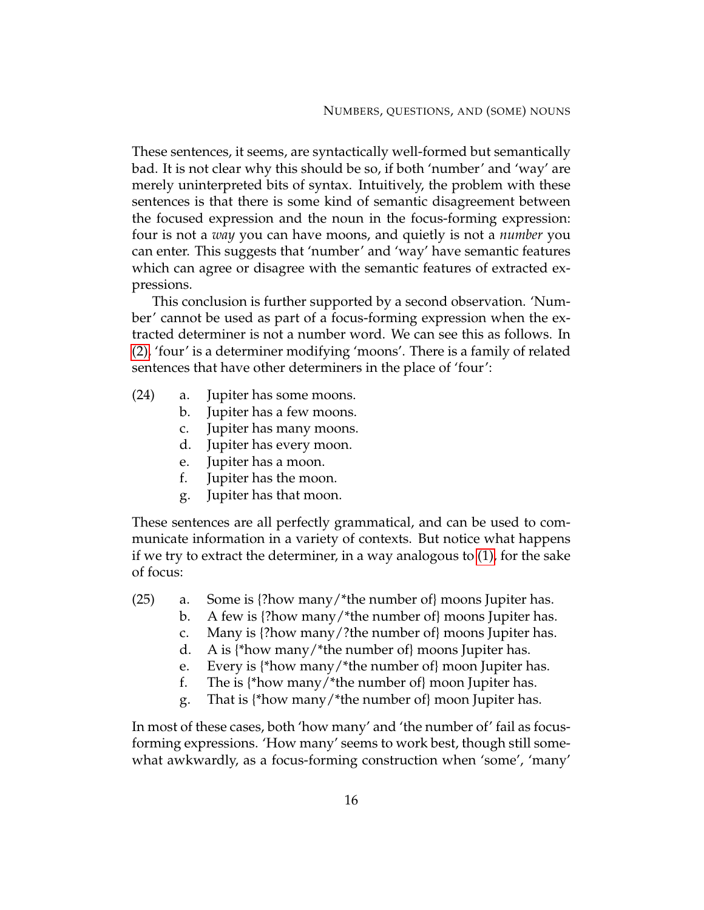These sentences, it seems, are syntactically well-formed but semantically bad. It is not clear why this should be so, if both 'number' and 'way' are merely uninterpreted bits of syntax. Intuitively, the problem with these sentences is that there is some kind of semantic disagreement between the focused expression and the noun in the focus-forming expression: four is not a *way* you can have moons, and quietly is not a *number* you can enter. This suggests that 'number' and 'way' have semantic features which can agree or disagree with the semantic features of extracted expressions.

This conclusion is further supported by a second observation. 'Number' cannot be used as part of a focus-forming expression when the extracted determiner is not a number word. We can see this as follows. In (2), 'four' is a determiner modifying 'moons'. There is a family of related sentences that have other determiners in the place of 'four':

(24) a. Jupiter has some moons.
 b. Jupiter has a few moons.
 c. Jupiter has many moons.
 d. Jupiter has every moon.
 e. Jupiter has a moon.
 f. Jupiter has the moon.
 g. Jupiter has that moon.

These sentences are all perfectly grammatical, and can be used to communicate information in a variety of contexts. But notice what happens if we try to extract the determiner, in a way analogous to (1), for the sake of focus:

(25) a. Some is {?how many/*the number of} moons Jupiter has.
 b. A few is {?how many/*the number of} moons Jupiter has.
 c. Many is {?how many/?the number of} moons Jupiter has.
 d. A is {*how many/*the number of} moons Jupiter has.
 e. Every is {*how many/*the number of} moon Jupiter has.
 f. The is {*how many/*the number of} moon Jupiter has.
 g. That is {*how many/*the number of} moon Jupiter has.

In most of these cases, both 'how many' and 'the number of' fail as focus-forming expressions. 'How many' seems to work best, though still somewhat awkwardly, as a focus-forming construction when 'some', 'many'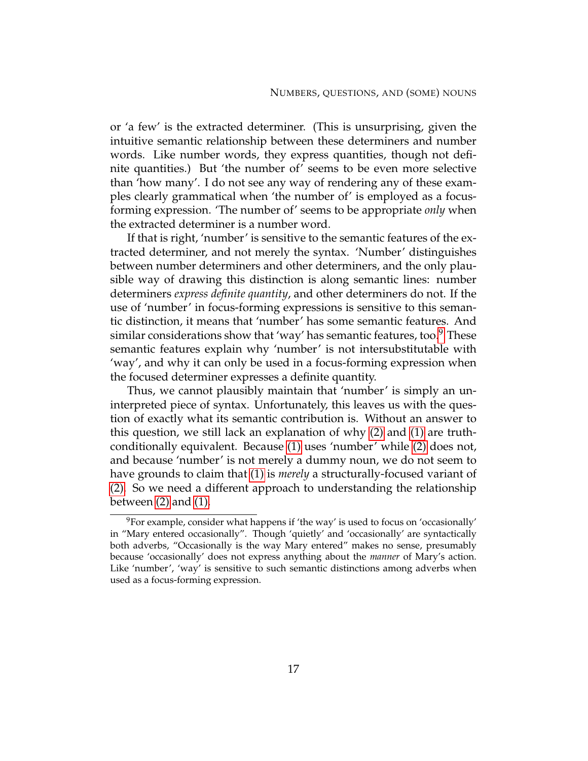or 'a few' is the extracted determiner. (This is unsurprising, given the intuitive semantic relationship between these determiners and number words. Like number words, they express quantities, though not definite quantities.) But 'the number of' seems to be even more selective than 'how many'. I do not see any way of rendering any of these examples clearly grammatical when 'the number of' is employed as a focus-forming expression. 'The number of' seems to be appropriate *only* when the extracted determiner is a number word.

If that is right, 'number' is sensitive to the semantic features of the extracted determiner, and not merely the syntax. 'Number' distinguishes between number determiners and other determiners, and the only plausible way of drawing this distinction is along semantic lines: number determiners *express definite quantity*, and other determiners do not. If the use of 'number' in focus-forming expressions is sensitive to this semantic distinction, it means that 'number' has some semantic features. And similar considerations show that 'way' has semantic features, too.[9] These semantic features explain why 'number' is not intersubstitutable with 'way', and why it can only be used in a focus-forming expression when the focused determiner expresses a definite quantity.

Thus, we cannot plausibly maintain that 'number' is simply an uninterpreted piece of syntax. Unfortunately, this leaves us with the question of exactly what its semantic contribution is. Without an answer to this question, we still lack an explanation of why (2) and (1) are truth-conditionally equivalent. Because (1) uses 'number' while (2) does not, and because 'number' is not merely a dummy noun, we do not seem to have grounds to claim that (1) is *merely* a structurally-focused variant of (2). So we need a different approach to understanding the relationship between (2) and (1).

[9]For example, consider what happens if 'the way' is used to focus on 'occasionally' in "Mary entered occasionally". Though 'quietly' and 'occasionally' are syntactically both adverbs, "Occasionally is the way Mary entered" makes no sense, presumably because 'occasionally' does not express anything about the *manner* of Mary's action. Like 'number', 'way' is sensitive to such semantic distinctions among adverbs when used as a focus-forming expression.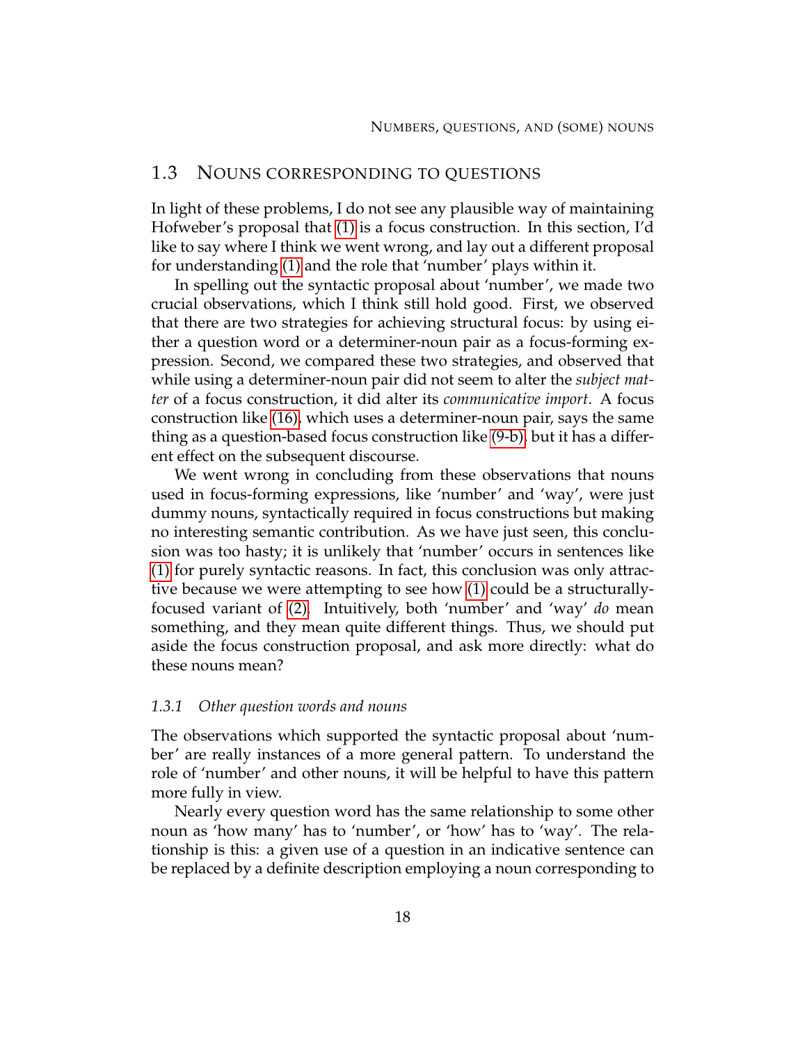## 1.3 Nouns corresponding to questions

In light of these problems, I do not see any plausible way of maintaining Hofweber's proposal that (1) is a focus construction. In this section, I'd like to say where I think we went wrong, and lay out a different proposal for understanding (1) and the role that 'number' plays within it.

In spelling out the syntactic proposal about 'number', we made two crucial observations, which I think still hold good. First, we observed that there are two strategies for achieving structural focus: by using either a question word or a determiner-noun pair as a focus-forming expression. Second, we compared these two strategies, and observed that while using a determiner-noun pair did not seem to alter the *subject matter* of a focus construction, it did alter its *communicative import*. A focus construction like (16), which uses a determiner-noun pair, says the same thing as a question-based focus construction like (9-b), but it has a different effect on the subsequent discourse.

We went wrong in concluding from these observations that nouns used in focus-forming expressions, like 'number' and 'way', were just dummy nouns, syntactically required in focus constructions but making no interesting semantic contribution. As we have just seen, this conclusion was too hasty; it is unlikely that 'number' occurs in sentences like (1) for purely syntactic reasons. In fact, this conclusion was only attractive because we were attempting to see how (1) could be a structurally-focused variant of (2). Intuitively, both 'number' and 'way' *do* mean something, and they mean quite different things. Thus, we should put aside the focus construction proposal, and ask more directly: what do these nouns mean?

### 1.3.1 *Other question words and nouns*

The observations which supported the syntactic proposal about 'number' are really instances of a more general pattern. To understand the role of 'number' and other nouns, it will be helpful to have this pattern more fully in view.

Nearly every question word has the same relationship to some other noun as 'how many' has to 'number', or 'how' has to 'way'. The relationship is this: a given use of a question in an indicative sentence can be replaced by a definite description employing a noun corresponding to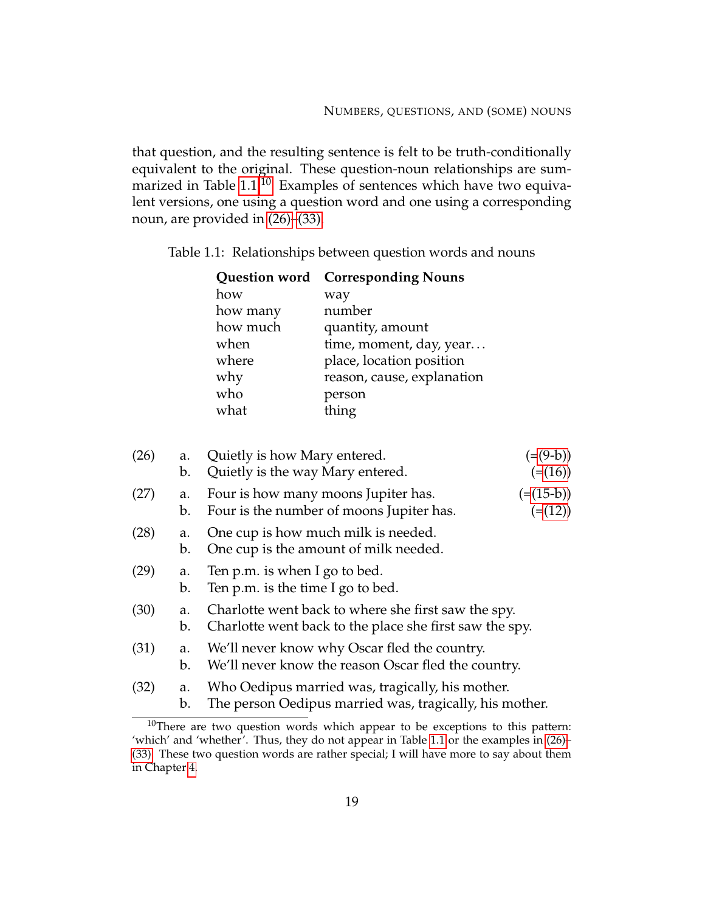that question, and the resulting sentence is felt to be truth-conditionally equivalent to the original. These question-noun relationships are summarized in Table 1.1.[10] Examples of sentences which have two equivalent versions, one using a question word and one using a corresponding noun, are provided in (26)–(33).

Table 1.1: Relationships between question words and nouns

| Question word | Corresponding Nouns |
|---|---|
| how | way |
| how many | number |
| how much | quantity, amount |
| when | time, moment, day, year... |
| where | place, location position |
| why | reason, cause, explanation |
| who | person |
| what | thing |

(26) a. Quietly is how Mary entered. (=(9-b))
b. Quietly is the way Mary entered. (=(16))

(27) a. Four is how many moons Jupiter has. (=(15-b))
b. Four is the number of moons Jupiter has. (=(12))

(28) a. One cup is how much milk is needed.
b. One cup is the amount of milk needed.

(29) a. Ten p.m. is when I go to bed.
b. Ten p.m. is the time I go to bed.

(30) a. Charlotte went back to where she first saw the spy.
b. Charlotte went back to the place she first saw the spy.

(31) a. We'll never know why Oscar fled the country.
b. We'll never know the reason Oscar fled the country.

(32) a. Who Oedipus married was, tragically, his mother.
b. The person Oedipus married was, tragically, his mother.

[10] There are two question words which appear to be exceptions to this pattern: 'which' and 'whether'. Thus, they do not appear in Table 1.1 or the examples in (26)–(33). These two question words are rather special; I will have more to say about them in Chapter 4.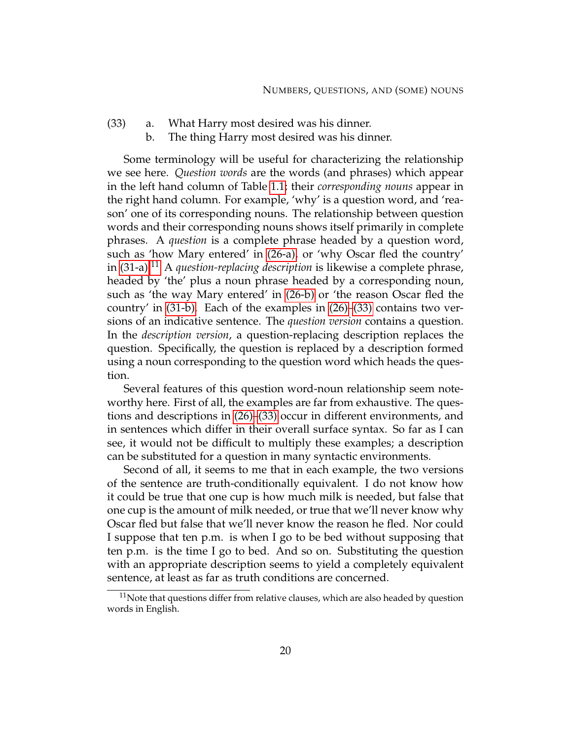(33) a. What Harry most desired was his dinner.
 b. The thing Harry most desired was his dinner.

Some terminology will be useful for characterizing the relationship we see here. *Question words* are the words (and phrases) which appear in the left hand column of Table 1.1; their *corresponding nouns* appear in the right hand column. For example, 'why' is a question word, and 'reason' one of its corresponding nouns. The relationship between question words and their corresponding nouns shows itself primarily in complete phrases. A *question* is a complete phrase headed by a question word, such as 'how Mary entered' in (26-a), or 'why Oscar fled the country' in (31-a).[11] A *question-replacing description* is likewise a complete phrase, headed by 'the' plus a noun phrase headed by a corresponding noun, such as 'the way Mary entered' in (26-b) or 'the reason Oscar fled the country' in (31-b). Each of the examples in (26)–(33) contains two versions of an indicative sentence. The *question version* contains a question. In the *description version*, a question-replacing description replaces the question. Specifically, the question is replaced by a description formed using a noun corresponding to the question word which heads the question.

Several features of this question word-noun relationship seem noteworthy here. First of all, the examples are far from exhaustive. The questions and descriptions in (26)–(33) occur in different environments, and in sentences which differ in their overall surface syntax. So far as I can see, it would not be difficult to multiply these examples; a description can be substituted for a question in many syntactic environments.

Second of all, it seems to me that in each example, the two versions of the sentence are truth-conditionally equivalent. I do not know how it could be true that one cup is how much milk is needed, but false that one cup is the amount of milk needed, or true that we'll never know why Oscar fled but false that we'll never know the reason he fled. Nor could I suppose that ten p.m. is when I go to be bed without supposing that ten p.m. is the time I go to bed. And so on. Substituting the question with an appropriate description seems to yield a completely equivalent sentence, at least as far as truth conditions are concerned.

[11] Note that questions differ from relative clauses, which are also headed by question words in English.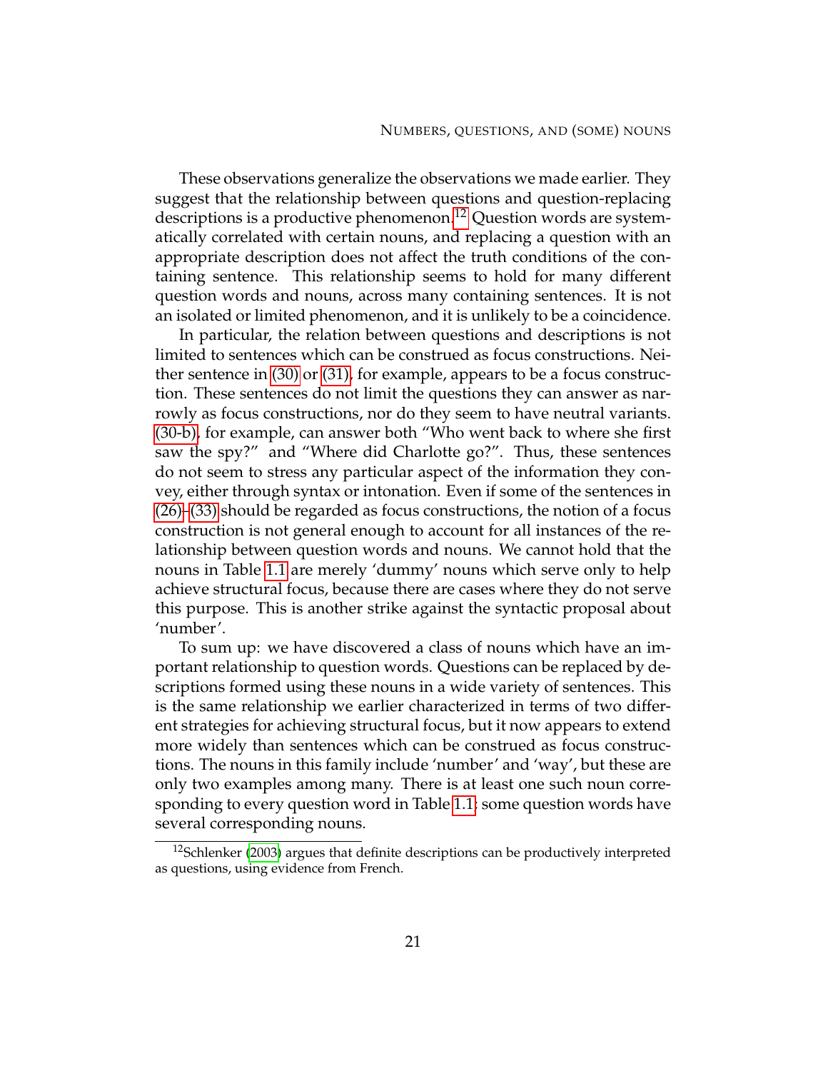These observations generalize the observations we made earlier. They suggest that the relationship between questions and question-replacing descriptions is a productive phenomenon.[12] Question words are systematically correlated with certain nouns, and replacing a question with an appropriate description does not affect the truth conditions of the containing sentence. This relationship seems to hold for many different question words and nouns, across many containing sentences. It is not an isolated or limited phenomenon, and it is unlikely to be a coincidence.

In particular, the relation between questions and descriptions is not limited to sentences which can be construed as focus constructions. Neither sentence in (30) or (31), for example, appears to be a focus construction. These sentences do not limit the questions they can answer as narrowly as focus constructions, nor do they seem to have neutral variants. (30-b), for example, can answer both "Who went back to where she first saw the spy?" and "Where did Charlotte go?". Thus, these sentences do not seem to stress any particular aspect of the information they convey, either through syntax or intonation. Even if some of the sentences in (26)–(33) should be regarded as focus constructions, the notion of a focus construction is not general enough to account for all instances of the relationship between question words and nouns. We cannot hold that the nouns in Table 1.1 are merely 'dummy' nouns which serve only to help achieve structural focus, because there are cases where they do not serve this purpose. This is another strike against the syntactic proposal about 'number'.

To sum up: we have discovered a class of nouns which have an important relationship to question words. Questions can be replaced by descriptions formed using these nouns in a wide variety of sentences. This is the same relationship we earlier characterized in terms of two different strategies for achieving structural focus, but it now appears to extend more widely than sentences which can be construed as focus constructions. The nouns in this family include 'number' and 'way', but these are only two examples among many. There is at least one such noun corresponding to every question word in Table 1.1; some question words have several corresponding nouns.

---

[12] Schlenker (2003) argues that definite descriptions can be productively interpreted as questions, using evidence from French.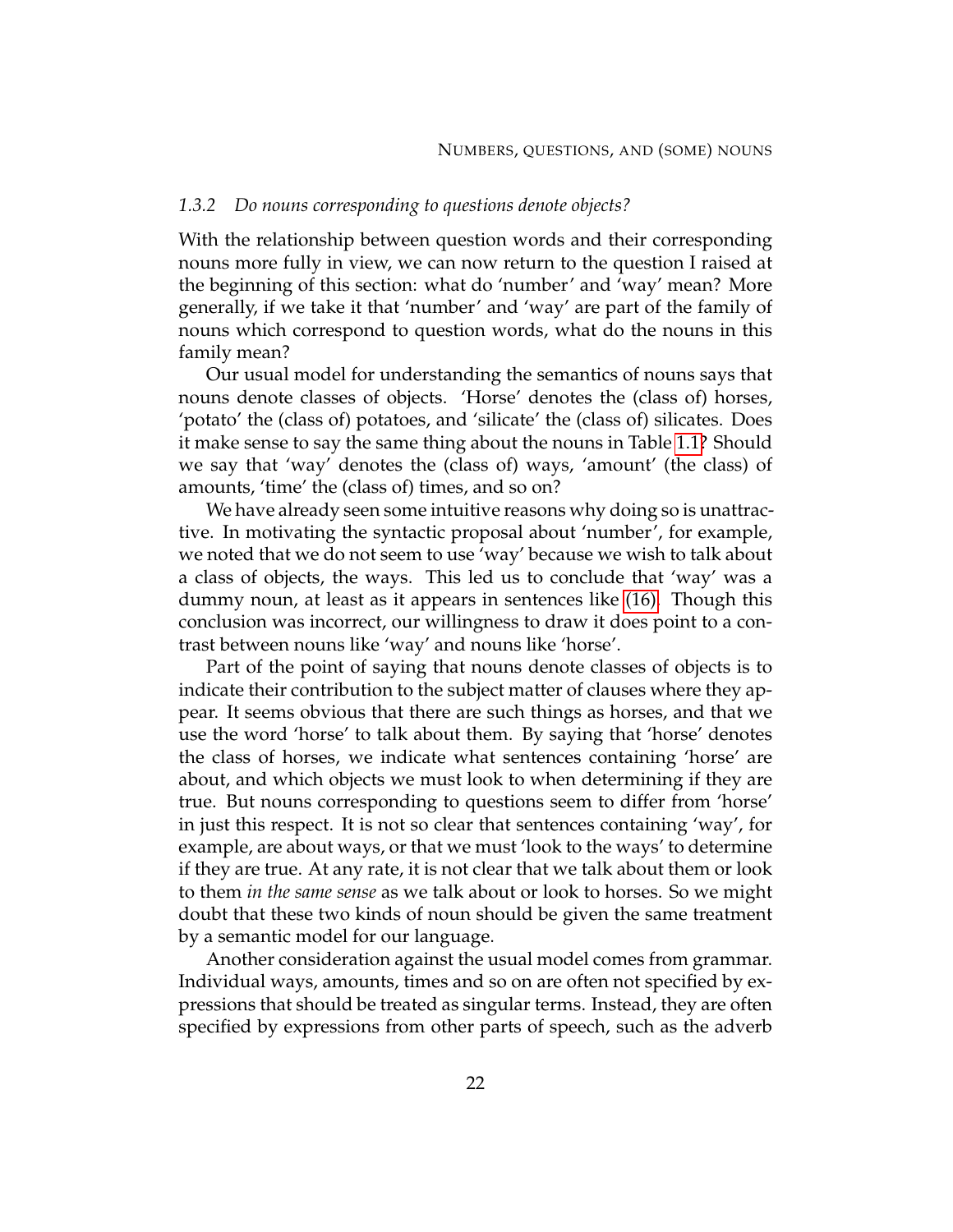### *1.3.2 Do nouns corresponding to questions denote objects?*

With the relationship between question words and their corresponding nouns more fully in view, we can now return to the question I raised at the beginning of this section: what do 'number' and 'way' mean? More generally, if we take it that 'number' and 'way' are part of the family of nouns which correspond to question words, what do the nouns in this family mean?

Our usual model for understanding the semantics of nouns says that nouns denote classes of objects. 'Horse' denotes the (class of) horses, 'potato' the (class of) potatoes, and 'silicate' the (class of) silicates. Does it make sense to say the same thing about the nouns in Table 1.1? Should we say that 'way' denotes the (class of) ways, 'amount' (the class) of amounts, 'time' the (class of) times, and so on?

We have already seen some intuitive reasons why doing so is unattractive. In motivating the syntactic proposal about 'number', for example, we noted that we do not seem to use 'way' because we wish to talk about a class of objects, the ways. This led us to conclude that 'way' was a dummy noun, at least as it appears in sentences like (16). Though this conclusion was incorrect, our willingness to draw it does point to a contrast between nouns like 'way' and nouns like 'horse'.

Part of the point of saying that nouns denote classes of objects is to indicate their contribution to the subject matter of clauses where they appear. It seems obvious that there are such things as horses, and that we use the word 'horse' to talk about them. By saying that 'horse' denotes the class of horses, we indicate what sentences containing 'horse' are about, and which objects we must look to when determining if they are true. But nouns corresponding to questions seem to differ from 'horse' in just this respect. It is not so clear that sentences containing 'way', for example, are about ways, or that we must 'look to the ways' to determine if they are true. At any rate, it is not clear that we talk about them or look to them *in the same sense* as we talk about or look to horses. So we might doubt that these two kinds of noun should be given the same treatment by a semantic model for our language.

Another consideration against the usual model comes from grammar. Individual ways, amounts, times and so on are often not specified by expressions that should be treated as singular terms. Instead, they are often specified by expressions from other parts of speech, such as the adverb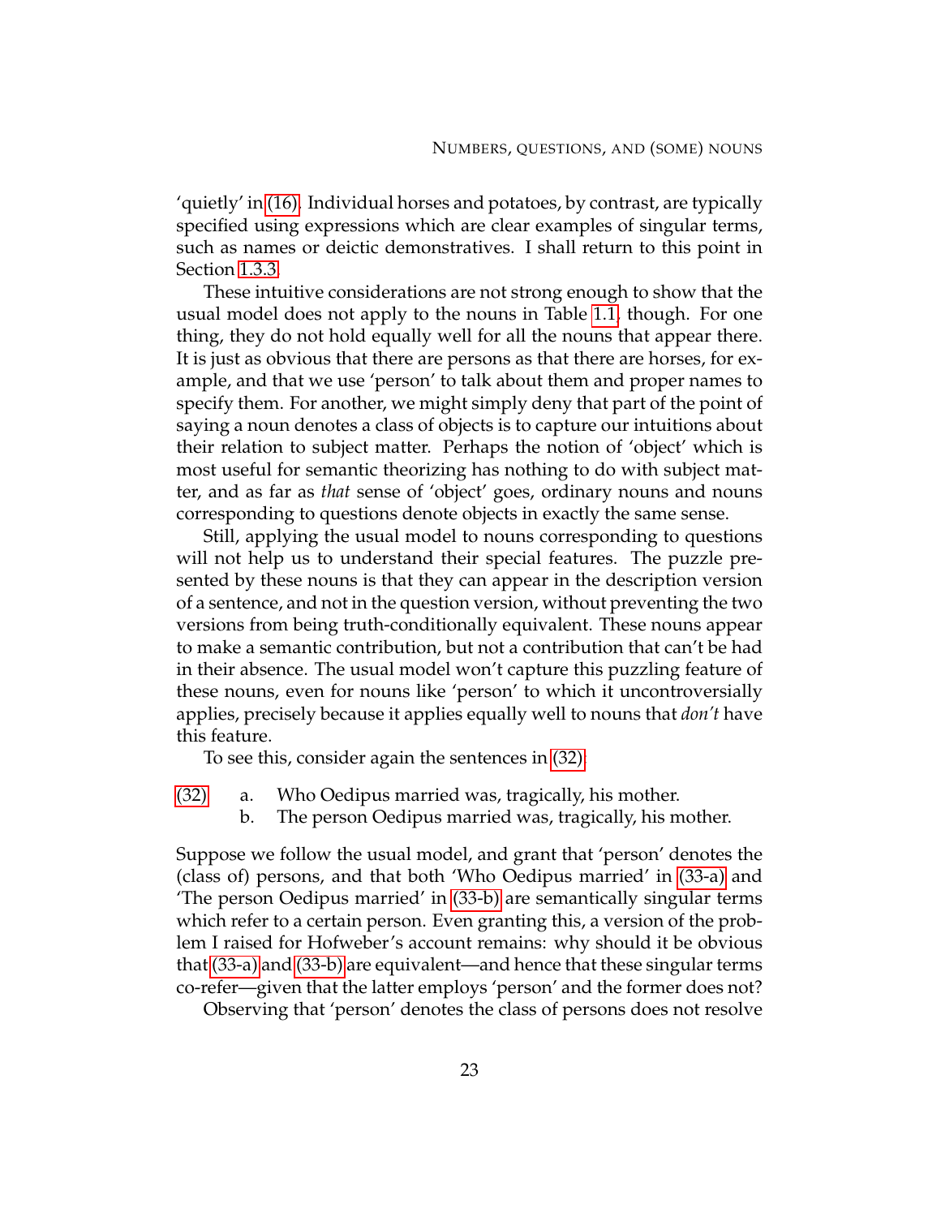'quietly' in (16). Individual horses and potatoes, by contrast, are typically specified using expressions which are clear examples of singular terms, such as names or deictic demonstratives. I shall return to this point in Section 1.3.3.

These intuitive considerations are not strong enough to show that the usual model does not apply to the nouns in Table 1.1, though. For one thing, they do not hold equally well for all the nouns that appear there. It is just as obvious that there are persons as that there are horses, for example, and that we use 'person' to talk about them and proper names to specify them. For another, we might simply deny that part of the point of saying a noun denotes a class of objects is to capture our intuitions about their relation to subject matter. Perhaps the notion of 'object' which is most useful for semantic theorizing has nothing to do with subject matter, and as far as *that* sense of 'object' goes, ordinary nouns and nouns corresponding to questions denote objects in exactly the same sense.

Still, applying the usual model to nouns corresponding to questions will not help us to understand their special features. The puzzle presented by these nouns is that they can appear in the description version of a sentence, and not in the question version, without preventing the two versions from being truth-conditionally equivalent. These nouns appear to make a semantic contribution, but not a contribution that can't be had in their absence. The usual model won't capture this puzzling feature of these nouns, even for nouns like 'person' to which it uncontroversially applies, precisely because it applies equally well to nouns that *don't* have this feature.

To see this, consider again the sentences in (32):

(32) a. Who Oedipus married was, tragically, his mother.
b. The person Oedipus married was, tragically, his mother.

Suppose we follow the usual model, and grant that 'person' denotes the (class of) persons, and that both 'Who Oedipus married' in (33-a) and 'The person Oedipus married' in (33-b) are semantically singular terms which refer to a certain person. Even granting this, a version of the problem I raised for Hofweber's account remains: why should it be obvious that (33-a) and (33-b) are equivalent—and hence that these singular terms co-refer—given that the latter employs 'person' and the former does not?

Observing that 'person' denotes the class of persons does not resolve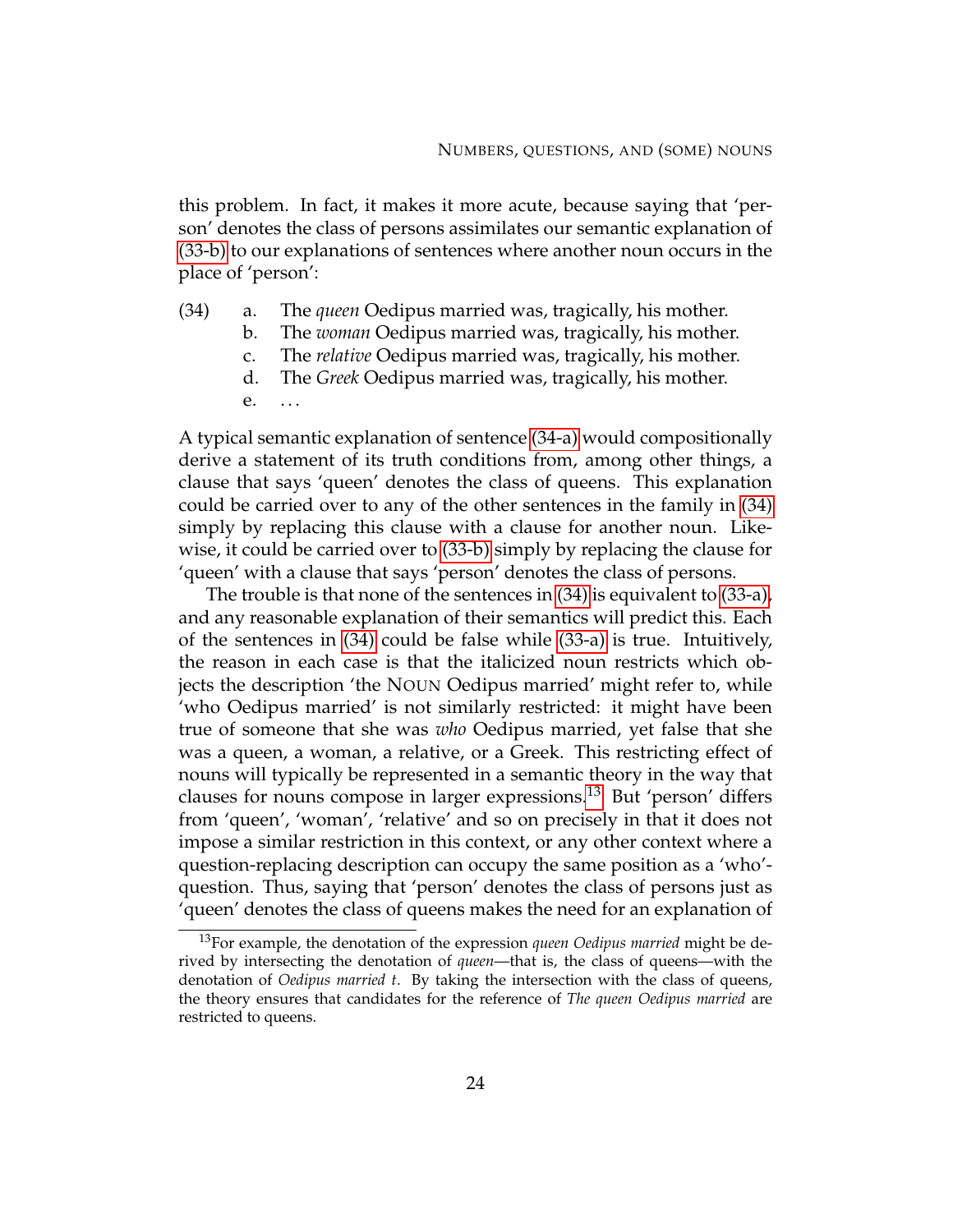this problem. In fact, it makes it more acute, because saying that 'person' denotes the class of persons assimilates our semantic explanation of (33-b) to our explanations of sentences where another noun occurs in the place of 'person':

(34)
a. The *queen* Oedipus married was, tragically, his mother.
b. The *woman* Oedipus married was, tragically, his mother.
c. The *relative* Oedipus married was, tragically, his mother.
d. The *Greek* Oedipus married was, tragically, his mother.
e. . . .

A typical semantic explanation of sentence (34-a) would compositionally derive a statement of its truth conditions from, among other things, a clause that says 'queen' denotes the class of queens. This explanation could be carried over to any of the other sentences in the family in (34) simply by replacing this clause with a clause for another noun. Likewise, it could be carried over to (33-b) simply by replacing the clause for 'queen' with a clause that says 'person' denotes the class of persons.

The trouble is that none of the sentences in (34) is equivalent to (33-a), and any reasonable explanation of their semantics will predict this. Each of the sentences in (34) could be false while (33-a) is true. Intuitively, the reason in each case is that the italicized noun restricts which objects the description 'the NOUN Oedipus married' might refer to, while 'who Oedipus married' is not similarly restricted: it might have been true of someone that she was *who* Oedipus married, yet false that she was a queen, a woman, a relative, or a Greek. This restricting effect of nouns will typically be represented in a semantic theory in the way that clauses for nouns compose in larger expressions.[13] But 'person' differs from 'queen', 'woman', 'relative' and so on precisely in that it does not impose a similar restriction in this context, or any other context where a question-replacing description can occupy the same position as a 'who'-question. Thus, saying that 'person' denotes the class of persons just as 'queen' denotes the class of queens makes the need for an explanation of

[13] For example, the denotation of the expression *queen Oedipus married* might be derived by intersecting the denotation of *queen*—that is, the class of queens—with the denotation of *Oedipus married t*. By taking the intersection with the class of queens, the theory ensures that candidates for the reference of *The queen Oedipus married* are restricted to queens.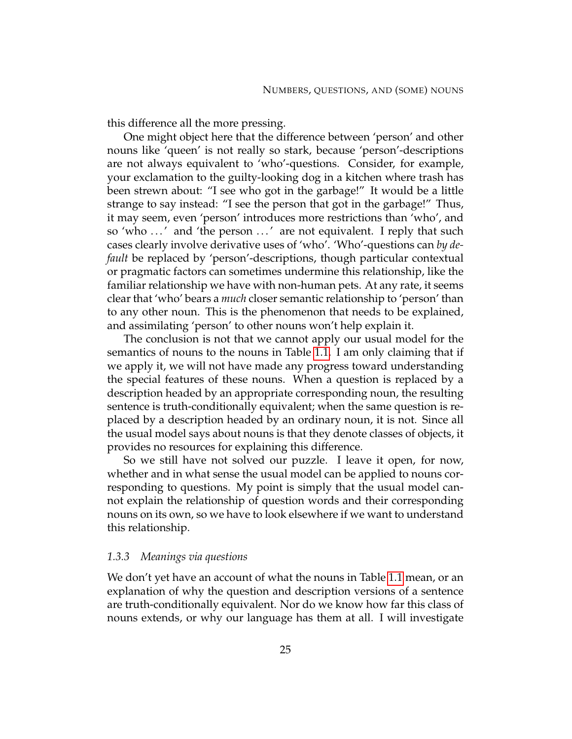this difference all the more pressing.

One might object here that the difference between 'person' and other nouns like 'queen' is not really so stark, because 'person'-descriptions are not always equivalent to 'who'-questions. Consider, for example, your exclamation to the guilty-looking dog in a kitchen where trash has been strewn about: "I see who got in the garbage!" It would be a little strange to say instead: "I see the person that got in the garbage!" Thus, it may seem, even 'person' introduces more restrictions than 'who', and so 'who ...' and 'the person ...' are not equivalent. I reply that such cases clearly involve derivative uses of 'who'. 'Who'-questions can *by default* be replaced by 'person'-descriptions, though particular contextual or pragmatic factors can sometimes undermine this relationship, like the familiar relationship we have with non-human pets. At any rate, it seems clear that 'who' bears a *much* closer semantic relationship to 'person' than to any other noun. This is the phenomenon that needs to be explained, and assimilating 'person' to other nouns won't help explain it.

The conclusion is not that we cannot apply our usual model for the semantics of nouns to the nouns in Table 1.1. I am only claiming that if we apply it, we will not have made any progress toward understanding the special features of these nouns. When a question is replaced by a description headed by an appropriate corresponding noun, the resulting sentence is truth-conditionally equivalent; when the same question is replaced by a description headed by an ordinary noun, it is not. Since all the usual model says about nouns is that they denote classes of objects, it provides no resources for explaining this difference.

So we still have not solved our puzzle. I leave it open, for now, whether and in what sense the usual model can be applied to nouns corresponding to questions. My point is simply that the usual model cannot explain the relationship of question words and their corresponding nouns on its own, so we have to look elsewhere if we want to understand this relationship.

### *1.3.3 Meanings via questions*

We don't yet have an account of what the nouns in Table 1.1 mean, or an explanation of why the question and description versions of a sentence are truth-conditionally equivalent. Nor do we know how far this class of nouns extends, or why our language has them at all. I will investigate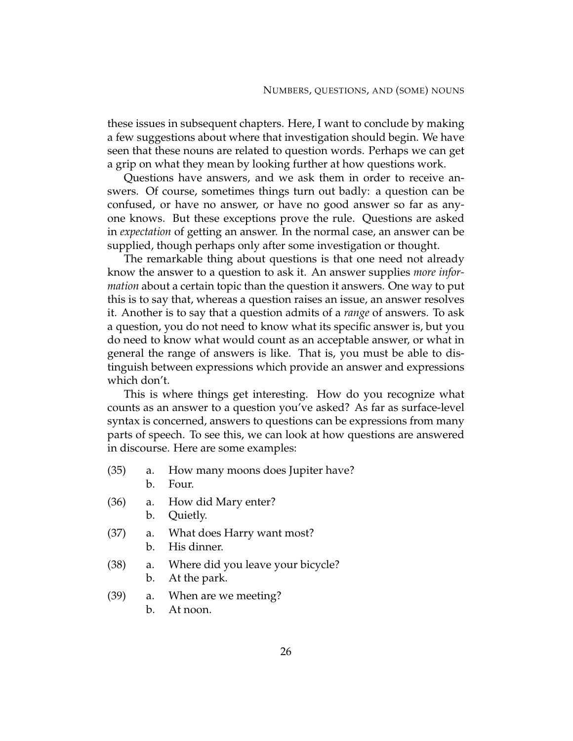these issues in subsequent chapters. Here, I want to conclude by making a few suggestions about where that investigation should begin. We have seen that these nouns are related to question words. Perhaps we can get a grip on what they mean by looking further at how questions work.

Questions have answers, and we ask them in order to receive answers. Of course, sometimes things turn out badly: a question can be confused, or have no answer, or have no good answer so far as anyone knows. But these exceptions prove the rule. Questions are asked in *expectation* of getting an answer. In the normal case, an answer can be supplied, though perhaps only after some investigation or thought.

The remarkable thing about questions is that one need not already know the answer to a question to ask it. An answer supplies *more information* about a certain topic than the question it answers. One way to put this is to say that, whereas a question raises an issue, an answer resolves it. Another is to say that a question admits of a *range* of answers. To ask a question, you do not need to know what its specific answer is, but you do need to know what would count as an acceptable answer, or what in general the range of answers is like. That is, you must be able to distinguish between expressions which provide an answer and expressions which don't.

This is where things get interesting. How do you recognize what counts as an answer to a question you've asked? As far as surface-level syntax is concerned, answers to questions can be expressions from many parts of speech. To see this, we can look at how questions are answered in discourse. Here are some examples:

(35) a. How many moons does Jupiter have?
     b. Four.

(36) a. How did Mary enter?
     b. Quietly.

(37) a. What does Harry want most?
     b. His dinner.

(38) a. Where did you leave your bicycle?
     b. At the park.

(39) a. When are we meeting?
     b. At noon.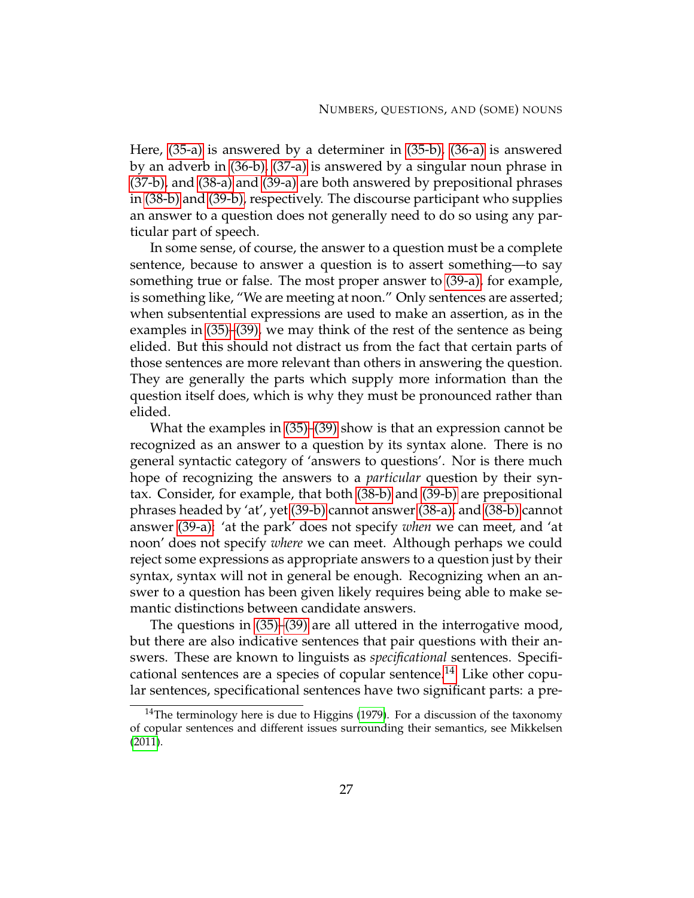Here, (35-a) is answered by a determiner in (35-b), (36-a) is answered by an adverb in (36-b), (37-a) is answered by a singular noun phrase in (37-b), and (38-a) and (39-a) are both answered by prepositional phrases in (38-b) and (39-b), respectively. The discourse participant who supplies an answer to a question does not generally need to do so using any particular part of speech.

In some sense, of course, the answer to a question must be a complete sentence, because to answer a question is to assert something—to say something true or false. The most proper answer to (39-a), for example, is something like, "We are meeting at noon." Only sentences are asserted; when subsentential expressions are used to make an assertion, as in the examples in (35)–(39), we may think of the rest of the sentence as being elided. But this should not distract us from the fact that certain parts of those sentences are more relevant than others in answering the question. They are generally the parts which supply more information than the question itself does, which is why they must be pronounced rather than elided.

What the examples in (35)–(39) show is that an expression cannot be recognized as an answer to a question by its syntax alone. There is no general syntactic category of 'answers to questions'. Nor is there much hope of recognizing the answers to a *particular* question by their syntax. Consider, for example, that both (38-b) and (39-b) are prepositional phrases headed by 'at', yet (39-b) cannot answer (38-a), and (38-b) cannot answer (39-a): 'at the park' does not specify *when* we can meet, and 'at noon' does not specify *where* we can meet. Although perhaps we could reject some expressions as appropriate answers to a question just by their syntax, syntax will not in general be enough. Recognizing when an answer to a question has been given likely requires being able to make semantic distinctions between candidate answers.

The questions in (35)–(39) are all uttered in the interrogative mood, but there are also indicative sentences that pair questions with their answers. These are known to linguists as *specificational* sentences. Specificational sentences are a species of copular sentence.[14] Like other copular sentences, specificational sentences have two significant parts: a pre-

[14] The terminology here is due to Higgins (1979). For a discussion of the taxonomy of copular sentences and different issues surrounding their semantics, see Mikkelsen (2011).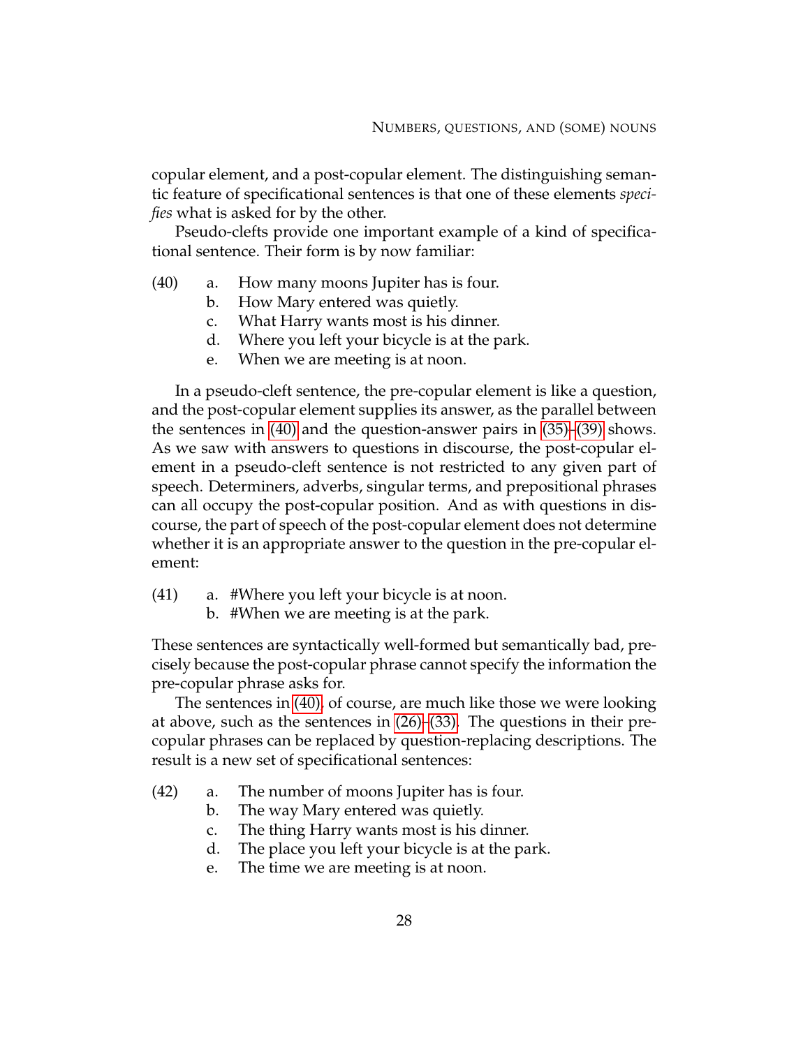copular element, and a post-copular element. The distinguishing semantic feature of specificational sentences is that one of these elements *specifies* what is asked for by the other.

Pseudo-clefts provide one important example of a kind of specificational sentence. Their form is by now familiar:

(40) a. How many moons Jupiter has is four.
 b. How Mary entered was quietly.
 c. What Harry wants most is his dinner.
 d. Where you left your bicycle is at the park.
 e. When we are meeting is at noon.

In a pseudo-cleft sentence, the pre-copular element is like a question, and the post-copular element supplies its answer, as the parallel between the sentences in (40) and the question-answer pairs in (35)–(39) shows. As we saw with answers to questions in discourse, the post-copular element in a pseudo-cleft sentence is not restricted to any given part of speech. Determiners, adverbs, singular terms, and prepositional phrases can all occupy the post-copular position. And as with questions in discourse, the part of speech of the post-copular element does not determine whether it is an appropriate answer to the question in the pre-copular element:

(41) a. #Where you left your bicycle is at noon.
 b. #When we are meeting is at the park.

These sentences are syntactically well-formed but semantically bad, precisely because the post-copular phrase cannot specify the information the pre-copular phrase asks for.

The sentences in (40), of course, are much like those we were looking at above, such as the sentences in (26)–(33). The questions in their pre-copular phrases can be replaced by question-replacing descriptions. The result is a new set of specificational sentences:

(42) a. The number of moons Jupiter has is four.
 b. The way Mary entered was quietly.
 c. The thing Harry wants most is his dinner.
 d. The place you left your bicycle is at the park.
 e. The time we are meeting is at noon.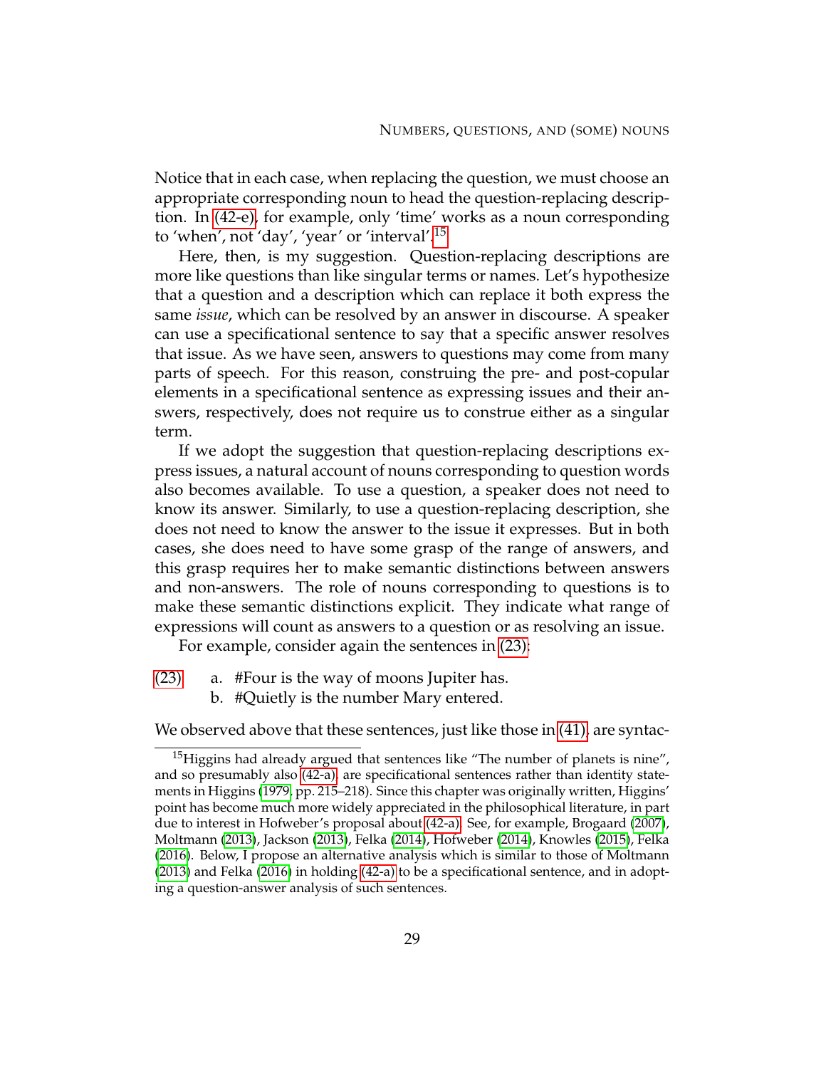Notice that in each case, when replacing the question, we must choose an appropriate corresponding noun to head the question-replacing description. In (42-e), for example, only 'time' works as a noun corresponding to 'when', not 'day', 'year' or 'interval'.[15]

Here, then, is my suggestion. Question-replacing descriptions are more like questions than like singular terms or names. Let's hypothesize that a question and a description which can replace it both express the same *issue*, which can be resolved by an answer in discourse. A speaker can use a specificational sentence to say that a specific answer resolves that issue. As we have seen, answers to questions may come from many parts of speech. For this reason, construing the pre- and post-copular elements in a specificational sentence as expressing issues and their answers, respectively, does not require us to construe either as a singular term.

If we adopt the suggestion that question-replacing descriptions express issues, a natural account of nouns corresponding to question words also becomes available. To use a question, a speaker does not need to know its answer. Similarly, to use a question-replacing description, she does not need to know the answer to the issue it expresses. But in both cases, she does need to have some grasp of the range of answers, and this grasp requires her to make semantic distinctions between answers and non-answers. The role of nouns corresponding to questions is to make these semantic distinctions explicit. They indicate what range of expressions will count as answers to a question or as resolving an issue.

For example, consider again the sentences in (23):

(23) a. #Four is the way of moons Jupiter has.
b. #Quietly is the number Mary entered.

We observed above that these sentences, just like those in (41), are syntac-

---

[15] Higgins had already argued that sentences like "The number of planets is nine", and so presumably also (42-a), are specificational sentences rather than identity statements in Higgins (1979, pp. 215–218). Since this chapter was originally written, Higgins' point has become much more widely appreciated in the philosophical literature, in part due to interest in Hofweber's proposal about (42-a). See, for example, Brogaard (2007), Moltmann (2013), Jackson (2013), Felka (2014), Hofweber (2014), Knowles (2015), Felka (2016). Below, I propose an alternative analysis which is similar to those of Moltmann (2013) and Felka (2016) in holding (42-a) to be a specificational sentence, and in adopting a question-answer analysis of such sentences.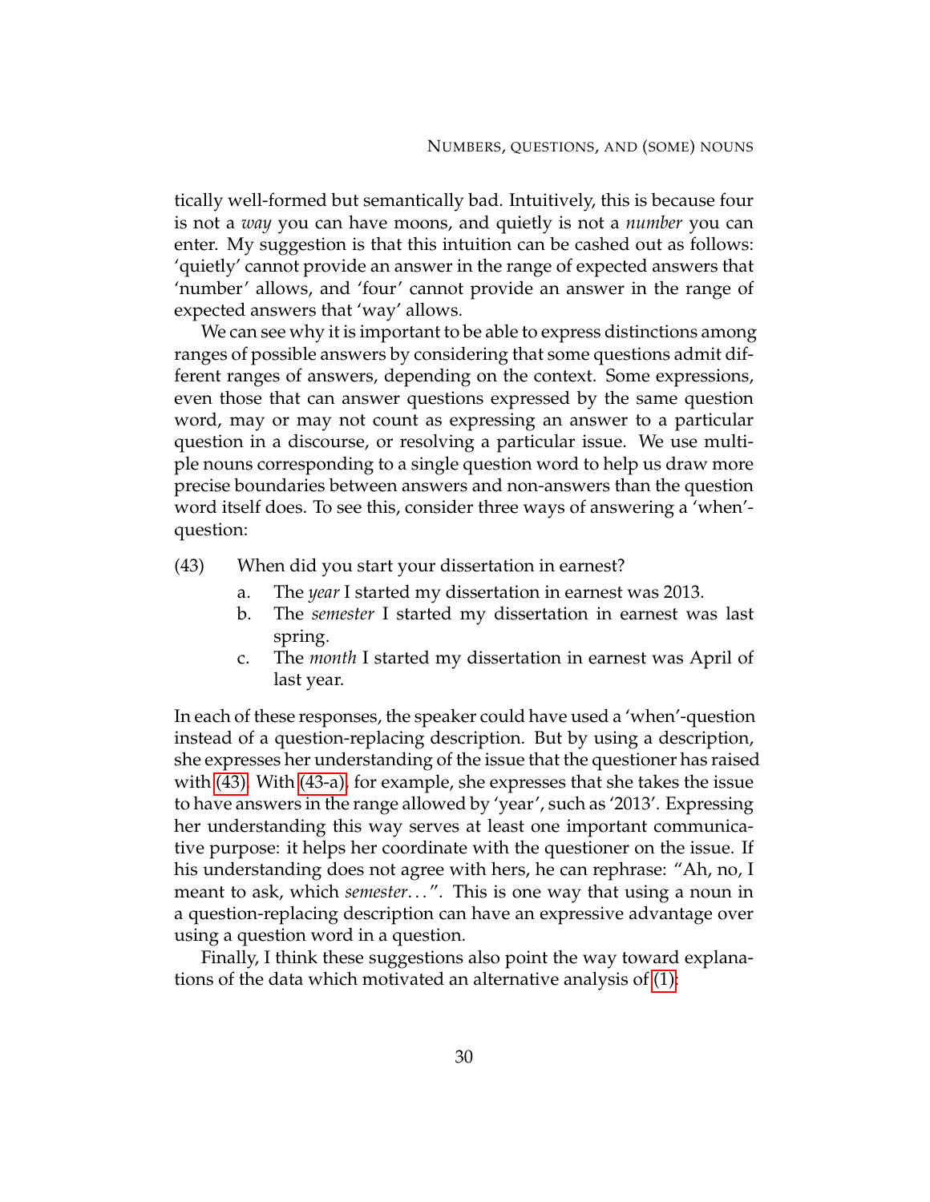tically well-formed but semantically bad. Intuitively, this is because four is not a *way* you can have moons, and quietly is not a *number* you can enter. My suggestion is that this intuition can be cashed out as follows: 'quietly' cannot provide an answer in the range of expected answers that 'number' allows, and 'four' cannot provide an answer in the range of expected answers that 'way' allows.

We can see why it is important to be able to express distinctions among ranges of possible answers by considering that some questions admit different ranges of answers, depending on the context. Some expressions, even those that can answer questions expressed by the same question word, may or may not count as expressing an answer to a particular question in a discourse, or resolving a particular issue. We use multiple nouns corresponding to a single question word to help us draw more precise boundaries between answers and non-answers than the question word itself does. To see this, consider three ways of answering a 'when'-question:

(43) When did you start your dissertation in earnest?

a. The *year* I started my dissertation in earnest was 2013.

b. The *semester* I started my dissertation in earnest was last spring.

c. The *month* I started my dissertation in earnest was April of last year.

In each of these responses, the speaker could have used a 'when'-question instead of a question-replacing description. But by using a description, she expresses her understanding of the issue that the questioner has raised with (43). With (43-a), for example, she expresses that she takes the issue to have answers in the range allowed by 'year', such as '2013'. Expressing her understanding this way serves at least one important communicative purpose: it helps her coordinate with the questioner on the issue. If his understanding does not agree with hers, he can rephrase: "Ah, no, I meant to ask, which *semester*...". This is one way that using a noun in a question-replacing description can have an expressive advantage over using a question word in a question.

Finally, I think these suggestions also point the way toward explanations of the data which motivated an alternative analysis of (1):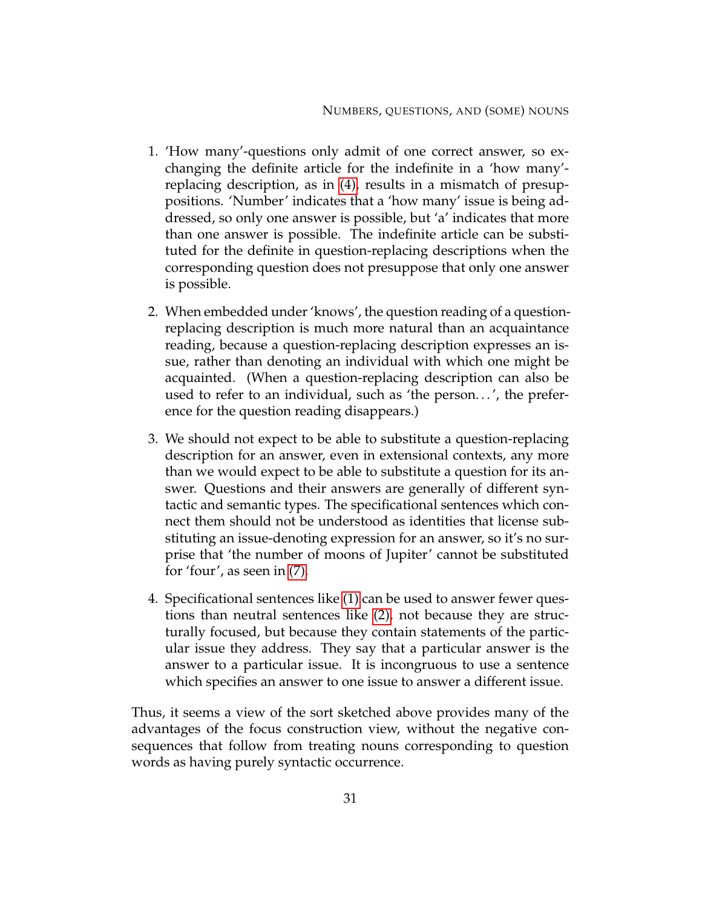1. 'How many'-questions only admit of one correct answer, so exchanging the definite article for the indefinite in a 'how many'-replacing description, as in (4), results in a mismatch of presuppositions. 'Number' indicates that a 'how many' issue is being addressed, so only one answer is possible, but 'a' indicates that more than one answer is possible. The indefinite article can be substituted for the definite in question-replacing descriptions when the corresponding question does not presuppose that only one answer is possible.

2. When embedded under 'knows', the question reading of a question-replacing description is much more natural than an acquaintance reading, because a question-replacing description expresses an issue, rather than denoting an individual with which one might be acquainted. (When a question-replacing description can also be used to refer to an individual, such as 'the person. . . ', the preference for the question reading disappears.)

3. We should not expect to be able to substitute a question-replacing description for an answer, even in extensional contexts, any more than we would expect to be able to substitute a question for its answer. Questions and their answers are generally of different syntactic and semantic types. The specificational sentences which connect them should not be understood as identities that license substituting an issue-denoting expression for an answer, so it's no surprise that 'the number of moons of Jupiter' cannot be substituted for 'four', as seen in (7).

4. Specificational sentences like (1) can be used to answer fewer questions than neutral sentences like (2), not because they are structurally focused, but because they contain statements of the particular issue they address. They say that a particular answer is the answer to a particular issue. It is incongruous to use a sentence which specifies an answer to one issue to answer a different issue.

Thus, it seems a view of the sort sketched above provides many of the advantages of the focus construction view, without the negative consequences that follow from treating nouns corresponding to question words as having purely syntactic occurrence.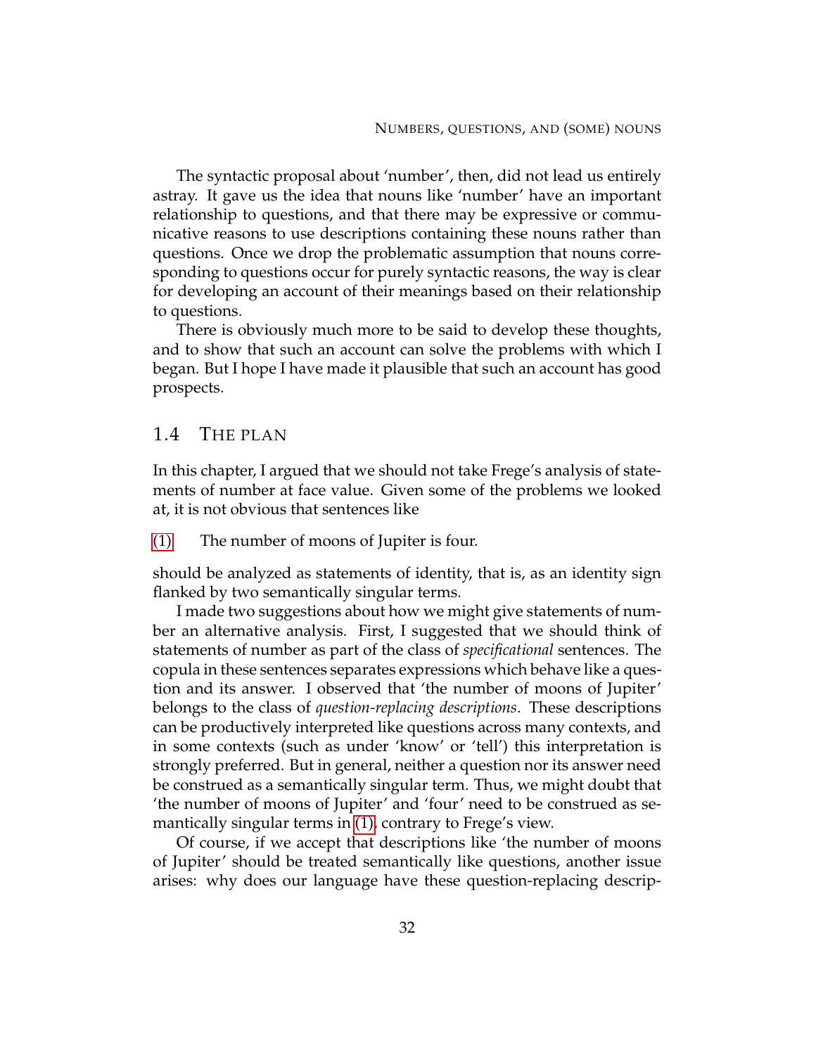The syntactic proposal about 'number', then, did not lead us entirely astray. It gave us the idea that nouns like 'number' have an important relationship to questions, and that there may be expressive or communicative reasons to use descriptions containing these nouns rather than questions. Once we drop the problematic assumption that nouns corresponding to questions occur for purely syntactic reasons, the way is clear for developing an account of their meanings based on their relationship to questions.

There is obviously much more to be said to develop these thoughts, and to show that such an account can solve the problems with which I began. But I hope I have made it plausible that such an account has good prospects.

## 1.4 The plan

In this chapter, I argued that we should not take Frege's analysis of statements of number at face value. Given some of the problems we looked at, it is not obvious that sentences like

(1) The number of moons of Jupiter is four.

should be analyzed as statements of identity, that is, as an identity sign flanked by two semantically singular terms.

I made two suggestions about how we might give statements of number an alternative analysis. First, I suggested that we should think of statements of number as part of the class of *specificational* sentences. The copula in these sentences separates expressions which behave like a question and its answer. I observed that 'the number of moons of Jupiter' belongs to the class of *question-replacing descriptions*. These descriptions can be productively interpreted like questions across many contexts, and in some contexts (such as under 'know' or 'tell') this interpretation is strongly preferred. But in general, neither a question nor its answer need be construed as a semantically singular term. Thus, we might doubt that 'the number of moons of Jupiter' and 'four' need to be construed as semantically singular terms in (1), contrary to Frege's view.

Of course, if we accept that descriptions like 'the number of moons of Jupiter' should be treated semantically like questions, another issue arises: why does our language have these question-replacing descrip-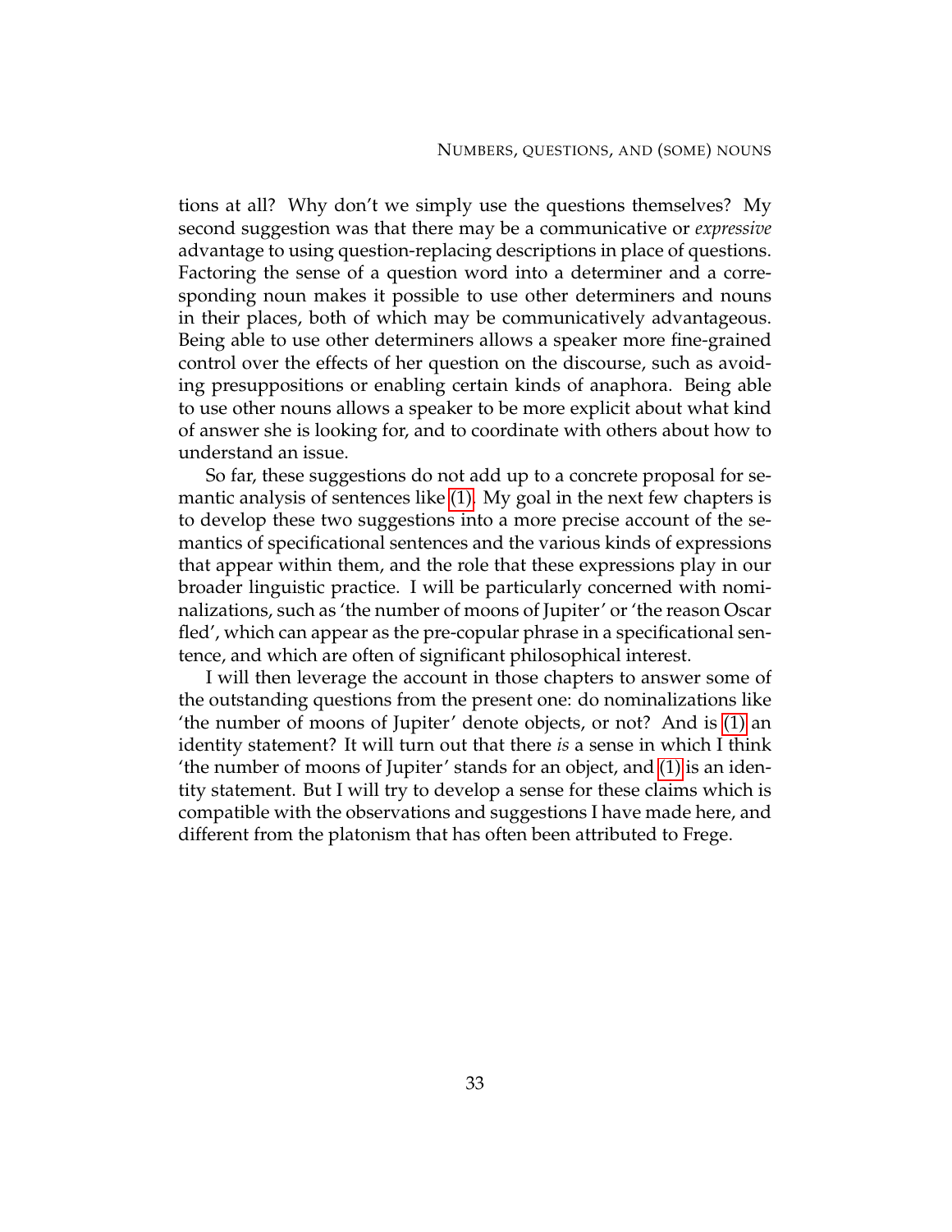tions at all? Why don't we simply use the questions themselves? My second suggestion was that there may be a communicative or *expressive* advantage to using question-replacing descriptions in place of questions. Factoring the sense of a question word into a determiner and a corresponding noun makes it possible to use other determiners and nouns in their places, both of which may be communicatively advantageous. Being able to use other determiners allows a speaker more fine-grained control over the effects of her question on the discourse, such as avoiding presuppositions or enabling certain kinds of anaphora. Being able to use other nouns allows a speaker to be more explicit about what kind of answer she is looking for, and to coordinate with others about how to understand an issue.

So far, these suggestions do not add up to a concrete proposal for semantic analysis of sentences like (1). My goal in the next few chapters is to develop these two suggestions into a more precise account of the semantics of specificational sentences and the various kinds of expressions that appear within them, and the role that these expressions play in our broader linguistic practice. I will be particularly concerned with nominalizations, such as 'the number of moons of Jupiter' or 'the reason Oscar fled', which can appear as the pre-copular phrase in a specificational sentence, and which are often of significant philosophical interest.

I will then leverage the account in those chapters to answer some of the outstanding questions from the present one: do nominalizations like 'the number of moons of Jupiter' denote objects, or not? And is (1) an identity statement? It will turn out that there *is* a sense in which I think 'the number of moons of Jupiter' stands for an object, and (1) is an identity statement. But I will try to develop a sense for these claims which is compatible with the observations and suggestions I have made here, and different from the platonism that has often been attributed to Frege.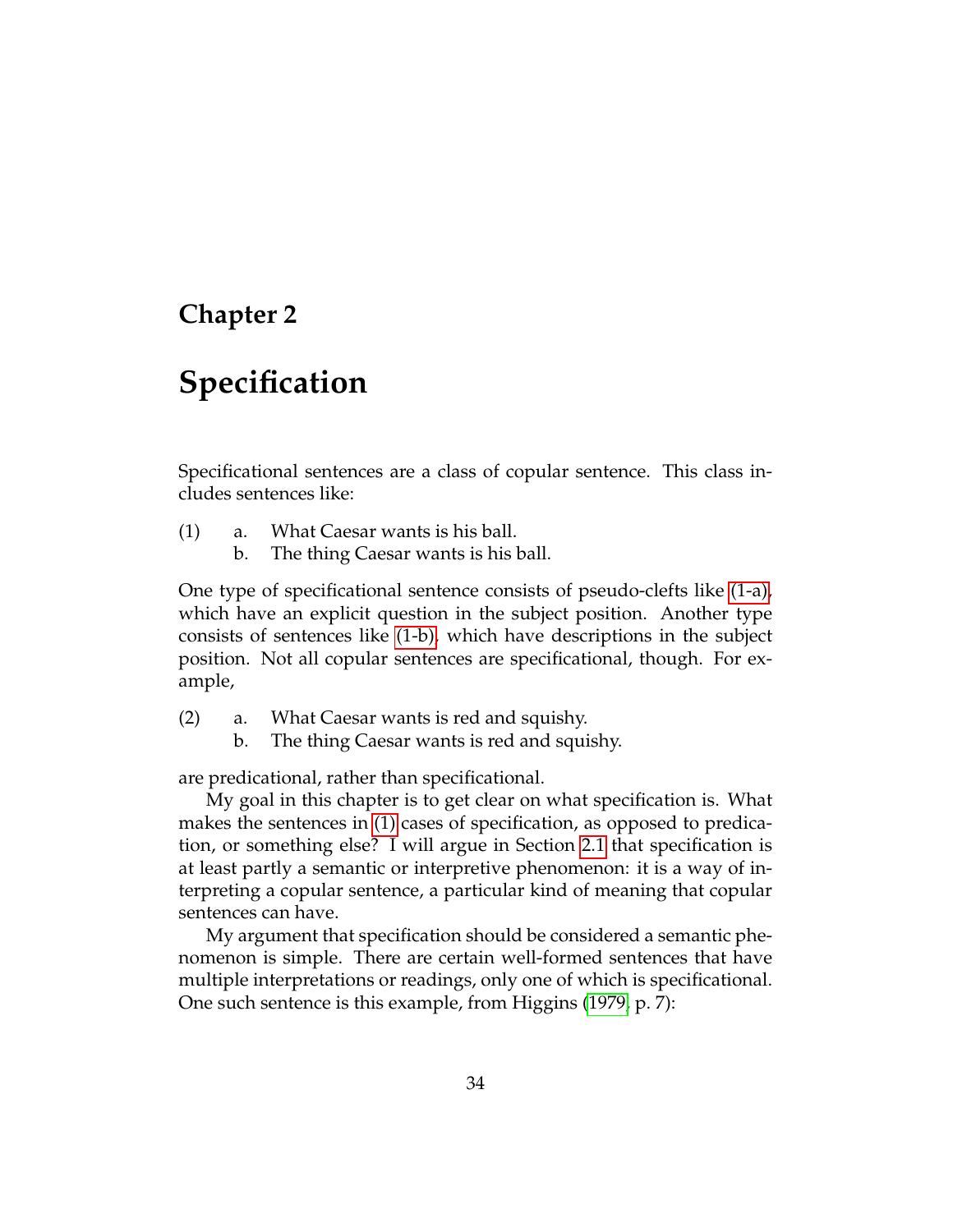# Chapter 2

## Specification

Specificational sentences are a class of copular sentence. This class includes sentences like:

(1) a. What Caesar wants is his ball.
    b. The thing Caesar wants is his ball.

One type of specificational sentence consists of pseudo-clefts like (1-a), which have an explicit question in the subject position. Another type consists of sentences like (1-b), which have descriptions in the subject position. Not all copular sentences are specificational, though. For example,

(2) a. What Caesar wants is red and squishy.
    b. The thing Caesar wants is red and squishy.

are predicational, rather than specificational.

My goal in this chapter is to get clear on what specification is. What makes the sentences in (1) cases of specification, as opposed to predication, or something else? I will argue in Section 2.1 that specification is at least partly a semantic or interpretive phenomenon: it is a way of interpreting a copular sentence, a particular kind of meaning that copular sentences can have.

My argument that specification should be considered a semantic phenomenon is simple. There are certain well-formed sentences that have multiple interpretations or readings, only one of which is specificational. One such sentence is this example, from Higgins (1979, p. 7):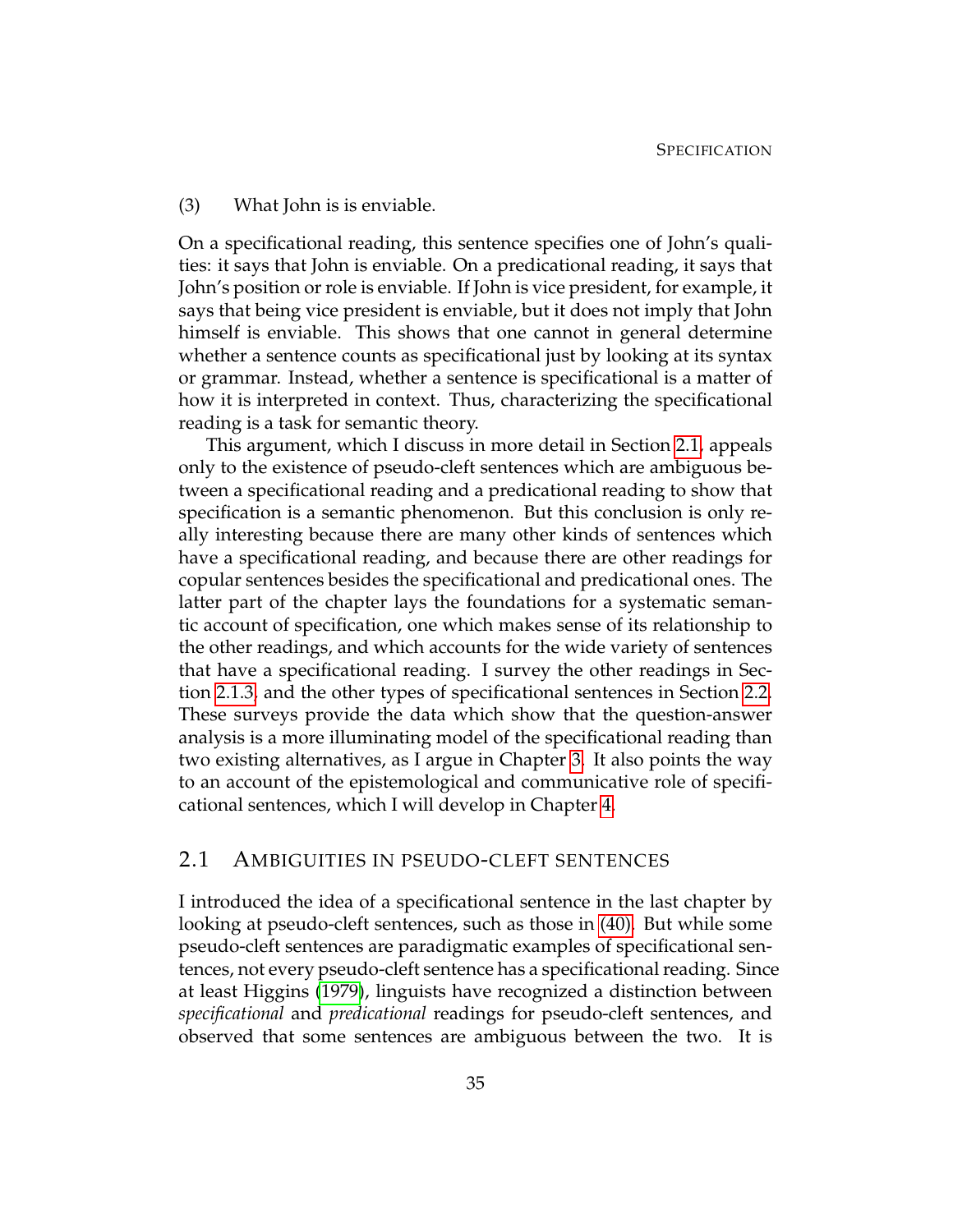(3) What John is is enviable.

On a specificational reading, this sentence specifies one of John's qualities: it says that John is enviable. On a predicational reading, it says that John's position or role is enviable. If John is vice president, for example, it says that being vice president is enviable, but it does not imply that John himself is enviable. This shows that one cannot in general determine whether a sentence counts as specificational just by looking at its syntax or grammar. Instead, whether a sentence is specificational is a matter of how it is interpreted in context. Thus, characterizing the specificational reading is a task for semantic theory.

This argument, which I discuss in more detail in Section 2.1, appeals only to the existence of pseudo-cleft sentences which are ambiguous between a specificational reading and a predicational reading to show that specification is a semantic phenomenon. But this conclusion is only really interesting because there are many other kinds of sentences which have a specificational reading, and because there are other readings for copular sentences besides the specificational and predicational ones. The latter part of the chapter lays the foundations for a systematic semantic account of specification, one which makes sense of its relationship to the other readings, and which accounts for the wide variety of sentences that have a specificational reading. I survey the other readings in Section 2.1.3, and the other types of specificational sentences in Section 2.2. These surveys provide the data which show that the question-answer analysis is a more illuminating model of the specificational reading than two existing alternatives, as I argue in Chapter 3. It also points the way to an account of the epistemological and communicative role of specificational sentences, which I will develop in Chapter 4.

## 2.1 Ambiguities in pseudo-cleft sentences

I introduced the idea of a specificational sentence in the last chapter by looking at pseudo-cleft sentences, such as those in (40). But while some pseudo-cleft sentences are paradigmatic examples of specificational sentences, not every pseudo-cleft sentence has a specificational reading. Since at least Higgins (1979), linguists have recognized a distinction between *specificational* and *predicational* readings for pseudo-cleft sentences, and observed that some sentences are ambiguous between the two. It is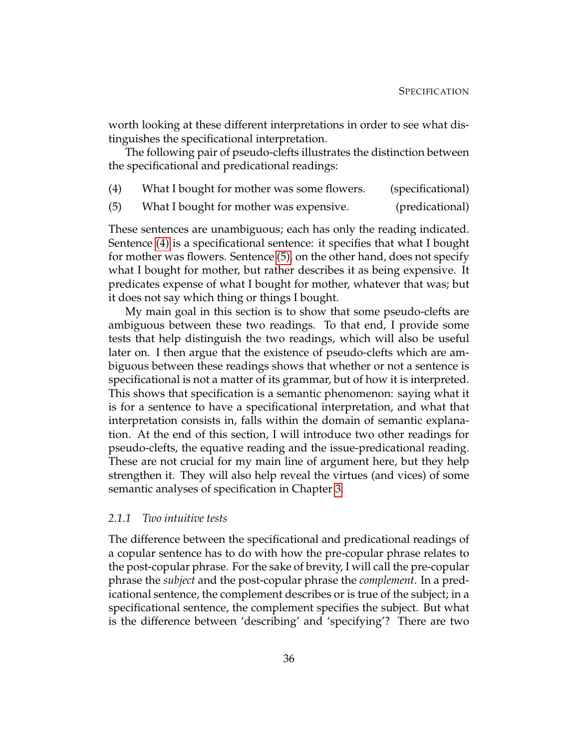worth looking at these different interpretations in order to see what distinguishes the specificational interpretation.

The following pair of pseudo-clefts illustrates the distinction between the specificational and predicational readings:

(4) What I bought for mother was some flowers. (specificational)

(5) What I bought for mother was expensive. (predicational)

These sentences are unambiguous; each has only the reading indicated. Sentence (4) is a specificational sentence: it specifies that what I bought for mother was flowers. Sentence (5), on the other hand, does not specify what I bought for mother, but rather describes it as being expensive. It predicates expense of what I bought for mother, whatever that was; but it does not say which thing or things I bought.

My main goal in this section is to show that some pseudo-clefts are ambiguous between these two readings. To that end, I provide some tests that help distinguish the two readings, which will also be useful later on. I then argue that the existence of pseudo-clefts which are ambiguous between these readings shows that whether or not a sentence is specificational is not a matter of its grammar, but of how it is interpreted. This shows that specification is a semantic phenomenon: saying what it is for a sentence to have a specificational interpretation, and what that interpretation consists in, falls within the domain of semantic explanation. At the end of this section, I will introduce two other readings for pseudo-clefts, the equative reading and the issue-predicational reading. These are not crucial for my main line of argument here, but they help strengthen it. They will also help reveal the virtues (and vices) of some semantic analyses of specification in Chapter 3.

### *2.1.1 Two intuitive tests*

The difference between the specificational and predicational readings of a copular sentence has to do with how the pre-copular phrase relates to the post-copular phrase. For the sake of brevity, I will call the pre-copular phrase the *subject* and the post-copular phrase the *complement*. In a predicational sentence, the complement describes or is true of the subject; in a specificational sentence, the complement specifies the subject. But what is the difference between 'describing' and 'specifying'? There are two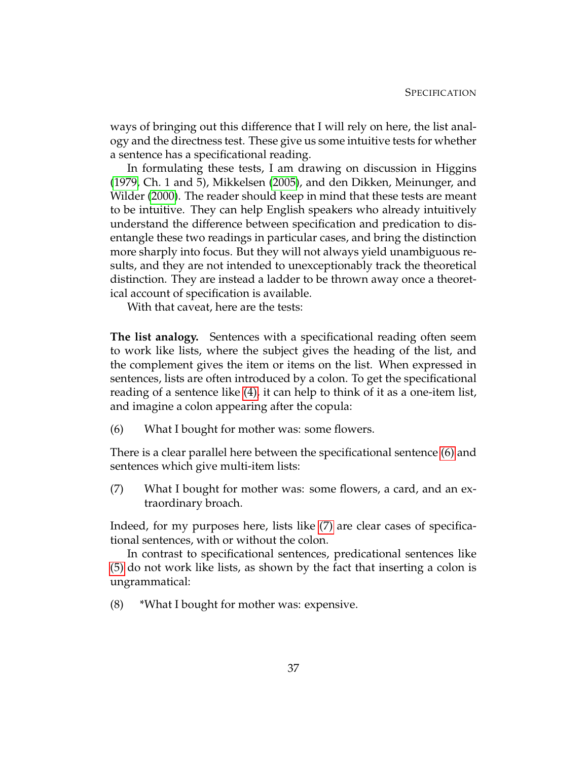ways of bringing out this difference that I will rely on here, the list analogy and the directness test. These give us some intuitive tests for whether a sentence has a specificational reading.

In formulating these tests, I am drawing on discussion in Higgins (1979, Ch. 1 and 5), Mikkelsen (2005), and den Dikken, Meinunger, and Wilder (2000). The reader should keep in mind that these tests are meant to be intuitive. They can help English speakers who already intuitively understand the difference between specification and predication to disentangle these two readings in particular cases, and bring the distinction more sharply into focus. But they will not always yield unambiguous results, and they are not intended to unexceptionably track the theoretical distinction. They are instead a ladder to be thrown away once a theoretical account of specification is available.

With that caveat, here are the tests:

**The list analogy.** Sentences with a specificational reading often seem to work like lists, where the subject gives the heading of the list, and the complement gives the item or items on the list. When expressed in sentences, lists are often introduced by a colon. To get the specificational reading of a sentence like (4), it can help to think of it as a one-item list, and imagine a colon appearing after the copula:

(6) What I bought for mother was: some flowers.

There is a clear parallel here between the specificational sentence (6) and sentences which give multi-item lists:

(7) What I bought for mother was: some flowers, a card, and an extraordinary broach.

Indeed, for my purposes here, lists like (7) are clear cases of specificational sentences, with or without the colon.

In contrast to specificational sentences, predicational sentences like (5) do not work like lists, as shown by the fact that inserting a colon is ungrammatical:

(8) *What I bought for mother was: expensive.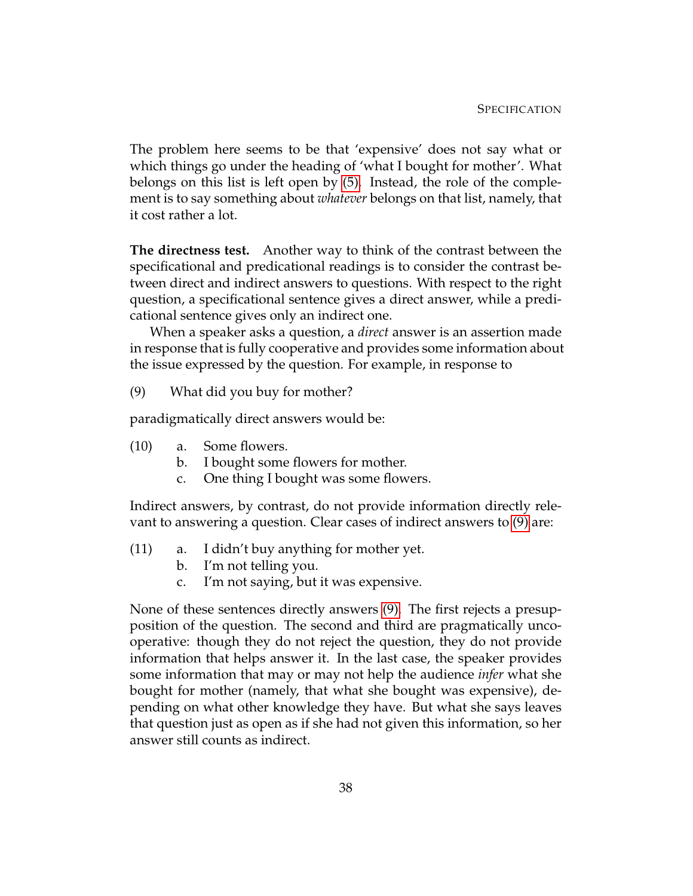The problem here seems to be that 'expensive' does not say what or which things go under the heading of 'what I bought for mother'. What belongs on this list is left open by (5). Instead, the role of the complement is to say something about *whatever* belongs on that list, namely, that it cost rather a lot.

**The directness test.** Another way to think of the contrast between the specificational and predicational readings is to consider the contrast between direct and indirect answers to questions. With respect to the right question, a specificational sentence gives a direct answer, while a predicational sentence gives only an indirect one.

When a speaker asks a question, a *direct* answer is an assertion made in response that is fully cooperative and provides some information about the issue expressed by the question. For example, in response to

(9) What did you buy for mother?

paradigmatically direct answers would be:

(10) a. Some flowers.
  b. I bought some flowers for mother.
  c. One thing I bought was some flowers.

Indirect answers, by contrast, do not provide information directly relevant to answering a question. Clear cases of indirect answers to (9) are:

(11) a. I didn't buy anything for mother yet.
  b. I'm not telling you.
  c. I'm not saying, but it was expensive.

None of these sentences directly answers (9). The first rejects a presupposition of the question. The second and third are pragmatically uncooperative: though they do not reject the question, they do not provide information that helps answer it. In the last case, the speaker provides some information that may or may not help the audience *infer* what she bought for mother (namely, that what she bought was expensive), depending on what other knowledge they have. But what she says leaves that question just as open as if she had not given this information, so her answer still counts as indirect.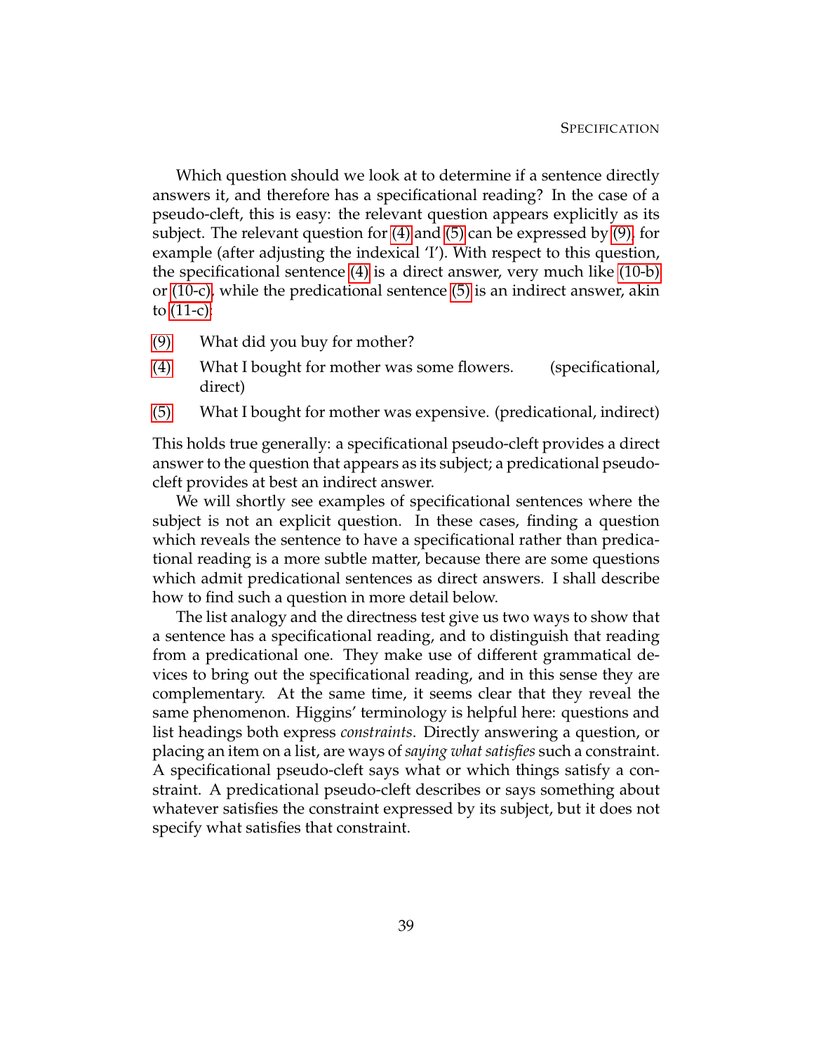Which question should we look at to determine if a sentence directly answers it, and therefore has a specificational reading? In the case of a pseudo-cleft, this is easy: the relevant question appears explicitly as its subject. The relevant question for (4) and (5) can be expressed by (9), for example (after adjusting the indexical 'I'). With respect to this question, the specificational sentence (4) is a direct answer, very much like (10-b) or (10-c), while the predicational sentence (5) is an indirect answer, akin to (11-c):

(9) What did you buy for mother?

(4) What I bought for mother was some flowers. (specificational, direct)

(5) What I bought for mother was expensive. (predicational, indirect)

This holds true generally: a specificational pseudo-cleft provides a direct answer to the question that appears as its subject; a predicational pseudo-cleft provides at best an indirect answer.

We will shortly see examples of specificational sentences where the subject is not an explicit question. In these cases, finding a question which reveals the sentence to have a specificational rather than predicational reading is a more subtle matter, because there are some questions which admit predicational sentences as direct answers. I shall describe how to find such a question in more detail below.

The list analogy and the directness test give us two ways to show that a sentence has a specificational reading, and to distinguish that reading from a predicational one. They make use of different grammatical devices to bring out the specificational reading, and in this sense they are complementary. At the same time, it seems clear that they reveal the same phenomenon. Higgins' terminology is helpful here: questions and list headings both express *constraints*. Directly answering a question, or placing an item on a list, are ways of *saying what satisfies* such a constraint. A specificational pseudo-cleft says what or which things satisfy a constraint. A predicational pseudo-cleft describes or says something about whatever satisfies the constraint expressed by its subject, but it does not specify what satisfies that constraint.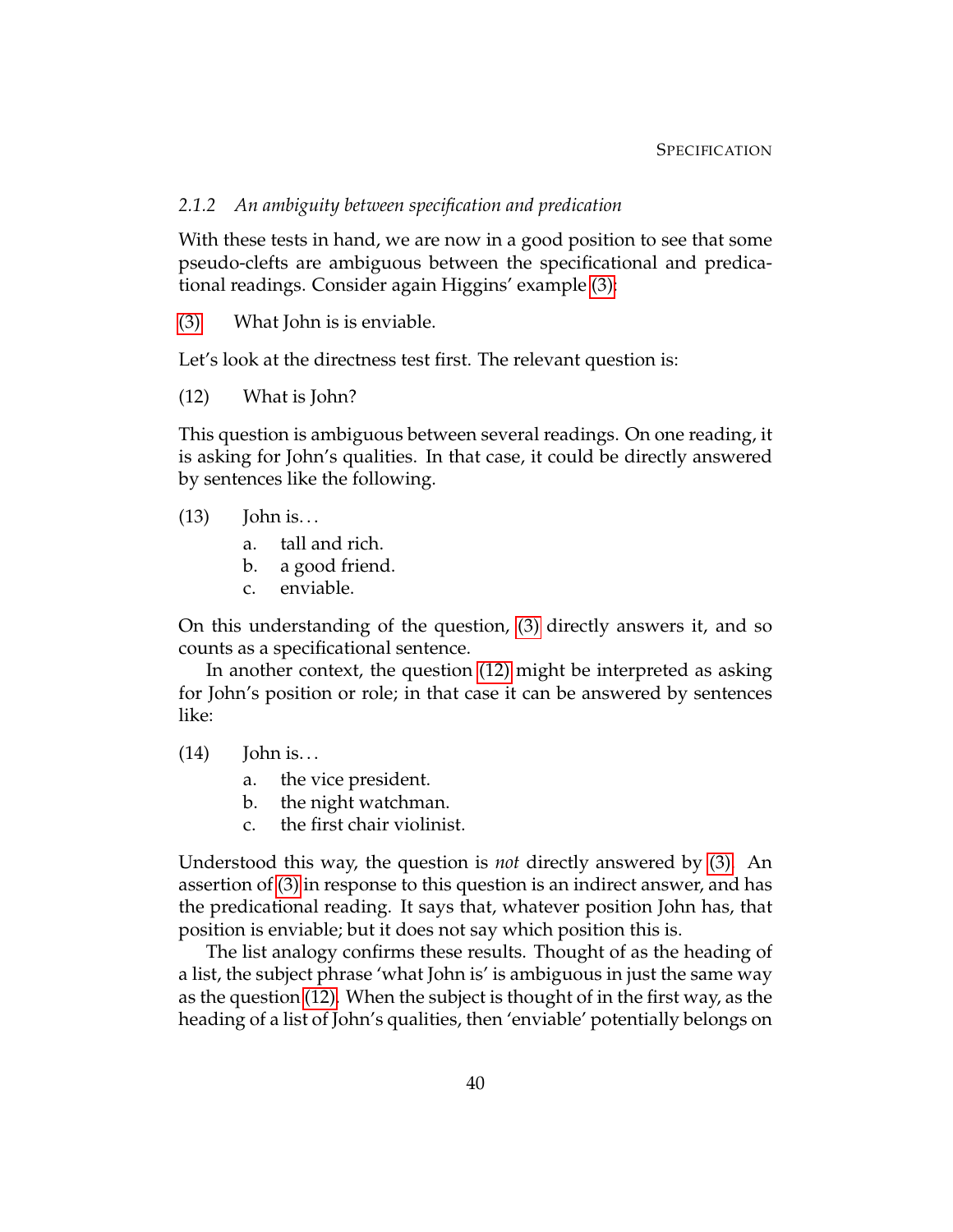### 2.1.2 *An ambiguity between specification and predication*

With these tests in hand, we are now in a good position to see that some pseudo-clefts are ambiguous between the specificational and predicational readings. Consider again Higgins' example (3):

(3) What John is is enviable.

Let's look at the directness test first. The relevant question is:

(12) What is John?

This question is ambiguous between several readings. On one reading, it is asking for John's qualities. In that case, it could be directly answered by sentences like the following.

(13) John is...
  a. tall and rich.
  b. a good friend.
  c. enviable.

On this understanding of the question, (3) directly answers it, and so counts as a specificational sentence.

In another context, the question (12) might be interpreted as asking for John's position or role; in that case it can be answered by sentences like:

(14) John is...
  a. the vice president.
  b. the night watchman.
  c. the first chair violinist.

Understood this way, the question is *not* directly answered by (3). An assertion of (3) in response to this question is an indirect answer, and has the predicational reading. It says that, whatever position John has, that position is enviable; but it does not say which position this is.

The list analogy confirms these results. Thought of as the heading of a list, the subject phrase 'what John is' is ambiguous in just the same way as the question (12). When the subject is thought of in the first way, as the heading of a list of John's qualities, then 'enviable' potentially belongs on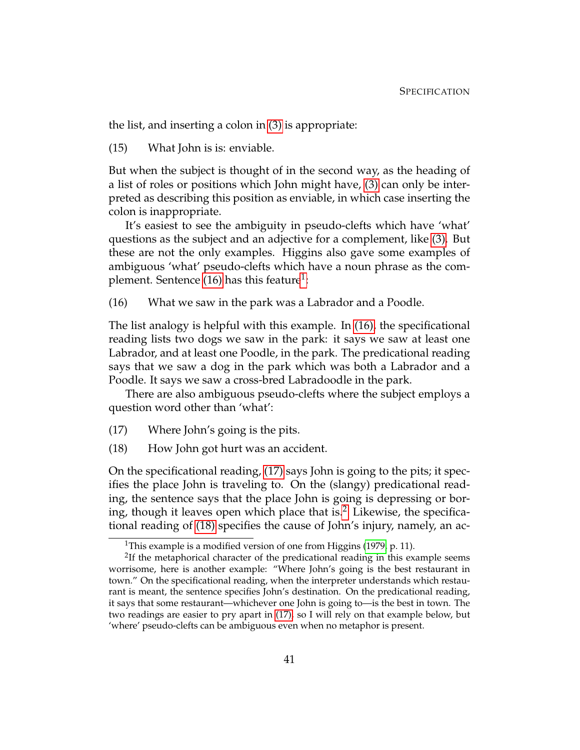the list, and inserting a colon in (3) is appropriate:

(15) What John is is: enviable.

But when the subject is thought of in the second way, as the heading of a list of roles or positions which John might have, (3) can only be interpreted as describing this position as enviable, in which case inserting the colon is inappropriate.

It's easiest to see the ambiguity in pseudo-clefts which have 'what' questions as the subject and an adjective for a complement, like (3). But these are not the only examples. Higgins also gave some examples of ambiguous 'what' pseudo-clefts which have a noun phrase as the complement. Sentence (16) has this feature[1]:

(16) What we saw in the park was a Labrador and a Poodle.

The list analogy is helpful with this example. In (16), the specificational reading lists two dogs we saw in the park: it says we saw at least one Labrador, and at least one Poodle, in the park. The predicational reading says that we saw a dog in the park which was both a Labrador and a Poodle. It says we saw a cross-bred Labradoodle in the park.

There are also ambiguous pseudo-clefts where the subject employs a question word other than 'what':

(17) Where John's going is the pits.

(18) How John got hurt was an accident.

On the specificational reading, (17) says John is going to the pits; it specifies the place John is traveling to. On the (slangy) predicational reading, the sentence says that the place John is going is depressing or boring, though it leaves open which place that is.[2] Likewise, the specificational reading of (18) specifies the cause of John's injury, namely, an ac-

---

[1] This example is a modified version of one from Higgins (1979, p. 11).

[2] If the metaphorical character of the predicational reading in this example seems worrisome, here is another example: "Where John's going is the best restaurant in town." On the specificational reading, when the interpreter understands which restaurant is meant, the sentence specifies John's destination. On the predicational reading, it says that some restaurant—whichever one John is going to—is the best in town. The two readings are easier to pry apart in (17), so I will rely on that example below, but 'where' pseudo-clefts can be ambiguous even when no metaphor is present.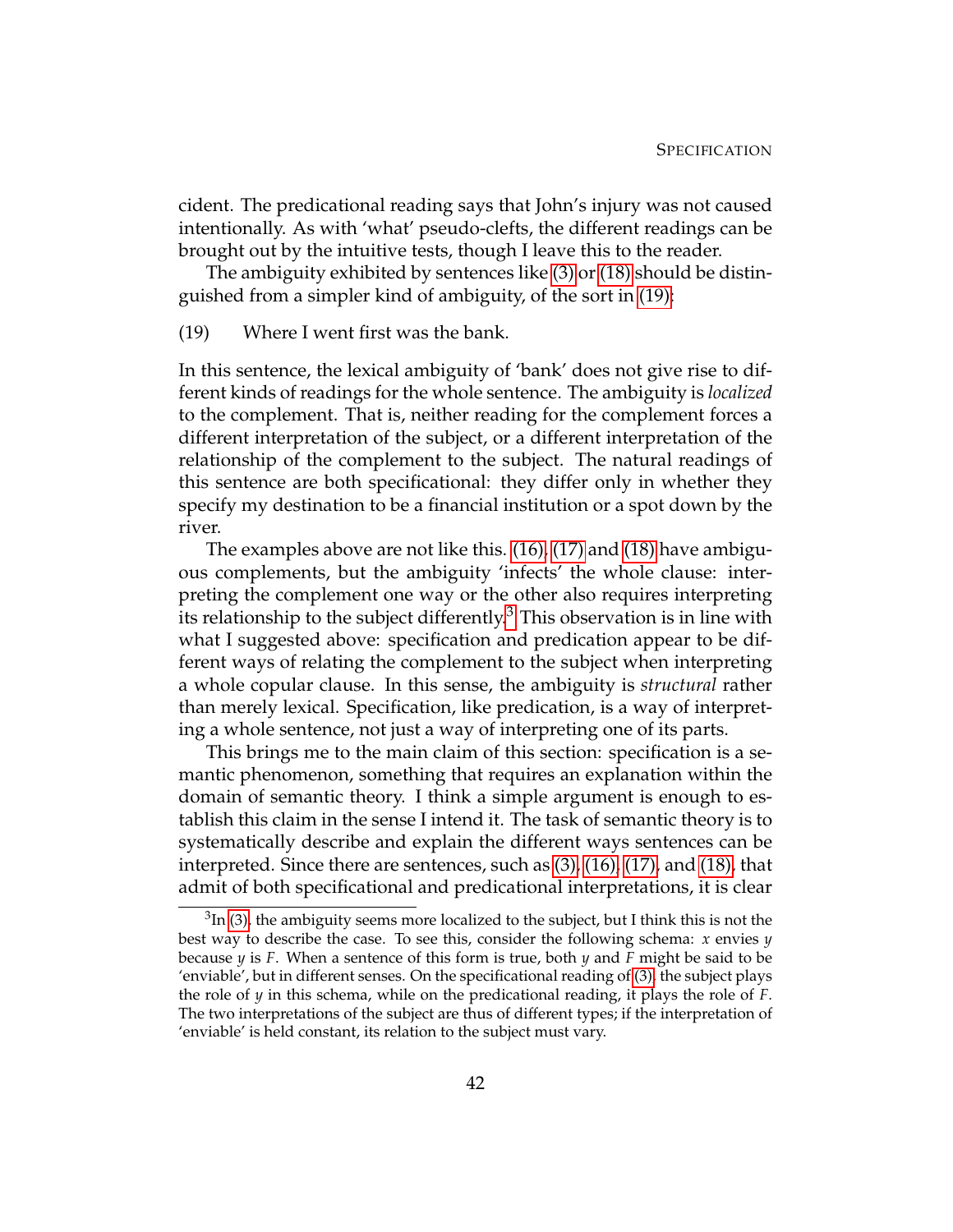cident. The predicational reading says that John's injury was not caused intentionally. As with 'what' pseudo-clefts, the different readings can be brought out by the intuitive tests, though I leave this to the reader.

The ambiguity exhibited by sentences like (3) or (18) should be distinguished from a simpler kind of ambiguity, of the sort in (19):

(19) Where I went first was the bank.

In this sentence, the lexical ambiguity of 'bank' does not give rise to different kinds of readings for the whole sentence. The ambiguity is *localized* to the complement. That is, neither reading for the complement forces a different interpretation of the subject, or a different interpretation of the relationship of the complement to the subject. The natural readings of this sentence are both specificational: they differ only in whether they specify my destination to be a financial institution or a spot down by the river.

The examples above are not like this. (16), (17) and (18) have ambiguous complements, but the ambiguity 'infects' the whole clause: interpreting the complement one way or the other also requires interpreting its relationship to the subject differently.[3] This observation is in line with what I suggested above: specification and predication appear to be different ways of relating the complement to the subject when interpreting a whole copular clause. In this sense, the ambiguity is *structural* rather than merely lexical. Specification, like predication, is a way of interpreting a whole sentence, not just a way of interpreting one of its parts.

This brings me to the main claim of this section: specification is a semantic phenomenon, something that requires an explanation within the domain of semantic theory. I think a simple argument is enough to establish this claim in the sense I intend it. The task of semantic theory is to systematically describe and explain the different ways sentences can be interpreted. Since there are sentences, such as (3), (16), (17), and (18), that admit of both specificational and predicational interpretations, it is clear

---

[3] In (3), the ambiguity seems more localized to the subject, but I think this is not the best way to describe the case. To see this, consider the following schema: $x$ envies $y$ because $y$ is $F$. When a sentence of this form is true, both $y$ and $F$ might be said to be 'enviable', but in different senses. On the specificational reading of (3), the subject plays the role of $y$ in this schema, while on the predicational reading, it plays the role of $F$. The two interpretations of the subject are thus of different types; if the interpretation of 'enviable' is held constant, its relation to the subject must vary.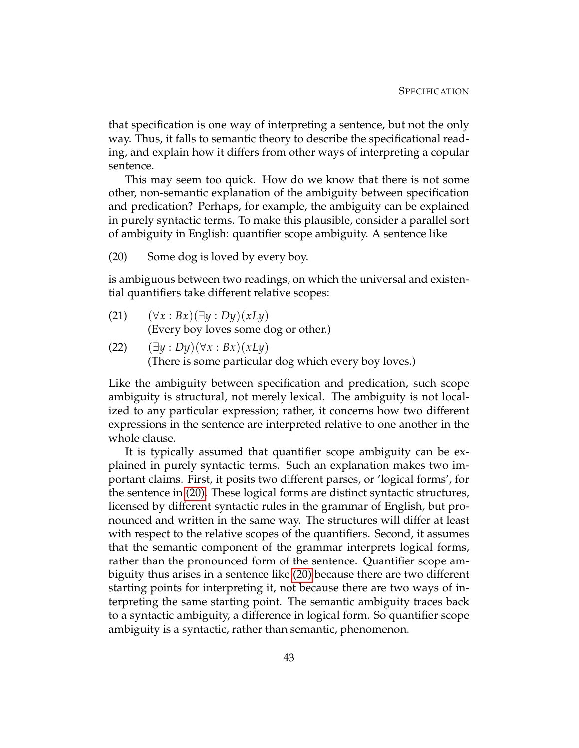that specification is one way of interpreting a sentence, but not the only way. Thus, it falls to semantic theory to describe the specificational reading, and explain how it differs from other ways of interpreting a copular sentence.

This may seem too quick. How do we know that there is not some other, non-semantic explanation of the ambiguity between specification and predication? Perhaps, for example, the ambiguity can be explained in purely syntactic terms. To make this plausible, consider a parallel sort of ambiguity in English: quantifier scope ambiguity. A sentence like

(20) Some dog is loved by every boy.

is ambiguous between two readings, on which the universal and existential quantifiers take different relative scopes:

(21) $(\forall x : Bx)(\exists y : Dy)(xLy)$
(Every boy loves some dog or other.)

(22) $(\exists y : Dy)(\forall x : Bx)(xLy)$
(There is some particular dog which every boy loves.)

Like the ambiguity between specification and predication, such scope ambiguity is structural, not merely lexical. The ambiguity is not localized to any particular expression; rather, it concerns how two different expressions in the sentence are interpreted relative to one another in the whole clause.

It is typically assumed that quantifier scope ambiguity can be explained in purely syntactic terms. Such an explanation makes two important claims. First, it posits two different parses, or 'logical forms', for the sentence in (20). These logical forms are distinct syntactic structures, licensed by different syntactic rules in the grammar of English, but pronounced and written in the same way. The structures will differ at least with respect to the relative scopes of the quantifiers. Second, it assumes that the semantic component of the grammar interprets logical forms, rather than the pronounced form of the sentence. Quantifier scope ambiguity thus arises in a sentence like (20) because there are two different starting points for interpreting it, not because there are two ways of interpreting the same starting point. The semantic ambiguity traces back to a syntactic ambiguity, a difference in logical form. So quantifier scope ambiguity is a syntactic, rather than semantic, phenomenon.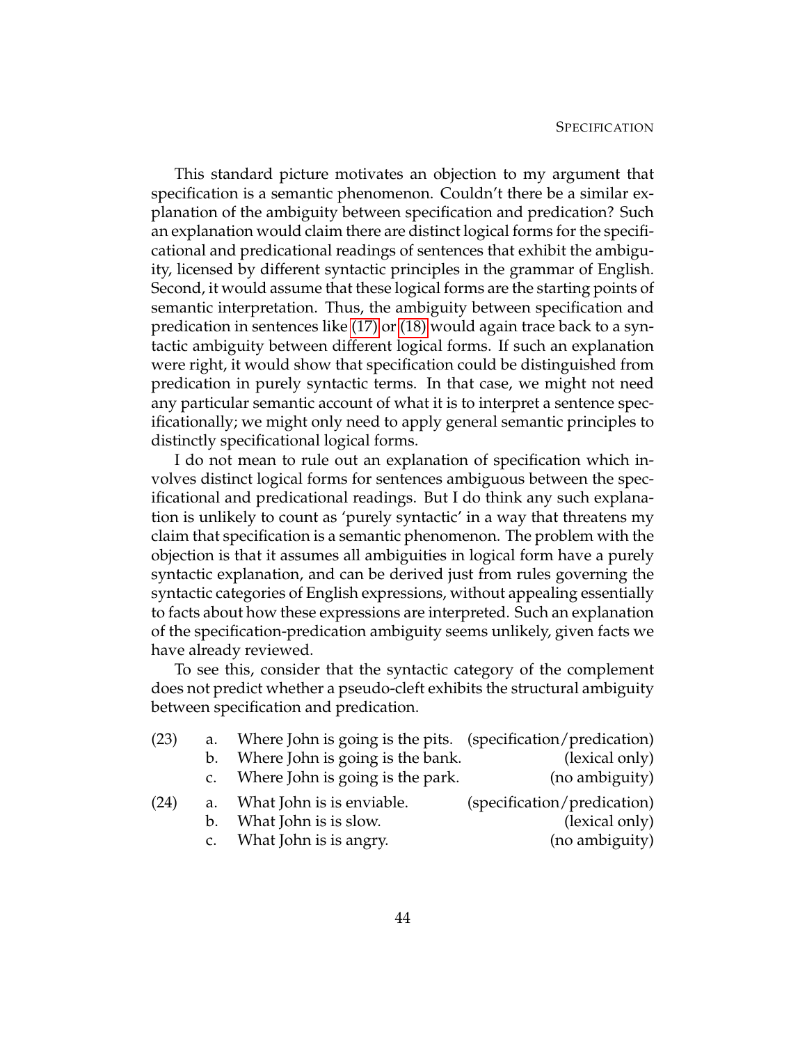This standard picture motivates an objection to my argument that specification is a semantic phenomenon. Couldn't there be a similar explanation of the ambiguity between specification and predication? Such an explanation would claim there are distinct logical forms for the specificational and predicational readings of sentences that exhibit the ambiguity, licensed by different syntactic principles in the grammar of English. Second, it would assume that these logical forms are the starting points of semantic interpretation. Thus, the ambiguity between specification and predication in sentences like (17) or (18) would again trace back to a syntactic ambiguity between different logical forms. If such an explanation were right, it would show that specification could be distinguished from predication in purely syntactic terms. In that case, we might not need any particular semantic account of what it is to interpret a sentence specificationally; we might only need to apply general semantic principles to distinctly specificational logical forms.

I do not mean to rule out an explanation of specification which involves distinct logical forms for sentences ambiguous between the specificational and predicational readings. But I do think any such explanation is unlikely to count as 'purely syntactic' in a way that threatens my claim that specification is a semantic phenomenon. The problem with the objection is that it assumes all ambiguities in logical form have a purely syntactic explanation, and can be derived just from rules governing the syntactic categories of English expressions, without appealing essentially to facts about how these expressions are interpreted. Such an explanation of the specification-predication ambiguity seems unlikely, given facts we have already reviewed.

To see this, consider that the syntactic category of the complement does not predict whether a pseudo-cleft exhibits the structural ambiguity between specification and predication.

(23)
  a. Where John is going is the pits. (specification/predication)
  b. Where John is going is the bank. (lexical only)
  c. Where John is going is the park. (no ambiguity)

(24)
  a. What John is is enviable. (specification/predication)
  b. What John is is slow. (lexical only)
  c. What John is is angry. (no ambiguity)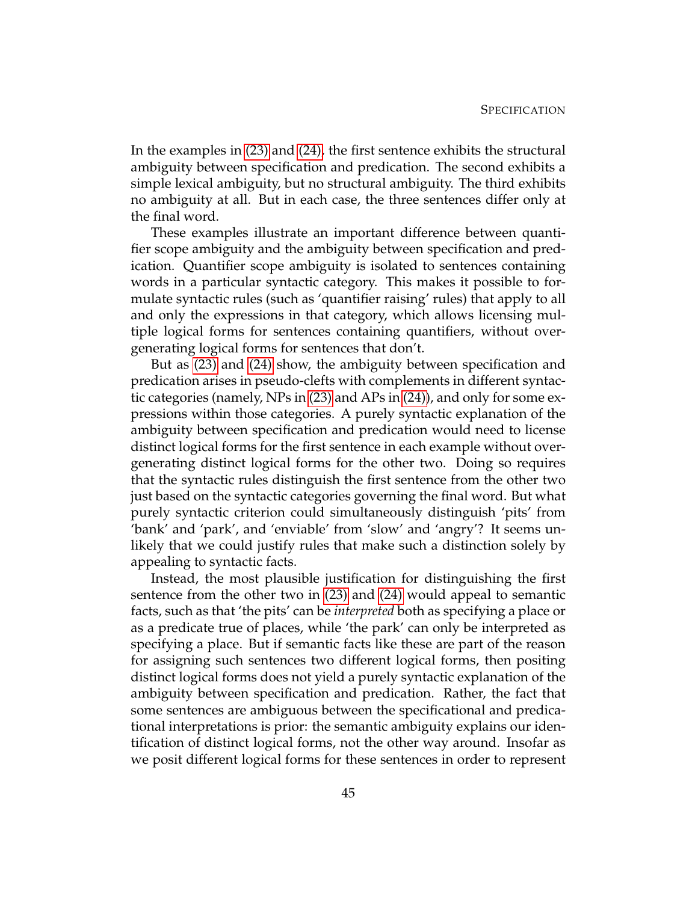In the examples in (23) and (24), the first sentence exhibits the structural ambiguity between specification and predication. The second exhibits a simple lexical ambiguity, but no structural ambiguity. The third exhibits no ambiguity at all. But in each case, the three sentences differ only at the final word.

These examples illustrate an important difference between quantifier scope ambiguity and the ambiguity between specification and predication. Quantifier scope ambiguity is isolated to sentences containing words in a particular syntactic category. This makes it possible to formulate syntactic rules (such as 'quantifier raising' rules) that apply to all and only the expressions in that category, which allows licensing multiple logical forms for sentences containing quantifiers, without overgenerating logical forms for sentences that don't.

But as (23) and (24) show, the ambiguity between specification and predication arises in pseudo-clefts with complements in different syntactic categories (namely, NPs in (23) and APs in (24)), and only for some expressions within those categories. A purely syntactic explanation of the ambiguity between specification and predication would need to license distinct logical forms for the first sentence in each example without overgenerating distinct logical forms for the other two. Doing so requires that the syntactic rules distinguish the first sentence from the other two just based on the syntactic categories governing the final word. But what purely syntactic criterion could simultaneously distinguish 'pits' from 'bank' and 'park', and 'enviable' from 'slow' and 'angry'? It seems unlikely that we could justify rules that make such a distinction solely by appealing to syntactic facts.

Instead, the most plausible justification for distinguishing the first sentence from the other two in (23) and (24) would appeal to semantic facts, such as that 'the pits' can be *interpreted* both as specifying a place or as a predicate true of places, while 'the park' can only be interpreted as specifying a place. But if semantic facts like these are part of the reason for assigning such sentences two different logical forms, then positing distinct logical forms does not yield a purely syntactic explanation of the ambiguity between specification and predication. Rather, the fact that some sentences are ambiguous between the specificational and predicational interpretations is prior: the semantic ambiguity explains our identification of distinct logical forms, not the other way around. Insofar as we posit different logical forms for these sentences in order to represent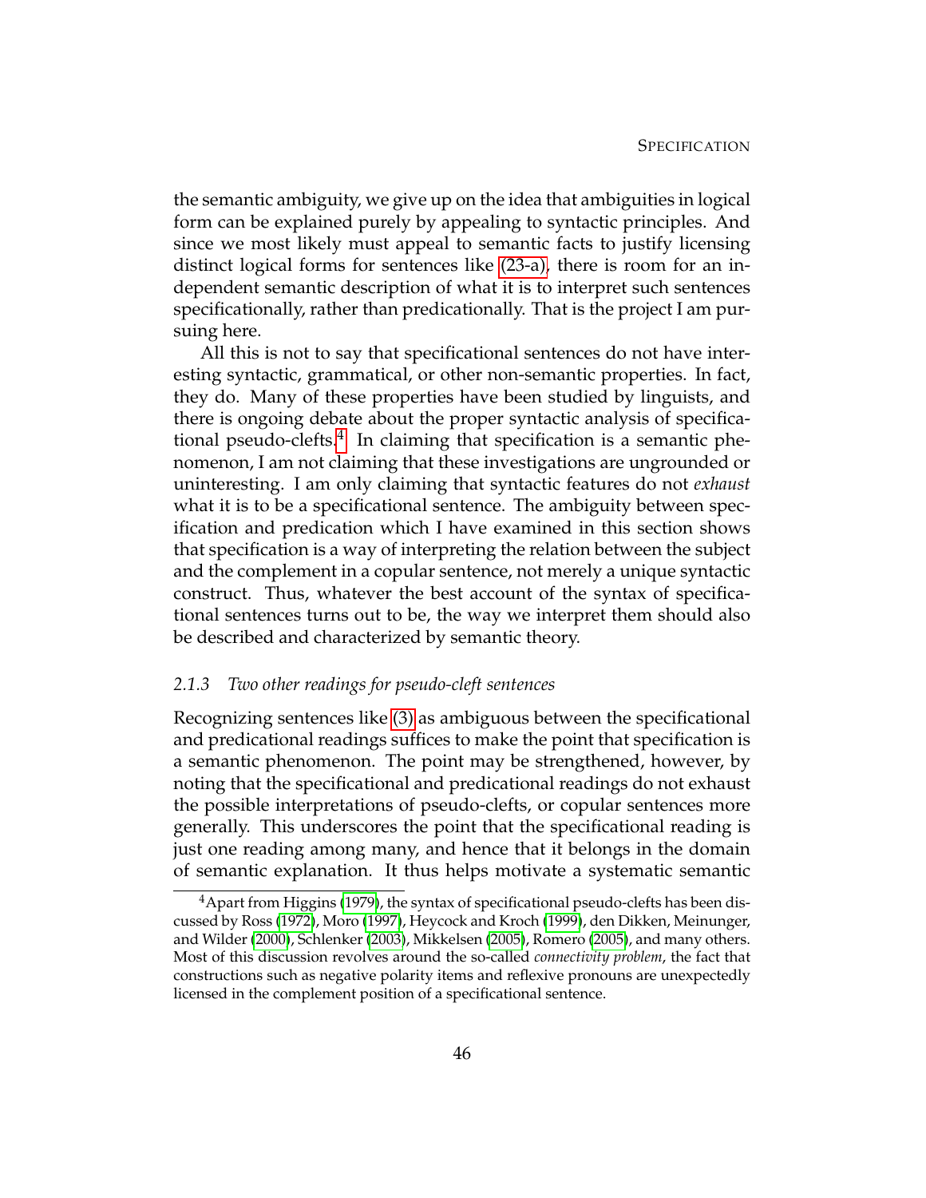the semantic ambiguity, we give up on the idea that ambiguities in logical form can be explained purely by appealing to syntactic principles. And since we most likely must appeal to semantic facts to justify licensing distinct logical forms for sentences like (23-a), there is room for an independent semantic description of what it is to interpret such sentences specificationally, rather than predicationally. That is the project I am pursuing here.

All this is not to say that specificational sentences do not have interesting syntactic, grammatical, or other non-semantic properties. In fact, they do. Many of these properties have been studied by linguists, and there is ongoing debate about the proper syntactic analysis of specificational pseudo-clefts.[4] In claiming that specification is a semantic phenomenon, I am not claiming that these investigations are ungrounded or uninteresting. I am only claiming that syntactic features do not *exhaust* what it is to be a specificational sentence. The ambiguity between specification and predication which I have examined in this section shows that specification is a way of interpreting the relation between the subject and the complement in a copular sentence, not merely a unique syntactic construct. Thus, whatever the best account of the syntax of specificational sentences turns out to be, the way we interpret them should also be described and characterized by semantic theory.

### 2.1.3 *Two other readings for pseudo-cleft sentences*

Recognizing sentences like (3) as ambiguous between the specificational and predicational readings suffices to make the point that specification is a semantic phenomenon. The point may be strengthened, however, by noting that the specificational and predicational readings do not exhaust the possible interpretations of pseudo-clefts, or copular sentences more generally. This underscores the point that the specificational reading is just one reading among many, and hence that it belongs in the domain of semantic explanation. It thus helps motivate a systematic semantic

[4] Apart from Higgins (1979), the syntax of specificational pseudo-clefts has been discussed by Ross (1972), Moro (1997), Heycock and Kroch (1999), den Dikken, Meinunger, and Wilder (2000), Schlenker (2003), Mikkelsen (2005), Romero (2005), and many others. Most of this discussion revolves around the so-called *connectivity problem*, the fact that constructions such as negative polarity items and reflexive pronouns are unexpectedly licensed in the complement position of a specificational sentence.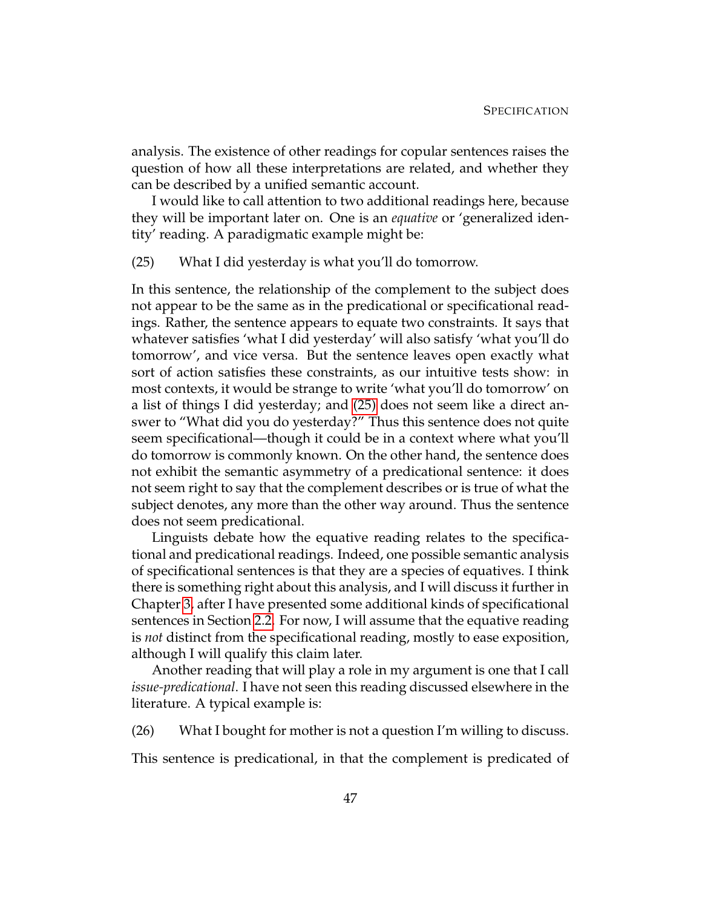analysis. The existence of other readings for copular sentences raises the question of how all these interpretations are related, and whether they can be described by a unified semantic account.

I would like to call attention to two additional readings here, because they will be important later on. One is an *equative* or 'generalized identity' reading. A paradigmatic example might be:

(25) What I did yesterday is what you'll do tomorrow.

In this sentence, the relationship of the complement to the subject does not appear to be the same as in the predicational or specificational readings. Rather, the sentence appears to equate two constraints. It says that whatever satisfies 'what I did yesterday' will also satisfy 'what you'll do tomorrow', and vice versa. But the sentence leaves open exactly what sort of action satisfies these constraints, as our intuitive tests show: in most contexts, it would be strange to write 'what you'll do tomorrow' on a list of things I did yesterday; and (25) does not seem like a direct answer to "What did you do yesterday?" Thus this sentence does not quite seem specificational—though it could be in a context where what you'll do tomorrow is commonly known. On the other hand, the sentence does not exhibit the semantic asymmetry of a predicational sentence: it does not seem right to say that the complement describes or is true of what the subject denotes, any more than the other way around. Thus the sentence does not seem predicational.

Linguists debate how the equative reading relates to the specificational and predicational readings. Indeed, one possible semantic analysis of specificational sentences is that they are a species of equatives. I think there is something right about this analysis, and I will discuss it further in Chapter 3, after I have presented some additional kinds of specificational sentences in Section 2.2. For now, I will assume that the equative reading is *not* distinct from the specificational reading, mostly to ease exposition, although I will qualify this claim later.

Another reading that will play a role in my argument is one that I call *issue-predicational*. I have not seen this reading discussed elsewhere in the literature. A typical example is:

(26) What I bought for mother is not a question I'm willing to discuss.

This sentence is predicational, in that the complement is predicated of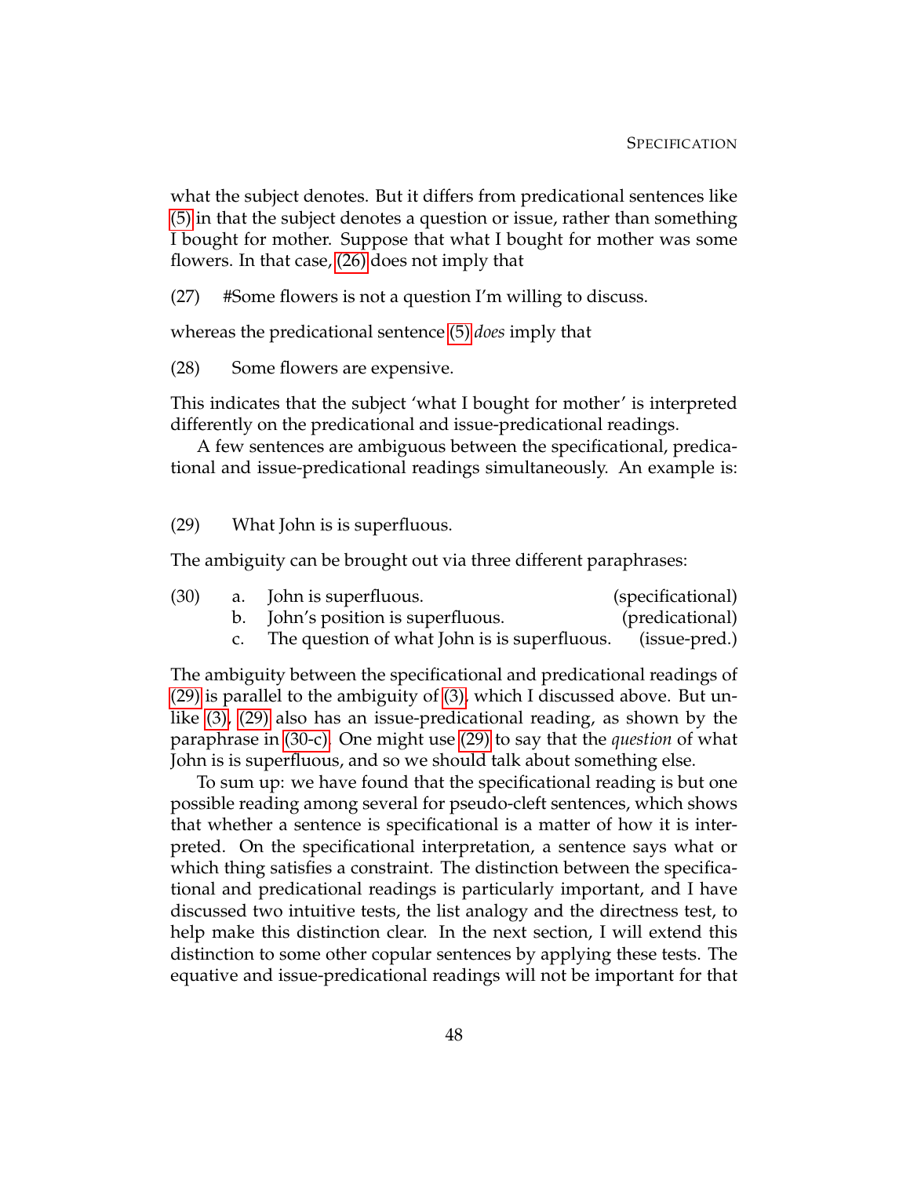what the subject denotes. But it differs from predicational sentences like (5) in that the subject denotes a question or issue, rather than something I bought for mother. Suppose that what I bought for mother was some flowers. In that case, (26) does not imply that

(27) #Some flowers is not a question I'm willing to discuss.

whereas the predicational sentence (5) *does* imply that

(28) Some flowers are expensive.

This indicates that the subject 'what I bought for mother' is interpreted differently on the predicational and issue-predicational readings.

A few sentences are ambiguous between the specificational, predicational and issue-predicational readings simultaneously. An example is:

(29) What John is is superfluous.

The ambiguity can be brought out via three different paraphrases:

(30) a. John is superfluous. (specificational)
   b. John's position is superfluous. (predicational)
   c. The question of what John is is superfluous. (issue-pred.)

The ambiguity between the specificational and predicational readings of (29) is parallel to the ambiguity of (3), which I discussed above. But unlike (3), (29) also has an issue-predicational reading, as shown by the paraphrase in (30-c). One might use (29) to say that the *question* of what John is is superfluous, and so we should talk about something else.

To sum up: we have found that the specificational reading is but one possible reading among several for pseudo-cleft sentences, which shows that whether a sentence is specificational is a matter of how it is interpreted. On the specificational interpretation, a sentence says what or which thing satisfies a constraint. The distinction between the specificational and predicational readings is particularly important, and I have discussed two intuitive tests, the list analogy and the directness test, to help make this distinction clear. In the next section, I will extend this distinction to some other copular sentences by applying these tests. The equative and issue-predicational readings will not be important for that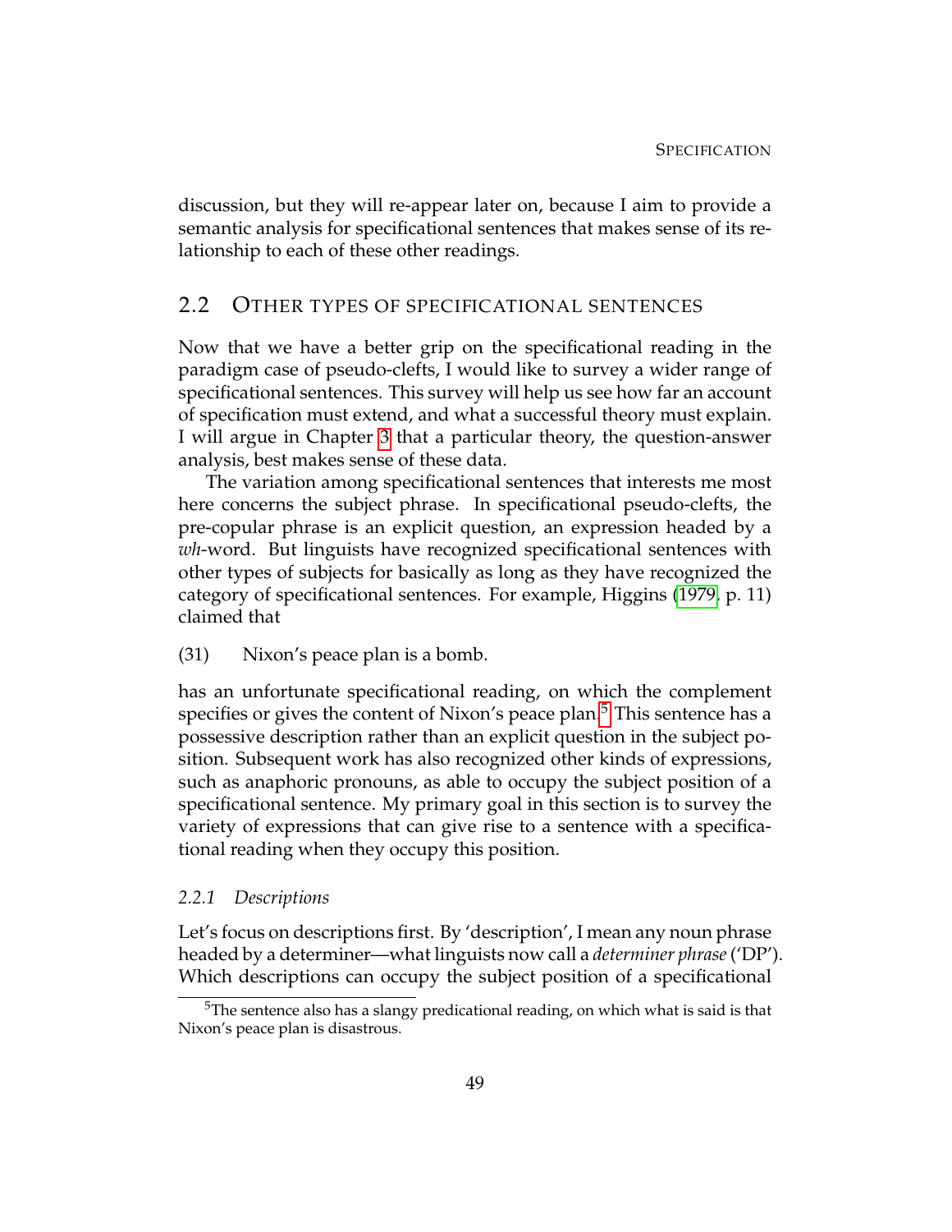discussion, but they will re-appear later on, because I aim to provide a semantic analysis for specificational sentences that makes sense of its relationship to each of these other readings.

## 2.2 Other types of specificational sentences

Now that we have a better grip on the specificational reading in the paradigm case of pseudo-clefts, I would like to survey a wider range of specificational sentences. This survey will help us see how far an account of specification must extend, and what a successful theory must explain. I will argue in Chapter 3 that a particular theory, the question-answer analysis, best makes sense of these data.

The variation among specificational sentences that interests me most here concerns the subject phrase. In specificational pseudo-clefts, the pre-copular phrase is an explicit question, an expression headed by a *wh*-word. But linguists have recognized specificational sentences with other types of subjects for basically as long as they have recognized the category of specificational sentences. For example, Higgins (1979, p. 11) claimed that

(31) Nixon's peace plan is a bomb.

has an unfortunate specificational reading, on which the complement specifies or gives the content of Nixon's peace plan.[5] This sentence has a possessive description rather than an explicit question in the subject position. Subsequent work has also recognized other kinds of expressions, such as anaphoric pronouns, as able to occupy the subject position of a specificational sentence. My primary goal in this section is to survey the variety of expressions that can give rise to a sentence with a specificational reading when they occupy this position.

### 2.2.1 *Descriptions*

Let's focus on descriptions first. By 'description', I mean any noun phrase headed by a determiner—what linguists now call a *determiner phrase* ('DP'). Which descriptions can occupy the subject position of a specificational

[5] The sentence also has a slangy predicational reading, on which what is said is that Nixon's peace plan is disastrous.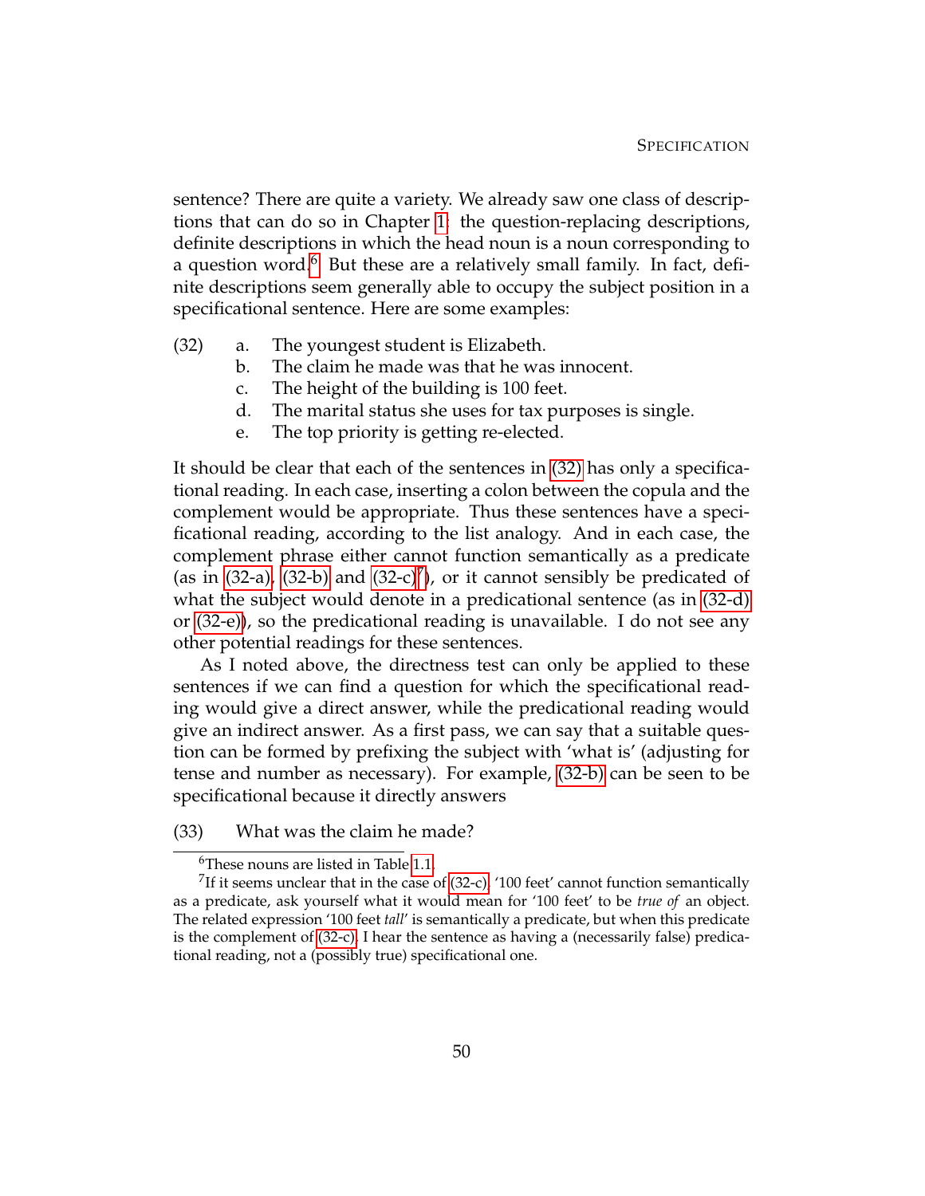sentence? There are quite a variety. We already saw one class of descriptions that can do so in Chapter 1: the question-replacing descriptions, definite descriptions in which the head noun is a noun corresponding to a question word.[6] But these are a relatively small family. In fact, definite descriptions seem generally able to occupy the subject position in a specificational sentence. Here are some examples:

(32)
a. The youngest student is Elizabeth.
b. The claim he made was that he was innocent.
c. The height of the building is 100 feet.
d. The marital status she uses for tax purposes is single.
e. The top priority is getting re-elected.

It should be clear that each of the sentences in (32) has only a specificational reading. In each case, inserting a colon between the copula and the complement would be appropriate. Thus these sentences have a specificational reading, according to the list analogy. And in each case, the complement phrase either cannot function semantically as a predicate (as in (32-a), (32-b) and (32-c)[7]), or it cannot sensibly be predicated of what the subject would denote in a predicational sentence (as in (32-d) or (32-e)), so the predicational reading is unavailable. I do not see any other potential readings for these sentences.

As I noted above, the directness test can only be applied to these sentences if we can find a question for which the specificational reading would give a direct answer, while the predicational reading would give an indirect answer. As a first pass, we can say that a suitable question can be formed by prefixing the subject with 'what is' (adjusting for tense and number as necessary). For example, (32-b) can be seen to be specificational because it directly answers

(33) What was the claim he made?

[6] These nouns are listed in Table 1.1.

[7] If it seems unclear that in the case of (32-c), '100 feet' cannot function semantically as a predicate, ask yourself what it would mean for '100 feet' to be *true of* an object. The related expression '100 feet *tall*' is semantically a predicate, but when this predicate is the complement of (32-c), I hear the sentence as having a (necessarily false) predicational reading, not a (possibly true) specificational one.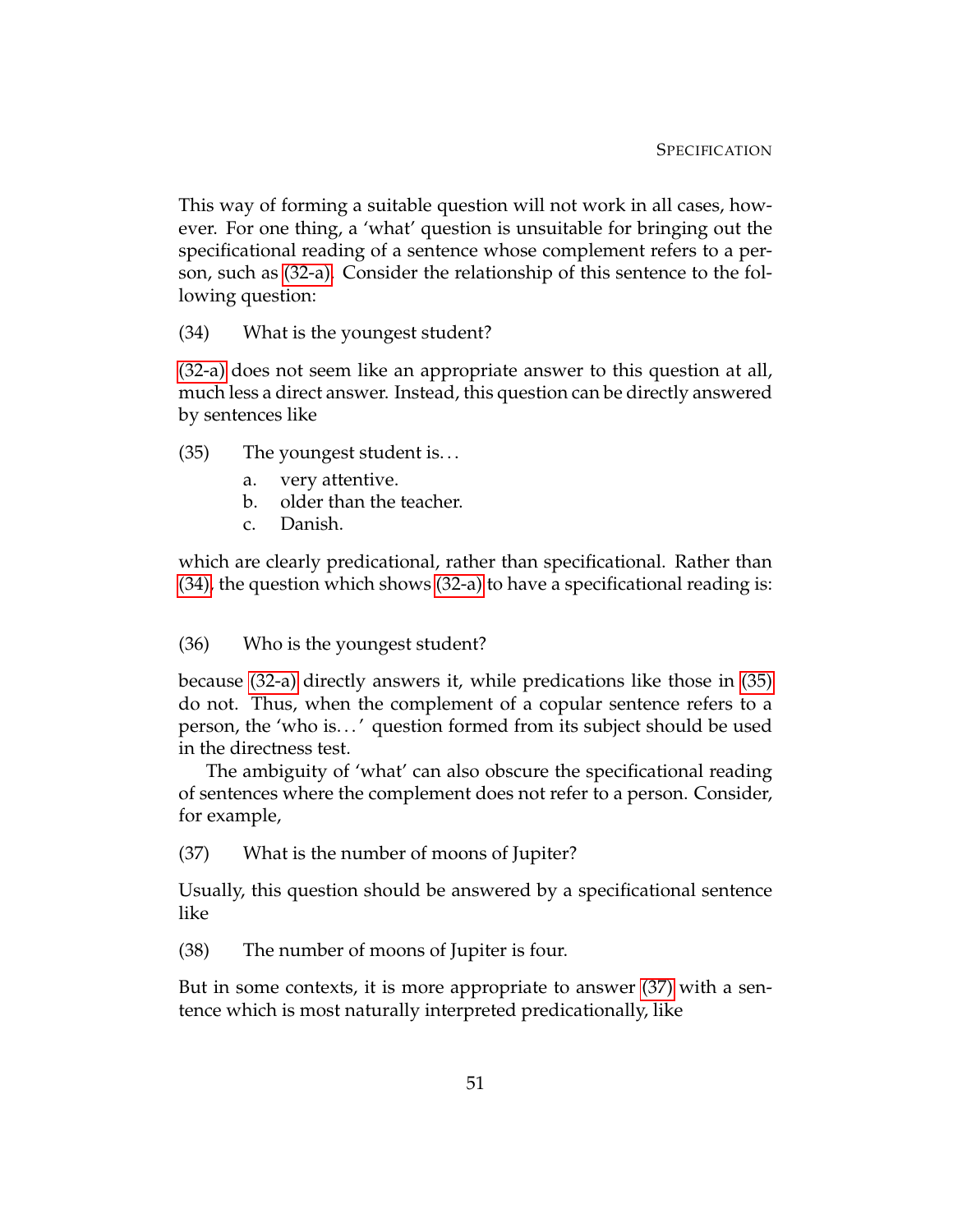This way of forming a suitable question will not work in all cases, however. For one thing, a 'what' question is unsuitable for bringing out the specificational reading of a sentence whose complement refers to a person, such as (32-a). Consider the relationship of this sentence to the following question:

(34) What is the youngest student?

(32-a) does not seem like an appropriate answer to this question at all, much less a direct answer. Instead, this question can be directly answered by sentences like

(35) The youngest student is…
  a. very attentive.
  b. older than the teacher.
  c. Danish.

which are clearly predicational, rather than specificational. Rather than (34), the question which shows (32-a) to have a specificational reading is:

(36) Who is the youngest student?

because (32-a) directly answers it, while predications like those in (35) do not. Thus, when the complement of a copular sentence refers to a person, the 'who is…' question formed from its subject should be used in the directness test.

The ambiguity of 'what' can also obscure the specificational reading of sentences where the complement does not refer to a person. Consider, for example,

(37) What is the number of moons of Jupiter?

Usually, this question should be answered by a specificational sentence like

(38) The number of moons of Jupiter is four.

But in some contexts, it is more appropriate to answer (37) with a sentence which is most naturally interpreted predicationally, like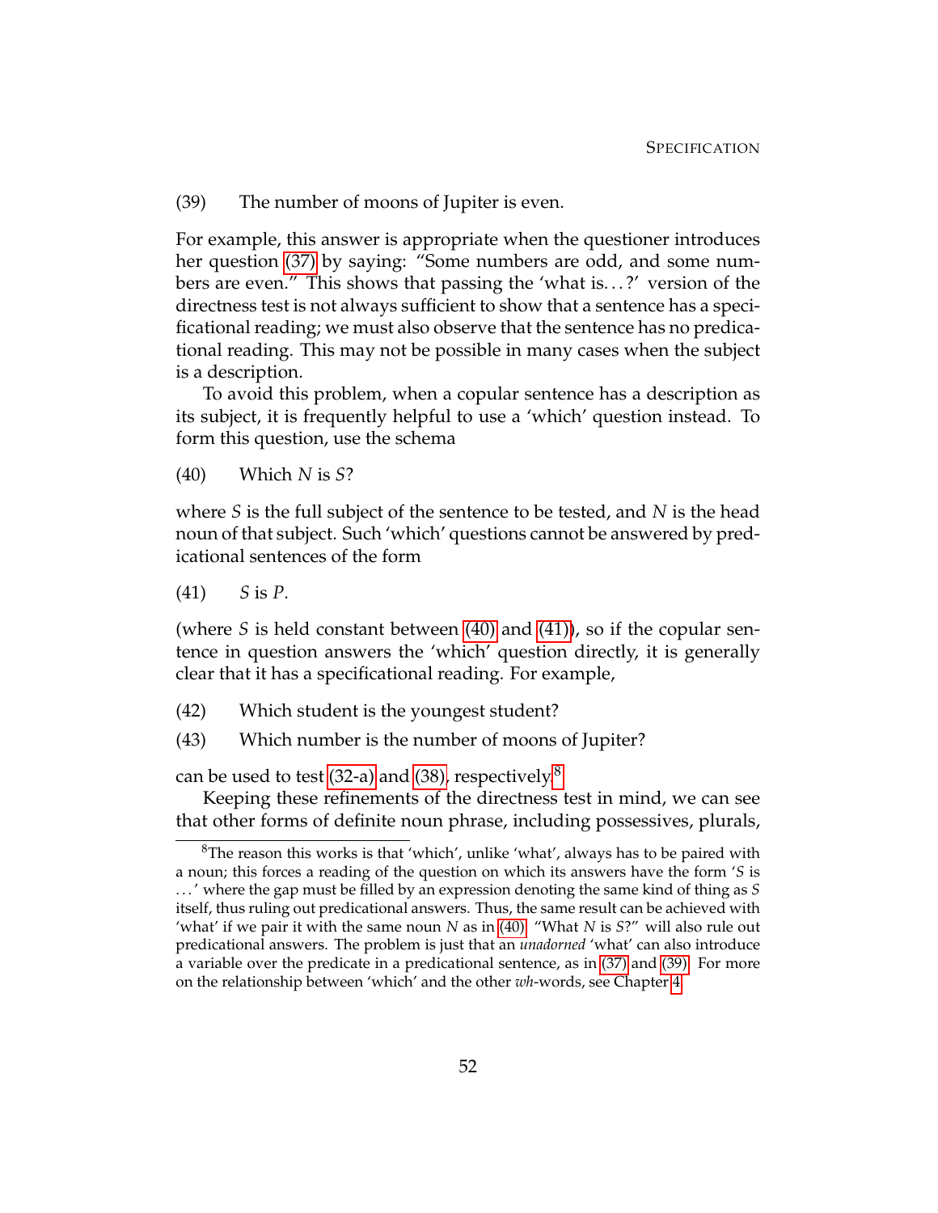(39) The number of moons of Jupiter is even.

For example, this answer is appropriate when the questioner introduces her question (37) by saying: "Some numbers are odd, and some numbers are even." This shows that passing the 'what is. . . ?' version of the directness test is not always sufficient to show that a sentence has a specificational reading; we must also observe that the sentence has no predicational reading. This may not be possible in many cases when the subject is a description.

To avoid this problem, when a copular sentence has a description as its subject, it is frequently helpful to use a 'which' question instead. To form this question, use the schema

(40) Which *N* is *S*?

where *S* is the full subject of the sentence to be tested, and *N* is the head noun of that subject. Such 'which' questions cannot be answered by predicational sentences of the form

(41) *S* is *P*.

(where *S* is held constant between (40) and (41)), so if the copular sentence in question answers the 'which' question directly, it is generally clear that it has a specificational reading. For example,

(42) Which student is the youngest student?

(43) Which number is the number of moons of Jupiter?

can be used to test (32-a) and (38), respectively.[8]

Keeping these refinements of the directness test in mind, we can see that other forms of definite noun phrase, including possessives, plurals,

[8] The reason this works is that 'which', unlike 'what', always has to be paired with a noun; this forces a reading of the question on which its answers have the form '*S* is . . . ' where the gap must be filled by an expression denoting the same kind of thing as *S* itself, thus ruling out predicational answers. Thus, the same result can be achieved with 'what' if we pair it with the same noun *N* as in (40): "What *N* is *S*?" will also rule out predicational answers. The problem is just that an *unadorned* 'what' can also introduce a variable over the predicate in a predicational sentence, as in (37) and (39). For more on the relationship between 'which' and the other *wh*-words, see Chapter 4.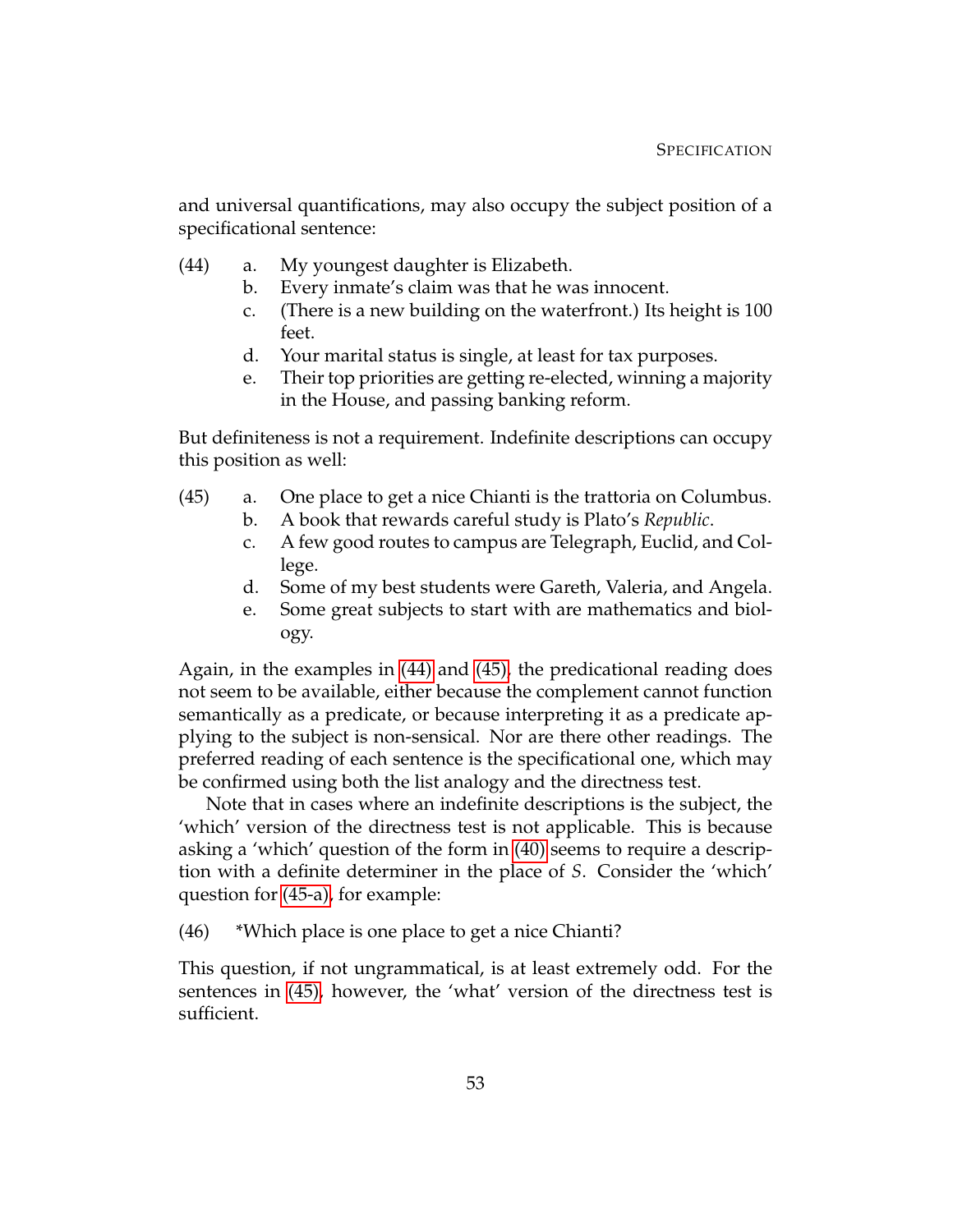and universal quantifications, may also occupy the subject position of a specificational sentence:

(44)
a. My youngest daughter is Elizabeth.
b. Every inmate's claim was that he was innocent.
c. (There is a new building on the waterfront.) Its height is 100 feet.
d. Your marital status is single, at least for tax purposes.
e. Their top priorities are getting re-elected, winning a majority in the House, and passing banking reform.

But definiteness is not a requirement. Indefinite descriptions can occupy this position as well:

(45)
a. One place to get a nice Chianti is the trattoria on Columbus.
b. A book that rewards careful study is Plato's *Republic*.
c. A few good routes to campus are Telegraph, Euclid, and College.
d. Some of my best students were Gareth, Valeria, and Angela.
e. Some great subjects to start with are mathematics and biology.

Again, in the examples in (44) and (45), the predicational reading does not seem to be available, either because the complement cannot function semantically as a predicate, or because interpreting it as a predicate applying to the subject is non-sensical. Nor are there other readings. The preferred reading of each sentence is the specificational one, which may be confirmed using both the list analogy and the directness test.

Note that in cases where an indefinite descriptions is the subject, the 'which' version of the directness test is not applicable. This is because asking a 'which' question of the form in (40) seems to require a description with a definite determiner in the place of *S*. Consider the 'which' question for (45-a), for example:

(46) *Which place is one place to get a nice Chianti?

This question, if not ungrammatical, is at least extremely odd. For the sentences in (45), however, the 'what' version of the directness test is sufficient.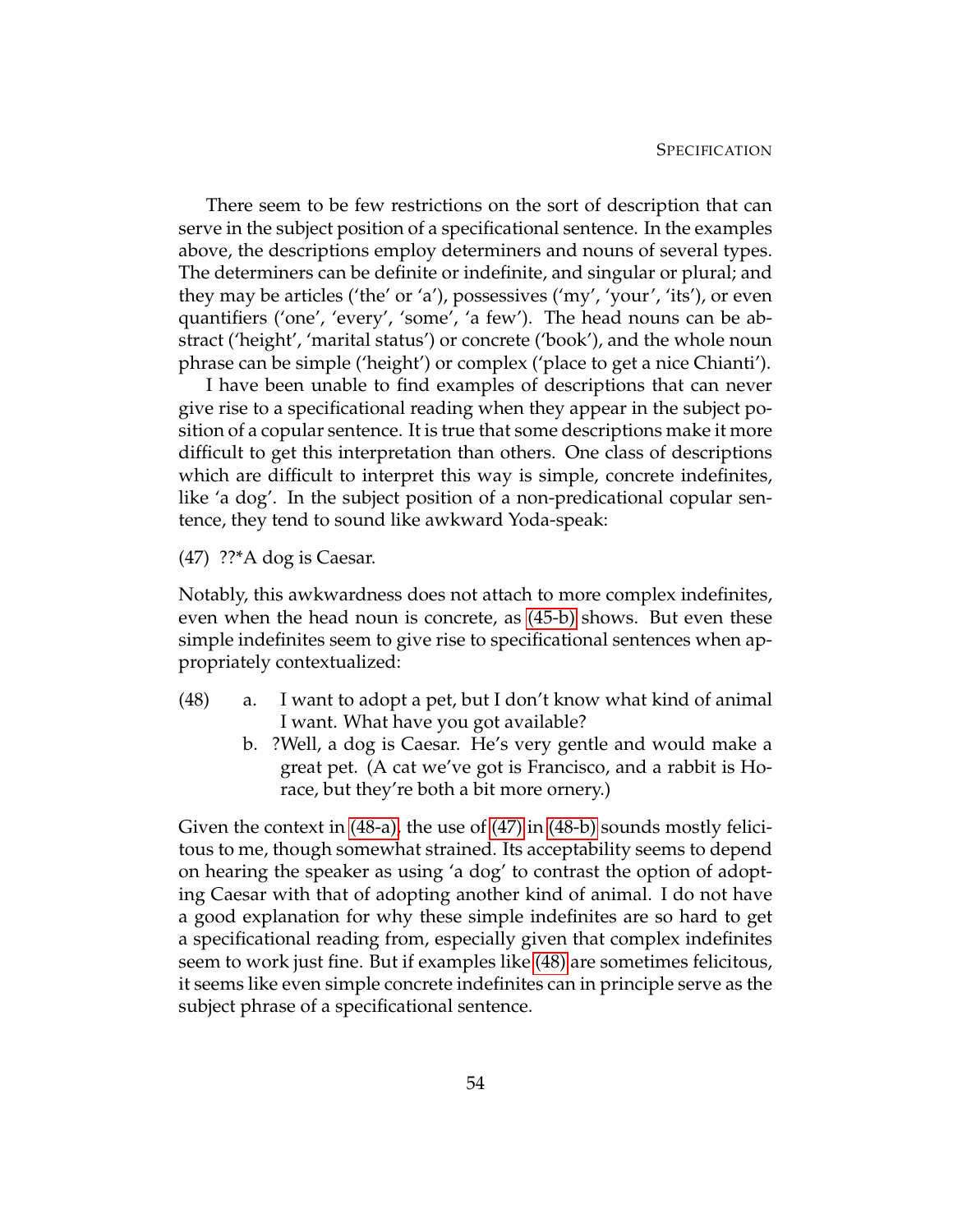There seem to be few restrictions on the sort of description that can serve in the subject position of a specificational sentence. In the examples above, the descriptions employ determiners and nouns of several types. The determiners can be definite or indefinite, and singular or plural; and they may be articles ('the' or 'a'), possessives ('my', 'your', 'its'), or even quantifiers ('one', 'every', 'some', 'a few'). The head nouns can be abstract ('height', 'marital status') or concrete ('book'), and the whole noun phrase can be simple ('height') or complex ('place to get a nice Chianti').

I have been unable to find examples of descriptions that can never give rise to a specificational reading when they appear in the subject position of a copular sentence. It is true that some descriptions make it more difficult to get this interpretation than others. One class of descriptions which are difficult to interpret this way is simple, concrete indefinites, like 'a dog'. In the subject position of a non-predicational copular sentence, they tend to sound like awkward Yoda-speak:

(47) ??*A dog is Caesar.

Notably, this awkwardness does not attach to more complex indefinites, even when the head noun is concrete, as (45-b) shows. But even these simple indefinites seem to give rise to specificational sentences when appropriately contextualized:

(48)
a. I want to adopt a pet, but I don't know what kind of animal I want. What have you got available?
b. ?Well, a dog is Caesar. He's very gentle and would make a great pet. (A cat we've got is Francisco, and a rabbit is Horace, but they're both a bit more ornery.)

Given the context in (48-a), the use of (47) in (48-b) sounds mostly felicitous to me, though somewhat strained. Its acceptability seems to depend on hearing the speaker as using 'a dog' to contrast the option of adopting Caesar with that of adopting another kind of animal. I do not have a good explanation for why these simple indefinites are so hard to get a specificational reading from, especially given that complex indefinites seem to work just fine. But if examples like (48) are sometimes felicitous, it seems like even simple concrete indefinites can in principle serve as the subject phrase of a specificational sentence.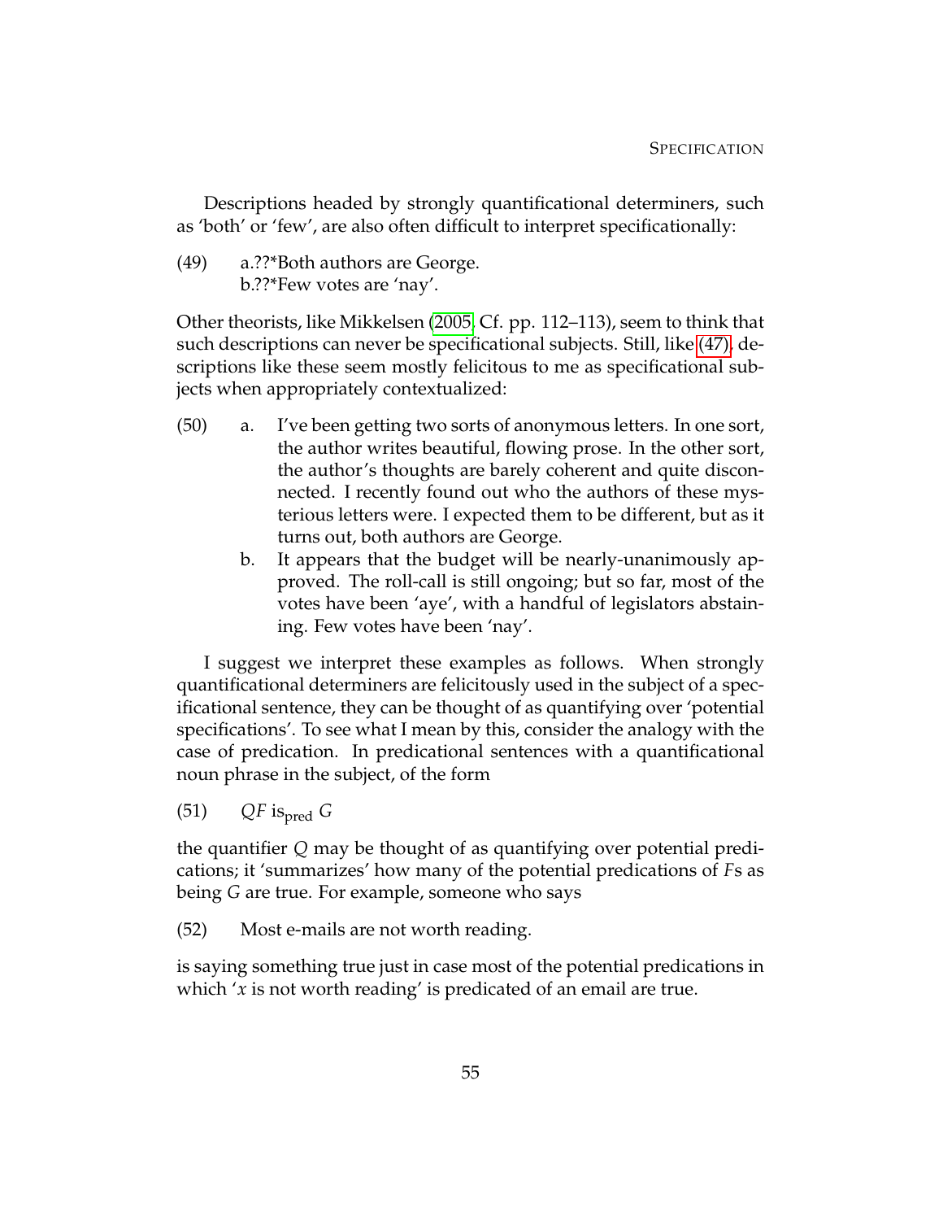Descriptions headed by strongly quantificational determiners, such as 'both' or 'few', are also often difficult to interpret specificationally:

(49) a.??*Both authors are George.
b.??*Few votes are 'nay'.

Other theorists, like Mikkelsen (2005, Cf. pp. 112–113), seem to think that such descriptions can never be specificational subjects. Still, like (47), descriptions like these seem mostly felicitous to me as specificational subjects when appropriately contextualized:

(50) a. I've been getting two sorts of anonymous letters. In one sort, the author writes beautiful, flowing prose. In the other sort, the author's thoughts are barely coherent and quite disconnected. I recently found out who the authors of these mysterious letters were. I expected them to be different, but as it turns out, both authors are George.

b. It appears that the budget will be nearly-unanimously approved. The roll-call is still ongoing; but so far, most of the votes have been 'aye', with a handful of legislators abstaining. Few votes have been 'nay'.

I suggest we interpret these examples as follows. When strongly quantificational determiners are felicitously used in the subject of a specificational sentence, they can be thought of as quantifying over 'potential specifications'. To see what I mean by this, consider the analogy with the case of predication. In predicational sentences with a quantificational noun phrase in the subject, of the form

(51) $QF$ $\text{is}_{\text{pred}}$ $G$

the quantifier $Q$ may be thought of as quantifying over potential predications; it 'summarizes' how many of the potential predications of $F$s as being $G$ are true. For example, someone who says

(52) Most e-mails are not worth reading.

is saying something true just in case most of the potential predications in which '$x$ is not worth reading' is predicated of an email are true.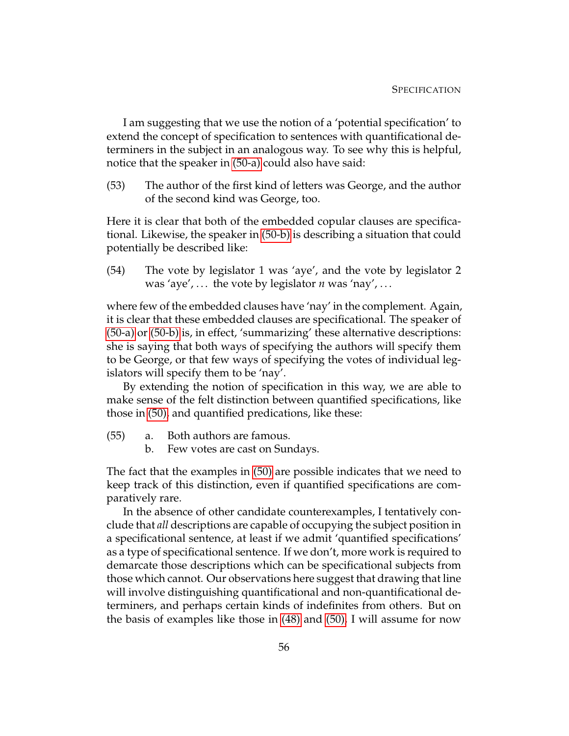I am suggesting that we use the notion of a 'potential specification' to extend the concept of specification to sentences with quantificational determiners in the subject in an analogous way. To see why this is helpful, notice that the speaker in (50-a) could also have said:

(53) The author of the first kind of letters was George, and the author of the second kind was George, too.

Here it is clear that both of the embedded copular clauses are specificational. Likewise, the speaker in (50-b) is describing a situation that could potentially be described like:

(54) The vote by legislator 1 was 'aye', and the vote by legislator 2 was 'aye', ... the vote by legislator *n* was 'nay', ...

where few of the embedded clauses have 'nay' in the complement. Again, it is clear that these embedded clauses are specificational. The speaker of (50-a) or (50-b) is, in effect, 'summarizing' these alternative descriptions: she is saying that both ways of specifying the authors will specify them to be George, or that few ways of specifying the votes of individual legislators will specify them to be 'nay'.

By extending the notion of specification in this way, we are able to make sense of the felt distinction between quantified specifications, like those in (50), and quantified predications, like these:

(55) a. Both authors are famous.
b. Few votes are cast on Sundays.

The fact that the examples in (50) are possible indicates that we need to keep track of this distinction, even if quantified specifications are comparatively rare.

In the absence of other candidate counterexamples, I tentatively conclude that *all* descriptions are capable of occupying the subject position in a specificational sentence, at least if we admit 'quantified specifications' as a type of specificational sentence. If we don't, more work is required to demarcate those descriptions which can be specificational subjects from those which cannot. Our observations here suggest that drawing that line will involve distinguishing quantificational and non-quantificational determiners, and perhaps certain kinds of indefinites from others. But on the basis of examples like those in (48) and (50), I will assume for now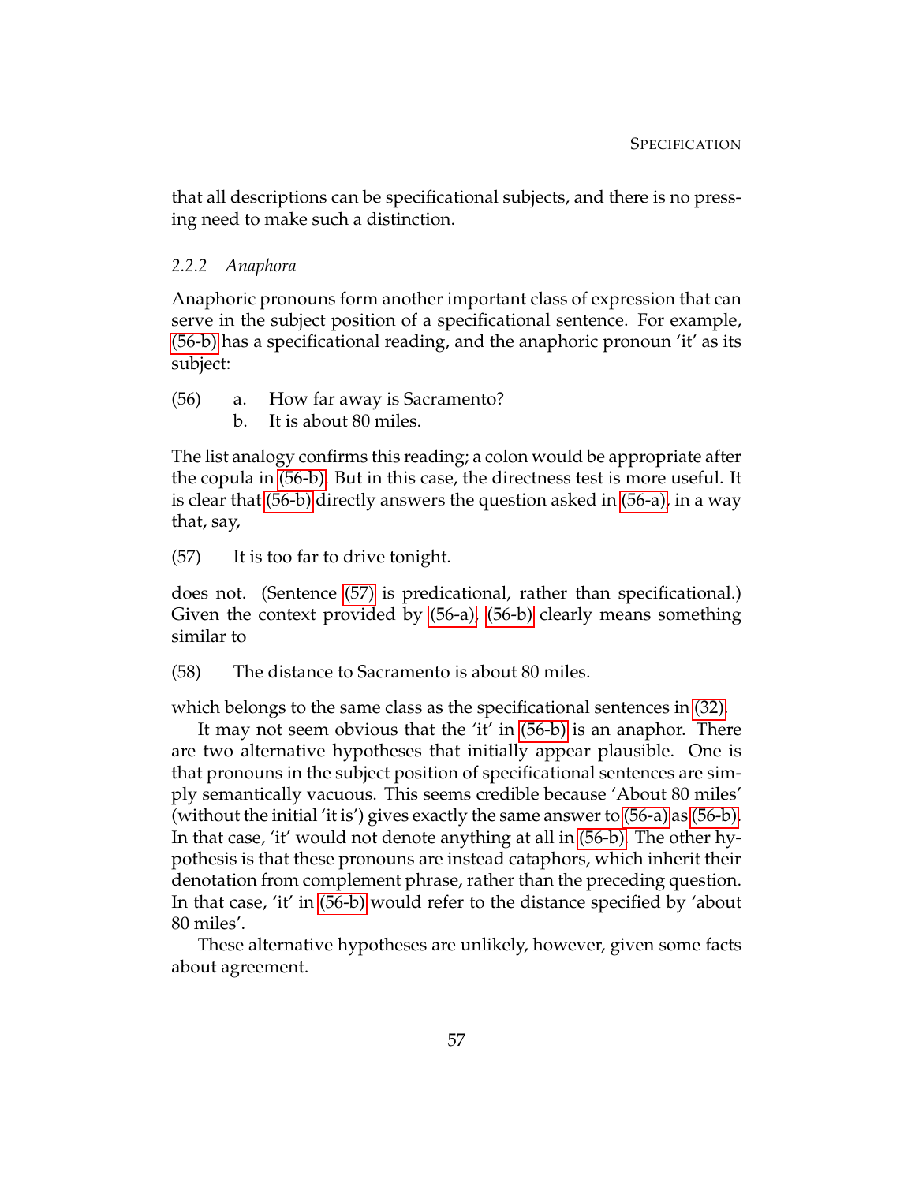that all descriptions can be specificational subjects, and there is no pressing need to make such a distinction.

### 2.2.2 *Anaphora*

Anaphoric pronouns form another important class of expression that can serve in the subject position of a specificational sentence. For example, (56-b) has a specificational reading, and the anaphoric pronoun 'it' as its subject:

(56) a. How far away is Sacramento?
  b. It is about 80 miles.

The list analogy confirms this reading; a colon would be appropriate after the copula in (56-b). But in this case, the directness test is more useful. It is clear that (56-b) directly answers the question asked in (56-a), in a way that, say,

(57) It is too far to drive tonight.

does not. (Sentence (57) is predicational, rather than specificational.) Given the context provided by (56-a), (56-b) clearly means something similar to

(58) The distance to Sacramento is about 80 miles.

which belongs to the same class as the specificational sentences in (32).

It may not seem obvious that the 'it' in (56-b) is an anaphor. There are two alternative hypotheses that initially appear plausible. One is that pronouns in the subject position of specificational sentences are simply semantically vacuous. This seems credible because 'About 80 miles' (without the initial 'it is') gives exactly the same answer to (56-a) as (56-b). In that case, 'it' would not denote anything at all in (56-b). The other hypothesis is that these pronouns are instead cataphors, which inherit their denotation from complement phrase, rather than the preceding question. In that case, 'it' in (56-b) would refer to the distance specified by 'about 80 miles'.

These alternative hypotheses are unlikely, however, given some facts about agreement.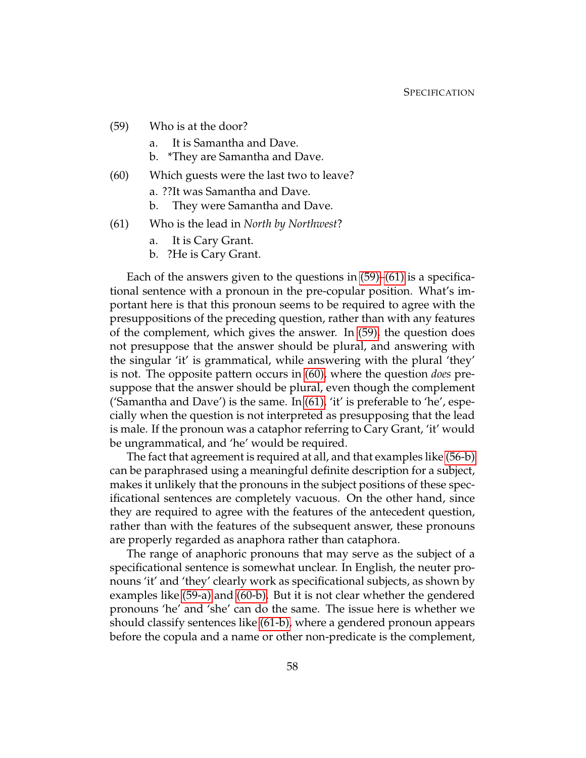(59) Who is at the door?
  a. It is Samantha and Dave.
  b. *They are Samantha and Dave.

(60) Which guests were the last two to leave?
  a. ??It was Samantha and Dave.
  b. They were Samantha and Dave.

(61) Who is the lead in *North by Northwest*?
  a. It is Cary Grant.
  b. ?He is Cary Grant.

Each of the answers given to the questions in (59)–(61) is a specificational sentence with a pronoun in the pre-copular position. What's important here is that this pronoun seems to be required to agree with the presuppositions of the preceding question, rather than with any features of the complement, which gives the answer. In (59), the question does not presuppose that the answer should be plural, and answering with the singular 'it' is grammatical, while answering with the plural 'they' is not. The opposite pattern occurs in (60), where the question *does* presuppose that the answer should be plural, even though the complement ('Samantha and Dave') is the same. In (61), 'it' is preferable to 'he', especially when the question is not interpreted as presupposing that the lead is male. If the pronoun was a cataphor referring to Cary Grant, 'it' would be ungrammatical, and 'he' would be required.

The fact that agreement is required at all, and that examples like (56-b) can be paraphrased using a meaningful definite description for a subject, makes it unlikely that the pronouns in the subject positions of these specificational sentences are completely vacuous. On the other hand, since they are required to agree with the features of the antecedent question, rather than with the features of the subsequent answer, these pronouns are properly regarded as anaphora rather than cataphora.

The range of anaphoric pronouns that may serve as the subject of a specificational sentence is somewhat unclear. In English, the neuter pronouns 'it' and 'they' clearly work as specificational subjects, as shown by examples like (59-a) and (60-b). But it is not clear whether the gendered pronouns 'he' and 'she' can do the same. The issue here is whether we should classify sentences like (61-b), where a gendered pronoun appears before the copula and a name or other non-predicate is the complement,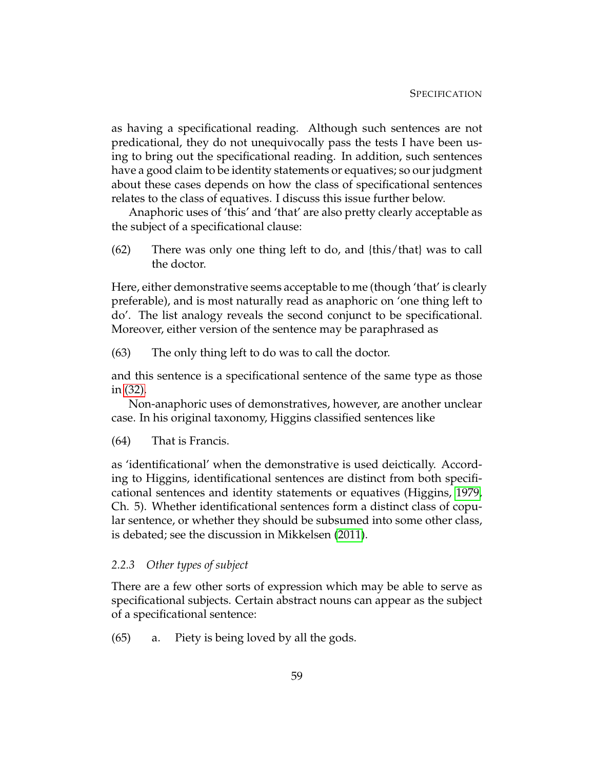as having a specificational reading. Although such sentences are not predicational, they do not unequivocally pass the tests I have been using to bring out the specificational reading. In addition, such sentences have a good claim to be identity statements or equatives; so our judgment about these cases depends on how the class of specificational sentences relates to the class of equatives. I discuss this issue further below.

Anaphoric uses of 'this' and 'that' are also pretty clearly acceptable as the subject of a specificational clause:

(62) There was only one thing left to do, and {this/that} was to call the doctor.

Here, either demonstrative seems acceptable to me (though 'that' is clearly preferable), and is most naturally read as anaphoric on 'one thing left to do'. The list analogy reveals the second conjunct to be specificational. Moreover, either version of the sentence may be paraphrased as

(63) The only thing left to do was to call the doctor.

and this sentence is a specificational sentence of the same type as those in (32).

Non-anaphoric uses of demonstratives, however, are another unclear case. In his original taxonomy, Higgins classified sentences like

(64) That is Francis.

as 'identificational' when the demonstrative is used deictically. According to Higgins, identificational sentences are distinct from both specificational sentences and identity statements or equatives (Higgins, 1979, Ch. 5). Whether identificational sentences form a distinct class of copular sentence, or whether they should be subsumed into some other class, is debated; see the discussion in Mikkelsen (2011).

### *2.2.3 Other types of subject*

There are a few other sorts of expression which may be able to serve as specificational subjects. Certain abstract nouns can appear as the subject of a specificational sentence:

(65) a. Piety is being loved by all the gods.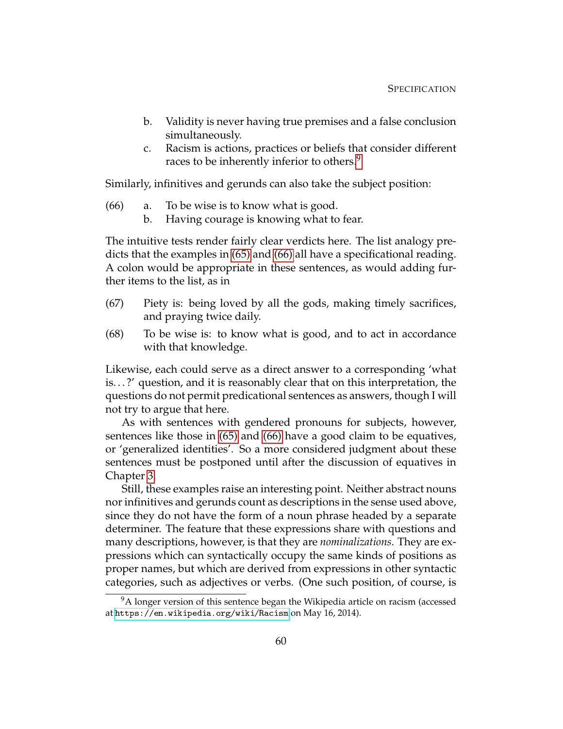b. Validity is never having true premises and a false conclusion simultaneously.

c. Racism is actions, practices or beliefs that consider different races to be inherently inferior to others.[9]

Similarly, infinitives and gerunds can also take the subject position:

(66) a. To be wise is to know what is good.

b. Having courage is knowing what to fear.

The intuitive tests render fairly clear verdicts here. The list analogy predicts that the examples in (65) and (66) all have a specificational reading. A colon would be appropriate in these sentences, as would adding further items to the list, as in

(67) Piety is: being loved by all the gods, making timely sacrifices, and praying twice daily.

(68) To be wise is: to know what is good, and to act in accordance with that knowledge.

Likewise, each could serve as a direct answer to a corresponding 'what is. . . ?' question, and it is reasonably clear that on this interpretation, the questions do not permit predicational sentences as answers, though I will not try to argue that here.

As with sentences with gendered pronouns for subjects, however, sentences like those in (65) and (66) have a good claim to be equatives, or 'generalized identities'. So a more considered judgment about these sentences must be postponed until after the discussion of equatives in Chapter 3.

Still, these examples raise an interesting point. Neither abstract nouns nor infinitives and gerunds count as descriptions in the sense used above, since they do not have the form of a noun phrase headed by a separate determiner. The feature that these expressions share with questions and many descriptions, however, is that they are *nominalizations*. They are expressions which can syntactically occupy the same kinds of positions as proper names, but which are derived from expressions in other syntactic categories, such as adjectives or verbs. (One such position, of course, is

[9] A longer version of this sentence began the Wikipedia article on racism (accessed at https://en.wikipedia.org/wiki/Racism on May 16, 2014).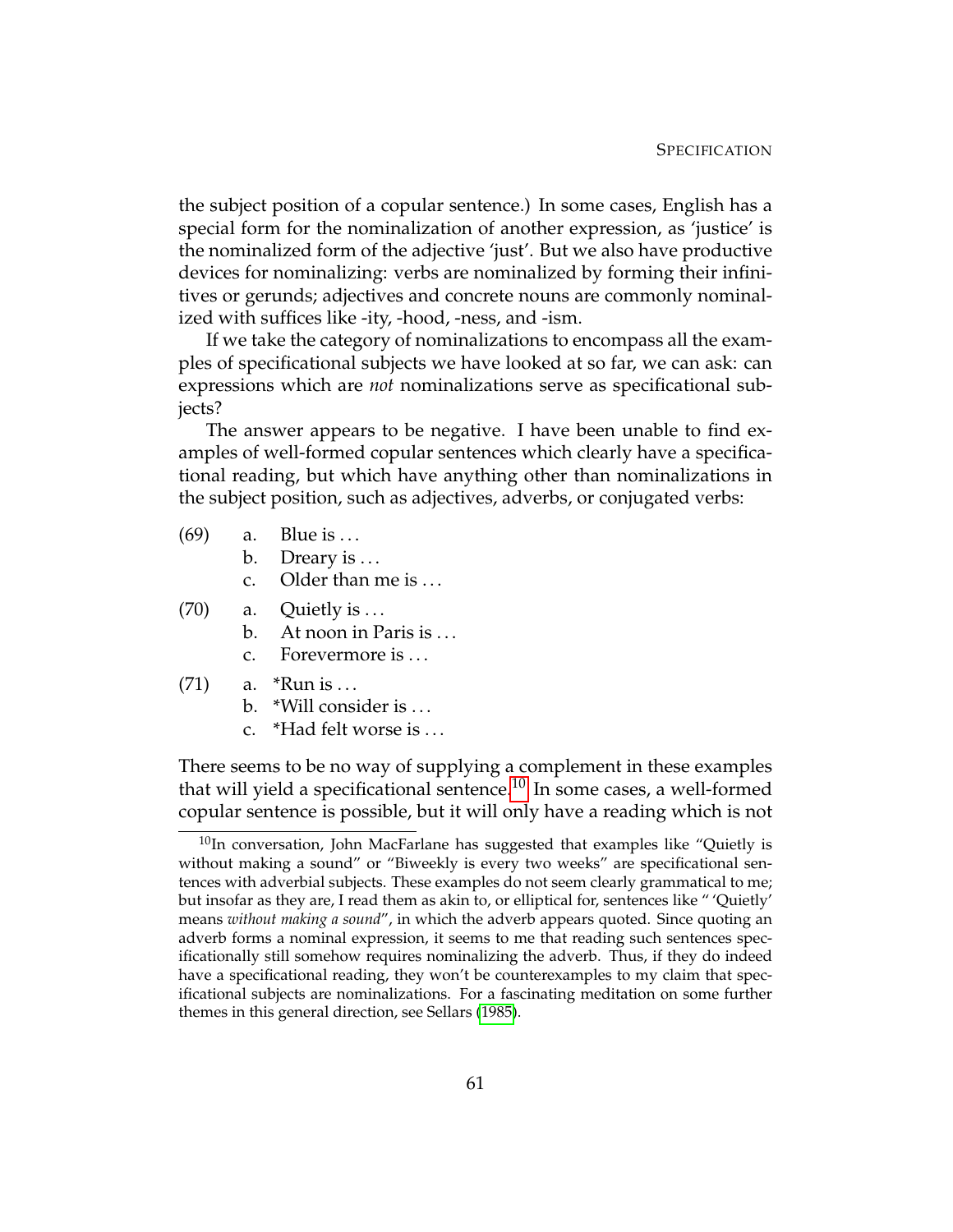the subject position of a copular sentence.) In some cases, English has a special form for the nominalization of another expression, as 'justice' is the nominalized form of the adjective 'just'. But we also have productive devices for nominalizing: verbs are nominalized by forming their infinitives or gerunds; adjectives and concrete nouns are commonly nominalized with suffices like -ity, -hood, -ness, and -ism.

If we take the category of nominalizations to encompass all the examples of specificational subjects we have looked at so far, we can ask: can expressions which are *not* nominalizations serve as specificational subjects?

The answer appears to be negative. I have been unable to find examples of well-formed copular sentences which clearly have a specificational reading, but which have anything other than nominalizations in the subject position, such as adjectives, adverbs, or conjugated verbs:

(69) a. Blue is ...
  b. Dreary is ...
  c. Older than me is ...

(70) a. Quietly is ...
  b. At noon in Paris is ...
  c. Forevermore is ...

(71) a. *Run is ...
  b. *Will consider is ...
  c. *Had felt worse is ...

There seems to be no way of supplying a complement in these examples that will yield a specificational sentence.[10] In some cases, a well-formed copular sentence is possible, but it will only have a reading which is not

---

[10] In conversation, John MacFarlane has suggested that examples like "Quietly is without making a sound" or "Biweekly is every two weeks" are specificational sentences with adverbial subjects. These examples do not seem clearly grammatical to me; but insofar as they are, I read them as akin to, or elliptical for, sentences like " 'Quietly' means *without making a sound*", in which the adverb appears quoted. Since quoting an adverb forms a nominal expression, it seems to me that reading such sentences specificationally still somehow requires nominalizing the adverb. Thus, if they do indeed have a specificational reading, they won't be counterexamples to my claim that specificational subjects are nominalizations. For a fascinating meditation on some further themes in this general direction, see Sellars (1985).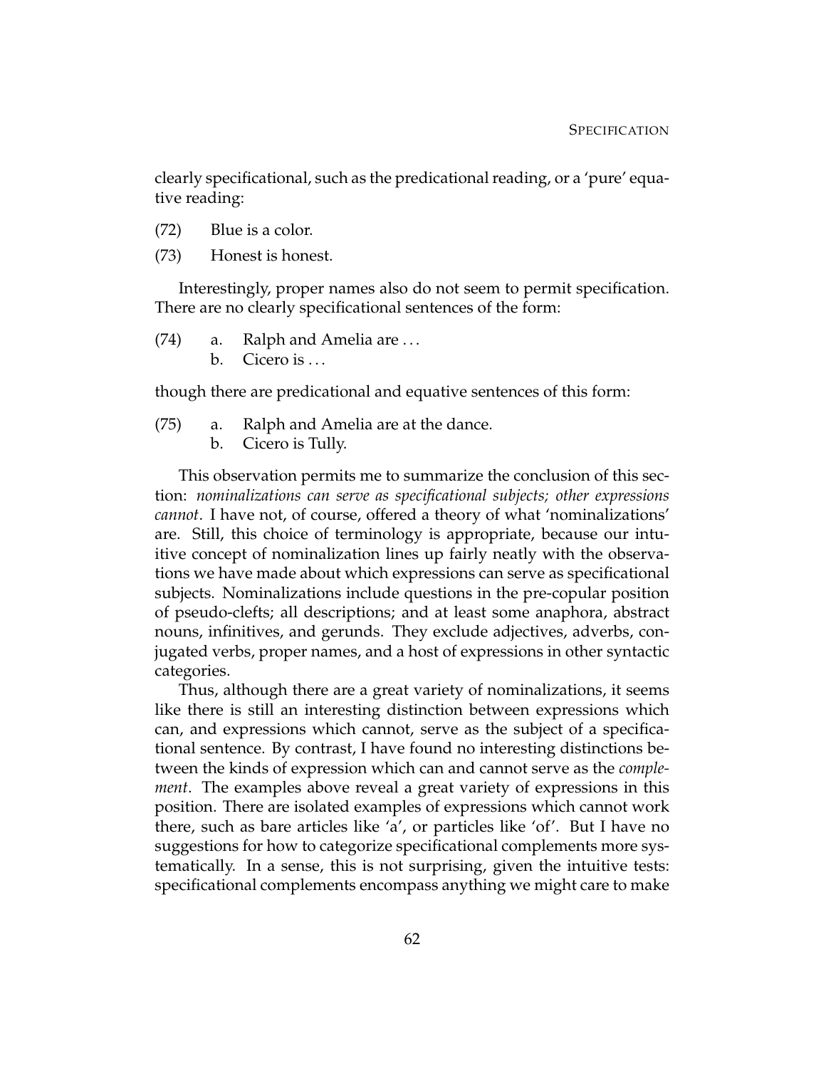clearly specificational, such as the predicational reading, or a 'pure' equative reading:

(72) Blue is a color.

(73) Honest is honest.

Interestingly, proper names also do not seem to permit specification. There are no clearly specificational sentences of the form:

(74) a. Ralph and Amelia are ...
     b. Cicero is ...

though there are predicational and equative sentences of this form:

(75) a. Ralph and Amelia are at the dance.
     b. Cicero is Tully.

This observation permits me to summarize the conclusion of this section: *nominalizations can serve as specificational subjects; other expressions cannot*. I have not, of course, offered a theory of what 'nominalizations' are. Still, this choice of terminology is appropriate, because our intuitive concept of nominalization lines up fairly neatly with the observations we have made about which expressions can serve as specificational subjects. Nominalizations include questions in the pre-copular position of pseudo-clefts; all descriptions; and at least some anaphora, abstract nouns, infinitives, and gerunds. They exclude adjectives, adverbs, conjugated verbs, proper names, and a host of expressions in other syntactic categories.

Thus, although there are a great variety of nominalizations, it seems like there is still an interesting distinction between expressions which can, and expressions which cannot, serve as the subject of a specificational sentence. By contrast, I have found no interesting distinctions between the kinds of expression which can and cannot serve as the *complement*. The examples above reveal a great variety of expressions in this position. There are isolated examples of expressions which cannot work there, such as bare articles like 'a', or particles like 'of'. But I have no suggestions for how to categorize specificational complements more systematically. In a sense, this is not surprising, given the intuitive tests: specificational complements encompass anything we might care to make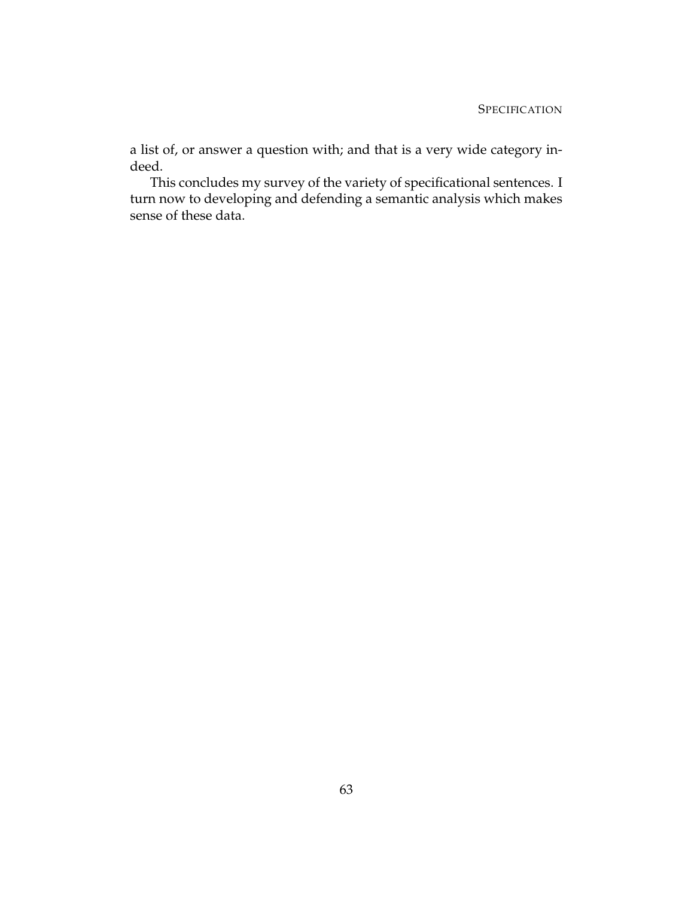a list of, or answer a question with; and that is a very wide category indeed.

This concludes my survey of the variety of specificational sentences. I turn now to developing and defending a semantic analysis which makes sense of these data.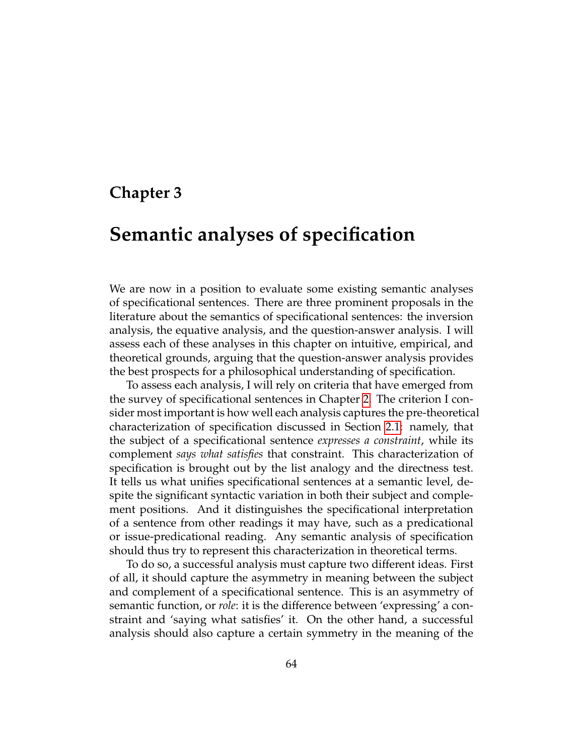# Chapter 3

# Semantic analyses of specification

We are now in a position to evaluate some existing semantic analyses of specificational sentences. There are three prominent proposals in the literature about the semantics of specificational sentences: the inversion analysis, the equative analysis, and the question-answer analysis. I will assess each of these analyses in this chapter on intuitive, empirical, and theoretical grounds, arguing that the question-answer analysis provides the best prospects for a philosophical understanding of specification.

To assess each analysis, I will rely on criteria that have emerged from the survey of specificational sentences in Chapter 2. The criterion I consider most important is how well each analysis captures the pre-theoretical characterization of specification discussed in Section 2.1: namely, that the subject of a specificational sentence *expresses a constraint*, while its complement *says what satisfies* that constraint. This characterization of specification is brought out by the list analogy and the directness test. It tells us what unifies specificational sentences at a semantic level, despite the significant syntactic variation in both their subject and complement positions. And it distinguishes the specificational interpretation of a sentence from other readings it may have, such as a predicational or issue-predicational reading. Any semantic analysis of specification should thus try to represent this characterization in theoretical terms.

To do so, a successful analysis must capture two different ideas. First of all, it should capture the asymmetry in meaning between the subject and complement of a specificational sentence. This is an asymmetry of semantic function, or *role*: it is the difference between 'expressing' a constraint and 'saying what satisfies' it. On the other hand, a successful analysis should also capture a certain symmetry in the meaning of the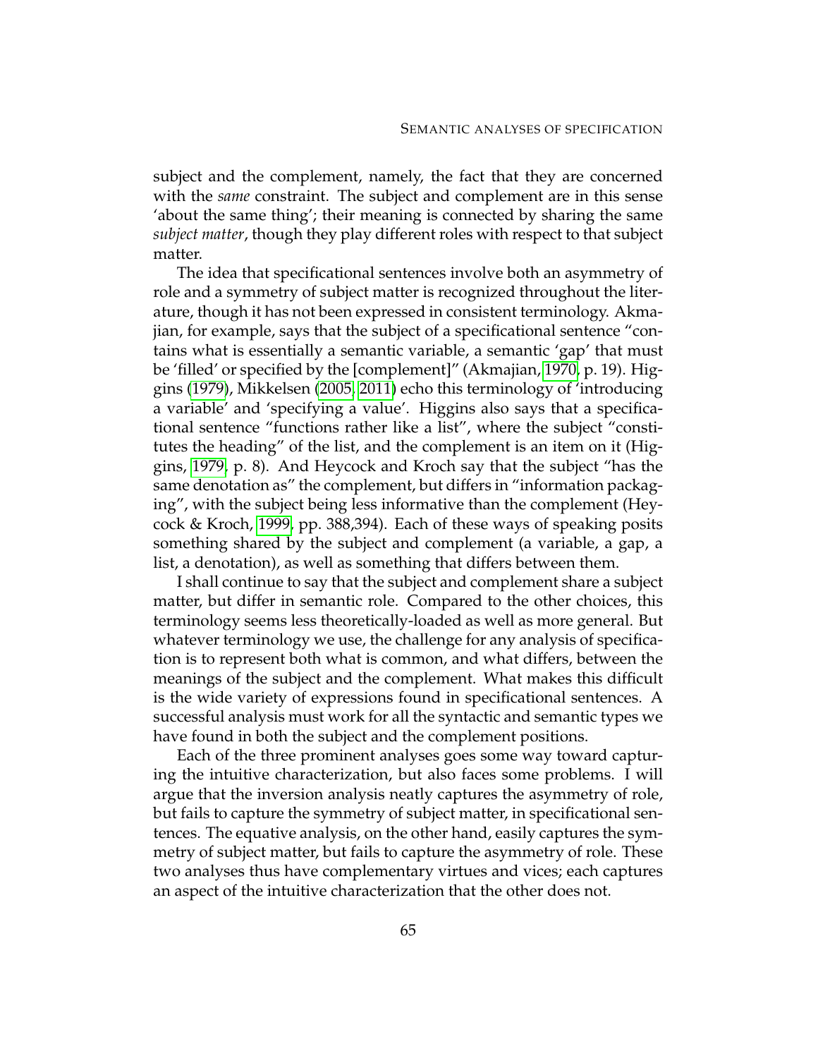subject and the complement, namely, the fact that they are concerned with the *same* constraint. The subject and complement are in this sense 'about the same thing'; their meaning is connected by sharing the same *subject matter*, though they play different roles with respect to that subject matter.

The idea that specificational sentences involve both an asymmetry of role and a symmetry of subject matter is recognized throughout the literature, though it has not been expressed in consistent terminology. Akmajian, for example, says that the subject of a specificational sentence "contains what is essentially a semantic variable, a semantic 'gap' that must be 'filled' or specified by the [complement]" (Akmajian, 1970, p. 19). Higgins (1979), Mikkelsen (2005, 2011) echo this terminology of 'introducing a variable' and 'specifying a value'. Higgins also says that a specificational sentence "functions rather like a list", where the subject "constitutes the heading" of the list, and the complement is an item on it (Higgins, 1979, p. 8). And Heycock and Kroch say that the subject "has the same denotation as" the complement, but differs in "information packaging", with the subject being less informative than the complement (Heycock & Kroch, 1999, pp. 388,394). Each of these ways of speaking posits something shared by the subject and complement (a variable, a gap, a list, a denotation), as well as something that differs between them.

I shall continue to say that the subject and complement share a subject matter, but differ in semantic role. Compared to the other choices, this terminology seems less theoretically-loaded as well as more general. But whatever terminology we use, the challenge for any analysis of specification is to represent both what is common, and what differs, between the meanings of the subject and the complement. What makes this difficult is the wide variety of expressions found in specificational sentences. A successful analysis must work for all the syntactic and semantic types we have found in both the subject and the complement positions.

Each of the three prominent analyses goes some way toward capturing the intuitive characterization, but also faces some problems. I will argue that the inversion analysis neatly captures the asymmetry of role, but fails to capture the symmetry of subject matter, in specificational sentences. The equative analysis, on the other hand, easily captures the symmetry of subject matter, but fails to capture the asymmetry of role. These two analyses thus have complementary virtues and vices; each captures an aspect of the intuitive characterization that the other does not.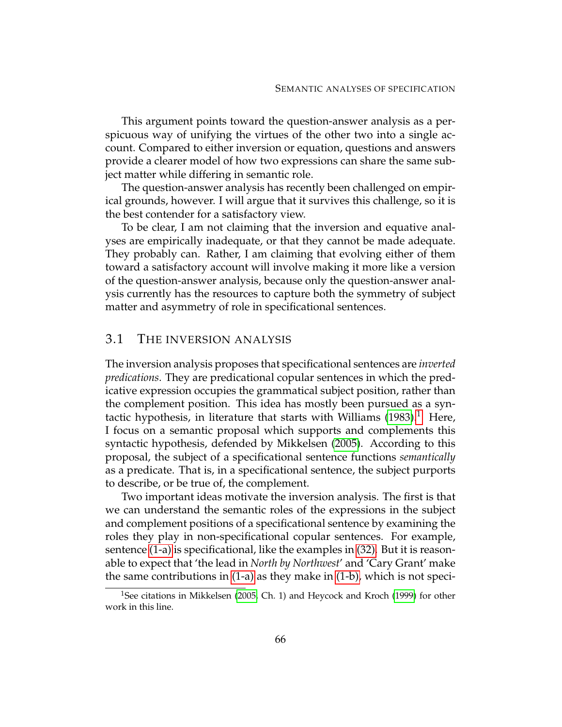This argument points toward the question-answer analysis as a perspicuous way of unifying the virtues of the other two into a single account. Compared to either inversion or equation, questions and answers provide a clearer model of how two expressions can share the same subject matter while differing in semantic role.

The question-answer analysis has recently been challenged on empirical grounds, however. I will argue that it survives this challenge, so it is the best contender for a satisfactory view.

To be clear, I am not claiming that the inversion and equative analyses are empirically inadequate, or that they cannot be made adequate. They probably can. Rather, I am claiming that evolving either of them toward a satisfactory account will involve making it more like a version of the question-answer analysis, because only the question-answer analysis currently has the resources to capture both the symmetry of subject matter and asymmetry of role in specificational sentences.

## 3.1 The inversion analysis

The inversion analysis proposes that specificational sentences are *inverted predications*. They are predicational copular sentences in which the predicative expression occupies the grammatical subject position, rather than the complement position. This idea has mostly been pursued as a syntactic hypothesis, in literature that starts with Williams (1983).[1] Here, I focus on a semantic proposal which supports and complements this syntactic hypothesis, defended by Mikkelsen (2005). According to this proposal, the subject of a specificational sentence functions *semantically* as a predicate. That is, in a specificational sentence, the subject purports to describe, or be true of, the complement.

Two important ideas motivate the inversion analysis. The first is that we can understand the semantic roles of the expressions in the subject and complement positions of a specificational sentence by examining the roles they play in non-specificational copular sentences. For example, sentence (1-a) is specificational, like the examples in (32). But it is reasonable to expect that 'the lead in *North by Northwest*' and 'Cary Grant' make the same contributions in (1-a) as they make in (1-b), which is not speci-

[1] See citations in Mikkelsen (2005, Ch. 1) and Heycock and Kroch (1999) for other work in this line.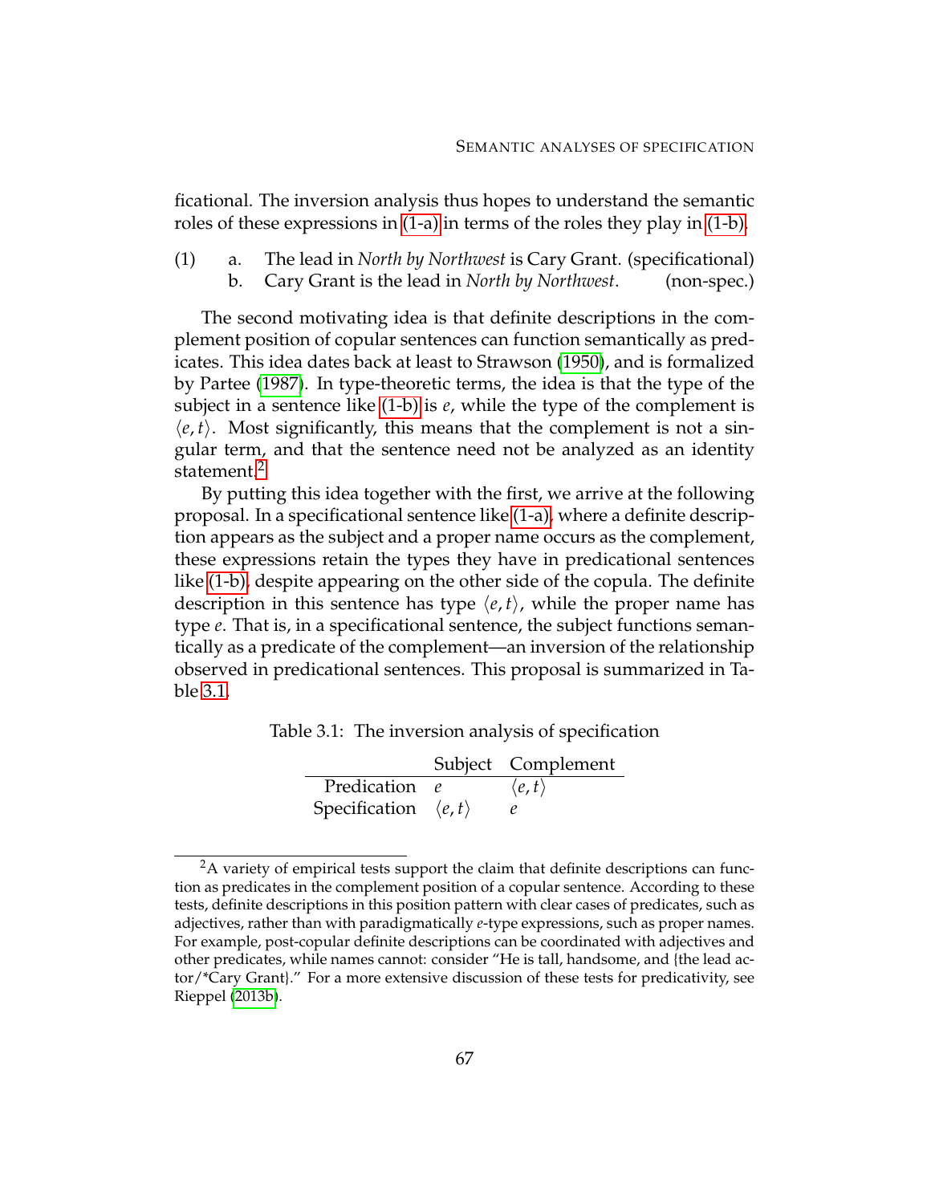ficational. The inversion analysis thus hopes to understand the semantic roles of these expressions in (1-a) in terms of the roles they play in (1-b).

(1) a. The lead in *North by Northwest* is Cary Grant. (specificational)
  b. Cary Grant is the lead in *North by Northwest*. (non-spec.)

The second motivating idea is that definite descriptions in the complement position of copular sentences can function semantically as predicates. This idea dates back at least to Strawson (1950), and is formalized by Partee (1987). In type-theoretic terms, the idea is that the type of the subject in a sentence like (1-b) is $e$, while the type of the complement is $\langle e, t \rangle$. Most significantly, this means that the complement is not a singular term, and that the sentence need not be analyzed as an identity statement.[2]

By putting this idea together with the first, we arrive at the following proposal. In a specificational sentence like (1-a), where a definite description appears as the subject and a proper name occurs as the complement, these expressions retain the types they have in predicational sentences like (1-b), despite appearing on the other side of the copula. The definite description in this sentence has type $\langle e, t \rangle$, while the proper name has type $e$. That is, in a specificational sentence, the subject functions semantically as a predicate of the complement—an inversion of the relationship observed in predicational sentences. This proposal is summarized in Table 3.1.

Table 3.1: The inversion analysis of specification

| | Subject | Complement |
|---|---|---|
| Predication | $e$ | $\langle e, t \rangle$ |
| Specification | $\langle e, t \rangle$ | $e$ |

[2]A variety of empirical tests support the claim that definite descriptions can function as predicates in the complement position of a copular sentence. According to these tests, definite descriptions in this position pattern with clear cases of predicates, such as adjectives, rather than with paradigmatically $e$-type expressions, such as proper names. For example, post-copular definite descriptions can be coordinated with adjectives and other predicates, while names cannot: consider "He is tall, handsome, and {the lead actor/*Cary Grant}." For a more extensive discussion of these tests for predicativity, see Rieppel (2013b).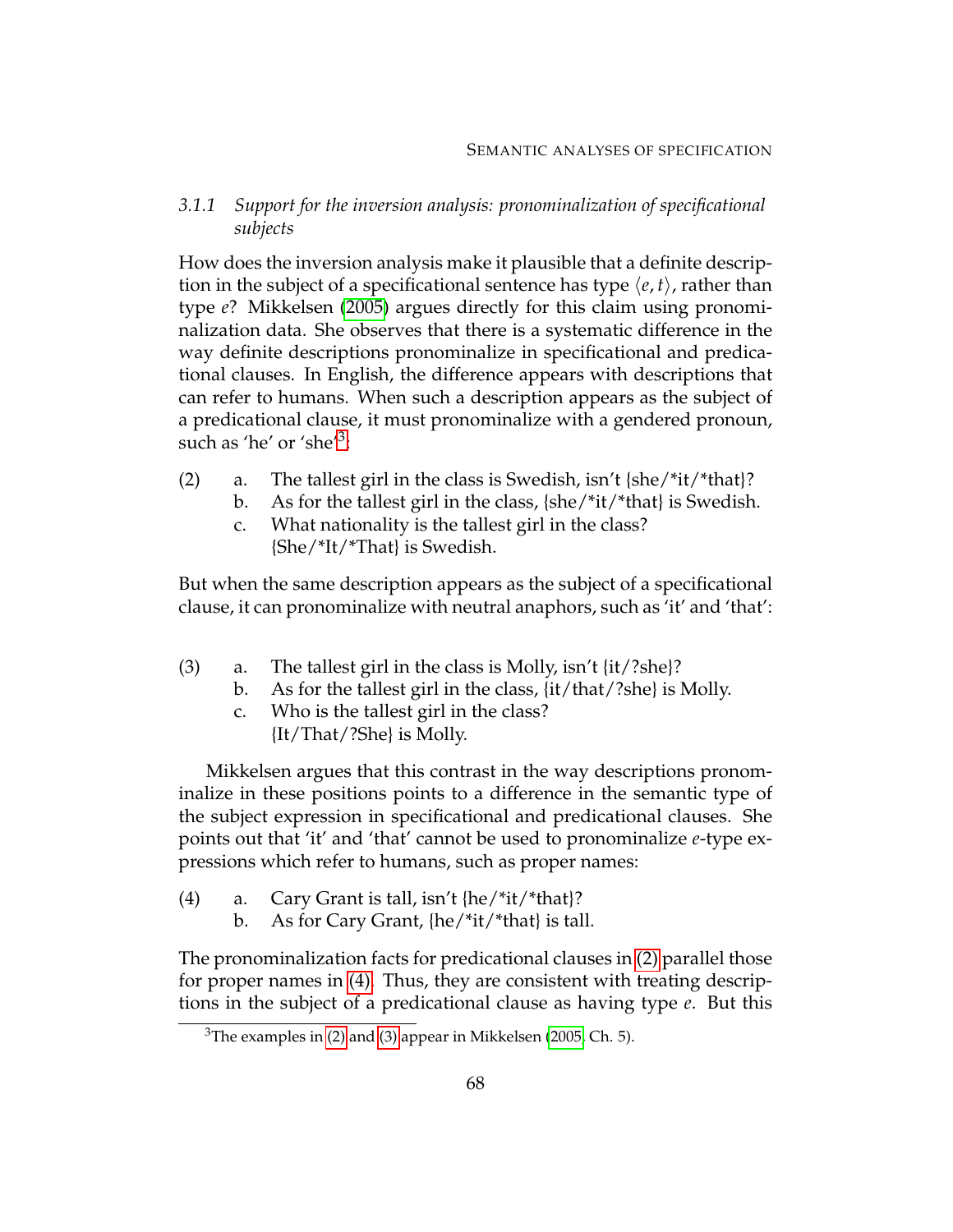### 3.1.1 *Support for the inversion analysis: pronominalization of specificational subjects*

How does the inversion analysis make it plausible that a definite description in the subject of a specificational sentence has type $\langle e, t \rangle$, rather than type $e$? Mikkelsen (2005) argues directly for this claim using pronominalization data. She observes that there is a systematic difference in the way definite descriptions pronominalize in specificational and predicational clauses. In English, the difference appears with descriptions that can refer to humans. When such a description appears as the subject of a predicational clause, it must pronominalize with a gendered pronoun, such as 'he' or 'she'[3]:

(2) a. The tallest girl in the class is Swedish, isn't {she/*it/*that}?
  b. As for the tallest girl in the class, {she/*it/*that} is Swedish.
  c. What nationality is the tallest girl in the class?
   {She/*It/*That} is Swedish.

But when the same description appears as the subject of a specificational clause, it can pronominalize with neutral anaphors, such as 'it' and 'that':

(3) a. The tallest girl in the class is Molly, isn't {it/?she}?
  b. As for the tallest girl in the class, {it/that/?she} is Molly.
  c. Who is the tallest girl in the class?
   {It/That/?She} is Molly.

Mikkelsen argues that this contrast in the way descriptions pronominalize in these positions points to a difference in the semantic type of the subject expression in specificational and predicational clauses. She points out that 'it' and 'that' cannot be used to pronominalize $e$-type expressions which refer to humans, such as proper names:

(4) a. Cary Grant is tall, isn't {he/*it/*that}?
  b. As for Cary Grant, {he/*it/*that} is tall.

The pronominalization facts for predicational clauses in (2) parallel those for proper names in (4). Thus, they are consistent with treating descriptions in the subject of a predicational clause as having type $e$. But this

[3] The examples in (2) and (3) appear in Mikkelsen (2005, Ch. 5).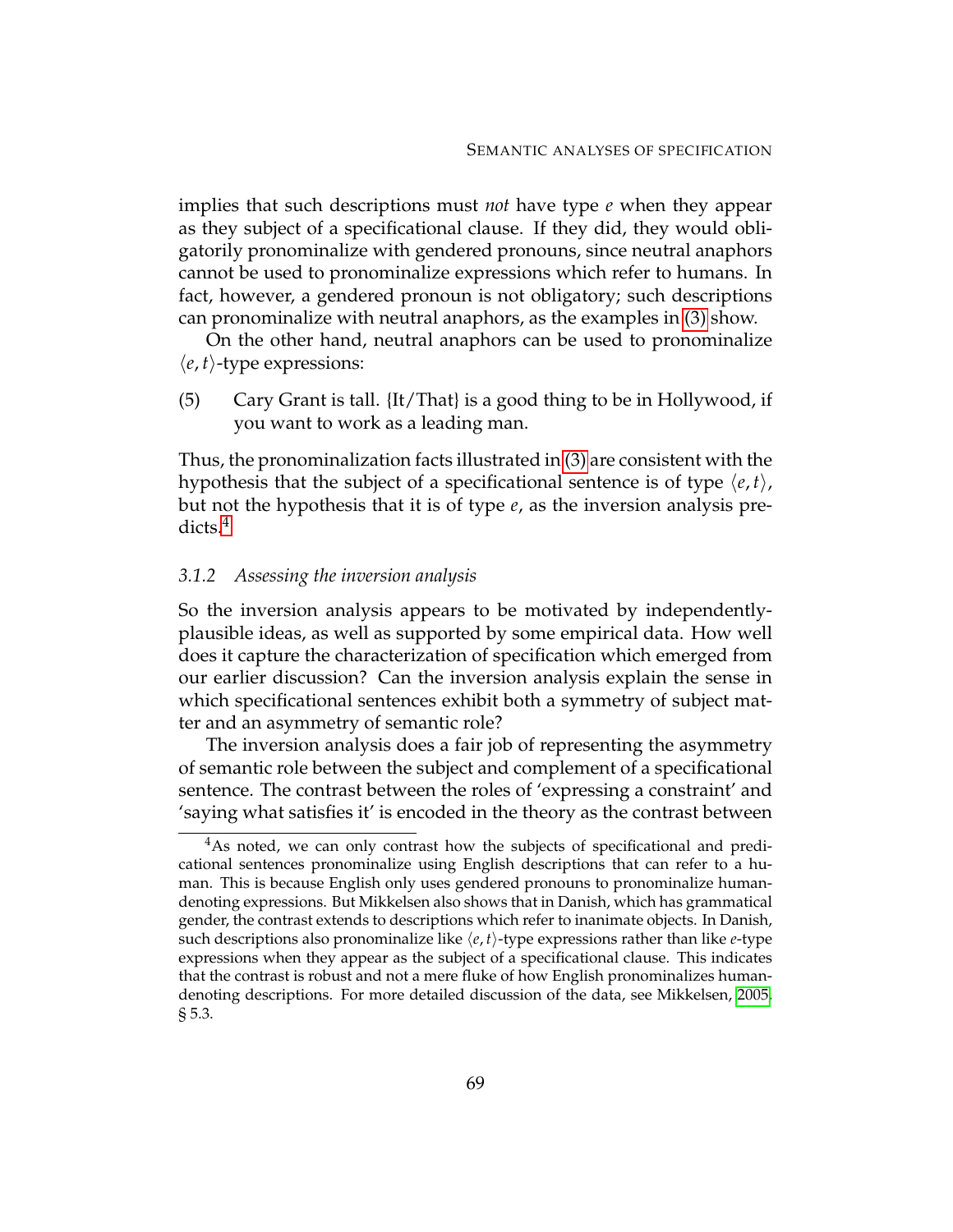implies that such descriptions must *not* have type $e$ when they appear as they subject of a specificational clause. If they did, they would obligatorily pronominalize with gendered pronouns, since neutral anaphors cannot be used to pronominalize expressions which refer to humans. In fact, however, a gendered pronoun is not obligatory; such descriptions can pronominalize with neutral anaphors, as the examples in (3) show.

On the other hand, neutral anaphors can be used to pronominalize $\langle e, t \rangle$-type expressions:

(5) Cary Grant is tall. {It/That} is a good thing to be in Hollywood, if you want to work as a leading man.

Thus, the pronominalization facts illustrated in (3) are consistent with the hypothesis that the subject of a specificational sentence is of type $\langle e, t \rangle$, but not the hypothesis that it is of type $e$, as the inversion analysis predicts.[4]

### *3.1.2 Assessing the inversion analysis*

So the inversion analysis appears to be motivated by independently-plausible ideas, as well as supported by some empirical data. How well does it capture the characterization of specification which emerged from our earlier discussion? Can the inversion analysis explain the sense in which specificational sentences exhibit both a symmetry of subject matter and an asymmetry of semantic role?

The inversion analysis does a fair job of representing the asymmetry of semantic role between the subject and complement of a specificational sentence. The contrast between the roles of 'expressing a constraint' and 'saying what satisfies it' is encoded in the theory as the contrast between

---

[4] As noted, we can only contrast how the subjects of specificational and predicational sentences pronominalize using English descriptions that can refer to a human. This is because English only uses gendered pronouns to pronominalize human-denoting expressions. But Mikkelsen also shows that in Danish, which has grammatical gender, the contrast extends to descriptions which refer to inanimate objects. In Danish, such descriptions also pronominalize like $\langle e, t \rangle$-type expressions rather than like $e$-type expressions when they appear as the subject of a specificational clause. This indicates that the contrast is robust and not a mere fluke of how English pronominalizes human-denoting descriptions. For more detailed discussion of the data, see Mikkelsen, 2005, § 5.3.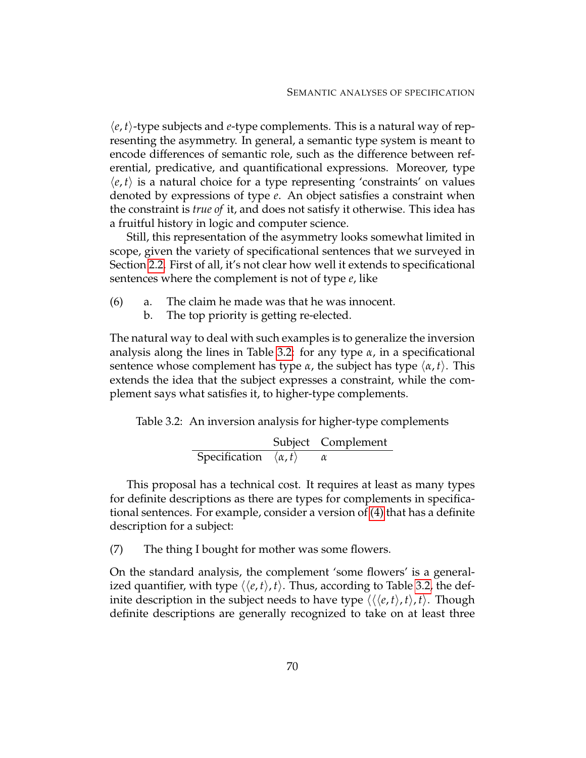$\langle e, t \rangle$-type subjects and $e$-type complements. This is a natural way of representing the asymmetry. In general, a semantic type system is meant to encode differences of semantic role, such as the difference between referential, predicative, and quantificational expressions. Moreover, type $\langle e, t \rangle$ is a natural choice for a type representing 'constraints' on values denoted by expressions of type $e$. An object satisfies a constraint when the constraint is *true of* it, and does not satisfy it otherwise. This idea has a fruitful history in logic and computer science.

Still, this representation of the asymmetry looks somewhat limited in scope, given the variety of specificational sentences that we surveyed in Section 2.2. First of all, it's not clear how well it extends to specificational sentences where the complement is not of type $e$, like

(6) a. The claim he made was that he was innocent.
    b. The top priority is getting re-elected.

The natural way to deal with such examples is to generalize the inversion analysis along the lines in Table 3.2: for any type $\alpha$, in a specificational sentence whose complement has type $\alpha$, the subject has type $\langle \alpha, t \rangle$. This extends the idea that the subject expresses a constraint, while the complement says what satisfies it, to higher-type complements.

Table 3.2: An inversion analysis for higher-type complements

| | Subject | Complement |
|---|---|---|
| Specification | $\langle \alpha, t \rangle$ | $\alpha$ |

This proposal has a technical cost. It requires at least as many types for definite descriptions as there are types for complements in specificational sentences. For example, consider a version of (4) that has a definite description for a subject:

(7) The thing I bought for mother was some flowers.

On the standard analysis, the complement 'some flowers' is a generalized quantifier, with type $\langle \langle e, t \rangle, t \rangle$. Thus, according to Table 3.2, the definite description in the subject needs to have type $\langle \langle \langle e, t \rangle, t \rangle, t \rangle$. Though definite descriptions are generally recognized to take on at least three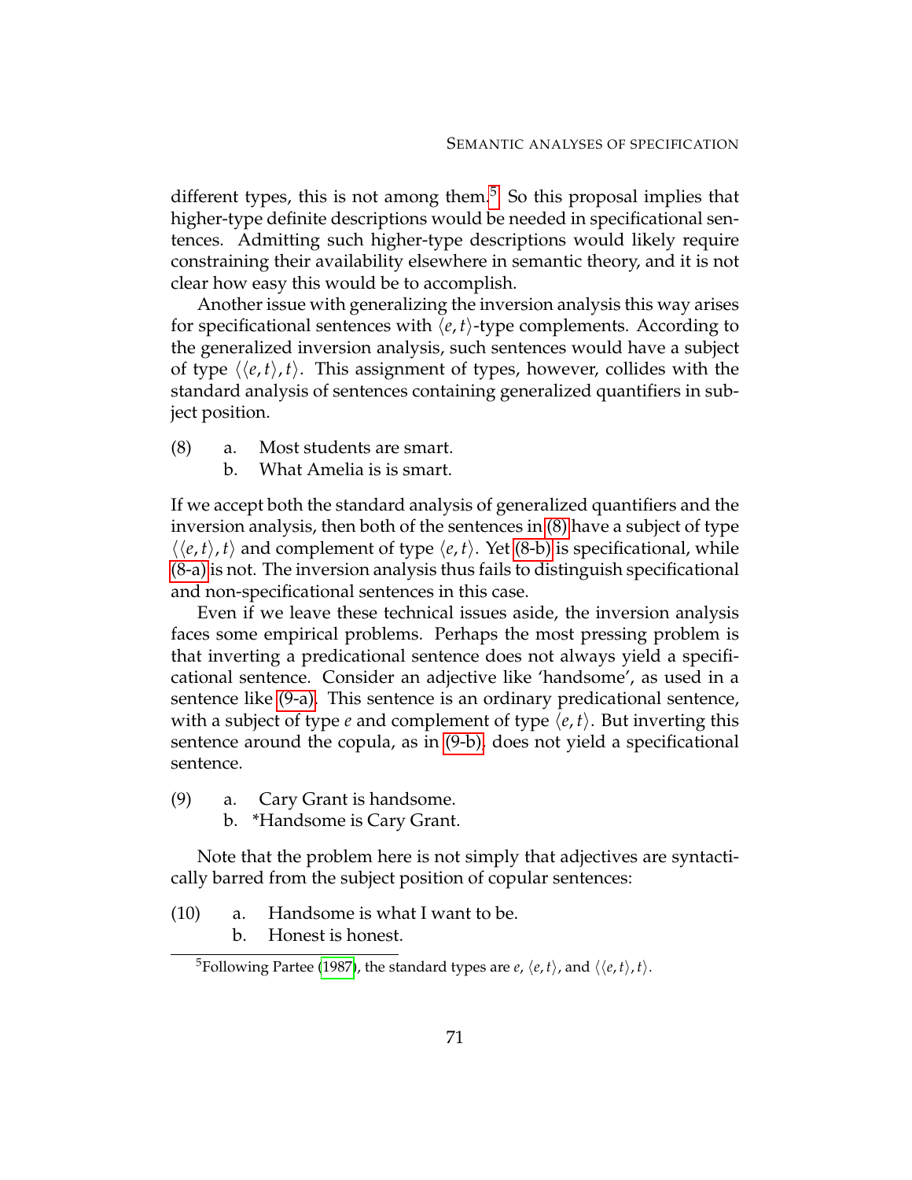different types, this is not among them.[5] So this proposal implies that higher-type definite descriptions would be needed in specificational sentences. Admitting such higher-type descriptions would likely require constraining their availability elsewhere in semantic theory, and it is not clear how easy this would be to accomplish.

Another issue with generalizing the inversion analysis this way arises for specificational sentences with $\langle e, t \rangle$-type complements. According to the generalized inversion analysis, such sentences would have a subject of type $\langle\langle e, t \rangle, t \rangle$. This assignment of types, however, collides with the standard analysis of sentences containing generalized quantifiers in subject position.

(8) a. Most students are smart.
    b. What Amelia is is smart.

If we accept both the standard analysis of generalized quantifiers and the inversion analysis, then both of the sentences in (8) have a subject of type $\langle\langle e, t \rangle, t \rangle$ and complement of type $\langle e, t \rangle$. Yet (8-b) is specificational, while (8-a) is not. The inversion analysis thus fails to distinguish specificational and non-specificational sentences in this case.

Even if we leave these technical issues aside, the inversion analysis faces some empirical problems. Perhaps the most pressing problem is that inverting a predicational sentence does not always yield a specificational sentence. Consider an adjective like 'handsome', as used in a sentence like (9-a). This sentence is an ordinary predicational sentence, with a subject of type $e$ and complement of type $\langle e, t \rangle$. But inverting this sentence around the copula, as in (9-b), does not yield a specificational sentence.

(9) a. Cary Grant is handsome.
    b. *Handsome is Cary Grant.

Note that the problem here is not simply that adjectives are syntactically barred from the subject position of copular sentences:

(10) a. Handsome is what I want to be.
     b. Honest is honest.

[5] Following Partee (1987), the standard types are $e$, $\langle e, t \rangle$, and $\langle\langle e, t \rangle, t \rangle$.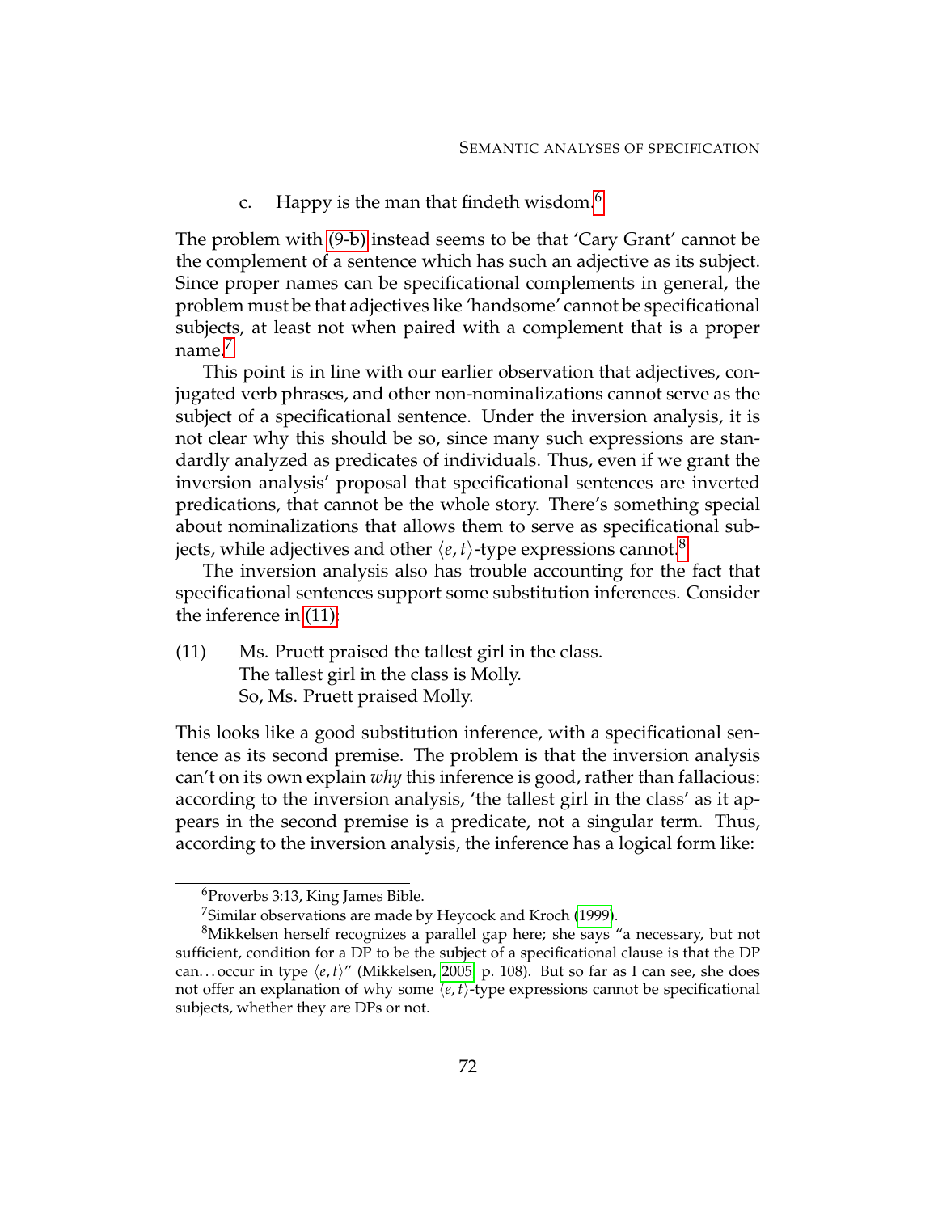c. Happy is the man that findeth wisdom.[6]

The problem with (9-b) instead seems to be that 'Cary Grant' cannot be the complement of a sentence which has such an adjective as its subject. Since proper names can be specificational complements in general, the problem must be that adjectives like 'handsome' cannot be specificational subjects, at least not when paired with a complement that is a proper name.[7]

This point is in line with our earlier observation that adjectives, conjugated verb phrases, and other non-nominalizations cannot serve as the subject of a specificational sentence. Under the inversion analysis, it is not clear why this should be so, since many such expressions are standardly analyzed as predicates of individuals. Thus, even if we grant the inversion analysis' proposal that specificational sentences are inverted predications, that cannot be the whole story. There's something special about nominalizations that allows them to serve as specificational subjects, while adjectives and other $\langle e, t \rangle$-type expressions cannot.[8]

The inversion analysis also has trouble accounting for the fact that specificational sentences support some substitution inferences. Consider the inference in (11):

(11) Ms. Pruett praised the tallest girl in the class.
The tallest girl in the class is Molly.
So, Ms. Pruett praised Molly.

This looks like a good substitution inference, with a specificational sentence as its second premise. The problem is that the inversion analysis can't on its own explain *why* this inference is good, rather than fallacious: according to the inversion analysis, 'the tallest girl in the class' as it appears in the second premise is a predicate, not a singular term. Thus, according to the inversion analysis, the inference has a logical form like:

---

[6] Proverbs 3:13, King James Bible.

[7] Similar observations are made by Heycock and Kroch (1999).

[8] Mikkelsen herself recognizes a parallel gap here; she says "a necessary, but not sufficient, condition for a DP to be the subject of a specificational clause is that the DP can…occur in type $\langle e, t \rangle$" (Mikkelsen, 2005, p. 108). But so far as I can see, she does not offer an explanation of why some $\langle e, t \rangle$-type expressions cannot be specificational subjects, whether they are DPs or not.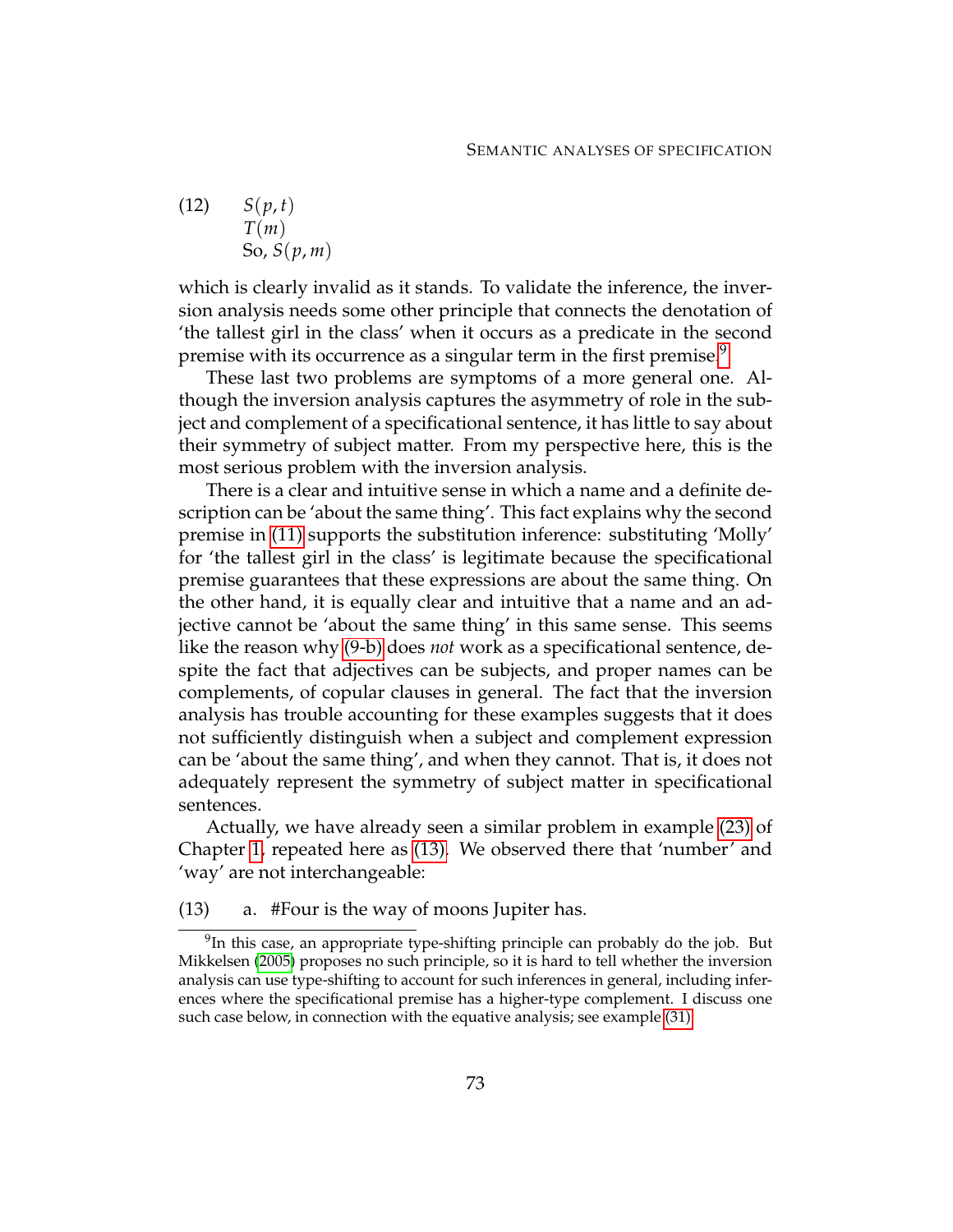(12) $S(p,t)$
$T(m)$
So, $S(p,m)$

which is clearly invalid as it stands. To validate the inference, the inversion analysis needs some other principle that connects the denotation of 'the tallest girl in the class' when it occurs as a predicate in the second premise with its occurrence as a singular term in the first premise.[9]

These last two problems are symptoms of a more general one. Although the inversion analysis captures the asymmetry of role in the subject and complement of a specificational sentence, it has little to say about their symmetry of subject matter. From my perspective here, this is the most serious problem with the inversion analysis.

There is a clear and intuitive sense in which a name and a definite description can be 'about the same thing'. This fact explains why the second premise in (11) supports the substitution inference: substituting 'Molly' for 'the tallest girl in the class' is legitimate because the specificational premise guarantees that these expressions are about the same thing. On the other hand, it is equally clear and intuitive that a name and an adjective cannot be 'about the same thing' in this same sense. This seems like the reason why (9-b) does *not* work as a specificational sentence, despite the fact that adjectives can be subjects, and proper names can be complements, of copular clauses in general. The fact that the inversion analysis has trouble accounting for these examples suggests that it does not sufficiently distinguish when a subject and complement expression can be 'about the same thing', and when they cannot. That is, it does not adequately represent the symmetry of subject matter in specificational sentences.

Actually, we have already seen a similar problem in example (23) of Chapter 1, repeated here as (13). We observed there that 'number' and 'way' are not interchangeable:

(13) a. #Four is the way of moons Jupiter has.

[9] In this case, an appropriate type-shifting principle can probably do the job. But Mikkelsen (2005) proposes no such principle, so it is hard to tell whether the inversion analysis can use type-shifting to account for such inferences in general, including inferences where the specificational premise has a higher-type complement. I discuss one such case below, in connection with the equative analysis; see example (31).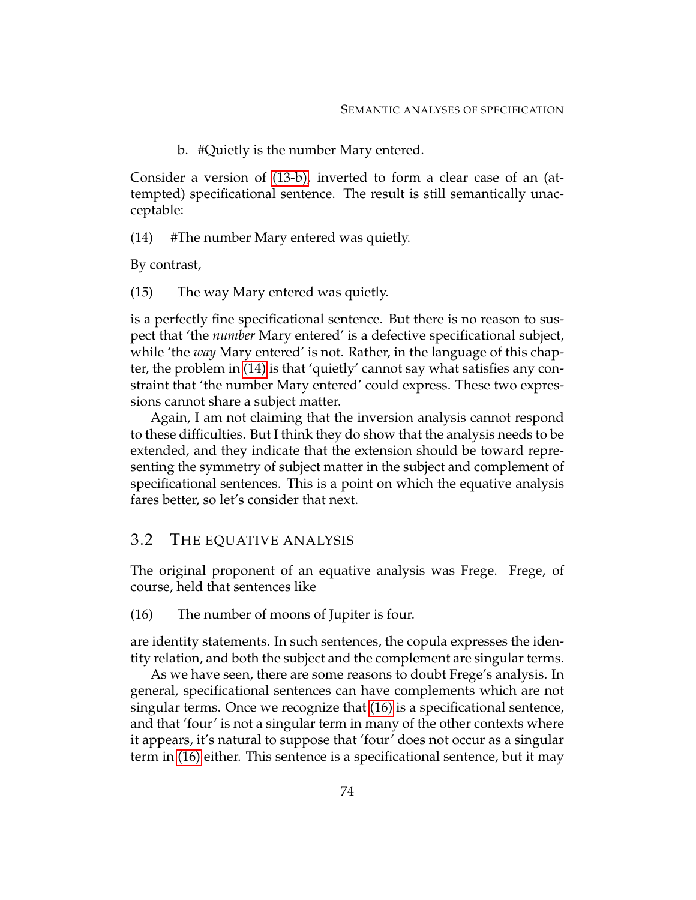b. #Quietly is the number Mary entered.

Consider a version of (13-b), inverted to form a clear case of an (attempted) specificational sentence. The result is still semantically unacceptable:

(14) #The number Mary entered was quietly.

By contrast,

(15) The way Mary entered was quietly.

is a perfectly fine specificational sentence. But there is no reason to suspect that 'the *number* Mary entered' is a defective specificational subject, while 'the *way* Mary entered' is not. Rather, in the language of this chapter, the problem in (14) is that 'quietly' cannot say what satisfies any constraint that 'the number Mary entered' could express. These two expressions cannot share a subject matter.

Again, I am not claiming that the inversion analysis cannot respond to these difficulties. But I think they do show that the analysis needs to be extended, and they indicate that the extension should be toward representing the symmetry of subject matter in the subject and complement of specificational sentences. This is a point on which the equative analysis fares better, so let's consider that next.

## 3.2 The equative analysis

The original proponent of an equative analysis was Frege. Frege, of course, held that sentences like

(16) The number of moons of Jupiter is four.

are identity statements. In such sentences, the copula expresses the identity relation, and both the subject and the complement are singular terms.

As we have seen, there are some reasons to doubt Frege's analysis. In general, specificational sentences can have complements which are not singular terms. Once we recognize that (16) is a specificational sentence, and that 'four' is not a singular term in many of the other contexts where it appears, it's natural to suppose that 'four' does not occur as a singular term in (16) either. This sentence is a specificational sentence, but it may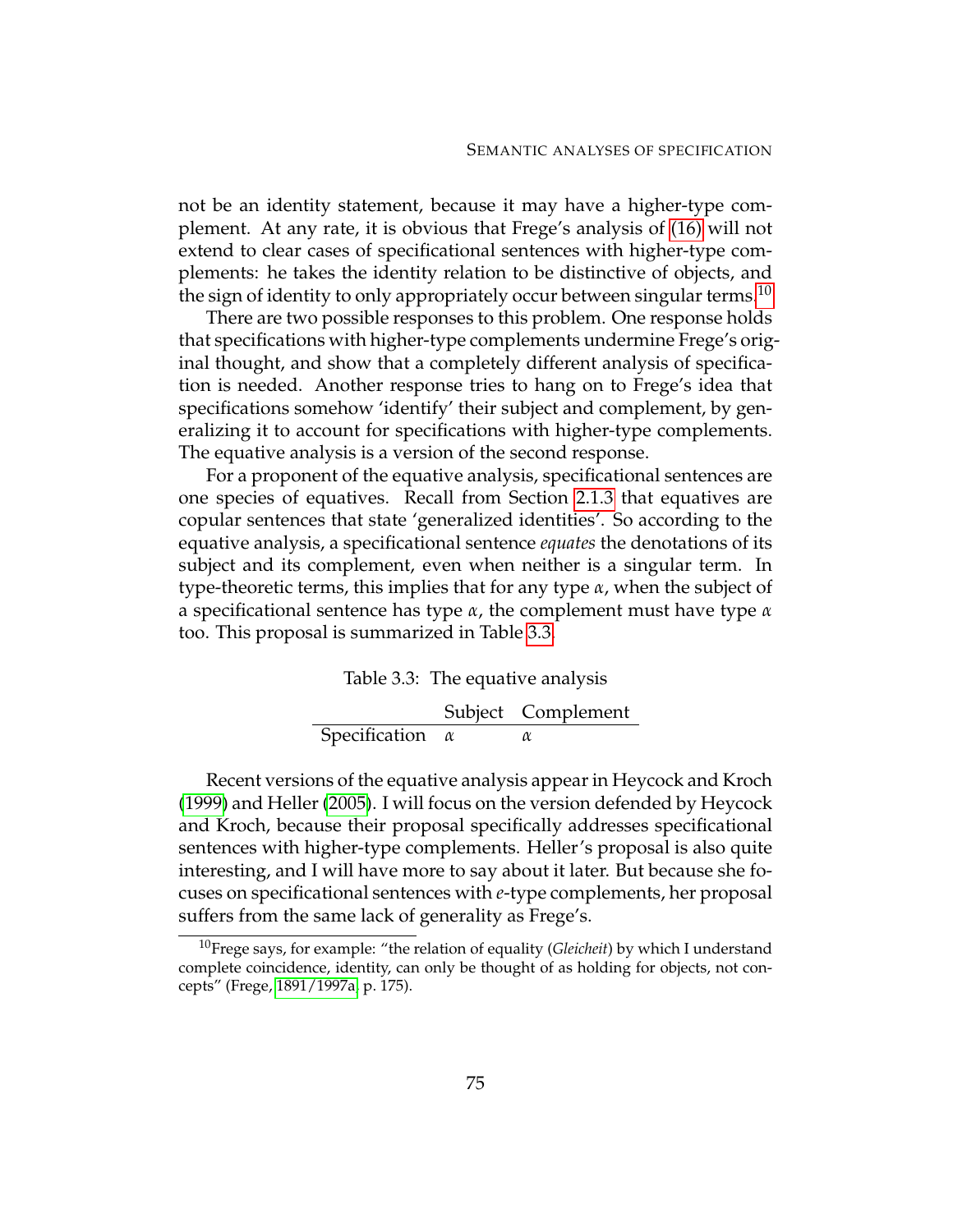not be an identity statement, because it may have a higher-type complement. At any rate, it is obvious that Frege's analysis of (16) will not extend to clear cases of specificational sentences with higher-type complements: he takes the identity relation to be distinctive of objects, and the sign of identity to only appropriately occur between singular terms.[10]

There are two possible responses to this problem. One response holds that specifications with higher-type complements undermine Frege's original thought, and show that a completely different analysis of specification is needed. Another response tries to hang on to Frege's idea that specifications somehow 'identify' their subject and complement, by generalizing it to account for specifications with higher-type complements. The equative analysis is a version of the second response.

For a proponent of the equative analysis, specificational sentences are one species of equatives. Recall from Section 2.1.3 that equatives are copular sentences that state 'generalized identities'. So according to the equative analysis, a specificational sentence *equates* the denotations of its subject and its complement, even when neither is a singular term. In type-theoretic terms, this implies that for any type $\alpha$, when the subject of a specificational sentence has type $\alpha$, the complement must have type $\alpha$ too. This proposal is summarized in Table 3.3.

Table 3.3: The equative analysis

| | Subject | Complement |
|---|---|---|
| Specification | $\alpha$ | $\alpha$ |

Recent versions of the equative analysis appear in Heycock and Kroch (1999) and Heller (2005). I will focus on the version defended by Heycock and Kroch, because their proposal specifically addresses specificational sentences with higher-type complements. Heller's proposal is also quite interesting, and I will have more to say about it later. But because she focuses on specificational sentences with $e$-type complements, her proposal suffers from the same lack of generality as Frege's.

[10] Frege says, for example: "the relation of equality (*Gleicheit*) by which I understand complete coincidence, identity, can only be thought of as holding for objects, not concepts" (Frege, 1891/1997a, p. 175).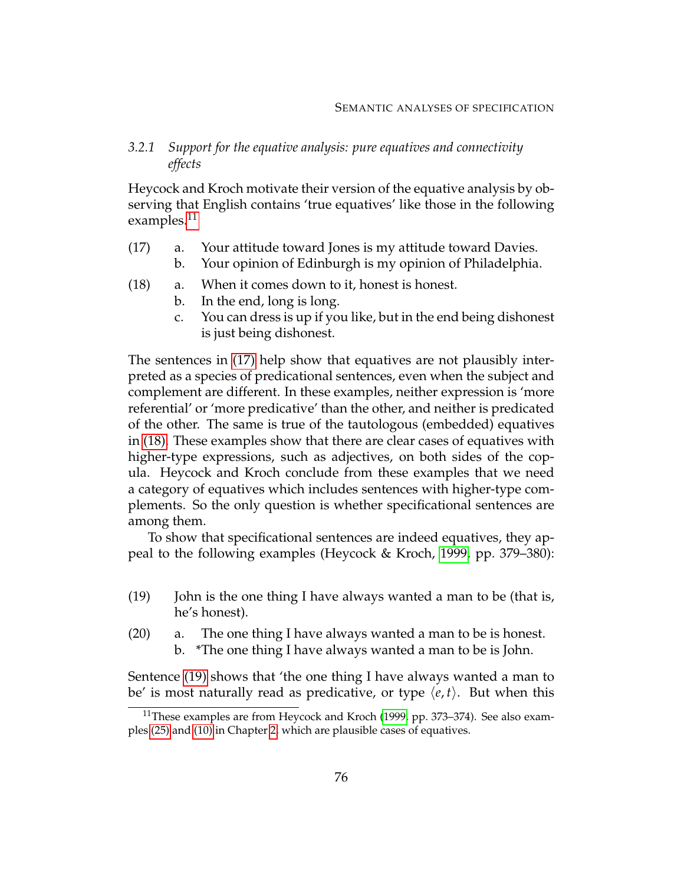### 3.2.1 *Support for the equative analysis: pure equatives and connectivity effects*

Heycock and Kroch motivate their version of the equative analysis by observing that English contains 'true equatives' like those in the following examples.[11]

(17) a. Your attitude toward Jones is my attitude toward Davies.
 b. Your opinion of Edinburgh is my opinion of Philadelphia.

(18) a. When it comes down to it, honest is honest.
 b. In the end, long is long.
 c. You can dress is up if you like, but in the end being dishonest is just being dishonest.

The sentences in (17) help show that equatives are not plausibly interpreted as a species of predicational sentences, even when the subject and complement are different. In these examples, neither expression is 'more referential' or 'more predicative' than the other, and neither is predicated of the other. The same is true of the tautologous (embedded) equatives in (18). These examples show that there are clear cases of equatives with higher-type expressions, such as adjectives, on both sides of the copula. Heycock and Kroch conclude from these examples that we need a category of equatives which includes sentences with higher-type complements. So the only question is whether specificational sentences are among them.

To show that specificational sentences are indeed equatives, they appeal to the following examples (Heycock & Kroch, 1999, pp. 379–380):

(19) John is the one thing I have always wanted a man to be (that is, he's honest).

(20) a. The one thing I have always wanted a man to be is honest.
 b. *The one thing I have always wanted a man to be is John.

Sentence (19) shows that 'the one thing I have always wanted a man to be' is most naturally read as predicative, or type $\langle e, t \rangle$. But when this

[11] These examples are from Heycock and Kroch (1999, pp. 373–374). See also examples (25) and (10) in Chapter 2, which are plausible cases of equatives.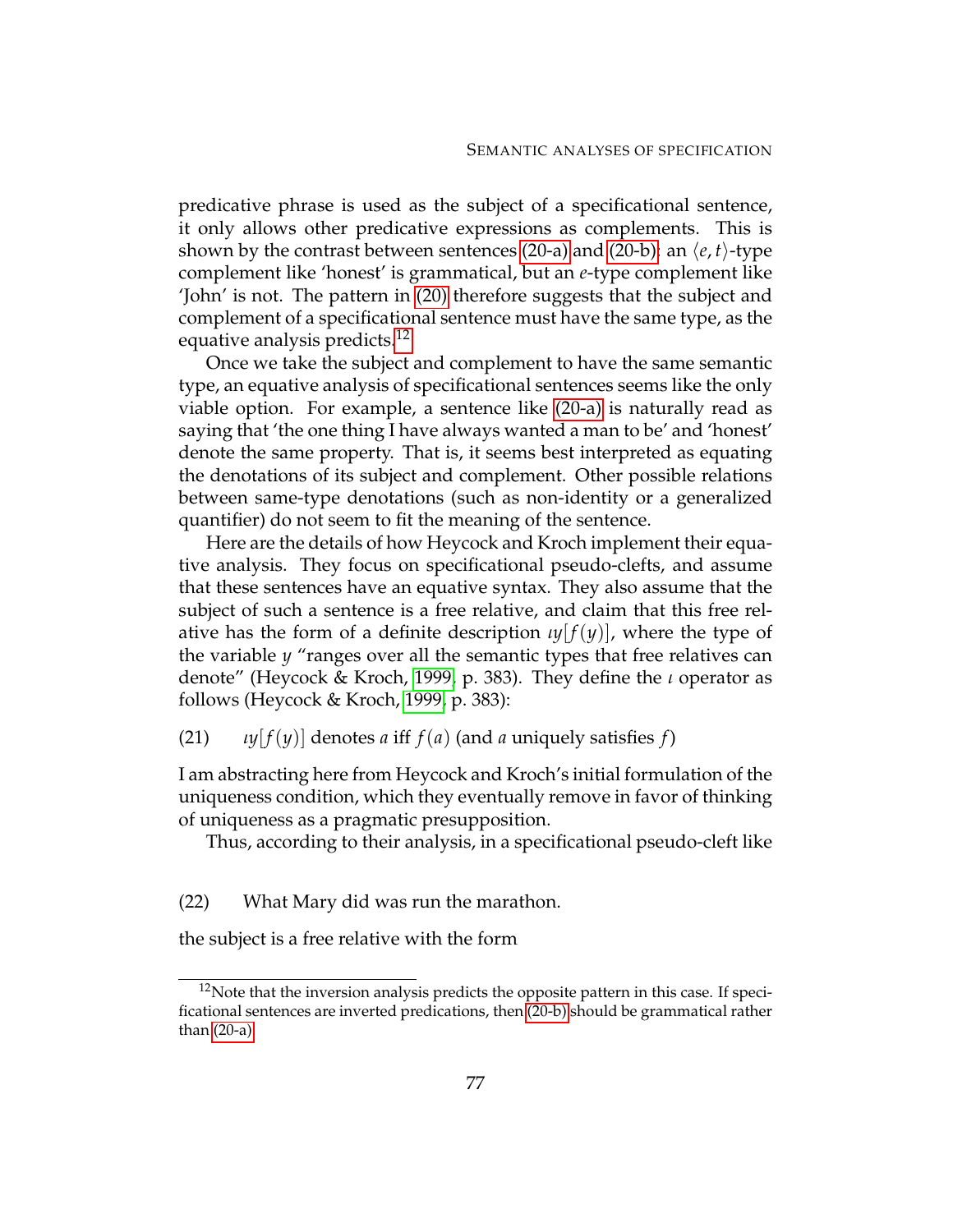predicative phrase is used as the subject of a specificational sentence, it only allows other predicative expressions as complements. This is shown by the contrast between sentences (20-a) and (20-b): an $\langle e,t \rangle$-type complement like 'honest' is grammatical, but an $e$-type complement like 'John' is not. The pattern in (20) therefore suggests that the subject and complement of a specificational sentence must have the same type, as the equative analysis predicts.[12]

Once we take the subject and complement to have the same semantic type, an equative analysis of specificational sentences seems like the only viable option. For example, a sentence like (20-a) is naturally read as saying that 'the one thing I have always wanted a man to be' and 'honest' denote the same property. That is, it seems best interpreted as equating the denotations of its subject and complement. Other possible relations between same-type denotations (such as non-identity or a generalized quantifier) do not seem to fit the meaning of the sentence.

Here are the details of how Heycock and Kroch implement their equative analysis. They focus on specificational pseudo-clefts, and assume that these sentences have an equative syntax. They also assume that the subject of such a sentence is a free relative, and claim that this free relative has the form of a definite description $\iota y[f(y)]$, where the type of the variable $y$ "ranges over all the semantic types that free relatives can denote" (Heycock & Kroch, 1999, p. 383). They define the $\iota$ operator as follows (Heycock & Kroch, 1999, p. 383):

(21) $\iota y[f(y)]$ denotes $a$ iff $f(a)$ (and $a$ uniquely satisfies $f$)

I am abstracting here from Heycock and Kroch's initial formulation of the uniqueness condition, which they eventually remove in favor of thinking of uniqueness as a pragmatic presupposition.

Thus, according to their analysis, in a specificational pseudo-cleft like

(22) What Mary did was run the marathon.

the subject is a free relative with the form

[12]Note that the inversion analysis predicts the opposite pattern in this case. If specificational sentences are inverted predications, then (20-b) should be grammatical rather than (20-a).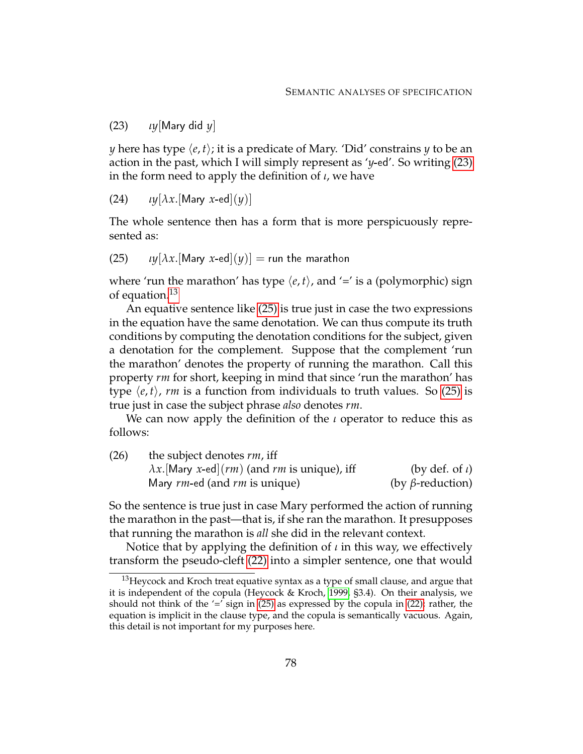(23) $\iota y[\text{Mary did } y]$

$y$ here has type $\langle e, t \rangle$; it is a predicate of Mary. 'Did' constrains $y$ to be an action in the past, which I will simply represent as '$y$-ed'. So writing (23) in the form need to apply the definition of $\iota$, we have

(24) $\iota y[\lambda x.[\text{Mary } x\text{-ed}](y)]$

The whole sentence then has a form that is more perspicuously represented as:

(25) $\iota y[\lambda x.[\text{Mary } x\text{-ed}](y)] = \text{run the marathon}$

where 'run the marathon' has type $\langle e, t \rangle$, and '=' is a (polymorphic) sign of equation.[13]

An equative sentence like (25) is true just in case the two expressions in the equation have the same denotation. We can thus compute its truth conditions by computing the denotation conditions for the subject, given a denotation for the complement. Suppose that the complement 'run the marathon' denotes the property of running the marathon. Call this property *rm* for short, keeping in mind that since 'run the marathon' has type $\langle e, t \rangle$, *rm* is a function from individuals to truth values. So (25) is true just in case the subject phrase *also* denotes *rm*.

We can now apply the definition of the $\iota$ operator to reduce this as follows:

(26) the subject denotes *rm*, iff
$\lambda x.[\text{Mary } x\text{-ed}](rm)$ (and *rm* is unique), iff (by def. of $\iota$)
Mary *rm*-ed (and *rm* is unique) (by $\beta$-reduction)

So the sentence is true just in case Mary performed the action of running the marathon in the past—that is, if she ran the marathon. It presupposes that running the marathon is *all* she did in the relevant context.

Notice that by applying the definition of $\iota$ in this way, we effectively transform the pseudo-cleft (22) into a simpler sentence, one that would

[13] Heycock and Kroch treat equative syntax as a type of small clause, and argue that it is independent of the copula (Heycock & Kroch, 1999, §3.4). On their analysis, we should not think of the '=' sign in (25) as expressed by the copula in (22); rather, the equation is implicit in the clause type, and the copula is semantically vacuous. Again, this detail is not important for my purposes here.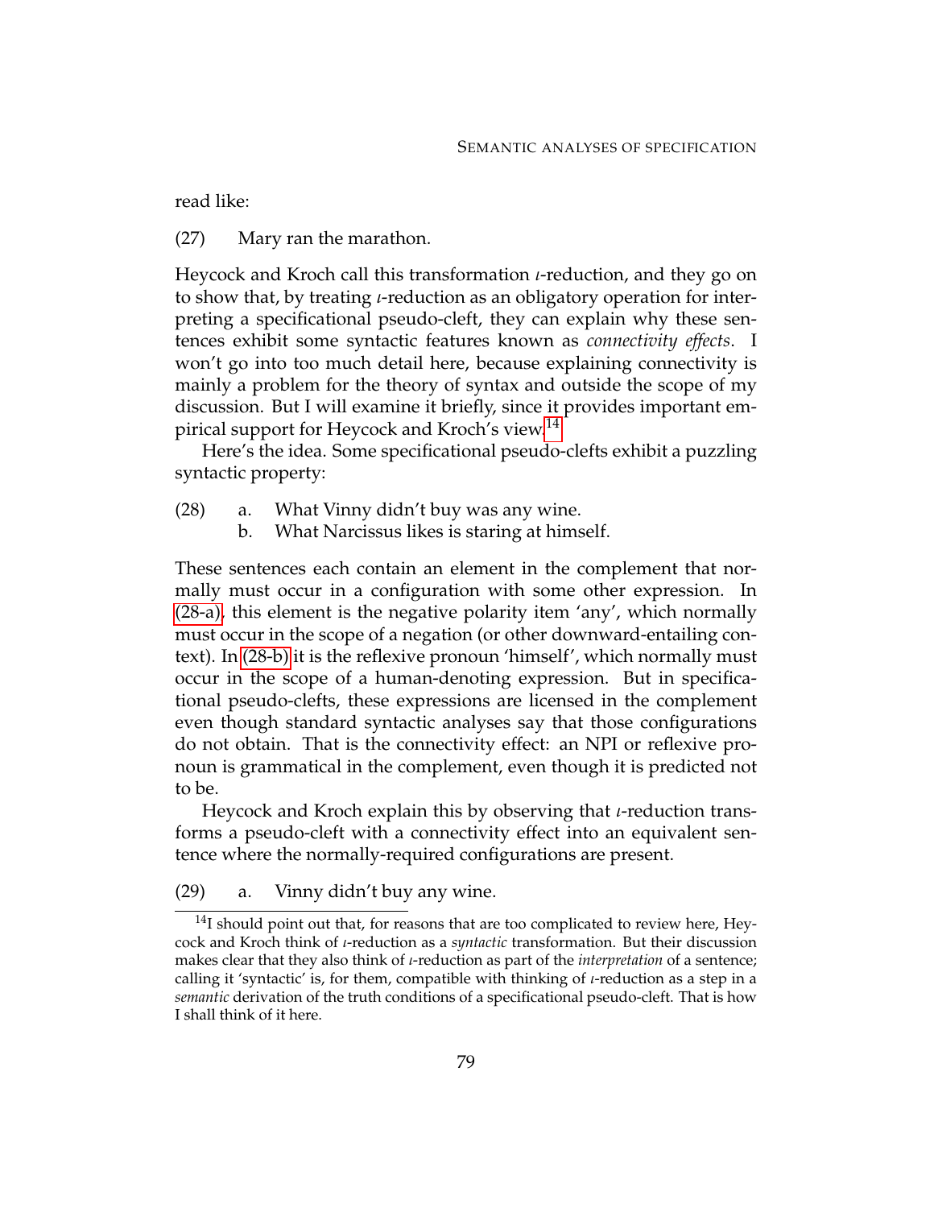read like:

(27) Mary ran the marathon.

Heycock and Kroch call this transformation $\iota$-reduction, and they go on to show that, by treating $\iota$-reduction as an obligatory operation for interpreting a specificational pseudo-cleft, they can explain why these sentences exhibit some syntactic features known as *connectivity effects*. I won't go into too much detail here, because explaining connectivity is mainly a problem for the theory of syntax and outside the scope of my discussion. But I will examine it briefly, since it provides important empirical support for Heycock and Kroch's view.[14]

Here's the idea. Some specificational pseudo-clefts exhibit a puzzling syntactic property:

(28) a. What Vinny didn't buy was any wine.
  b. What Narcissus likes is staring at himself.

These sentences each contain an element in the complement that normally must occur in a configuration with some other expression. In (28-a), this element is the negative polarity item 'any', which normally must occur in the scope of a negation (or other downward-entailing context). In (28-b) it is the reflexive pronoun 'himself', which normally must occur in the scope of a human-denoting expression. But in specificational pseudo-clefts, these expressions are licensed in the complement even though standard syntactic analyses say that those configurations do not obtain. That is the connectivity effect: an NPI or reflexive pronoun is grammatical in the complement, even though it is predicted not to be.

Heycock and Kroch explain this by observing that $\iota$-reduction transforms a pseudo-cleft with a connectivity effect into an equivalent sentence where the normally-required configurations are present.

(29) a. Vinny didn't buy any wine.

[14] I should point out that, for reasons that are too complicated to review here, Heycock and Kroch think of $\iota$-reduction as a *syntactic* transformation. But their discussion makes clear that they also think of $\iota$-reduction as part of the *interpretation* of a sentence; calling it 'syntactic' is, for them, compatible with thinking of $\iota$-reduction as a step in a *semantic* derivation of the truth conditions of a specificational pseudo-cleft. That is how I shall think of it here.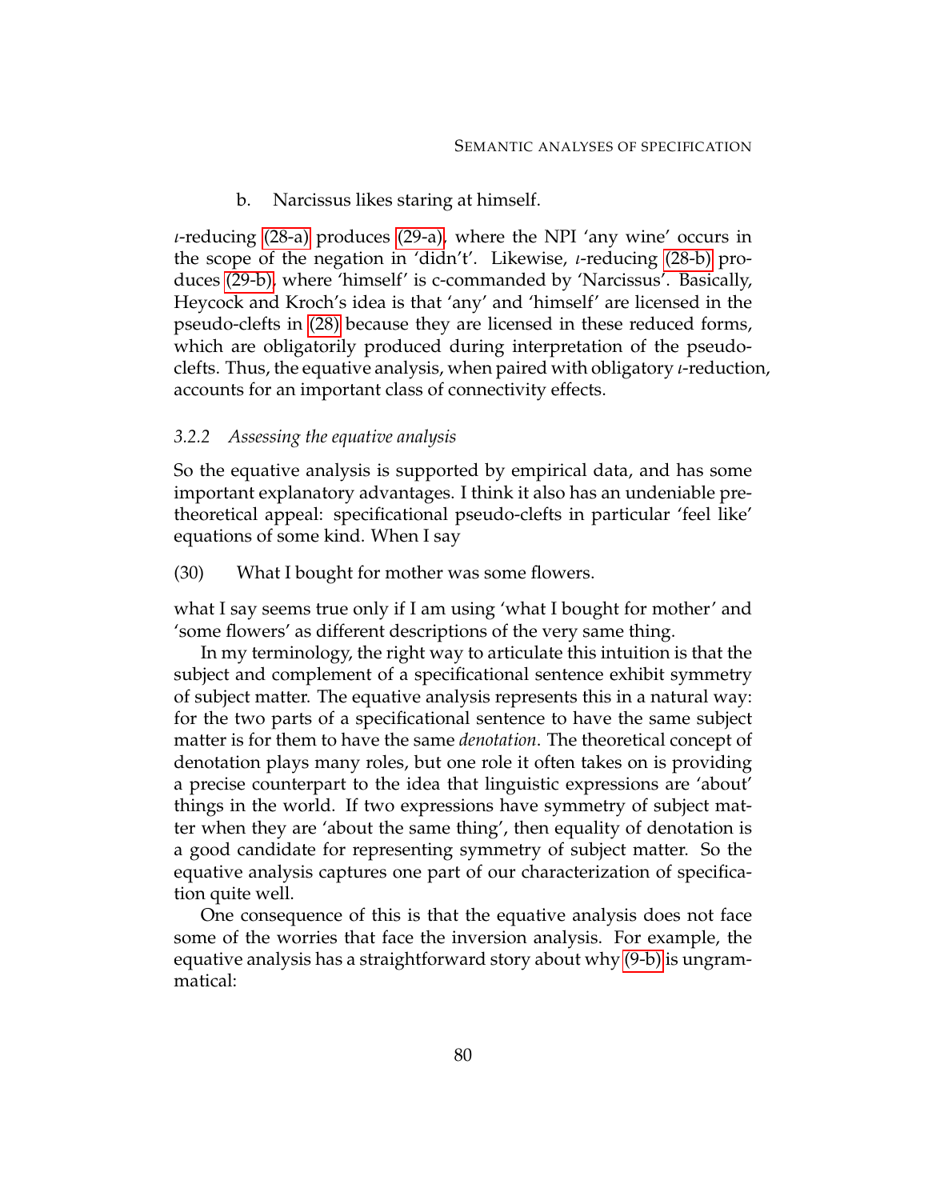b. Narcissus likes staring at himself.

$\iota$-reducing (28-a) produces (29-a), where the NPI 'any wine' occurs in the scope of the negation in 'didn't'. Likewise, $\iota$-reducing (28-b) produces (29-b), where 'himself' is c-commanded by 'Narcissus'. Basically, Heycock and Kroch's idea is that 'any' and 'himself' are licensed in the pseudo-clefts in (28) because they are licensed in these reduced forms, which are obligatorily produced during interpretation of the pseudo-clefts. Thus, the equative analysis, when paired with obligatory $\iota$-reduction, accounts for an important class of connectivity effects.

### 3.2.2 *Assessing the equative analysis*

So the equative analysis is supported by empirical data, and has some important explanatory advantages. I think it also has an undeniable pre-theoretical appeal: specificational pseudo-clefts in particular 'feel like' equations of some kind. When I say

(30) What I bought for mother was some flowers.

what I say seems true only if I am using 'what I bought for mother' and 'some flowers' as different descriptions of the very same thing.

In my terminology, the right way to articulate this intuition is that the subject and complement of a specificational sentence exhibit symmetry of subject matter. The equative analysis represents this in a natural way: for the two parts of a specificational sentence to have the same subject matter is for them to have the same *denotation*. The theoretical concept of denotation plays many roles, but one role it often takes on is providing a precise counterpart to the idea that linguistic expressions are 'about' things in the world. If two expressions have symmetry of subject matter when they are 'about the same thing', then equality of denotation is a good candidate for representing symmetry of subject matter. So the equative analysis captures one part of our characterization of specification quite well.

One consequence of this is that the equative analysis does not face some of the worries that face the inversion analysis. For example, the equative analysis has a straightforward story about why (9-b) is ungrammatical: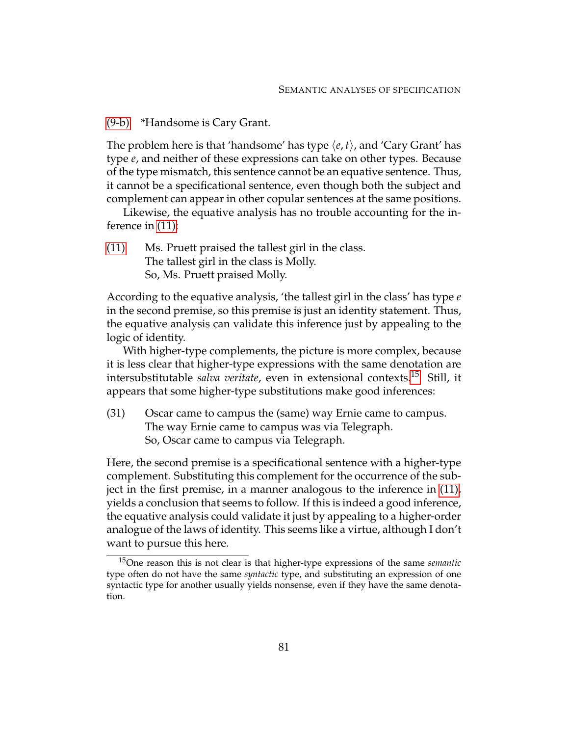(9-b) *Handsome is Cary Grant.

The problem here is that 'handsome' has type $\langle e, t \rangle$, and 'Cary Grant' has type $e$, and neither of these expressions can take on other types. Because of the type mismatch, this sentence cannot be an equative sentence. Thus, it cannot be a specificational sentence, even though both the subject and complement can appear in other copular sentences at the same positions.

Likewise, the equative analysis has no trouble accounting for the inference in (11):

(11) Ms. Pruett praised the tallest girl in the class.
The tallest girl in the class is Molly.
So, Ms. Pruett praised Molly.

According to the equative analysis, 'the tallest girl in the class' has type $e$ in the second premise, so this premise is just an identity statement. Thus, the equative analysis can validate this inference just by appealing to the logic of identity.

With higher-type complements, the picture is more complex, because it is less clear that higher-type expressions with the same denotation are intersubstitutable *salva veritate*, even in extensional contexts.[15] Still, it appears that some higher-type substitutions make good inferences:

(31) Oscar came to campus the (same) way Ernie came to campus.
The way Ernie came to campus was via Telegraph.
So, Oscar came to campus via Telegraph.

Here, the second premise is a specificational sentence with a higher-type complement. Substituting this complement for the occurrence of the subject in the first premise, in a manner analogous to the inference in (11), yields a conclusion that seems to follow. If this is indeed a good inference, the equative analysis could validate it just by appealing to a higher-order analogue of the laws of identity. This seems like a virtue, although I don't want to pursue this here.

[15] One reason this is not clear is that higher-type expressions of the same *semantic* type often do not have the same *syntactic* type, and substituting an expression of one syntactic type for another usually yields nonsense, even if they have the same denotation.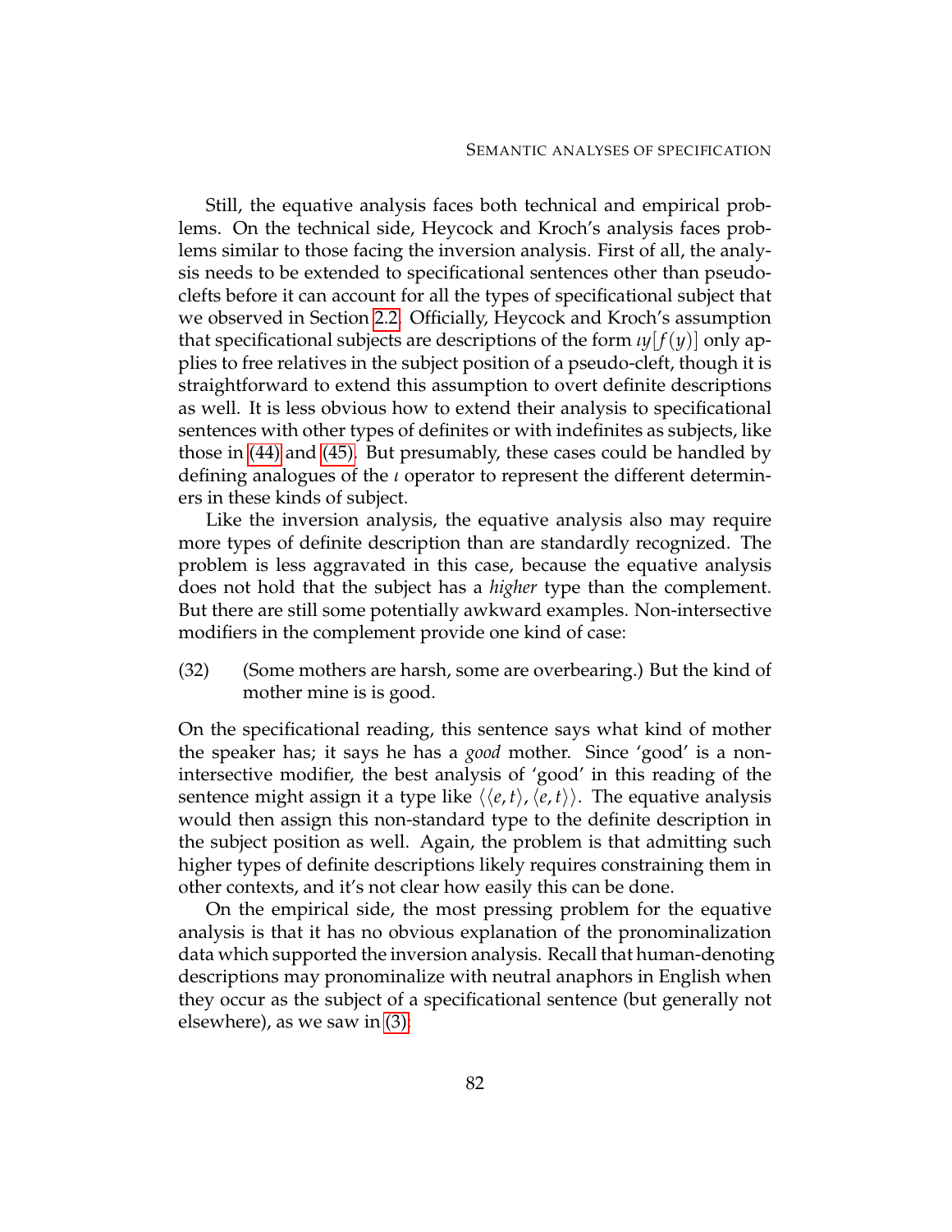Still, the equative analysis faces both technical and empirical problems. On the technical side, Heycock and Kroch's analysis faces problems similar to those facing the inversion analysis. First of all, the analysis needs to be extended to specificational sentences other than pseudo-clefts before it can account for all the types of specificational subject that we observed in Section 2.2. Officially, Heycock and Kroch's assumption that specificational subjects are descriptions of the form $\iota y[f(y)]$ only applies to free relatives in the subject position of a pseudo-cleft, though it is straightforward to extend this assumption to overt definite descriptions as well. It is less obvious how to extend their analysis to specificational sentences with other types of definites or with indefinites as subjects, like those in (44) and (45). But presumably, these cases could be handled by defining analogues of the $\iota$ operator to represent the different determiners in these kinds of subject.

Like the inversion analysis, the equative analysis also may require more types of definite description than are standardly recognized. The problem is less aggravated in this case, because the equative analysis does not hold that the subject has a *higher* type than the complement. But there are still some potentially awkward examples. Non-intersective modifiers in the complement provide one kind of case:

(32) (Some mothers are harsh, some are overbearing.) But the kind of mother mine is is good.

On the specificational reading, this sentence says what kind of mother the speaker has; it says he has a *good* mother. Since 'good' is a non-intersective modifier, the best analysis of 'good' in this reading of the sentence might assign it a type like $\langle\langle e,t\rangle,\langle e,t\rangle\rangle$. The equative analysis would then assign this non-standard type to the definite description in the subject position as well. Again, the problem is that admitting such higher types of definite descriptions likely requires constraining them in other contexts, and it's not clear how easily this can be done.

On the empirical side, the most pressing problem for the equative analysis is that it has no obvious explanation of the pronominalization data which supported the inversion analysis. Recall that human-denoting descriptions may pronominalize with neutral anaphors in English when they occur as the subject of a specificational sentence (but generally not elsewhere), as we saw in (3):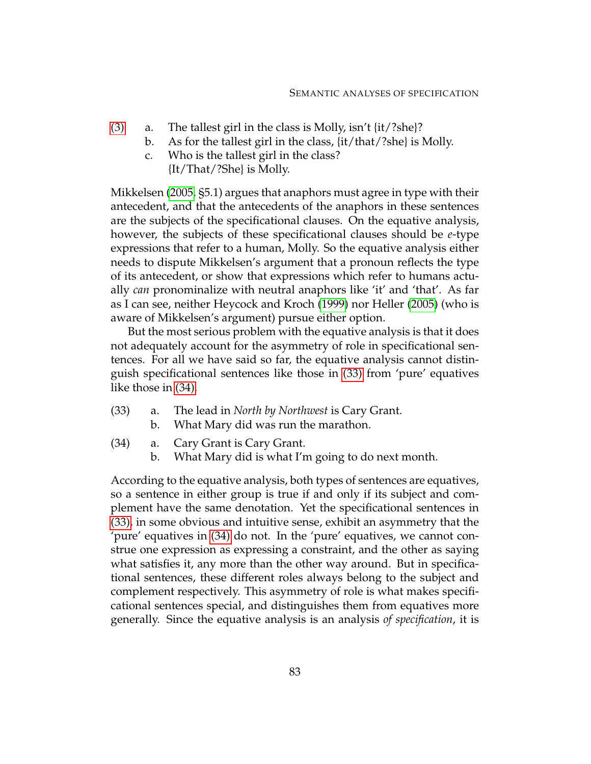(3) a. The tallest girl in the class is Molly, isn't {it/?she}?
    b. As for the tallest girl in the class, {it/that/?she} is Molly.
    c. Who is the tallest girl in the class?
       {It/That/?She} is Molly.

Mikkelsen (2005, §5.1) argues that anaphors must agree in type with their antecedent, and that the antecedents of the anaphors in these sentences are the subjects of the specificational clauses. On the equative analysis, however, the subjects of these specificational clauses should be *e*-type expressions that refer to a human, Molly. So the equative analysis either needs to dispute Mikkelsen's argument that a pronoun reflects the type of its antecedent, or show that expressions which refer to humans actually *can* pronominalize with neutral anaphors like 'it' and 'that'. As far as I can see, neither Heycock and Kroch (1999) nor Heller (2005) (who is aware of Mikkelsen's argument) pursue either option.

But the most serious problem with the equative analysis is that it does not adequately account for the asymmetry of role in specificational sentences. For all we have said so far, the equative analysis cannot distinguish specificational sentences like those in (33) from 'pure' equatives like those in (34).

(33) a. The lead in *North by Northwest* is Cary Grant.
     b. What Mary did was run the marathon.

(34) a. Cary Grant is Cary Grant.
     b. What Mary did is what I'm going to do next month.

According to the equative analysis, both types of sentences are equatives, so a sentence in either group is true if and only if its subject and complement have the same denotation. Yet the specificational sentences in (33), in some obvious and intuitive sense, exhibit an asymmetry that the 'pure' equatives in (34) do not. In the 'pure' equatives, we cannot construe one expression as expressing a constraint, and the other as saying what satisfies it, any more than the other way around. But in specificational sentences, these different roles always belong to the subject and complement respectively. This asymmetry of role is what makes specificational sentences special, and distinguishes them from equatives more generally. Since the equative analysis is an analysis *of specification*, it is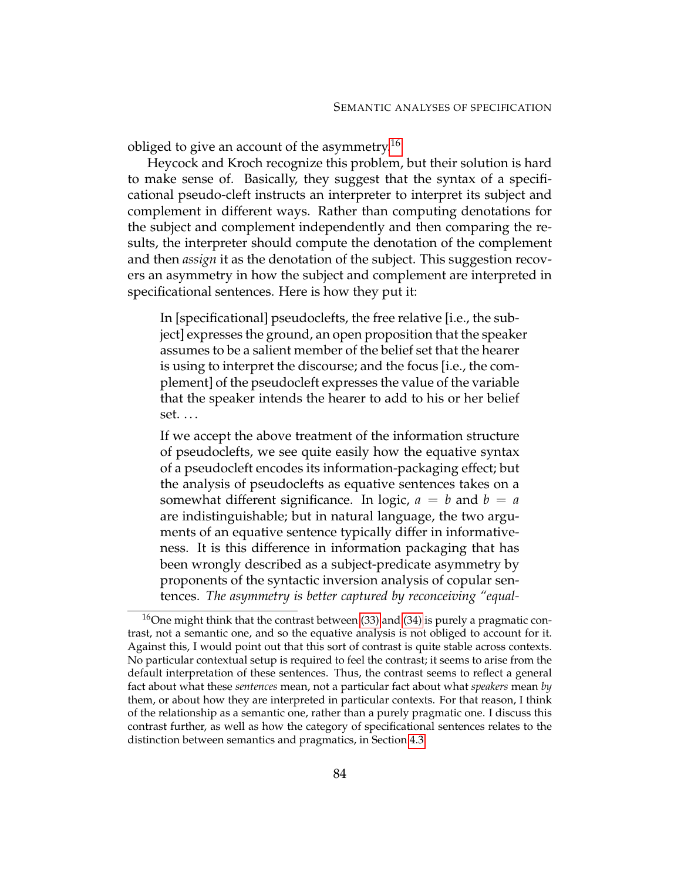obliged to give an account of the asymmetry.[16]

Heycock and Kroch recognize this problem, but their solution is hard to make sense of. Basically, they suggest that the syntax of a specificational pseudo-cleft instructs an interpreter to interpret its subject and complement in different ways. Rather than computing denotations for the subject and complement independently and then comparing the results, the interpreter should compute the denotation of the complement and then *assign* it as the denotation of the subject. This suggestion recovers an asymmetry in how the subject and complement are interpreted in specificational sentences. Here is how they put it:

> In [specificational] pseudoclefts, the free relative [i.e., the subject] expresses the ground, an open proposition that the speaker assumes to be a salient member of the belief set that the hearer is using to interpret the discourse; and the focus [i.e., the complement] of the pseudocleft expresses the value of the variable that the speaker intends the hearer to add to his or her belief set. ...
>
> If we accept the above treatment of the information structure of pseudoclefts, we see quite easily how the equative syntax of a pseudocleft encodes its information-packaging effect; but the analysis of pseudoclefts as equative sentences takes on a somewhat different significance. In logic, $a = b$ and $b = a$ are indistinguishable; but in natural language, the two arguments of an equative sentence typically differ in informativeness. It is this difference in information packaging that has been wrongly described as a subject-predicate asymmetry by proponents of the syntactic inversion analysis of copular sentences. *The asymmetry is better captured by reconceiving "equal-*

[16]One might think that the contrast between (33) and (34) is purely a pragmatic contrast, not a semantic one, and so the equative analysis is not obliged to account for it. Against this, I would point out that this sort of contrast is quite stable across contexts. No particular contextual setup is required to feel the contrast; it seems to arise from the default interpretation of these sentences. Thus, the contrast seems to reflect a general fact about what these *sentences* mean, not a particular fact about what *speakers* mean *by* them, or about how they are interpreted in particular contexts. For that reason, I think of the relationship as a semantic one, rather than a purely pragmatic one. I discuss this contrast further, as well as how the category of specificational sentences relates to the distinction between semantics and pragmatics, in Section 4.3.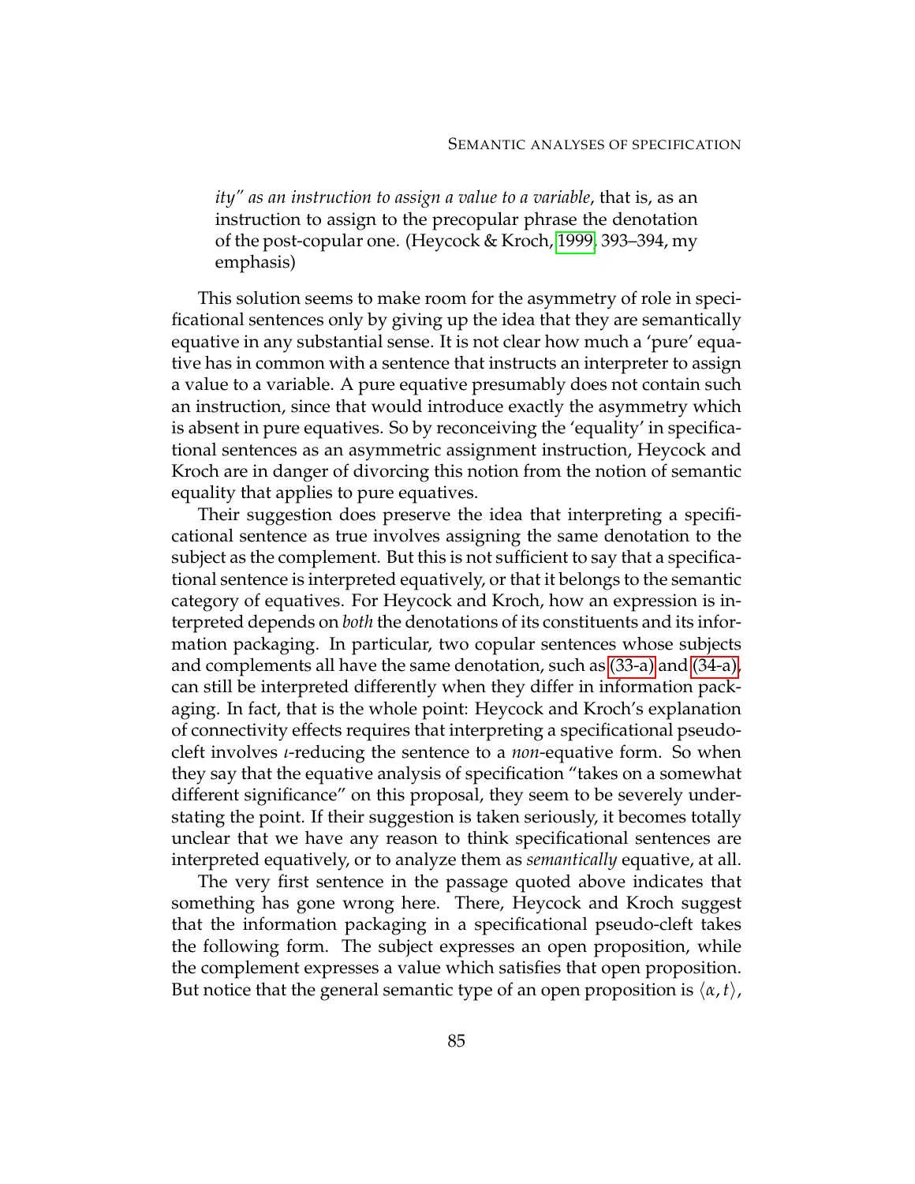*ity" as an instruction to assign a value to a variable*, that is, as an instruction to assign to the precopular phrase the denotation of the post-copular one. (Heycock & Kroch, 1999, 393–394, my emphasis)

This solution seems to make room for the asymmetry of role in specificational sentences only by giving up the idea that they are semantically equative in any substantial sense. It is not clear how much a 'pure' equative has in common with a sentence that instructs an interpreter to assign a value to a variable. A pure equative presumably does not contain such an instruction, since that would introduce exactly the asymmetry which is absent in pure equatives. So by reconceiving the 'equality' in specificational sentences as an asymmetric assignment instruction, Heycock and Kroch are in danger of divorcing this notion from the notion of semantic equality that applies to pure equatives.

Their suggestion does preserve the idea that interpreting a specificational sentence as true involves assigning the same denotation to the subject as the complement. But this is not sufficient to say that a specificational sentence is interpreted equatively, or that it belongs to the semantic category of equatives. For Heycock and Kroch, how an expression is interpreted depends on *both* the denotations of its constituents and its information packaging. In particular, two copular sentences whose subjects and complements all have the same denotation, such as (33-a) and (34-a), can still be interpreted differently when they differ in information packaging. In fact, that is the whole point: Heycock and Kroch's explanation of connectivity effects requires that interpreting a specificational pseudo-cleft involves $\iota$-reducing the sentence to a *non*-equative form. So when they say that the equative analysis of specification "takes on a somewhat different significance" on this proposal, they seem to be severely understating the point. If their suggestion is taken seriously, it becomes totally unclear that we have any reason to think specificational sentences are interpreted equatively, or to analyze them as *semantically* equative, at all.

The very first sentence in the passage quoted above indicates that something has gone wrong here. There, Heycock and Kroch suggest that the information packaging in a specificational pseudo-cleft takes the following form. The subject expresses an open proposition, while the complement expresses a value which satisfies that open proposition. But notice that the general semantic type of an open proposition is $\langle \alpha, t \rangle$,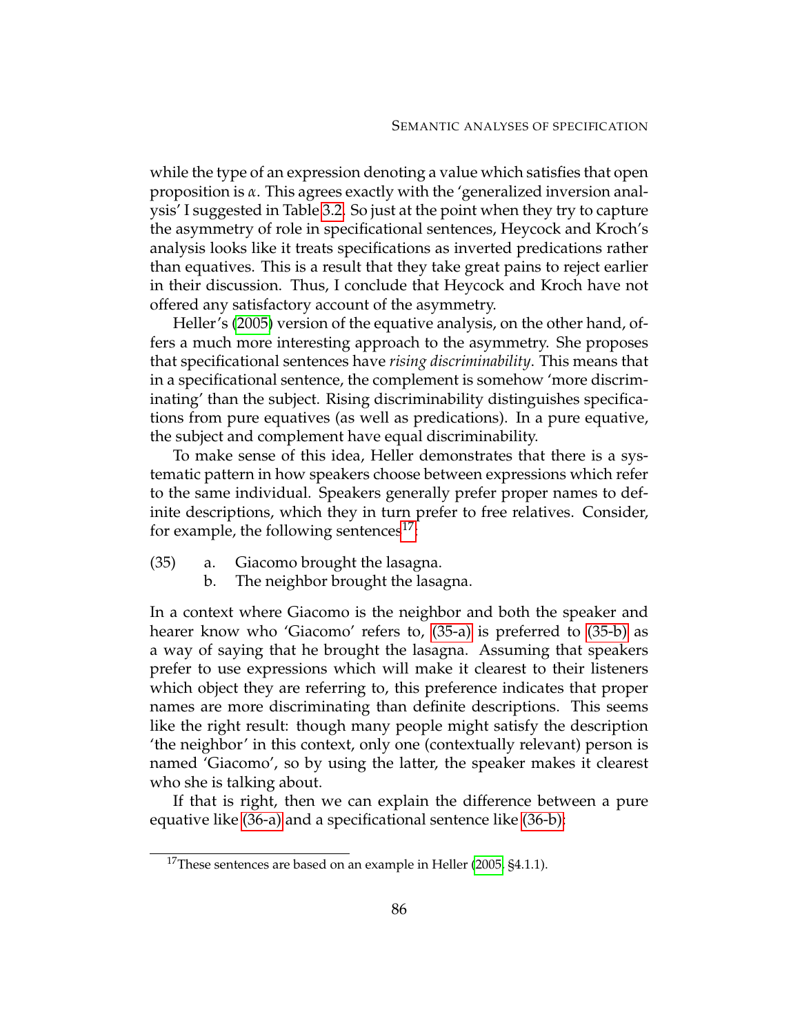while the type of an expression denoting a value which satisfies that open proposition is $\alpha$. This agrees exactly with the 'generalized inversion analysis' I suggested in Table 3.2. So just at the point when they try to capture the asymmetry of role in specificational sentences, Heycock and Kroch's analysis looks like it treats specifications as inverted predications rather than equatives. This is a result that they take great pains to reject earlier in their discussion. Thus, I conclude that Heycock and Kroch have not offered any satisfactory account of the asymmetry.

Heller's (2005) version of the equative analysis, on the other hand, offers a much more interesting approach to the asymmetry. She proposes that specificational sentences have *rising discriminability*. This means that in a specificational sentence, the complement is somehow 'more discriminating' than the subject. Rising discriminability distinguishes specifications from pure equatives (as well as predications). In a pure equative, the subject and complement have equal discriminability.

To make sense of this idea, Heller demonstrates that there is a systematic pattern in how speakers choose between expressions which refer to the same individual. Speakers generally prefer proper names to definite descriptions, which they in turn prefer to free relatives. Consider, for example, the following sentences[17]:

(35) a. Giacomo brought the lasagna.
     b. The neighbor brought the lasagna.

In a context where Giacomo is the neighbor and both the speaker and hearer know who 'Giacomo' refers to, (35-a) is preferred to (35-b) as a way of saying that he brought the lasagna. Assuming that speakers prefer to use expressions which will make it clearest to their listeners which object they are referring to, this preference indicates that proper names are more discriminating than definite descriptions. This seems like the right result: though many people might satisfy the description 'the neighbor' in this context, only one (contextually relevant) person is named 'Giacomo', so by using the latter, the speaker makes it clearest who she is talking about.

If that is right, then we can explain the difference between a pure equative like (36-a) and a specificational sentence like (36-b):

[17] These sentences are based on an example in Heller (2005, §4.1.1).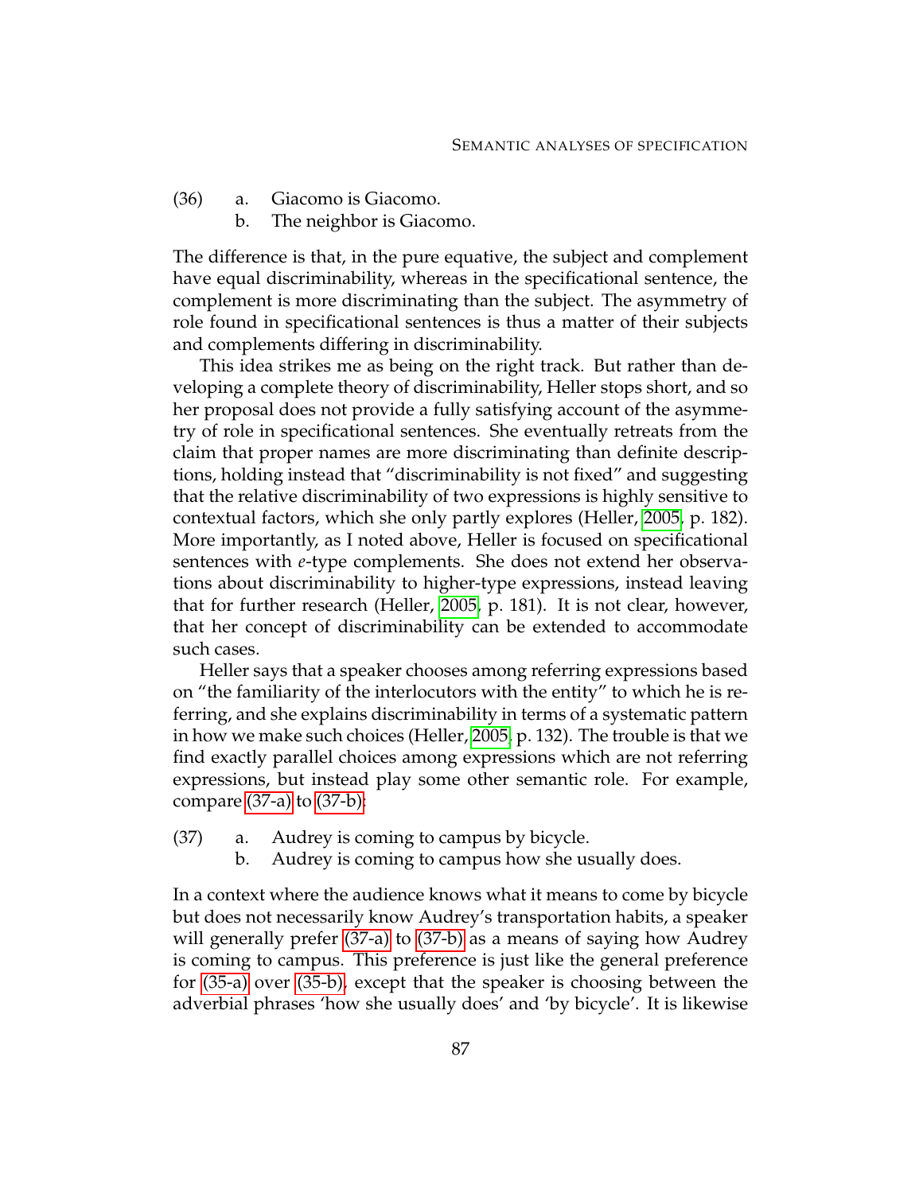(36) a. Giacomo is Giacomo.
     b. The neighbor is Giacomo.

The difference is that, in the pure equative, the subject and complement have equal discriminability, whereas in the specificational sentence, the complement is more discriminating than the subject. The asymmetry of role found in specificational sentences is thus a matter of their subjects and complements differing in discriminability.

This idea strikes me as being on the right track. But rather than developing a complete theory of discriminability, Heller stops short, and so her proposal does not provide a fully satisfying account of the asymmetry of role in specificational sentences. She eventually retreats from the claim that proper names are more discriminating than definite descriptions, holding instead that "discriminability is not fixed" and suggesting that the relative discriminability of two expressions is highly sensitive to contextual factors, which she only partly explores (Heller, 2005, p. 182). More importantly, as I noted above, Heller is focused on specificational sentences with *e*-type complements. She does not extend her observations about discriminability to higher-type expressions, instead leaving that for further research (Heller, 2005, p. 181). It is not clear, however, that her concept of discriminability can be extended to accommodate such cases.

Heller says that a speaker chooses among referring expressions based on "the familiarity of the interlocutors with the entity" to which he is referring, and she explains discriminability in terms of a systematic pattern in how we make such choices (Heller, 2005, p. 132). The trouble is that we find exactly parallel choices among expressions which are not referring expressions, but instead play some other semantic role. For example, compare (37-a) to (37-b):

(37) a. Audrey is coming to campus by bicycle.
     b. Audrey is coming to campus how she usually does.

In a context where the audience knows what it means to come by bicycle but does not necessarily know Audrey's transportation habits, a speaker will generally prefer (37-a) to (37-b) as a means of saying how Audrey is coming to campus. This preference is just like the general preference for (35-a) over (35-b), except that the speaker is choosing between the adverbial phrases 'how she usually does' and 'by bicycle'. It is likewise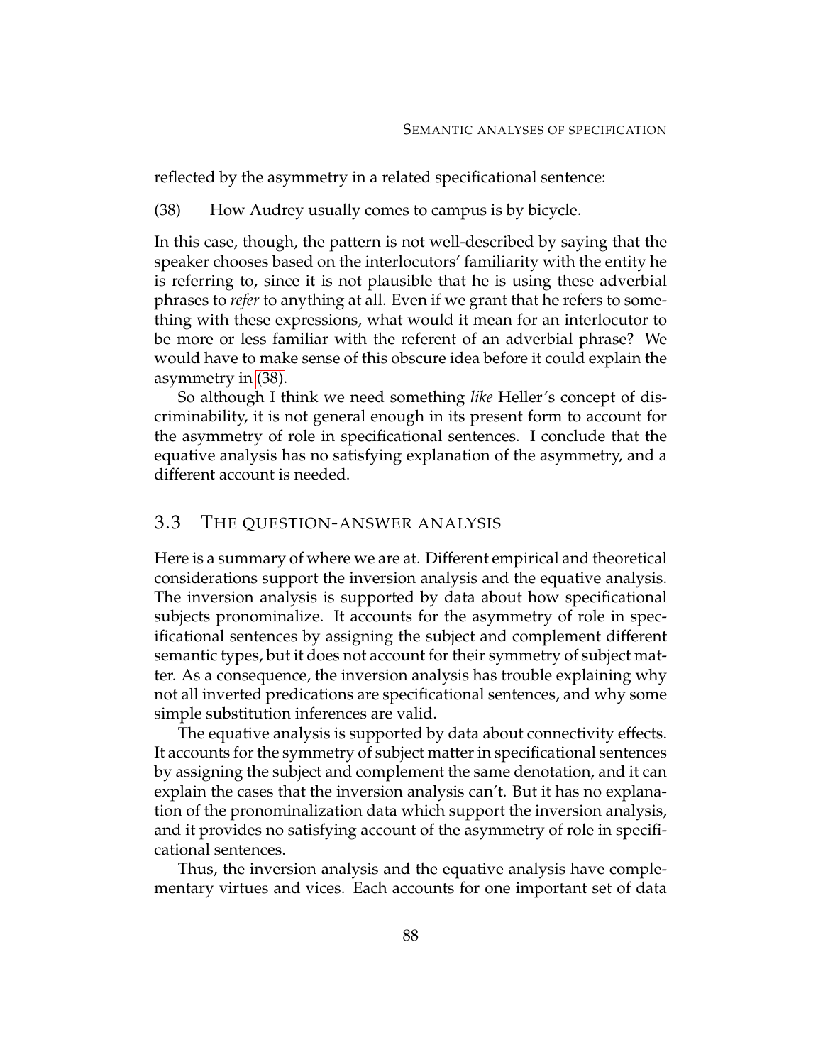reflected by the asymmetry in a related specificational sentence:

(38) How Audrey usually comes to campus is by bicycle.

In this case, though, the pattern is not well-described by saying that the speaker chooses based on the interlocutors' familiarity with the entity he is referring to, since it is not plausible that he is using these adverbial phrases to *refer* to anything at all. Even if we grant that he refers to something with these expressions, what would it mean for an interlocutor to be more or less familiar with the referent of an adverbial phrase? We would have to make sense of this obscure idea before it could explain the asymmetry in (38).

So although I think we need something *like* Heller's concept of discriminability, it is not general enough in its present form to account for the asymmetry of role in specificational sentences. I conclude that the equative analysis has no satisfying explanation of the asymmetry, and a different account is needed.

## 3.3 The question-answer analysis

Here is a summary of where we are at. Different empirical and theoretical considerations support the inversion analysis and the equative analysis. The inversion analysis is supported by data about how specificational subjects pronominalize. It accounts for the asymmetry of role in specificational sentences by assigning the subject and complement different semantic types, but it does not account for their symmetry of subject matter. As a consequence, the inversion analysis has trouble explaining why not all inverted predications are specificational sentences, and why some simple substitution inferences are valid.

The equative analysis is supported by data about connectivity effects. It accounts for the symmetry of subject matter in specificational sentences by assigning the subject and complement the same denotation, and it can explain the cases that the inversion analysis can't. But it has no explanation of the pronominalization data which support the inversion analysis, and it provides no satisfying account of the asymmetry of role in specificational sentences.

Thus, the inversion analysis and the equative analysis have complementary virtues and vices. Each accounts for one important set of data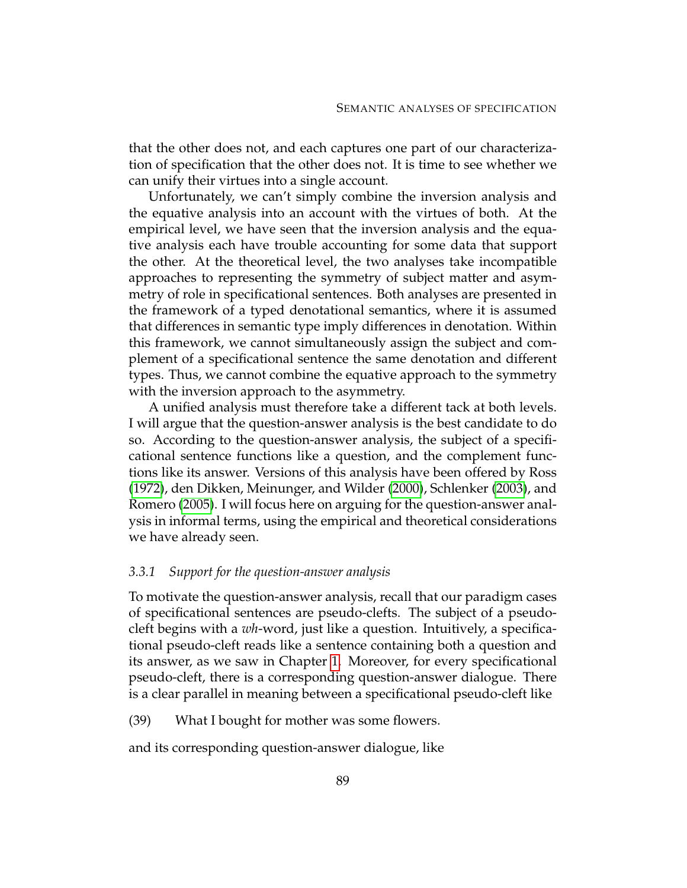that the other does not, and each captures one part of our characterization of specification that the other does not. It is time to see whether we can unify their virtues into a single account.

Unfortunately, we can't simply combine the inversion analysis and the equative analysis into an account with the virtues of both. At the empirical level, we have seen that the inversion analysis and the equative analysis each have trouble accounting for some data that support the other. At the theoretical level, the two analyses take incompatible approaches to representing the symmetry of subject matter and asymmetry of role in specificational sentences. Both analyses are presented in the framework of a typed denotational semantics, where it is assumed that differences in semantic type imply differences in denotation. Within this framework, we cannot simultaneously assign the subject and complement of a specificational sentence the same denotation and different types. Thus, we cannot combine the equative approach to the symmetry with the inversion approach to the asymmetry.

A unified analysis must therefore take a different tack at both levels. I will argue that the question-answer analysis is the best candidate to do so. According to the question-answer analysis, the subject of a specificational sentence functions like a question, and the complement functions like its answer. Versions of this analysis have been offered by Ross (1972), den Dikken, Meinunger, and Wilder (2000), Schlenker (2003), and Romero (2005). I will focus here on arguing for the question-answer analysis in informal terms, using the empirical and theoretical considerations we have already seen.

### *3.3.1 Support for the question-answer analysis*

To motivate the question-answer analysis, recall that our paradigm cases of specificational sentences are pseudo-clefts. The subject of a pseudo-cleft begins with a *wh*-word, just like a question. Intuitively, a specificational pseudo-cleft reads like a sentence containing both a question and its answer, as we saw in Chapter 1. Moreover, for every specificational pseudo-cleft, there is a corresponding question-answer dialogue. There is a clear parallel in meaning between a specificational pseudo-cleft like

(39) What I bought for mother was some flowers.

and its corresponding question-answer dialogue, like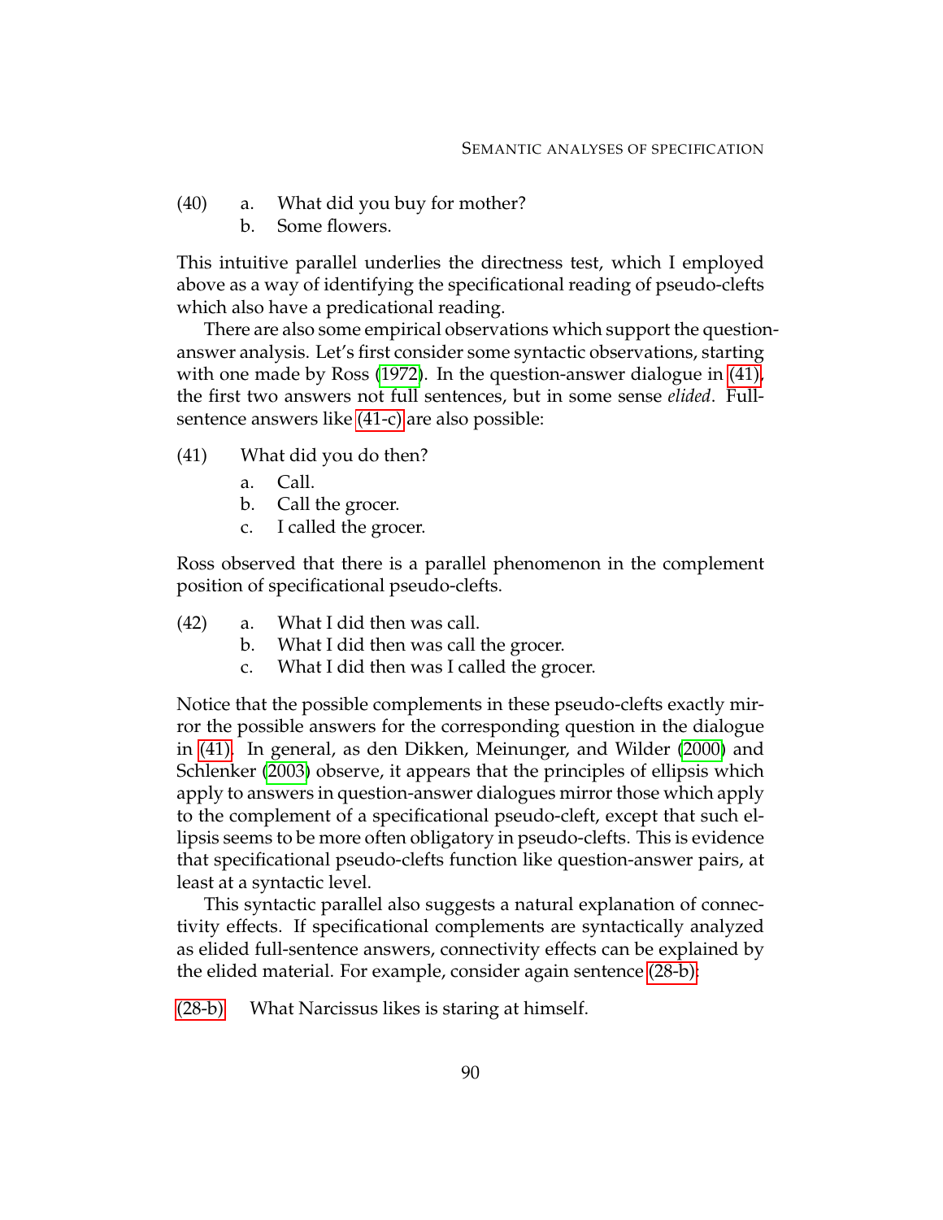(40) a. What did you buy for mother?
     b. Some flowers.

This intuitive parallel underlies the directness test, which I employed above as a way of identifying the specificational reading of pseudo-clefts which also have a predicational reading.

There are also some empirical observations which support the question-answer analysis. Let's first consider some syntactic observations, starting with one made by Ross (1972). In the question-answer dialogue in (41), the first two answers not full sentences, but in some sense *elided*. Full-sentence answers like (41-c) are also possible:

(41) What did you do then?
     a. Call.
     b. Call the grocer.
     c. I called the grocer.

Ross observed that there is a parallel phenomenon in the complement position of specificational pseudo-clefts.

(42) a. What I did then was call.
     b. What I did then was call the grocer.
     c. What I did then was I called the grocer.

Notice that the possible complements in these pseudo-clefts exactly mirror the possible answers for the corresponding question in the dialogue in (41). In general, as den Dikken, Meinunger, and Wilder (2000) and Schlenker (2003) observe, it appears that the principles of ellipsis which apply to answers in question-answer dialogues mirror those which apply to the complement of a specificational pseudo-cleft, except that such ellipsis seems to be more often obligatory in pseudo-clefts. This is evidence that specificational pseudo-clefts function like question-answer pairs, at least at a syntactic level.

This syntactic parallel also suggests a natural explanation of connectivity effects. If specificational complements are syntactically analyzed as elided full-sentence answers, connectivity effects can be explained by the elided material. For example, consider again sentence (28-b):

(28-b) What Narcissus likes is staring at himself.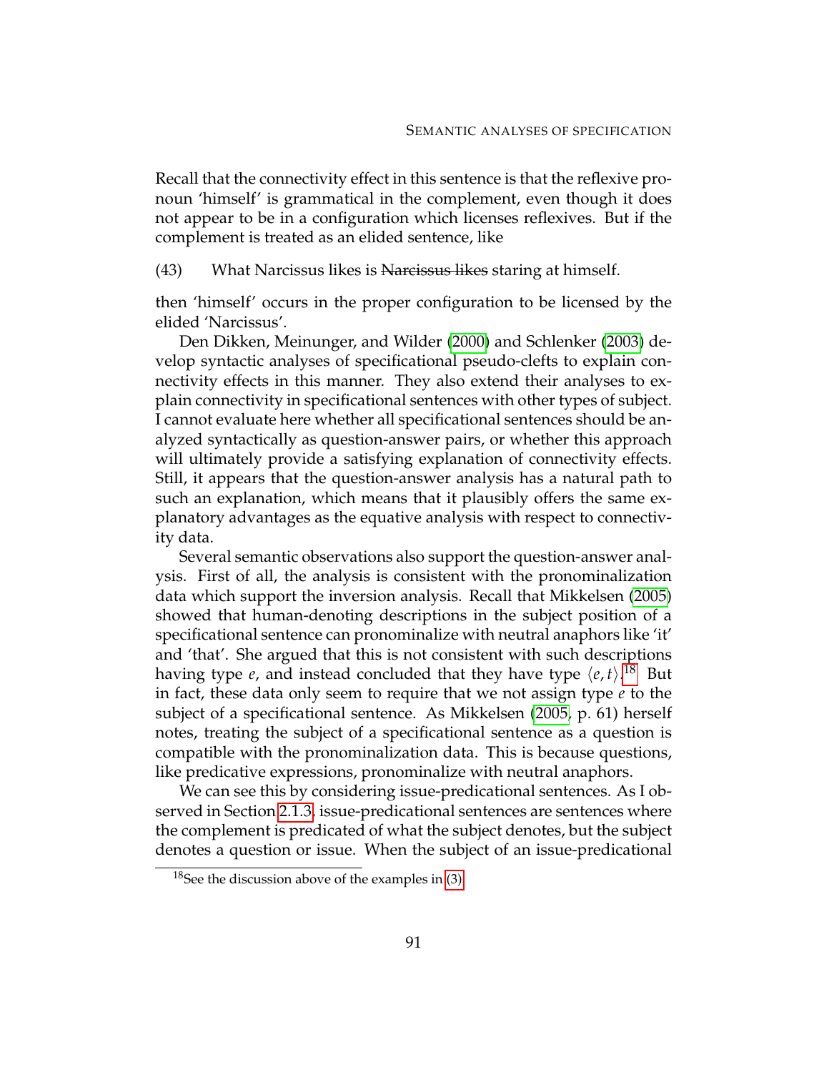Recall that the connectivity effect in this sentence is that the reflexive pronoun 'himself' is grammatical in the complement, even though it does not appear to be in a configuration which licenses reflexives. But if the complement is treated as an elided sentence, like

(43) What Narcissus likes is ~~Narcissus likes~~ staring at himself.

then 'himself' occurs in the proper configuration to be licensed by the elided 'Narcissus'.

Den Dikken, Meinunger, and Wilder (2000) and Schlenker (2003) develop syntactic analyses of specificational pseudo-clefts to explain connectivity effects in this manner. They also extend their analyses to explain connectivity in specificational sentences with other types of subject. I cannot evaluate here whether all specificational sentences should be analyzed syntactically as question-answer pairs, or whether this approach will ultimately provide a satisfying explanation of connectivity effects. Still, it appears that the question-answer analysis has a natural path to such an explanation, which means that it plausibly offers the same explanatory advantages as the equative analysis with respect to connectivity data.

Several semantic observations also support the question-answer analysis. First of all, the analysis is consistent with the pronominalization data which support the inversion analysis. Recall that Mikkelsen (2005) showed that human-denoting descriptions in the subject position of a specificational sentence can pronominalize with neutral anaphors like 'it' and 'that'. She argued that this is not consistent with such descriptions having type $e$, and instead concluded that they have type $\langle e, t \rangle$.[18] But in fact, these data only seem to require that we not assign type $e$ to the subject of a specificational sentence. As Mikkelsen (2005, p. 61) herself notes, treating the subject of a specificational sentence as a question is compatible with the pronominalization data. This is because questions, like predicative expressions, pronominalize with neutral anaphors.

We can see this by considering issue-predicational sentences. As I observed in Section 2.1.3, issue-predicational sentences are sentences where the complement is predicated of what the subject denotes, but the subject denotes a question or issue. When the subject of an issue-predicational

[18] See the discussion above of the examples in (3).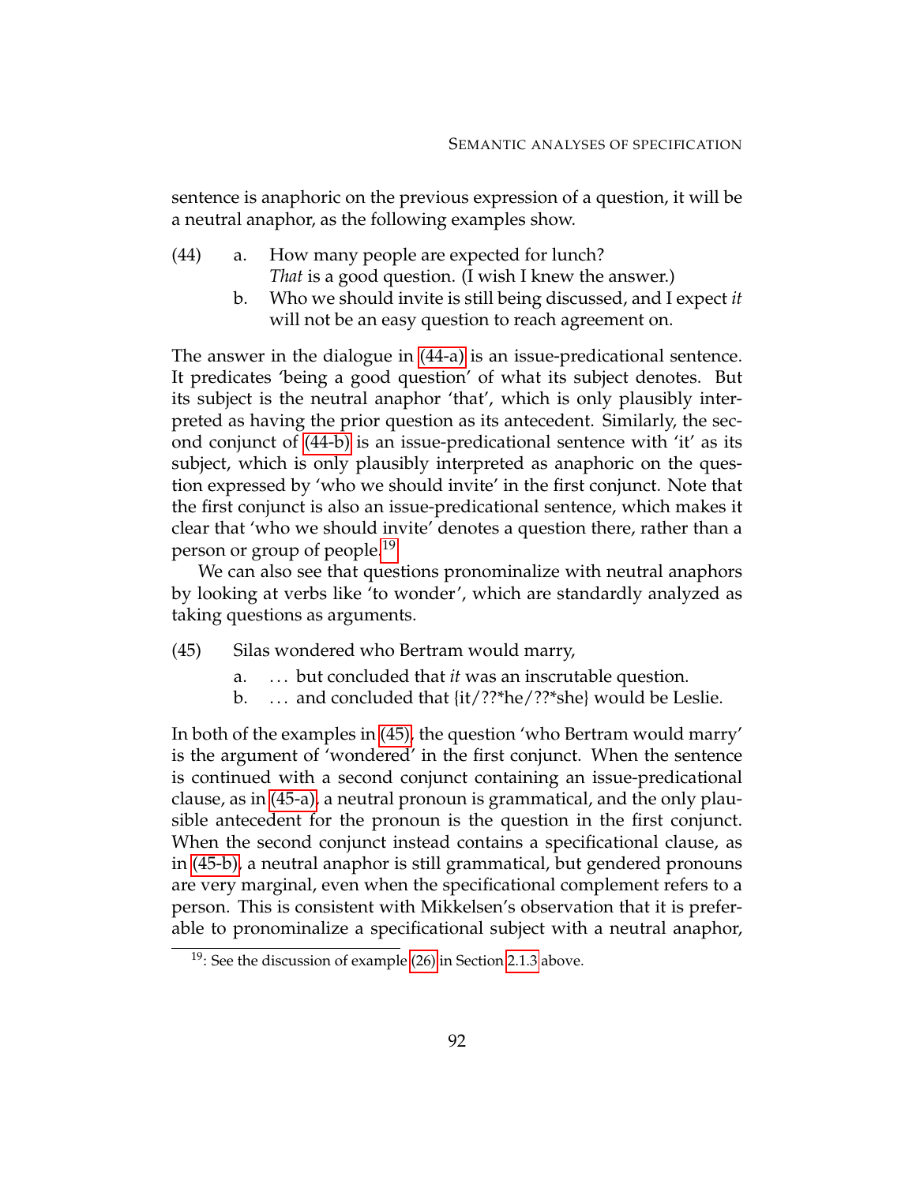sentence is anaphoric on the previous expression of a question, it will be a neutral anaphor, as the following examples show.

(44) a. How many people are expected for lunch?
*That* is a good question. (I wish I knew the answer.)

b. Who we should invite is still being discussed, and I expect *it* will not be an easy question to reach agreement on.

The answer in the dialogue in (44-a) is an issue-predicational sentence. It predicates 'being a good question' of what its subject denotes. But its subject is the neutral anaphor 'that', which is only plausibly interpreted as having the prior question as its antecedent. Similarly, the second conjunct of (44-b) is an issue-predicational sentence with 'it' as its subject, which is only plausibly interpreted as anaphoric on the question expressed by 'who we should invite' in the first conjunct. Note that the first conjunct is also an issue-predicational sentence, which makes it clear that 'who we should invite' denotes a question there, rather than a person or group of people.[19]

We can also see that questions pronominalize with neutral anaphors by looking at verbs like 'to wonder', which are standardly analyzed as taking questions as arguments.

(45) Silas wondered who Bertram would marry,

a. ... but concluded that *it* was an inscrutable question.

b. ... and concluded that {it/??*he/??*she} would be Leslie.

In both of the examples in (45), the question 'who Bertram would marry' is the argument of 'wondered' in the first conjunct. When the sentence is continued with a second conjunct containing an issue-predicational clause, as in (45-a), a neutral pronoun is grammatical, and the only plausible antecedent for the pronoun is the question in the first conjunct. When the second conjunct instead contains a specificational clause, as in (45-b), a neutral anaphor is still grammatical, but gendered pronouns are very marginal, even when the specificational complement refers to a person. This is consistent with Mikkelsen's observation that it is preferable to pronominalize a specificational subject with a neutral anaphor,

[19]: See the discussion of example (26) in Section 2.1.3 above.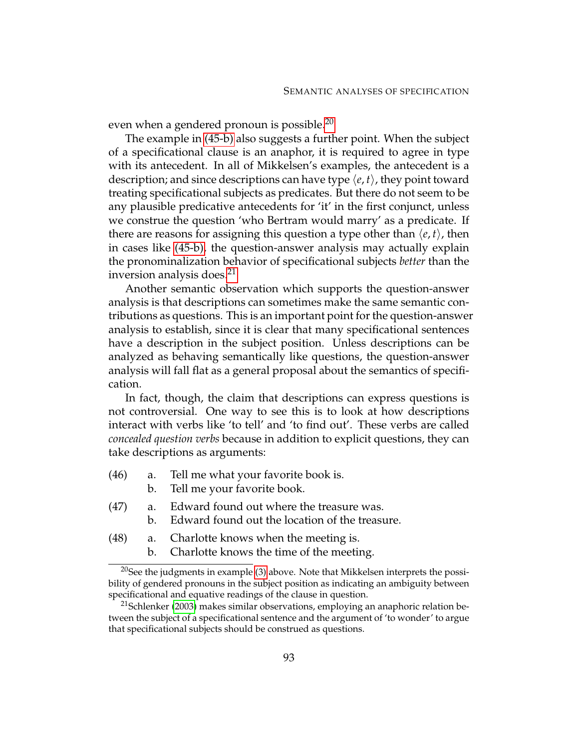even when a gendered pronoun is possible.[20]

The example in (45-b) also suggests a further point. When the subject of a specificational clause is an anaphor, it is required to agree in type with its antecedent. In all of Mikkelsen's examples, the antecedent is a description; and since descriptions can have type $\langle e, t \rangle$, they point toward treating specificational subjects as predicates. But there do not seem to be any plausible predicative antecedents for 'it' in the first conjunct, unless we construe the question 'who Bertram would marry' as a predicate. If there are reasons for assigning this question a type other than $\langle e, t \rangle$, then in cases like (45-b), the question-answer analysis may actually explain the pronominalization behavior of specificational subjects *better* than the inversion analysis does.[21]

Another semantic observation which supports the question-answer analysis is that descriptions can sometimes make the same semantic contributions as questions. This is an important point for the question-answer analysis to establish, since it is clear that many specificational sentences have a description in the subject position. Unless descriptions can be analyzed as behaving semantically like questions, the question-answer analysis will fall flat as a general proposal about the semantics of specification.

In fact, though, the claim that descriptions can express questions is not controversial. One way to see this is to look at how descriptions interact with verbs like 'to tell' and 'to find out'. These verbs are called *concealed question verbs* because in addition to explicit questions, they can take descriptions as arguments:

(46) a. Tell me what your favorite book is.
     b. Tell me your favorite book.

(47) a. Edward found out where the treasure was.
     b. Edward found out the location of the treasure.

(48) a. Charlotte knows when the meeting is.
     b. Charlotte knows the time of the meeting.

[20] See the judgments in example (3) above. Note that Mikkelsen interprets the possibility of gendered pronouns in the subject position as indicating an ambiguity between specificational and equative readings of the clause in question.

[21] Schlenker (2003) makes similar observations, employing an anaphoric relation between the subject of a specificational sentence and the argument of 'to wonder' to argue that specificational subjects should be construed as questions.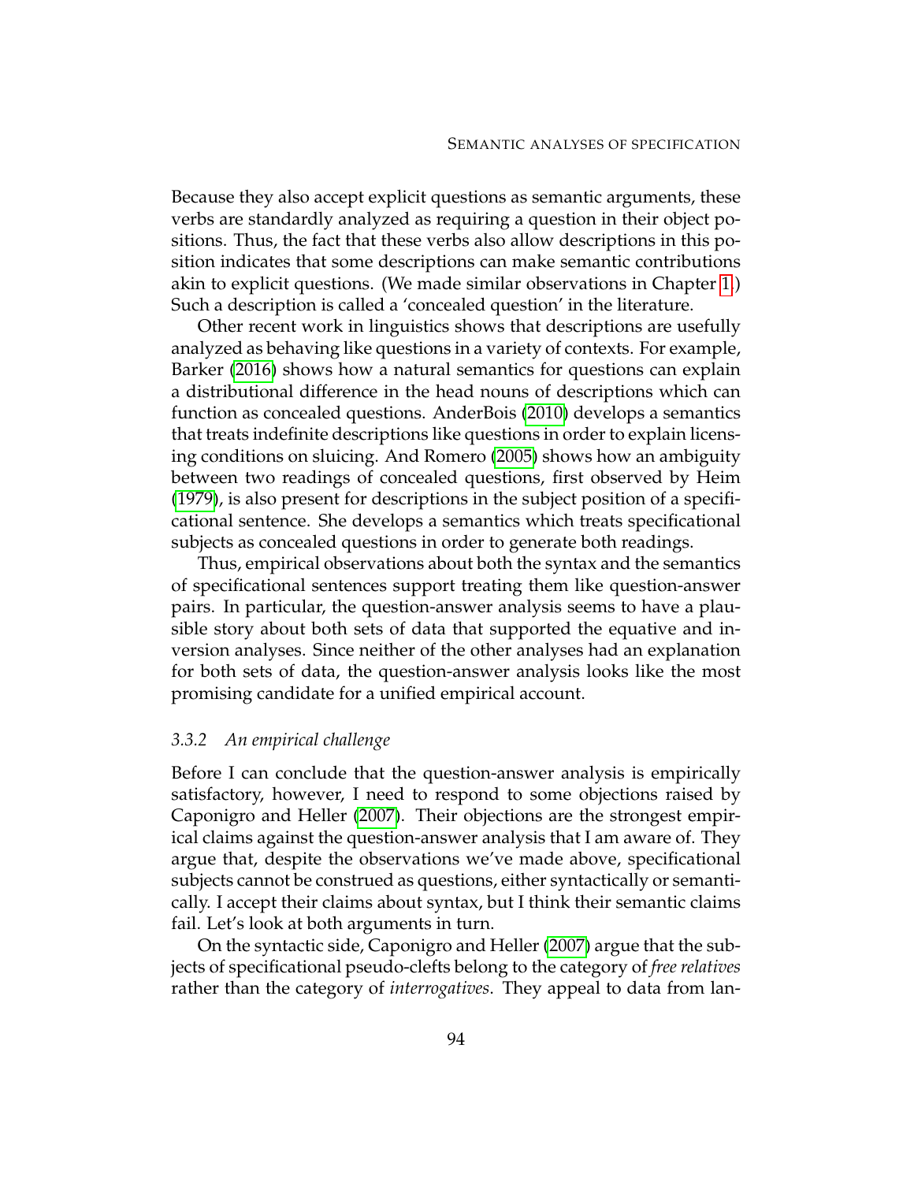Because they also accept explicit questions as semantic arguments, these verbs are standardly analyzed as requiring a question in their object positions. Thus, the fact that these verbs also allow descriptions in this position indicates that some descriptions can make semantic contributions akin to explicit questions. (We made similar observations in Chapter 1.) Such a description is called a 'concealed question' in the literature.

Other recent work in linguistics shows that descriptions are usefully analyzed as behaving like questions in a variety of contexts. For example, Barker (2016) shows how a natural semantics for questions can explain a distributional difference in the head nouns of descriptions which can function as concealed questions. AnderBois (2010) develops a semantics that treats indefinite descriptions like questions in order to explain licensing conditions on sluicing. And Romero (2005) shows how an ambiguity between two readings of concealed questions, first observed by Heim (1979), is also present for descriptions in the subject position of a specificational sentence. She develops a semantics which treats specificational subjects as concealed questions in order to generate both readings.

Thus, empirical observations about both the syntax and the semantics of specificational sentences support treating them like question-answer pairs. In particular, the question-answer analysis seems to have a plausible story about both sets of data that supported the equative and inversion analyses. Since neither of the other analyses had an explanation for both sets of data, the question-answer analysis looks like the most promising candidate for a unified empirical account.

### 3.3.2 *An empirical challenge*

Before I can conclude that the question-answer analysis is empirically satisfactory, however, I need to respond to some objections raised by Caponigro and Heller (2007). Their objections are the strongest empirical claims against the question-answer analysis that I am aware of. They argue that, despite the observations we've made above, specificational subjects cannot be construed as questions, either syntactically or semantically. I accept their claims about syntax, but I think their semantic claims fail. Let's look at both arguments in turn.

On the syntactic side, Caponigro and Heller (2007) argue that the subjects of specificational pseudo-clefts belong to the category of *free relatives* rather than the category of *interrogatives*. They appeal to data from lan-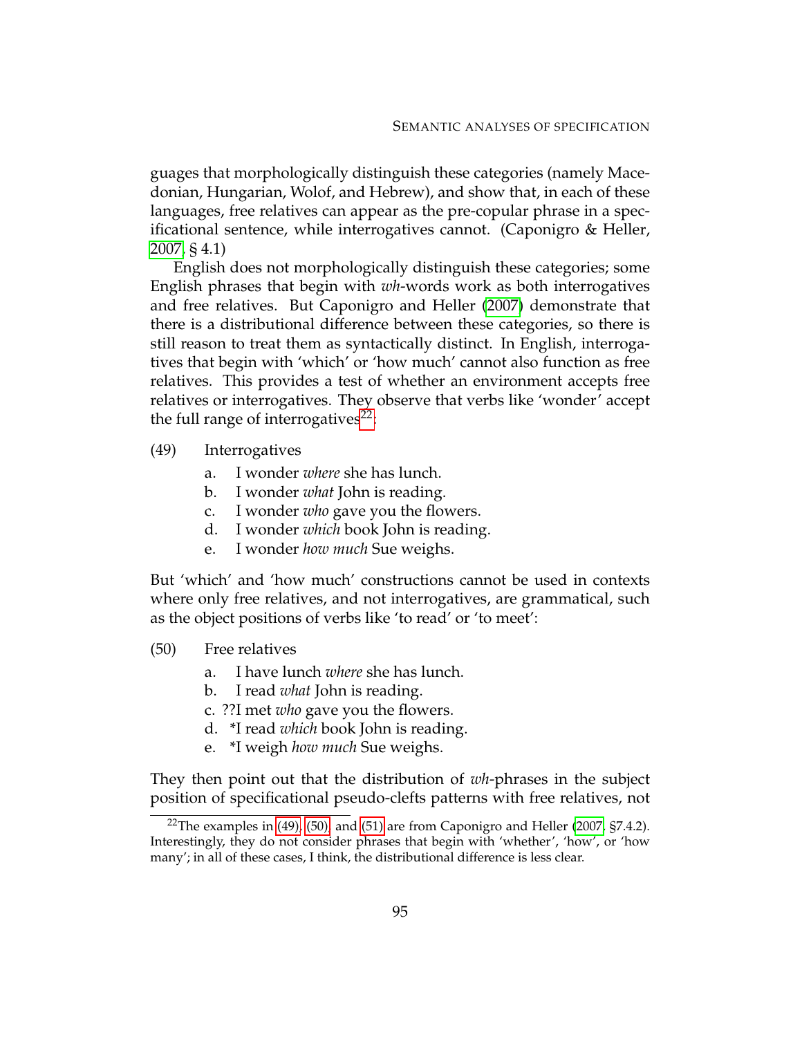guages that morphologically distinguish these categories (namely Macedonian, Hungarian, Wolof, and Hebrew), and show that, in each of these languages, free relatives can appear as the pre-copular phrase in a specificational sentence, while interrogatives cannot. (Caponigro & Heller, 2007, § 4.1)

English does not morphologically distinguish these categories; some English phrases that begin with *wh*-words work as both interrogatives and free relatives. But Caponigro and Heller (2007) demonstrate that there is a distributional difference between these categories, so there is still reason to treat them as syntactically distinct. In English, interrogatives that begin with 'which' or 'how much' cannot also function as free relatives. This provides a test of whether an environment accepts free relatives or interrogatives. They observe that verbs like 'wonder' accept the full range of interrogatives[22]:

(49) Interrogatives

  a. I wonder *where* she has lunch.
  b. I wonder *what* John is reading.
  c. I wonder *who* gave you the flowers.
  d. I wonder *which* book John is reading.
  e. I wonder *how much* Sue weighs.

But 'which' and 'how much' constructions cannot be used in contexts where only free relatives, and not interrogatives, are grammatical, such as the object positions of verbs like 'to read' or 'to meet':

(50) Free relatives

  a. I have lunch *where* she has lunch.
  b. I read *what* John is reading.
  c. ??I met *who* gave you the flowers.
  d. *I read *which* book John is reading.
  e. *I weigh *how much* Sue weighs.

They then point out that the distribution of *wh*-phrases in the subject position of specificational pseudo-clefts patterns with free relatives, not

---

[22] The examples in (49), (50), and (51) are from Caponigro and Heller (2007, §7.4.2). Interestingly, they do not consider phrases that begin with 'whether', 'how', or 'how many'; in all of these cases, I think, the distributional difference is less clear.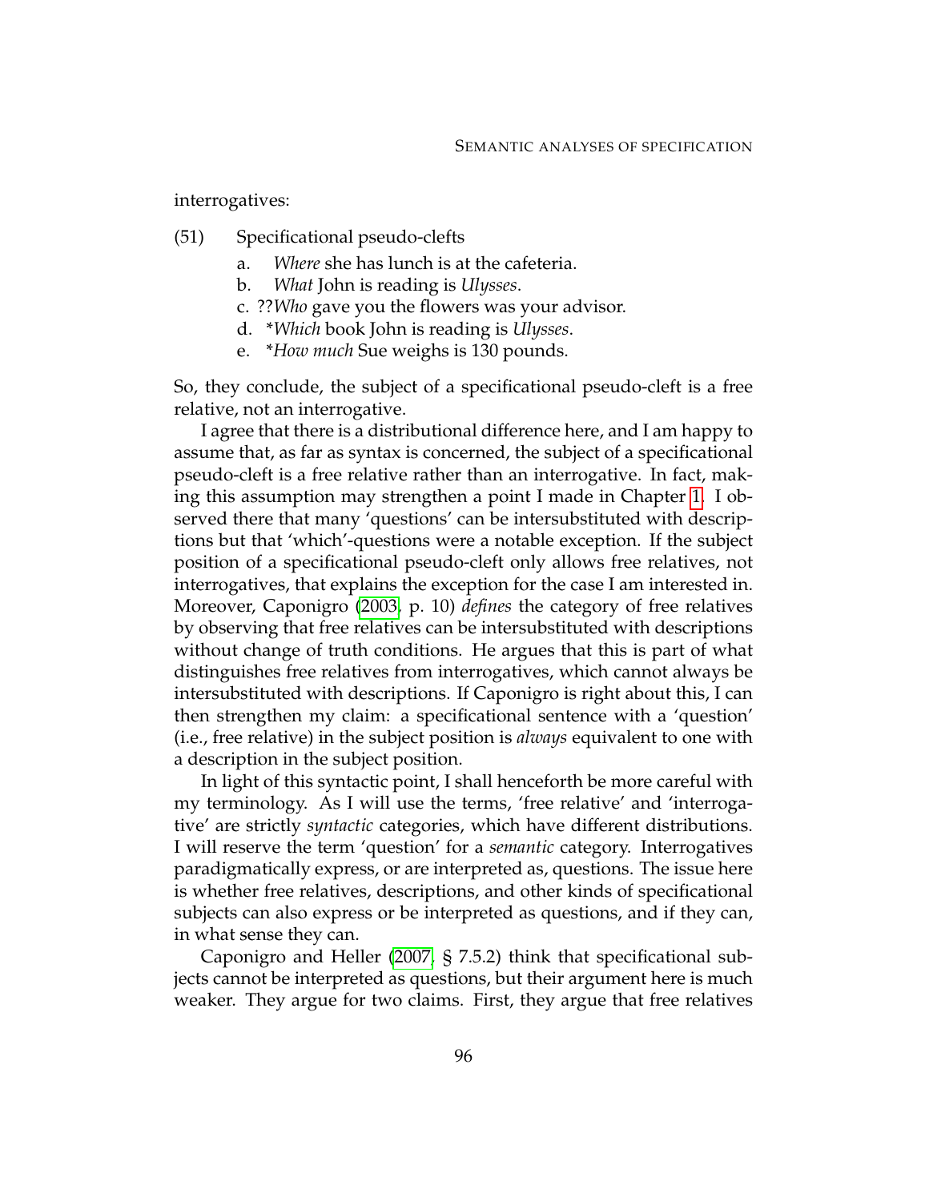interrogatives:

(51) Specificational pseudo-clefts

a. *Where* she has lunch is at the cafeteria.
b. *What* John is reading is *Ulysses*.
c. ??*Who* gave you the flowers was your advisor.
d. *\*Which* book John is reading is *Ulysses*.
e. *\*How much* Sue weighs is 130 pounds.

So, they conclude, the subject of a specificational pseudo-cleft is a free relative, not an interrogative.

I agree that there is a distributional difference here, and I am happy to assume that, as far as syntax is concerned, the subject of a specificational pseudo-cleft is a free relative rather than an interrogative. In fact, making this assumption may strengthen a point I made in Chapter 1. I observed there that many 'questions' can be intersubstituted with descriptions but that 'which'-questions were a notable exception. If the subject position of a specificational pseudo-cleft only allows free relatives, not interrogatives, that explains the exception for the case I am interested in. Moreover, Caponigro (2003, p. 10) *defines* the category of free relatives by observing that free relatives can be intersubstituted with descriptions without change of truth conditions. He argues that this is part of what distinguishes free relatives from interrogatives, which cannot always be intersubstituted with descriptions. If Caponigro is right about this, I can then strengthen my claim: a specificational sentence with a 'question' (i.e., free relative) in the subject position is *always* equivalent to one with a description in the subject position.

In light of this syntactic point, I shall henceforth be more careful with my terminology. As I will use the terms, 'free relative' and 'interrogative' are strictly *syntactic* categories, which have different distributions. I will reserve the term 'question' for a *semantic* category. Interrogatives paradigmatically express, or are interpreted as, questions. The issue here is whether free relatives, descriptions, and other kinds of specificational subjects can also express or be interpreted as questions, and if they can, in what sense they can.

Caponigro and Heller (2007, § 7.5.2) think that specificational subjects cannot be interpreted as questions, but their argument here is much weaker. They argue for two claims. First, they argue that free relatives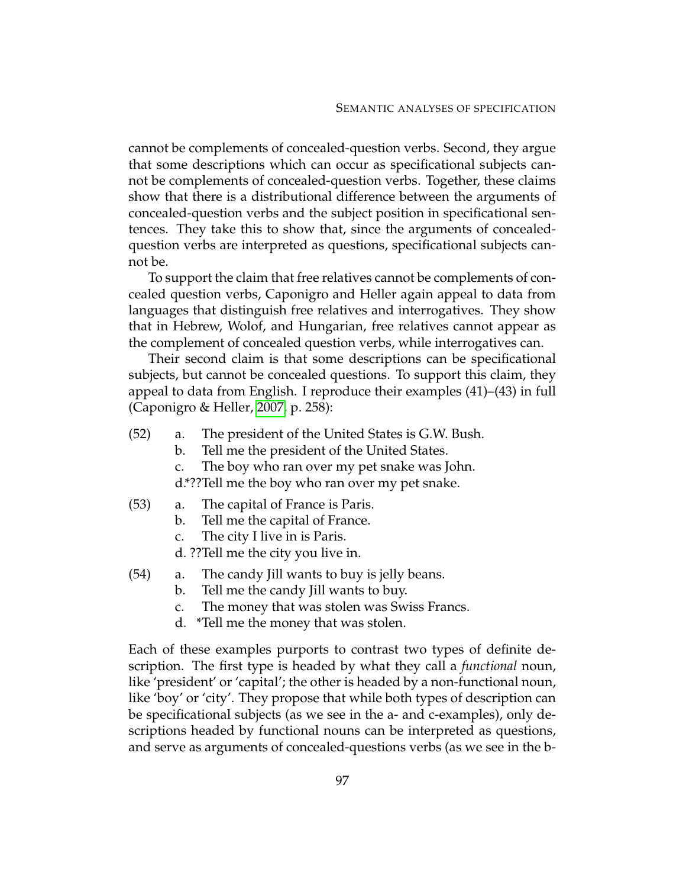cannot be complements of concealed-question verbs. Second, they argue that some descriptions which can occur as specificational subjects cannot be complements of concealed-question verbs. Together, these claims show that there is a distributional difference between the arguments of concealed-question verbs and the subject position in specificational sentences. They take this to show that, since the arguments of concealed-question verbs are interpreted as questions, specificational subjects cannot be.

To support the claim that free relatives cannot be complements of concealed question verbs, Caponigro and Heller again appeal to data from languages that distinguish free relatives and interrogatives. They show that in Hebrew, Wolof, and Hungarian, free relatives cannot appear as the complement of concealed question verbs, while interrogatives can.

Their second claim is that some descriptions can be specificational subjects, but cannot be concealed questions. To support this claim, they appeal to data from English. I reproduce their examples (41)–(43) in full (Caponigro & Heller, 2007, p. 258):

(52) a. The president of the United States is G.W. Bush.
  b. Tell me the president of the United States.
  c. The boy who ran over my pet snake was John.
  d.*??Tell me the boy who ran over my pet snake.

(53) a. The capital of France is Paris.
  b. Tell me the capital of France.
  c. The city I live in is Paris.
  d. ??Tell me the city you live in.

(54) a. The candy Jill wants to buy is jelly beans.
  b. Tell me the candy Jill wants to buy.
  c. The money that was stolen was Swiss Francs.
  d. *Tell me the money that was stolen.

Each of these examples purports to contrast two types of definite description. The first type is headed by what they call a *functional* noun, like 'president' or 'capital'; the other is headed by a non-functional noun, like 'boy' or 'city'. They propose that while both types of description can be specificational subjects (as we see in the a- and c-examples), only descriptions headed by functional nouns can be interpreted as questions, and serve as arguments of concealed-questions verbs (as we see in the b-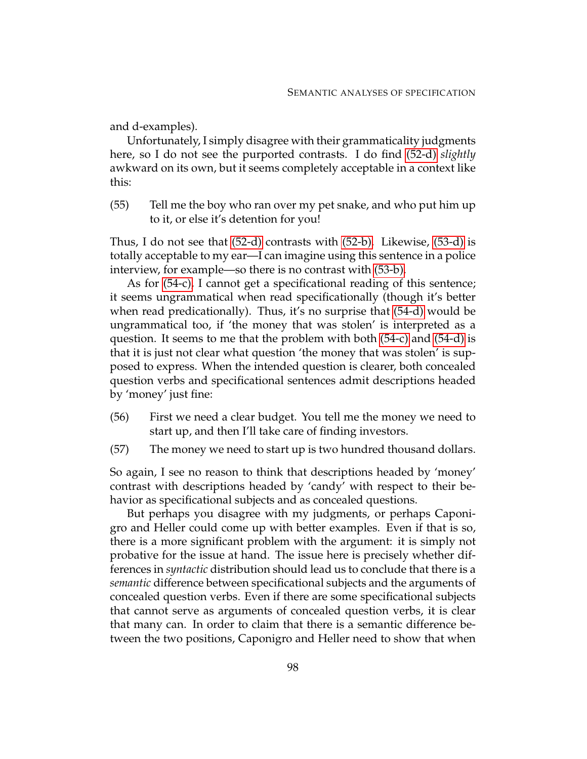and d-examples).

Unfortunately, I simply disagree with their grammaticality judgments here, so I do not see the purported contrasts. I do find (52-d) *slightly* awkward on its own, but it seems completely acceptable in a context like this:

(55) Tell me the boy who ran over my pet snake, and who put him up to it, or else it's detention for you!

Thus, I do not see that (52-d) contrasts with (52-b). Likewise, (53-d) is totally acceptable to my ear—I can imagine using this sentence in a police interview, for example—so there is no contrast with (53-b).

As for (54-c), I cannot get a specificational reading of this sentence; it seems ungrammatical when read specificationally (though it's better when read predicationally). Thus, it's no surprise that (54-d) would be ungrammatical too, if 'the money that was stolen' is interpreted as a question. It seems to me that the problem with both (54-c) and (54-d) is that it is just not clear what question 'the money that was stolen' is supposed to express. When the intended question is clearer, both concealed question verbs and specificational sentences admit descriptions headed by 'money' just fine:

(56) First we need a clear budget. You tell me the money we need to start up, and then I'll take care of finding investors.

(57) The money we need to start up is two hundred thousand dollars.

So again, I see no reason to think that descriptions headed by 'money' contrast with descriptions headed by 'candy' with respect to their behavior as specificational subjects and as concealed questions.

But perhaps you disagree with my judgments, or perhaps Caponigro and Heller could come up with better examples. Even if that is so, there is a more significant problem with the argument: it is simply not probative for the issue at hand. The issue here is precisely whether differences in *syntactic* distribution should lead us to conclude that there is a *semantic* difference between specificational subjects and the arguments of concealed question verbs. Even if there are some specificational subjects that cannot serve as arguments of concealed question verbs, it is clear that many can. In order to claim that there is a semantic difference between the two positions, Caponigro and Heller need to show that when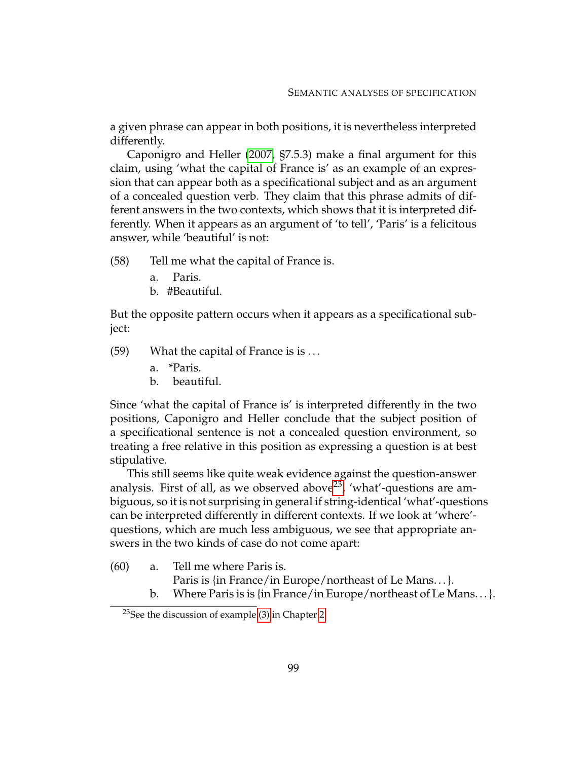a given phrase can appear in both positions, it is nevertheless interpreted differently.

Caponigro and Heller (2007, §7.5.3) make a final argument for this claim, using 'what the capital of France is' as an example of an expression that can appear both as a specificational subject and as an argument of a concealed question verb. They claim that this phrase admits of different answers in the two contexts, which shows that it is interpreted differently. When it appears as an argument of 'to tell', 'Paris' is a felicitous answer, while 'beautiful' is not:

(58) Tell me what the capital of France is.
  a. Paris.
  b. #Beautiful.

But the opposite pattern occurs when it appears as a specificational subject:

(59) What the capital of France is is . . .
  a. *Paris.
  b. beautiful.

Since 'what the capital of France is' is interpreted differently in the two positions, Caponigro and Heller conclude that the subject position of a specificational sentence is not a concealed question environment, so treating a free relative in this position as expressing a question is at best stipulative.

This still seems like quite weak evidence against the question-answer analysis. First of all, as we observed above[23], 'what'-questions are ambiguous, so it is not surprising in general if string-identical 'what'-questions can be interpreted differently in different contexts. If we look at 'where'-questions, which are much less ambiguous, we see that appropriate answers in the two kinds of case do not come apart:

(60) a. Tell me where Paris is.
  Paris is {in France/in Europe/northeast of Le Mans. . . }.
  b. Where Paris is is {in France/in Europe/northeast of Le Mans. . . }.

[23] See the discussion of example (3) in Chapter 2.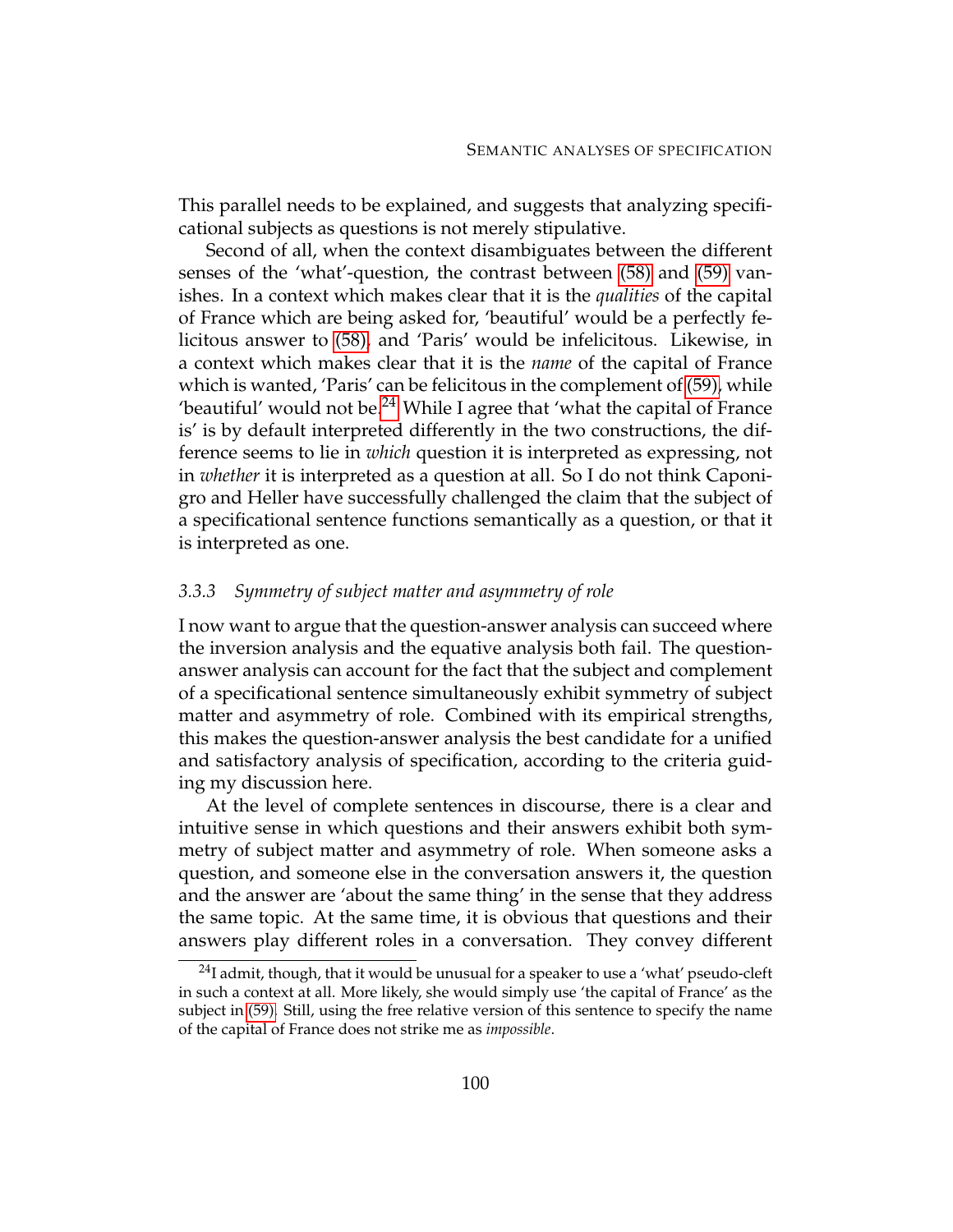This parallel needs to be explained, and suggests that analyzing specificational subjects as questions is not merely stipulative.

Second of all, when the context disambiguates between the different senses of the 'what'-question, the contrast between (58) and (59) vanishes. In a context which makes clear that it is the *qualities* of the capital of France which are being asked for, 'beautiful' would be a perfectly felicitous answer to (58), and 'Paris' would be infelicitous. Likewise, in a context which makes clear that it is the *name* of the capital of France which is wanted, 'Paris' can be felicitous in the complement of (59), while 'beautiful' would not be.[24] While I agree that 'what the capital of France is' is by default interpreted differently in the two constructions, the difference seems to lie in *which* question it is interpreted as expressing, not in *whether* it is interpreted as a question at all. So I do not think Caponigro and Heller have successfully challenged the claim that the subject of a specificational sentence functions semantically as a question, or that it is interpreted as one.

### 3.3.3 *Symmetry of subject matter and asymmetry of role*

I now want to argue that the question-answer analysis can succeed where the inversion analysis and the equative analysis both fail. The question-answer analysis can account for the fact that the subject and complement of a specificational sentence simultaneously exhibit symmetry of subject matter and asymmetry of role. Combined with its empirical strengths, this makes the question-answer analysis the best candidate for a unified and satisfactory analysis of specification, according to the criteria guiding my discussion here.

At the level of complete sentences in discourse, there is a clear and intuitive sense in which questions and their answers exhibit both symmetry of subject matter and asymmetry of role. When someone asks a question, and someone else in the conversation answers it, the question and the answer are 'about the same thing' in the sense that they address the same topic. At the same time, it is obvious that questions and their answers play different roles in a conversation. They convey different

[24] I admit, though, that it would be unusual for a speaker to use a 'what' pseudo-cleft in such a context at all. More likely, she would simply use 'the capital of France' as the subject in (59). Still, using the free relative version of this sentence to specify the name of the capital of France does not strike me as *impossible*.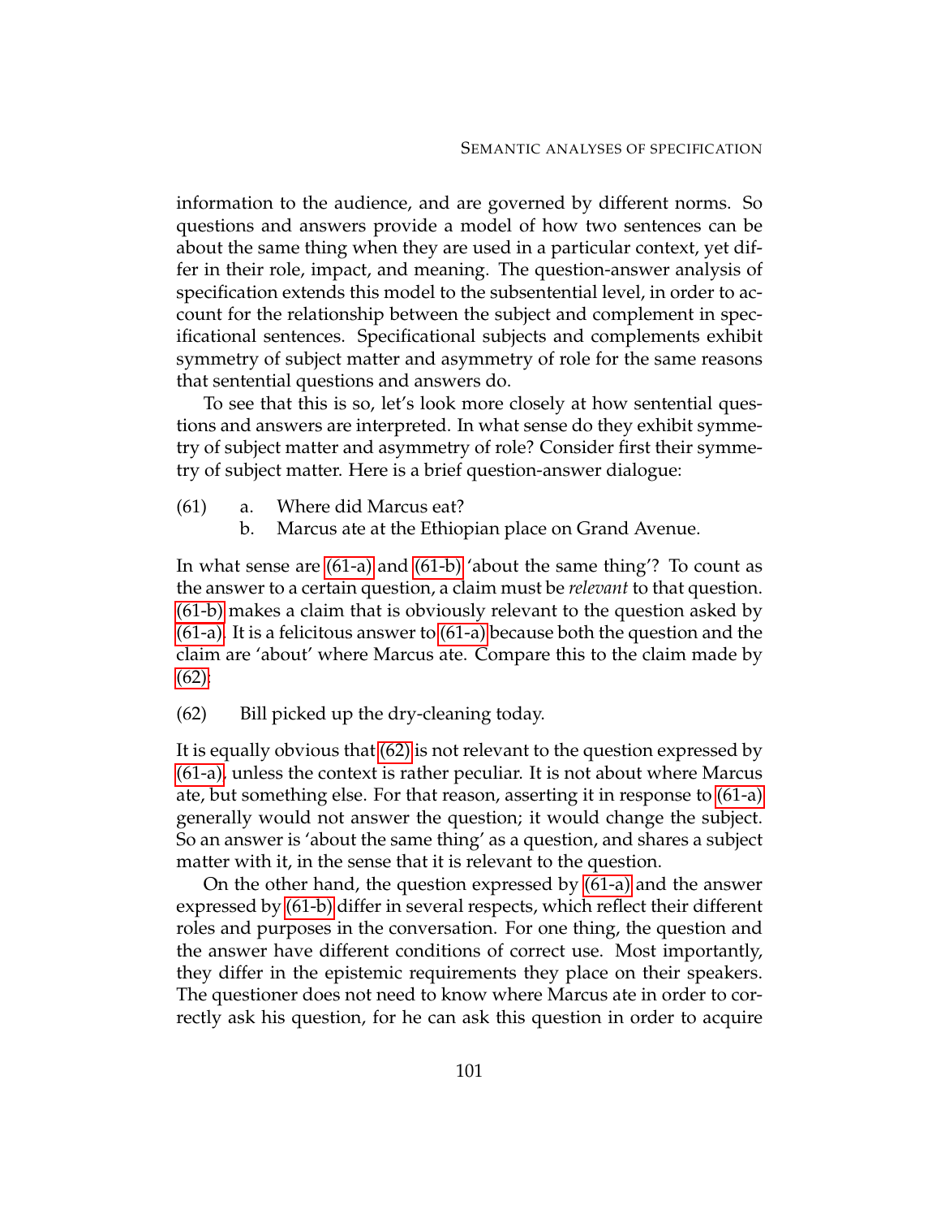information to the audience, and are governed by different norms. So questions and answers provide a model of how two sentences can be about the same thing when they are used in a particular context, yet differ in their role, impact, and meaning. The question-answer analysis of specification extends this model to the subsentential level, in order to account for the relationship between the subject and complement in specificational sentences. Specificational subjects and complements exhibit symmetry of subject matter and asymmetry of role for the same reasons that sentential questions and answers do.

To see that this is so, let's look more closely at how sentential questions and answers are interpreted. In what sense do they exhibit symmetry of subject matter and asymmetry of role? Consider first their symmetry of subject matter. Here is a brief question-answer dialogue:

(61) a. Where did Marcus eat?
 b. Marcus ate at the Ethiopian place on Grand Avenue.

In what sense are (61-a) and (61-b) 'about the same thing'? To count as the answer to a certain question, a claim must be *relevant* to that question. (61-b) makes a claim that is obviously relevant to the question asked by (61-a). It is a felicitous answer to (61-a) because both the question and the claim are 'about' where Marcus ate. Compare this to the claim made by (62):

(62) Bill picked up the dry-cleaning today.

It is equally obvious that (62) is not relevant to the question expressed by (61-a), unless the context is rather peculiar. It is not about where Marcus ate, but something else. For that reason, asserting it in response to (61-a) generally would not answer the question; it would change the subject. So an answer is 'about the same thing' as a question, and shares a subject matter with it, in the sense that it is relevant to the question.

On the other hand, the question expressed by (61-a) and the answer expressed by (61-b) differ in several respects, which reflect their different roles and purposes in the conversation. For one thing, the question and the answer have different conditions of correct use. Most importantly, they differ in the epistemic requirements they place on their speakers. The questioner does not need to know where Marcus ate in order to correctly ask his question, for he can ask this question in order to acquire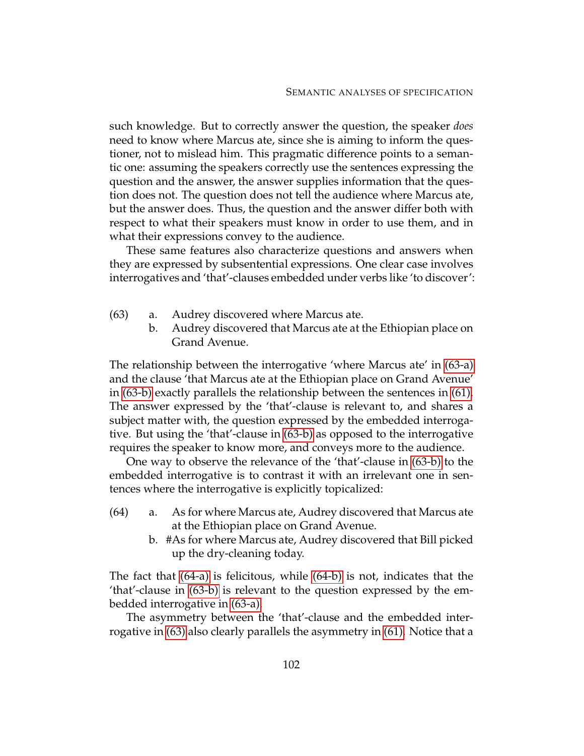such knowledge. But to correctly answer the question, the speaker *does* need to know where Marcus ate, since she is aiming to inform the questioner, not to mislead him. This pragmatic difference points to a semantic one: assuming the speakers correctly use the sentences expressing the question and the answer, the answer supplies information that the question does not. The question does not tell the audience where Marcus ate, but the answer does. Thus, the question and the answer differ both with respect to what their speakers must know in order to use them, and in what their expressions convey to the audience.

These same features also characterize questions and answers when they are expressed by subsentential expressions. One clear case involves interrogatives and 'that'-clauses embedded under verbs like 'to discover':

(63) a. Audrey discovered where Marcus ate.
  b. Audrey discovered that Marcus ate at the Ethiopian place on Grand Avenue.

The relationship between the interrogative 'where Marcus ate' in (63-a) and the clause 'that Marcus ate at the Ethiopian place on Grand Avenue' in (63-b) exactly parallels the relationship between the sentences in (61). The answer expressed by the 'that'-clause is relevant to, and shares a subject matter with, the question expressed by the embedded interrogative. But using the 'that'-clause in (63-b) as opposed to the interrogative requires the speaker to know more, and conveys more to the audience.

One way to observe the relevance of the 'that'-clause in (63-b) to the embedded interrogative is to contrast it with an irrelevant one in sentences where the interrogative is explicitly topicalized:

(64) a. As for where Marcus ate, Audrey discovered that Marcus ate at the Ethiopian place on Grand Avenue.
  b. #As for where Marcus ate, Audrey discovered that Bill picked up the dry-cleaning today.

The fact that (64-a) is felicitous, while (64-b) is not, indicates that the 'that'-clause in (63-b) is relevant to the question expressed by the embedded interrogative in (63-a).

The asymmetry between the 'that'-clause and the embedded interrogative in (63) also clearly parallels the asymmetry in (61). Notice that a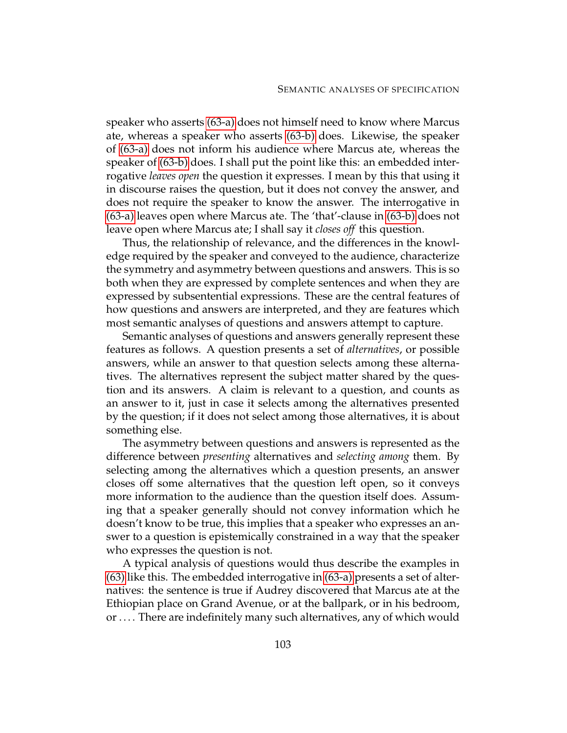speaker who asserts (63-a) does not himself need to know where Marcus ate, whereas a speaker who asserts (63-b) does. Likewise, the speaker of (63-a) does not inform his audience where Marcus ate, whereas the speaker of (63-b) does. I shall put the point like this: an embedded interrogative *leaves open* the question it expresses. I mean by this that using it in discourse raises the question, but it does not convey the answer, and does not require the speaker to know the answer. The interrogative in (63-a) leaves open where Marcus ate. The 'that'-clause in (63-b) does not leave open where Marcus ate; I shall say it *closes off* this question.

Thus, the relationship of relevance, and the differences in the knowledge required by the speaker and conveyed to the audience, characterize the symmetry and asymmetry between questions and answers. This is so both when they are expressed by complete sentences and when they are expressed by subsentential expressions. These are the central features of how questions and answers are interpreted, and they are features which most semantic analyses of questions and answers attempt to capture.

Semantic analyses of questions and answers generally represent these features as follows. A question presents a set of *alternatives*, or possible answers, while an answer to that question selects among these alternatives. The alternatives represent the subject matter shared by the question and its answers. A claim is relevant to a question, and counts as an answer to it, just in case it selects among the alternatives presented by the question; if it does not select among those alternatives, it is about something else.

The asymmetry between questions and answers is represented as the difference between *presenting* alternatives and *selecting among* them. By selecting among the alternatives which a question presents, an answer closes off some alternatives that the question left open, so it conveys more information to the audience than the question itself does. Assuming that a speaker generally should not convey information which he doesn't know to be true, this implies that a speaker who expresses an answer to a question is epistemically constrained in a way that the speaker who expresses the question is not.

A typical analysis of questions would thus describe the examples in (63) like this. The embedded interrogative in (63-a) presents a set of alternatives: the sentence is true if Audrey discovered that Marcus ate at the Ethiopian place on Grand Avenue, or at the ballpark, or in his bedroom, or . . . . There are indefinitely many such alternatives, any of which would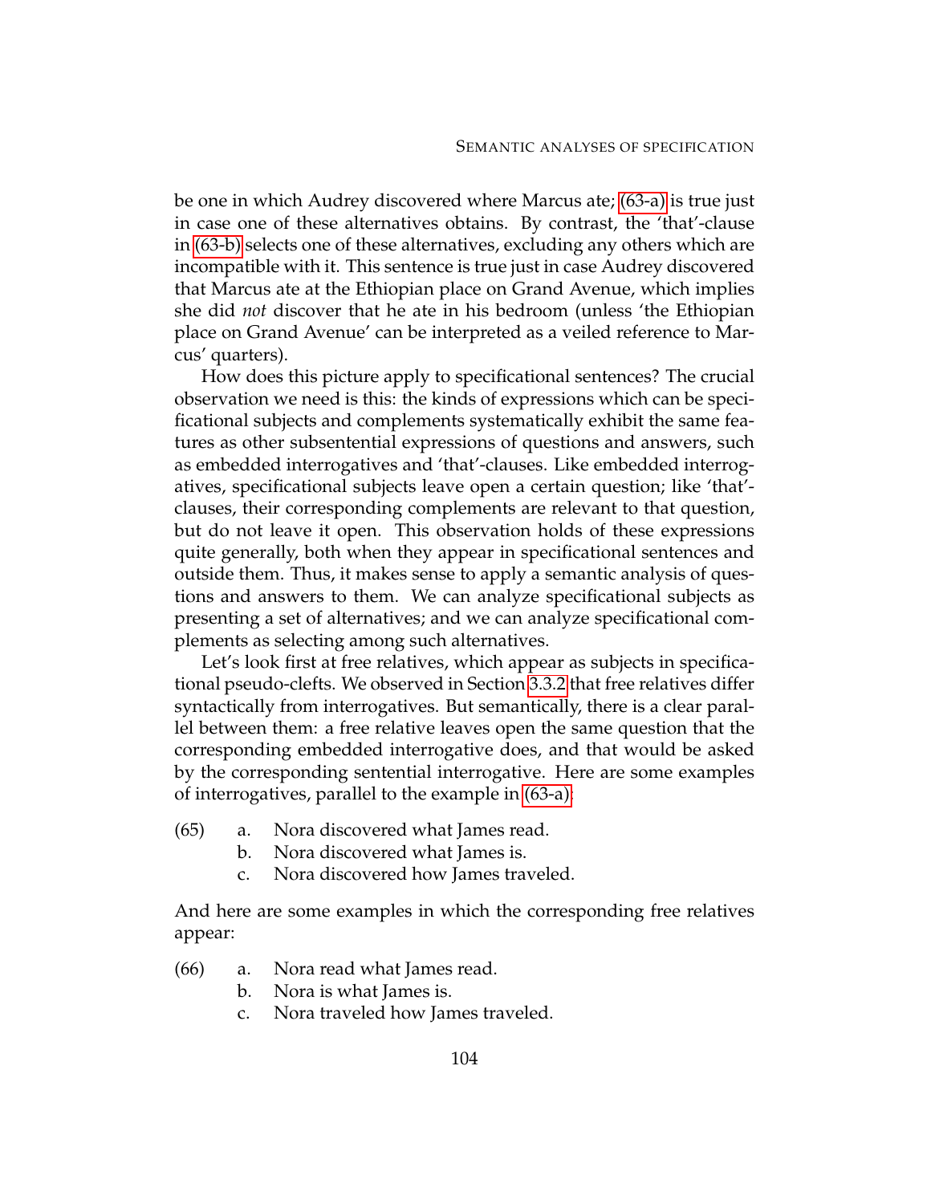be one in which Audrey discovered where Marcus ate; (63-a) is true just in case one of these alternatives obtains. By contrast, the 'that'-clause in (63-b) selects one of these alternatives, excluding any others which are incompatible with it. This sentence is true just in case Audrey discovered that Marcus ate at the Ethiopian place on Grand Avenue, which implies she did *not* discover that he ate in his bedroom (unless 'the Ethiopian place on Grand Avenue' can be interpreted as a veiled reference to Marcus' quarters).

How does this picture apply to specificational sentences? The crucial observation we need is this: the kinds of expressions which can be specificational subjects and complements systematically exhibit the same features as other subsentential expressions of questions and answers, such as embedded interrogatives and 'that'-clauses. Like embedded interrogatives, specificational subjects leave open a certain question; like 'that'-clauses, their corresponding complements are relevant to that question, but do not leave it open. This observation holds of these expressions quite generally, both when they appear in specificational sentences and outside them. Thus, it makes sense to apply a semantic analysis of questions and answers to them. We can analyze specificational subjects as presenting a set of alternatives; and we can analyze specificational complements as selecting among such alternatives.

Let's look first at free relatives, which appear as subjects in specificational pseudo-clefts. We observed in Section 3.3.2 that free relatives differ syntactically from interrogatives. But semantically, there is a clear parallel between them: a free relative leaves open the same question that the corresponding embedded interrogative does, and that would be asked by the corresponding sentential interrogative. Here are some examples of interrogatives, parallel to the example in (63-a):

(65) a. Nora discovered what James read.
  b. Nora discovered what James is.
  c. Nora discovered how James traveled.

And here are some examples in which the corresponding free relatives appear:

(66) a. Nora read what James read.
  b. Nora is what James is.
  c. Nora traveled how James traveled.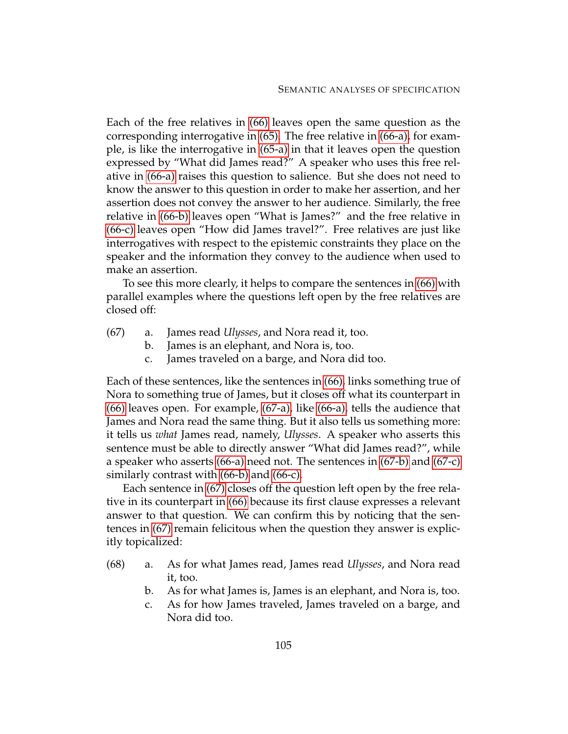Each of the free relatives in (66) leaves open the same question as the corresponding interrogative in (65). The free relative in (66-a), for example, is like the interrogative in (65-a) in that it leaves open the question expressed by "What did James read?" A speaker who uses this free relative in (66-a) raises this question to salience. But she does not need to know the answer to this question in order to make her assertion, and her assertion does not convey the answer to her audience. Similarly, the free relative in (66-b) leaves open "What is James?" and the free relative in (66-c) leaves open "How did James travel?". Free relatives are just like interrogatives with respect to the epistemic constraints they place on the speaker and the information they convey to the audience when used to make an assertion.

To see this more clearly, it helps to compare the sentences in (66) with parallel examples where the questions left open by the free relatives are closed off:

(67) a. James read *Ulysses*, and Nora read it, too.
  b. James is an elephant, and Nora is, too.
  c. James traveled on a barge, and Nora did too.

Each of these sentences, like the sentences in (66), links something true of Nora to something true of James, but it closes off what its counterpart in (66) leaves open. For example, (67-a), like (66-a), tells the audience that James and Nora read the same thing. But it also tells us something more: it tells us *what* James read, namely, *Ulysses*. A speaker who asserts this sentence must be able to directly answer "What did James read?", while a speaker who asserts (66-a) need not. The sentences in (67-b) and (67-c) similarly contrast with (66-b) and (66-c).

Each sentence in (67) closes off the question left open by the free relative in its counterpart in (66) because its first clause expresses a relevant answer to that question. We can confirm this by noticing that the sentences in (67) remain felicitous when the question they answer is explicitly topicalized:

(68) a. As for what James read, James read *Ulysses*, and Nora read it, too.
  b. As for what James is, James is an elephant, and Nora is, too.
  c. As for how James traveled, James traveled on a barge, and Nora did too.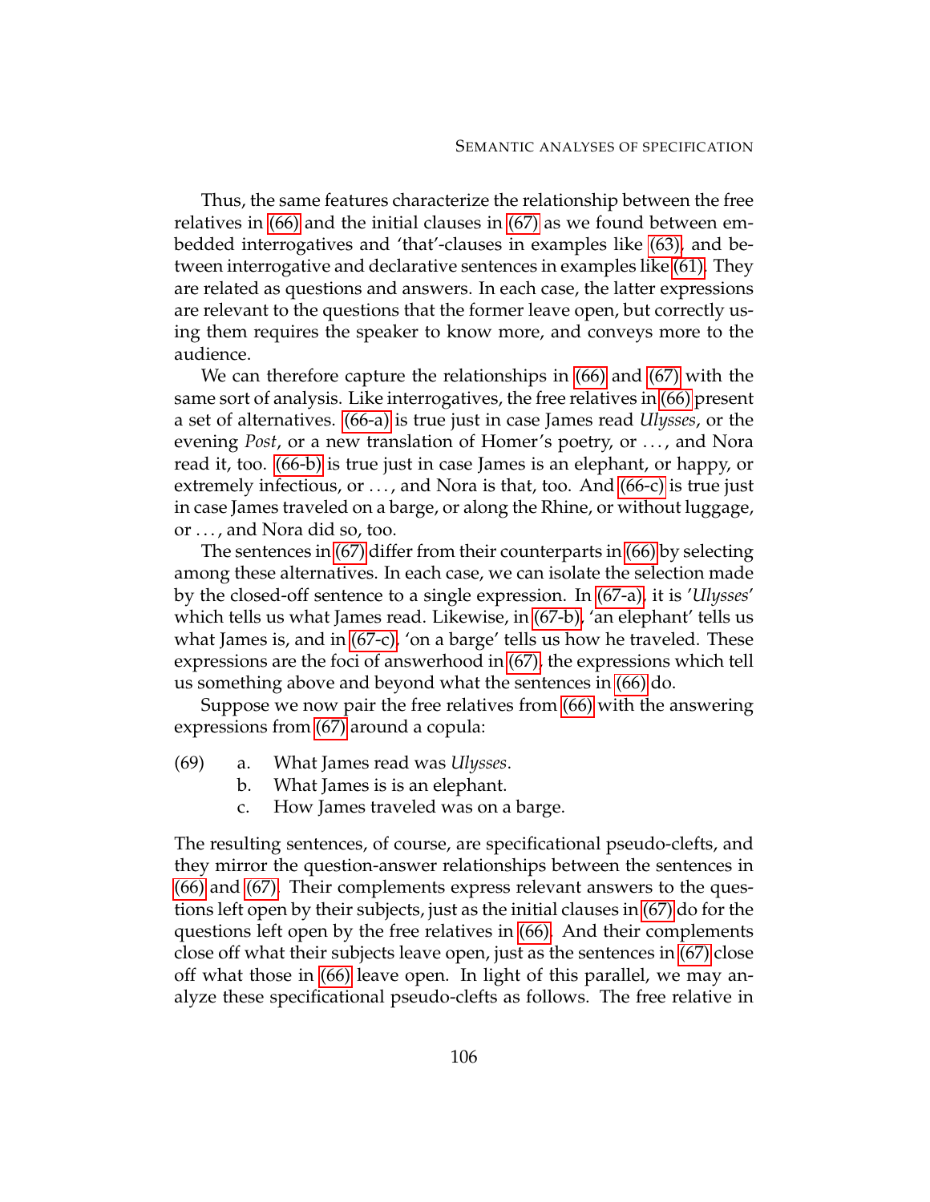Thus, the same features characterize the relationship between the free relatives in (66) and the initial clauses in (67) as we found between embedded interrogatives and 'that'-clauses in examples like (63), and between interrogative and declarative sentences in examples like (61). They are related as questions and answers. In each case, the latter expressions are relevant to the questions that the former leave open, but correctly using them requires the speaker to know more, and conveys more to the audience.

We can therefore capture the relationships in (66) and (67) with the same sort of analysis. Like interrogatives, the free relatives in (66) present a set of alternatives. (66-a) is true just in case James read *Ulysses*, or the evening *Post*, or a new translation of Homer's poetry, or ..., and Nora read it, too. (66-b) is true just in case James is an elephant, or happy, or extremely infectious, or ..., and Nora is that, too. And (66-c) is true just in case James traveled on a barge, or along the Rhine, or without luggage, or ..., and Nora did so, too.

The sentences in (67) differ from their counterparts in (66) by selecting among these alternatives. In each case, we can isolate the selection made by the closed-off sentence to a single expression. In (67-a), it is '*Ulysses*' which tells us what James read. Likewise, in (67-b), 'an elephant' tells us what James is, and in (67-c), 'on a barge' tells us how he traveled. These expressions are the foci of answerhood in (67), the expressions which tell us something above and beyond what the sentences in (66) do.

Suppose we now pair the free relatives from (66) with the answering expressions from (67) around a copula:

(69)
  a. What James read was *Ulysses*.
  b. What James is is an elephant.
  c. How James traveled was on a barge.

The resulting sentences, of course, are specificational pseudo-clefts, and they mirror the question-answer relationships between the sentences in (66) and (67). Their complements express relevant answers to the questions left open by their subjects, just as the initial clauses in (67) do for the questions left open by the free relatives in (66). And their complements close off what their subjects leave open, just as the sentences in (67) close off what those in (66) leave open. In light of this parallel, we may analyze these specificational pseudo-clefts as follows. The free relative in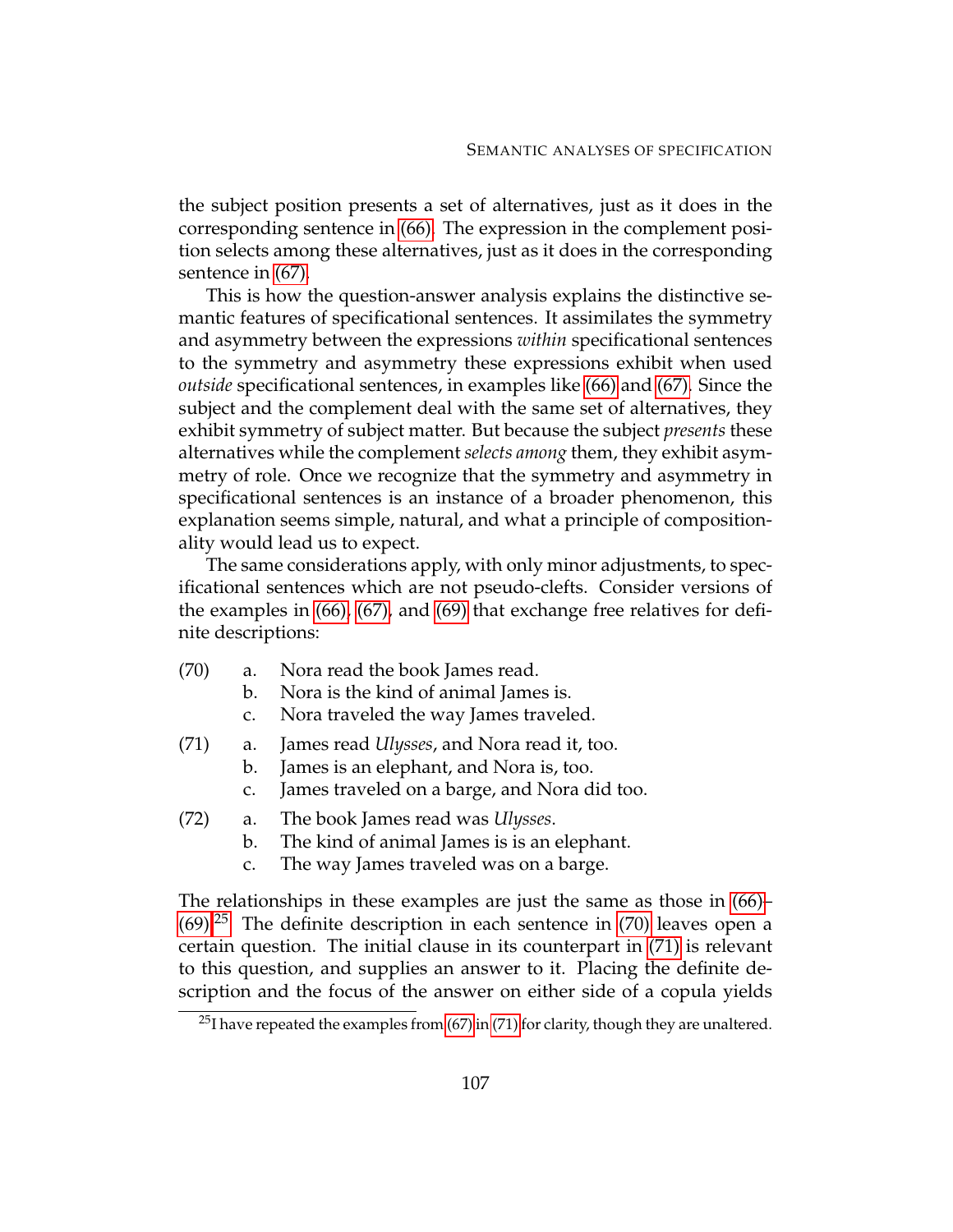the subject position presents a set of alternatives, just as it does in the corresponding sentence in (66). The expression in the complement position selects among these alternatives, just as it does in the corresponding sentence in (67).

This is how the question-answer analysis explains the distinctive semantic features of specificational sentences. It assimilates the symmetry and asymmetry between the expressions *within* specificational sentences to the symmetry and asymmetry these expressions exhibit when used *outside* specificational sentences, in examples like (66) and (67). Since the subject and the complement deal with the same set of alternatives, they exhibit symmetry of subject matter. But because the subject *presents* these alternatives while the complement *selects among* them, they exhibit asymmetry of role. Once we recognize that the symmetry and asymmetry in specificational sentences is an instance of a broader phenomenon, this explanation seems simple, natural, and what a principle of compositionality would lead us to expect.

The same considerations apply, with only minor adjustments, to specificational sentences which are not pseudo-clefts. Consider versions of the examples in (66), (67), and (69) that exchange free relatives for definite descriptions:

(70)
a. Nora read the book James read.
b. Nora is the kind of animal James is.
c. Nora traveled the way James traveled.

(71)
a. James read *Ulysses*, and Nora read it, too.
b. James is an elephant, and Nora is, too.
c. James traveled on a barge, and Nora did too.

(72)
a. The book James read was *Ulysses*.
b. The kind of animal James is is an elephant.
c. The way James traveled was on a barge.

The relationships in these examples are just the same as those in (66)–(69).[25] The definite description in each sentence in (70) leaves open a certain question. The initial clause in its counterpart in (71) is relevant to this question, and supplies an answer to it. Placing the definite description and the focus of the answer on either side of a copula yields

[25] I have repeated the examples from (67) in (71) for clarity, though they are unaltered.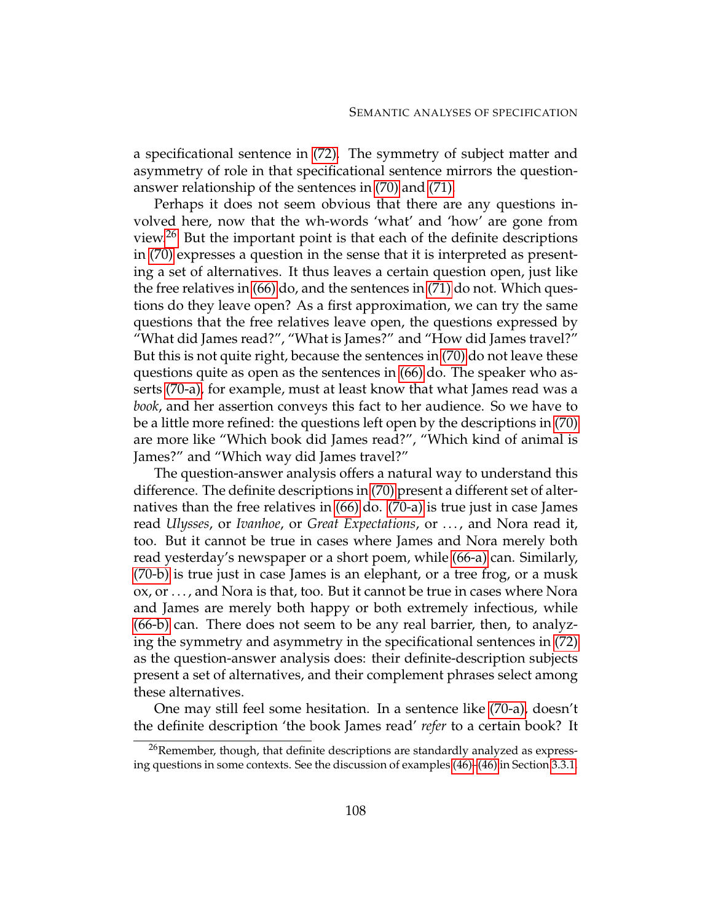a specificational sentence in (72). The symmetry of subject matter and asymmetry of role in that specificational sentence mirrors the question-answer relationship of the sentences in (70) and (71).

Perhaps it does not seem obvious that there are any questions involved here, now that the wh-words 'what' and 'how' are gone from view.[26] But the important point is that each of the definite descriptions in (70) expresses a question in the sense that it is interpreted as presenting a set of alternatives. It thus leaves a certain question open, just like the free relatives in (66) do, and the sentences in (71) do not. Which questions do they leave open? As a first approximation, we can try the same questions that the free relatives leave open, the questions expressed by "What did James read?", "What is James?" and "How did James travel?" But this is not quite right, because the sentences in (70) do not leave these questions quite as open as the sentences in (66) do. The speaker who asserts (70-a), for example, must at least know that what James read was a *book*, and her assertion conveys this fact to her audience. So we have to be a little more refined: the questions left open by the descriptions in (70) are more like "Which book did James read?", "Which kind of animal is James?" and "Which way did James travel?"

The question-answer analysis offers a natural way to understand this difference. The definite descriptions in (70) present a different set of alternatives than the free relatives in (66) do. (70-a) is true just in case James read *Ulysses*, or *Ivanhoe*, or *Great Expectations*, or ..., and Nora read it, too. But it cannot be true in cases where James and Nora merely both read yesterday's newspaper or a short poem, while (66-a) can. Similarly, (70-b) is true just in case James is an elephant, or a tree frog, or a musk ox, or ..., and Nora is that, too. But it cannot be true in cases where Nora and James are merely both happy or both extremely infectious, while (66-b) can. There does not seem to be any real barrier, then, to analyzing the symmetry and asymmetry in the specificational sentences in (72) as the question-answer analysis does: their definite-description subjects present a set of alternatives, and their complement phrases select among these alternatives.

One may still feel some hesitation. In a sentence like (70-a), doesn't the definite description 'the book James read' *refer* to a certain book? It

[26] Remember, though, that definite descriptions are standardly analyzed as expressing questions in some contexts. See the discussion of examples (46)–(46) in Section 3.3.1.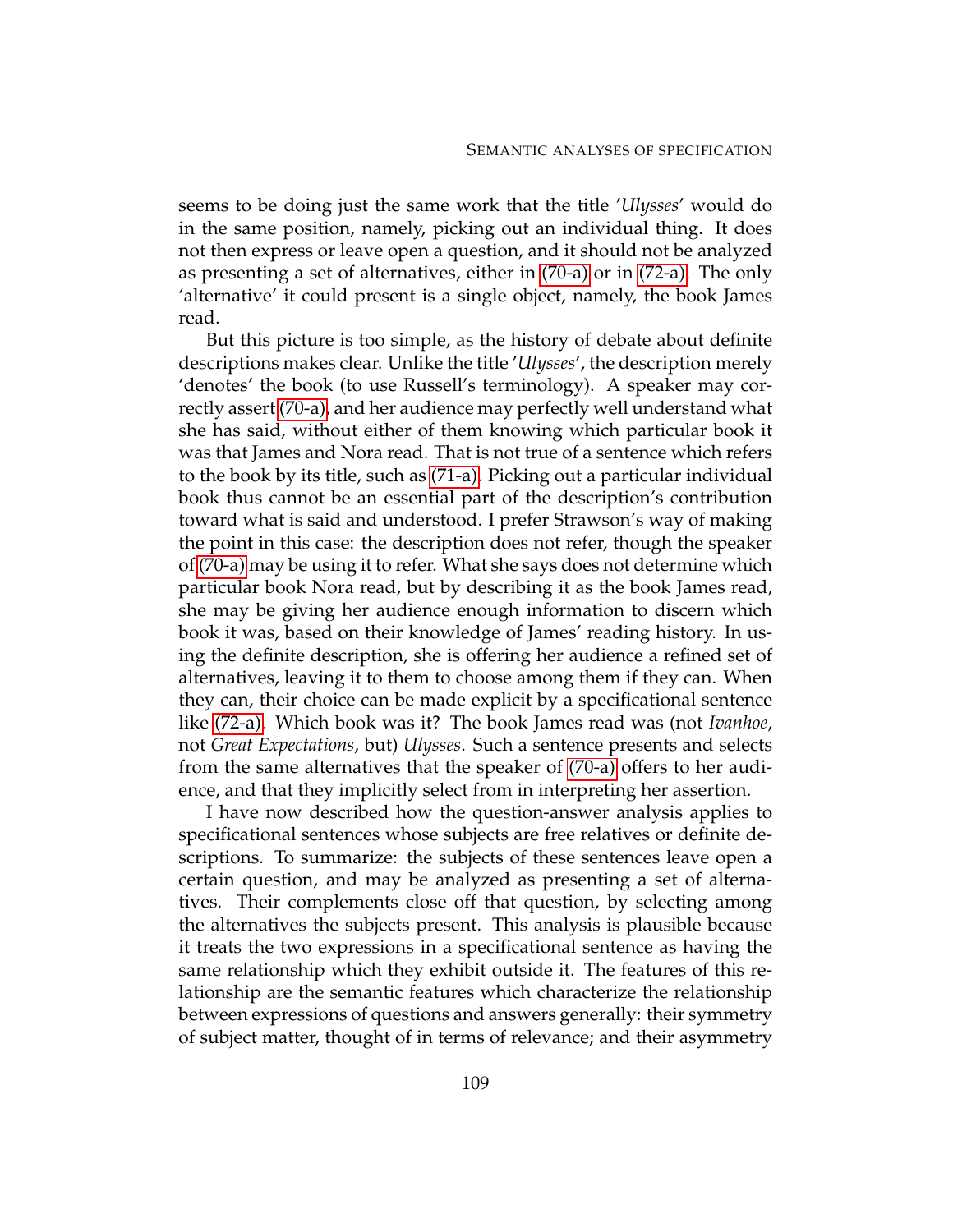seems to be doing just the same work that the title '*Ulysses*' would do in the same position, namely, picking out an individual thing. It does not then express or leave open a question, and it should not be analyzed as presenting a set of alternatives, either in (70-a) or in (72-a). The only 'alternative' it could present is a single object, namely, the book James read.

But this picture is too simple, as the history of debate about definite descriptions makes clear. Unlike the title '*Ulysses*', the description merely 'denotes' the book (to use Russell's terminology). A speaker may correctly assert (70-a), and her audience may perfectly well understand what she has said, without either of them knowing which particular book it was that James and Nora read. That is not true of a sentence which refers to the book by its title, such as (71-a). Picking out a particular individual book thus cannot be an essential part of the description's contribution toward what is said and understood. I prefer Strawson's way of making the point in this case: the description does not refer, though the speaker of (70-a) may be using it to refer. What she says does not determine which particular book Nora read, but by describing it as the book James read, she may be giving her audience enough information to discern which book it was, based on their knowledge of James' reading history. In using the definite description, she is offering her audience a refined set of alternatives, leaving it to them to choose among them if they can. When they can, their choice can be made explicit by a specificational sentence like (72-a). Which book was it? The book James read was (not *Ivanhoe*, not *Great Expectations*, but) *Ulysses*. Such a sentence presents and selects from the same alternatives that the speaker of (70-a) offers to her audience, and that they implicitly select from in interpreting her assertion.

I have now described how the question-answer analysis applies to specificational sentences whose subjects are free relatives or definite descriptions. To summarize: the subjects of these sentences leave open a certain question, and may be analyzed as presenting a set of alternatives. Their complements close off that question, by selecting among the alternatives the subjects present. This analysis is plausible because it treats the two expressions in a specificational sentence as having the same relationship which they exhibit outside it. The features of this relationship are the semantic features which characterize the relationship between expressions of questions and answers generally: their symmetry of subject matter, thought of in terms of relevance; and their asymmetry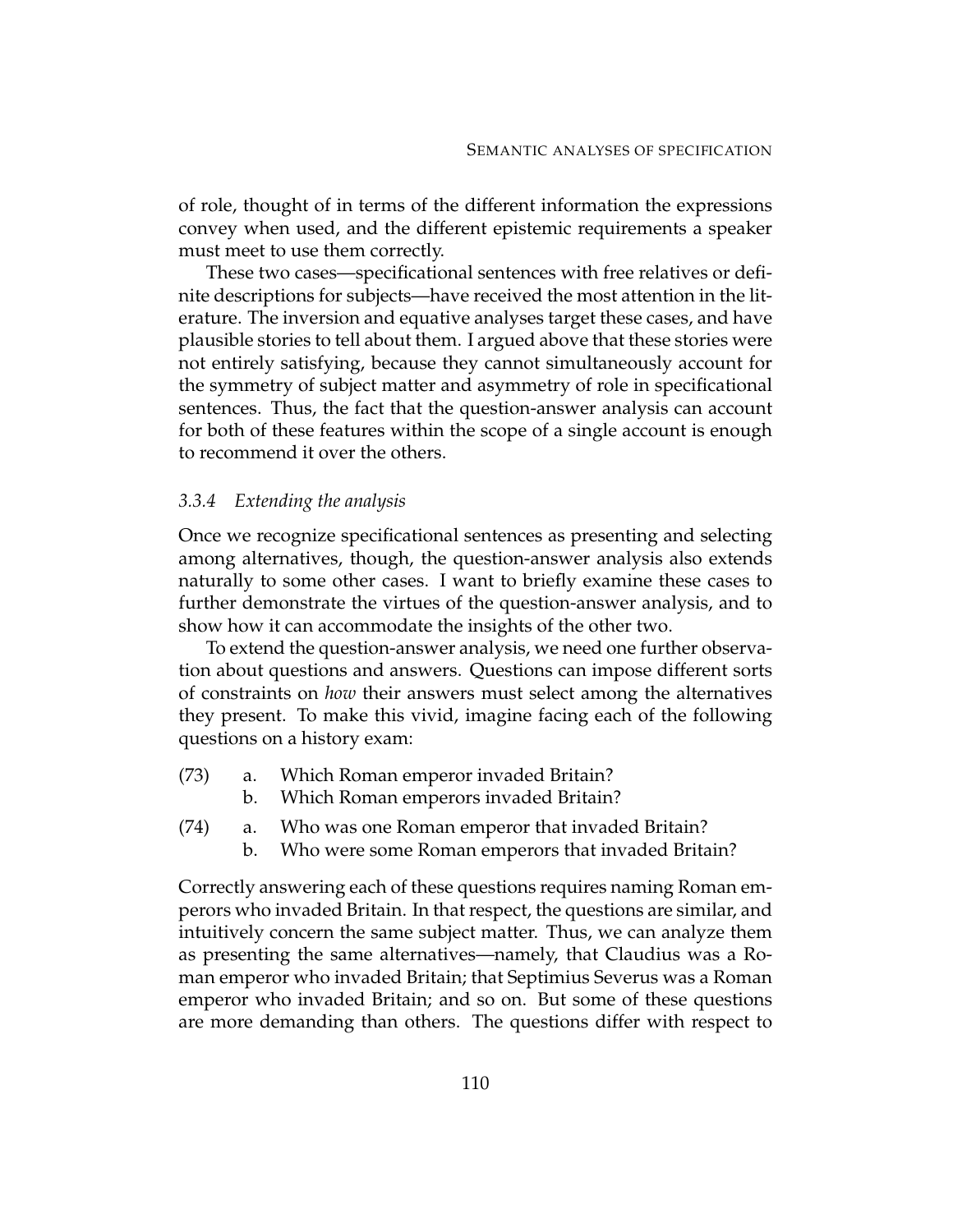of role, thought of in terms of the different information the expressions convey when used, and the different epistemic requirements a speaker must meet to use them correctly.

These two cases—specificational sentences with free relatives or definite descriptions for subjects—have received the most attention in the literature. The inversion and equative analyses target these cases, and have plausible stories to tell about them. I argued above that these stories were not entirely satisfying, because they cannot simultaneously account for the symmetry of subject matter and asymmetry of role in specificational sentences. Thus, the fact that the question-answer analysis can account for both of these features within the scope of a single account is enough to recommend it over the others.

### *3.3.4 Extending the analysis*

Once we recognize specificational sentences as presenting and selecting among alternatives, though, the question-answer analysis also extends naturally to some other cases. I want to briefly examine these cases to further demonstrate the virtues of the question-answer analysis, and to show how it can accommodate the insights of the other two.

To extend the question-answer analysis, we need one further observation about questions and answers. Questions can impose different sorts of constraints on *how* their answers must select among the alternatives they present. To make this vivid, imagine facing each of the following questions on a history exam:

(73) a. Which Roman emperor invaded Britain?
 b. Which Roman emperors invaded Britain?

(74) a. Who was one Roman emperor that invaded Britain?
 b. Who were some Roman emperors that invaded Britain?

Correctly answering each of these questions requires naming Roman emperors who invaded Britain. In that respect, the questions are similar, and intuitively concern the same subject matter. Thus, we can analyze them as presenting the same alternatives—namely, that Claudius was a Roman emperor who invaded Britain; that Septimius Severus was a Roman emperor who invaded Britain; and so on. But some of these questions are more demanding than others. The questions differ with respect to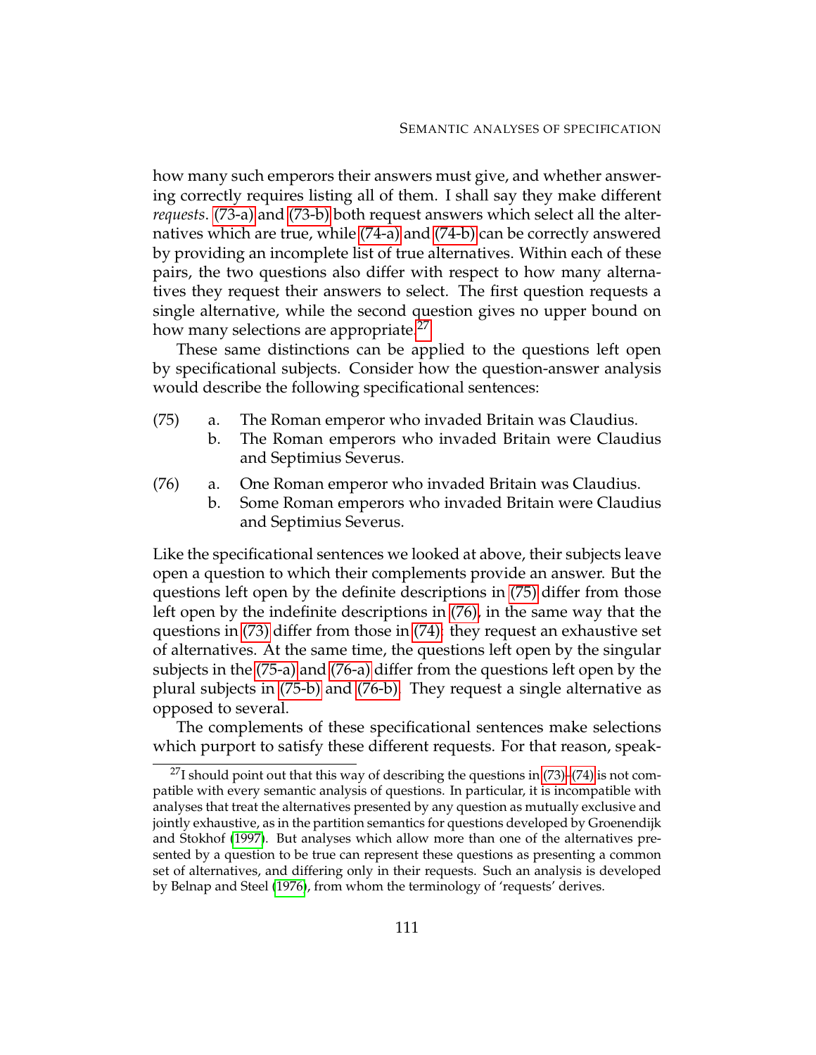how many such emperors their answers must give, and whether answering correctly requires listing all of them. I shall say they make different *requests.* (73-a) and (73-b) both request answers which select all the alternatives which are true, while (74-a) and (74-b) can be correctly answered by providing an incomplete list of true alternatives. Within each of these pairs, the two questions also differ with respect to how many alternatives they request their answers to select. The first question requests a single alternative, while the second question gives no upper bound on how many selections are appropriate.[27]

These same distinctions can be applied to the questions left open by specificational subjects. Consider how the question-answer analysis would describe the following specificational sentences:

(75) a. The Roman emperor who invaded Britain was Claudius.
  b. The Roman emperors who invaded Britain were Claudius and Septimius Severus.

(76) a. One Roman emperor who invaded Britain was Claudius.
  b. Some Roman emperors who invaded Britain were Claudius and Septimius Severus.

Like the specificational sentences we looked at above, their subjects leave open a question to which their complements provide an answer. But the questions left open by the definite descriptions in (75) differ from those left open by the indefinite descriptions in (76), in the same way that the questions in (73) differ from those in (74): they request an exhaustive set of alternatives. At the same time, the questions left open by the singular subjects in the (75-a) and (76-a) differ from the questions left open by the plural subjects in (75-b) and (76-b). They request a single alternative as opposed to several.

The complements of these specificational sentences make selections which purport to satisfy these different requests. For that reason, speak-

[27] I should point out that this way of describing the questions in (73)–(74) is not compatible with every semantic analysis of questions. In particular, it is incompatible with analyses that treat the alternatives presented by any question as mutually exclusive and jointly exhaustive, as in the partition semantics for questions developed by Groenendijk and Stokhof (1997). But analyses which allow more than one of the alternatives presented by a question to be true can represent these questions as presenting a common set of alternatives, and differing only in their requests. Such an analysis is developed by Belnap and Steel (1976), from whom the terminology of 'requests' derives.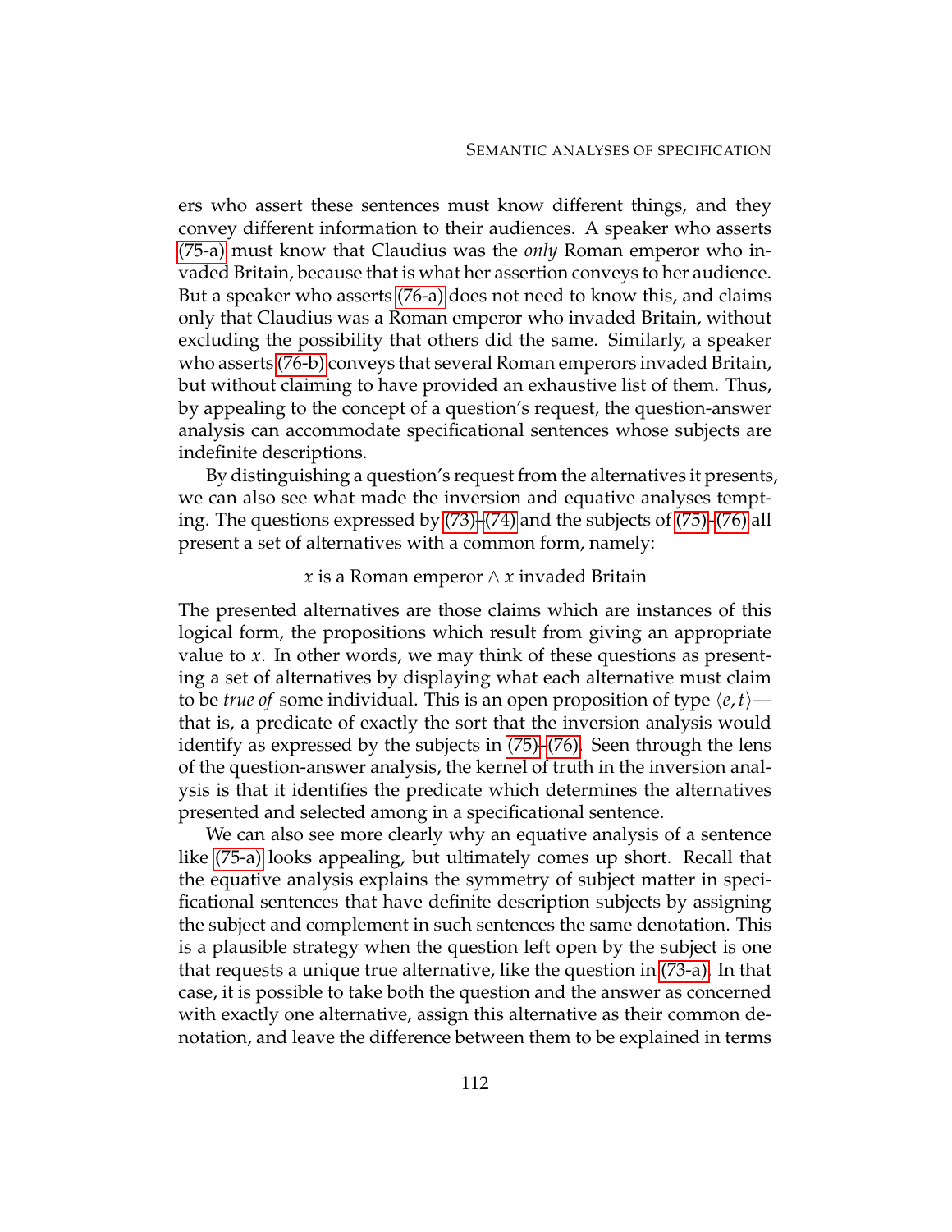ers who assert these sentences must know different things, and they convey different information to their audiences. A speaker who asserts (75-a) must know that Claudius was the *only* Roman emperor who invaded Britain, because that is what her assertion conveys to her audience. But a speaker who asserts (76-a) does not need to know this, and claims only that Claudius was a Roman emperor who invaded Britain, without excluding the possibility that others did the same. Similarly, a speaker who asserts (76-b) conveys that several Roman emperors invaded Britain, but without claiming to have provided an exhaustive list of them. Thus, by appealing to the concept of a question's request, the question-answer analysis can accommodate specificational sentences whose subjects are indefinite descriptions.

By distinguishing a question's request from the alternatives it presents, we can also see what made the inversion and equative analyses tempting. The questions expressed by (73)–(74) and the subjects of (75)–(76) all present a set of alternatives with a common form, namely:

$$x \text{ is a Roman emperor} \wedge x \text{ invaded Britain}$$

The presented alternatives are those claims which are instances of this logical form, the propositions which result from giving an appropriate value to $x$. In other words, we may think of these questions as presenting a set of alternatives by displaying what each alternative must claim to be *true of* some individual. This is an open proposition of type $\langle e, t \rangle$—that is, a predicate of exactly the sort that the inversion analysis would identify as expressed by the subjects in (75)–(76). Seen through the lens of the question-answer analysis, the kernel of truth in the inversion analysis is that it identifies the predicate which determines the alternatives presented and selected among in a specificational sentence.

We can also see more clearly why an equative analysis of a sentence like (75-a) looks appealing, but ultimately comes up short. Recall that the equative analysis explains the symmetry of subject matter in specificational sentences that have definite description subjects by assigning the subject and complement in such sentences the same denotation. This is a plausible strategy when the question left open by the subject is one that requests a unique true alternative, like the question in (73-a). In that case, it is possible to take both the question and the answer as concerned with exactly one alternative, assign this alternative as their common denotation, and leave the difference between them to be explained in terms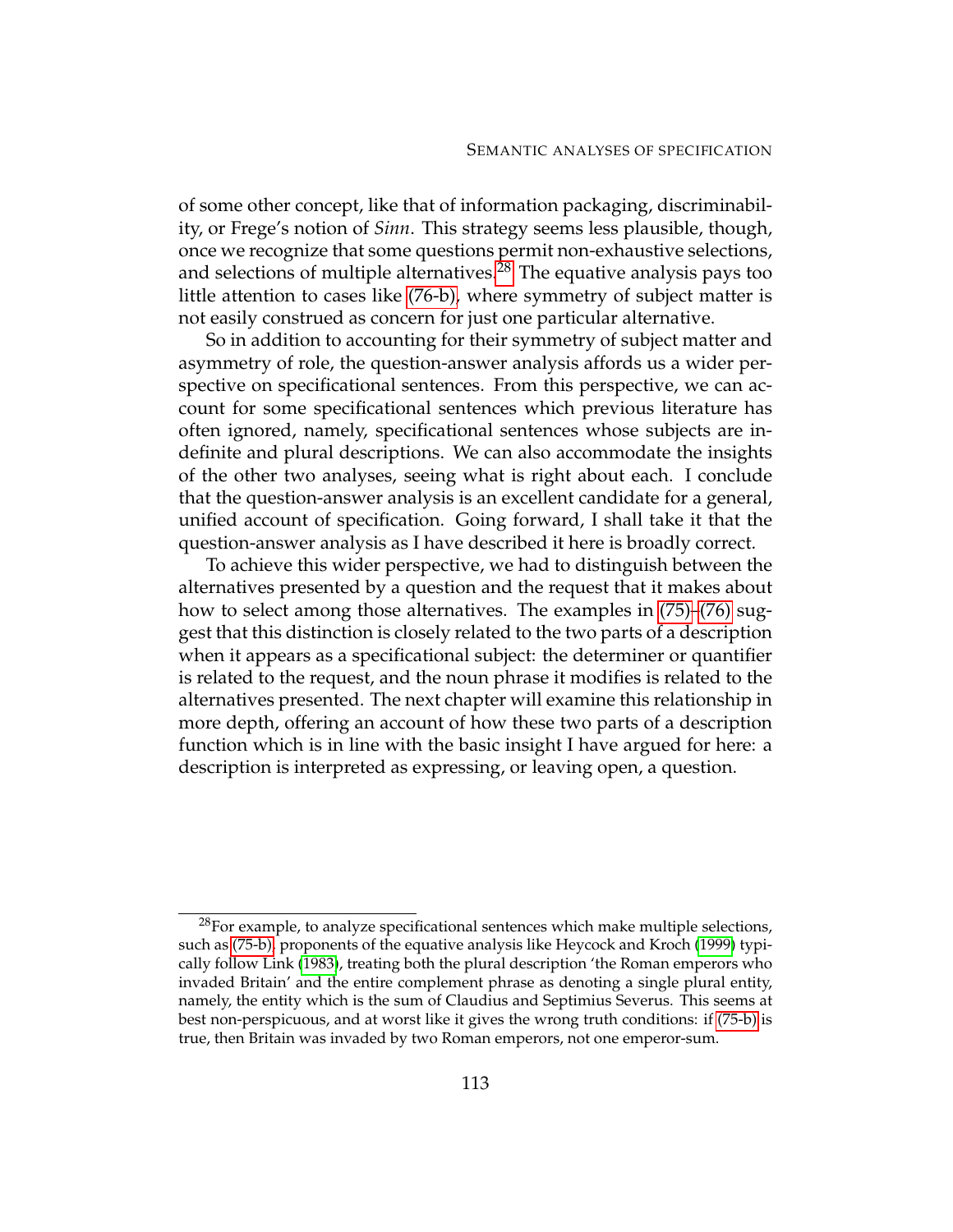of some other concept, like that of information packaging, discriminability, or Frege's notion of *Sinn*. This strategy seems less plausible, though, once we recognize that some questions permit non-exhaustive selections, and selections of multiple alternatives.[28] The equative analysis pays too little attention to cases like (76-b), where symmetry of subject matter is not easily construed as concern for just one particular alternative.

So in addition to accounting for their symmetry of subject matter and asymmetry of role, the question-answer analysis affords us a wider perspective on specificational sentences. From this perspective, we can account for some specificational sentences which previous literature has often ignored, namely, specificational sentences whose subjects are indefinite and plural descriptions. We can also accommodate the insights of the other two analyses, seeing what is right about each. I conclude that the question-answer analysis is an excellent candidate for a general, unified account of specification. Going forward, I shall take it that the question-answer analysis as I have described it here is broadly correct.

To achieve this wider perspective, we had to distinguish between the alternatives presented by a question and the request that it makes about how to select among those alternatives. The examples in (75)–(76) suggest that this distinction is closely related to the two parts of a description when it appears as a specificational subject: the determiner or quantifier is related to the request, and the noun phrase it modifies is related to the alternatives presented. The next chapter will examine this relationship in more depth, offering an account of how these two parts of a description function which is in line with the basic insight I have argued for here: a description is interpreted as expressing, or leaving open, a question.

---

[28] For example, to analyze specificational sentences which make multiple selections, such as (75-b), proponents of the equative analysis like Heycock and Kroch (1999) typically follow Link (1983), treating both the plural description 'the Roman emperors who invaded Britain' and the entire complement phrase as denoting a single plural entity, namely, the entity which is the sum of Claudius and Septimius Severus. This seems at best non-perspicuous, and at worst like it gives the wrong truth conditions: if (75-b) is true, then Britain was invaded by two Roman emperors, not one emperor-sum.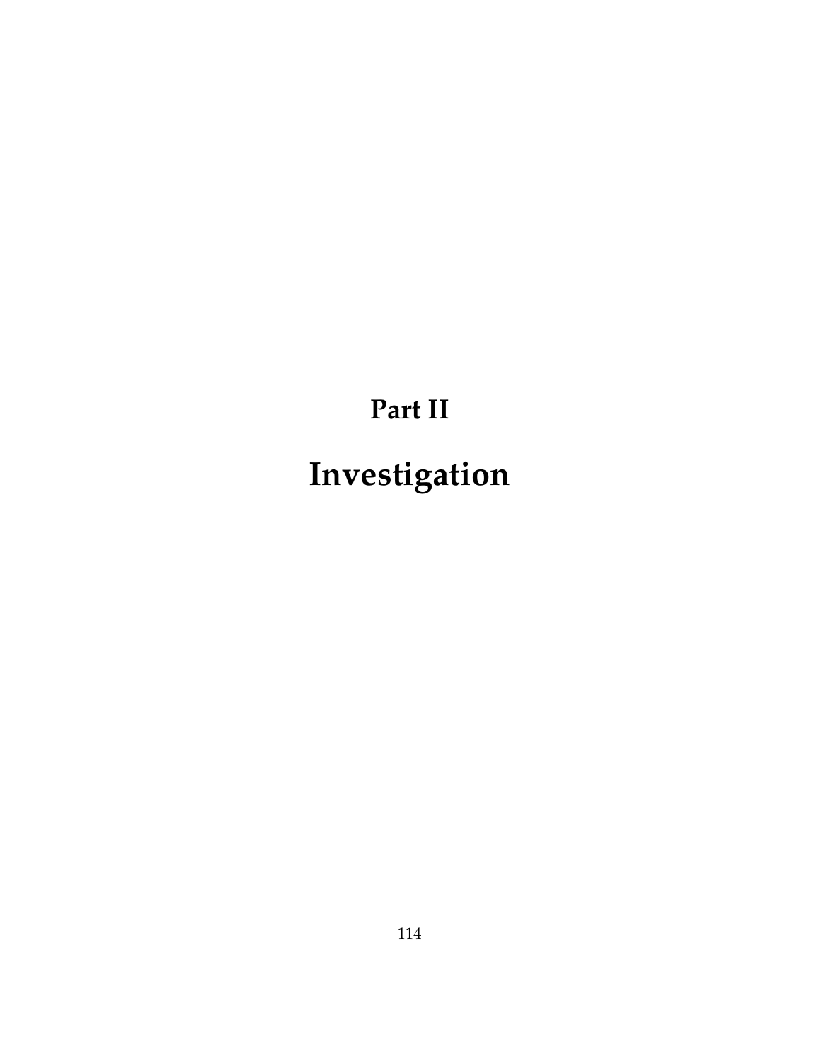# Part II

# Investigation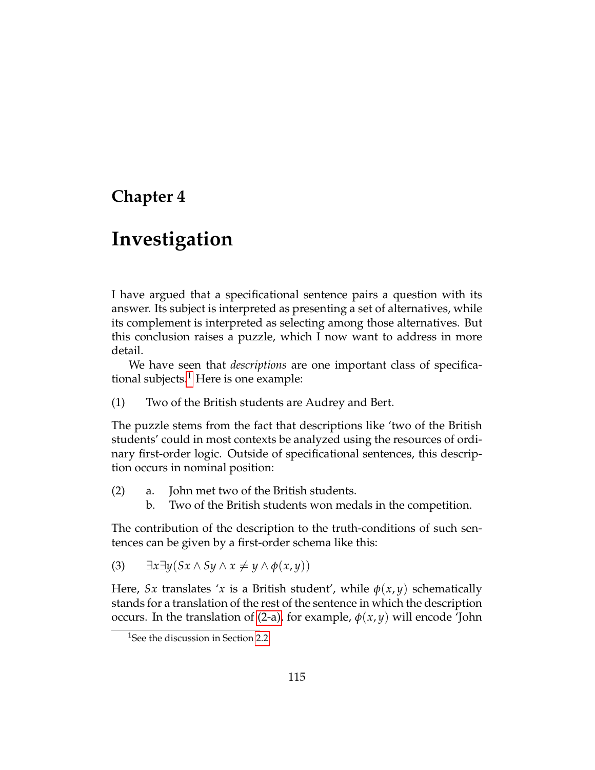# Chapter 4

# Investigation

I have argued that a specificational sentence pairs a question with its answer. Its subject is interpreted as presenting a set of alternatives, while its complement is interpreted as selecting among those alternatives. But this conclusion raises a puzzle, which I now want to address in more detail.

We have seen that *descriptions* are one important class of specificational subjects.[1] Here is one example:

(1) Two of the British students are Audrey and Bert.

The puzzle stems from the fact that descriptions like 'two of the British students' could in most contexts be analyzed using the resources of ordinary first-order logic. Outside of specificational sentences, this description occurs in nominal position:

(2) a. John met two of the British students.
  b. Two of the British students won medals in the competition.

The contribution of the description to the truth-conditions of such sentences can be given by a first-order schema like this:

(3) $\exists x \exists y (Sx \wedge Sy \wedge x \neq y \wedge \phi(x, y))$

Here, $Sx$ translates '$x$ is a British student', while $\phi(x, y)$ schematically stands for a translation of the rest of the sentence in which the description occurs. In the translation of (2-a), for example, $\phi(x, y)$ will encode 'John

[1] See the discussion in Section 2.2.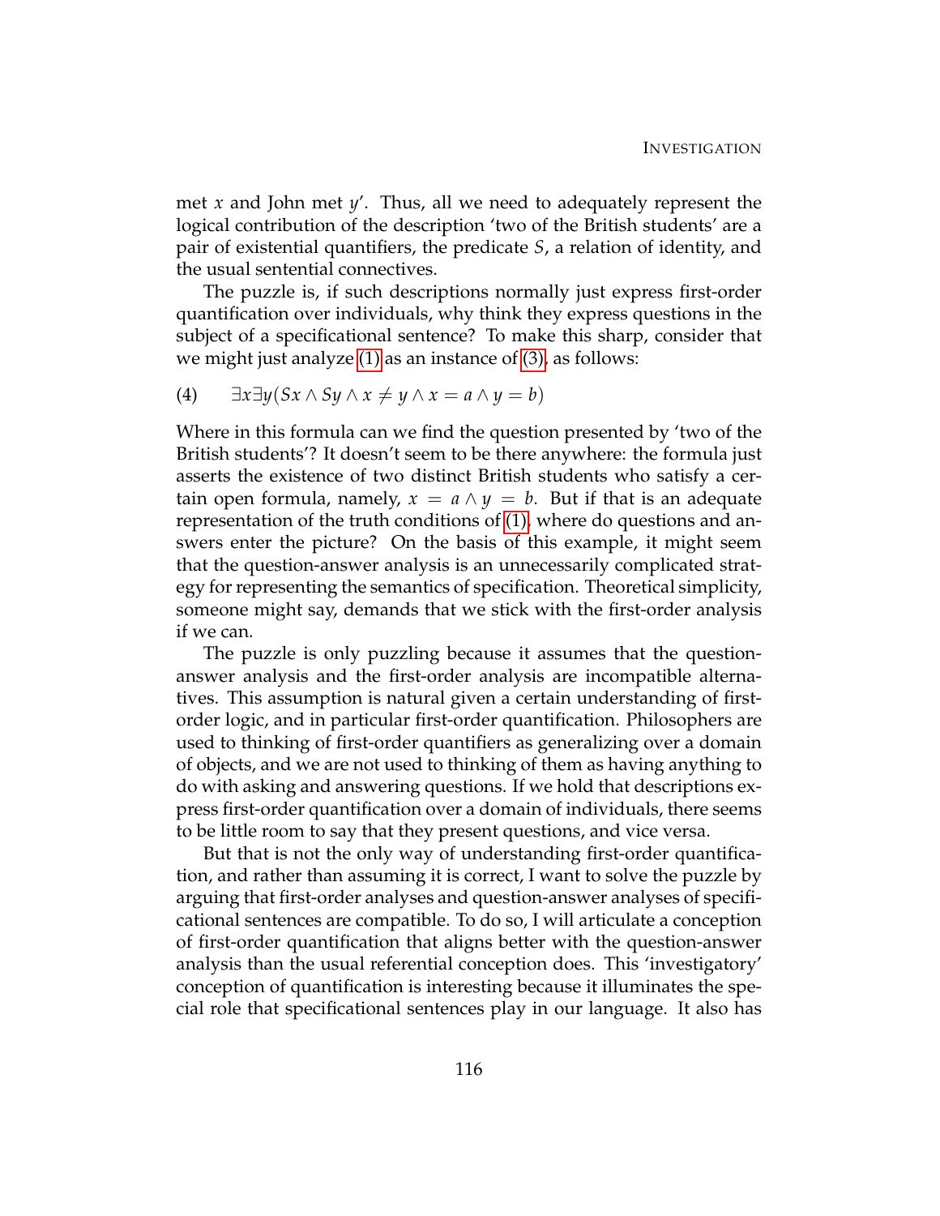met $x$ and John met $y$'. Thus, all we need to adequately represent the logical contribution of the description 'two of the British students' are a pair of existential quantifiers, the predicate $S$, a relation of identity, and the usual sentential connectives.

The puzzle is, if such descriptions normally just express first-order quantification over individuals, why think they express questions in the subject of a specificational sentence? To make this sharp, consider that we might just analyze (1) as an instance of (3), as follows:

(4) $\exists x \exists y (Sx \wedge Sy \wedge x \neq y \wedge x = a \wedge y = b)$

Where in this formula can we find the question presented by 'two of the British students'? It doesn't seem to be there anywhere: the formula just asserts the existence of two distinct British students who satisfy a certain open formula, namely, $x = a \wedge y = b$. But if that is an adequate representation of the truth conditions of (1), where do questions and answers enter the picture? On the basis of this example, it might seem that the question-answer analysis is an unnecessarily complicated strategy for representing the semantics of specification. Theoretical simplicity, someone might say, demands that we stick with the first-order analysis if we can.

The puzzle is only puzzling because it assumes that the question-answer analysis and the first-order analysis are incompatible alternatives. This assumption is natural given a certain understanding of first-order logic, and in particular first-order quantification. Philosophers are used to thinking of first-order quantifiers as generalizing over a domain of objects, and we are not used to thinking of them as having anything to do with asking and answering questions. If we hold that descriptions express first-order quantification over a domain of individuals, there seems to be little room to say that they present questions, and vice versa.

But that is not the only way of understanding first-order quantification, and rather than assuming it is correct, I want to solve the puzzle by arguing that first-order analyses and question-answer analyses of specificational sentences are compatible. To do so, I will articulate a conception of first-order quantification that aligns better with the question-answer analysis than the usual referential conception does. This 'investigatory' conception of quantification is interesting because it illuminates the special role that specificational sentences play in our language. It also has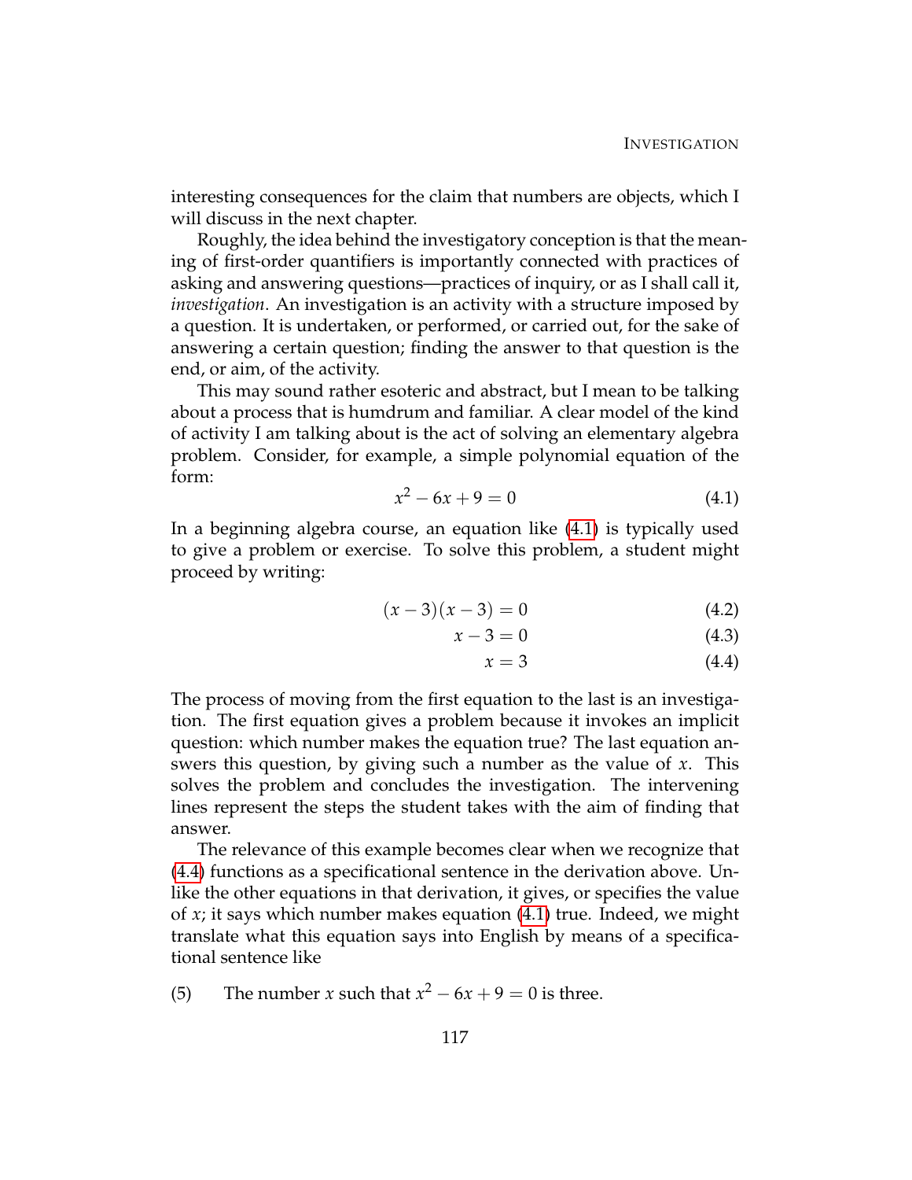interesting consequences for the claim that numbers are objects, which I will discuss in the next chapter.

Roughly, the idea behind the investigatory conception is that the meaning of first-order quantifiers is importantly connected with practices of asking and answering questions—practices of inquiry, or as I shall call it, *investigation*. An investigation is an activity with a structure imposed by a question. It is undertaken, or performed, or carried out, for the sake of answering a certain question; finding the answer to that question is the end, or aim, of the activity.

This may sound rather esoteric and abstract, but I mean to be talking about a process that is humdrum and familiar. A clear model of the kind of activity I am talking about is the act of solving an elementary algebra problem. Consider, for example, a simple polynomial equation of the form:

$$x^2 - 6x + 9 = 0 \tag{4.1}$$

In a beginning algebra course, an equation like (4.1) is typically used to give a problem or exercise. To solve this problem, a student might proceed by writing:

$$(x-3)(x-3) = 0 \tag{4.2}$$

$$x - 3 = 0 \tag{4.3}$$

$$x = 3 \tag{4.4}$$

The process of moving from the first equation to the last is an investigation. The first equation gives a problem because it invokes an implicit question: which number makes the equation true? The last equation answers this question, by giving such a number as the value of $x$. This solves the problem and concludes the investigation. The intervening lines represent the steps the student takes with the aim of finding that answer.

The relevance of this example becomes clear when we recognize that (4.4) functions as a specificational sentence in the derivation above. Unlike the other equations in that derivation, it gives, or specifies the value of $x$; it says which number makes equation (4.1) true. Indeed, we might translate what this equation says into English by means of a specificational sentence like

(5) The number $x$ such that $x^2 - 6x + 9 = 0$ is three.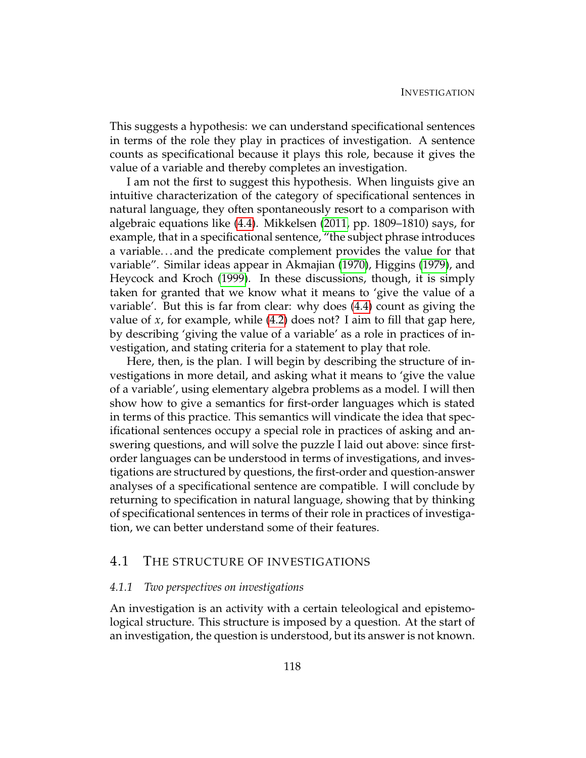This suggests a hypothesis: we can understand specificational sentences in terms of the role they play in practices of investigation. A sentence counts as specificational because it plays this role, because it gives the value of a variable and thereby completes an investigation.

I am not the first to suggest this hypothesis. When linguists give an intuitive characterization of the category of specificational sentences in natural language, they often spontaneously resort to a comparison with algebraic equations like (4.4). Mikkelsen (2011, pp. 1809–1810) says, for example, that in a specificational sentence, "the subject phrase introduces a variable. . . and the predicate complement provides the value for that variable". Similar ideas appear in Akmajian (1970), Higgins (1979), and Heycock and Kroch (1999). In these discussions, though, it is simply taken for granted that we know what it means to 'give the value of a variable'. But this is far from clear: why does (4.4) count as giving the value of $x$, for example, while (4.2) does not? I aim to fill that gap here, by describing 'giving the value of a variable' as a role in practices of investigation, and stating criteria for a statement to play that role.

Here, then, is the plan. I will begin by describing the structure of investigations in more detail, and asking what it means to 'give the value of a variable', using elementary algebra problems as a model. I will then show how to give a semantics for first-order languages which is stated in terms of this practice. This semantics will vindicate the idea that specificational sentences occupy a special role in practices of asking and answering questions, and will solve the puzzle I laid out above: since first-order languages can be understood in terms of investigations, and investigations are structured by questions, the first-order and question-answer analyses of a specificational sentence are compatible. I will conclude by returning to specification in natural language, showing that by thinking of specificational sentences in terms of their role in practices of investigation, we can better understand some of their features.

## 4.1 The structure of investigations

### *4.1.1 Two perspectives on investigations*

An investigation is an activity with a certain teleological and epistemological structure. This structure is imposed by a question. At the start of an investigation, the question is understood, but its answer is not known.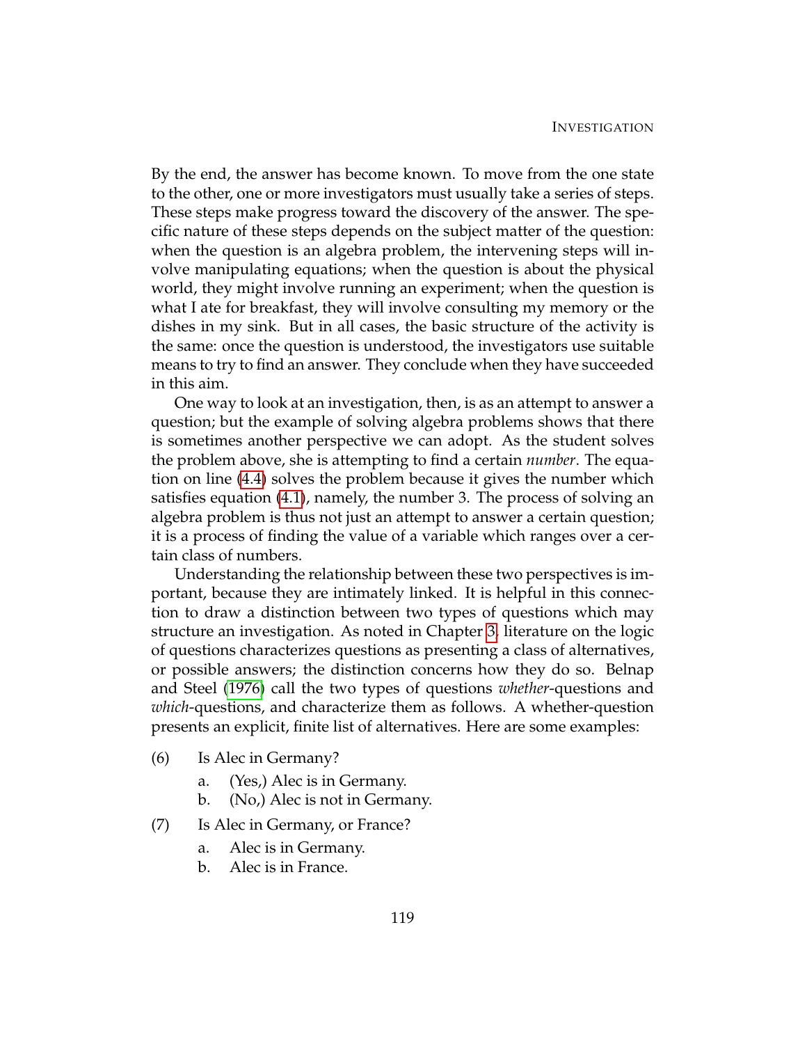By the end, the answer has become known. To move from the one state to the other, one or more investigators must usually take a series of steps. These steps make progress toward the discovery of the answer. The specific nature of these steps depends on the subject matter of the question: when the question is an algebra problem, the intervening steps will involve manipulating equations; when the question is about the physical world, they might involve running an experiment; when the question is what I ate for breakfast, they will involve consulting my memory or the dishes in my sink. But in all cases, the basic structure of the activity is the same: once the question is understood, the investigators use suitable means to try to find an answer. They conclude when they have succeeded in this aim.

One way to look at an investigation, then, is as an attempt to answer a question; but the example of solving algebra problems shows that there is sometimes another perspective we can adopt. As the student solves the problem above, she is attempting to find a certain *number*. The equation on line (4.4) solves the problem because it gives the number which satisfies equation (4.1), namely, the number 3. The process of solving an algebra problem is thus not just an attempt to answer a certain question; it is a process of finding the value of a variable which ranges over a certain class of numbers.

Understanding the relationship between these two perspectives is important, because they are intimately linked. It is helpful in this connection to draw a distinction between two types of questions which may structure an investigation. As noted in Chapter 3, literature on the logic of questions characterizes questions as presenting a class of alternatives, or possible answers; the distinction concerns how they do so. Belnap and Steel (1976) call the two types of questions *whether*-questions and *which*-questions, and characterize them as follows. A whether-question presents an explicit, finite list of alternatives. Here are some examples:

(6) Is Alec in Germany?

   a. (Yes,) Alec is in Germany.
   b. (No,) Alec is not in Germany.

(7) Is Alec in Germany, or France?

   a. Alec is in Germany.
   b. Alec is in France.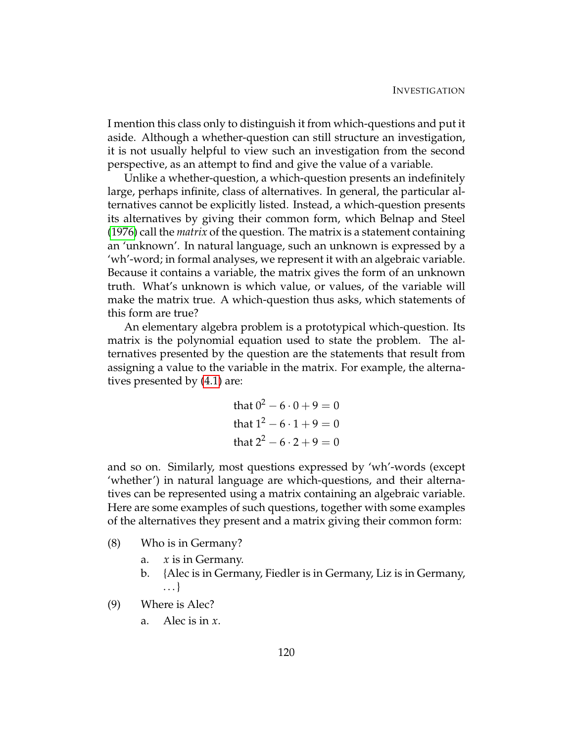I mention this class only to distinguish it from which-questions and put it aside. Although a whether-question can still structure an investigation, it is not usually helpful to view such an investigation from the second perspective, as an attempt to find and give the value of a variable.

Unlike a whether-question, a which-question presents an indefinitely large, perhaps infinite, class of alternatives. In general, the particular alternatives cannot be explicitly listed. Instead, a which-question presents its alternatives by giving their common form, which Belnap and Steel (1976) call the *matrix* of the question. The matrix is a statement containing an 'unknown'. In natural language, such an unknown is expressed by a 'wh'-word; in formal analyses, we represent it with an algebraic variable. Because it contains a variable, the matrix gives the form of an unknown truth. What's unknown is which value, or values, of the variable will make the matrix true. A which-question thus asks, which statements of this form are true?

An elementary algebra problem is a prototypical which-question. Its matrix is the polynomial equation used to state the problem. The alternatives presented by the question are the statements that result from assigning a value to the variable in the matrix. For example, the alternatives presented by (4.1) are:

$$\text{that } 0^2 - 6 \cdot 0 + 9 = 0$$
$$\text{that } 1^2 - 6 \cdot 1 + 9 = 0$$
$$\text{that } 2^2 - 6 \cdot 2 + 9 = 0$$

and so on. Similarly, most questions expressed by 'wh'-words (except 'whether') in natural language are which-questions, and their alternatives can be represented using a matrix containing an algebraic variable. Here are some examples of such questions, together with some examples of the alternatives they present and a matrix giving their common form:

(8) Who is in Germany?

  a. $x$ is in Germany.

  b. {Alec is in Germany, Fiedler is in Germany, Liz is in Germany, ...}

(9) Where is Alec?

  a. Alec is in $x$.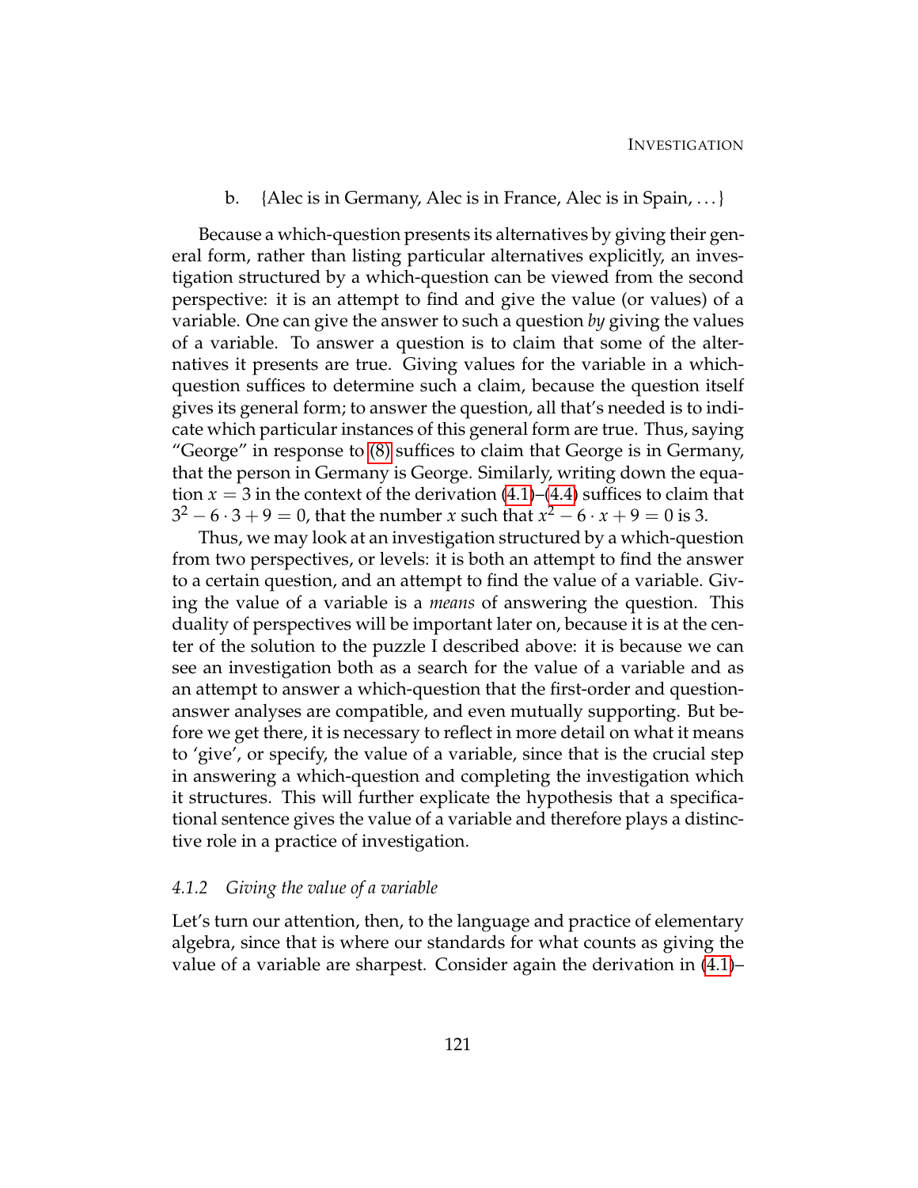b. {Alec is in Germany, Alec is in France, Alec is in Spain, ...}

Because a which-question presents its alternatives by giving their general form, rather than listing particular alternatives explicitly, an investigation structured by a which-question can be viewed from the second perspective: it is an attempt to find and give the value (or values) of a variable. One can give the answer to such a question *by* giving the values of a variable. To answer a question is to claim that some of the alternatives it presents are true. Giving values for the variable in a which-question suffices to determine such a claim, because the question itself gives its general form; to answer the question, all that's needed is to indicate which particular instances of this general form are true. Thus, saying "George" in response to (8) suffices to claim that George is in Germany, that the person in Germany is George. Similarly, writing down the equation $x = 3$ in the context of the derivation (4.1)–(4.4) suffices to claim that $3^2 - 6 \cdot 3 + 9 = 0$, that the number $x$ such that $x^2 - 6 \cdot x + 9 = 0$ is 3.

Thus, we may look at an investigation structured by a which-question from two perspectives, or levels: it is both an attempt to find the answer to a certain question, and an attempt to find the value of a variable. Giving the value of a variable is a *means* of answering the question. This duality of perspectives will be important later on, because it is at the center of the solution to the puzzle I described above: it is because we can see an investigation both as a search for the value of a variable and as an attempt to answer a which-question that the first-order and question-answer analyses are compatible, and even mutually supporting. But before we get there, it is necessary to reflect in more detail on what it means to 'give', or specify, the value of a variable, since that is the crucial step in answering a which-question and completing the investigation which it structures. This will further explicate the hypothesis that a specificational sentence gives the value of a variable and therefore plays a distinctive role in a practice of investigation.

### *4.1.2 Giving the value of a variable*

Let's turn our attention, then, to the language and practice of elementary algebra, since that is where our standards for what counts as giving the value of a variable are sharpest. Consider again the derivation in (4.1)–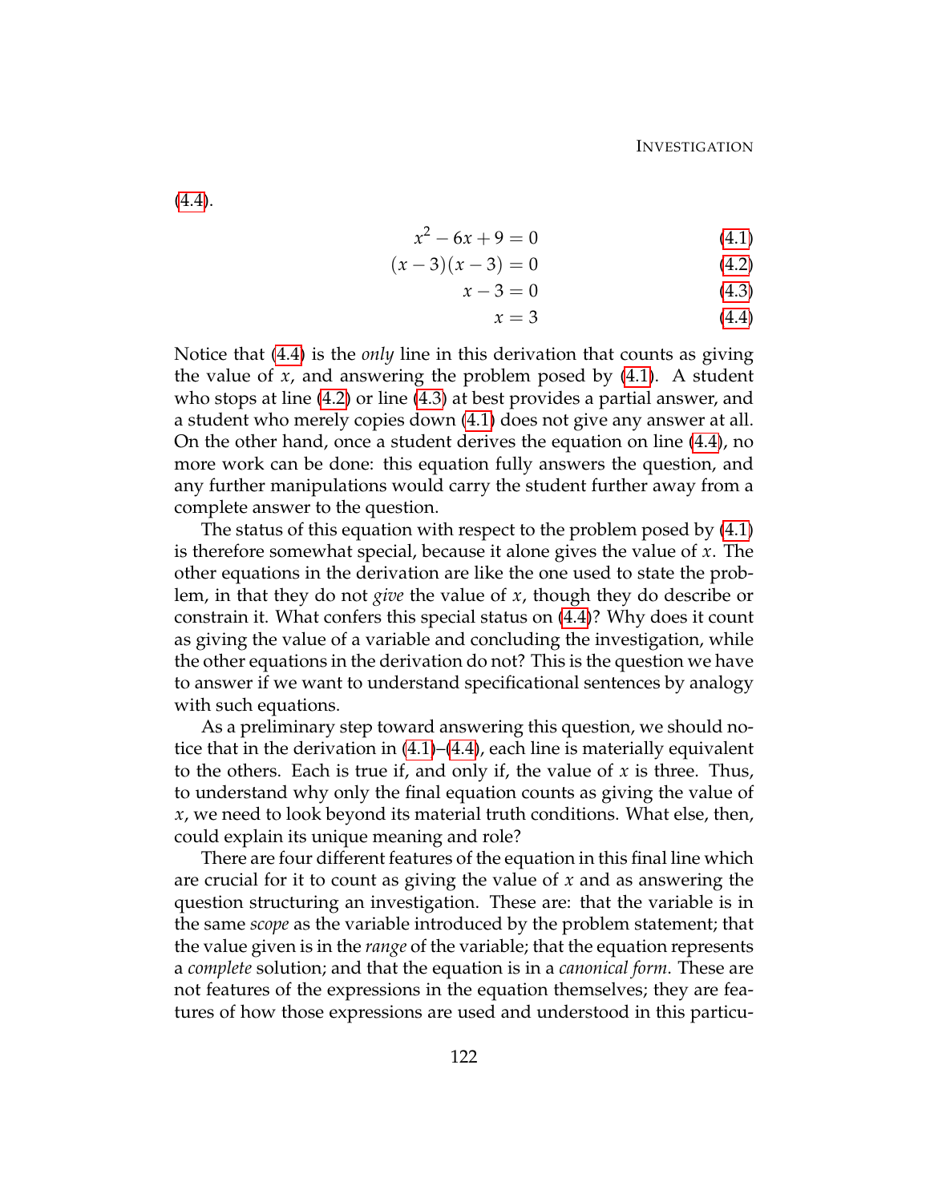(4.4).

$$x^2 - 6x + 9 = 0 \tag{4.1}$$
$$(x-3)(x-3) = 0 \tag{4.2}$$
$$x - 3 = 0 \tag{4.3}$$
$$x = 3 \tag{4.4}$$

Notice that (4.4) is the *only* line in this derivation that counts as giving the value of $x$, and answering the problem posed by (4.1). A student who stops at line (4.2) or line (4.3) at best provides a partial answer, and a student who merely copies down (4.1) does not give any answer at all. On the other hand, once a student derives the equation on line (4.4), no more work can be done: this equation fully answers the question, and any further manipulations would carry the student further away from a complete answer to the question.

The status of this equation with respect to the problem posed by (4.1) is therefore somewhat special, because it alone gives the value of $x$. The other equations in the derivation are like the one used to state the problem, in that they do not *give* the value of $x$, though they do describe or constrain it. What confers this special status on (4.4)? Why does it count as giving the value of a variable and concluding the investigation, while the other equations in the derivation do not? This is the question we have to answer if we want to understand specificational sentences by analogy with such equations.

As a preliminary step toward answering this question, we should notice that in the derivation in (4.1)–(4.4), each line is materially equivalent to the others. Each is true if, and only if, the value of $x$ is three. Thus, to understand why only the final equation counts as giving the value of $x$, we need to look beyond its material truth conditions. What else, then, could explain its unique meaning and role?

There are four different features of the equation in this final line which are crucial for it to count as giving the value of $x$ and as answering the question structuring an investigation. These are: that the variable is in the same *scope* as the variable introduced by the problem statement; that the value given is in the *range* of the variable; that the equation represents a *complete* solution; and that the equation is in a *canonical form*. These are not features of the expressions in the equation themselves; they are features of how those expressions are used and understood in this particu-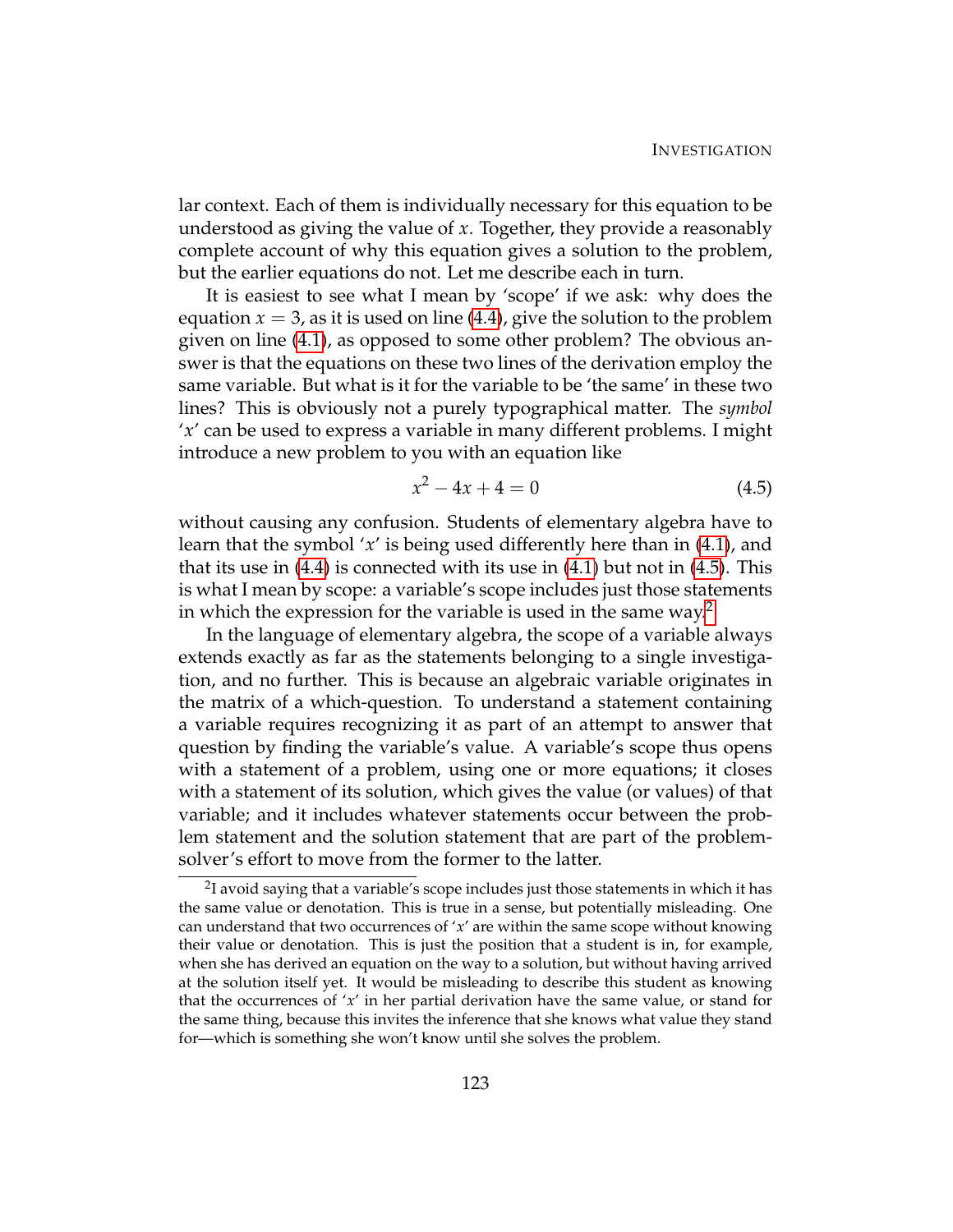lar context. Each of them is individually necessary for this equation to be understood as giving the value of $x$. Together, they provide a reasonably complete account of why this equation gives a solution to the problem, but the earlier equations do not. Let me describe each in turn.

It is easiest to see what I mean by 'scope' if we ask: why does the equation $x = 3$, as it is used on line (4.4), give the solution to the problem given on line (4.1), as opposed to some other problem? The obvious answer is that the equations on these two lines of the derivation employ the same variable. But what is it for the variable to be 'the same' in these two lines? This is obviously not a purely typographical matter. The *symbol* '$x$' can be used to express a variable in many different problems. I might introduce a new problem to you with an equation like

$$x^2 - 4x + 4 = 0 \tag{4.5}$$

without causing any confusion. Students of elementary algebra have to learn that the symbol '$x$' is being used differently here than in (4.1), and that its use in (4.4) is connected with its use in (4.1) but not in (4.5). This is what I mean by scope: a variable's scope includes just those statements in which the expression for the variable is used in the same way.[2]

In the language of elementary algebra, the scope of a variable always extends exactly as far as the statements belonging to a single investigation, and no further. This is because an algebraic variable originates in the matrix of a which-question. To understand a statement containing a variable requires recognizing it as part of an attempt to answer that question by finding the variable's value. A variable's scope thus opens with a statement of a problem, using one or more equations; it closes with a statement of its solution, which gives the value (or values) of that variable; and it includes whatever statements occur between the problem statement and the solution statement that are part of the problem-solver's effort to move from the former to the latter.

[2] I avoid saying that a variable's scope includes just those statements in which it has the same value or denotation. This is true in a sense, but potentially misleading. One can understand that two occurrences of '$x$' are within the same scope without knowing their value or denotation. This is just the position that a student is in, for example, when she has derived an equation on the way to a solution, but without having arrived at the solution itself yet. It would be misleading to describe this student as knowing that the occurrences of '$x$' in her partial derivation have the same value, or stand for the same thing, because this invites the inference that she knows what value they stand for—which is something she won't know until she solves the problem.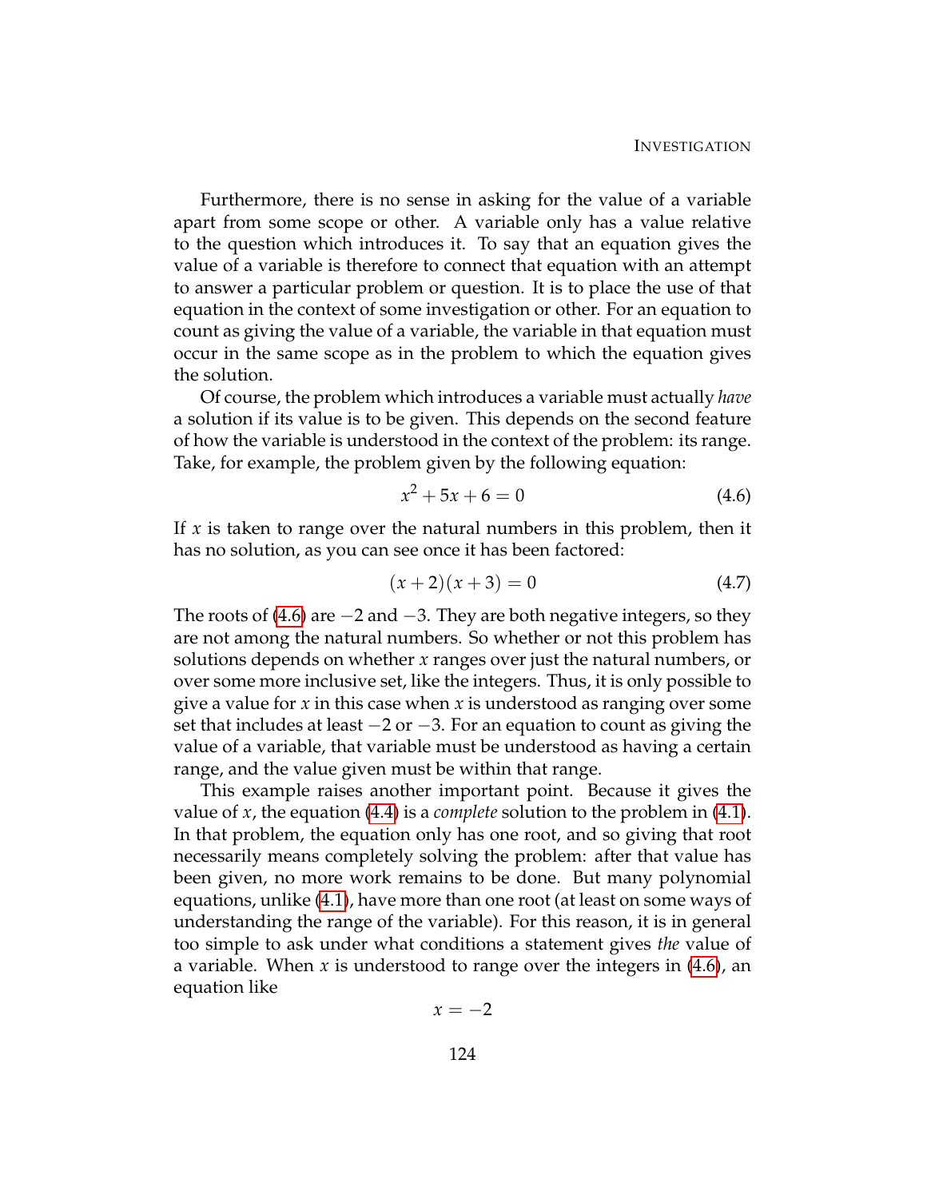Furthermore, there is no sense in asking for the value of a variable apart from some scope or other. A variable only has a value relative to the question which introduces it. To say that an equation gives the value of a variable is therefore to connect that equation with an attempt to answer a particular problem or question. It is to place the use of that equation in the context of some investigation or other. For an equation to count as giving the value of a variable, the variable in that equation must occur in the same scope as in the problem to which the equation gives the solution.

Of course, the problem which introduces a variable must actually *have* a solution if its value is to be given. This depends on the second feature of how the variable is understood in the context of the problem: its range. Take, for example, the problem given by the following equation:

$$x^2 + 5x + 6 = 0 \tag{4.6}$$

If $x$ is taken to range over the natural numbers in this problem, then it has no solution, as you can see once it has been factored:

$$(x + 2)(x + 3) = 0 \tag{4.7}$$

The roots of (4.6) are $-2$ and $-3$. They are both negative integers, so they are not among the natural numbers. So whether or not this problem has solutions depends on whether $x$ ranges over just the natural numbers, or over some more inclusive set, like the integers. Thus, it is only possible to give a value for $x$ in this case when $x$ is understood as ranging over some set that includes at least $-2$ or $-3$. For an equation to count as giving the value of a variable, that variable must be understood as having a certain range, and the value given must be within that range.

This example raises another important point. Because it gives the value of $x$, the equation (4.4) is a *complete* solution to the problem in (4.1). In that problem, the equation only has one root, and so giving that root necessarily means completely solving the problem: after that value has been given, no more work remains to be done. But many polynomial equations, unlike (4.1), have more than one root (at least on some ways of understanding the range of the variable). For this reason, it is in general too simple to ask under what conditions a statement gives *the* value of a variable. When $x$ is understood to range over the integers in (4.6), an equation like

$$x = -2$$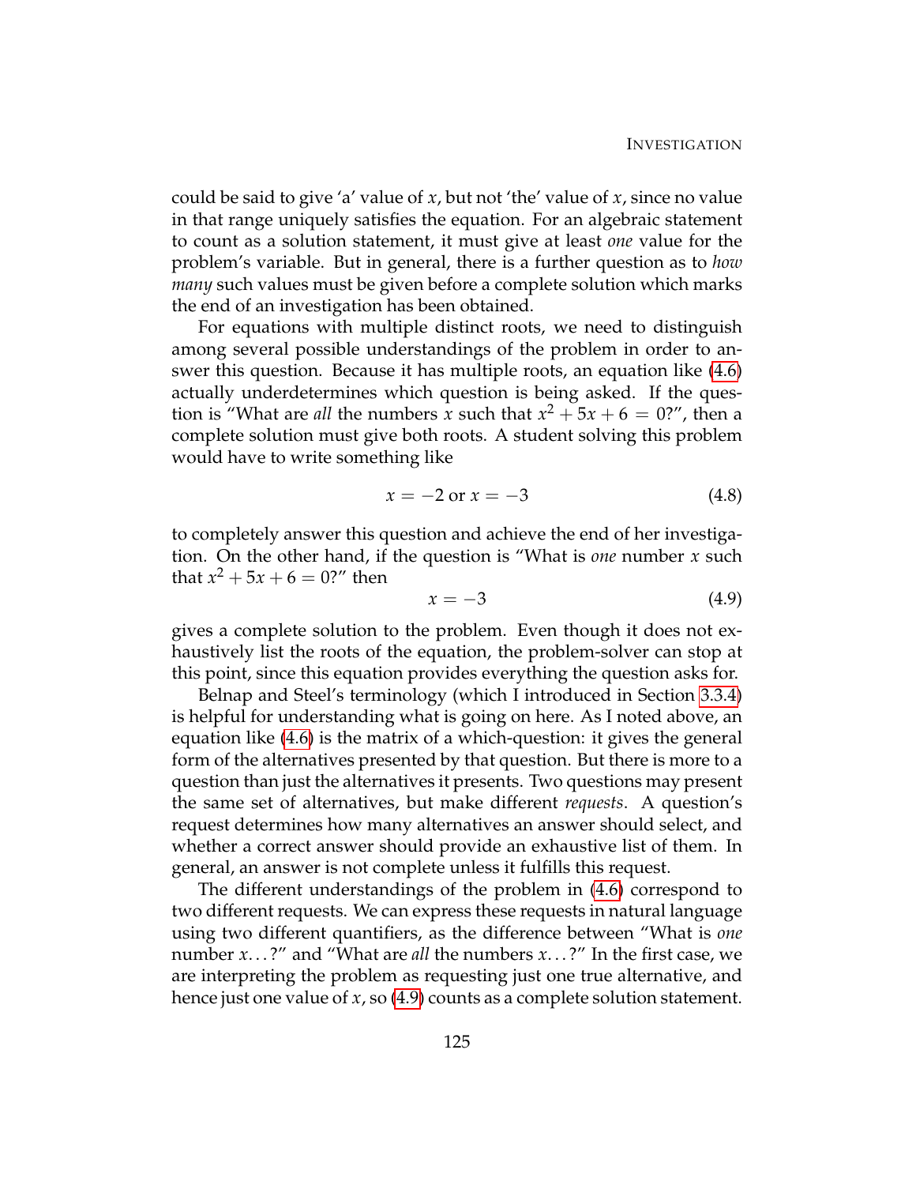could be said to give 'a' value of $x$, but not 'the' value of $x$, since no value in that range uniquely satisfies the equation. For an algebraic statement to count as a solution statement, it must give at least *one* value for the problem's variable. But in general, there is a further question as to *how many* such values must be given before a complete solution which marks the end of an investigation has been obtained.

For equations with multiple distinct roots, we need to distinguish among several possible understandings of the problem in order to answer this question. Because it has multiple roots, an equation like (4.6) actually underdetermines which question is being asked. If the question is "What are *all* the numbers $x$ such that $x^2 + 5x + 6 = 0$?", then a complete solution must give both roots. A student solving this problem would have to write something like

$$x = -2 \text{ or } x = -3 \tag{4.8}$$

to completely answer this question and achieve the end of her investigation. On the other hand, if the question is "What is *one* number $x$ such that $x^2 + 5x + 6 = 0$?" then

$$x = -3 \tag{4.9}$$

gives a complete solution to the problem. Even though it does not exhaustively list the roots of the equation, the problem-solver can stop at this point, since this equation provides everything the question asks for.

Belnap and Steel's terminology (which I introduced in Section 3.3.4) is helpful for understanding what is going on here. As I noted above, an equation like (4.6) is the matrix of a which-question: it gives the general form of the alternatives presented by that question. But there is more to a question than just the alternatives it presents. Two questions may present the same set of alternatives, but make different *requests*. A question's request determines how many alternatives an answer should select, and whether a correct answer should provide an exhaustive list of them. In general, an answer is not complete unless it fulfills this request.

The different understandings of the problem in (4.6) correspond to two different requests. We can express these requests in natural language using two different quantifiers, as the difference between "What is *one* number $x$...?" and "What are *all* the numbers $x$...?" In the first case, we are interpreting the problem as requesting just one true alternative, and hence just one value of $x$, so (4.9) counts as a complete solution statement.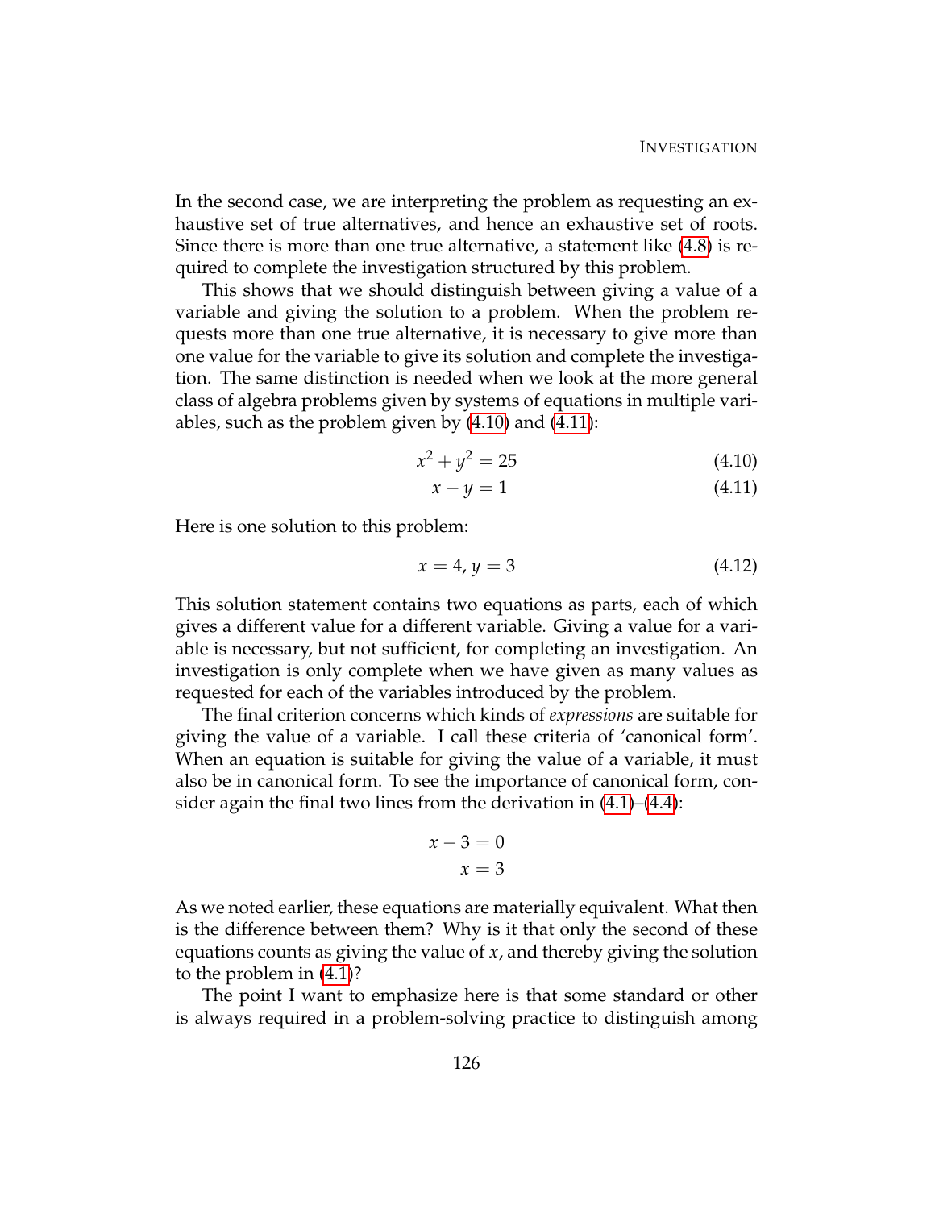In the second case, we are interpreting the problem as requesting an exhaustive set of true alternatives, and hence an exhaustive set of roots. Since there is more than one true alternative, a statement like (4.8) is required to complete the investigation structured by this problem.

This shows that we should distinguish between giving a value of a variable and giving the solution to a problem. When the problem requests more than one true alternative, it is necessary to give more than one value for the variable to give its solution and complete the investigation. The same distinction is needed when we look at the more general class of algebra problems given by systems of equations in multiple variables, such as the problem given by (4.10) and (4.11):

$$x^2 + y^2 = 25 \tag{4.10}$$

$$x - y = 1 \tag{4.11}$$

Here is one solution to this problem:

$$x = 4, y = 3 \tag{4.12}$$

This solution statement contains two equations as parts, each of which gives a different value for a different variable. Giving a value for a variable is necessary, but not sufficient, for completing an investigation. An investigation is only complete when we have given as many values as requested for each of the variables introduced by the problem.

The final criterion concerns which kinds of *expressions* are suitable for giving the value of a variable. I call these criteria of 'canonical form'. When an equation is suitable for giving the value of a variable, it must also be in canonical form. To see the importance of canonical form, consider again the final two lines from the derivation in (4.1)–(4.4):

$$x - 3 = 0$$

$$x = 3$$

As we noted earlier, these equations are materially equivalent. What then is the difference between them? Why is it that only the second of these equations counts as giving the value of $x$, and thereby giving the solution to the problem in (4.1)?

The point I want to emphasize here is that some standard or other is always required in a problem-solving practice to distinguish among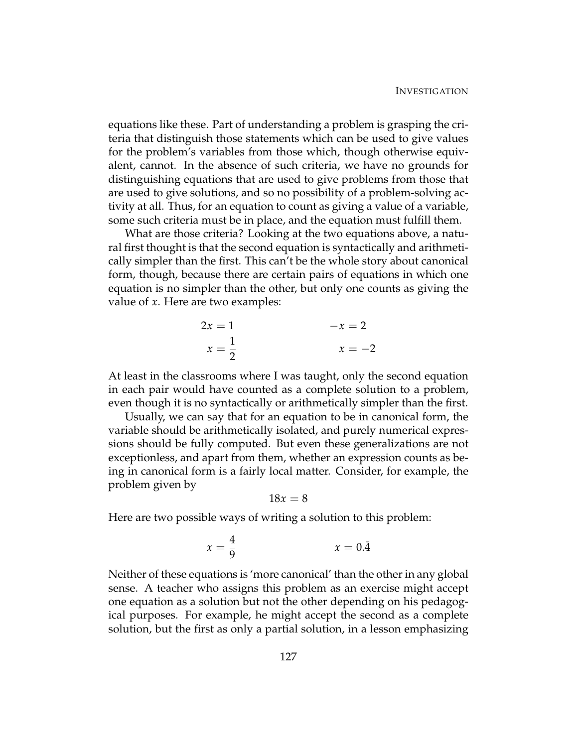equations like these. Part of understanding a problem is grasping the criteria that distinguish those statements which can be used to give values for the problem's variables from those which, though otherwise equivalent, cannot. In the absence of such criteria, we have no grounds for distinguishing equations that are used to give problems from those that are used to give solutions, and so no possibility of a problem-solving activity at all. Thus, for an equation to count as giving a value of a variable, some such criteria must be in place, and the equation must fulfill them.

What are those criteria? Looking at the two equations above, a natural first thought is that the second equation is syntactically and arithmetically simpler than the first. This can't be the whole story about canonical form, though, because there are certain pairs of equations in which one equation is no simpler than the other, but only one counts as giving the value of $x$. Here are two examples:

$$2x = 1 \qquad\qquad -x = 2$$

$$x = \frac{1}{2} \qquad\qquad x = -2$$

At least in the classrooms where I was taught, only the second equation in each pair would have counted as a complete solution to a problem, even though it is no syntactically or arithmetically simpler than the first.

Usually, we can say that for an equation to be in canonical form, the variable should be arithmetically isolated, and purely numerical expressions should be fully computed. But even these generalizations are not exceptionless, and apart from them, whether an expression counts as being in canonical form is a fairly local matter. Consider, for example, the problem given by

$$18x = 8$$

Here are two possible ways of writing a solution to this problem:

$$x = \frac{4}{9} \qquad\qquad x = 0.\bar{4}$$

Neither of these equations is 'more canonical' than the other in any global sense. A teacher who assigns this problem as an exercise might accept one equation as a solution but not the other depending on his pedagogical purposes. For example, he might accept the second as a complete solution, but the first as only a partial solution, in a lesson emphasizing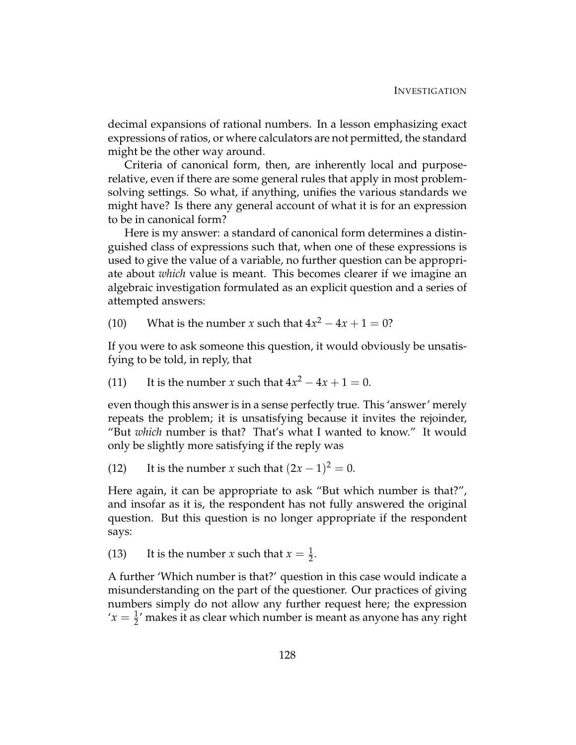decimal expansions of rational numbers. In a lesson emphasizing exact expressions of ratios, or where calculators are not permitted, the standard might be the other way around.

Criteria of canonical form, then, are inherently local and purpose-relative, even if there are some general rules that apply in most problem-solving settings. So what, if anything, unifies the various standards we might have? Is there any general account of what it is for an expression to be in canonical form?

Here is my answer: a standard of canonical form determines a distinguished class of expressions such that, when one of these expressions is used to give the value of a variable, no further question can be appropriate about *which* value is meant. This becomes clearer if we imagine an algebraic investigation formulated as an explicit question and a series of attempted answers:

(10) What is the number $x$ such that $4x^2 - 4x + 1 = 0$?

If you were to ask someone this question, it would obviously be unsatisfying to be told, in reply, that

(11) It is the number $x$ such that $4x^2 - 4x + 1 = 0$.

even though this answer is in a sense perfectly true. This 'answer' merely repeats the problem; it is unsatisfying because it invites the rejoinder, "But *which* number is that? That's what I wanted to know." It would only be slightly more satisfying if the reply was

(12) It is the number $x$ such that $(2x - 1)^2 = 0$.

Here again, it can be appropriate to ask "But which number is that?", and insofar as it is, the respondent has not fully answered the original question. But this question is no longer appropriate if the respondent says:

(13) It is the number $x$ such that $x = \frac{1}{2}$.

A further 'Which number is that?' question in this case would indicate a misunderstanding on the part of the questioner. Our practices of giving numbers simply do not allow any further request here; the expression '$x = \frac{1}{2}$' makes it as clear which number is meant as anyone has any right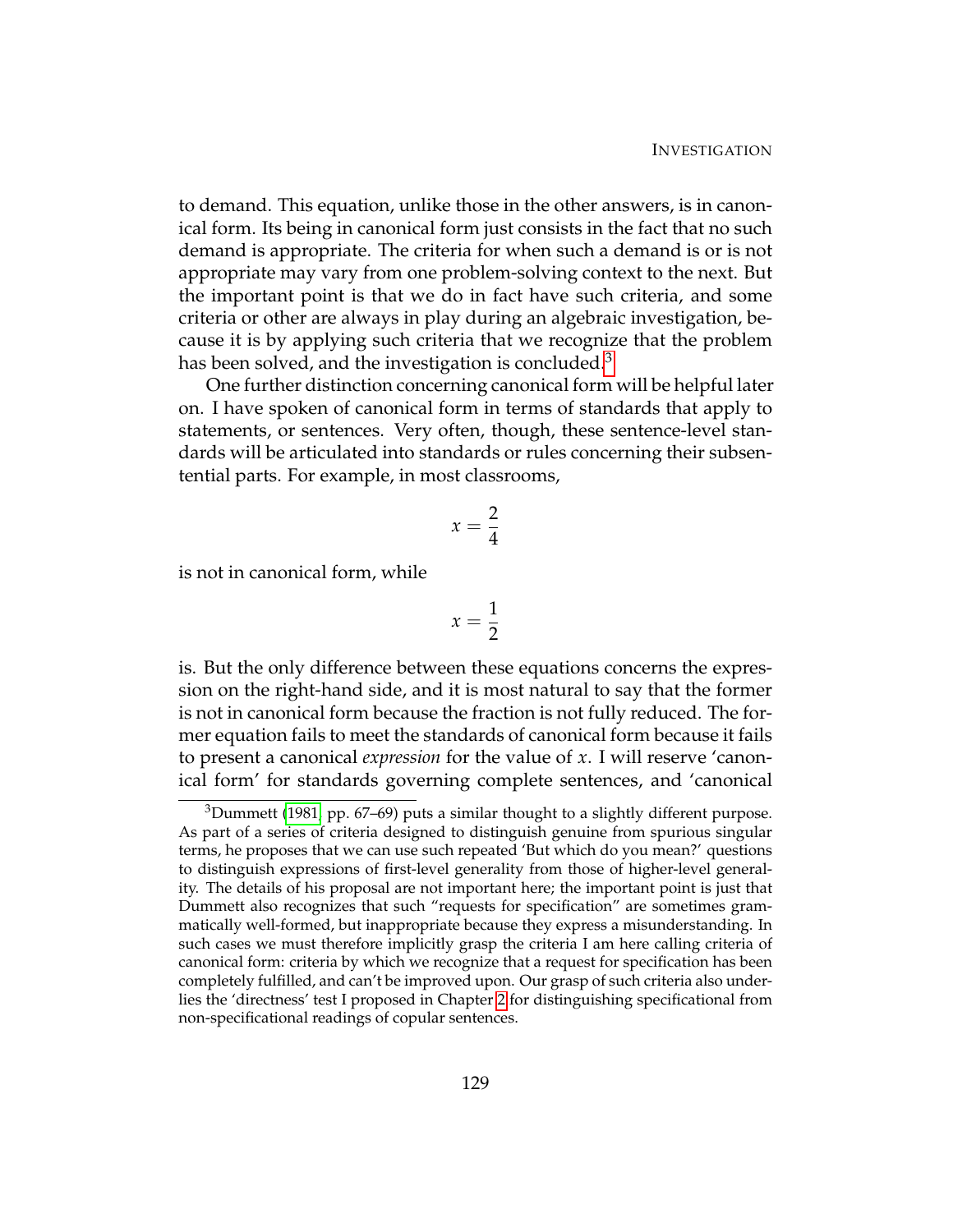to demand. This equation, unlike those in the other answers, is in canonical form. Its being in canonical form just consists in the fact that no such demand is appropriate. The criteria for when such a demand is or is not appropriate may vary from one problem-solving context to the next. But the important point is that we do in fact have such criteria, and some criteria or other are always in play during an algebraic investigation, because it is by applying such criteria that we recognize that the problem has been solved, and the investigation is concluded.[3]

One further distinction concerning canonical form will be helpful later on. I have spoken of canonical form in terms of standards that apply to statements, or sentences. Very often, though, these sentence-level standards will be articulated into standards or rules concerning their subsentential parts. For example, in most classrooms,

$$x = \frac{2}{4}$$

is not in canonical form, while

$$x = \frac{1}{2}$$

is. But the only difference between these equations concerns the expression on the right-hand side, and it is most natural to say that the former is not in canonical form because the fraction is not fully reduced. The former equation fails to meet the standards of canonical form because it fails to present a canonical *expression* for the value of $x$. I will reserve 'canonical form' for standards governing complete sentences, and 'canonical

[3] Dummett (1981, pp. 67–69) puts a similar thought to a slightly different purpose. As part of a series of criteria designed to distinguish genuine from spurious singular terms, he proposes that we can use such repeated 'But which do you mean?' questions to distinguish expressions of first-level generality from those of higher-level generality. The details of his proposal are not important here; the important point is just that Dummett also recognizes that such "requests for specification" are sometimes grammatically well-formed, but inappropriate because they express a misunderstanding. In such cases we must therefore implicitly grasp the criteria I am here calling criteria of canonical form: criteria by which we recognize that a request for specification has been completely fulfilled, and can't be improved upon. Our grasp of such criteria also underlies the 'directness' test I proposed in Chapter 2 for distinguishing specificational from non-specificational readings of copular sentences.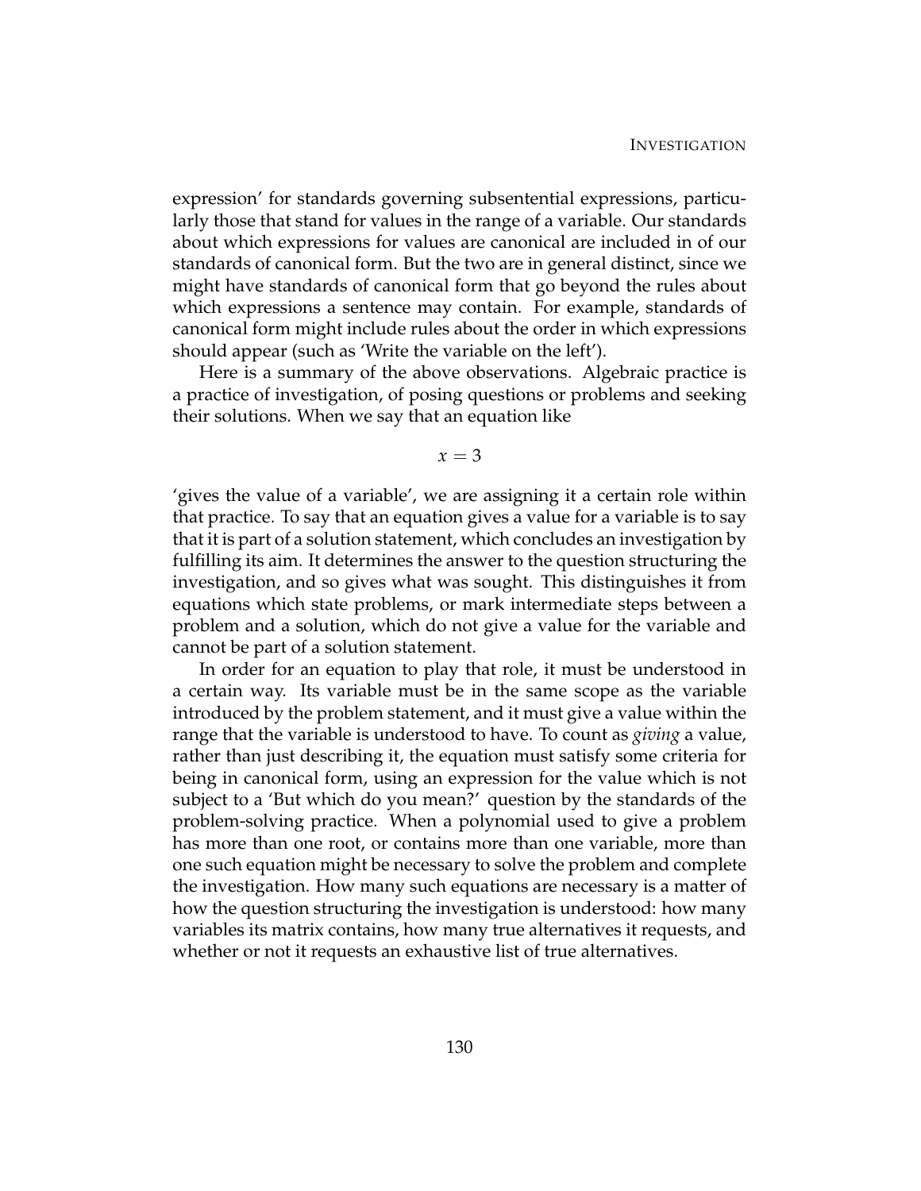expression' for standards governing subsentential expressions, particularly those that stand for values in the range of a variable. Our standards about which expressions for values are canonical are included in of our standards of canonical form. But the two are in general distinct, since we might have standards of canonical form that go beyond the rules about which expressions a sentence may contain. For example, standards of canonical form might include rules about the order in which expressions should appear (such as 'Write the variable on the left').

Here is a summary of the above observations. Algebraic practice is a practice of investigation, of posing questions or problems and seeking their solutions. When we say that an equation like

$$x = 3$$

'gives the value of a variable', we are assigning it a certain role within that practice. To say that an equation gives a value for a variable is to say that it is part of a solution statement, which concludes an investigation by fulfilling its aim. It determines the answer to the question structuring the investigation, and so gives what was sought. This distinguishes it from equations which state problems, or mark intermediate steps between a problem and a solution, which do not give a value for the variable and cannot be part of a solution statement.

In order for an equation to play that role, it must be understood in a certain way. Its variable must be in the same scope as the variable introduced by the problem statement, and it must give a value within the range that the variable is understood to have. To count as *giving* a value, rather than just describing it, the equation must satisfy some criteria for being in canonical form, using an expression for the value which is not subject to a 'But which do you mean?' question by the standards of the problem-solving practice. When a polynomial used to give a problem has more than one root, or contains more than one variable, more than one such equation might be necessary to solve the problem and complete the investigation. How many such equations are necessary is a matter of how the question structuring the investigation is understood: how many variables its matrix contains, how many true alternatives it requests, and whether or not it requests an exhaustive list of true alternatives.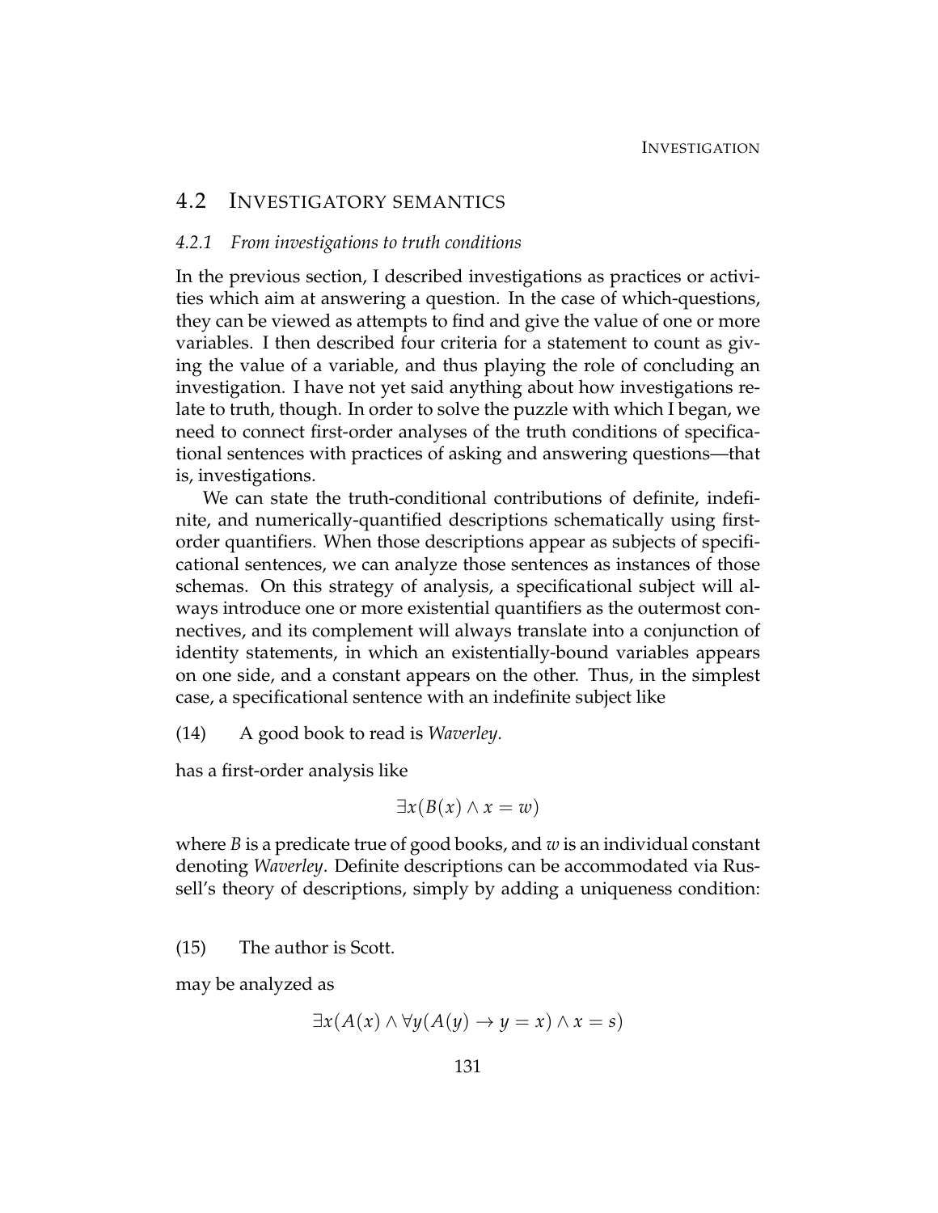## 4.2 Investigatory semantics

### *4.2.1 From investigations to truth conditions*

In the previous section, I described investigations as practices or activities which aim at answering a question. In the case of which-questions, they can be viewed as attempts to find and give the value of one or more variables. I then described four criteria for a statement to count as giving the value of a variable, and thus playing the role of concluding an investigation. I have not yet said anything about how investigations relate to truth, though. In order to solve the puzzle with which I began, we need to connect first-order analyses of the truth conditions of specificational sentences with practices of asking and answering questions—that is, investigations.

We can state the truth-conditional contributions of definite, indefinite, and numerically-quantified descriptions schematically using first-order quantifiers. When those descriptions appear as subjects of specificational sentences, we can analyze those sentences as instances of those schemas. On this strategy of analysis, a specificational subject will always introduce one or more existential quantifiers as the outermost connectives, and its complement will always translate into a conjunction of identity statements, in which an existentially-bound variables appears on one side, and a constant appears on the other. Thus, in the simplest case, a specificational sentence with an indefinite subject like

(14) A good book to read is *Waverley*.

has a first-order analysis like

$$\exists x(B(x) \wedge x = w)$$

where $B$ is a predicate true of good books, and $w$ is an individual constant denoting *Waverley*. Definite descriptions can be accommodated via Russell's theory of descriptions, simply by adding a uniqueness condition:

(15) The author is Scott.

may be analyzed as

$$\exists x(A(x) \wedge \forall y(A(y) \rightarrow y = x) \wedge x = s)$$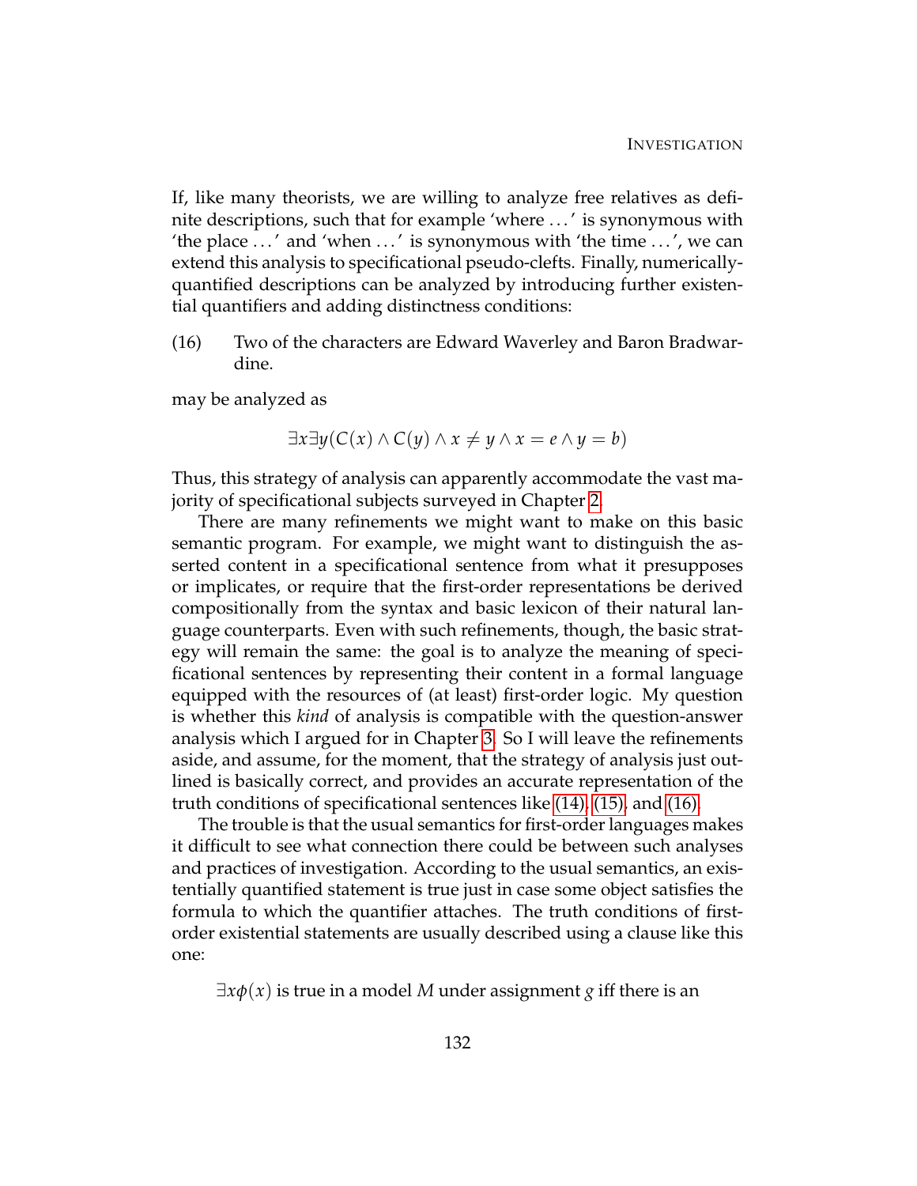If, like many theorists, we are willing to analyze free relatives as definite descriptions, such that for example 'where . . . ' is synonymous with 'the place . . . ' and 'when . . . ' is synonymous with 'the time . . . ', we can extend this analysis to specificational pseudo-clefts. Finally, numerically-quantified descriptions can be analyzed by introducing further existential quantifiers and adding distinctness conditions:

(16) Two of the characters are Edward Waverley and Baron Bradwardine.

may be analyzed as

$$\exists x \exists y (C(x) \wedge C(y) \wedge x \neq y \wedge x = e \wedge y = b)$$

Thus, this strategy of analysis can apparently accommodate the vast majority of specificational subjects surveyed in Chapter 2.

There are many refinements we might want to make on this basic semantic program. For example, we might want to distinguish the asserted content in a specificational sentence from what it presupposes or implicates, or require that the first-order representations be derived compositionally from the syntax and basic lexicon of their natural language counterparts. Even with such refinements, though, the basic strategy will remain the same: the goal is to analyze the meaning of specificational sentences by representing their content in a formal language equipped with the resources of (at least) first-order logic. My question is whether this *kind* of analysis is compatible with the question-answer analysis which I argued for in Chapter 3. So I will leave the refinements aside, and assume, for the moment, that the strategy of analysis just outlined is basically correct, and provides an accurate representation of the truth conditions of specificational sentences like (14), (15), and (16).

The trouble is that the usual semantics for first-order languages makes it difficult to see what connection there could be between such analyses and practices of investigation. According to the usual semantics, an existentially quantified statement is true just in case some object satisfies the formula to which the quantifier attaches. The truth conditions of first-order existential statements are usually described using a clause like this one:

$\exists x \phi(x)$ is true in a model $M$ under assignment $g$ iff there is an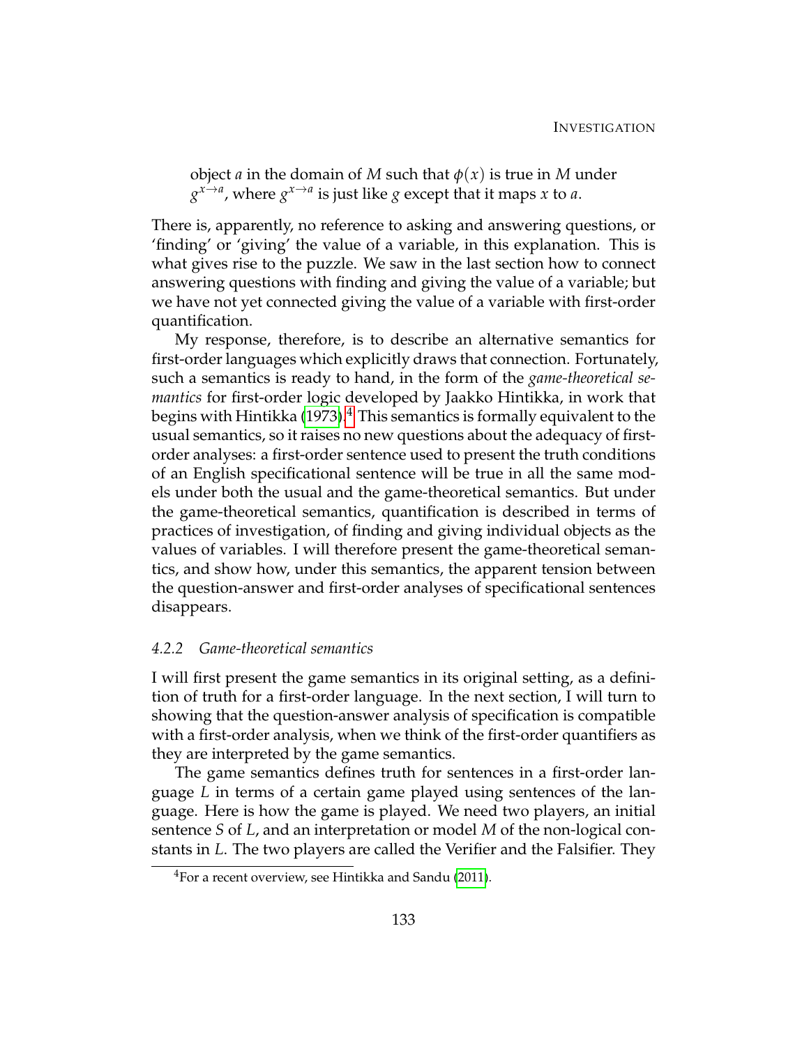object $a$ in the domain of $M$ such that $\phi(x)$ is true in $M$ under $g^{x \to a}$, where $g^{x \to a}$ is just like $g$ except that it maps $x$ to $a$.

There is, apparently, no reference to asking and answering questions, or 'finding' or 'giving' the value of a variable, in this explanation. This is what gives rise to the puzzle. We saw in the last section how to connect answering questions with finding and giving the value of a variable; but we have not yet connected giving the value of a variable with first-order quantification.

My response, therefore, is to describe an alternative semantics for first-order languages which explicitly draws that connection. Fortunately, such a semantics is ready to hand, in the form of the *game-theoretical semantics* for first-order logic developed by Jaakko Hintikka, in work that begins with Hintikka (1973).[4] This semantics is formally equivalent to the usual semantics, so it raises no new questions about the adequacy of first-order analyses: a first-order sentence used to present the truth conditions of an English specificational sentence will be true in all the same models under both the usual and the game-theoretical semantics. But under the game-theoretical semantics, quantification is described in terms of practices of investigation, of finding and giving individual objects as the values of variables. I will therefore present the game-theoretical semantics, and show how, under this semantics, the apparent tension between the question-answer and first-order analyses of specificational sentences disappears.

### *4.2.2 Game-theoretical semantics*

I will first present the game semantics in its original setting, as a definition of truth for a first-order language. In the next section, I will turn to showing that the question-answer analysis of specification is compatible with a first-order analysis, when we think of the first-order quantifiers as they are interpreted by the game semantics.

The game semantics defines truth for sentences in a first-order language $L$ in terms of a certain game played using sentences of the language. Here is how the game is played. We need two players, an initial sentence $S$ of $L$, and an interpretation or model $M$ of the non-logical constants in $L$. The two players are called the Verifier and the Falsifier. They

[4] For a recent overview, see Hintikka and Sandu (2011).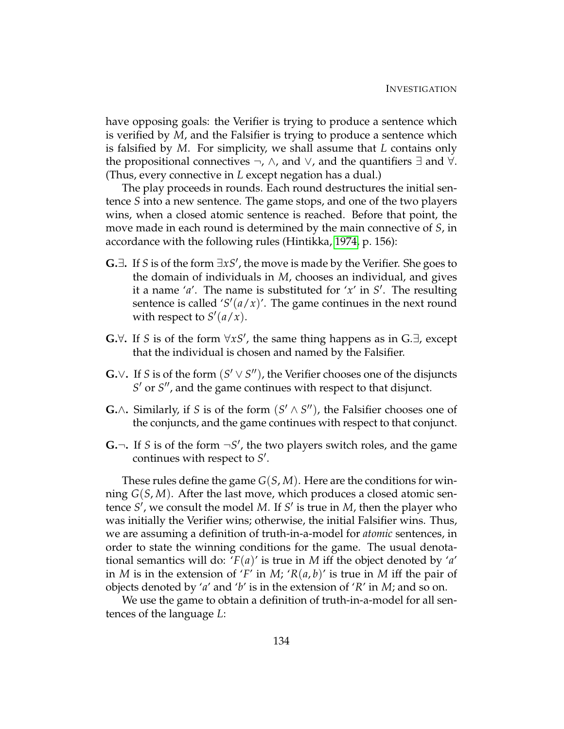have opposing goals: the Verifier is trying to produce a sentence which is verified by $M$, and the Falsifier is trying to produce a sentence which is falsified by $M$. For simplicity, we shall assume that $L$ contains only the propositional connectives $\neg$, $\wedge$, and $\vee$, and the quantifiers $\exists$ and $\forall$. (Thus, every connective in $L$ except negation has a dual.)

The play proceeds in rounds. Each round destructures the initial sentence $S$ into a new sentence. The game stops, and one of the two players wins, when a closed atomic sentence is reached. Before that point, the move made in each round is determined by the main connective of $S$, in accordance with the following rules (Hintikka, 1974, p. 156):

**G.$\exists$.** If $S$ is of the form $\exists x S'$, the move is made by the Verifier. She goes to the domain of individuals in $M$, chooses an individual, and gives it a name '$a$'. The name is substituted for '$x$' in $S'$. The resulting sentence is called '$S'(a/x)$'. The game continues in the next round with respect to $S'(a/x)$.

**G.$\forall$.** If $S$ is of the form $\forall x S'$, the same thing happens as in G.$\exists$, except that the individual is chosen and named by the Falsifier.

**G.$\vee$.** If $S$ is of the form $(S' \vee S'')$, the Verifier chooses one of the disjuncts $S'$ or $S''$, and the game continues with respect to that disjunct.

**G.$\wedge$.** Similarly, if $S$ is of the form $(S' \wedge S'')$, the Falsifier chooses one of the conjuncts, and the game continues with respect to that conjunct.

**G.$\neg$.** If $S$ is of the form $\neg S'$, the two players switch roles, and the game continues with respect to $S'$.

These rules define the game $G(S, M)$. Here are the conditions for winning $G(S, M)$. After the last move, which produces a closed atomic sentence $S'$, we consult the model $M$. If $S'$ is true in $M$, then the player who was initially the Verifier wins; otherwise, the initial Falsifier wins. Thus, we are assuming a definition of truth-in-a-model for *atomic* sentences, in order to state the winning conditions for the game. The usual denotational semantics will do: '$F(a)$' is true in $M$ iff the object denoted by '$a$' in $M$ is in the extension of '$F$' in $M$; '$R(a, b)$' is true in $M$ iff the pair of objects denoted by '$a$' and '$b$' is in the extension of '$R$' in $M$; and so on.

We use the game to obtain a definition of truth-in-a-model for all sentences of the language $L$: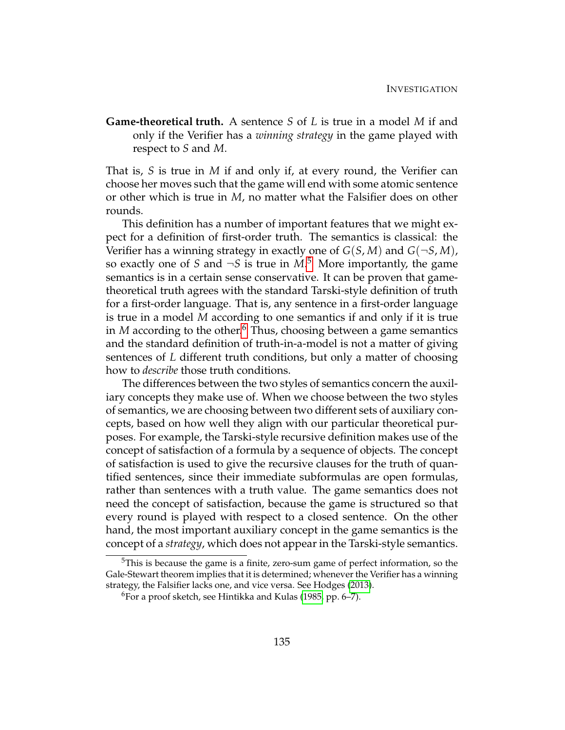**Game-theoretical truth.** A sentence $S$ of $L$ is true in a model $M$ if and only if the Verifier has a *winning strategy* in the game played with respect to $S$ and $M$.

That is, $S$ is true in $M$ if and only if, at every round, the Verifier can choose her moves such that the game will end with some atomic sentence or other which is true in $M$, no matter what the Falsifier does on other rounds.

This definition has a number of important features that we might expect for a definition of first-order truth. The semantics is classical: the Verifier has a winning strategy in exactly one of $G(S, M)$ and $G(\neg S, M)$, so exactly one of $S$ and $\neg S$ is true in $M$.[5] More importantly, the game semantics is in a certain sense conservative. It can be proven that game-theoretical truth agrees with the standard Tarski-style definition of truth for a first-order language. That is, any sentence in a first-order language is true in a model $M$ according to one semantics if and only if it is true in $M$ according to the other.[6] Thus, choosing between a game semantics and the standard definition of truth-in-a-model is not a matter of giving sentences of $L$ different truth conditions, but only a matter of choosing how to *describe* those truth conditions.

The differences between the two styles of semantics concern the auxiliary concepts they make use of. When we choose between the two styles of semantics, we are choosing between two different sets of auxiliary concepts, based on how well they align with our particular theoretical purposes. For example, the Tarski-style recursive definition makes use of the concept of satisfaction of a formula by a sequence of objects. The concept of satisfaction is used to give the recursive clauses for the truth of quantified sentences, since their immediate subformulas are open formulas, rather than sentences with a truth value. The game semantics does not need the concept of satisfaction, because the game is structured so that every round is played with respect to a closed sentence. On the other hand, the most important auxiliary concept in the game semantics is the concept of a *strategy*, which does not appear in the Tarski-style semantics.

---

[5] This is because the game is a finite, zero-sum game of perfect information, so the Gale-Stewart theorem implies that it is determined; whenever the Verifier has a winning strategy, the Falsifier lacks one, and vice versa. See Hodges (2013).

[6] For a proof sketch, see Hintikka and Kulas (1985, pp. 6–7).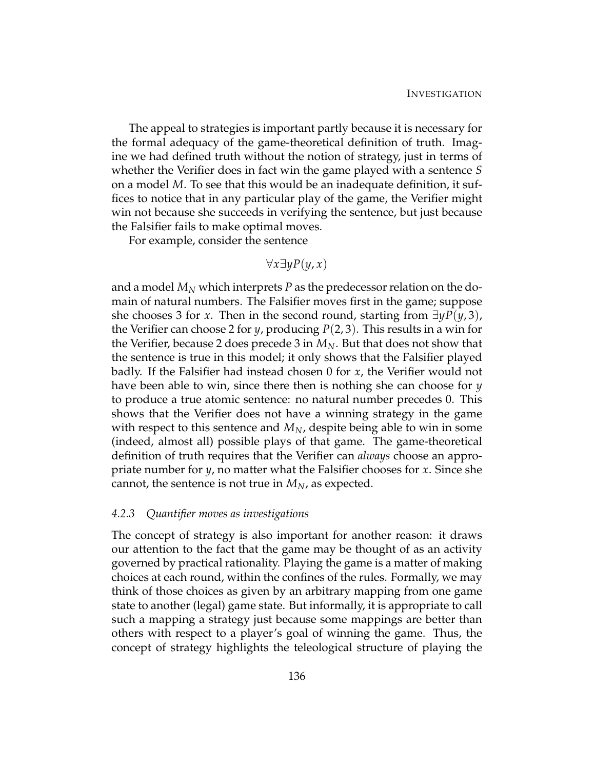The appeal to strategies is important partly because it is necessary for the formal adequacy of the game-theoretical definition of truth. Imagine we had defined truth without the notion of strategy, just in terms of whether the Verifier does in fact win the game played with a sentence $S$ on a model $M$. To see that this would be an inadequate definition, it suffices to notice that in any particular play of the game, the Verifier might win not because she succeeds in verifying the sentence, but just because the Falsifier fails to make optimal moves.

For example, consider the sentence

$$\forall x \exists y P(y, x)$$

and a model $M_N$ which interprets $P$ as the predecessor relation on the domain of natural numbers. The Falsifier moves first in the game; suppose she chooses 3 for $x$. Then in the second round, starting from $\exists y P(y, 3)$, the Verifier can choose 2 for $y$, producing $P(2, 3)$. This results in a win for the Verifier, because 2 does precede 3 in $M_N$. But that does not show that the sentence is true in this model; it only shows that the Falsifier played badly. If the Falsifier had instead chosen 0 for $x$, the Verifier would not have been able to win, since there then is nothing she can choose for $y$ to produce a true atomic sentence: no natural number precedes 0. This shows that the Verifier does not have a winning strategy in the game with respect to this sentence and $M_N$, despite being able to win in some (indeed, almost all) possible plays of that game. The game-theoretical definition of truth requires that the Verifier can *always* choose an appropriate number for $y$, no matter what the Falsifier chooses for $x$. Since she cannot, the sentence is not true in $M_N$, as expected.

#### *4.2.3 Quantifier moves as investigations*

The concept of strategy is also important for another reason: it draws our attention to the fact that the game may be thought of as an activity governed by practical rationality. Playing the game is a matter of making choices at each round, within the confines of the rules. Formally, we may think of those choices as given by an arbitrary mapping from one game state to another (legal) game state. But informally, it is appropriate to call such a mapping a strategy just because some mappings are better than others with respect to a player's goal of winning the game. Thus, the concept of strategy highlights the teleological structure of playing the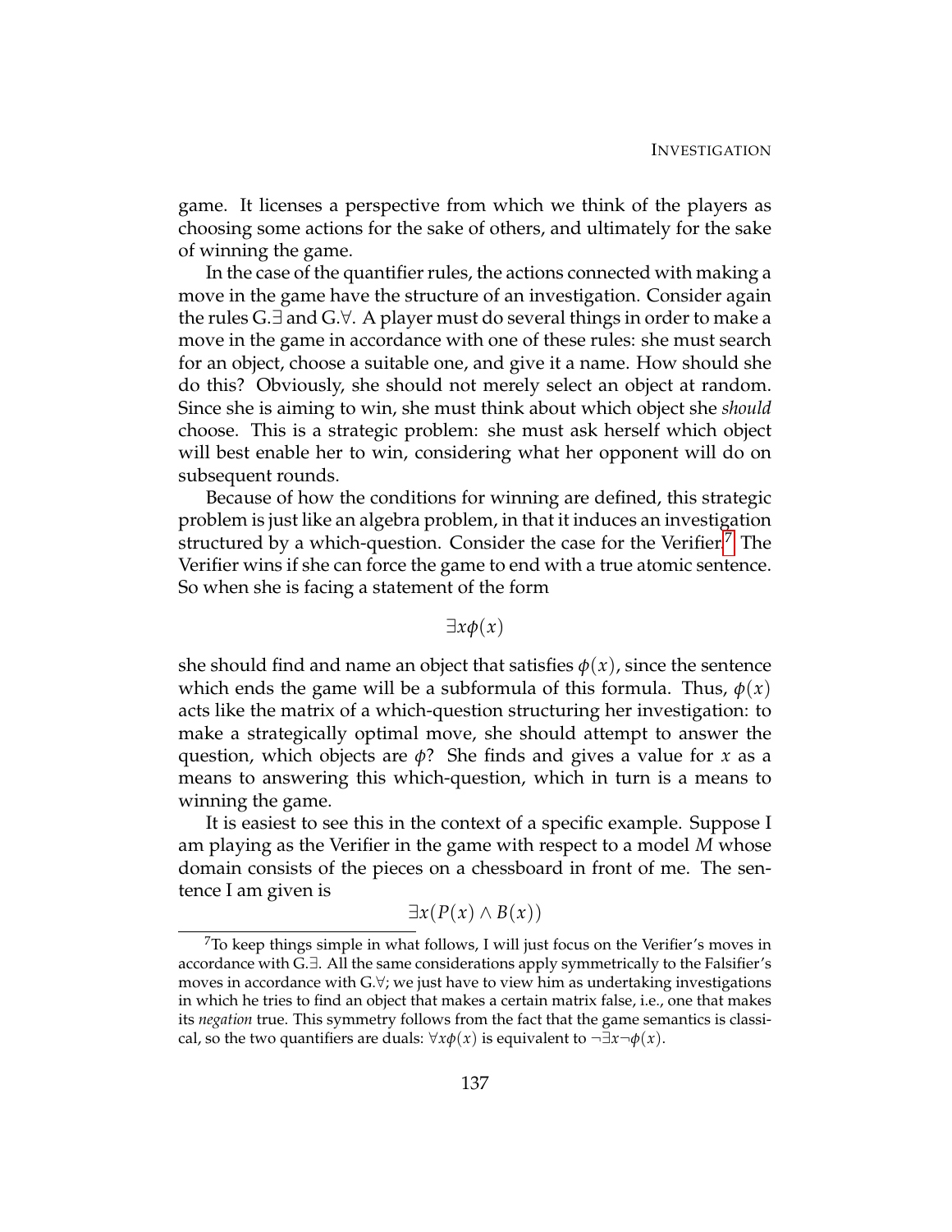game. It licenses a perspective from which we think of the players as choosing some actions for the sake of others, and ultimately for the sake of winning the game.

In the case of the quantifier rules, the actions connected with making a move in the game have the structure of an investigation. Consider again the rules G.$\exists$ and G.$\forall$. A player must do several things in order to make a move in the game in accordance with one of these rules: she must search for an object, choose a suitable one, and give it a name. How should she do this? Obviously, she should not merely select an object at random. Since she is aiming to win, she must think about which object she *should* choose. This is a strategic problem: she must ask herself which object will best enable her to win, considering what her opponent will do on subsequent rounds.

Because of how the conditions for winning are defined, this strategic problem is just like an algebra problem, in that it induces an investigation structured by a which-question. Consider the case for the Verifier.[7] The Verifier wins if she can force the game to end with a true atomic sentence. So when she is facing a statement of the form

$$\exists x \phi(x)$$

she should find and name an object that satisfies $\phi(x)$, since the sentence which ends the game will be a subformula of this formula. Thus, $\phi(x)$ acts like the matrix of a which-question structuring her investigation: to make a strategically optimal move, she should attempt to answer the question, which objects are $\phi$? She finds and gives a value for $x$ as a means to answering this which-question, which in turn is a means to winning the game.

It is easiest to see this in the context of a specific example. Suppose I am playing as the Verifier in the game with respect to a model $M$ whose domain consists of the pieces on a chessboard in front of me. The sentence I am given is

$$\exists x (P(x) \land B(x))$$

[7] To keep things simple in what follows, I will just focus on the Verifier's moves in accordance with G.$\exists$. All the same considerations apply symmetrically to the Falsifier's moves in accordance with G.$\forall$; we just have to view him as undertaking investigations in which he tries to find an object that makes a certain matrix false, i.e., one that makes its *negation* true. This symmetry follows from the fact that the game semantics is classical, so the two quantifiers are duals: $\forall x \phi(x)$ is equivalent to $\neg \exists x \neg \phi(x)$.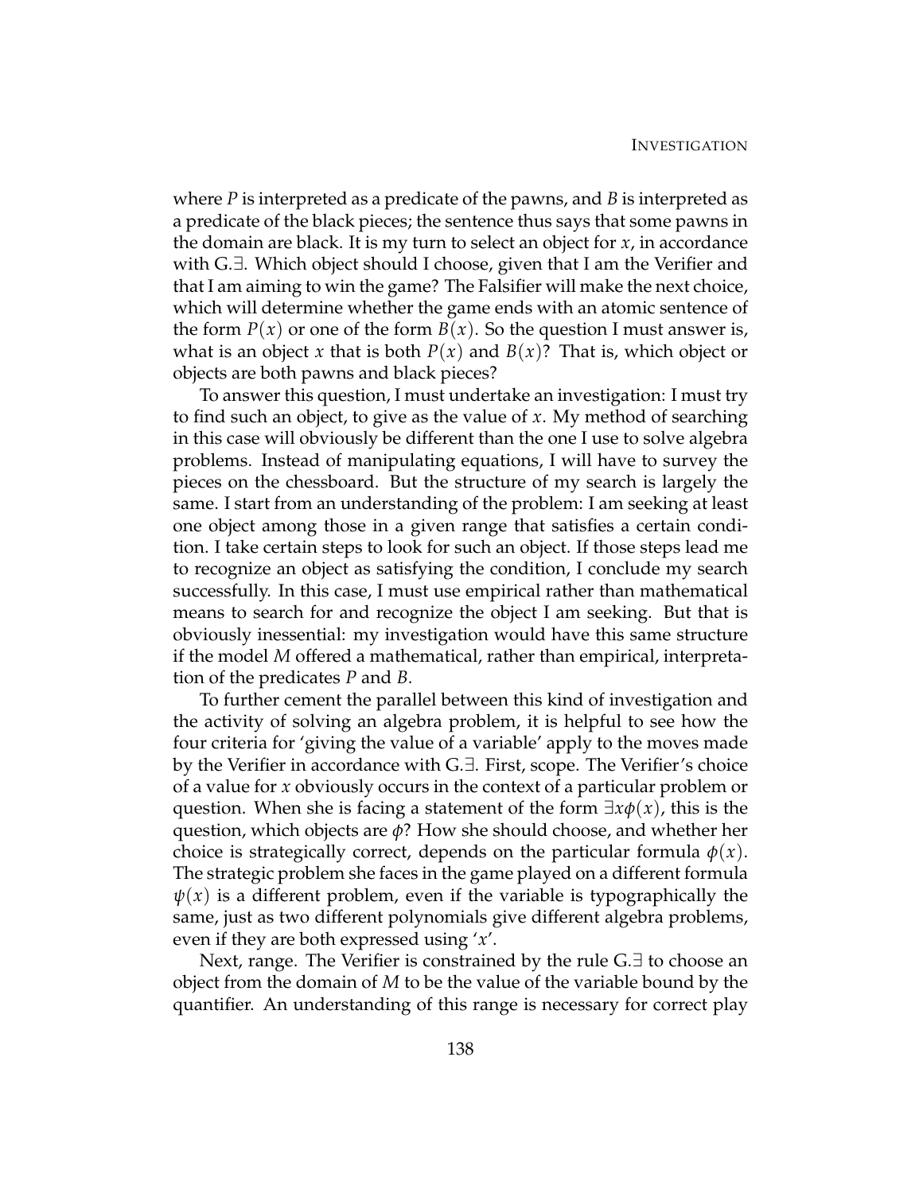where $P$ is interpreted as a predicate of the pawns, and $B$ is interpreted as a predicate of the black pieces; the sentence thus says that some pawns in the domain are black. It is my turn to select an object for $x$, in accordance with G.$\exists$. Which object should I choose, given that I am the Verifier and that I am aiming to win the game? The Falsifier will make the next choice, which will determine whether the game ends with an atomic sentence of the form $P(x)$ or one of the form $B(x)$. So the question I must answer is, what is an object $x$ that is both $P(x)$ and $B(x)$? That is, which object or objects are both pawns and black pieces?

To answer this question, I must undertake an investigation: I must try to find such an object, to give as the value of $x$. My method of searching in this case will obviously be different than the one I use to solve algebra problems. Instead of manipulating equations, I will have to survey the pieces on the chessboard. But the structure of my search is largely the same. I start from an understanding of the problem: I am seeking at least one object among those in a given range that satisfies a certain condition. I take certain steps to look for such an object. If those steps lead me to recognize an object as satisfying the condition, I conclude my search successfully. In this case, I must use empirical rather than mathematical means to search for and recognize the object I am seeking. But that is obviously inessential: my investigation would have this same structure if the model $M$ offered a mathematical, rather than empirical, interpretation of the predicates $P$ and $B$.

To further cement the parallel between this kind of investigation and the activity of solving an algebra problem, it is helpful to see how the four criteria for 'giving the value of a variable' apply to the moves made by the Verifier in accordance with G.$\exists$. First, scope. The Verifier's choice of a value for $x$ obviously occurs in the context of a particular problem or question. When she is facing a statement of the form $\exists x \phi(x)$, this is the question, which objects are $\phi$? How she should choose, and whether her choice is strategically correct, depends on the particular formula $\phi(x)$. The strategic problem she faces in the game played on a different formula $\psi(x)$ is a different problem, even if the variable is typographically the same, just as two different polynomials give different algebra problems, even if they are both expressed using '$x$'.

Next, range. The Verifier is constrained by the rule G.$\exists$ to choose an object from the domain of $M$ to be the value of the variable bound by the quantifier. An understanding of this range is necessary for correct play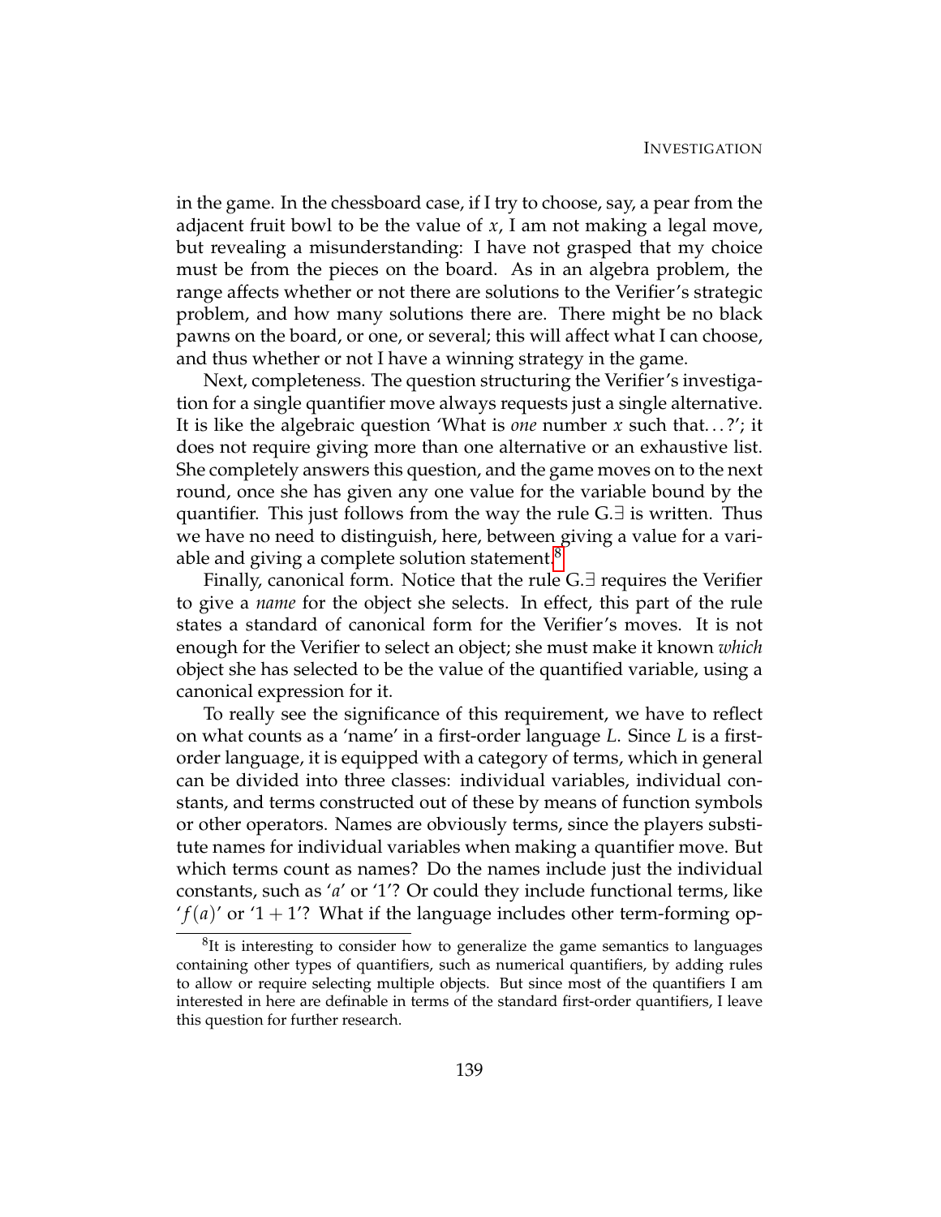in the game. In the chessboard case, if I try to choose, say, a pear from the adjacent fruit bowl to be the value of $x$, I am not making a legal move, but revealing a misunderstanding: I have not grasped that my choice must be from the pieces on the board. As in an algebra problem, the range affects whether or not there are solutions to the Verifier's strategic problem, and how many solutions there are. There might be no black pawns on the board, or one, or several; this will affect what I can choose, and thus whether or not I have a winning strategy in the game.

Next, completeness. The question structuring the Verifier's investigation for a single quantifier move always requests just a single alternative. It is like the algebraic question 'What is *one* number $x$ such that...?'; it does not require giving more than one alternative or an exhaustive list. She completely answers this question, and the game moves on to the next round, once she has given any one value for the variable bound by the quantifier. This just follows from the way the rule G.$\exists$ is written. Thus we have no need to distinguish, here, between giving a value for a variable and giving a complete solution statement.[8]

Finally, canonical form. Notice that the rule G.$\exists$ requires the Verifier to give a *name* for the object she selects. In effect, this part of the rule states a standard of canonical form for the Verifier's moves. It is not enough for the Verifier to select an object; she must make it known *which* object she has selected to be the value of the quantified variable, using a canonical expression for it.

To really see the significance of this requirement, we have to reflect on what counts as a 'name' in a first-order language $L$. Since $L$ is a first-order language, it is equipped with a category of terms, which in general can be divided into three classes: individual variables, individual constants, and terms constructed out of these by means of function symbols or other operators. Names are obviously terms, since the players substitute names for individual variables when making a quantifier move. But which terms count as names? Do the names include just the individual constants, such as '$a$' or '1'? Or could they include functional terms, like '$f(a)$' or '$1 + 1$'? What if the language includes other term-forming op-

[8] It is interesting to consider how to generalize the game semantics to languages containing other types of quantifiers, such as numerical quantifiers, by adding rules to allow or require selecting multiple objects. But since most of the quantifiers I am interested in here are definable in terms of the standard first-order quantifiers, I leave this question for further research.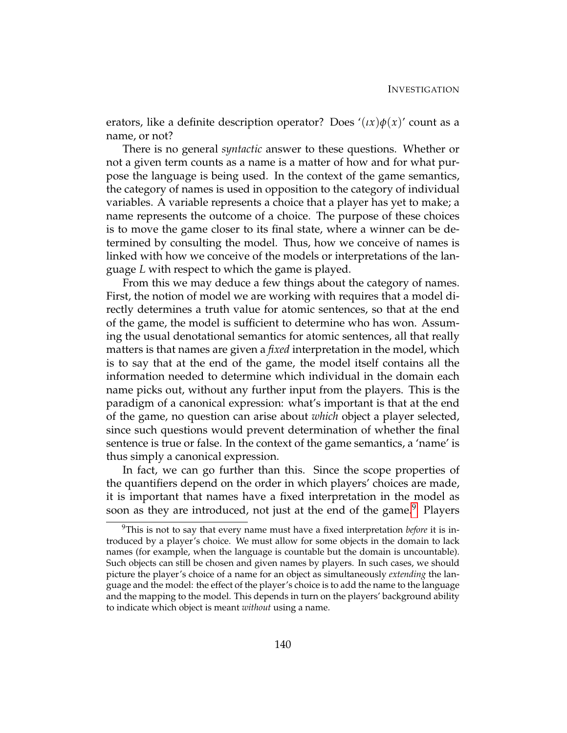erators, like a definite description operator? Does '$(\iota x)\phi(x)$' count as a name, or not?

There is no general *syntactic* answer to these questions. Whether or not a given term counts as a name is a matter of how and for what purpose the language is being used. In the context of the game semantics, the category of names is used in opposition to the category of individual variables. A variable represents a choice that a player has yet to make; a name represents the outcome of a choice. The purpose of these choices is to move the game closer to its final state, where a winner can be determined by consulting the model. Thus, how we conceive of names is linked with how we conceive of the models or interpretations of the language $L$ with respect to which the game is played.

From this we may deduce a few things about the category of names. First, the notion of model we are working with requires that a model directly determines a truth value for atomic sentences, so that at the end of the game, the model is sufficient to determine who has won. Assuming the usual denotational semantics for atomic sentences, all that really matters is that names are given a *fixed* interpretation in the model, which is to say that at the end of the game, the model itself contains all the information needed to determine which individual in the domain each name picks out, without any further input from the players. This is the paradigm of a canonical expression: what's important is that at the end of the game, no question can arise about *which* object a player selected, since such questions would prevent determination of whether the final sentence is true or false. In the context of the game semantics, a 'name' is thus simply a canonical expression.

In fact, we can go further than this. Since the scope properties of the quantifiers depend on the order in which players' choices are made, it is important that names have a fixed interpretation in the model as soon as they are introduced, not just at the end of the game.[9] Players

[9] This is not to say that every name must have a fixed interpretation *before* it is introduced by a player's choice. We must allow for some objects in the domain to lack names (for example, when the language is countable but the domain is uncountable). Such objects can still be chosen and given names by players. In such cases, we should picture the player's choice of a name for an object as simultaneously *extending* the language and the model: the effect of the player's choice is to add the name to the language and the mapping to the model. This depends in turn on the players' background ability to indicate which object is meant *without* using a name.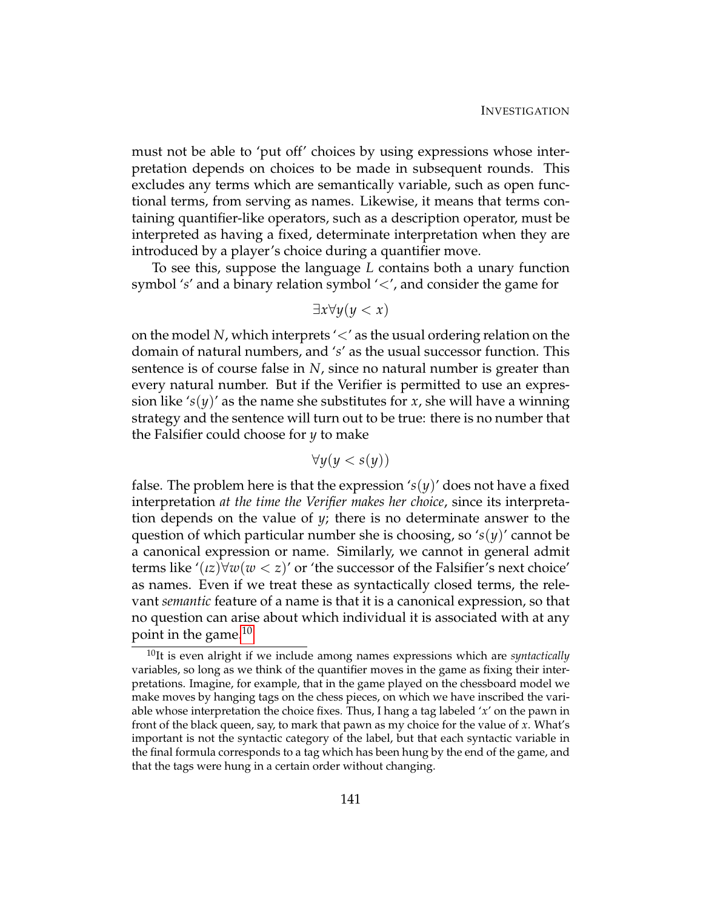must not be able to 'put off' choices by using expressions whose interpretation depends on choices to be made in subsequent rounds. This excludes any terms which are semantically variable, such as open functional terms, from serving as names. Likewise, it means that terms containing quantifier-like operators, such as a description operator, must be interpreted as having a fixed, determinate interpretation when they are introduced by a player's choice during a quantifier move.

To see this, suppose the language $L$ contains both a unary function symbol '$s$' and a binary relation symbol '$<$', and consider the game for

$$\exists x \forall y (y < x)$$

on the model $N$, which interprets '$<$' as the usual ordering relation on the domain of natural numbers, and '$s$' as the usual successor function. This sentence is of course false in $N$, since no natural number is greater than every natural number. But if the Verifier is permitted to use an expression like '$s(y)$' as the name she substitutes for $x$, she will have a winning strategy and the sentence will turn out to be true: there is no number that the Falsifier could choose for $y$ to make

$$\forall y (y < s(y))$$

false. The problem here is that the expression '$s(y)$' does not have a fixed interpretation *at the time the Verifier makes her choice*, since its interpretation depends on the value of $y$; there is no determinate answer to the question of which particular number she is choosing, so '$s(y)$' cannot be a canonical expression or name. Similarly, we cannot in general admit terms like '$(\iota z)\forall w(w < z)$' or 'the successor of the Falsifier's next choice' as names. Even if we treat these as syntactically closed terms, the relevant *semantic* feature of a name is that it is a canonical expression, so that no question can arise about which individual it is associated with at any point in the game.[10]

[10] It is even alright if we include among names expressions which are *syntactically* variables, so long as we think of the quantifier moves in the game as fixing their interpretations. Imagine, for example, that in the game played on the chessboard model we make moves by hanging tags on the chess pieces, on which we have inscribed the variable whose interpretation the choice fixes. Thus, I hang a tag labeled '$x$' on the pawn in front of the black queen, say, to mark that pawn as my choice for the value of $x$. What's important is not the syntactic category of the label, but that each syntactic variable in the final formula corresponds to a tag which has been hung by the end of the game, and that the tags were hung in a certain order without changing.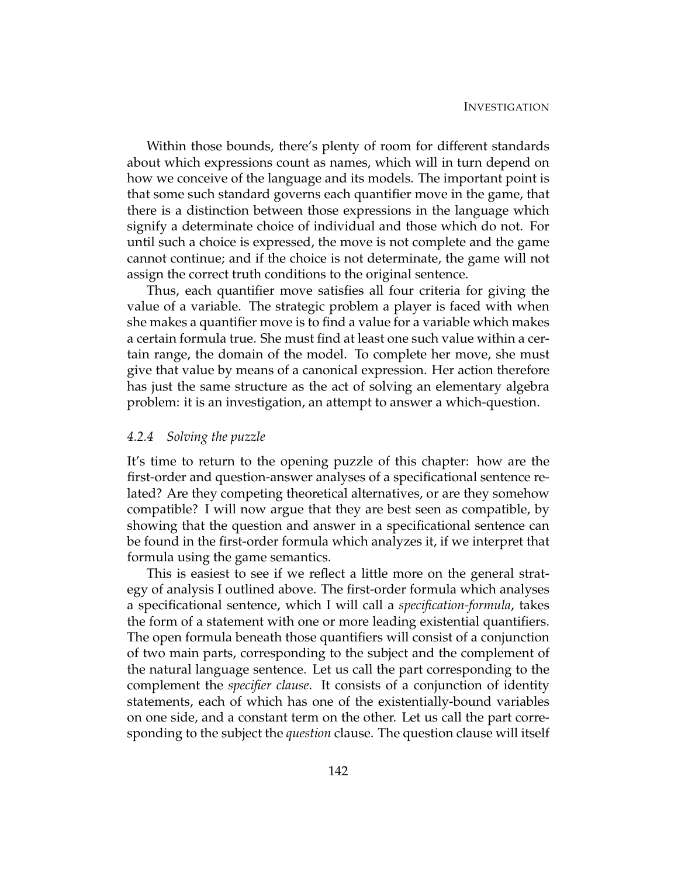Within those bounds, there's plenty of room for different standards about which expressions count as names, which will in turn depend on how we conceive of the language and its models. The important point is that some such standard governs each quantifier move in the game, that there is a distinction between those expressions in the language which signify a determinate choice of individual and those which do not. For until such a choice is expressed, the move is not complete and the game cannot continue; and if the choice is not determinate, the game will not assign the correct truth conditions to the original sentence.

Thus, each quantifier move satisfies all four criteria for giving the value of a variable. The strategic problem a player is faced with when she makes a quantifier move is to find a value for a variable which makes a certain formula true. She must find at least one such value within a certain range, the domain of the model. To complete her move, she must give that value by means of a canonical expression. Her action therefore has just the same structure as the act of solving an elementary algebra problem: it is an investigation, an attempt to answer a which-question.

### *4.2.4 Solving the puzzle*

It's time to return to the opening puzzle of this chapter: how are the first-order and question-answer analyses of a specificational sentence related? Are they competing theoretical alternatives, or are they somehow compatible? I will now argue that they are best seen as compatible, by showing that the question and answer in a specificational sentence can be found in the first-order formula which analyzes it, if we interpret that formula using the game semantics.

This is easiest to see if we reflect a little more on the general strategy of analysis I outlined above. The first-order formula which analyses a specificational sentence, which I will call a *specification-formula*, takes the form of a statement with one or more leading existential quantifiers. The open formula beneath those quantifiers will consist of a conjunction of two main parts, corresponding to the subject and the complement of the natural language sentence. Let us call the part corresponding to the complement the *specifier clause*. It consists of a conjunction of identity statements, each of which has one of the existentially-bound variables on one side, and a constant term on the other. Let us call the part corresponding to the subject the *question* clause. The question clause will itself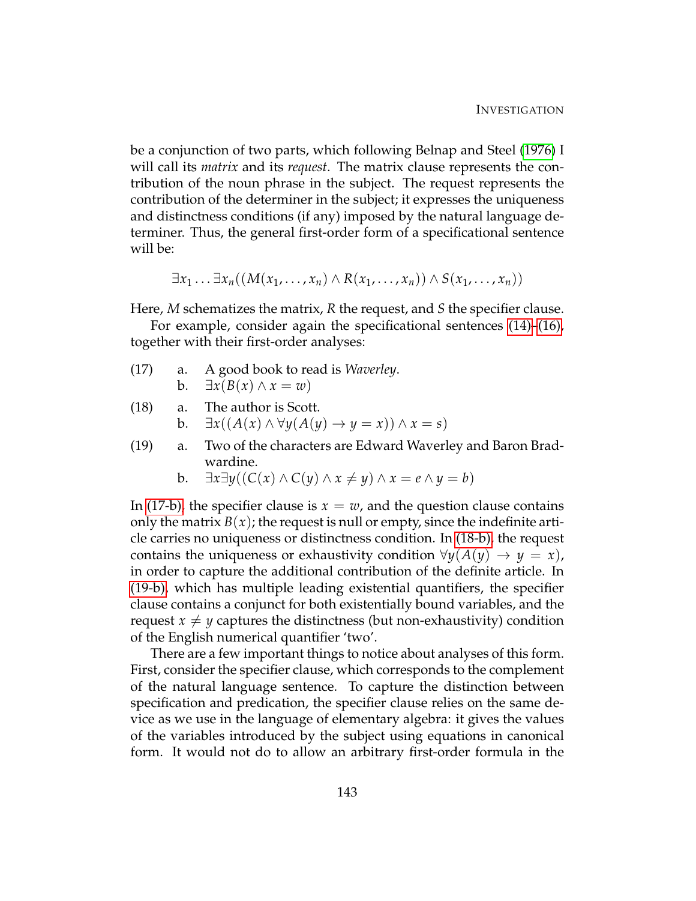be a conjunction of two parts, which following Belnap and Steel (1976) I will call its *matrix* and its *request*. The matrix clause represents the contribution of the noun phrase in the subject. The request represents the contribution of the determiner in the subject; it expresses the uniqueness and distinctness conditions (if any) imposed by the natural language determiner. Thus, the general first-order form of a specificational sentence will be:

$$\exists x_1 \ldots \exists x_n((M(x_1, \ldots, x_n) \land R(x_1, \ldots, x_n)) \land S(x_1, \ldots, x_n))$$

Here, $M$ schematizes the matrix, $R$ the request, and $S$ the specifier clause.

For example, consider again the specificational sentences (14)–(16), together with their first-order analyses:

(17) a. A good book to read is *Waverley*.
  b. $\exists x(B(x) \land x = w)$

(18) a. The author is Scott.
  b. $\exists x((A(x) \land \forall y(A(y) \rightarrow y = x)) \land x = s)$

(19) a. Two of the characters are Edward Waverley and Baron Bradwardine.
  b. $\exists x \exists y((C(x) \land C(y) \land x \neq y) \land x = e \land y = b)$

In (17-b), the specifier clause is $x = w$, and the question clause contains only the matrix $B(x)$; the request is null or empty, since the indefinite article carries no uniqueness or distinctness condition. In (18-b), the request contains the uniqueness or exhaustivity condition $\forall y(A(y) \rightarrow y = x)$, in order to capture the additional contribution of the definite article. In (19-b), which has multiple leading existential quantifiers, the specifier clause contains a conjunct for both existentially bound variables, and the request $x \neq y$ captures the distinctness (but non-exhaustivity) condition of the English numerical quantifier 'two'.

There are a few important things to notice about analyses of this form. First, consider the specifier clause, which corresponds to the complement of the natural language sentence. To capture the distinction between specification and predication, the specifier clause relies on the same device as we use in the language of elementary algebra: it gives the values of the variables introduced by the subject using equations in canonical form. It would not do to allow an arbitrary first-order formula in the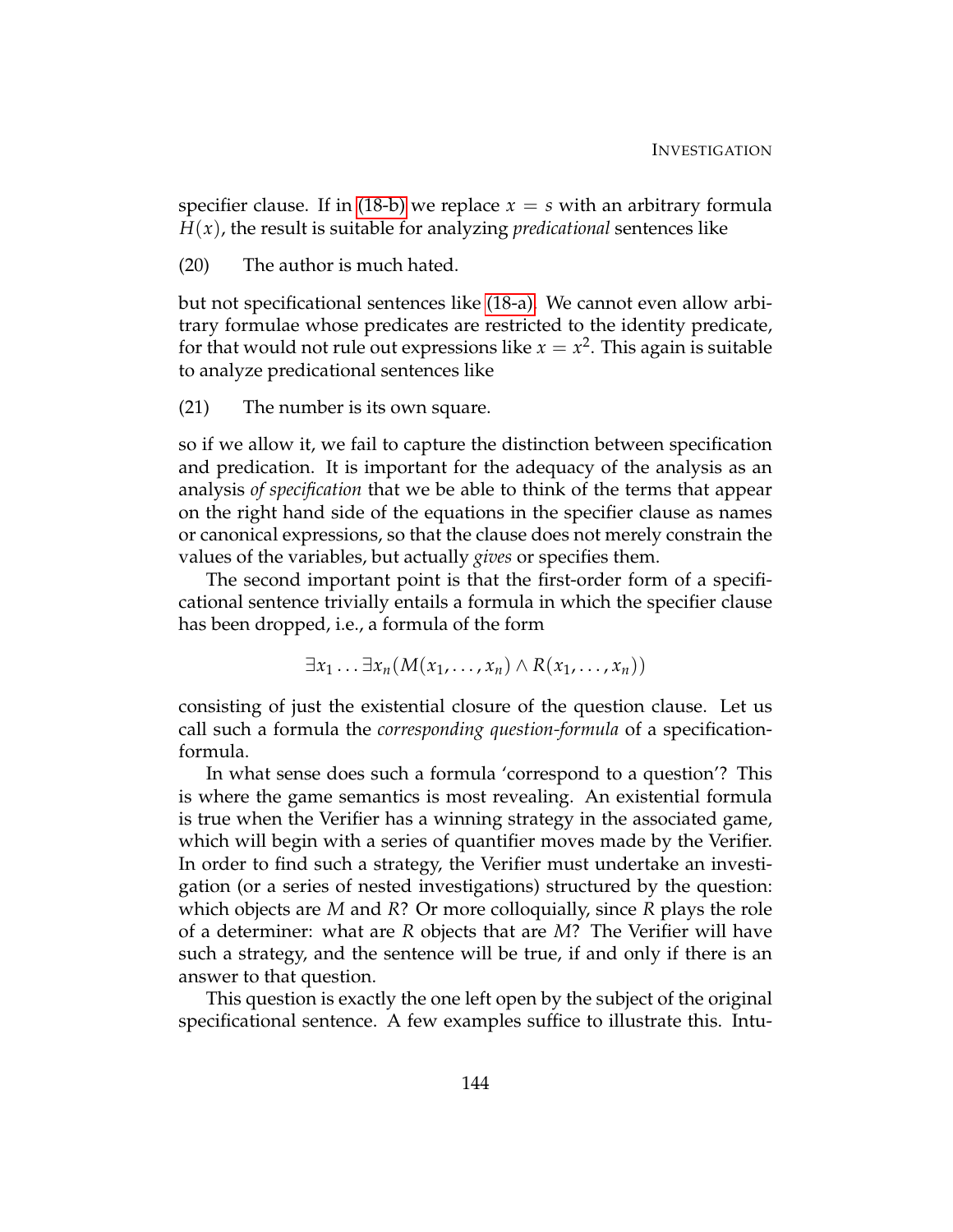specifier clause. If in (18-b) we replace $x = s$ with an arbitrary formula $H(x)$, the result is suitable for analyzing *predicational* sentences like

(20) The author is much hated.

but not specificational sentences like (18-a). We cannot even allow arbitrary formulae whose predicates are restricted to the identity predicate, for that would not rule out expressions like $x = x^2$. This again is suitable to analyze predicational sentences like

(21) The number is its own square.

so if we allow it, we fail to capture the distinction between specification and predication. It is important for the adequacy of the analysis as an analysis *of specification* that we be able to think of the terms that appear on the right hand side of the equations in the specifier clause as names or canonical expressions, so that the clause does not merely constrain the values of the variables, but actually *gives* or specifies them.

The second important point is that the first-order form of a specificational sentence trivially entails a formula in which the specifier clause has been dropped, i.e., a formula of the form

$$\exists x_1 \ldots \exists x_n (M(x_1, \ldots, x_n) \wedge R(x_1, \ldots, x_n))$$

consisting of just the existential closure of the question clause. Let us call such a formula the *corresponding question-formula* of a specification-formula.

In what sense does such a formula 'correspond to a question'? This is where the game semantics is most revealing. An existential formula is true when the Verifier has a winning strategy in the associated game, which will begin with a series of quantifier moves made by the Verifier. In order to find such a strategy, the Verifier must undertake an investigation (or a series of nested investigations) structured by the question: which objects are $M$ and $R$? Or more colloquially, since $R$ plays the role of a determiner: what are $R$ objects that are $M$? The Verifier will have such a strategy, and the sentence will be true, if and only if there is an answer to that question.

This question is exactly the one left open by the subject of the original specificational sentence. A few examples suffice to illustrate this. Intu-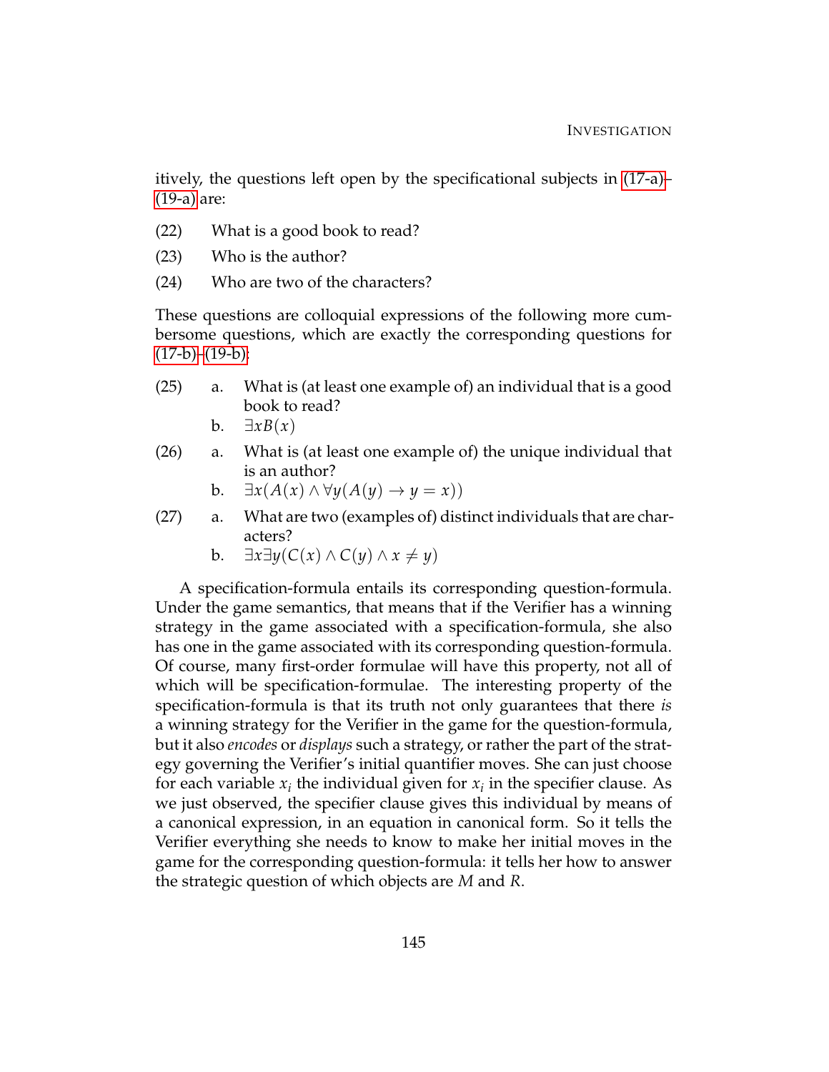itively, the questions left open by the specificational subjects in (17-a)–(19-a) are:

(22) What is a good book to read?

(23) Who is the author?

(24) Who are two of the characters?

These questions are colloquial expressions of the following more cumbersome questions, which are exactly the corresponding questions for (17-b)–(19-b):

(25) a. What is (at least one example of) an individual that is a good book to read?

b. $\exists x B(x)$

(26) a. What is (at least one example of) the unique individual that is an author?

b. $\exists x(A(x) \wedge \forall y(A(y) \rightarrow y = x))$

(27) a. What are two (examples of) distinct individuals that are characters?

b. $\exists x \exists y(C(x) \wedge C(y) \wedge x \neq y)$

A specification-formula entails its corresponding question-formula. Under the game semantics, that means that if the Verifier has a winning strategy in the game associated with a specification-formula, she also has one in the game associated with its corresponding question-formula. Of course, many first-order formulae will have this property, not all of which will be specification-formulae. The interesting property of the specification-formula is that its truth not only guarantees that there *is* a winning strategy for the Verifier in the game for the question-formula, but it also *encodes* or *displays* such a strategy, or rather the part of the strategy governing the Verifier's initial quantifier moves. She can just choose for each variable $x_i$ the individual given for $x_i$ in the specifier clause. As we just observed, the specifier clause gives this individual by means of a canonical expression, in an equation in canonical form. So it tells the Verifier everything she needs to know to make her initial moves in the game for the corresponding question-formula: it tells her how to answer the strategic question of which objects are $M$ and $R$.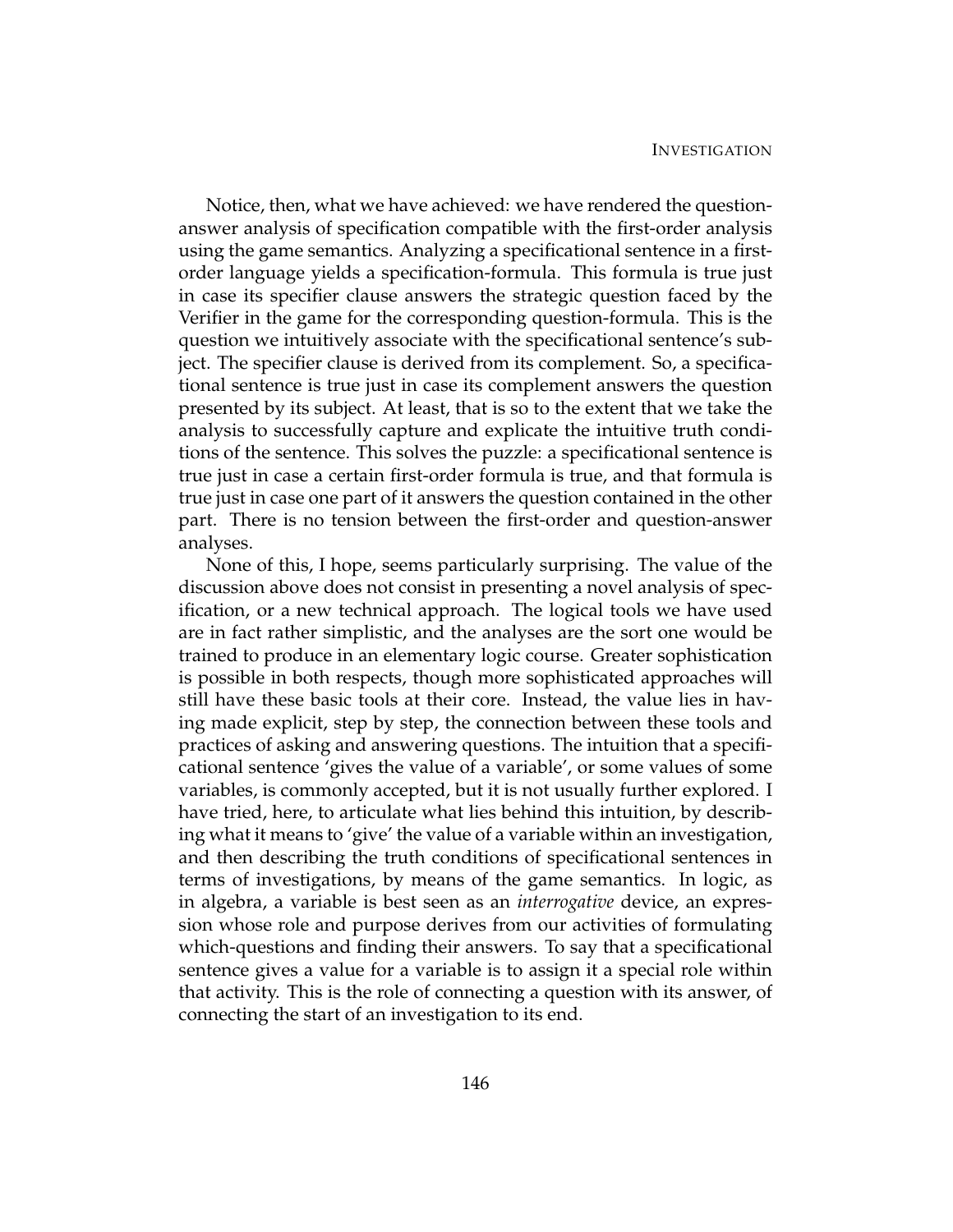Notice, then, what we have achieved: we have rendered the question-answer analysis of specification compatible with the first-order analysis using the game semantics. Analyzing a specificational sentence in a first-order language yields a specification-formula. This formula is true just in case its specifier clause answers the strategic question faced by the Verifier in the game for the corresponding question-formula. This is the question we intuitively associate with the specificational sentence's subject. The specifier clause is derived from its complement. So, a specificational sentence is true just in case its complement answers the question presented by its subject. At least, that is so to the extent that we take the analysis to successfully capture and explicate the intuitive truth conditions of the sentence. This solves the puzzle: a specificational sentence is true just in case a certain first-order formula is true, and that formula is true just in case one part of it answers the question contained in the other part. There is no tension between the first-order and question-answer analyses.

None of this, I hope, seems particularly surprising. The value of the discussion above does not consist in presenting a novel analysis of specification, or a new technical approach. The logical tools we have used are in fact rather simplistic, and the analyses are the sort one would be trained to produce in an elementary logic course. Greater sophistication is possible in both respects, though more sophisticated approaches will still have these basic tools at their core. Instead, the value lies in having made explicit, step by step, the connection between these tools and practices of asking and answering questions. The intuition that a specificational sentence 'gives the value of a variable', or some values of some variables, is commonly accepted, but it is not usually further explored. I have tried, here, to articulate what lies behind this intuition, by describing what it means to 'give' the value of a variable within an investigation, and then describing the truth conditions of specificational sentences in terms of investigations, by means of the game semantics. In logic, as in algebra, a variable is best seen as an *interrogative* device, an expression whose role and purpose derives from our activities of formulating which-questions and finding their answers. To say that a specificational sentence gives a value for a variable is to assign it a special role within that activity. This is the role of connecting a question with its answer, of connecting the start of an investigation to its end.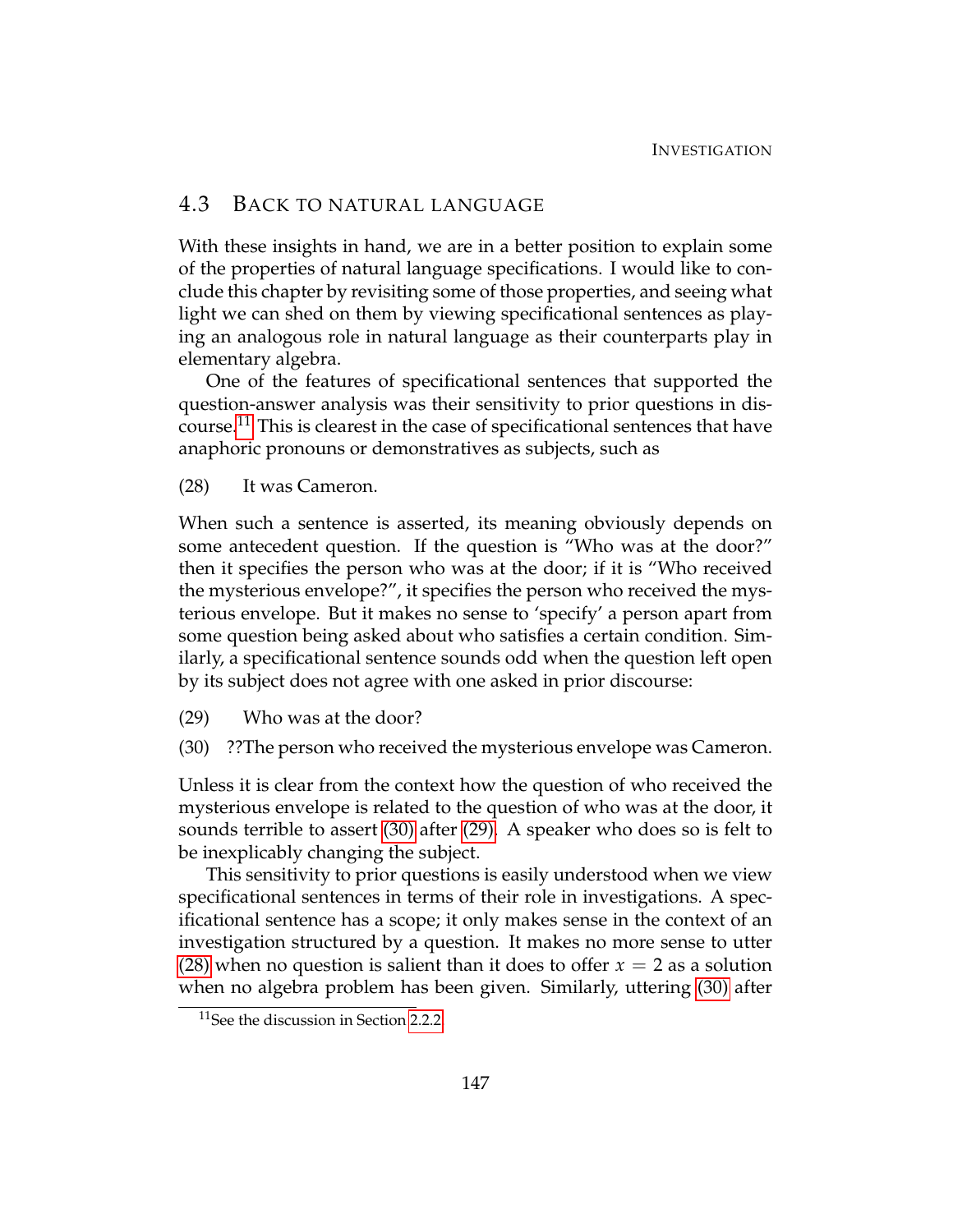## 4.3 Back to natural language

With these insights in hand, we are in a better position to explain some of the properties of natural language specifications. I would like to conclude this chapter by revisiting some of those properties, and seeing what light we can shed on them by viewing specificational sentences as playing an analogous role in natural language as their counterparts play in elementary algebra.

One of the features of specificational sentences that supported the question-answer analysis was their sensitivity to prior questions in discourse.[11] This is clearest in the case of specificational sentences that have anaphoric pronouns or demonstratives as subjects, such as

(28) It was Cameron.

When such a sentence is asserted, its meaning obviously depends on some antecedent question. If the question is "Who was at the door?" then it specifies the person who was at the door; if it is "Who received the mysterious envelope?", it specifies the person who received the mysterious envelope. But it makes no sense to 'specify' a person apart from some question being asked about who satisfies a certain condition. Similarly, a specificational sentence sounds odd when the question left open by its subject does not agree with one asked in prior discourse:

(29) Who was at the door?

(30) ??The person who received the mysterious envelope was Cameron.

Unless it is clear from the context how the question of who received the mysterious envelope is related to the question of who was at the door, it sounds terrible to assert (30) after (29). A speaker who does so is felt to be inexplicably changing the subject.

This sensitivity to prior questions is easily understood when we view specificational sentences in terms of their role in investigations. A specificational sentence has a scope; it only makes sense in the context of an investigation structured by a question. It makes no more sense to utter (28) when no question is salient than it does to offer $x = 2$ as a solution when no algebra problem has been given. Similarly, uttering (30) after

[11] See the discussion in Section 2.2.2.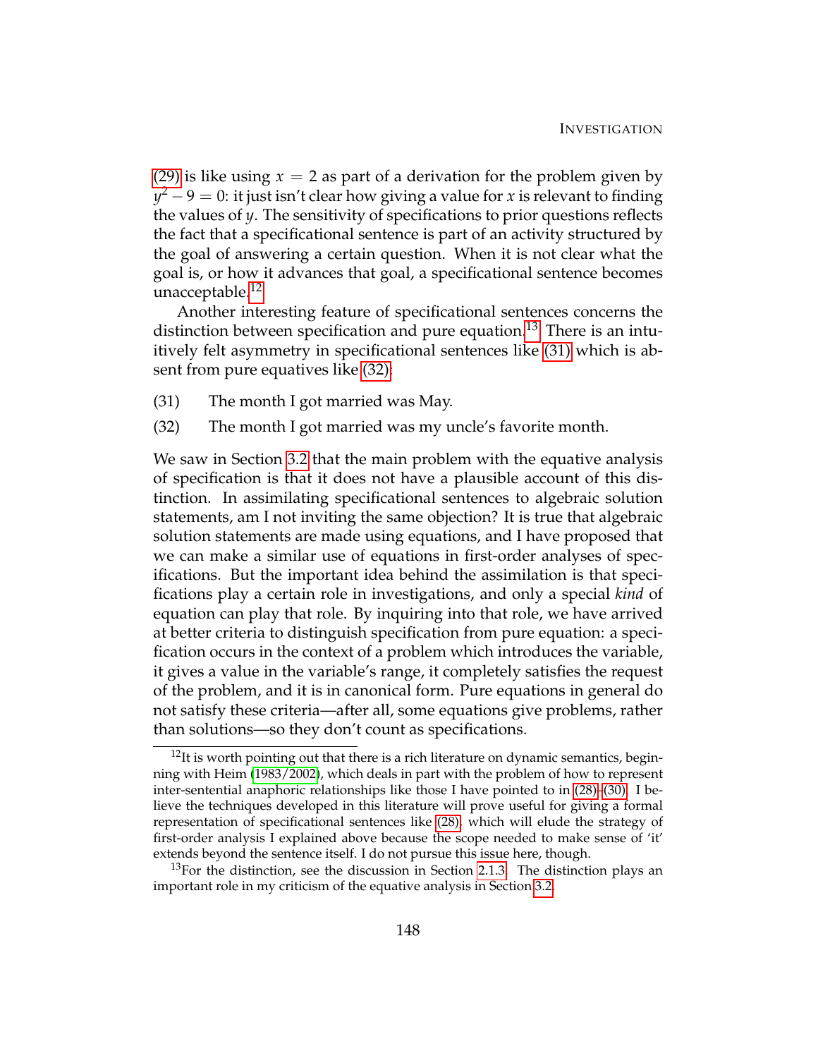(29) is like using $x = 2$ as part of a derivation for the problem given by $y^2 - 9 = 0$: it just isn't clear how giving a value for $x$ is relevant to finding the values of $y$. The sensitivity of specifications to prior questions reflects the fact that a specificational sentence is part of an activity structured by the goal of answering a certain question. When it is not clear what the goal is, or how it advances that goal, a specificational sentence becomes unacceptable.[12]

Another interesting feature of specificational sentences concerns the distinction between specification and pure equation.[13] There is an intuitively felt asymmetry in specificational sentences like (31) which is absent from pure equatives like (32):

(31) The month I got married was May.

(32) The month I got married was my uncle's favorite month.

We saw in Section 3.2 that the main problem with the equative analysis of specification is that it does not have a plausible account of this distinction. In assimilating specificational sentences to algebraic solution statements, am I not inviting the same objection? It is true that algebraic solution statements are made using equations, and I have proposed that we can make a similar use of equations in first-order analyses of specifications. But the important idea behind the assimilation is that specifications play a certain role in investigations, and only a special *kind* of equation can play that role. By inquiring into that role, we have arrived at better criteria to distinguish specification from pure equation: a specification occurs in the context of a problem which introduces the variable, it gives a value in the variable's range, it completely satisfies the request of the problem, and it is in canonical form. Pure equations in general do not satisfy these criteria—after all, some equations give problems, rather than solutions—so they don't count as specifications.

[12]It is worth pointing out that there is a rich literature on dynamic semantics, beginning with Heim (1983/2002), which deals in part with the problem of how to represent inter-sentential anaphoric relationships like those I have pointed to in (28)–(30). I believe the techniques developed in this literature will prove useful for giving a formal representation of specificational sentences like (28), which will elude the strategy of first-order analysis I explained above because the scope needed to make sense of 'it' extends beyond the sentence itself. I do not pursue this issue here, though.

[13]For the distinction, see the discussion in Section 2.1.3. The distinction plays an important role in my criticism of the equative analysis in Section 3.2.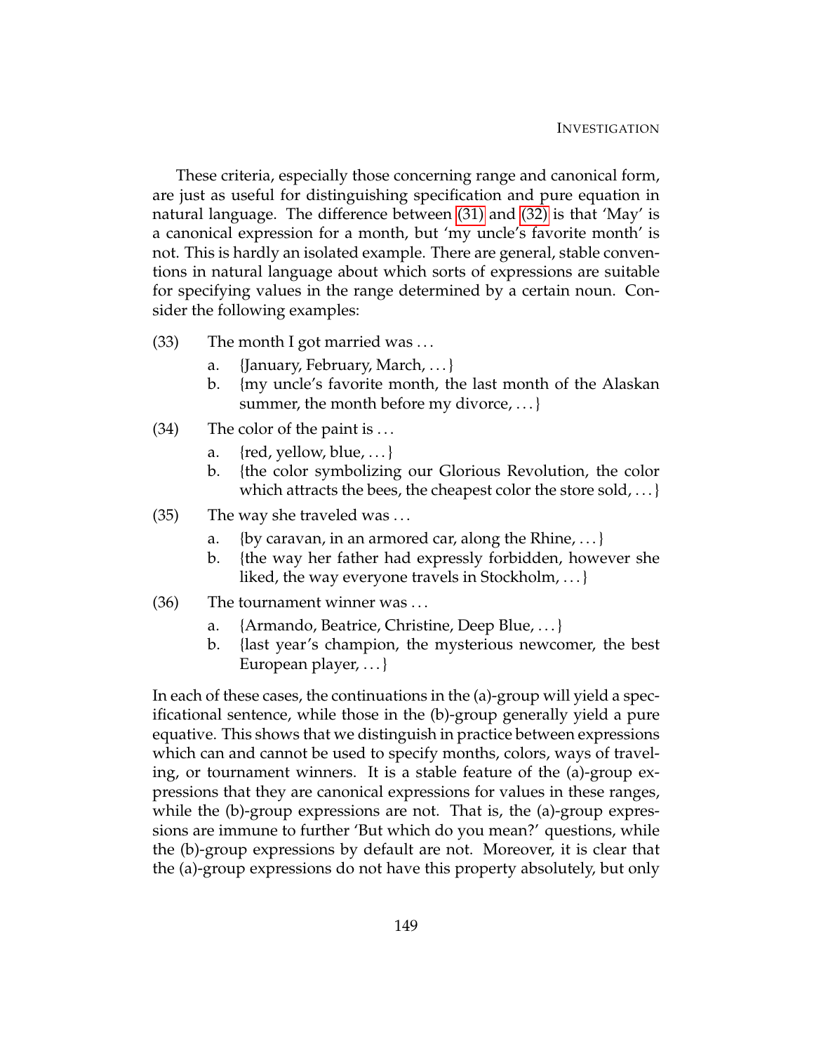These criteria, especially those concerning range and canonical form, are just as useful for distinguishing specification and pure equation in natural language. The difference between (31) and (32) is that 'May' is a canonical expression for a month, but 'my uncle's favorite month' is not. This is hardly an isolated example. There are general, stable conventions in natural language about which sorts of expressions are suitable for specifying values in the range determined by a certain noun. Consider the following examples:

(33) The month I got married was ...
  a. {January, February, March, ...}
  b. {my uncle's favorite month, the last month of the Alaskan summer, the month before my divorce, ...}

(34) The color of the paint is ...
  a. {red, yellow, blue, ...}
  b. {the color symbolizing our Glorious Revolution, the color which attracts the bees, the cheapest color the store sold, ...}

(35) The way she traveled was ...
  a. {by caravan, in an armored car, along the Rhine, ...}
  b. {the way her father had expressly forbidden, however she liked, the way everyone travels in Stockholm, ...}

(36) The tournament winner was ...
  a. {Armando, Beatrice, Christine, Deep Blue, ...}
  b. {last year's champion, the mysterious newcomer, the best European player, ...}

In each of these cases, the continuations in the (a)-group will yield a specificational sentence, while those in the (b)-group generally yield a pure equative. This shows that we distinguish in practice between expressions which can and cannot be used to specify months, colors, ways of traveling, or tournament winners. It is a stable feature of the (a)-group expressions that they are canonical expressions for values in these ranges, while the (b)-group expressions are not. That is, the (a)-group expressions are immune to further 'But which do you mean?' questions, while the (b)-group expressions by default are not. Moreover, it is clear that the (a)-group expressions do not have this property absolutely, but only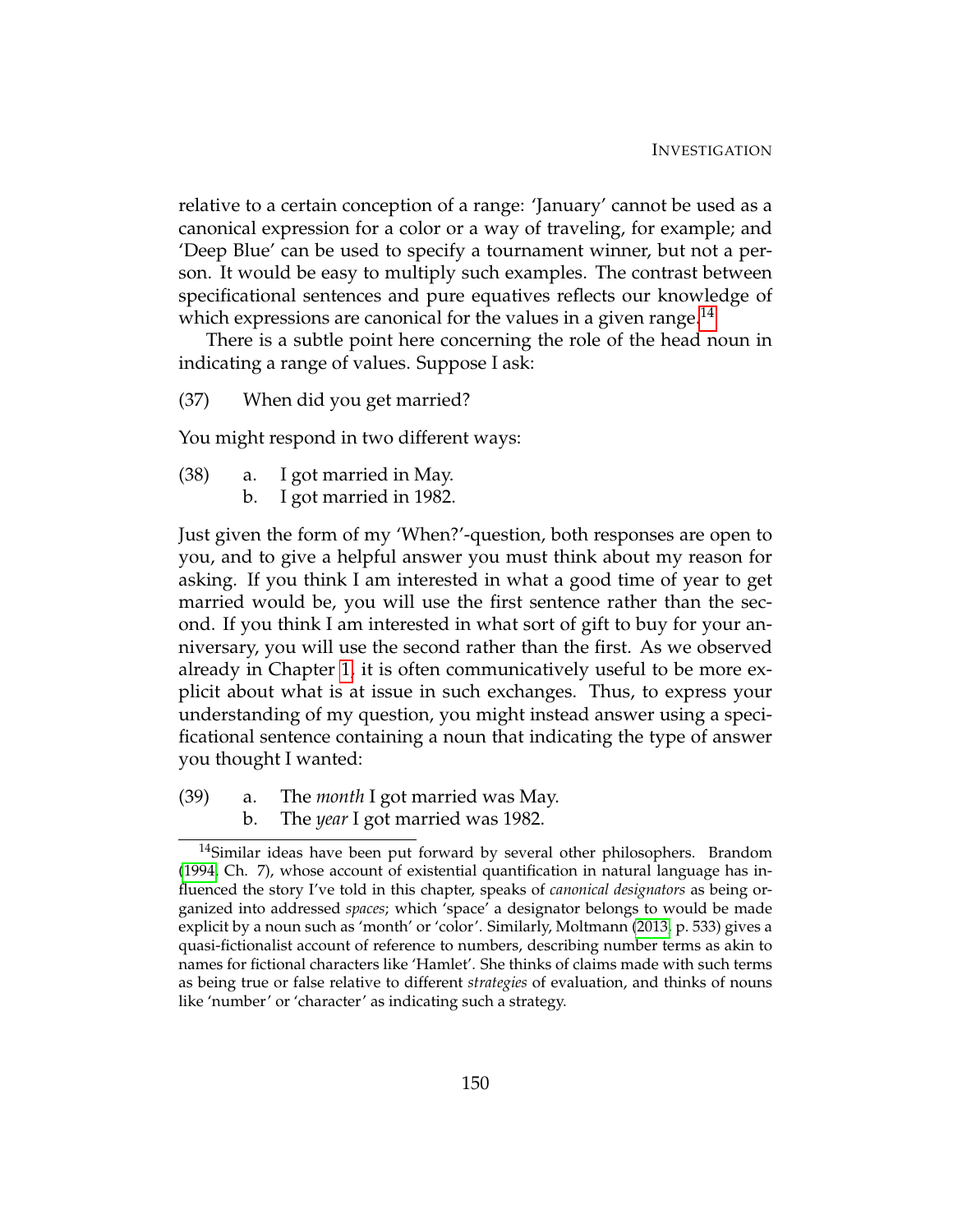relative to a certain conception of a range: 'January' cannot be used as a canonical expression for a color or a way of traveling, for example; and 'Deep Blue' can be used to specify a tournament winner, but not a person. It would be easy to multiply such examples. The contrast between specificational sentences and pure equatives reflects our knowledge of which expressions are canonical for the values in a given range.[14]

There is a subtle point here concerning the role of the head noun in indicating a range of values. Suppose I ask:

(37) When did you get married?

You might respond in two different ways:

(38) a. I got married in May.
b. I got married in 1982.

Just given the form of my 'When?'-question, both responses are open to you, and to give a helpful answer you must think about my reason for asking. If you think I am interested in what a good time of year to get married would be, you will use the first sentence rather than the second. If you think I am interested in what sort of gift to buy for your anniversary, you will use the second rather than the first. As we observed already in Chapter 1, it is often communicatively useful to be more explicit about what is at issue in such exchanges. Thus, to express your understanding of my question, you might instead answer using a specificational sentence containing a noun that indicating the type of answer you thought I wanted:

(39) a. The *month* I got married was May.
b. The *year* I got married was 1982.

[14]Similar ideas have been put forward by several other philosophers. Brandom (1994, Ch. 7), whose account of existential quantification in natural language has influenced the story I've told in this chapter, speaks of *canonical designators* as being organized into addressed *spaces*; which 'space' a designator belongs to would be made explicit by a noun such as 'month' or 'color'. Similarly, Moltmann (2013, p. 533) gives a quasi-fictionalist account of reference to numbers, describing number terms as akin to names for fictional characters like 'Hamlet'. She thinks of claims made with such terms as being true or false relative to different *strategies* of evaluation, and thinks of nouns like 'number' or 'character' as indicating such a strategy.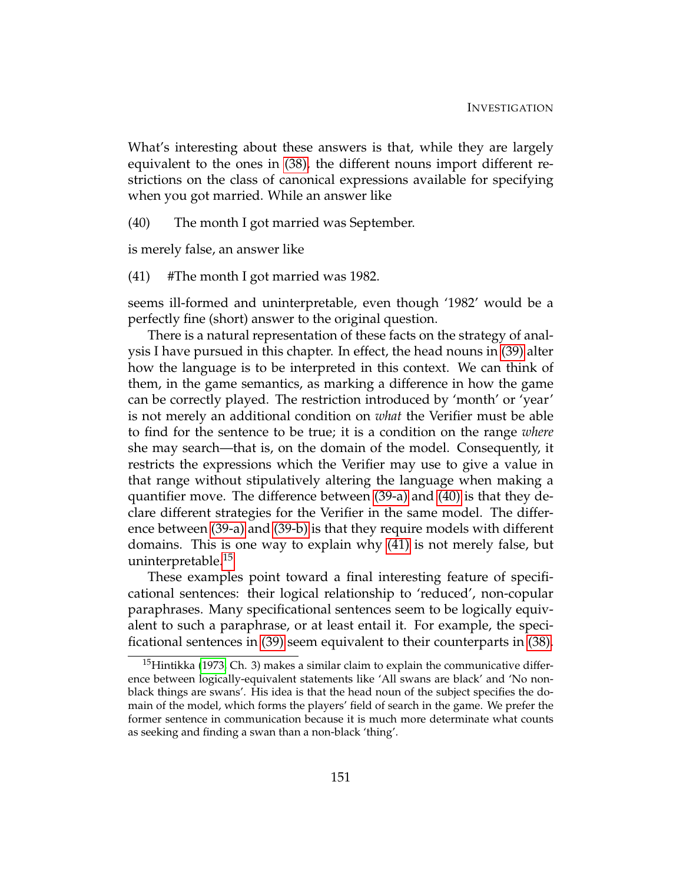What's interesting about these answers is that, while they are largely equivalent to the ones in (38), the different nouns import different restrictions on the class of canonical expressions available for specifying when you got married. While an answer like

(40) The month I got married was September.

is merely false, an answer like

(41) #The month I got married was 1982.

seems ill-formed and uninterpretable, even though '1982' would be a perfectly fine (short) answer to the original question.

There is a natural representation of these facts on the strategy of analysis I have pursued in this chapter. In effect, the head nouns in (39) alter how the language is to be interpreted in this context. We can think of them, in the game semantics, as marking a difference in how the game can be correctly played. The restriction introduced by 'month' or 'year' is not merely an additional condition on *what* the Verifier must be able to find for the sentence to be true; it is a condition on the range *where* she may search—that is, on the domain of the model. Consequently, it restricts the expressions which the Verifier may use to give a value in that range without stipulatively altering the language when making a quantifier move. The difference between (39-a) and (40) is that they declare different strategies for the Verifier in the same model. The difference between (39-a) and (39-b) is that they require models with different domains. This is one way to explain why (41) is not merely false, but uninterpretable.[15]

These examples point toward a final interesting feature of specificational sentences: their logical relationship to 'reduced', non-copular paraphrases. Many specificational sentences seem to be logically equivalent to such a paraphrase, or at least entail it. For example, the specificational sentences in (39) seem equivalent to their counterparts in (38).

---

[15] Hintikka (1973, Ch. 3) makes a similar claim to explain the communicative difference between logically-equivalent statements like 'All swans are black' and 'No non-black things are swans'. His idea is that the head noun of the subject specifies the domain of the model, which forms the players' field of search in the game. We prefer the former sentence in communication because it is much more determinate what counts as seeking and finding a swan than a non-black 'thing'.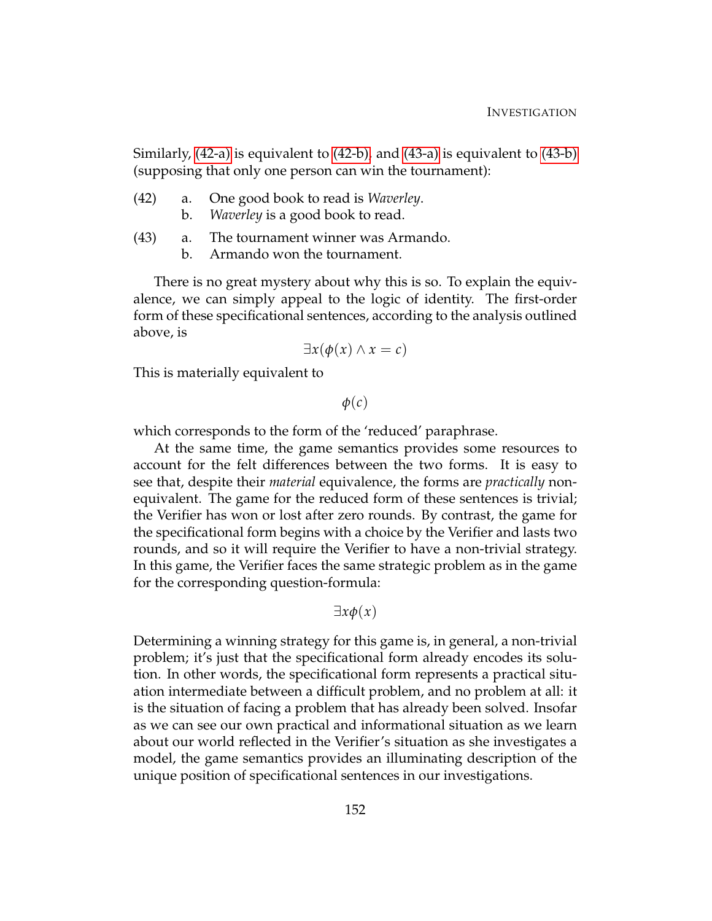Similarly, (42-a) is equivalent to (42-b), and (43-a) is equivalent to (43-b) (supposing that only one person can win the tournament):

(42) a. One good book to read is *Waverley*.
  b. *Waverley* is a good book to read.

(43) a. The tournament winner was Armando.
  b. Armando won the tournament.

There is no great mystery about why this is so. To explain the equivalence, we can simply appeal to the logic of identity. The first-order form of these specificational sentences, according to the analysis outlined above, is

$$\exists x(\phi(x) \wedge x = c)$$

This is materially equivalent to

$$\phi(c)$$

which corresponds to the form of the 'reduced' paraphrase.

At the same time, the game semantics provides some resources to account for the felt differences between the two forms. It is easy to see that, despite their *material* equivalence, the forms are *practically* non-equivalent. The game for the reduced form of these sentences is trivial; the Verifier has won or lost after zero rounds. By contrast, the game for the specificational form begins with a choice by the Verifier and lasts two rounds, and so it will require the Verifier to have a non-trivial strategy. In this game, the Verifier faces the same strategic problem as in the game for the corresponding question-formula:

$$\exists x \phi(x)$$

Determining a winning strategy for this game is, in general, a non-trivial problem; it's just that the specificational form already encodes its solution. In other words, the specificational form represents a practical situation intermediate between a difficult problem, and no problem at all: it is the situation of facing a problem that has already been solved. Insofar as we can see our own practical and informational situation as we learn about our world reflected in the Verifier's situation as she investigates a model, the game semantics provides an illuminating description of the unique position of specificational sentences in our investigations.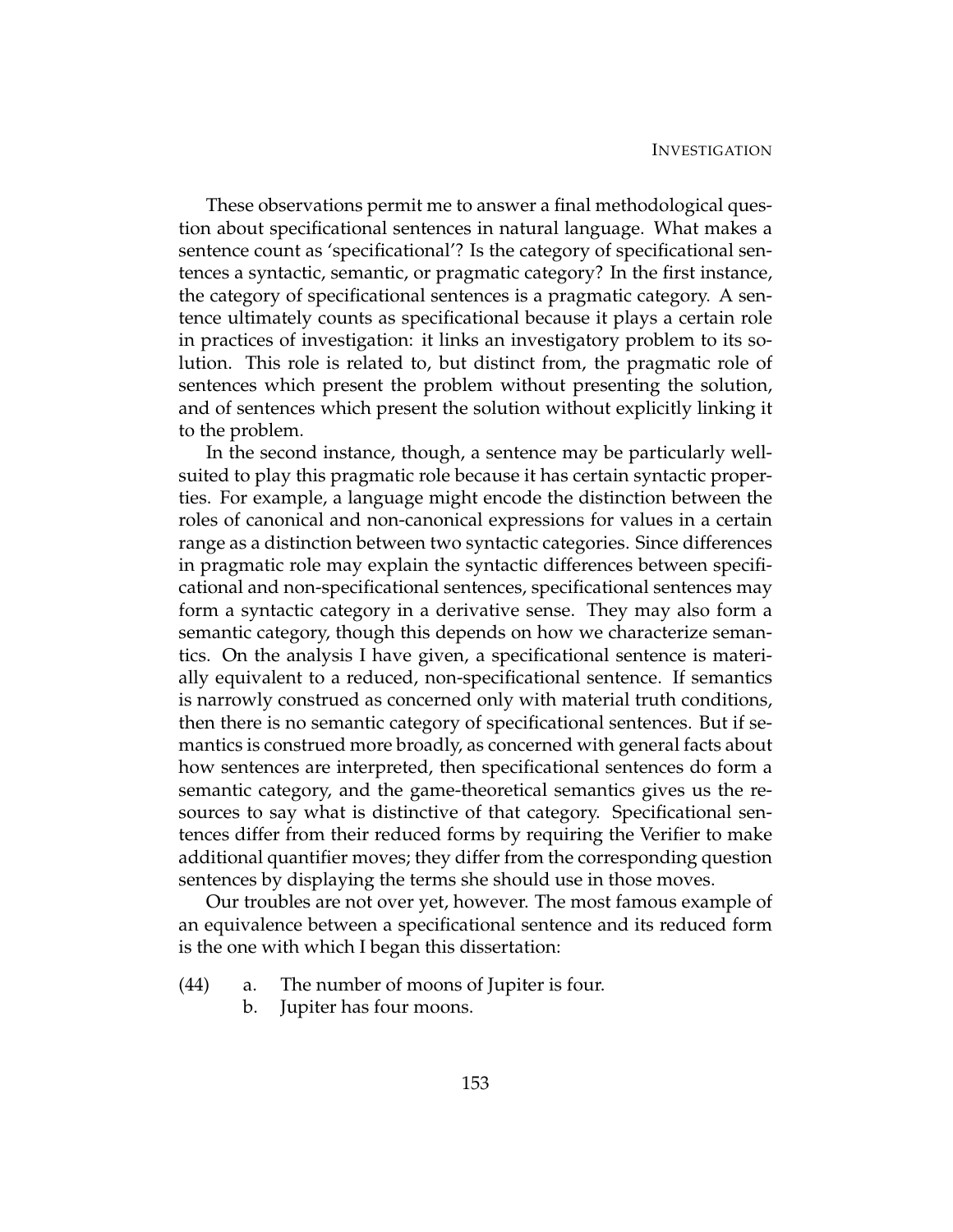These observations permit me to answer a final methodological question about specificational sentences in natural language. What makes a sentence count as 'specificational'? Is the category of specificational sentences a syntactic, semantic, or pragmatic category? In the first instance, the category of specificational sentences is a pragmatic category. A sentence ultimately counts as specificational because it plays a certain role in practices of investigation: it links an investigatory problem to its solution. This role is related to, but distinct from, the pragmatic role of sentences which present the problem without presenting the solution, and of sentences which present the solution without explicitly linking it to the problem.

In the second instance, though, a sentence may be particularly well-suited to play this pragmatic role because it has certain syntactic properties. For example, a language might encode the distinction between the roles of canonical and non-canonical expressions for values in a certain range as a distinction between two syntactic categories. Since differences in pragmatic role may explain the syntactic differences between specificational and non-specificational sentences, specificational sentences may form a syntactic category in a derivative sense. They may also form a semantic category, though this depends on how we characterize semantics. On the analysis I have given, a specificational sentence is materially equivalent to a reduced, non-specificational sentence. If semantics is narrowly construed as concerned only with material truth conditions, then there is no semantic category of specificational sentences. But if semantics is construed more broadly, as concerned with general facts about how sentences are interpreted, then specificational sentences do form a semantic category, and the game-theoretical semantics gives us the resources to say what is distinctive of that category. Specificational sentences differ from their reduced forms by requiring the Verifier to make additional quantifier moves; they differ from the corresponding question sentences by displaying the terms she should use in those moves.

Our troubles are not over yet, however. The most famous example of an equivalence between a specificational sentence and its reduced form is the one with which I began this dissertation:

(44)
   a. The number of moons of Jupiter is four.
   b. Jupiter has four moons.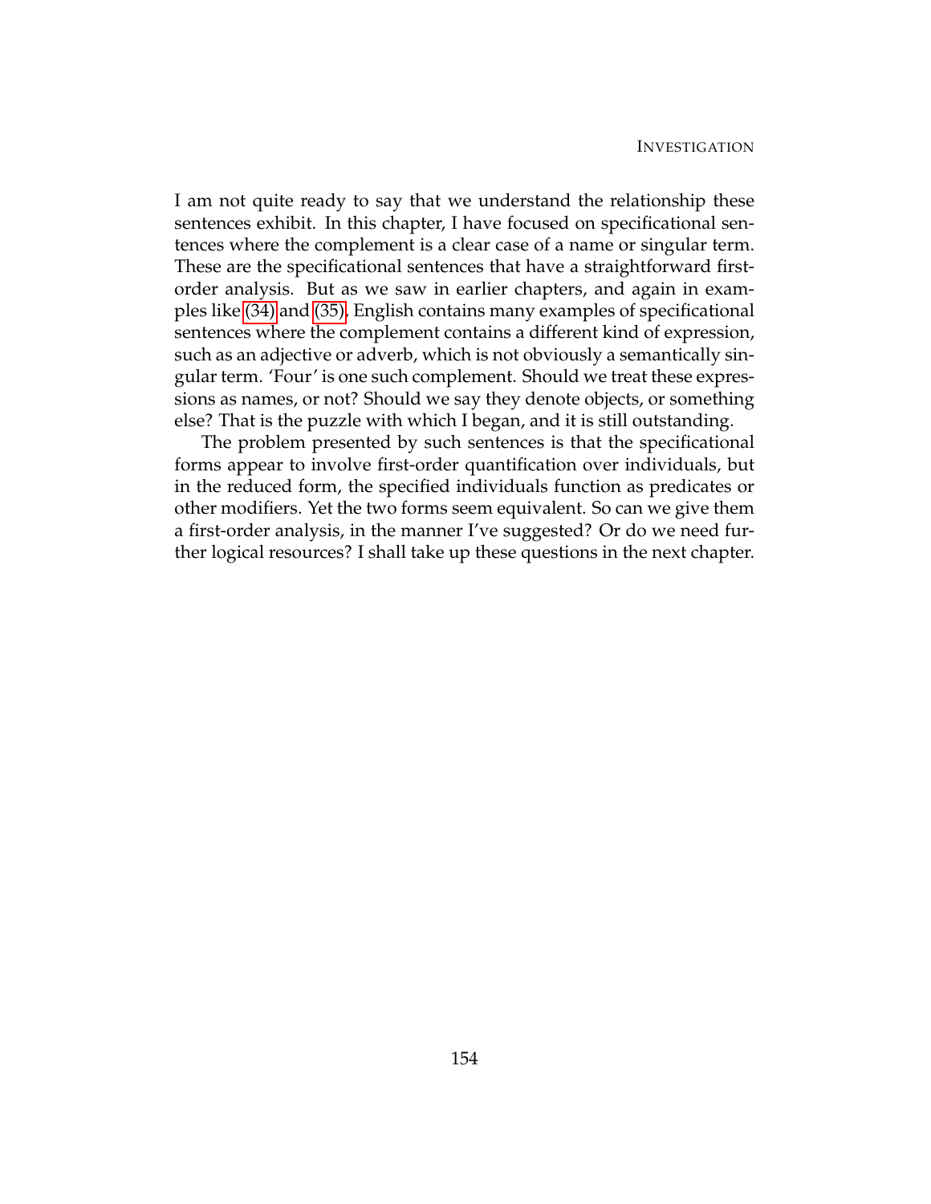I am not quite ready to say that we understand the relationship these sentences exhibit. In this chapter, I have focused on specificational sentences where the complement is a clear case of a name or singular term. These are the specificational sentences that have a straightforward first-order analysis. But as we saw in earlier chapters, and again in examples like (34) and (35), English contains many examples of specificational sentences where the complement contains a different kind of expression, such as an adjective or adverb, which is not obviously a semantically singular term. 'Four' is one such complement. Should we treat these expressions as names, or not? Should we say they denote objects, or something else? That is the puzzle with which I began, and it is still outstanding.

The problem presented by such sentences is that the specificational forms appear to involve first-order quantification over individuals, but in the reduced form, the specified individuals function as predicates or other modifiers. Yet the two forms seem equivalent. So can we give them a first-order analysis, in the manner I've suggested? Or do we need further logical resources? I shall take up these questions in the next chapter.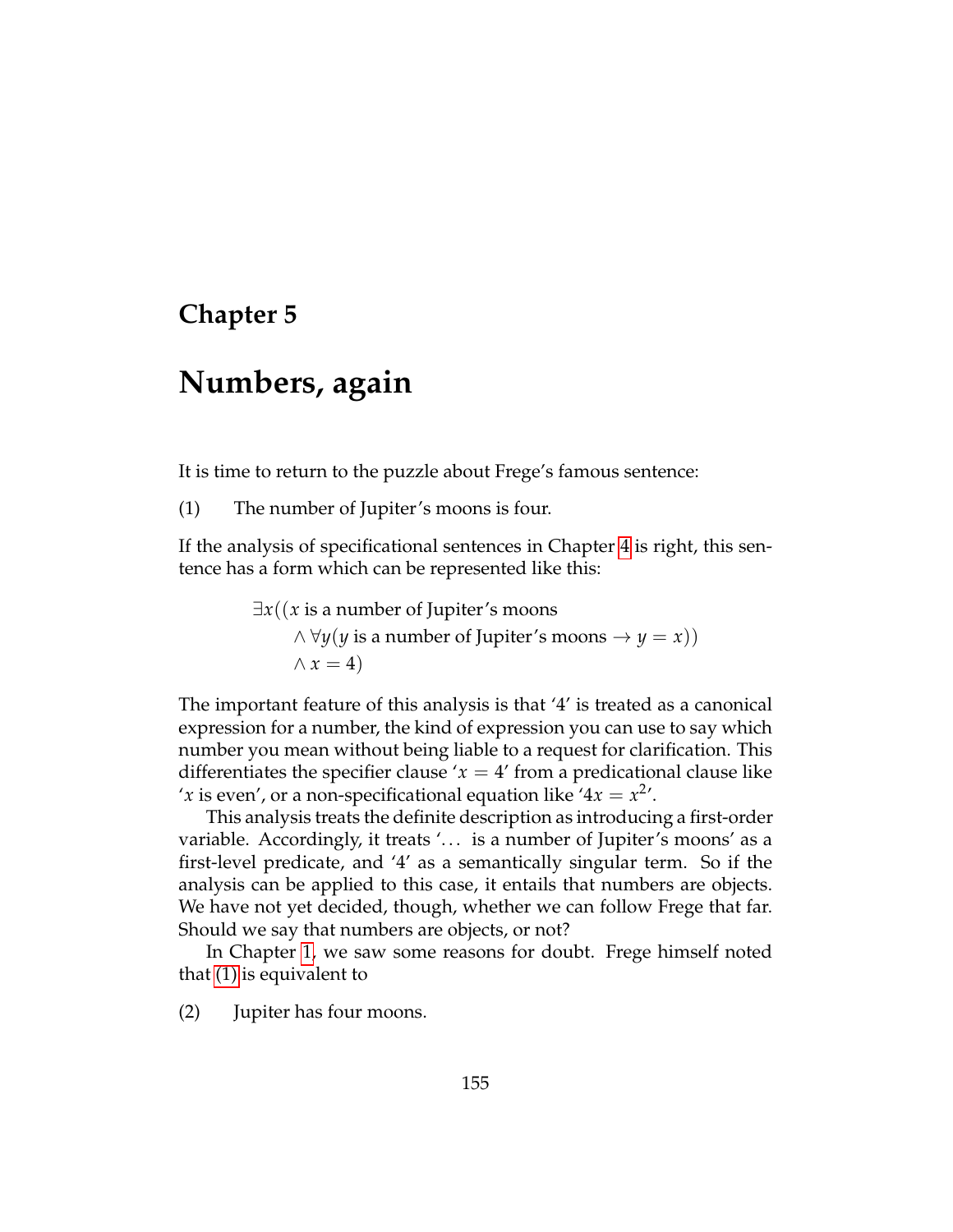# Chapter 5

## Numbers, again

It is time to return to the puzzle about Frege's famous sentence:

(1) The number of Jupiter's moons is four.

If the analysis of specificational sentences in Chapter 4 is right, this sentence has a form which can be represented like this:

$$
\begin{aligned}
\exists x ((&x \text{ is a number of Jupiter's moons} \\
&\wedge \forall y (y \text{ is a number of Jupiter's moons} \rightarrow y = x)) \\
&\wedge x = 4)
\end{aligned}
$$

The important feature of this analysis is that '4' is treated as a canonical expression for a number, the kind of expression you can use to say which number you mean without being liable to a request for clarification. This differentiates the specifier clause '$x = 4$' from a predicational clause like '$x$ is even', or a non-specificational equation like '$4x = x^2$'.

This analysis treats the definite description as introducing a first-order variable. Accordingly, it treats '... is a number of Jupiter's moons' as a first-level predicate, and '4' as a semantically singular term. So if the analysis can be applied to this case, it entails that numbers are objects. We have not yet decided, though, whether we can follow Frege that far. Should we say that numbers are objects, or not?

In Chapter 1, we saw some reasons for doubt. Frege himself noted that (1) is equivalent to

(2) Jupiter has four moons.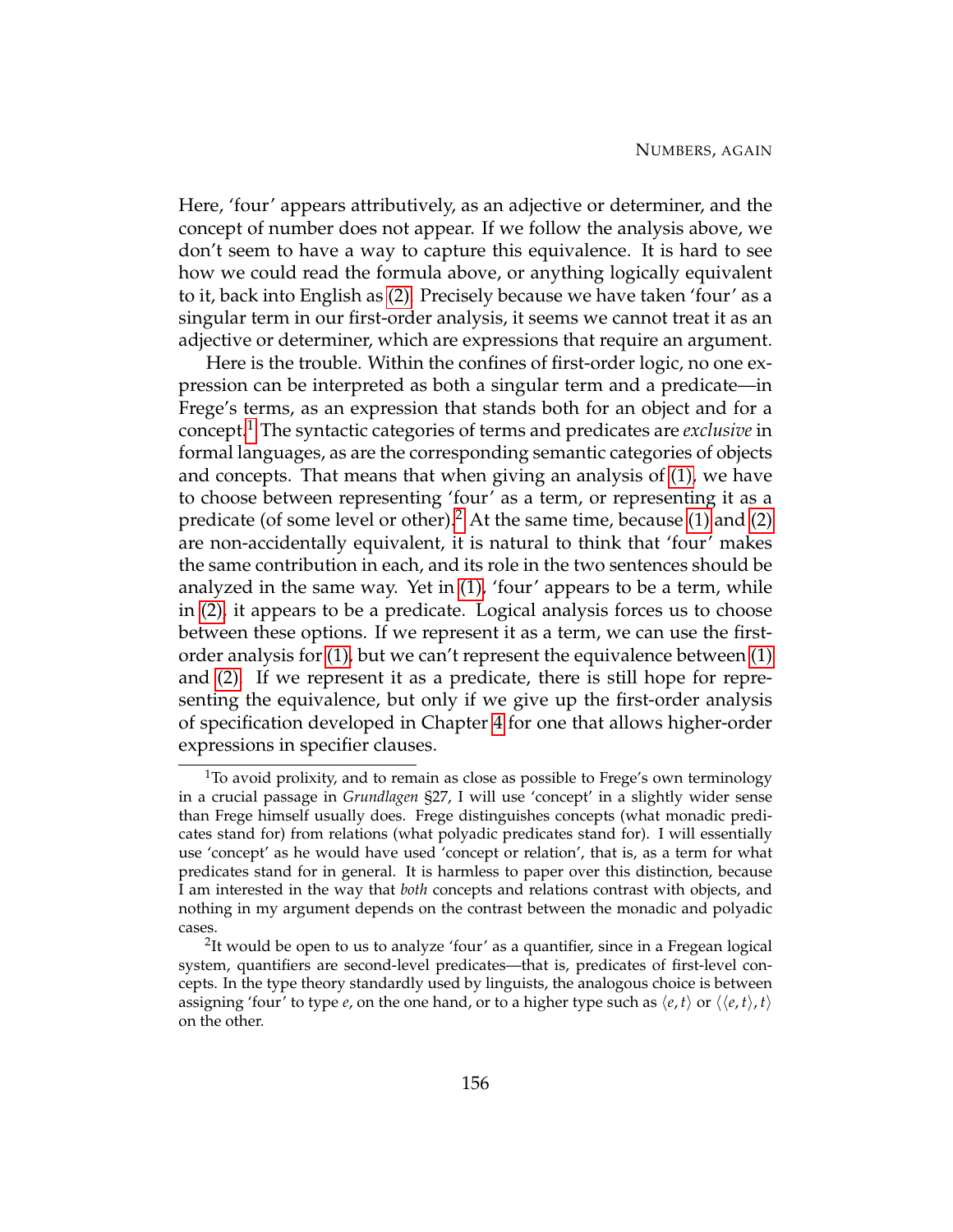Here, 'four' appears attributively, as an adjective or determiner, and the concept of number does not appear. If we follow the analysis above, we don't seem to have a way to capture this equivalence. It is hard to see how we could read the formula above, or anything logically equivalent to it, back into English as (2). Precisely because we have taken 'four' as a singular term in our first-order analysis, it seems we cannot treat it as an adjective or determiner, which are expressions that require an argument.

Here is the trouble. Within the confines of first-order logic, no one expression can be interpreted as both a singular term and a predicate—in Frege's terms, as an expression that stands both for an object and for a concept.[1] The syntactic categories of terms and predicates are *exclusive* in formal languages, as are the corresponding semantic categories of objects and concepts. That means that when giving an analysis of (1), we have to choose between representing 'four' as a term, or representing it as a predicate (of some level or other).[2] At the same time, because (1) and (2) are non-accidentally equivalent, it is natural to think that 'four' makes the same contribution in each, and its role in the two sentences should be analyzed in the same way. Yet in (1), 'four' appears to be a term, while in (2), it appears to be a predicate. Logical analysis forces us to choose between these options. If we represent it as a term, we can use the first-order analysis for (1), but we can't represent the equivalence between (1) and (2). If we represent it as a predicate, there is still hope for representing the equivalence, but only if we give up the first-order analysis of specification developed in Chapter 4 for one that allows higher-order expressions in specifier clauses.

---

[1] To avoid prolixity, and to remain as close as possible to Frege's own terminology in a crucial passage in *Grundlagen* §27, I will use 'concept' in a slightly wider sense than Frege himself usually does. Frege distinguishes concepts (what monadic predicates stand for) from relations (what polyadic predicates stand for). I will essentially use 'concept' as he would have used 'concept or relation', that is, as a term for what predicates stand for in general. It is harmless to paper over this distinction, because I am interested in the way that *both* concepts and relations contrast with objects, and nothing in my argument depends on the contrast between the monadic and polyadic cases.

[2] It would be open to us to analyze 'four' as a quantifier, since in a Fregean logical system, quantifiers are second-level predicates—that is, predicates of first-level concepts. In the type theory standardly used by linguists, the analogous choice is between assigning 'four' to type $e$, on the one hand, or to a higher type such as $\langle e, t \rangle$ or $\langle \langle e, t \rangle, t \rangle$ on the other.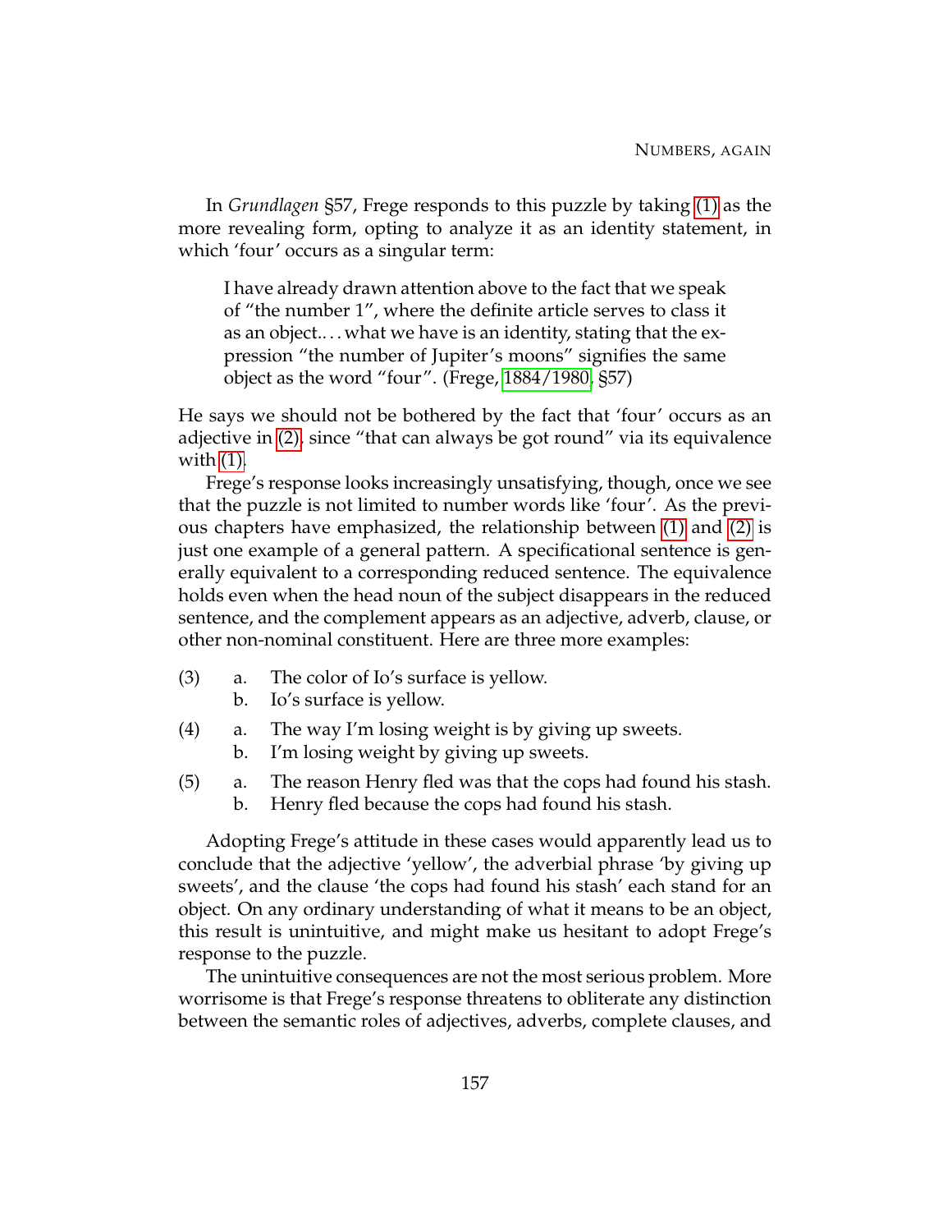In *Grundlagen* §57, Frege responds to this puzzle by taking (1) as the more revealing form, opting to analyze it as an identity statement, in which 'four' occurs as a singular term:

> I have already drawn attention above to the fact that we speak of "the number 1", where the definite article serves to class it as an object.... what we have is an identity, stating that the expression "the number of Jupiter's moons" signifies the same object as the word "four". (Frege, 1884/1980, §57)

He says we should not be bothered by the fact that 'four' occurs as an adjective in (2), since "that can always be got round" via its equivalence with (1).

Frege's response looks increasingly unsatisfying, though, once we see that the puzzle is not limited to number words like 'four'. As the previous chapters have emphasized, the relationship between (1) and (2) is just one example of a general pattern. A specificational sentence is generally equivalent to a corresponding reduced sentence. The equivalence holds even when the head noun of the subject disappears in the reduced sentence, and the complement appears as an adjective, adverb, clause, or other non-nominal constituent. Here are three more examples:

(3) a. The color of Io's surface is yellow.
 b. Io's surface is yellow.

(4) a. The way I'm losing weight is by giving up sweets.
 b. I'm losing weight by giving up sweets.

(5) a. The reason Henry fled was that the cops had found his stash.
 b. Henry fled because the cops had found his stash.

Adopting Frege's attitude in these cases would apparently lead us to conclude that the adjective 'yellow', the adverbial phrase 'by giving up sweets', and the clause 'the cops had found his stash' each stand for an object. On any ordinary understanding of what it means to be an object, this result is unintuitive, and might make us hesitant to adopt Frege's response to the puzzle.

The unintuitive consequences are not the most serious problem. More worrisome is that Frege's response threatens to obliterate any distinction between the semantic roles of adjectives, adverbs, complete clauses, and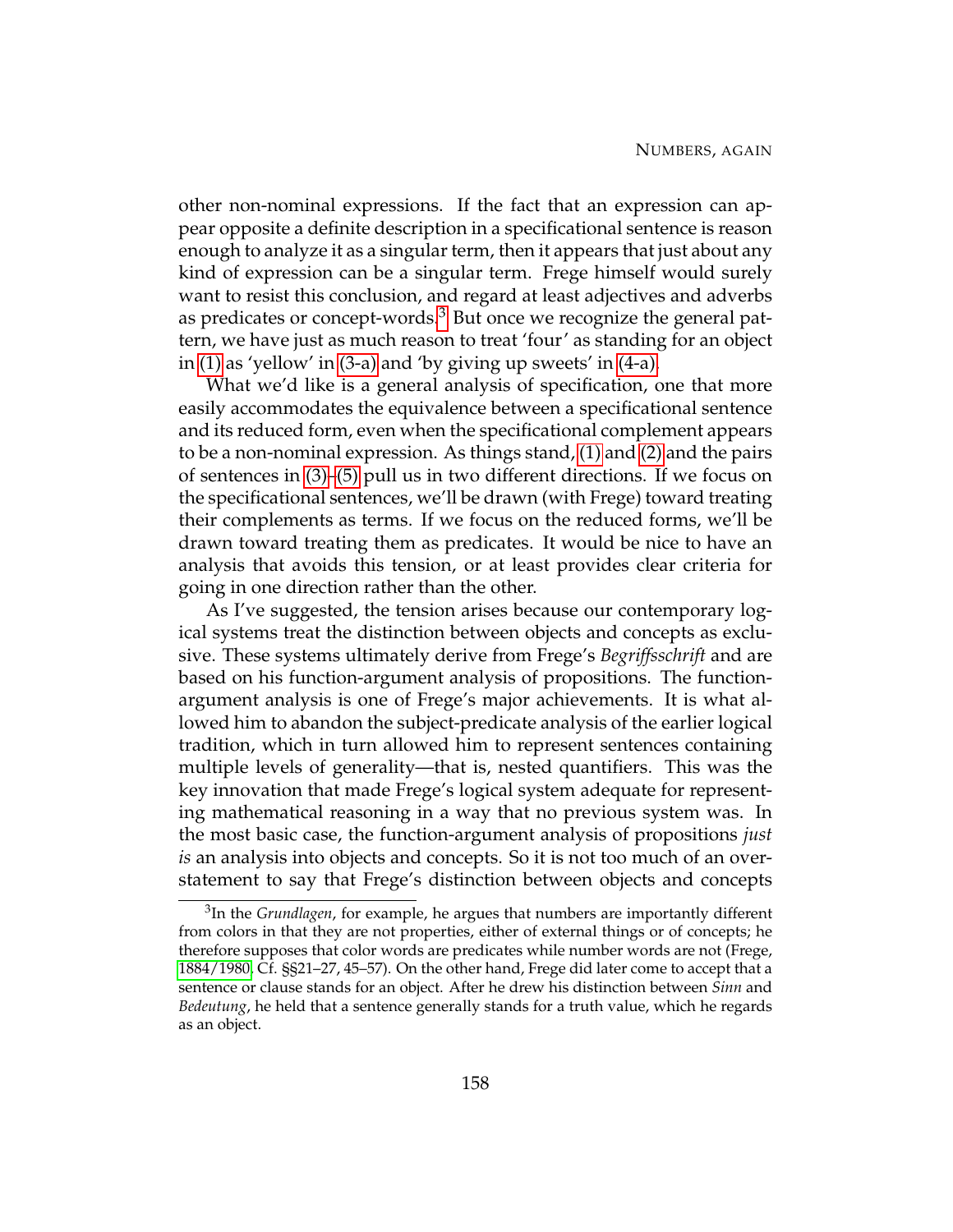other non-nominal expressions. If the fact that an expression can appear opposite a definite description in a specificational sentence is reason enough to analyze it as a singular term, then it appears that just about any kind of expression can be a singular term. Frege himself would surely want to resist this conclusion, and regard at least adjectives and adverbs as predicates or concept-words.[3] But once we recognize the general pattern, we have just as much reason to treat 'four' as standing for an object in (1) as 'yellow' in (3-a) and 'by giving up sweets' in (4-a).

What we'd like is a general analysis of specification, one that more easily accommodates the equivalence between a specificational sentence and its reduced form, even when the specificational complement appears to be a non-nominal expression. As things stand, (1) and (2) and the pairs of sentences in (3)–(5) pull us in two different directions. If we focus on the specificational sentences, we'll be drawn (with Frege) toward treating their complements as terms. If we focus on the reduced forms, we'll be drawn toward treating them as predicates. It would be nice to have an analysis that avoids this tension, or at least provides clear criteria for going in one direction rather than the other.

As I've suggested, the tension arises because our contemporary logical systems treat the distinction between objects and concepts as exclusive. These systems ultimately derive from Frege's *Begriffsschrift* and are based on his function-argument analysis of propositions. The function-argument analysis is one of Frege's major achievements. It is what allowed him to abandon the subject-predicate analysis of the earlier logical tradition, which in turn allowed him to represent sentences containing multiple levels of generality—that is, nested quantifiers. This was the key innovation that made Frege's logical system adequate for representing mathematical reasoning in a way that no previous system was. In the most basic case, the function-argument analysis of propositions *just is* an analysis into objects and concepts. So it is not too much of an overstatement to say that Frege's distinction between objects and concepts

[3] In the *Grundlagen*, for example, he argues that numbers are importantly different from colors in that they are not properties, either of external things or of concepts; he therefore supposes that color words are predicates while number words are not (Frege, 1884/1980. Cf. §§21–27, 45–57). On the other hand, Frege did later come to accept that a sentence or clause stands for an object. After he drew his distinction between *Sinn* and *Bedeutung*, he held that a sentence generally stands for a truth value, which he regards as an object.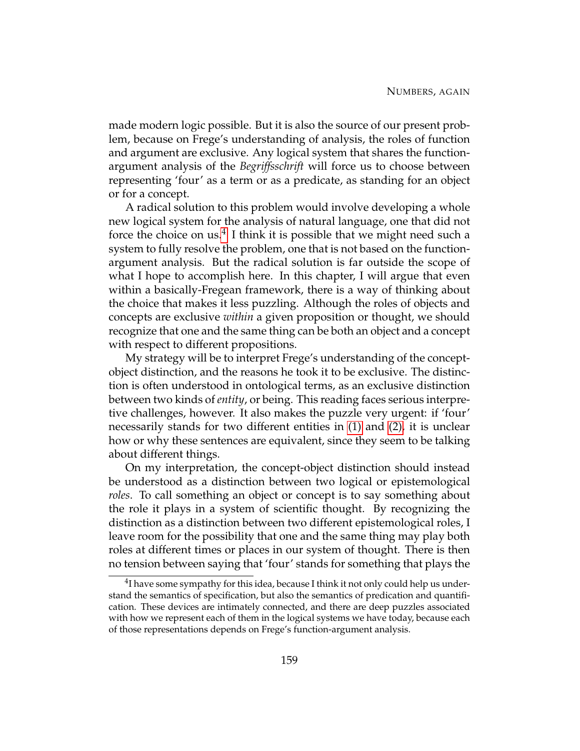made modern logic possible. But it is also the source of our present problem, because on Frege's understanding of analysis, the roles of function and argument are exclusive. Any logical system that shares the function-argument analysis of the *Begriffsschrift* will force us to choose between representing 'four' as a term or as a predicate, as standing for an object or for a concept.

A radical solution to this problem would involve developing a whole new logical system for the analysis of natural language, one that did not force the choice on us.[4] I think it is possible that we might need such a system to fully resolve the problem, one that is not based on the function-argument analysis. But the radical solution is far outside the scope of what I hope to accomplish here. In this chapter, I will argue that even within a basically-Fregean framework, there is a way of thinking about the choice that makes it less puzzling. Although the roles of objects and concepts are exclusive *within* a given proposition or thought, we should recognize that one and the same thing can be both an object and a concept with respect to different propositions.

My strategy will be to interpret Frege's understanding of the concept-object distinction, and the reasons he took it to be exclusive. The distinction is often understood in ontological terms, as an exclusive distinction between two kinds of *entity*, or being. This reading faces serious interpretive challenges, however. It also makes the puzzle very urgent: if 'four' necessarily stands for two different entities in (1) and (2), it is unclear how or why these sentences are equivalent, since they seem to be talking about different things.

On my interpretation, the concept-object distinction should instead be understood as a distinction between two logical or epistemological *roles*. To call something an object or concept is to say something about the role it plays in a system of scientific thought. By recognizing the distinction as a distinction between two different epistemological roles, I leave room for the possibility that one and the same thing may play both roles at different times or places in our system of thought. There is then no tension between saying that 'four' stands for something that plays the

[4] I have some sympathy for this idea, because I think it not only could help us understand the semantics of specification, but also the semantics of predication and quantification. These devices are intimately connected, and there are deep puzzles associated with how we represent each of them in the logical systems we have today, because each of those representations depends on Frege's function-argument analysis.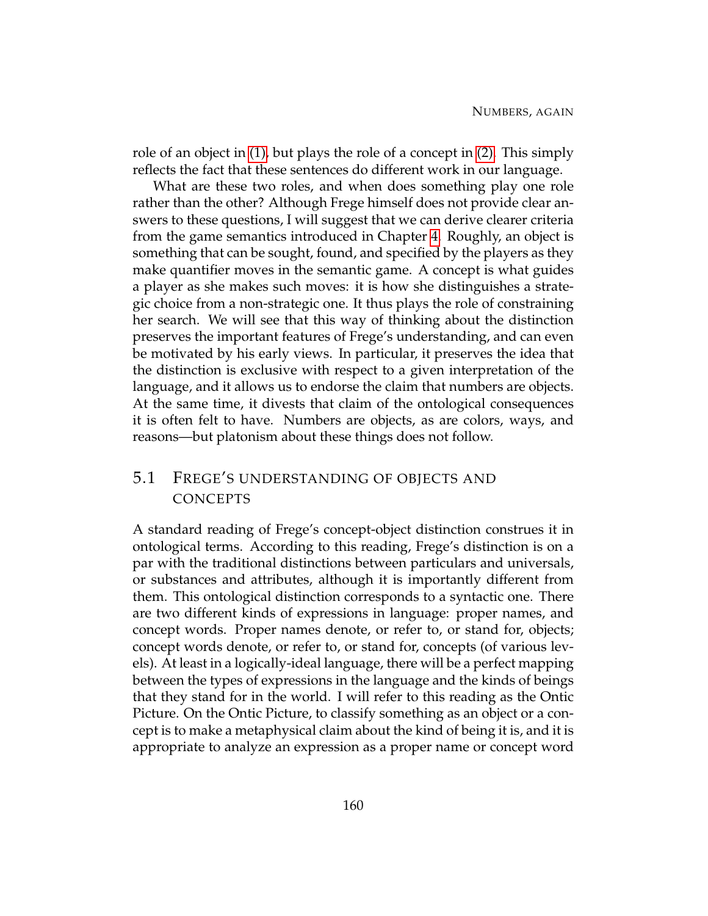role of an object in (1), but plays the role of a concept in (2). This simply reflects the fact that these sentences do different work in our language.

What are these two roles, and when does something play one role rather than the other? Although Frege himself does not provide clear answers to these questions, I will suggest that we can derive clearer criteria from the game semantics introduced in Chapter 4. Roughly, an object is something that can be sought, found, and specified by the players as they make quantifier moves in the semantic game. A concept is what guides a player as she makes such moves: it is how she distinguishes a strategic choice from a non-strategic one. It thus plays the role of constraining her search. We will see that this way of thinking about the distinction preserves the important features of Frege's understanding, and can even be motivated by his early views. In particular, it preserves the idea that the distinction is exclusive with respect to a given interpretation of the language, and it allows us to endorse the claim that numbers are objects. At the same time, it divests that claim of the ontological consequences it is often felt to have. Numbers are objects, as are colors, ways, and reasons—but platonism about these things does not follow.

## 5.1 Frege's understanding of objects and concepts

A standard reading of Frege's concept-object distinction construes it in ontological terms. According to this reading, Frege's distinction is on a par with the traditional distinctions between particulars and universals, or substances and attributes, although it is importantly different from them. This ontological distinction corresponds to a syntactic one. There are two different kinds of expressions in language: proper names, and concept words. Proper names denote, or refer to, or stand for, objects; concept words denote, or refer to, or stand for, concepts (of various levels). At least in a logically-ideal language, there will be a perfect mapping between the types of expressions in the language and the kinds of beings that they stand for in the world. I will refer to this reading as the Ontic Picture. On the Ontic Picture, to classify something as an object or a concept is to make a metaphysical claim about the kind of being it is, and it is appropriate to analyze an expression as a proper name or concept word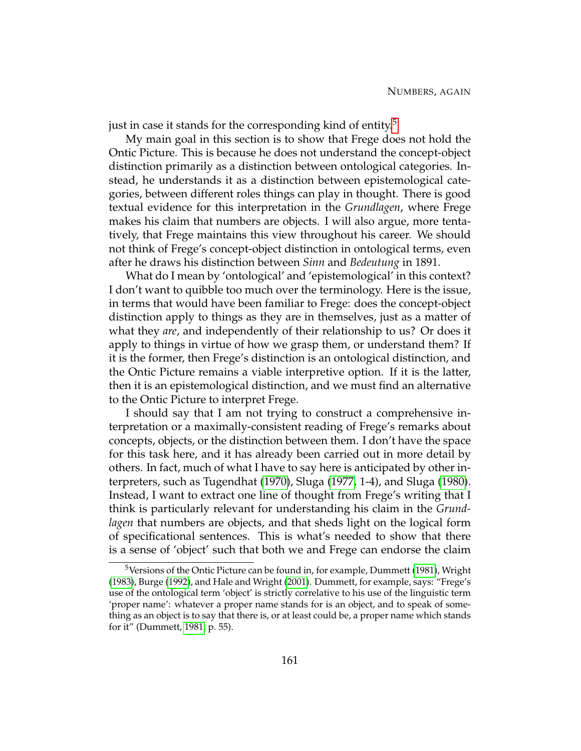just in case it stands for the corresponding kind of entity.[5]

My main goal in this section is to show that Frege does not hold the Ontic Picture. This is because he does not understand the concept-object distinction primarily as a distinction between ontological categories. Instead, he understands it as a distinction between epistemological categories, between different roles things can play in thought. There is good textual evidence for this interpretation in the *Grundlagen*, where Frege makes his claim that numbers are objects. I will also argue, more tentatively, that Frege maintains this view throughout his career. We should not think of Frege's concept-object distinction in ontological terms, even after he draws his distinction between *Sinn* and *Bedeutung* in 1891.

What do I mean by 'ontological' and 'epistemological' in this context? I don't want to quibble too much over the terminology. Here is the issue, in terms that would have been familiar to Frege: does the concept-object distinction apply to things as they are in themselves, just as a matter of what they *are*, and independently of their relationship to us? Or does it apply to things in virtue of how we grasp them, or understand them? If it is the former, then Frege's distinction is an ontological distinction, and the Ontic Picture remains a viable interpretive option. If it is the latter, then it is an epistemological distinction, and we must find an alternative to the Ontic Picture to interpret Frege.

I should say that I am not trying to construct a comprehensive interpretation or a maximally-consistent reading of Frege's remarks about concepts, objects, or the distinction between them. I don't have the space for this task here, and it has already been carried out in more detail by others. In fact, much of what I have to say here is anticipated by other interpreters, such as Tugendhat (1970), Sluga (1977, 1-4), and Sluga (1980). Instead, I want to extract one line of thought from Frege's writing that I think is particularly relevant for understanding his claim in the *Grundlagen* that numbers are objects, and that sheds light on the logical form of specificational sentences. This is what's needed to show that there is a sense of 'object' such that both we and Frege can endorse the claim

---

[5]Versions of the Ontic Picture can be found in, for example, Dummett (1981), Wright (1983), Burge (1992), and Hale and Wright (2001). Dummett, for example, says: "Frege's use of the ontological term 'object' is strictly correlative to his use of the linguistic term 'proper name': whatever a proper name stands for is an object, and to speak of something as an object is to say that there is, or at least could be, a proper name which stands for it" (Dummett, 1981, p. 55).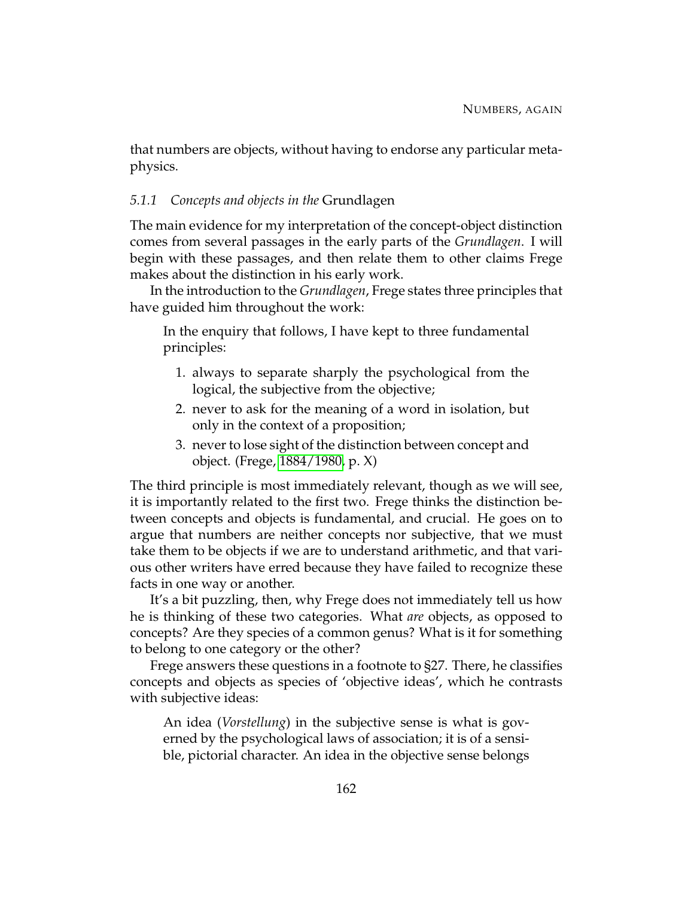that numbers are objects, without having to endorse any particular metaphysics.

### *5.1.1 Concepts and objects in the* Grundlagen

The main evidence for my interpretation of the concept-object distinction comes from several passages in the early parts of the *Grundlagen*. I will begin with these passages, and then relate them to other claims Frege makes about the distinction in his early work.

In the introduction to the *Grundlagen*, Frege states three principles that have guided him throughout the work:

> In the enquiry that follows, I have kept to three fundamental principles:
>
> 1. always to separate sharply the psychological from the logical, the subjective from the objective;
> 2. never to ask for the meaning of a word in isolation, but only in the context of a proposition;
> 3. never to lose sight of the distinction between concept and object. (Frege, 1884/1980, p. X)

The third principle is most immediately relevant, though as we will see, it is importantly related to the first two. Frege thinks the distinction between concepts and objects is fundamental, and crucial. He goes on to argue that numbers are neither concepts nor subjective, that we must take them to be objects if we are to understand arithmetic, and that various other writers have erred because they have failed to recognize these facts in one way or another.

It's a bit puzzling, then, why Frege does not immediately tell us how he is thinking of these two categories. What *are* objects, as opposed to concepts? Are they species of a common genus? What is it for something to belong to one category or the other?

Frege answers these questions in a footnote to §27. There, he classifies concepts and objects as species of 'objective ideas', which he contrasts with subjective ideas:

> An idea (*Vorstellung*) in the subjective sense is what is governed by the psychological laws of association; it is of a sensible, pictorial character. An idea in the objective sense belongs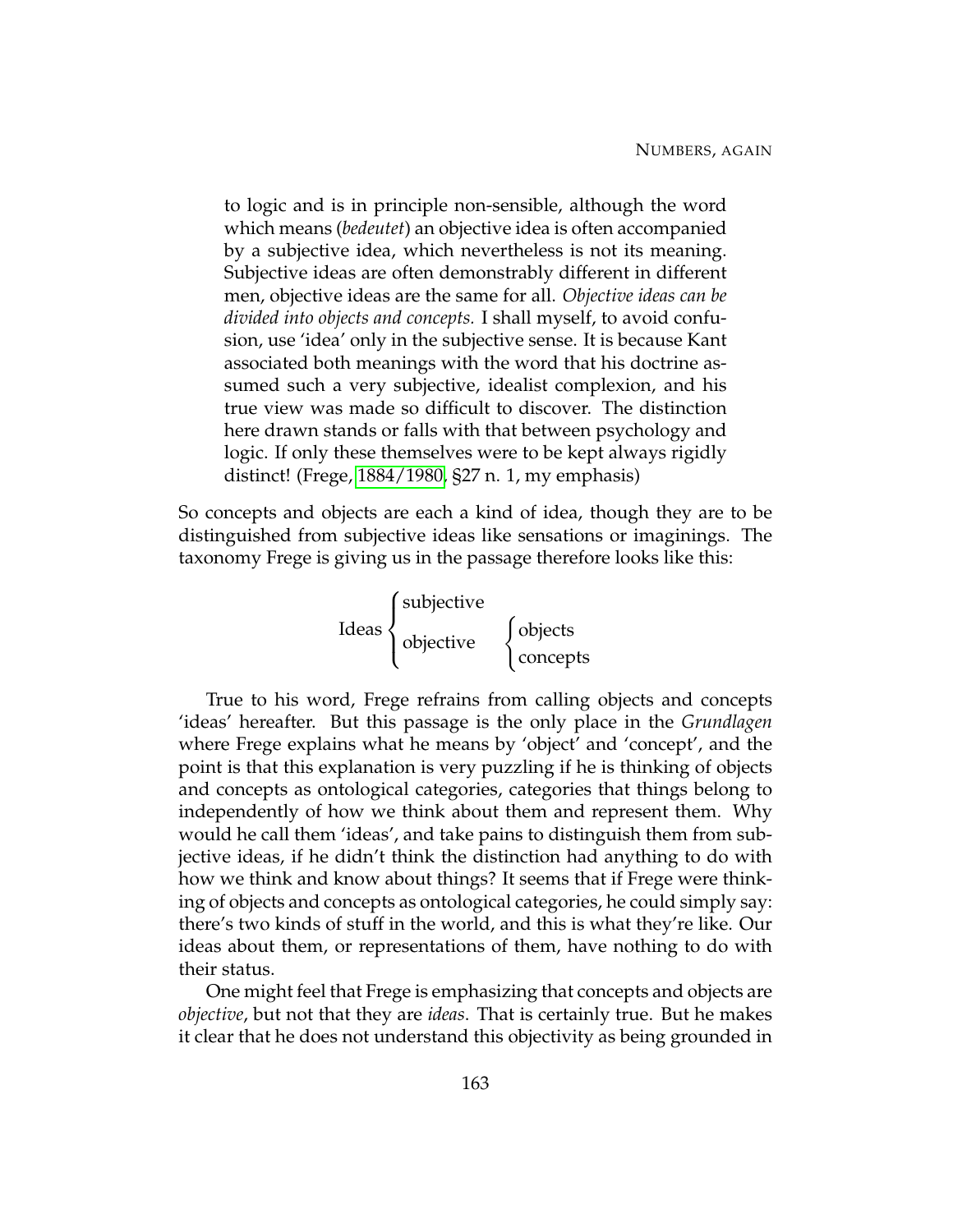> to logic and is in principle non-sensible, although the word which means (*bedeutet*) an objective idea is often accompanied by a subjective idea, which nevertheless is not its meaning. Subjective ideas are often demonstrably different in different men, objective ideas are the same for all. *Objective ideas can be divided into objects and concepts.* I shall myself, to avoid confusion, use 'idea' only in the subjective sense. It is because Kant associated both meanings with the word that his doctrine assumed such a very subjective, idealist complexion, and his true view was made so difficult to discover. The distinction here drawn stands or falls with that between psychology and logic. If only these themselves were to be kept always rigidly distinct! (Frege, 1884/1980, §27 n. 1, my emphasis)

So concepts and objects are each a kind of idea, though they are to be distinguished from subjective ideas like sensations or imaginings. The taxonomy Frege is giving us in the passage therefore looks like this:

$$\text{Ideas} \begin{cases} \text{subjective} \\ \text{objective} \quad \begin{cases} \text{objects} \\ \text{concepts} \end{cases} \end{cases}$$

True to his word, Frege refrains from calling objects and concepts 'ideas' hereafter. But this passage is the only place in the *Grundlagen* where Frege explains what he means by 'object' and 'concept', and the point is that this explanation is very puzzling if he is thinking of objects and concepts as ontological categories, categories that things belong to independently of how we think about them and represent them. Why would he call them 'ideas', and take pains to distinguish them from subjective ideas, if he didn't think the distinction had anything to do with how we think and know about things? It seems that if Frege were thinking of objects and concepts as ontological categories, he could simply say: there's two kinds of stuff in the world, and this is what they're like. Our ideas about them, or representations of them, have nothing to do with their status.

One might feel that Frege is emphasizing that concepts and objects are *objective*, but not that they are *ideas*. That is certainly true. But he makes it clear that he does not understand this objectivity as being grounded in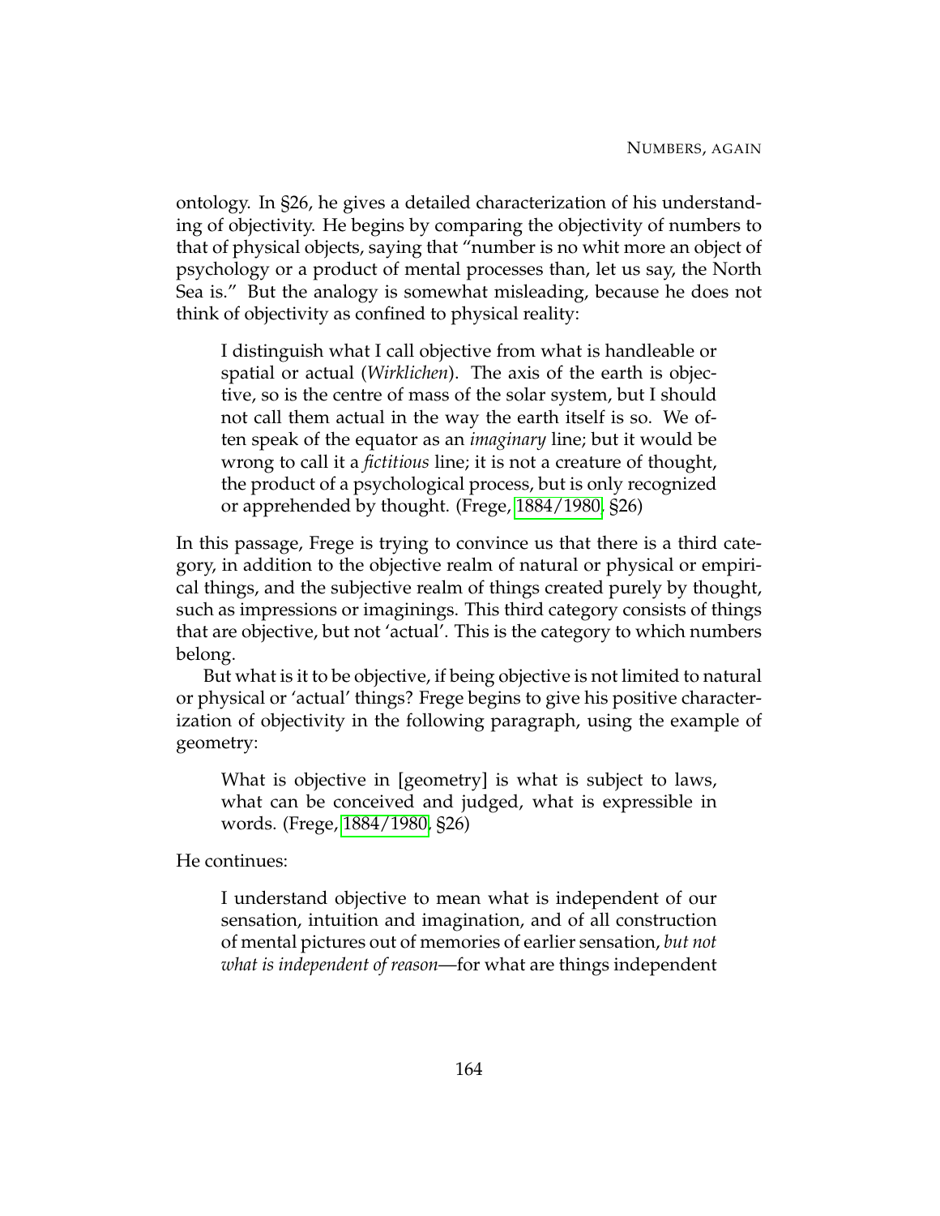ontology. In §26, he gives a detailed characterization of his understanding of objectivity. He begins by comparing the objectivity of numbers to that of physical objects, saying that "number is no whit more an object of psychology or a product of mental processes than, let us say, the North Sea is." But the analogy is somewhat misleading, because he does not think of objectivity as confined to physical reality:

> I distinguish what I call objective from what is handleable or spatial or actual (*Wirklichen*). The axis of the earth is objective, so is the centre of mass of the solar system, but I should not call them actual in the way the earth itself is so. We often speak of the equator as an *imaginary* line; but it would be wrong to call it a *fictitious* line; it is not a creature of thought, the product of a psychological process, but is only recognized or apprehended by thought. (Frege, 1884/1980, §26)

In this passage, Frege is trying to convince us that there is a third category, in addition to the objective realm of natural or physical or empirical things, and the subjective realm of things created purely by thought, such as impressions or imaginings. This third category consists of things that are objective, but not 'actual'. This is the category to which numbers belong.

But what is it to be objective, if being objective is not limited to natural or physical or 'actual' things? Frege begins to give his positive characterization of objectivity in the following paragraph, using the example of geometry:

> What is objective in [geometry] is what is subject to laws, what can be conceived and judged, what is expressible in words. (Frege, 1884/1980, §26)

He continues:

> I understand objective to mean what is independent of our sensation, intuition and imagination, and of all construction of mental pictures out of memories of earlier sensation, *but not what is independent of reason*—for what are things independent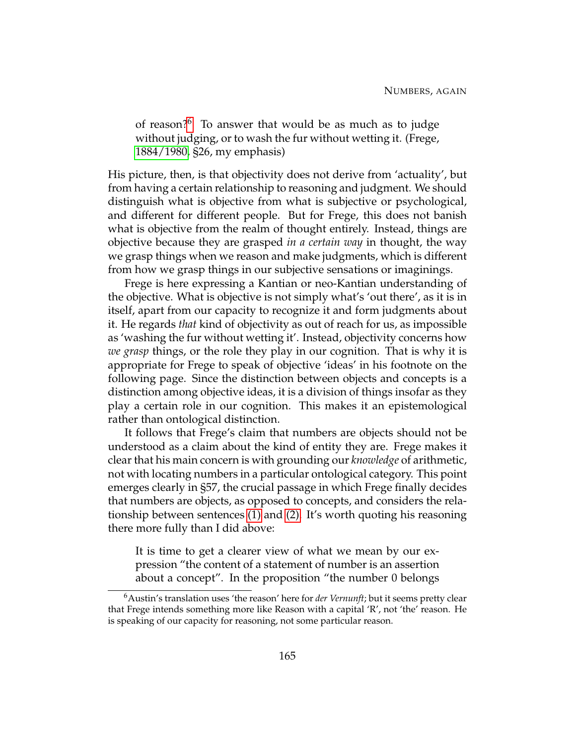> of reason?[6] To answer that would be as much as to judge without judging, or to wash the fur without wetting it. (Frege, 1884/1980, §26, my emphasis)

His picture, then, is that objectivity does not derive from 'actuality', but from having a certain relationship to reasoning and judgment. We should distinguish what is objective from what is subjective or psychological, and different for different people. But for Frege, this does not banish what is objective from the realm of thought entirely. Instead, things are objective because they are grasped *in a certain way* in thought, the way we grasp things when we reason and make judgments, which is different from how we grasp things in our subjective sensations or imaginings.

Frege is here expressing a Kantian or neo-Kantian understanding of the objective. What is objective is not simply what's 'out there', as it is in itself, apart from our capacity to recognize it and form judgments about it. He regards *that* kind of objectivity as out of reach for us, as impossible as 'washing the fur without wetting it'. Instead, objectivity concerns how *we grasp* things, or the role they play in our cognition. That is why it is appropriate for Frege to speak of objective 'ideas' in his footnote on the following page. Since the distinction between objects and concepts is a distinction among objective ideas, it is a division of things insofar as they play a certain role in our cognition. This makes it an epistemological rather than ontological distinction.

It follows that Frege's claim that numbers are objects should not be understood as a claim about the kind of entity they are. Frege makes it clear that his main concern is with grounding our *knowledge* of arithmetic, not with locating numbers in a particular ontological category. This point emerges clearly in §57, the crucial passage in which Frege finally decides that numbers are objects, as opposed to concepts, and considers the relationship between sentences (1) and (2). It's worth quoting his reasoning there more fully than I did above:

> It is time to get a clearer view of what we mean by our expression "the content of a statement of number is an assertion about a concept". In the proposition "the number 0 belongs

[6] Austin's translation uses 'the reason' here for *der Vernunft*; but it seems pretty clear that Frege intends something more like Reason with a capital 'R', not 'the' reason. He is speaking of our capacity for reasoning, not some particular reason.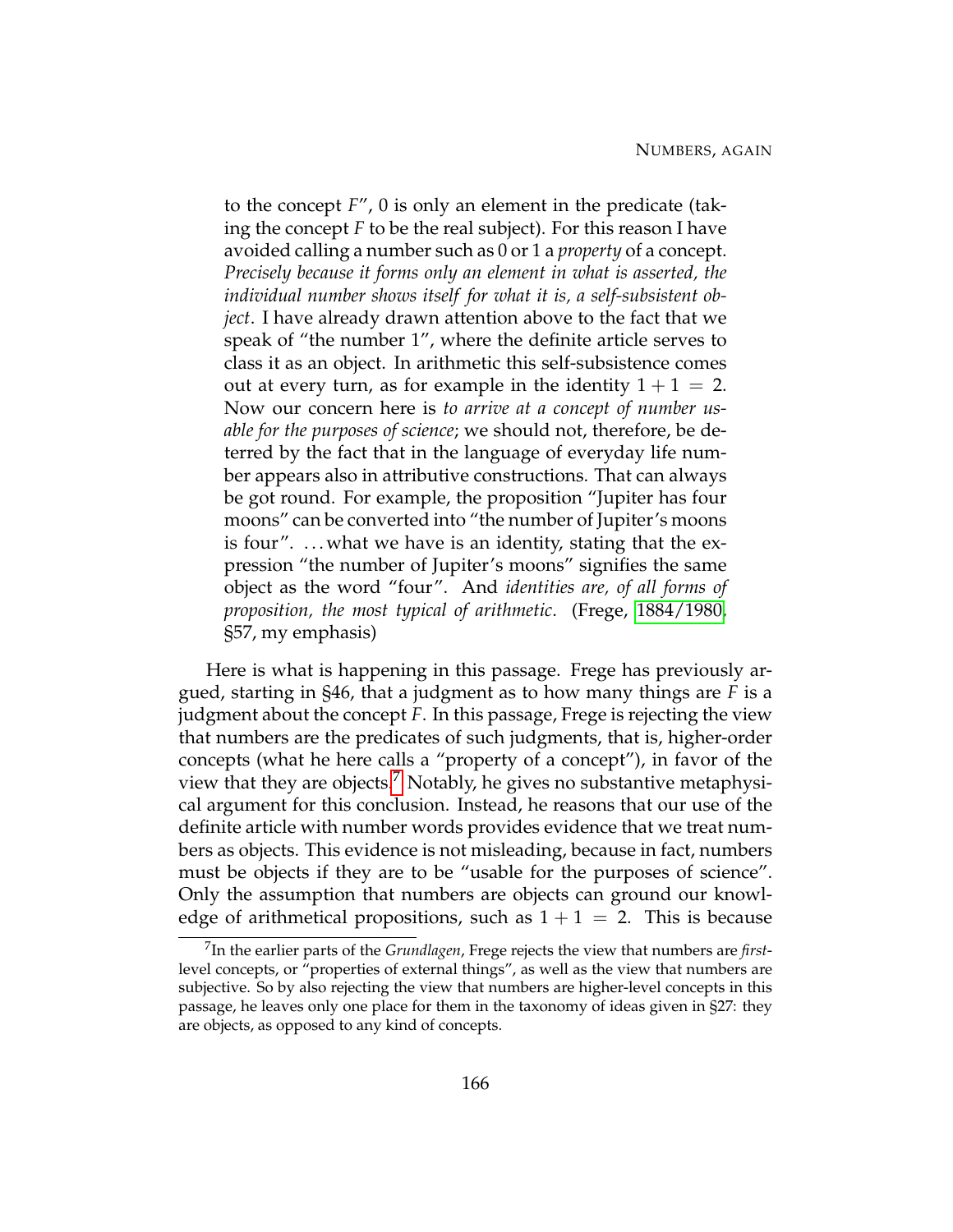> to the concept $F$", 0 is only an element in the predicate (taking the concept $F$ to be the real subject). For this reason I have avoided calling a number such as 0 or 1 a *property* of a concept. *Precisely because it forms only an element in what is asserted, the individual number shows itself for what it is, a self-subsistent object*. I have already drawn attention above to the fact that we speak of "the number 1", where the definite article serves to class it as an object. In arithmetic this self-subsistence comes out at every turn, as for example in the identity $1 + 1 = 2$. Now our concern here is *to arrive at a concept of number usable for the purposes of science*; we should not, therefore, be deterred by the fact that in the language of everyday life number appears also in attributive constructions. That can always be got round. For example, the proposition "Jupiter has four moons" can be converted into "the number of Jupiter's moons is four". ...what we have is an identity, stating that the expression "the number of Jupiter's moons" signifies the same object as the word "four". And *identities are, of all forms of proposition, the most typical of arithmetic*. (Frege, 1884/1980, §57, my emphasis)

Here is what is happening in this passage. Frege has previously argued, starting in §46, that a judgment as to how many things are $F$ is a judgment about the concept $F$. In this passage, Frege is rejecting the view that numbers are the predicates of such judgments, that is, higher-order concepts (what he here calls a "property of a concept"), in favor of the view that they are objects.[7] Notably, he gives no substantive metaphysical argument for this conclusion. Instead, he reasons that our use of the definite article with number words provides evidence that we treat numbers as objects. This evidence is not misleading, because in fact, numbers must be objects if they are to be "usable for the purposes of science". Only the assumption that numbers are objects can ground our knowledge of arithmetical propositions, such as $1 + 1 = 2$. This is because

[7] In the earlier parts of the *Grundlagen*, Frege rejects the view that numbers are *first*-level concepts, or "properties of external things", as well as the view that numbers are subjective. So by also rejecting the view that numbers are higher-level concepts in this passage, he leaves only one place for them in the taxonomy of ideas given in §27: they are objects, as opposed to any kind of concepts.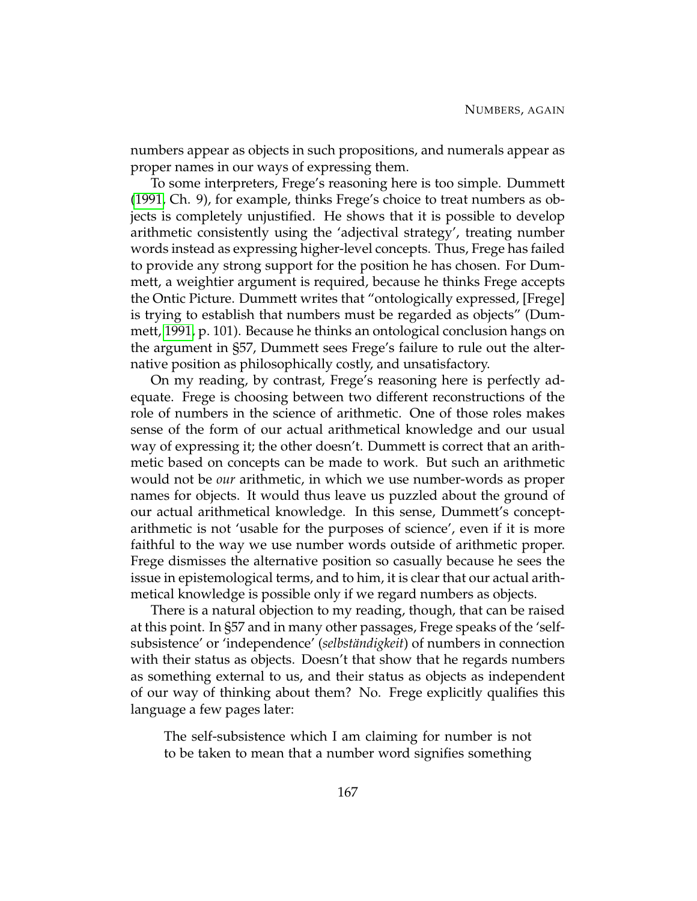numbers appear as objects in such propositions, and numerals appear as proper names in our ways of expressing them.

To some interpreters, Frege's reasoning here is too simple. Dummett (1991, Ch. 9), for example, thinks Frege's choice to treat numbers as objects is completely unjustified. He shows that it is possible to develop arithmetic consistently using the 'adjectival strategy', treating number words instead as expressing higher-level concepts. Thus, Frege has failed to provide any strong support for the position he has chosen. For Dummett, a weightier argument is required, because he thinks Frege accepts the Ontic Picture. Dummett writes that "ontologically expressed, [Frege] is trying to establish that numbers must be regarded as objects" (Dummett, 1991, p. 101). Because he thinks an ontological conclusion hangs on the argument in §57, Dummett sees Frege's failure to rule out the alternative position as philosophically costly, and unsatisfactory.

On my reading, by contrast, Frege's reasoning here is perfectly adequate. Frege is choosing between two different reconstructions of the role of numbers in the science of arithmetic. One of those roles makes sense of the form of our actual arithmetical knowledge and our usual way of expressing it; the other doesn't. Dummett is correct that an arithmetic based on concepts can be made to work. But such an arithmetic would not be *our* arithmetic, in which we use number-words as proper names for objects. It would thus leave us puzzled about the ground of our actual arithmetical knowledge. In this sense, Dummett's concept-arithmetic is not 'usable for the purposes of science', even if it is more faithful to the way we use number words outside of arithmetic proper. Frege dismisses the alternative position so casually because he sees the issue in epistemological terms, and to him, it is clear that our actual arithmetical knowledge is possible only if we regard numbers as objects.

There is a natural objection to my reading, though, that can be raised at this point. In §57 and in many other passages, Frege speaks of the 'self-subsistence' or 'independence' (*selbständigkeit*) of numbers in connection with their status as objects. Doesn't that show that he regards numbers as something external to us, and their status as objects as independent of our way of thinking about them? No. Frege explicitly qualifies this language a few pages later:

> The self-subsistence which I am claiming for number is not to be taken to mean that a number word signifies something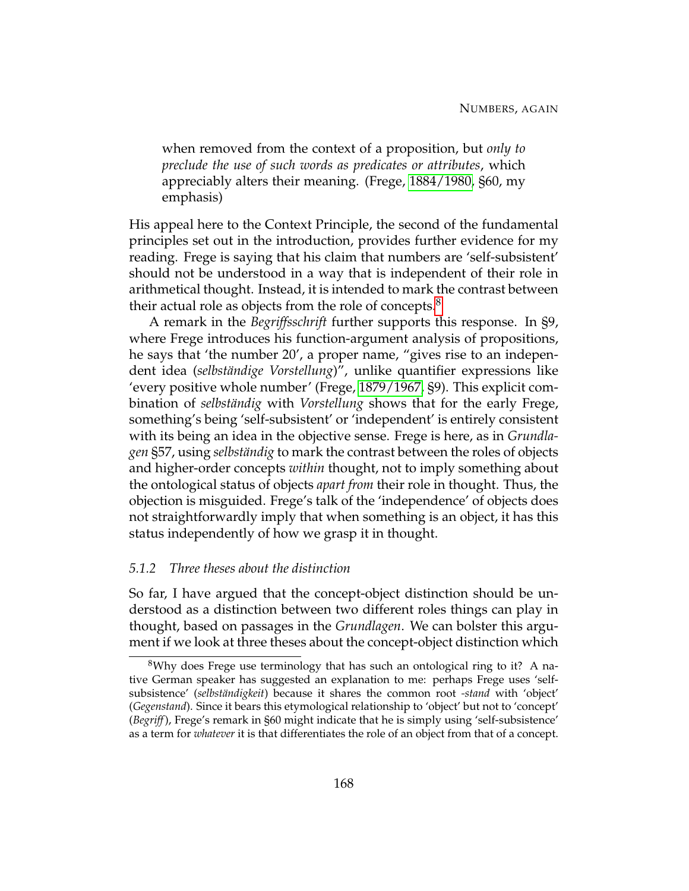> when removed from the context of a proposition, but *only to preclude the use of such words as predicates or attributes*, which appreciably alters their meaning. (Frege, 1884/1980, §60, my emphasis)

His appeal here to the Context Principle, the second of the fundamental principles set out in the introduction, provides further evidence for my reading. Frege is saying that his claim that numbers are 'self-subsistent' should not be understood in a way that is independent of their role in arithmetical thought. Instead, it is intended to mark the contrast between their actual role as objects from the role of concepts.[8]

A remark in the *Begriffsschrift* further supports this response. In §9, where Frege introduces his function-argument analysis of propositions, he says that 'the number 20', a proper name, "gives rise to an independent idea (*selbständige Vorstellung*)", unlike quantifier expressions like 'every positive whole number' (Frege, 1879/1967, §9). This explicit combination of *selbständig* with *Vorstellung* shows that for the early Frege, something's being 'self-subsistent' or 'independent' is entirely consistent with its being an idea in the objective sense. Frege is here, as in *Grundlagen* §57, using *selbständig* to mark the contrast between the roles of objects and higher-order concepts *within* thought, not to imply something about the ontological status of objects *apart from* their role in thought. Thus, the objection is misguided. Frege's talk of the 'independence' of objects does not straightforwardly imply that when something is an object, it has this status independently of how we grasp it in thought.

### *5.1.2 Three theses about the distinction*

So far, I have argued that the concept-object distinction should be understood as a distinction between two different roles things can play in thought, based on passages in the *Grundlagen*. We can bolster this argument if we look at three theses about the concept-object distinction which

---

[8] Why does Frege use terminology that has such an ontological ring to it? A native German speaker has suggested an explanation to me: perhaps Frege uses 'self-subsistence' (*selbständigkeit*) because it shares the common root *-stand* with 'object' (*Gegenstand*). Since it bears this etymological relationship to 'object' but not to 'concept' (*Begriff*), Frege's remark in §60 might indicate that he is simply using 'self-subsistence' as a term for *whatever* it is that differentiates the role of an object from that of a concept.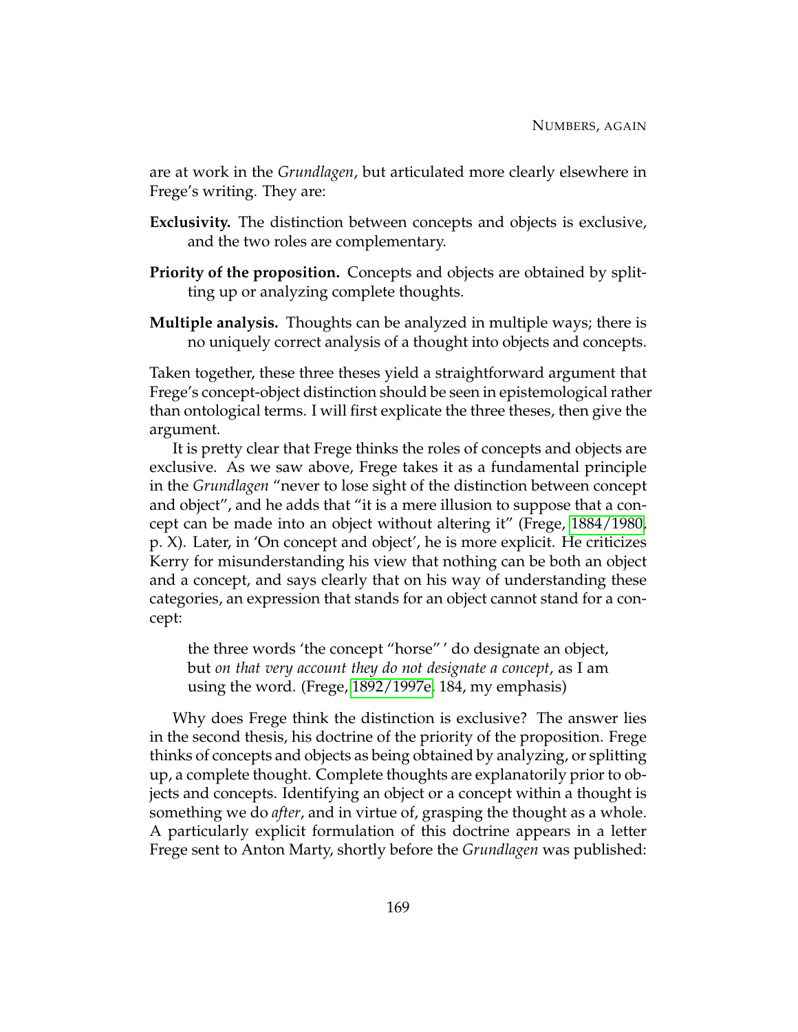are at work in the *Grundlagen*, but articulated more clearly elsewhere in Frege's writing. They are:

**Exclusivity.** The distinction between concepts and objects is exclusive, and the two roles are complementary.

**Priority of the proposition.** Concepts and objects are obtained by splitting up or analyzing complete thoughts.

**Multiple analysis.** Thoughts can be analyzed in multiple ways; there is no uniquely correct analysis of a thought into objects and concepts.

Taken together, these three theses yield a straightforward argument that Frege's concept-object distinction should be seen in epistemological rather than ontological terms. I will first explicate the three theses, then give the argument.

It is pretty clear that Frege thinks the roles of concepts and objects are exclusive. As we saw above, Frege takes it as a fundamental principle in the *Grundlagen* "never to lose sight of the distinction between concept and object", and he adds that "it is a mere illusion to suppose that a concept can be made into an object without altering it" (Frege, 1884/1980, p. X). Later, in 'On concept and object', he is more explicit. He criticizes Kerry for misunderstanding his view that nothing can be both an object and a concept, and says clearly that on his way of understanding these categories, an expression that stands for an object cannot stand for a concept:

> the three words 'the concept "horse"' do designate an object, but *on that very account they do not designate a concept*, as I am using the word. (Frege, 1892/1997e, 184, my emphasis)

Why does Frege think the distinction is exclusive? The answer lies in the second thesis, his doctrine of the priority of the proposition. Frege thinks of concepts and objects as being obtained by analyzing, or splitting up, a complete thought. Complete thoughts are explanatorily prior to objects and concepts. Identifying an object or a concept within a thought is something we do *after*, and in virtue of, grasping the thought as a whole. A particularly explicit formulation of this doctrine appears in a letter Frege sent to Anton Marty, shortly before the *Grundlagen* was published: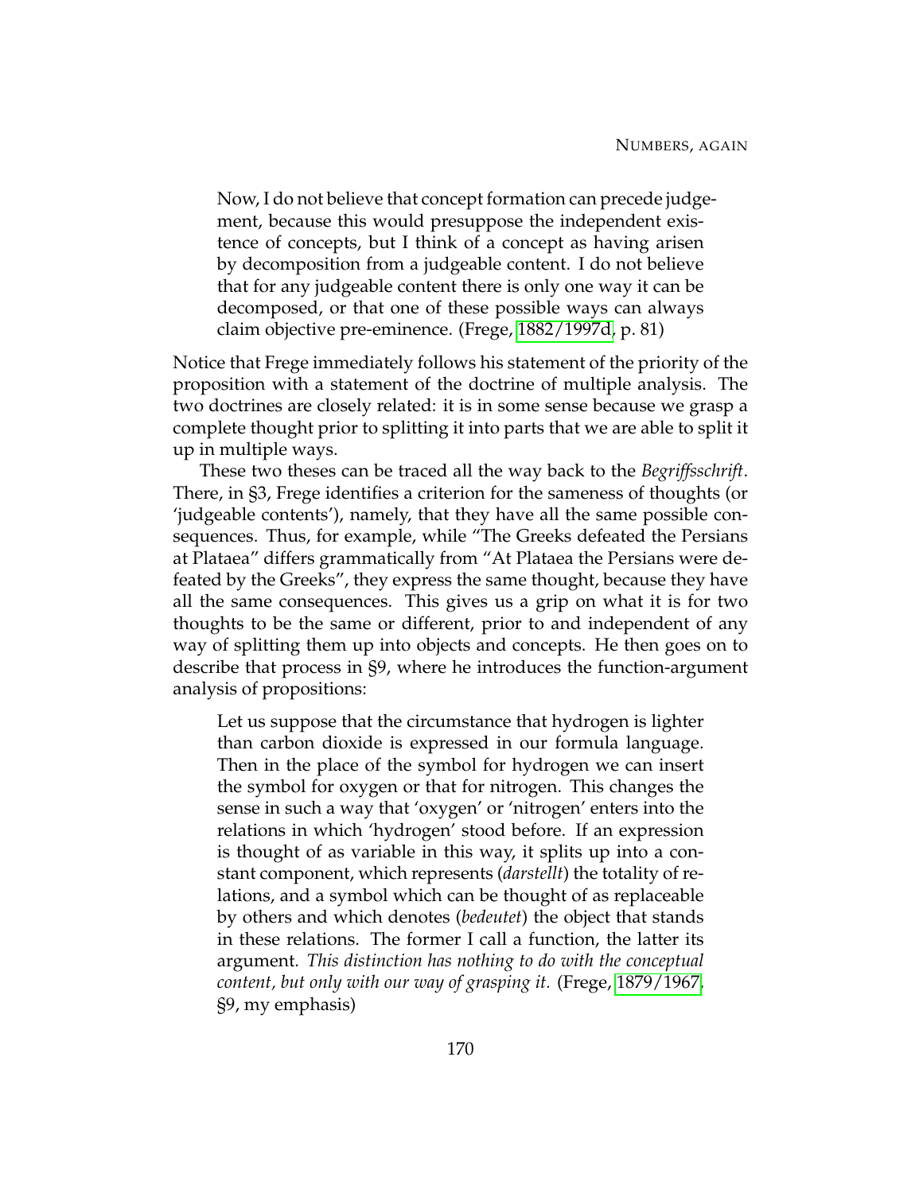> Now, I do not believe that concept formation can precede judgement, because this would presuppose the independent existence of concepts, but I think of a concept as having arisen by decomposition from a judgeable content. I do not believe that for any judgeable content there is only one way it can be decomposed, or that one of these possible ways can always claim objective pre-eminence. (Frege, 1882/1997d, p. 81)

Notice that Frege immediately follows his statement of the priority of the proposition with a statement of the doctrine of multiple analysis. The two doctrines are closely related: it is in some sense because we grasp a complete thought prior to splitting it into parts that we are able to split it up in multiple ways.

These two theses can be traced all the way back to the *Begriffsschrift*. There, in §3, Frege identifies a criterion for the sameness of thoughts (or 'judgeable contents'), namely, that they have all the same possible consequences. Thus, for example, while "The Greeks defeated the Persians at Plataea" differs grammatically from "At Plataea the Persians were defeated by the Greeks", they express the same thought, because they have all the same consequences. This gives us a grip on what it is for two thoughts to be the same or different, prior to and independent of any way of splitting them up into objects and concepts. He then goes on to describe that process in §9, where he introduces the function-argument analysis of propositions:

> Let us suppose that the circumstance that hydrogen is lighter than carbon dioxide is expressed in our formula language. Then in the place of the symbol for hydrogen we can insert the symbol for oxygen or that for nitrogen. This changes the sense in such a way that 'oxygen' or 'nitrogen' enters into the relations in which 'hydrogen' stood before. If an expression is thought of as variable in this way, it splits up into a constant component, which represents (*darstellt*) the totality of relations, and a symbol which can be thought of as replaceable by others and which denotes (*bedeutet*) the object that stands in these relations. The former I call a function, the latter its argument. *This distinction has nothing to do with the conceptual content, but only with our way of grasping it.* (Frege, 1879/1967, §9, my emphasis)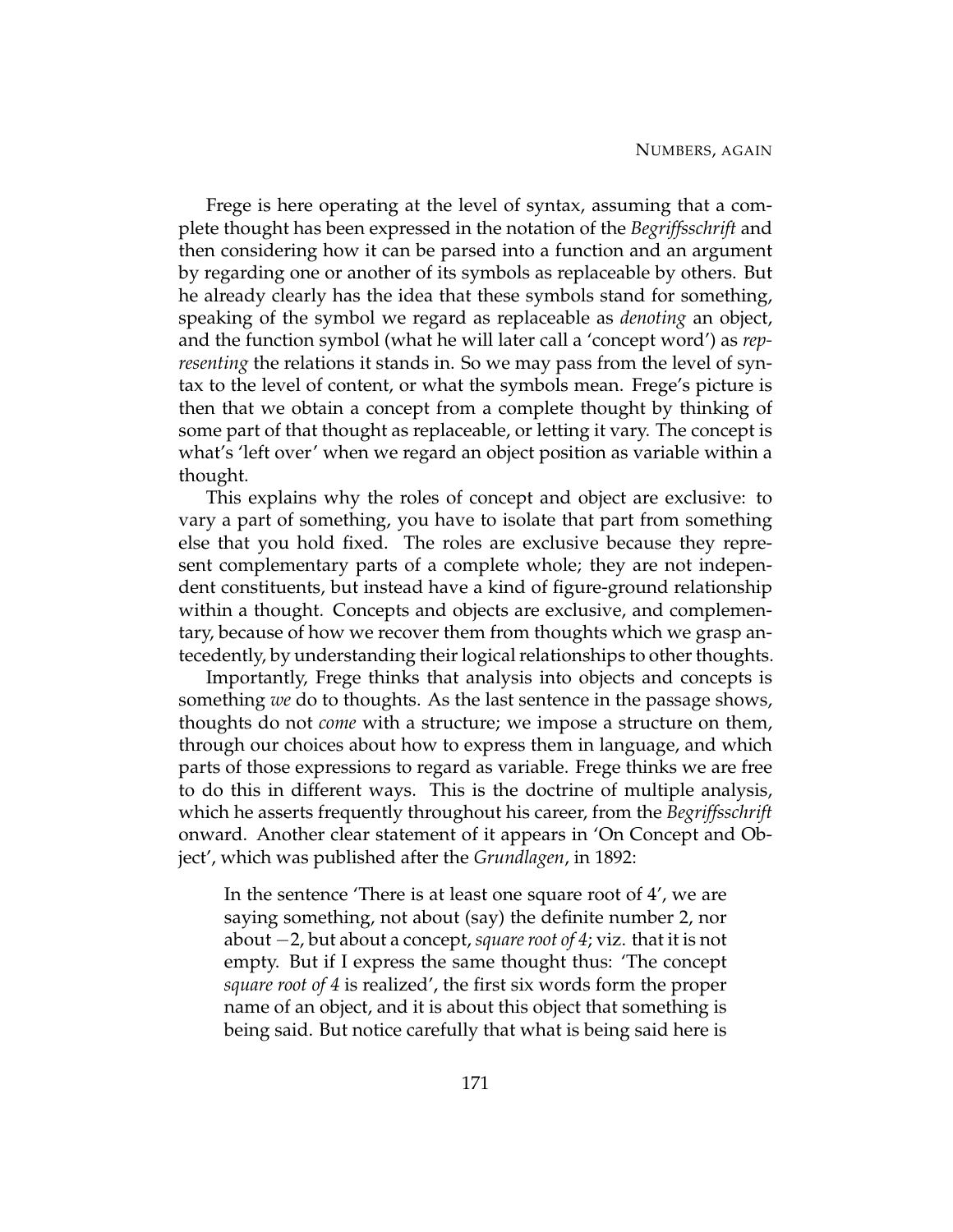Frege is here operating at the level of syntax, assuming that a complete thought has been expressed in the notation of the *Begriffsschrift* and then considering how it can be parsed into a function and an argument by regarding one or another of its symbols as replaceable by others. But he already clearly has the idea that these symbols stand for something, speaking of the symbol we regard as replaceable as *denoting* an object, and the function symbol (what he will later call a 'concept word') as *representing* the relations it stands in. So we may pass from the level of syntax to the level of content, or what the symbols mean. Frege's picture is then that we obtain a concept from a complete thought by thinking of some part of that thought as replaceable, or letting it vary. The concept is what's 'left over' when we regard an object position as variable within a thought.

This explains why the roles of concept and object are exclusive: to vary a part of something, you have to isolate that part from something else that you hold fixed. The roles are exclusive because they represent complementary parts of a complete whole; they are not independent constituents, but instead have a kind of figure-ground relationship within a thought. Concepts and objects are exclusive, and complementary, because of how we recover them from thoughts which we grasp antecedently, by understanding their logical relationships to other thoughts.

Importantly, Frege thinks that analysis into objects and concepts is something *we* do to thoughts. As the last sentence in the passage shows, thoughts do not *come* with a structure; we impose a structure on them, through our choices about how to express them in language, and which parts of those expressions to regard as variable. Frege thinks we are free to do this in different ways. This is the doctrine of multiple analysis, which he asserts frequently throughout his career, from the *Begriffsschrift* onward. Another clear statement of it appears in 'On Concept and Object', which was published after the *Grundlagen*, in 1892:

> In the sentence 'There is at least one square root of 4', we are saying something, not about (say) the definite number 2, nor about $-2$, but about a concept, *square root of 4*; viz. that it is not empty. But if I express the same thought thus: 'The concept *square root of 4* is realized', the first six words form the proper name of an object, and it is about this object that something is being said. But notice carefully that what is being said here is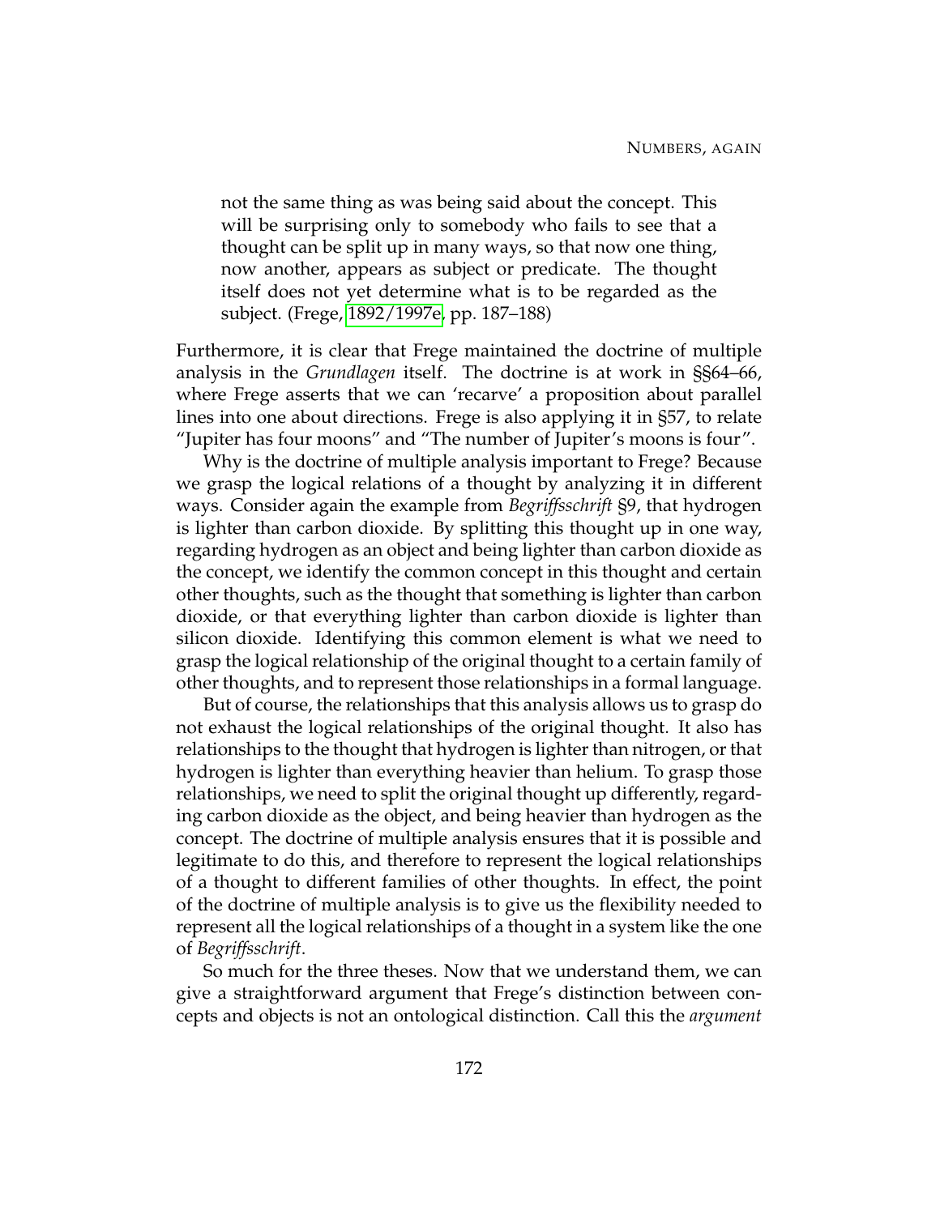> not the same thing as was being said about the concept. This will be surprising only to somebody who fails to see that a thought can be split up in many ways, so that now one thing, now another, appears as subject or predicate. The thought itself does not yet determine what is to be regarded as the subject. (Frege, 1892/1997e, pp. 187–188)

Furthermore, it is clear that Frege maintained the doctrine of multiple analysis in the *Grundlagen* itself. The doctrine is at work in §§64–66, where Frege asserts that we can 'recarve' a proposition about parallel lines into one about directions. Frege is also applying it in §57, to relate "Jupiter has four moons" and "The number of Jupiter's moons is four".

Why is the doctrine of multiple analysis important to Frege? Because we grasp the logical relations of a thought by analyzing it in different ways. Consider again the example from *Begriffsschrift* §9, that hydrogen is lighter than carbon dioxide. By splitting this thought up in one way, regarding hydrogen as an object and being lighter than carbon dioxide as the concept, we identify the common concept in this thought and certain other thoughts, such as the thought that something is lighter than carbon dioxide, or that everything lighter than carbon dioxide is lighter than silicon dioxide. Identifying this common element is what we need to grasp the logical relationship of the original thought to a certain family of other thoughts, and to represent those relationships in a formal language.

But of course, the relationships that this analysis allows us to grasp do not exhaust the logical relationships of the original thought. It also has relationships to the thought that hydrogen is lighter than nitrogen, or that hydrogen is lighter than everything heavier than helium. To grasp those relationships, we need to split the original thought up differently, regarding carbon dioxide as the object, and being heavier than hydrogen as the concept. The doctrine of multiple analysis ensures that it is possible and legitimate to do this, and therefore to represent the logical relationships of a thought to different families of other thoughts. In effect, the point of the doctrine of multiple analysis is to give us the flexibility needed to represent all the logical relationships of a thought in a system like the one of *Begriffsschrift*.

So much for the three theses. Now that we understand them, we can give a straightforward argument that Frege's distinction between concepts and objects is not an ontological distinction. Call this the *argument*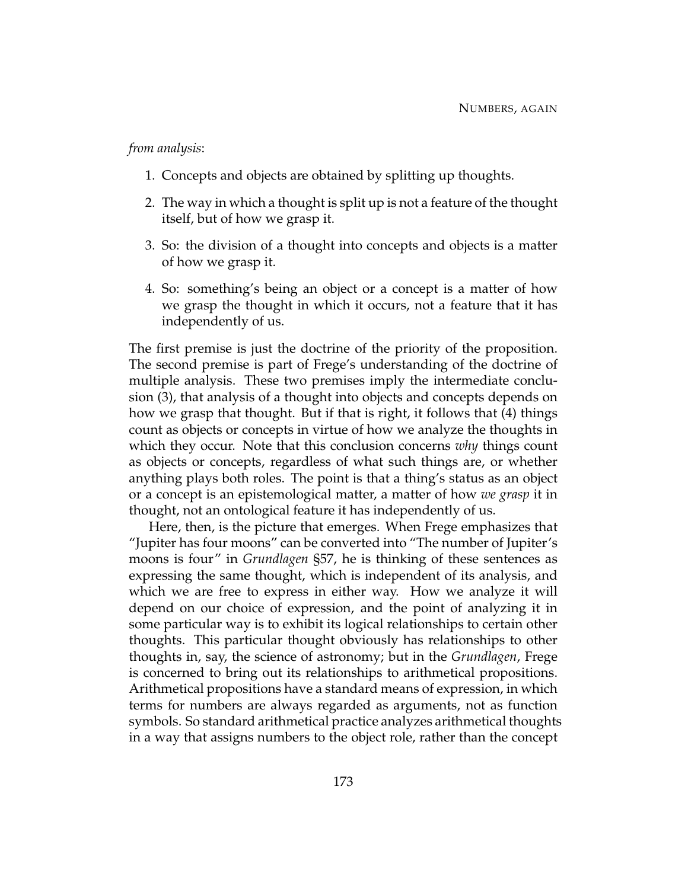*from analysis*:

1. Concepts and objects are obtained by splitting up thoughts.
2. The way in which a thought is split up is not a feature of the thought itself, but of how we grasp it.
3. So: the division of a thought into concepts and objects is a matter of how we grasp it.
4. So: something's being an object or a concept is a matter of how we grasp the thought in which it occurs, not a feature that it has independently of us.

The first premise is just the doctrine of the priority of the proposition. The second premise is part of Frege's understanding of the doctrine of multiple analysis. These two premises imply the intermediate conclusion (3), that analysis of a thought into objects and concepts depends on how we grasp that thought. But if that is right, it follows that (4) things count as objects or concepts in virtue of how we analyze the thoughts in which they occur. Note that this conclusion concerns *why* things count as objects or concepts, regardless of what such things are, or whether anything plays both roles. The point is that a thing's status as an object or a concept is an epistemological matter, a matter of how *we grasp* it in thought, not an ontological feature it has independently of us.

Here, then, is the picture that emerges. When Frege emphasizes that "Jupiter has four moons" can be converted into "The number of Jupiter's moons is four" in *Grundlagen* §57, he is thinking of these sentences as expressing the same thought, which is independent of its analysis, and which we are free to express in either way. How we analyze it will depend on our choice of expression, and the point of analyzing it in some particular way is to exhibit its logical relationships to certain other thoughts. This particular thought obviously has relationships to other thoughts in, say, the science of astronomy; but in the *Grundlagen*, Frege is concerned to bring out its relationships to arithmetical propositions. Arithmetical propositions have a standard means of expression, in which terms for numbers are always regarded as arguments, not as function symbols. So standard arithmetical practice analyzes arithmetical thoughts in a way that assigns numbers to the object role, rather than the concept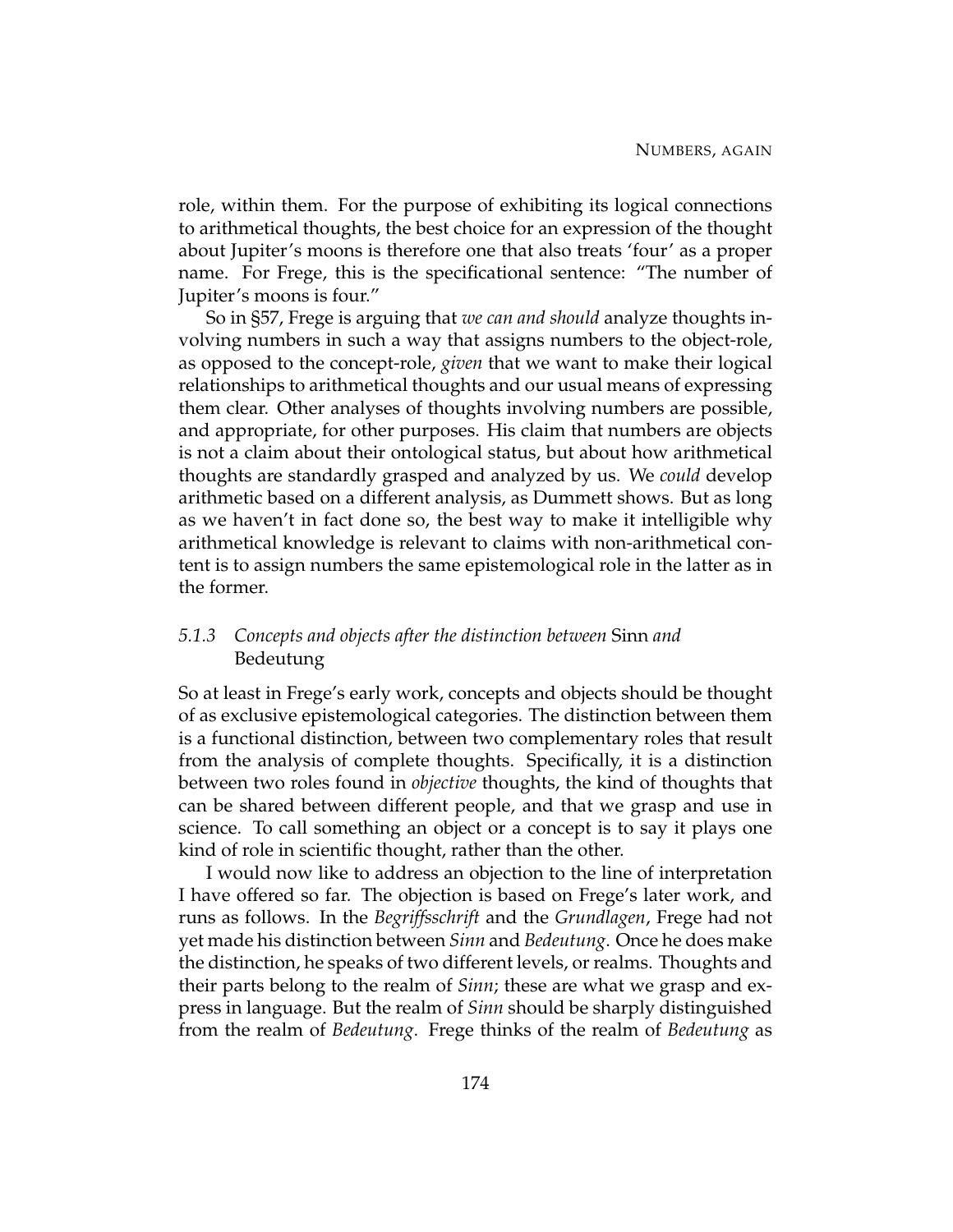role, within them. For the purpose of exhibiting its logical connections to arithmetical thoughts, the best choice for an expression of the thought about Jupiter's moons is therefore one that also treats 'four' as a proper name. For Frege, this is the specificational sentence: "The number of Jupiter's moons is four."

So in §57, Frege is arguing that *we can and should* analyze thoughts involving numbers in such a way that assigns numbers to the object-role, as opposed to the concept-role, *given* that we want to make their logical relationships to arithmetical thoughts and our usual means of expressing them clear. Other analyses of thoughts involving numbers are possible, and appropriate, for other purposes. His claim that numbers are objects is not a claim about their ontological status, but about how arithmetical thoughts are standardly grasped and analyzed by us. We *could* develop arithmetic based on a different analysis, as Dummett shows. But as long as we haven't in fact done so, the best way to make it intelligible why arithmetical knowledge is relevant to claims with non-arithmetical content is to assign numbers the same epistemological role in the latter as in the former.

### 5.1.3 *Concepts and objects after the distinction between* Sinn *and* Bedeutung

So at least in Frege's early work, concepts and objects should be thought of as exclusive epistemological categories. The distinction between them is a functional distinction, between two complementary roles that result from the analysis of complete thoughts. Specifically, it is a distinction between two roles found in *objective* thoughts, the kind of thoughts that can be shared between different people, and that we grasp and use in science. To call something an object or a concept is to say it plays one kind of role in scientific thought, rather than the other.

I would now like to address an objection to the line of interpretation I have offered so far. The objection is based on Frege's later work, and runs as follows. In the *Begriffsschrift* and the *Grundlagen*, Frege had not yet made his distinction between *Sinn* and *Bedeutung*. Once he does make the distinction, he speaks of two different levels, or realms. Thoughts and their parts belong to the realm of *Sinn*; these are what we grasp and express in language. But the realm of *Sinn* should be sharply distinguished from the realm of *Bedeutung*. Frege thinks of the realm of *Bedeutung* as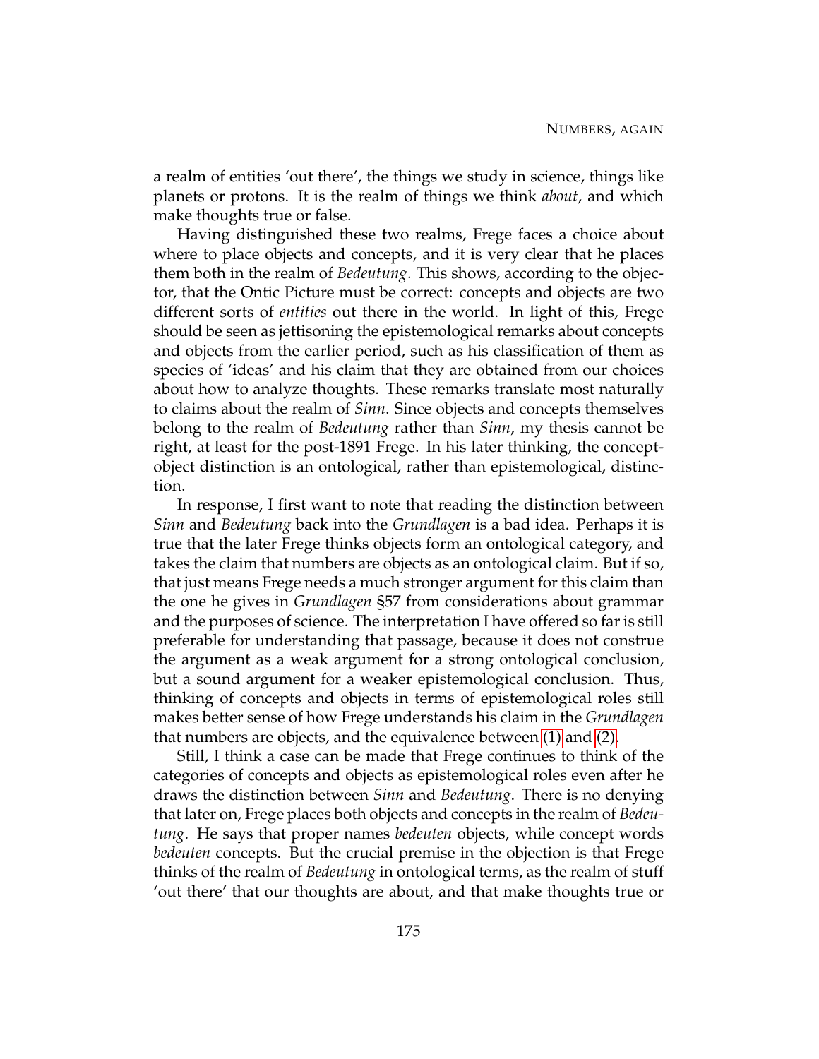a realm of entities 'out there', the things we study in science, things like planets or protons. It is the realm of things we think *about*, and which make thoughts true or false.

Having distinguished these two realms, Frege faces a choice about where to place objects and concepts, and it is very clear that he places them both in the realm of *Bedeutung*. This shows, according to the objector, that the Ontic Picture must be correct: concepts and objects are two different sorts of *entities* out there in the world. In light of this, Frege should be seen as jettisoning the epistemological remarks about concepts and objects from the earlier period, such as his classification of them as species of 'ideas' and his claim that they are obtained from our choices about how to analyze thoughts. These remarks translate most naturally to claims about the realm of *Sinn*. Since objects and concepts themselves belong to the realm of *Bedeutung* rather than *Sinn*, my thesis cannot be right, at least for the post-1891 Frege. In his later thinking, the concept-object distinction is an ontological, rather than epistemological, distinction.

In response, I first want to note that reading the distinction between *Sinn* and *Bedeutung* back into the *Grundlagen* is a bad idea. Perhaps it is true that the later Frege thinks objects form an ontological category, and takes the claim that numbers are objects as an ontological claim. But if so, that just means Frege needs a much stronger argument for this claim than the one he gives in *Grundlagen* §57 from considerations about grammar and the purposes of science. The interpretation I have offered so far is still preferable for understanding that passage, because it does not construe the argument as a weak argument for a strong ontological conclusion, but a sound argument for a weaker epistemological conclusion. Thus, thinking of concepts and objects in terms of epistemological roles still makes better sense of how Frege understands his claim in the *Grundlagen* that numbers are objects, and the equivalence between (1) and (2).

Still, I think a case can be made that Frege continues to think of the categories of concepts and objects as epistemological roles even after he draws the distinction between *Sinn* and *Bedeutung*. There is no denying that later on, Frege places both objects and concepts in the realm of *Bedeutung*. He says that proper names *bedeuten* objects, while concept words *bedeuten* concepts. But the crucial premise in the objection is that Frege thinks of the realm of *Bedeutung* in ontological terms, as the realm of stuff 'out there' that our thoughts are about, and that make thoughts true or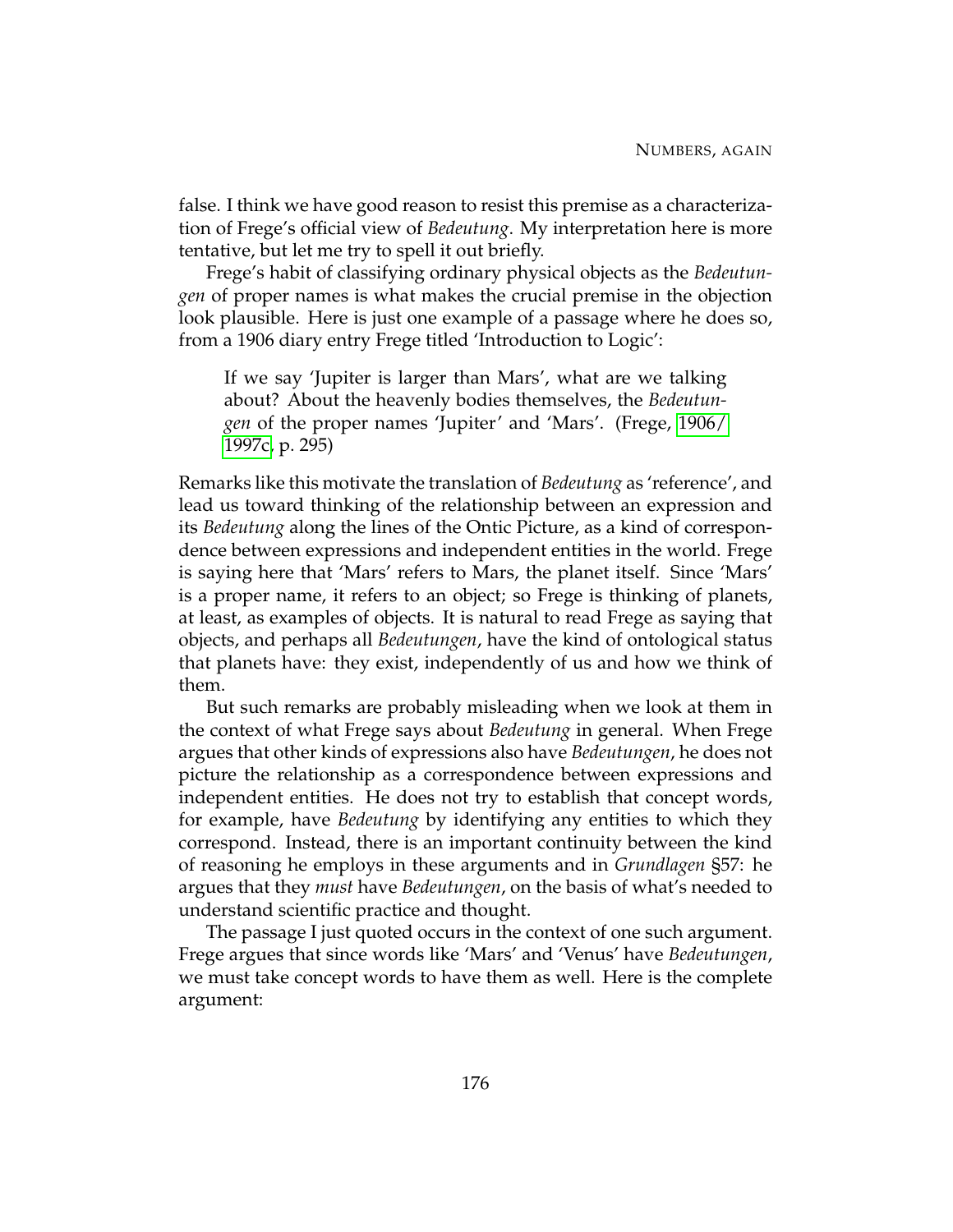false. I think we have good reason to resist this premise as a characterization of Frege's official view of *Bedeutung*. My interpretation here is more tentative, but let me try to spell it out briefly.

Frege's habit of classifying ordinary physical objects as the *Bedeutungen* of proper names is what makes the crucial premise in the objection look plausible. Here is just one example of a passage where he does so, from a 1906 diary entry Frege titled 'Introduction to Logic':

> If we say 'Jupiter is larger than Mars', what are we talking about? About the heavenly bodies themselves, the *Bedeutungen* of the proper names 'Jupiter' and 'Mars'. (Frege, 1906/1997c, p. 295)

Remarks like this motivate the translation of *Bedeutung* as 'reference', and lead us toward thinking of the relationship between an expression and its *Bedeutung* along the lines of the Ontic Picture, as a kind of correspondence between expressions and independent entities in the world. Frege is saying here that 'Mars' refers to Mars, the planet itself. Since 'Mars' is a proper name, it refers to an object; so Frege is thinking of planets, at least, as examples of objects. It is natural to read Frege as saying that objects, and perhaps all *Bedeutungen*, have the kind of ontological status that planets have: they exist, independently of us and how we think of them.

But such remarks are probably misleading when we look at them in the context of what Frege says about *Bedeutung* in general. When Frege argues that other kinds of expressions also have *Bedeutungen*, he does not picture the relationship as a correspondence between expressions and independent entities. He does not try to establish that concept words, for example, have *Bedeutung* by identifying any entities to which they correspond. Instead, there is an important continuity between the kind of reasoning he employs in these arguments and in *Grundlagen* §57: he argues that they *must* have *Bedeutungen*, on the basis of what's needed to understand scientific practice and thought.

The passage I just quoted occurs in the context of one such argument. Frege argues that since words like 'Mars' and 'Venus' have *Bedeutungen*, we must take concept words to have them as well. Here is the complete argument: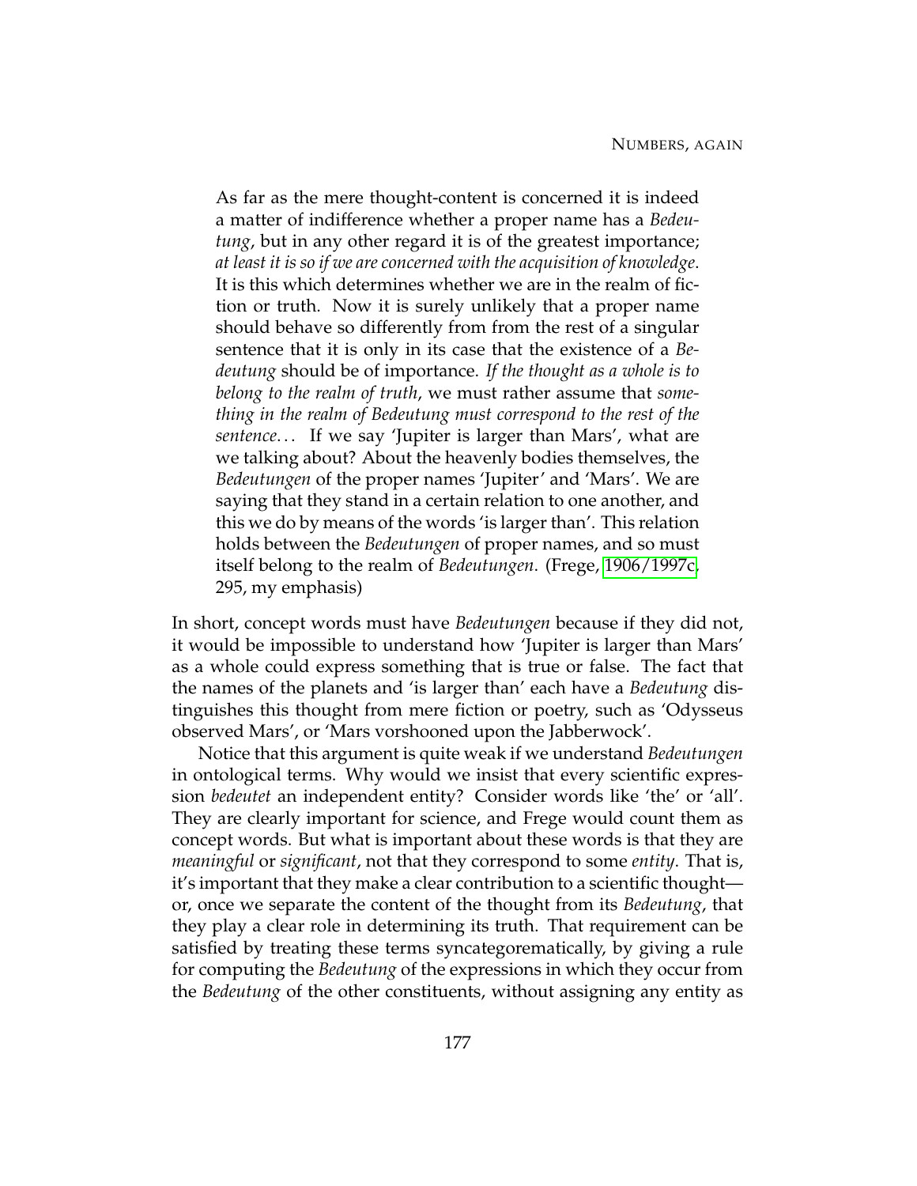> As far as the mere thought-content is concerned it is indeed a matter of indifference whether a proper name has a *Bedeutung*, but in any other regard it is of the greatest importance; *at least it is so if we are concerned with the acquisition of knowledge*. It is this which determines whether we are in the realm of fiction or truth. Now it is surely unlikely that a proper name should behave so differently from from the rest of a singular sentence that it is only in its case that the existence of a *Bedeutung* should be of importance. *If the thought as a whole is to belong to the realm of truth*, we must rather assume that *something in the realm of Bedeutung must correspond to the rest of the sentence*... If we say 'Jupiter is larger than Mars', what are we talking about? About the heavenly bodies themselves, the *Bedeutungen* of the proper names 'Jupiter' and 'Mars'. We are saying that they stand in a certain relation to one another, and this we do by means of the words 'is larger than'. This relation holds between the *Bedeutungen* of proper names, and so must itself belong to the realm of *Bedeutungen*. (Frege, 1906/1997c, 295, my emphasis)

In short, concept words must have *Bedeutungen* because if they did not, it would be impossible to understand how 'Jupiter is larger than Mars' as a whole could express something that is true or false. The fact that the names of the planets and 'is larger than' each have a *Bedeutung* distinguishes this thought from mere fiction or poetry, such as 'Odysseus observed Mars', or 'Mars vorshooned upon the Jabberwock'.

Notice that this argument is quite weak if we understand *Bedeutungen* in ontological terms. Why would we insist that every scientific expression *bedeutet* an independent entity? Consider words like 'the' or 'all'. They are clearly important for science, and Frege would count them as concept words. But what is important about these words is that they are *meaningful* or *significant*, not that they correspond to some *entity*. That is, it's important that they make a clear contribution to a scientific thought—or, once we separate the content of the thought from its *Bedeutung*, that they play a clear role in determining its truth. That requirement can be satisfied by treating these terms syncategorematically, by giving a rule for computing the *Bedeutung* of the expressions in which they occur from the *Bedeutung* of the other constituents, without assigning any entity as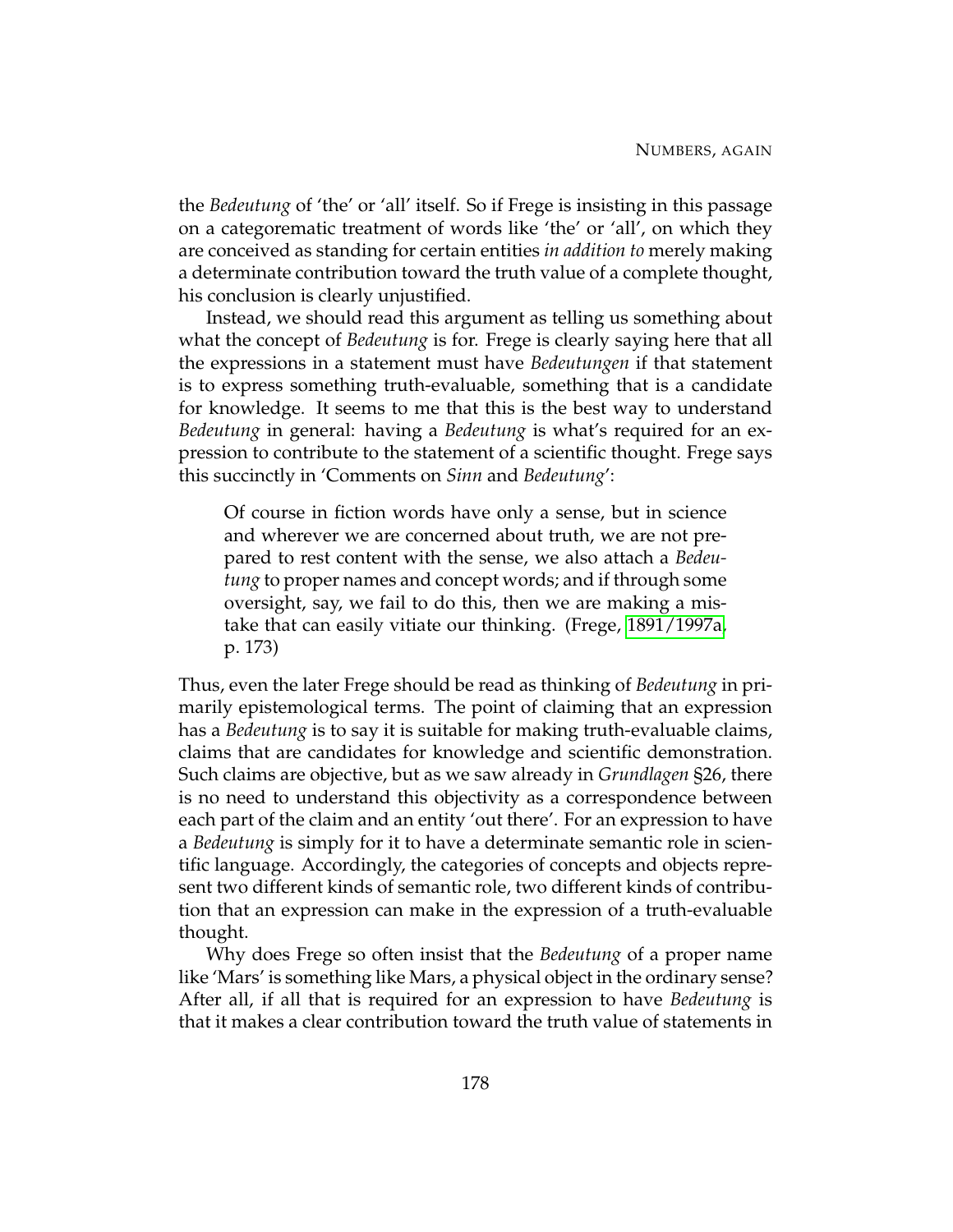the *Bedeutung* of 'the' or 'all' itself. So if Frege is insisting in this passage on a categorematic treatment of words like 'the' or 'all', on which they are conceived as standing for certain entities *in addition to* merely making a determinate contribution toward the truth value of a complete thought, his conclusion is clearly unjustified.

Instead, we should read this argument as telling us something about what the concept of *Bedeutung* is for. Frege is clearly saying here that all the expressions in a statement must have *Bedeutungen* if that statement is to express something truth-evaluable, something that is a candidate for knowledge. It seems to me that this is the best way to understand *Bedeutung* in general: having a *Bedeutung* is what's required for an expression to contribute to the statement of a scientific thought. Frege says this succinctly in 'Comments on *Sinn* and *Bedeutung*':

> Of course in fiction words have only a sense, but in science and wherever we are concerned about truth, we are not prepared to rest content with the sense, we also attach a *Bedeutung* to proper names and concept words; and if through some oversight, say, we fail to do this, then we are making a mistake that can easily vitiate our thinking. (Frege, 1891/1997a, p. 173)

Thus, even the later Frege should be read as thinking of *Bedeutung* in primarily epistemological terms. The point of claiming that an expression has a *Bedeutung* is to say it is suitable for making truth-evaluable claims, claims that are candidates for knowledge and scientific demonstration. Such claims are objective, but as we saw already in *Grundlagen* §26, there is no need to understand this objectivity as a correspondence between each part of the claim and an entity 'out there'. For an expression to have a *Bedeutung* is simply for it to have a determinate semantic role in scientific language. Accordingly, the categories of concepts and objects represent two different kinds of semantic role, two different kinds of contribution that an expression can make in the expression of a truth-evaluable thought.

Why does Frege so often insist that the *Bedeutung* of a proper name like 'Mars' is something like Mars, a physical object in the ordinary sense? After all, if all that is required for an expression to have *Bedeutung* is that it makes a clear contribution toward the truth value of statements in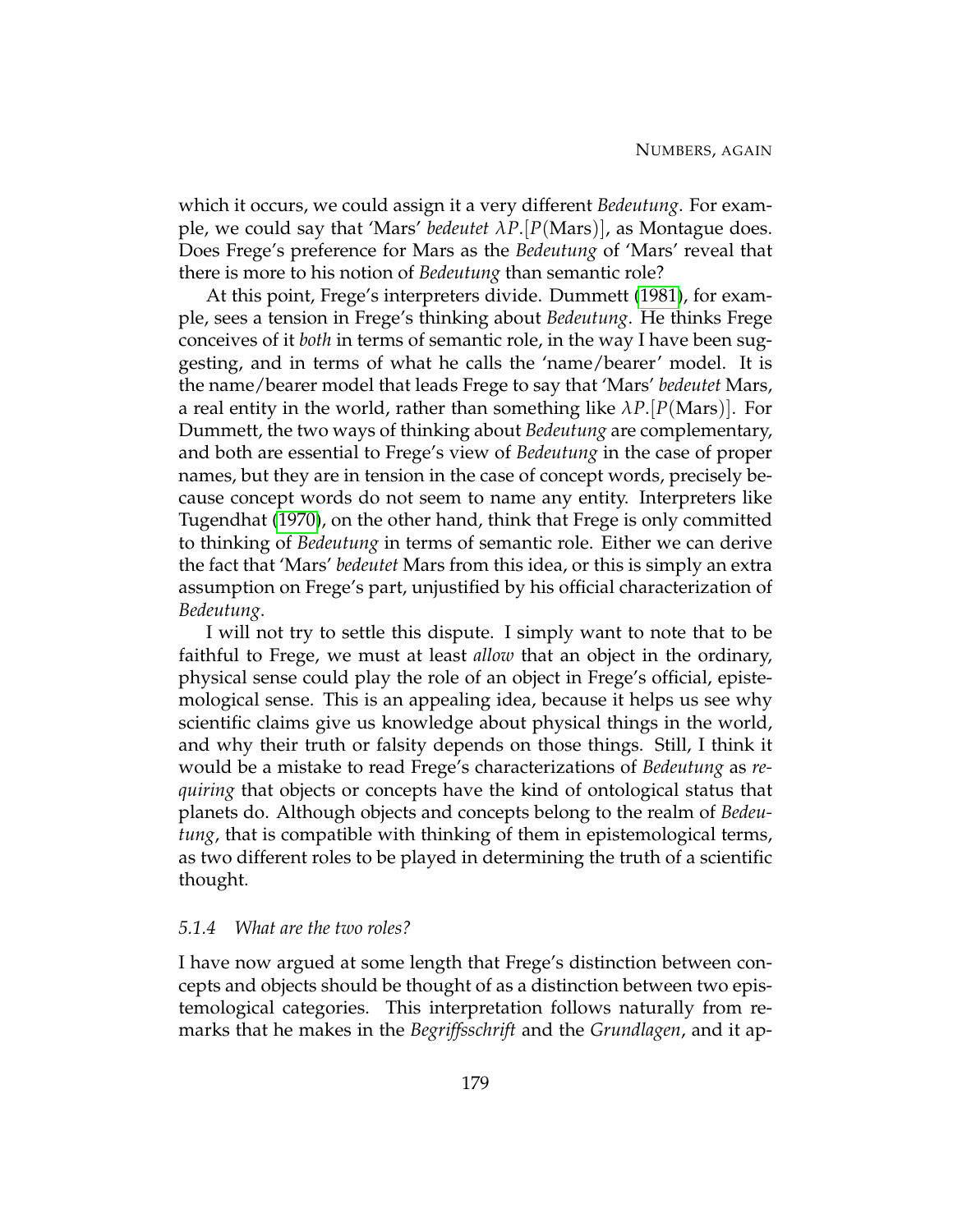which it occurs, we could assign it a very different *Bedeutung*. For example, we could say that 'Mars' *bedeutet* $\lambda P.[P(\text{Mars})]$, as Montague does. Does Frege's preference for Mars as the *Bedeutung* of 'Mars' reveal that there is more to his notion of *Bedeutung* than semantic role?

At this point, Frege's interpreters divide. Dummett (1981), for example, sees a tension in Frege's thinking about *Bedeutung*. He thinks Frege conceives of it *both* in terms of semantic role, in the way I have been suggesting, and in terms of what he calls the 'name/bearer' model. It is the name/bearer model that leads Frege to say that 'Mars' *bedeutet* Mars, a real entity in the world, rather than something like $\lambda P.[P(\text{Mars})]$. For Dummett, the two ways of thinking about *Bedeutung* are complementary, and both are essential to Frege's view of *Bedeutung* in the case of proper names, but they are in tension in the case of concept words, precisely because concept words do not seem to name any entity. Interpreters like Tugendhat (1970), on the other hand, think that Frege is only committed to thinking of *Bedeutung* in terms of semantic role. Either we can derive the fact that 'Mars' *bedeutet* Mars from this idea, or this is simply an extra assumption on Frege's part, unjustified by his official characterization of *Bedeutung*.

I will not try to settle this dispute. I simply want to note that to be faithful to Frege, we must at least *allow* that an object in the ordinary, physical sense could play the role of an object in Frege's official, epistemological sense. This is an appealing idea, because it helps us see why scientific claims give us knowledge about physical things in the world, and why their truth or falsity depends on those things. Still, I think it would be a mistake to read Frege's characterizations of *Bedeutung* as *requiring* that objects or concepts have the kind of ontological status that planets do. Although objects and concepts belong to the realm of *Bedeutung*, that is compatible with thinking of them in epistemological terms, as two different roles to be played in determining the truth of a scientific thought.

### 5.1.4 *What are the two roles?*

I have now argued at some length that Frege's distinction between concepts and objects should be thought of as a distinction between two epistemological categories. This interpretation follows naturally from remarks that he makes in the *Begriffsschrift* and the *Grundlagen*, and it ap-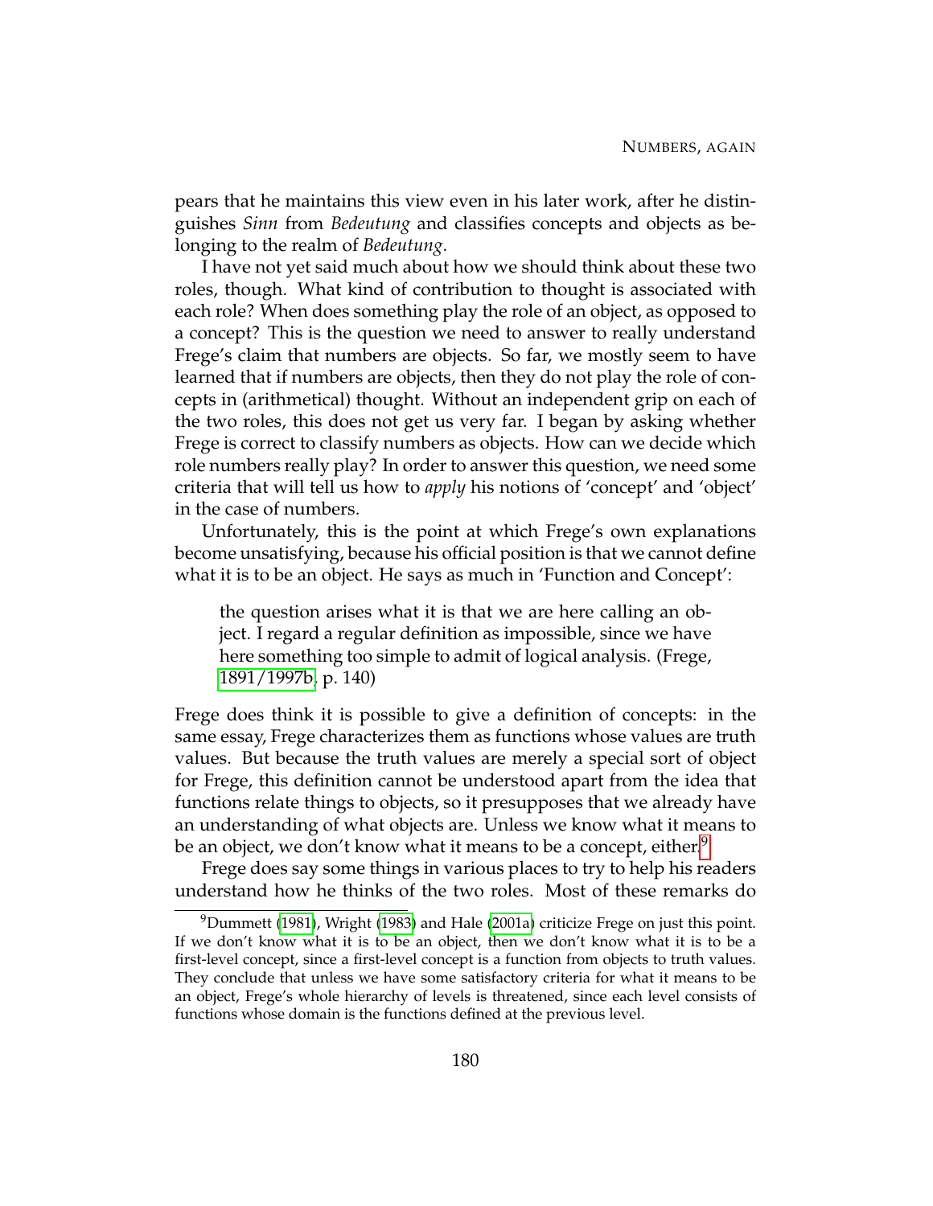pears that he maintains this view even in his later work, after he distinguishes *Sinn* from *Bedeutung* and classifies concepts and objects as belonging to the realm of *Bedeutung*.

I have not yet said much about how we should think about these two roles, though. What kind of contribution to thought is associated with each role? When does something play the role of an object, as opposed to a concept? This is the question we need to answer to really understand Frege's claim that numbers are objects. So far, we mostly seem to have learned that if numbers are objects, then they do not play the role of concepts in (arithmetical) thought. Without an independent grip on each of the two roles, this does not get us very far. I began by asking whether Frege is correct to classify numbers as objects. How can we decide which role numbers really play? In order to answer this question, we need some criteria that will tell us how to *apply* his notions of 'concept' and 'object' in the case of numbers.

Unfortunately, this is the point at which Frege's own explanations become unsatisfying, because his official position is that we cannot define what it is to be an object. He says as much in 'Function and Concept':

> the question arises what it is that we are here calling an object. I regard a regular definition as impossible, since we have here something too simple to admit of logical analysis. (Frege, 1891/1997b, p. 140)

Frege does think it is possible to give a definition of concepts: in the same essay, Frege characterizes them as functions whose values are truth values. But because the truth values are merely a special sort of object for Frege, this definition cannot be understood apart from the idea that functions relate things to objects, so it presupposes that we already have an understanding of what objects are. Unless we know what it means to be an object, we don't know what it means to be a concept, either.[9]

Frege does say some things in various places to try to help his readers understand how he thinks of the two roles. Most of these remarks do

[9] Dummett (1981), Wright (1983) and Hale (2001a) criticize Frege on just this point. If we don't know what it is to be an object, then we don't know what it is to be a first-level concept, since a first-level concept is a function from objects to truth values. They conclude that unless we have some satisfactory criteria for what it means to be an object, Frege's whole hierarchy of levels is threatened, since each level consists of functions whose domain is the functions defined at the previous level.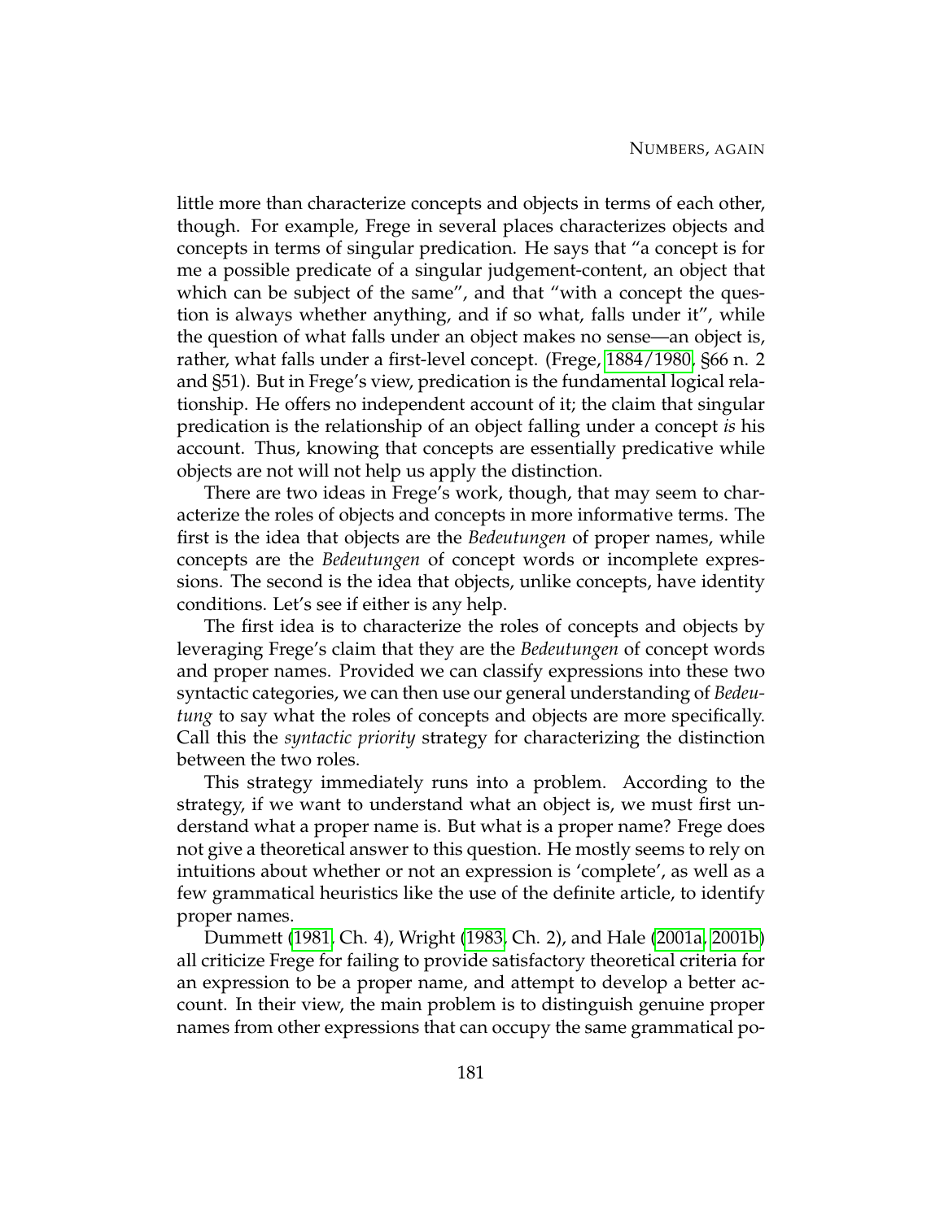little more than characterize concepts and objects in terms of each other, though. For example, Frege in several places characterizes objects and concepts in terms of singular predication. He says that "a concept is for me a possible predicate of a singular judgement-content, an object that which can be subject of the same", and that "with a concept the question is always whether anything, and if so what, falls under it", while the question of what falls under an object makes no sense—an object is, rather, what falls under a first-level concept. (Frege, 1884/1980, §66 n. 2 and §51). But in Frege's view, predication is the fundamental logical relationship. He offers no independent account of it; the claim that singular predication is the relationship of an object falling under a concept *is* his account. Thus, knowing that concepts are essentially predicative while objects are not will not help us apply the distinction.

There are two ideas in Frege's work, though, that may seem to characterize the roles of objects and concepts in more informative terms. The first is the idea that objects are the *Bedeutungen* of proper names, while concepts are the *Bedeutungen* of concept words or incomplete expressions. The second is the idea that objects, unlike concepts, have identity conditions. Let's see if either is any help.

The first idea is to characterize the roles of concepts and objects by leveraging Frege's claim that they are the *Bedeutungen* of concept words and proper names. Provided we can classify expressions into these two syntactic categories, we can then use our general understanding of *Bedeutung* to say what the roles of concepts and objects are more specifically. Call this the *syntactic priority* strategy for characterizing the distinction between the two roles.

This strategy immediately runs into a problem. According to the strategy, if we want to understand what an object is, we must first understand what a proper name is. But what is a proper name? Frege does not give a theoretical answer to this question. He mostly seems to rely on intuitions about whether or not an expression is 'complete', as well as a few grammatical heuristics like the use of the definite article, to identify proper names.

Dummett (1981, Ch. 4), Wright (1983, Ch. 2), and Hale (2001a, 2001b) all criticize Frege for failing to provide satisfactory theoretical criteria for an expression to be a proper name, and attempt to develop a better account. In their view, the main problem is to distinguish genuine proper names from other expressions that can occupy the same grammatical po-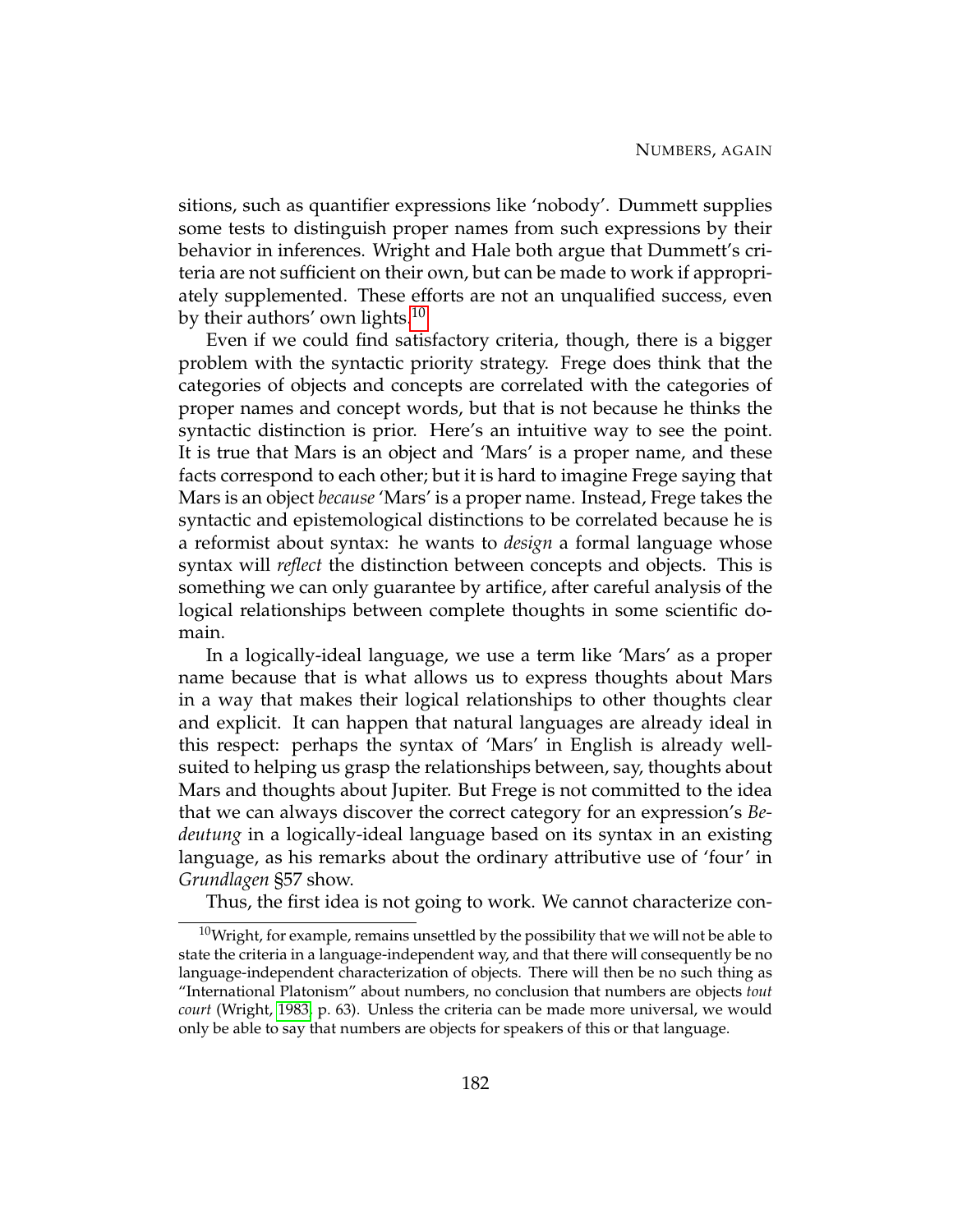sitions, such as quantifier expressions like 'nobody'. Dummett supplies some tests to distinguish proper names from such expressions by their behavior in inferences. Wright and Hale both argue that Dummett's criteria are not sufficient on their own, but can be made to work if appropriately supplemented. These efforts are not an unqualified success, even by their authors' own lights.[10]

Even if we could find satisfactory criteria, though, there is a bigger problem with the syntactic priority strategy. Frege does think that the categories of objects and concepts are correlated with the categories of proper names and concept words, but that is not because he thinks the syntactic distinction is prior. Here's an intuitive way to see the point. It is true that Mars is an object and 'Mars' is a proper name, and these facts correspond to each other; but it is hard to imagine Frege saying that Mars is an object *because* 'Mars' is a proper name. Instead, Frege takes the syntactic and epistemological distinctions to be correlated because he is a reformist about syntax: he wants to *design* a formal language whose syntax will *reflect* the distinction between concepts and objects. This is something we can only guarantee by artifice, after careful analysis of the logical relationships between complete thoughts in some scientific domain.

In a logically-ideal language, we use a term like 'Mars' as a proper name because that is what allows us to express thoughts about Mars in a way that makes their logical relationships to other thoughts clear and explicit. It can happen that natural languages are already ideal in this respect: perhaps the syntax of 'Mars' in English is already well-suited to helping us grasp the relationships between, say, thoughts about Mars and thoughts about Jupiter. But Frege is not committed to the idea that we can always discover the correct category for an expression's *Bedeutung* in a logically-ideal language based on its syntax in an existing language, as his remarks about the ordinary attributive use of 'four' in *Grundlagen* §57 show.

Thus, the first idea is not going to work. We cannot characterize con-

---

[10] Wright, for example, remains unsettled by the possibility that we will not be able to state the criteria in a language-independent way, and that there will consequently be no language-independent characterization of objects. There will then be no such thing as "International Platonism" about numbers, no conclusion that numbers are objects *tout court* (Wright, 1983, p. 63). Unless the criteria can be made more universal, we would only be able to say that numbers are objects for speakers of this or that language.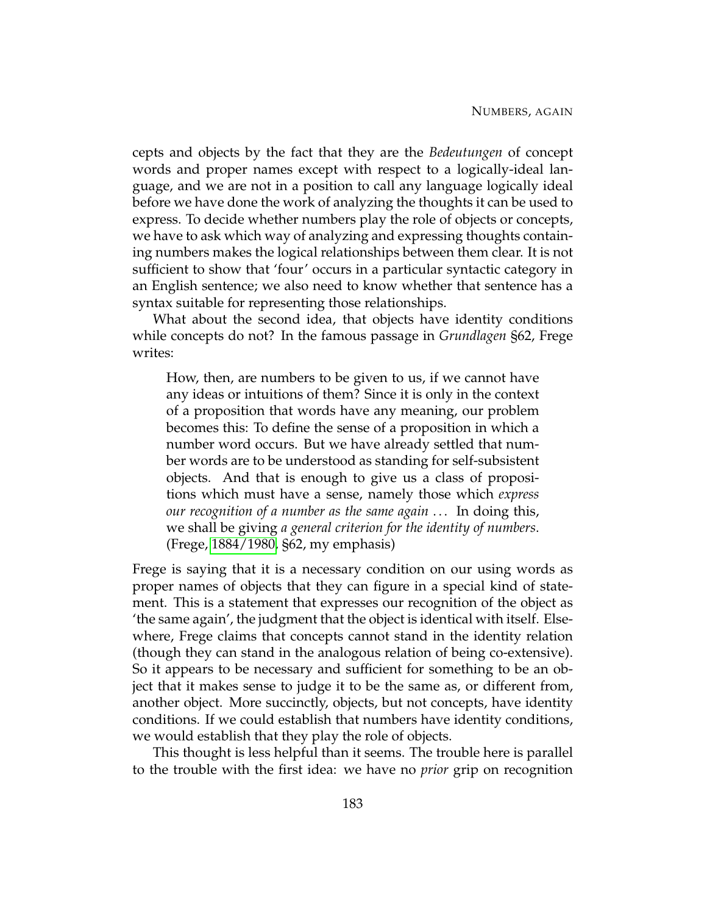cepts and objects by the fact that they are the *Bedeutungen* of concept words and proper names except with respect to a logically-ideal language, and we are not in a position to call any language logically ideal before we have done the work of analyzing the thoughts it can be used to express. To decide whether numbers play the role of objects or concepts, we have to ask which way of analyzing and expressing thoughts containing numbers makes the logical relationships between them clear. It is not sufficient to show that 'four' occurs in a particular syntactic category in an English sentence; we also need to know whether that sentence has a syntax suitable for representing those relationships.

What about the second idea, that objects have identity conditions while concepts do not? In the famous passage in *Grundlagen* §62, Frege writes:

> How, then, are numbers to be given to us, if we cannot have any ideas or intuitions of them? Since it is only in the context of a proposition that words have any meaning, our problem becomes this: To define the sense of a proposition in which a number word occurs. But we have already settled that number words are to be understood as standing for self-subsistent objects. And that is enough to give us a class of propositions which must have a sense, namely those which *express our recognition of a number as the same again* ... In doing this, we shall be giving *a general criterion for the identity of numbers*. (Frege, 1884/1980, §62, my emphasis)

Frege is saying that it is a necessary condition on our using words as proper names of objects that they can figure in a special kind of statement. This is a statement that expresses our recognition of the object as 'the same again', the judgment that the object is identical with itself. Elsewhere, Frege claims that concepts cannot stand in the identity relation (though they can stand in the analogous relation of being co-extensive). So it appears to be necessary and sufficient for something to be an object that it makes sense to judge it to be the same as, or different from, another object. More succinctly, objects, but not concepts, have identity conditions. If we could establish that numbers have identity conditions, we would establish that they play the role of objects.

This thought is less helpful than it seems. The trouble here is parallel to the trouble with the first idea: we have no *prior* grip on recognition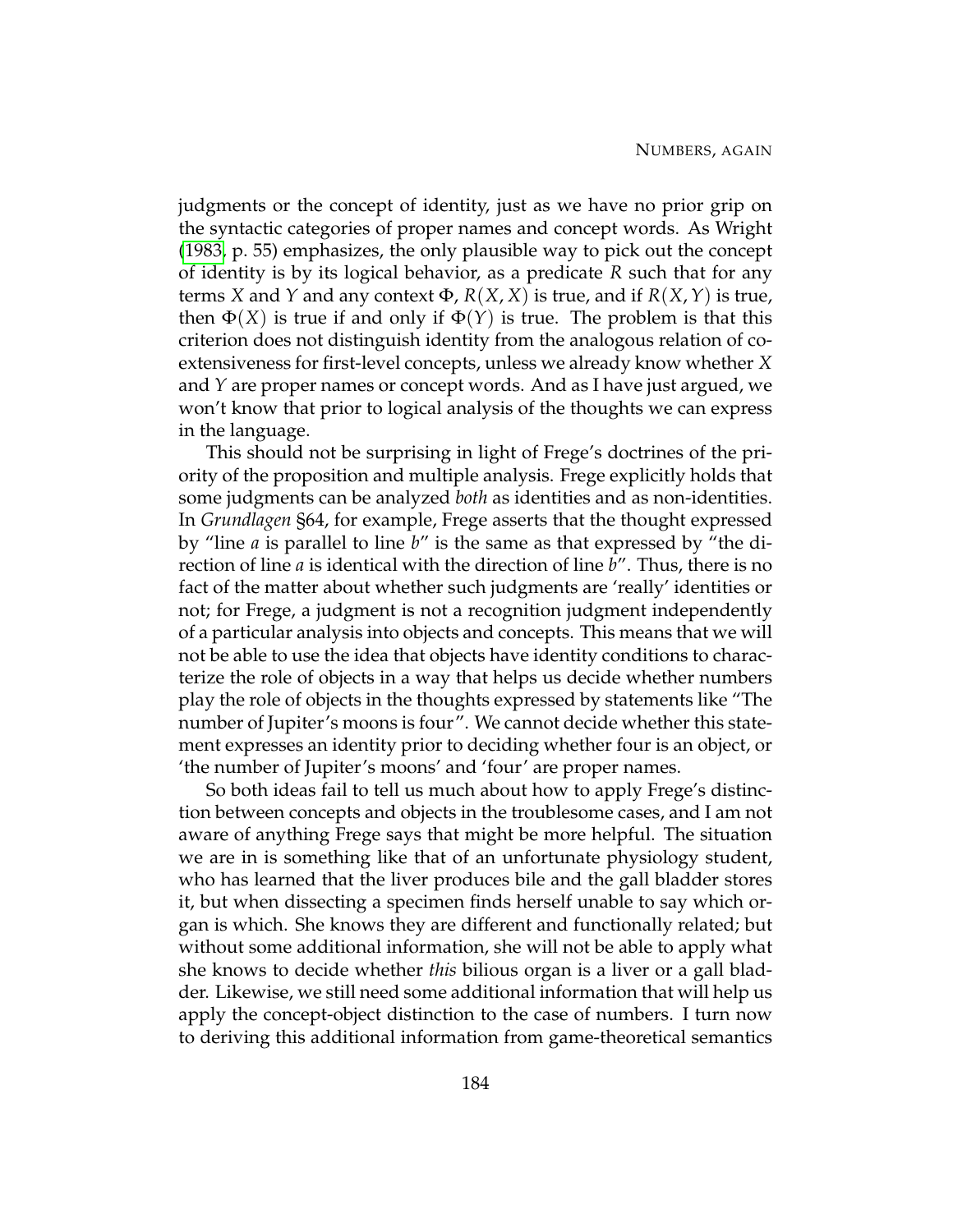judgments or the concept of identity, just as we have no prior grip on the syntactic categories of proper names and concept words. As Wright (1983, p. 55) emphasizes, the only plausible way to pick out the concept of identity is by its logical behavior, as a predicate $R$ such that for any terms $X$ and $Y$ and any context $\Phi$, $R(X, X)$ is true, and if $R(X, Y)$ is true, then $\Phi(X)$ is true if and only if $\Phi(Y)$ is true. The problem is that this criterion does not distinguish identity from the analogous relation of co-extensiveness for first-level concepts, unless we already know whether $X$ and $Y$ are proper names or concept words. And as I have just argued, we won't know that prior to logical analysis of the thoughts we can express in the language.

This should not be surprising in light of Frege's doctrines of the priority of the proposition and multiple analysis. Frege explicitly holds that some judgments can be analyzed *both* as identities and as non-identities. In *Grundlagen* §64, for example, Frege asserts that the thought expressed by "line *a* is parallel to line *b*" is the same as that expressed by "the direction of line *a* is identical with the direction of line *b*". Thus, there is no fact of the matter about whether such judgments are 'really' identities or not; for Frege, a judgment is not a recognition judgment independently of a particular analysis into objects and concepts. This means that we will not be able to use the idea that objects have identity conditions to characterize the role of objects in a way that helps us decide whether numbers play the role of objects in the thoughts expressed by statements like "The number of Jupiter's moons is four". We cannot decide whether this statement expresses an identity prior to deciding whether four is an object, or 'the number of Jupiter's moons' and 'four' are proper names.

So both ideas fail to tell us much about how to apply Frege's distinction between concepts and objects in the troublesome cases, and I am not aware of anything Frege says that might be more helpful. The situation we are in is something like that of an unfortunate physiology student, who has learned that the liver produces bile and the gall bladder stores it, but when dissecting a specimen finds herself unable to say which organ is which. She knows they are different and functionally related; but without some additional information, she will not be able to apply what she knows to decide whether *this* bilious organ is a liver or a gall bladder. Likewise, we still need some additional information that will help us apply the concept-object distinction to the case of numbers. I turn now to deriving this additional information from game-theoretical semantics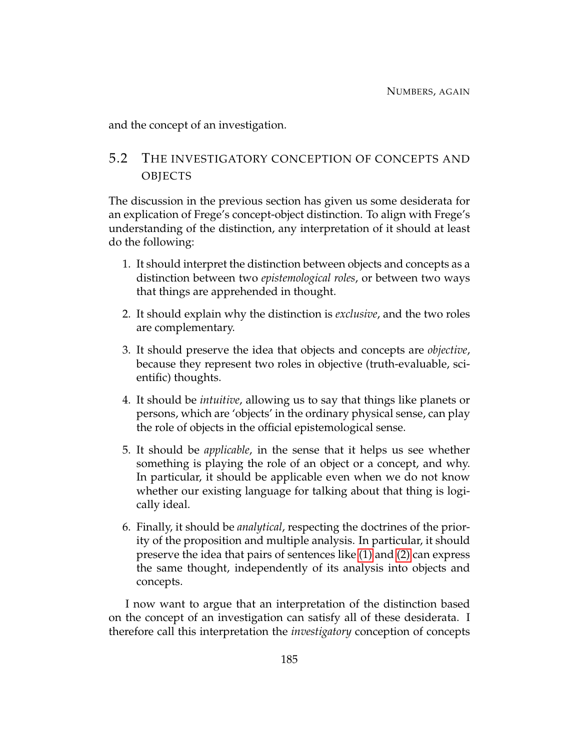and the concept of an investigation.

## 5.2 The investigatory conception of concepts and objects

The discussion in the previous section has given us some desiderata for an explication of Frege's concept-object distinction. To align with Frege's understanding of the distinction, any interpretation of it should at least do the following:

1. It should interpret the distinction between objects and concepts as a distinction between two *epistemological roles*, or between two ways that things are apprehended in thought.

2. It should explain why the distinction is *exclusive*, and the two roles are complementary.

3. It should preserve the idea that objects and concepts are *objective*, because they represent two roles in objective (truth-evaluable, scientific) thoughts.

4. It should be *intuitive*, allowing us to say that things like planets or persons, which are 'objects' in the ordinary physical sense, can play the role of objects in the official epistemological sense.

5. It should be *applicable*, in the sense that it helps us see whether something is playing the role of an object or a concept, and why. In particular, it should be applicable even when we do not know whether our existing language for talking about that thing is logically ideal.

6. Finally, it should be *analytical*, respecting the doctrines of the priority of the proposition and multiple analysis. In particular, it should preserve the idea that pairs of sentences like (1) and (2) can express the same thought, independently of its analysis into objects and concepts.

I now want to argue that an interpretation of the distinction based on the concept of an investigation can satisfy all of these desiderata. I therefore call this interpretation the *investigatory* conception of concepts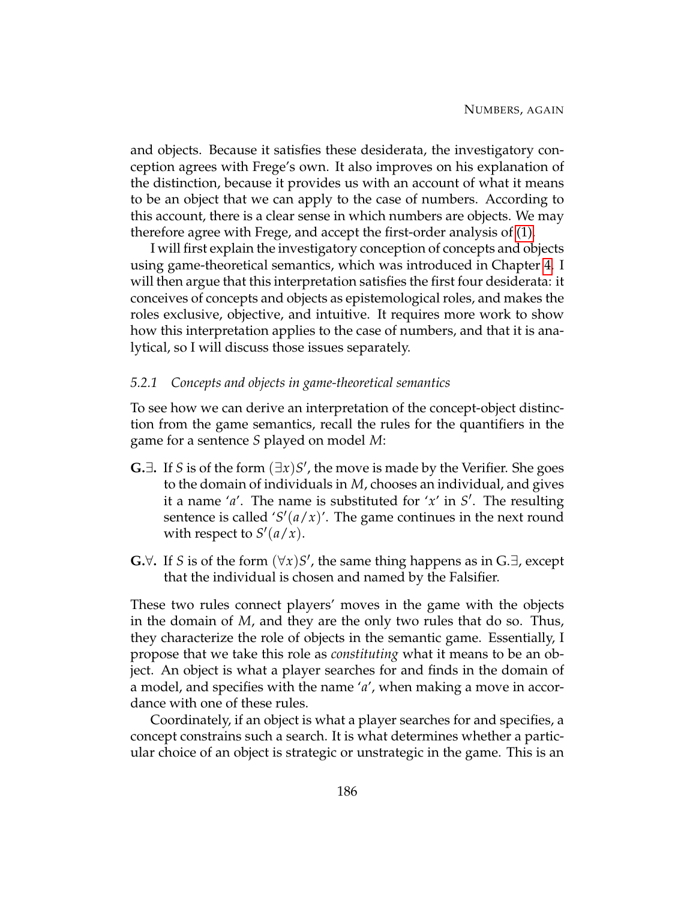and objects. Because it satisfies these desiderata, the investigatory conception agrees with Frege's own. It also improves on his explanation of the distinction, because it provides us with an account of what it means to be an object that we can apply to the case of numbers. According to this account, there is a clear sense in which numbers are objects. We may therefore agree with Frege, and accept the first-order analysis of (1).

I will first explain the investigatory conception of concepts and objects using game-theoretical semantics, which was introduced in Chapter 4. I will then argue that this interpretation satisfies the first four desiderata: it conceives of concepts and objects as epistemological roles, and makes the roles exclusive, objective, and intuitive. It requires more work to show how this interpretation applies to the case of numbers, and that it is analytical, so I will discuss those issues separately.

### 5.2.1 *Concepts and objects in game-theoretical semantics*

To see how we can derive an interpretation of the concept-object distinction from the game semantics, recall the rules for the quantifiers in the game for a sentence $S$ played on model $M$:

- **G.$\exists$.** If $S$ is of the form $(\exists x)S'$, the move is made by the Verifier. She goes to the domain of individuals in $M$, chooses an individual, and gives it a name '$a$'. The name is substituted for '$x$' in $S'$. The resulting sentence is called '$S'(a/x)$'. The game continues in the next round with respect to $S'(a/x)$.
- **G.$\forall$.** If $S$ is of the form $(\forall x)S'$, the same thing happens as in G.$\exists$, except that the individual is chosen and named by the Falsifier.

These two rules connect players' moves in the game with the objects in the domain of $M$, and they are the only two rules that do so. Thus, they characterize the role of objects in the semantic game. Essentially, I propose that we take this role as *constituting* what it means to be an object. An object is what a player searches for and finds in the domain of a model, and specifies with the name '$a$', when making a move in accordance with one of these rules.

Coordinately, if an object is what a player searches for and specifies, a concept constrains such a search. It is what determines whether a particular choice of an object is strategic or unstrategic in the game. This is an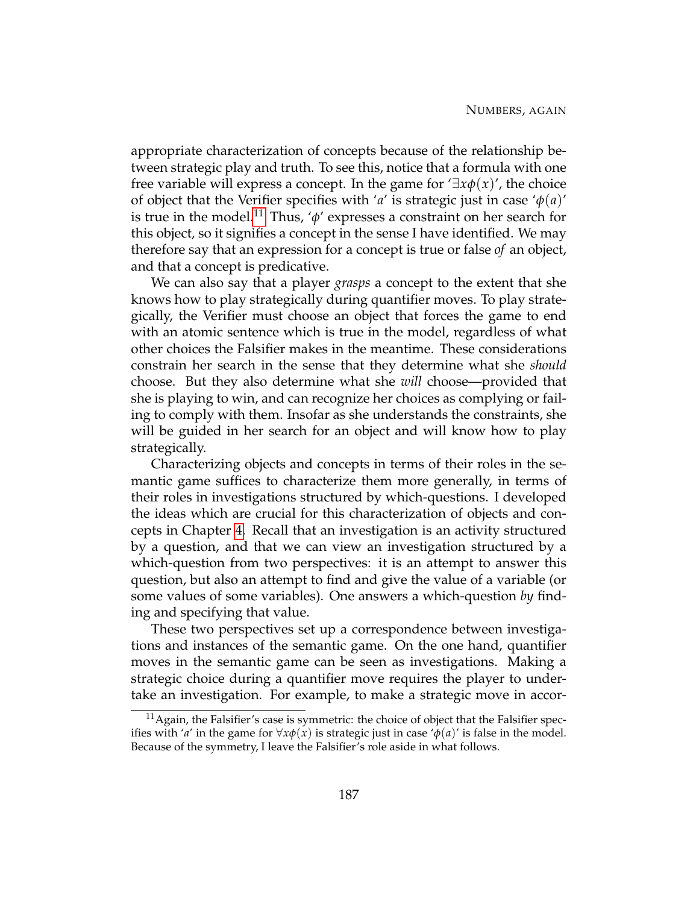appropriate characterization of concepts because of the relationship between strategic play and truth. To see this, notice that a formula with one free variable will express a concept. In the game for '$\exists x \phi(x)$', the choice of object that the Verifier specifies with '$a$' is strategic just in case '$\phi(a)$' is true in the model.[11] Thus, '$\phi$' expresses a constraint on her search for this object, so it signifies a concept in the sense I have identified. We may therefore say that an expression for a concept is true or false *of* an object, and that a concept is predicative.

We can also say that a player *grasps* a concept to the extent that she knows how to play strategically during quantifier moves. To play strategically, the Verifier must choose an object that forces the game to end with an atomic sentence which is true in the model, regardless of what other choices the Falsifier makes in the meantime. These considerations constrain her search in the sense that they determine what she *should* choose. But they also determine what she *will* choose—provided that she is playing to win, and can recognize her choices as complying or failing to comply with them. Insofar as she understands the constraints, she will be guided in her search for an object and will know how to play strategically.

Characterizing objects and concepts in terms of their roles in the semantic game suffices to characterize them more generally, in terms of their roles in investigations structured by which-questions. I developed the ideas which are crucial for this characterization of objects and concepts in Chapter 4. Recall that an investigation is an activity structured by a question, and that we can view an investigation structured by a which-question from two perspectives: it is an attempt to answer this question, but also an attempt to find and give the value of a variable (or some values of some variables). One answers a which-question *by* finding and specifying that value.

These two perspectives set up a correspondence between investigations and instances of the semantic game. On the one hand, quantifier moves in the semantic game can be seen as investigations. Making a strategic choice during a quantifier move requires the player to undertake an investigation. For example, to make a strategic move in accor-

[11] Again, the Falsifier's case is symmetric: the choice of object that the Falsifier specifies with '$a$' in the game for $\forall x \phi(x)$ is strategic just in case '$\phi(a)$' is false in the model. Because of the symmetry, I leave the Falsifier's role aside in what follows.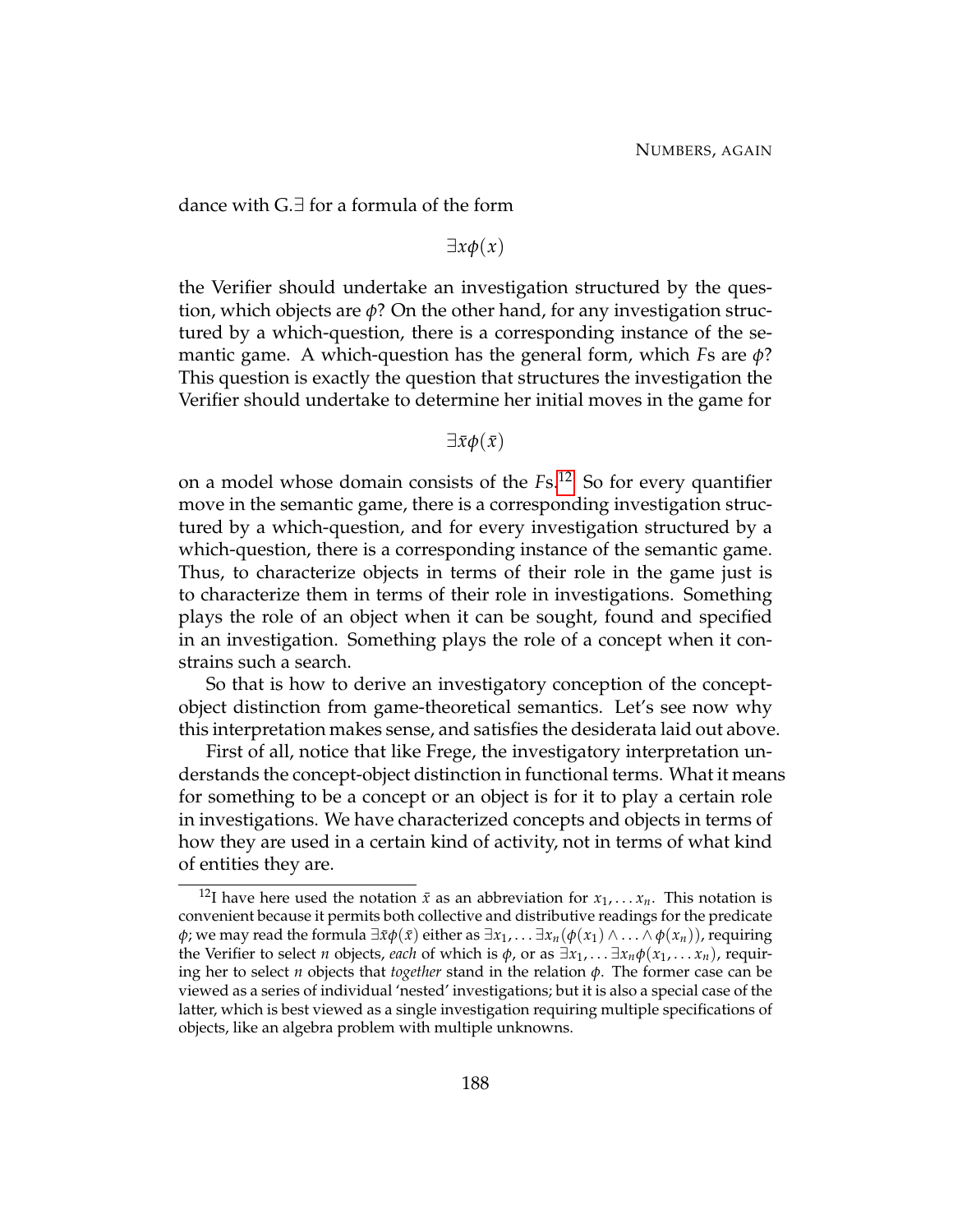dance with G.∃ for a formula of the form

$$\exists x \phi(x)$$

the Verifier should undertake an investigation structured by the question, which objects are $\phi$? On the other hand, for any investigation structured by a which-question, there is a corresponding instance of the semantic game. A which-question has the general form, which $F$s are $\phi$? This question is exactly the question that structures the investigation the Verifier should undertake to determine her initial moves in the game for

$$\exists \bar{x} \phi(\bar{x})$$

on a model whose domain consists of the $F$s.[12] So for every quantifier move in the semantic game, there is a corresponding investigation structured by a which-question, and for every investigation structured by a which-question, there is a corresponding instance of the semantic game. Thus, to characterize objects in terms of their role in the game just is to characterize them in terms of their role in investigations. Something plays the role of an object when it can be sought, found and specified in an investigation. Something plays the role of a concept when it constrains such a search.

So that is how to derive an investigatory conception of the concept-object distinction from game-theoretical semantics. Let's see now why this interpretation makes sense, and satisfies the desiderata laid out above.

First of all, notice that like Frege, the investigatory interpretation understands the concept-object distinction in functional terms. What it means for something to be a concept or an object is for it to play a certain role in investigations. We have characterized concepts and objects in terms of how they are used in a certain kind of activity, not in terms of what kind of entities they are.

[12] I have here used the notation $\bar{x}$ as an abbreviation for $x_1, \ldots x_n$. This notation is convenient because it permits both collective and distributive readings for the predicate $\phi$; we may read the formula $\exists \bar{x} \phi(\bar{x})$ either as $\exists x_1, \ldots \exists x_n (\phi(x_1) \wedge \ldots \wedge \phi(x_n))$, requiring the Verifier to select $n$ objects, *each* of which is $\phi$, or as $\exists x_1, \ldots \exists x_n \phi(x_1, \ldots x_n)$, requiring her to select $n$ objects that *together* stand in the relation $\phi$. The former case can be viewed as a series of individual 'nested' investigations; but it is also a special case of the latter, which is best viewed as a single investigation requiring multiple specifications of objects, like an algebra problem with multiple unknowns.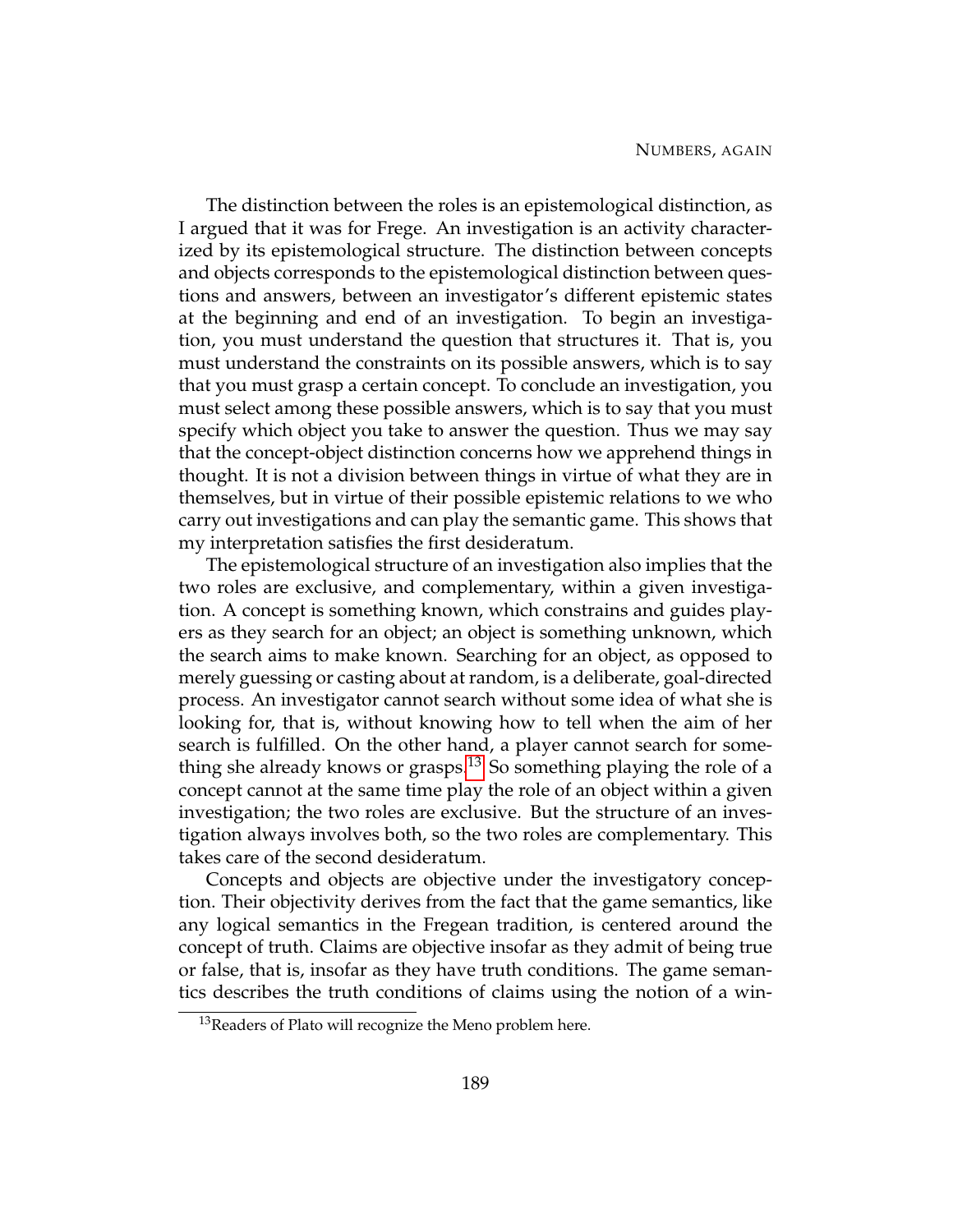The distinction between the roles is an epistemological distinction, as I argued that it was for Frege. An investigation is an activity characterized by its epistemological structure. The distinction between concepts and objects corresponds to the epistemological distinction between questions and answers, between an investigator's different epistemic states at the beginning and end of an investigation. To begin an investigation, you must understand the question that structures it. That is, you must understand the constraints on its possible answers, which is to say that you must grasp a certain concept. To conclude an investigation, you must select among these possible answers, which is to say that you must specify which object you take to answer the question. Thus we may say that the concept-object distinction concerns how we apprehend things in thought. It is not a division between things in virtue of what they are in themselves, but in virtue of their possible epistemic relations to we who carry out investigations and can play the semantic game. This shows that my interpretation satisfies the first desideratum.

The epistemological structure of an investigation also implies that the two roles are exclusive, and complementary, within a given investigation. A concept is something known, which constrains and guides players as they search for an object; an object is something unknown, which the search aims to make known. Searching for an object, as opposed to merely guessing or casting about at random, is a deliberate, goal-directed process. An investigator cannot search without some idea of what she is looking for, that is, without knowing how to tell when the aim of her search is fulfilled. On the other hand, a player cannot search for something she already knows or grasps.[13] So something playing the role of a concept cannot at the same time play the role of an object within a given investigation; the two roles are exclusive. But the structure of an investigation always involves both, so the two roles are complementary. This takes care of the second desideratum.

Concepts and objects are objective under the investigatory conception. Their objectivity derives from the fact that the game semantics, like any logical semantics in the Fregean tradition, is centered around the concept of truth. Claims are objective insofar as they admit of being true or false, that is, insofar as they have truth conditions. The game semantics describes the truth conditions of claims using the notion of a win-

[13] Readers of Plato will recognize the Meno problem here.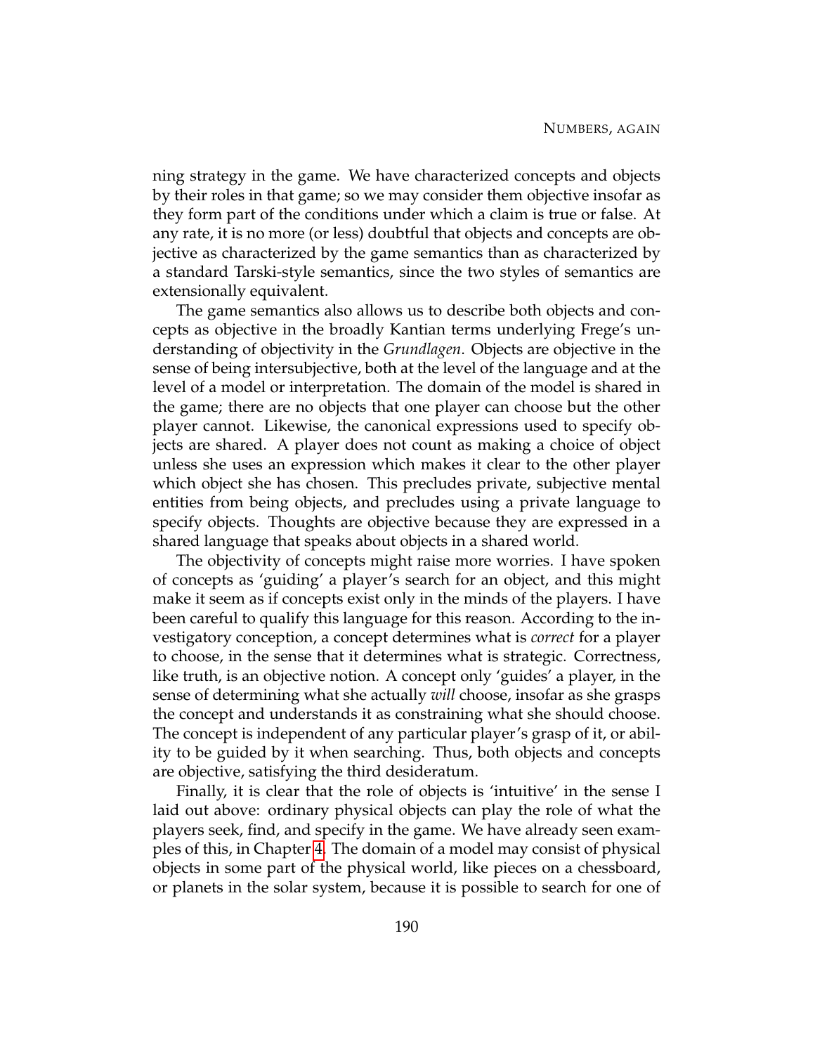ning strategy in the game. We have characterized concepts and objects by their roles in that game; so we may consider them objective insofar as they form part of the conditions under which a claim is true or false. At any rate, it is no more (or less) doubtful that objects and concepts are objective as characterized by the game semantics than as characterized by a standard Tarski-style semantics, since the two styles of semantics are extensionally equivalent.

The game semantics also allows us to describe both objects and concepts as objective in the broadly Kantian terms underlying Frege's understanding of objectivity in the *Grundlagen*. Objects are objective in the sense of being intersubjective, both at the level of the language and at the level of a model or interpretation. The domain of the model is shared in the game; there are no objects that one player can choose but the other player cannot. Likewise, the canonical expressions used to specify objects are shared. A player does not count as making a choice of object unless she uses an expression which makes it clear to the other player which object she has chosen. This precludes private, subjective mental entities from being objects, and precludes using a private language to specify objects. Thoughts are objective because they are expressed in a shared language that speaks about objects in a shared world.

The objectivity of concepts might raise more worries. I have spoken of concepts as 'guiding' a player's search for an object, and this might make it seem as if concepts exist only in the minds of the players. I have been careful to qualify this language for this reason. According to the investigatory conception, a concept determines what is *correct* for a player to choose, in the sense that it determines what is strategic. Correctness, like truth, is an objective notion. A concept only 'guides' a player, in the sense of determining what she actually *will* choose, insofar as she grasps the concept and understands it as constraining what she should choose. The concept is independent of any particular player's grasp of it, or ability to be guided by it when searching. Thus, both objects and concepts are objective, satisfying the third desideratum.

Finally, it is clear that the role of objects is 'intuitive' in the sense I laid out above: ordinary physical objects can play the role of what the players seek, find, and specify in the game. We have already seen examples of this, in Chapter 4. The domain of a model may consist of physical objects in some part of the physical world, like pieces on a chessboard, or planets in the solar system, because it is possible to search for one of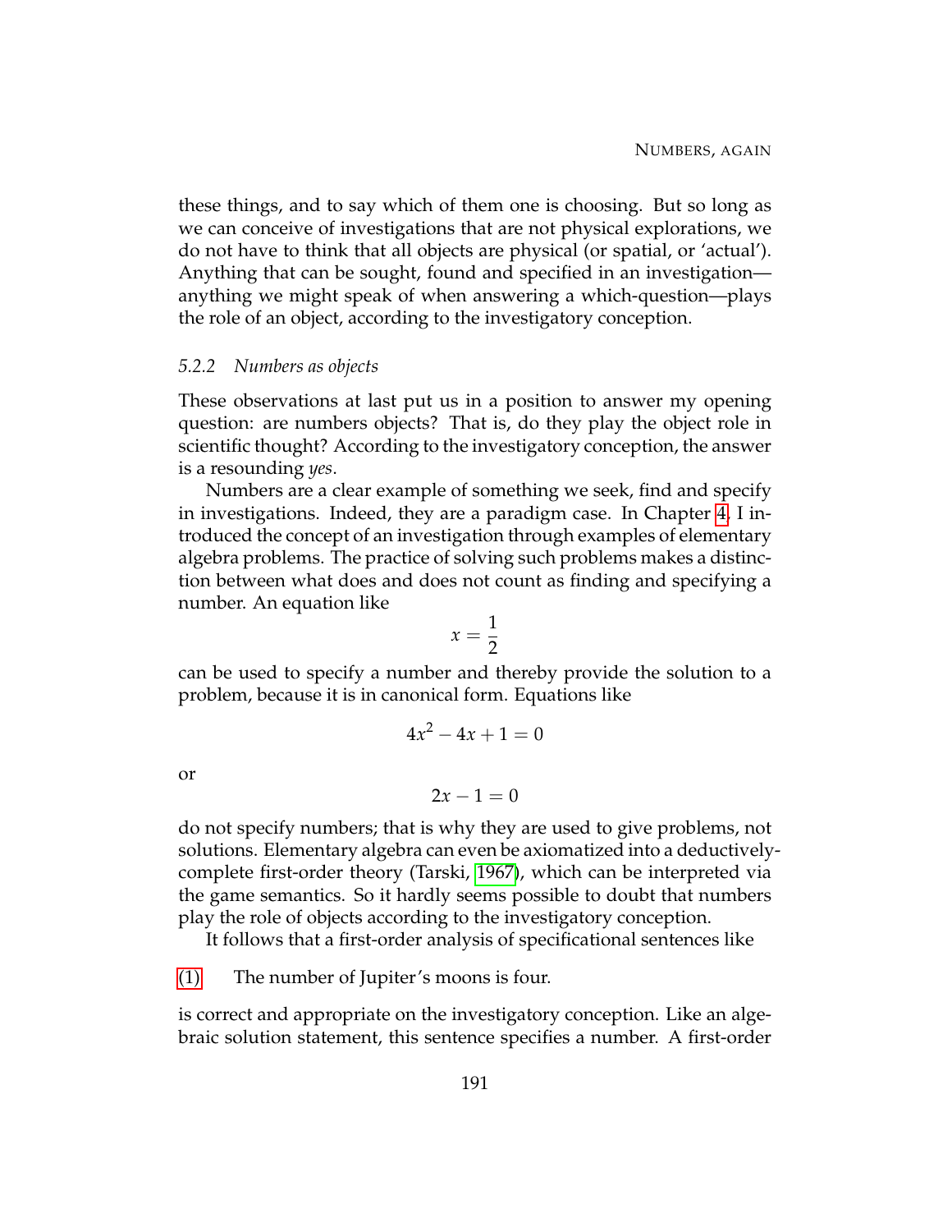these things, and to say which of them one is choosing. But so long as we can conceive of investigations that are not physical explorations, we do not have to think that all objects are physical (or spatial, or 'actual'). Anything that can be sought, found and specified in an investigation—anything we might speak of when answering a which-question—plays the role of an object, according to the investigatory conception.

### 5.2.2 *Numbers as objects*

These observations at last put us in a position to answer my opening question: are numbers objects? That is, do they play the object role in scientific thought? According to the investigatory conception, the answer is a resounding *yes*.

Numbers are a clear example of something we seek, find and specify in investigations. Indeed, they are a paradigm case. In Chapter 4, I introduced the concept of an investigation through examples of elementary algebra problems. The practice of solving such problems makes a distinction between what does and does not count as finding and specifying a number. An equation like

$$x = \frac{1}{2}$$

can be used to specify a number and thereby provide the solution to a problem, because it is in canonical form. Equations like

$$4x^2 - 4x + 1 = 0$$

or

$$2x - 1 = 0$$

do not specify numbers; that is why they are used to give problems, not solutions. Elementary algebra can even be axiomatized into a deductively-complete first-order theory (Tarski, 1967), which can be interpreted via the game semantics. So it hardly seems possible to doubt that numbers play the role of objects according to the investigatory conception.

It follows that a first-order analysis of specificational sentences like

(1) The number of Jupiter's moons is four.

is correct and appropriate on the investigatory conception. Like an algebraic solution statement, this sentence specifies a number. A first-order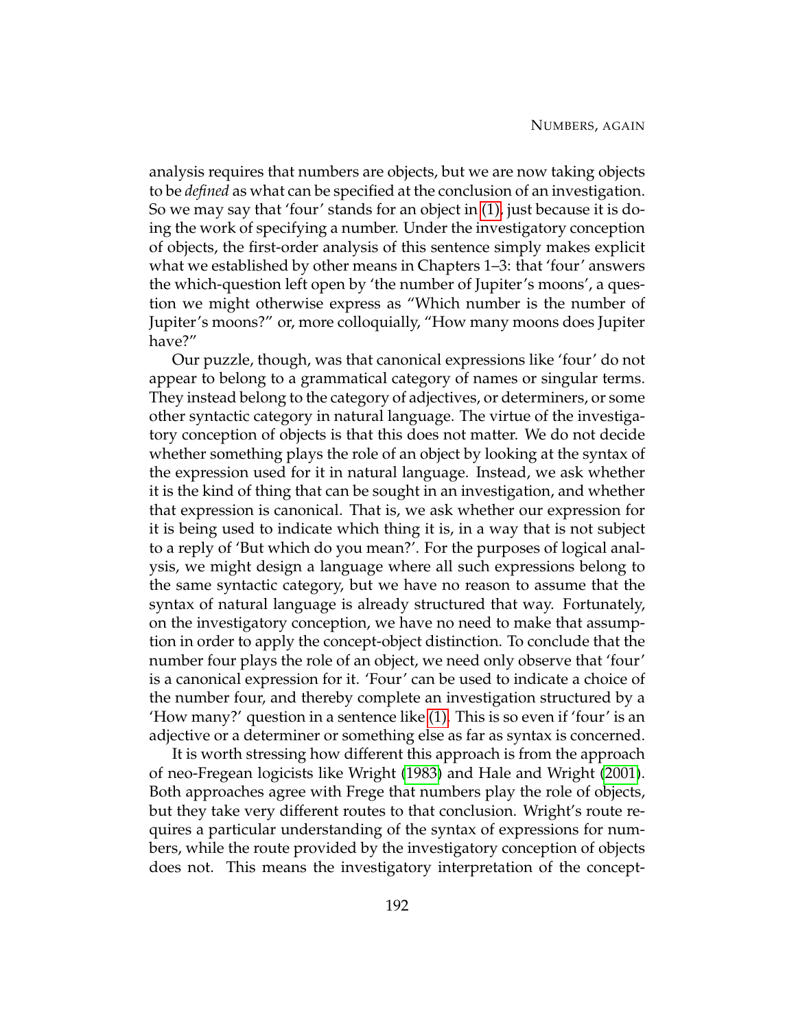analysis requires that numbers are objects, but we are now taking objects to be *defined* as what can be specified at the conclusion of an investigation. So we may say that 'four' stands for an object in (1), just because it is doing the work of specifying a number. Under the investigatory conception of objects, the first-order analysis of this sentence simply makes explicit what we established by other means in Chapters 1–3: that 'four' answers the which-question left open by 'the number of Jupiter's moons', a question we might otherwise express as "Which number is the number of Jupiter's moons?" or, more colloquially, "How many moons does Jupiter have?"

Our puzzle, though, was that canonical expressions like 'four' do not appear to belong to a grammatical category of names or singular terms. They instead belong to the category of adjectives, or determiners, or some other syntactic category in natural language. The virtue of the investigatory conception of objects is that this does not matter. We do not decide whether something plays the role of an object by looking at the syntax of the expression used for it in natural language. Instead, we ask whether it is the kind of thing that can be sought in an investigation, and whether that expression is canonical. That is, we ask whether our expression for it is being used to indicate which thing it is, in a way that is not subject to a reply of 'But which do you mean?'. For the purposes of logical analysis, we might design a language where all such expressions belong to the same syntactic category, but we have no reason to assume that the syntax of natural language is already structured that way. Fortunately, on the investigatory conception, we have no need to make that assumption in order to apply the concept-object distinction. To conclude that the number four plays the role of an object, we need only observe that 'four' is a canonical expression for it. 'Four' can be used to indicate a choice of the number four, and thereby complete an investigation structured by a 'How many?' question in a sentence like (1). This is so even if 'four' is an adjective or a determiner or something else as far as syntax is concerned.

It is worth stressing how different this approach is from the approach of neo-Fregean logicists like Wright (1983) and Hale and Wright (2001). Both approaches agree with Frege that numbers play the role of objects, but they take very different routes to that conclusion. Wright's route requires a particular understanding of the syntax of expressions for numbers, while the route provided by the investigatory conception of objects does not. This means the investigatory interpretation of the concept-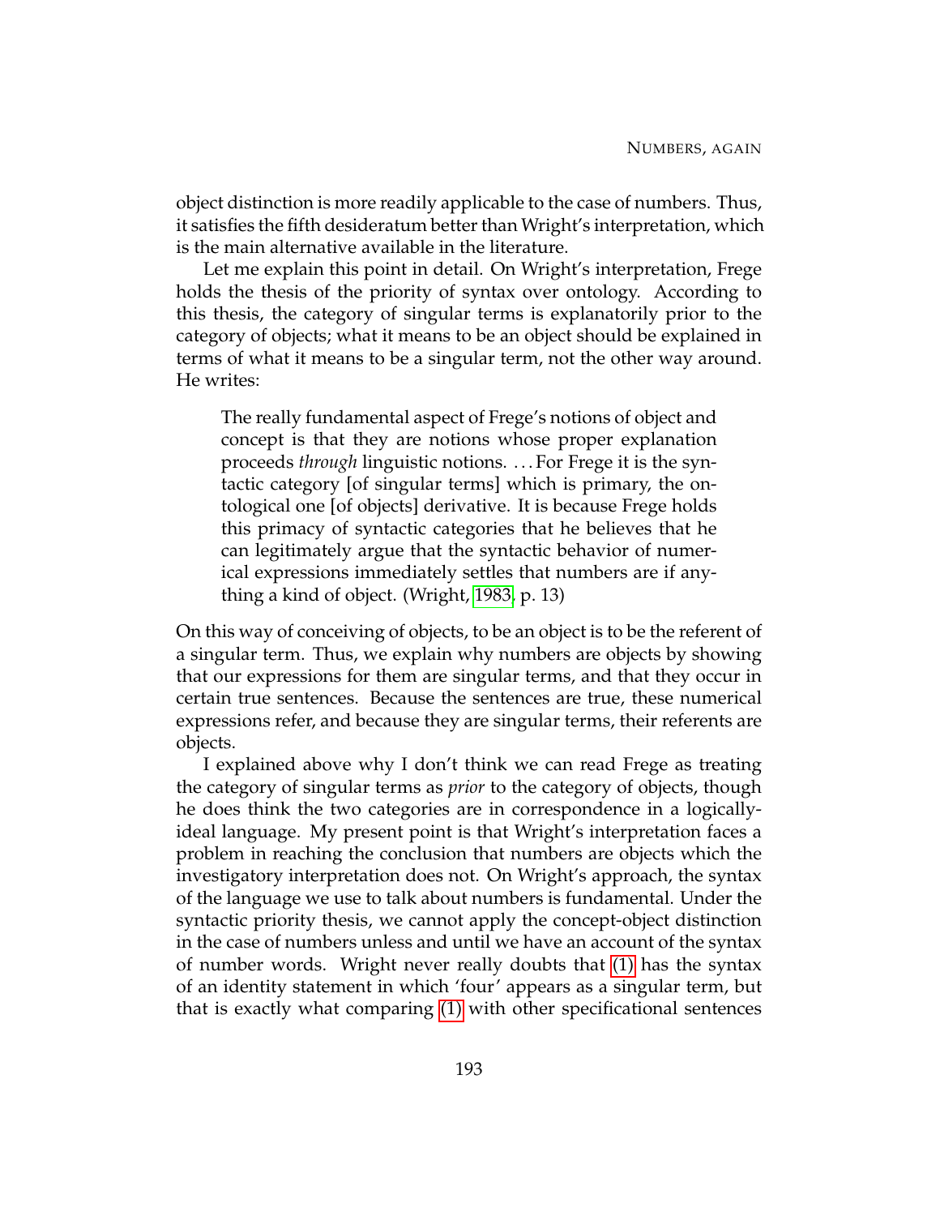object distinction is more readily applicable to the case of numbers. Thus, it satisfies the fifth desideratum better than Wright's interpretation, which is the main alternative available in the literature.

Let me explain this point in detail. On Wright's interpretation, Frege holds the thesis of the priority of syntax over ontology. According to this thesis, the category of singular terms is explanatorily prior to the category of objects; what it means to be an object should be explained in terms of what it means to be a singular term, not the other way around. He writes:

> The really fundamental aspect of Frege's notions of object and concept is that they are notions whose proper explanation proceeds *through* linguistic notions. ...For Frege it is the syntactic category [of singular terms] which is primary, the ontological one [of objects] derivative. It is because Frege holds this primacy of syntactic categories that he believes that he can legitimately argue that the syntactic behavior of numerical expressions immediately settles that numbers are if anything a kind of object. (Wright, 1983, p. 13)

On this way of conceiving of objects, to be an object is to be the referent of a singular term. Thus, we explain why numbers are objects by showing that our expressions for them are singular terms, and that they occur in certain true sentences. Because the sentences are true, these numerical expressions refer, and because they are singular terms, their referents are objects.

I explained above why I don't think we can read Frege as treating the category of singular terms as *prior* to the category of objects, though he does think the two categories are in correspondence in a logically-ideal language. My present point is that Wright's interpretation faces a problem in reaching the conclusion that numbers are objects which the investigatory interpretation does not. On Wright's approach, the syntax of the language we use to talk about numbers is fundamental. Under the syntactic priority thesis, we cannot apply the concept-object distinction in the case of numbers unless and until we have an account of the syntax of number words. Wright never really doubts that (1) has the syntax of an identity statement in which 'four' appears as a singular term, but that is exactly what comparing (1) with other specificational sentences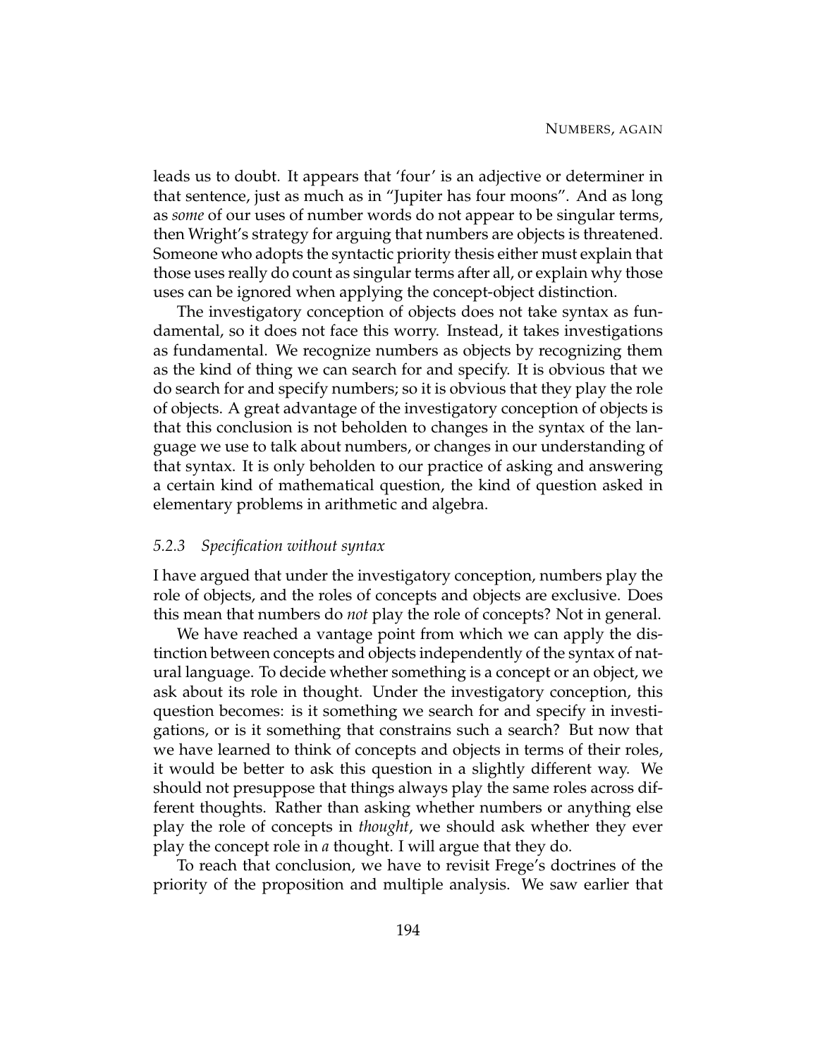leads us to doubt. It appears that 'four' is an adjective or determiner in that sentence, just as much as in "Jupiter has four moons". And as long as *some* of our uses of number words do not appear to be singular terms, then Wright's strategy for arguing that numbers are objects is threatened. Someone who adopts the syntactic priority thesis either must explain that those uses really do count as singular terms after all, or explain why those uses can be ignored when applying the concept-object distinction.

The investigatory conception of objects does not take syntax as fundamental, so it does not face this worry. Instead, it takes investigations as fundamental. We recognize numbers as objects by recognizing them as the kind of thing we can search for and specify. It is obvious that we do search for and specify numbers; so it is obvious that they play the role of objects. A great advantage of the investigatory conception of objects is that this conclusion is not beholden to changes in the syntax of the language we use to talk about numbers, or changes in our understanding of that syntax. It is only beholden to our practice of asking and answering a certain kind of mathematical question, the kind of question asked in elementary problems in arithmetic and algebra.

### 5.2.3 *Specification without syntax*

I have argued that under the investigatory conception, numbers play the role of objects, and the roles of concepts and objects are exclusive. Does this mean that numbers do *not* play the role of concepts? Not in general.

We have reached a vantage point from which we can apply the distinction between concepts and objects independently of the syntax of natural language. To decide whether something is a concept or an object, we ask about its role in thought. Under the investigatory conception, this question becomes: is it something we search for and specify in investigations, or is it something that constrains such a search? But now that we have learned to think of concepts and objects in terms of their roles, it would be better to ask this question in a slightly different way. We should not presuppose that things always play the same roles across different thoughts. Rather than asking whether numbers or anything else play the role of concepts in *thought*, we should ask whether they ever play the concept role in *a* thought. I will argue that they do.

To reach that conclusion, we have to revisit Frege's doctrines of the priority of the proposition and multiple analysis. We saw earlier that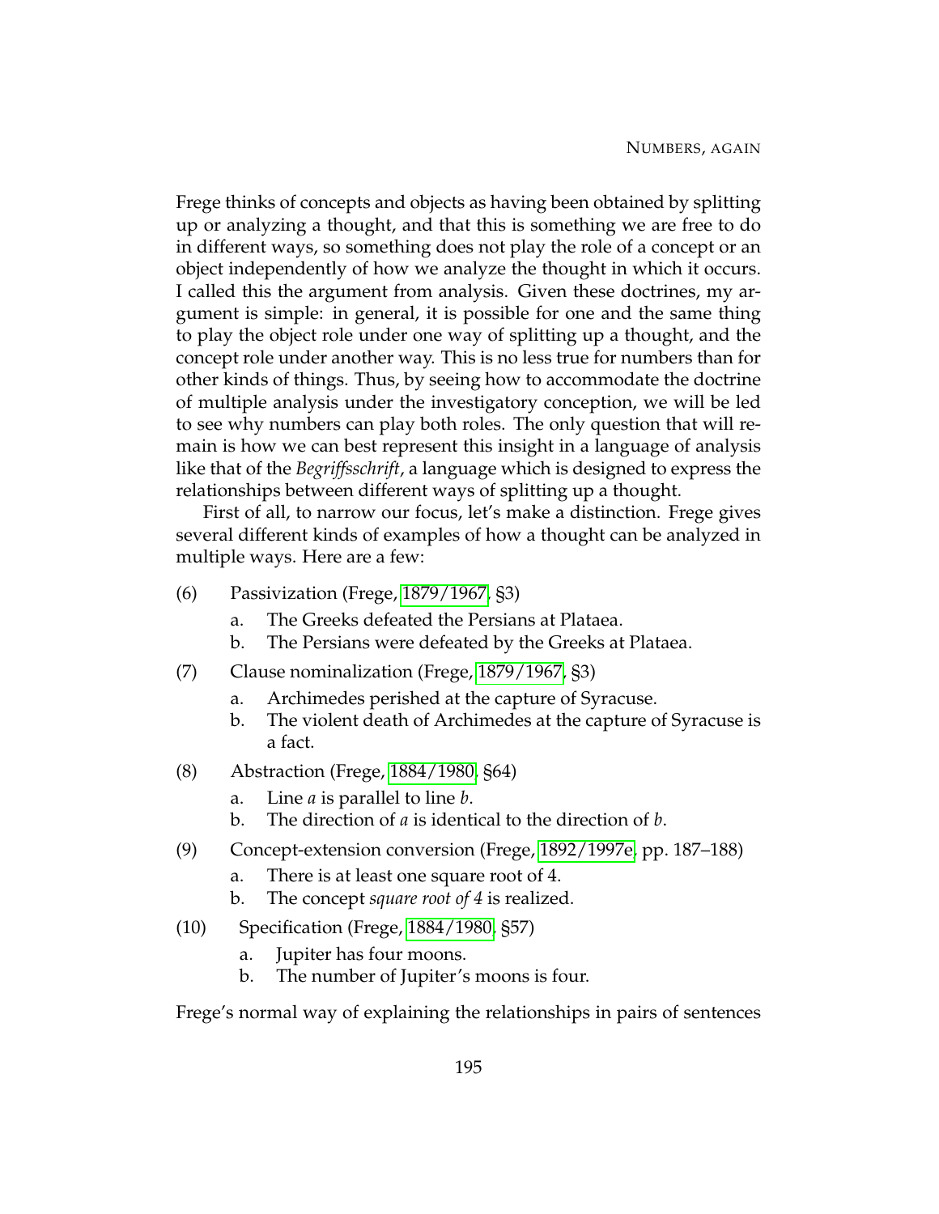Frege thinks of concepts and objects as having been obtained by splitting up or analyzing a thought, and that this is something we are free to do in different ways, so something does not play the role of a concept or an object independently of how we analyze the thought in which it occurs. I called this the argument from analysis. Given these doctrines, my argument is simple: in general, it is possible for one and the same thing to play the object role under one way of splitting up a thought, and the concept role under another way. This is no less true for numbers than for other kinds of things. Thus, by seeing how to accommodate the doctrine of multiple analysis under the investigatory conception, we will be led to see why numbers can play both roles. The only question that will remain is how we can best represent this insight in a language of analysis like that of the *Begriffsschrift*, a language which is designed to express the relationships between different ways of splitting up a thought.

First of all, to narrow our focus, let's make a distinction. Frege gives several different kinds of examples of how a thought can be analyzed in multiple ways. Here are a few:

(6) Passivization (Frege, 1879/1967, §3)
- a. The Greeks defeated the Persians at Plataea.
- b. The Persians were defeated by the Greeks at Plataea.

(7) Clause nominalization (Frege, 1879/1967, §3)
- a. Archimedes perished at the capture of Syracuse.
- b. The violent death of Archimedes at the capture of Syracuse is a fact.

(8) Abstraction (Frege, 1884/1980, §64)
- a. Line *a* is parallel to line *b*.
- b. The direction of *a* is identical to the direction of *b*.

(9) Concept-extension conversion (Frege, 1892/1997e, pp. 187–188)
- a. There is at least one square root of 4.
- b. The concept *square root of 4* is realized.

(10) Specification (Frege, 1884/1980, §57)
- a. Jupiter has four moons.
- b. The number of Jupiter's moons is four.

Frege's normal way of explaining the relationships in pairs of sentences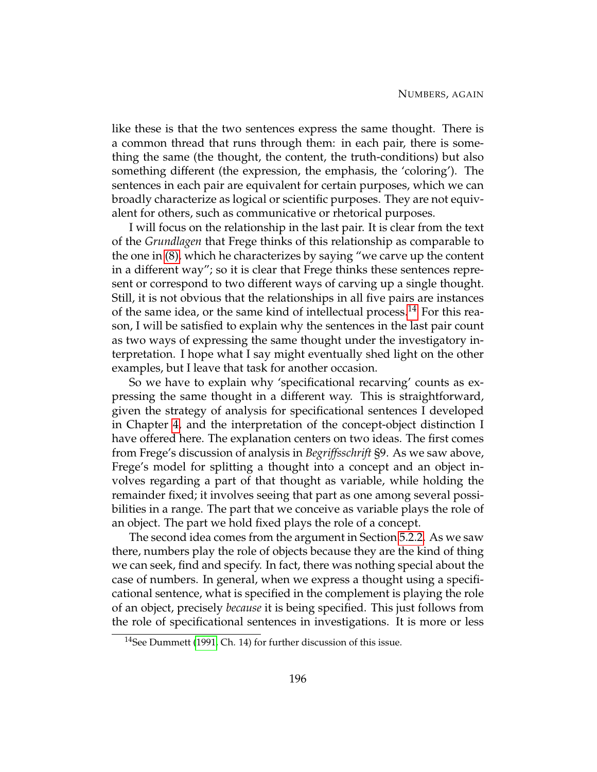like these is that the two sentences express the same thought. There is a common thread that runs through them: in each pair, there is something the same (the thought, the content, the truth-conditions) but also something different (the expression, the emphasis, the 'coloring'). The sentences in each pair are equivalent for certain purposes, which we can broadly characterize as logical or scientific purposes. They are not equivalent for others, such as communicative or rhetorical purposes.

I will focus on the relationship in the last pair. It is clear from the text of the *Grundlagen* that Frege thinks of this relationship as comparable to the one in (8), which he characterizes by saying "we carve up the content in a different way"; so it is clear that Frege thinks these sentences represent or correspond to two different ways of carving up a single thought. Still, it is not obvious that the relationships in all five pairs are instances of the same idea, or the same kind of intellectual process.[14] For this reason, I will be satisfied to explain why the sentences in the last pair count as two ways of expressing the same thought under the investigatory interpretation. I hope what I say might eventually shed light on the other examples, but I leave that task for another occasion.

So we have to explain why 'specificational recarving' counts as expressing the same thought in a different way. This is straightforward, given the strategy of analysis for specificational sentences I developed in Chapter 4, and the interpretation of the concept-object distinction I have offered here. The explanation centers on two ideas. The first comes from Frege's discussion of analysis in *Begriffsschrift* §9. As we saw above, Frege's model for splitting a thought into a concept and an object involves regarding a part of that thought as variable, while holding the remainder fixed; it involves seeing that part as one among several possibilities in a range. The part that we conceive as variable plays the role of an object. The part we hold fixed plays the role of a concept.

The second idea comes from the argument in Section 5.2.2. As we saw there, numbers play the role of objects because they are the kind of thing we can seek, find and specify. In fact, there was nothing special about the case of numbers. In general, when we express a thought using a specificational sentence, what is specified in the complement is playing the role of an object, precisely *because* it is being specified. This just follows from the role of specificational sentences in investigations. It is more or less

[14] See Dummett (1991, Ch. 14) for further discussion of this issue.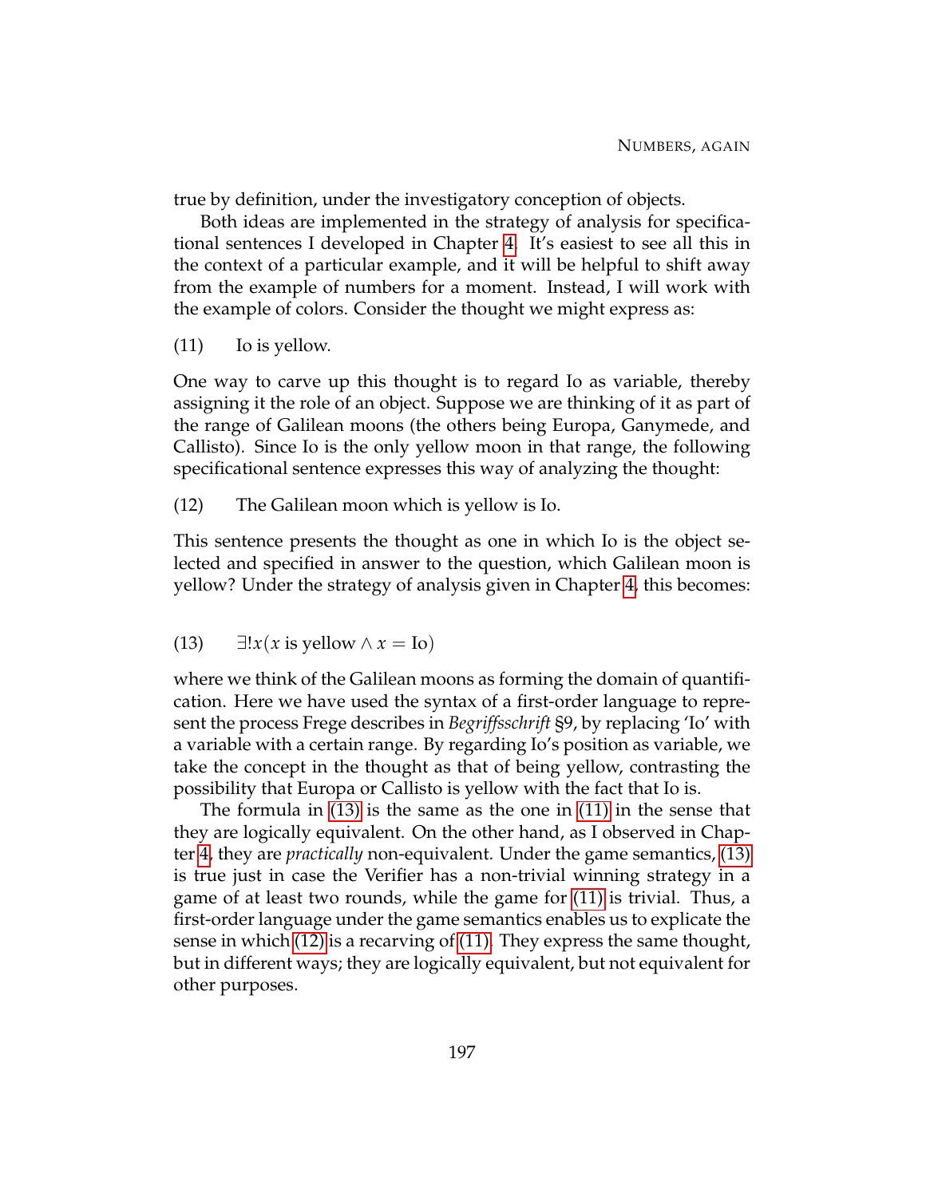true by definition, under the investigatory conception of objects.

Both ideas are implemented in the strategy of analysis for specificational sentences I developed in Chapter 4. It's easiest to see all this in the context of a particular example, and it will be helpful to shift away from the example of numbers for a moment. Instead, I will work with the example of colors. Consider the thought we might express as:

(11) Io is yellow.

One way to carve up this thought is to regard Io as variable, thereby assigning it the role of an object. Suppose we are thinking of it as part of the range of Galilean moons (the others being Europa, Ganymede, and Callisto). Since Io is the only yellow moon in that range, the following specificational sentence expresses this way of analyzing the thought:

(12) The Galilean moon which is yellow is Io.

This sentence presents the thought as one in which Io is the object selected and specified in answer to the question, which Galilean moon is yellow? Under the strategy of analysis given in Chapter 4, this becomes:

(13) $\exists! x(x \text{ is yellow} \wedge x = \text{Io})$

where we think of the Galilean moons as forming the domain of quantification. Here we have used the syntax of a first-order language to represent the process Frege describes in *Begriffsschrift* §9, by replacing 'Io' with a variable with a certain range. By regarding Io's position as variable, we take the concept in the thought as that of being yellow, contrasting the possibility that Europa or Callisto is yellow with the fact that Io is.

The formula in (13) is the same as the one in (11) in the sense that they are logically equivalent. On the other hand, as I observed in Chapter 4, they are *practically* non-equivalent. Under the game semantics, (13) is true just in case the Verifier has a non-trivial winning strategy in a game of at least two rounds, while the game for (11) is trivial. Thus, a first-order language under the game semantics enables us to explicate the sense in which (12) is a recarving of (11). They express the same thought, but in different ways; they are logically equivalent, but not equivalent for other purposes.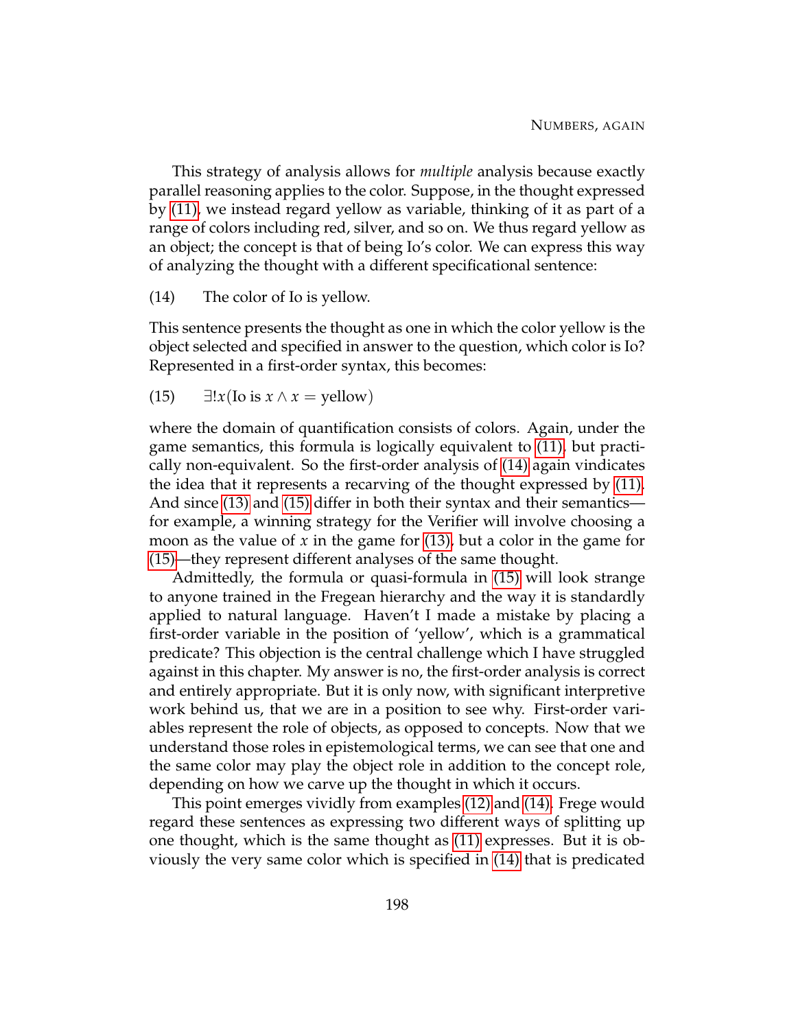This strategy of analysis allows for *multiple* analysis because exactly parallel reasoning applies to the color. Suppose, in the thought expressed by (11), we instead regard yellow as variable, thinking of it as part of a range of colors including red, silver, and so on. We thus regard yellow as an object; the concept is that of being Io's color. We can express this way of analyzing the thought with a different specificational sentence:

(14) The color of Io is yellow.

This sentence presents the thought as one in which the color yellow is the object selected and specified in answer to the question, which color is Io? Represented in a first-order syntax, this becomes:

(15) $\exists! x(\text{Io is } x \wedge x = \text{yellow})$

where the domain of quantification consists of colors. Again, under the game semantics, this formula is logically equivalent to (11), but practically non-equivalent. So the first-order analysis of (14) again vindicates the idea that it represents a recarving of the thought expressed by (11). And since (13) and (15) differ in both their syntax and their semantics—for example, a winning strategy for the Verifier will involve choosing a moon as the value of $x$ in the game for (13), but a color in the game for (15)—they represent different analyses of the same thought.

Admittedly, the formula or quasi-formula in (15) will look strange to anyone trained in the Fregean hierarchy and the way it is standardly applied to natural language. Haven't I made a mistake by placing a first-order variable in the position of 'yellow', which is a grammatical predicate? This objection is the central challenge which I have struggled against in this chapter. My answer is no, the first-order analysis is correct and entirely appropriate. But it is only now, with significant interpretive work behind us, that we are in a position to see why. First-order variables represent the role of objects, as opposed to concepts. Now that we understand those roles in epistemological terms, we can see that one and the same color may play the object role in addition to the concept role, depending on how we carve up the thought in which it occurs.

This point emerges vividly from examples (12) and (14). Frege would regard these sentences as expressing two different ways of splitting up one thought, which is the same thought as (11) expresses. But it is obviously the very same color which is specified in (14) that is predicated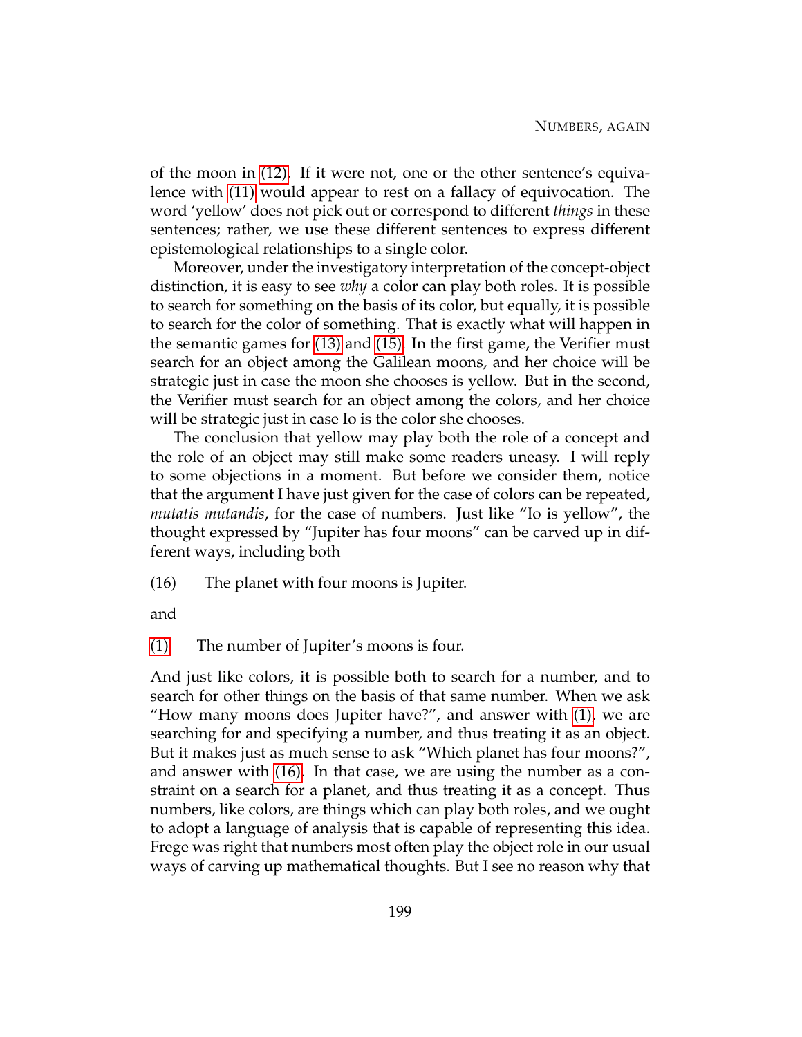of the moon in (12). If it were not, one or the other sentence's equivalence with (11) would appear to rest on a fallacy of equivocation. The word 'yellow' does not pick out or correspond to different *things* in these sentences; rather, we use these different sentences to express different epistemological relationships to a single color.

Moreover, under the investigatory interpretation of the concept-object distinction, it is easy to see *why* a color can play both roles. It is possible to search for something on the basis of its color, but equally, it is possible to search for the color of something. That is exactly what will happen in the semantic games for (13) and (15). In the first game, the Verifier must search for an object among the Galilean moons, and her choice will be strategic just in case the moon she chooses is yellow. But in the second, the Verifier must search for an object among the colors, and her choice will be strategic just in case Io is the color she chooses.

The conclusion that yellow may play both the role of a concept and the role of an object may still make some readers uneasy. I will reply to some objections in a moment. But before we consider them, notice that the argument I have just given for the case of colors can be repeated, *mutatis mutandis*, for the case of numbers. Just like "Io is yellow", the thought expressed by "Jupiter has four moons" can be carved up in different ways, including both

(16) The planet with four moons is Jupiter.

and

(1) The number of Jupiter's moons is four.

And just like colors, it is possible both to search for a number, and to search for other things on the basis of that same number. When we ask "How many moons does Jupiter have?", and answer with (1), we are searching for and specifying a number, and thus treating it as an object. But it makes just as much sense to ask "Which planet has four moons?", and answer with (16). In that case, we are using the number as a constraint on a search for a planet, and thus treating it as a concept. Thus numbers, like colors, are things which can play both roles, and we ought to adopt a language of analysis that is capable of representing this idea. Frege was right that numbers most often play the object role in our usual ways of carving up mathematical thoughts. But I see no reason why that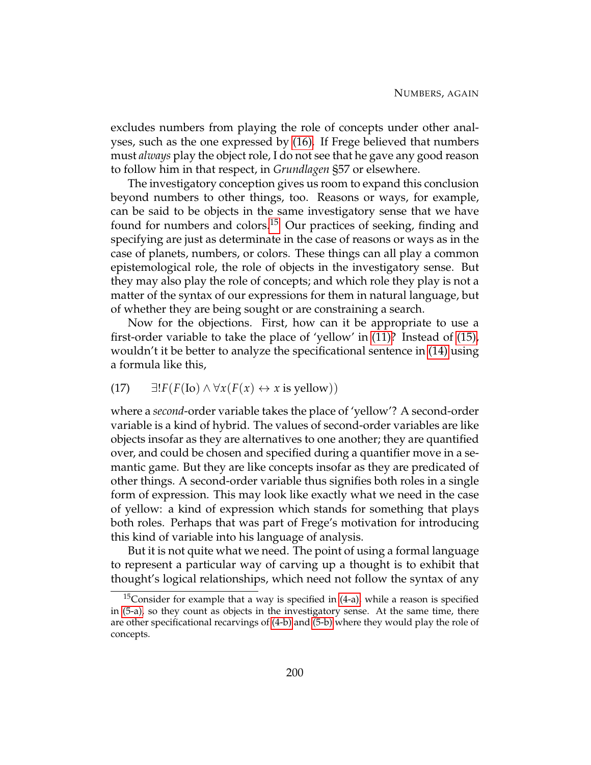excludes numbers from playing the role of concepts under other analyses, such as the one expressed by (16). If Frege believed that numbers must *always* play the object role, I do not see that he gave any good reason to follow him in that respect, in *Grundlagen* §57 or elsewhere.

The investigatory conception gives us room to expand this conclusion beyond numbers to other things, too. Reasons or ways, for example, can be said to be objects in the same investigatory sense that we have found for numbers and colors.[15] Our practices of seeking, finding and specifying are just as determinate in the case of reasons or ways as in the case of planets, numbers, or colors. These things can all play a common epistemological role, the role of objects in the investigatory sense. But they may also play the role of concepts; and which role they play is not a matter of the syntax of our expressions for them in natural language, but of whether they are being sought or are constraining a search.

Now for the objections. First, how can it be appropriate to use a first-order variable to take the place of 'yellow' in (11)? Instead of (15), wouldn't it be better to analyze the specificational sentence in (14) using a formula like this,

(17) $\exists! F(F(\text{Io}) \land \forall x(F(x) \leftrightarrow x \text{ is yellow}))$

where a *second*-order variable takes the place of 'yellow'? A second-order variable is a kind of hybrid. The values of second-order variables are like objects insofar as they are alternatives to one another; they are quantified over, and could be chosen and specified during a quantifier move in a semantic game. But they are like concepts insofar as they are predicated of other things. A second-order variable thus signifies both roles in a single form of expression. This may look like exactly what we need in the case of yellow: a kind of expression which stands for something that plays both roles. Perhaps that was part of Frege's motivation for introducing this kind of variable into his language of analysis.

But it is not quite what we need. The point of using a formal language to represent a particular way of carving up a thought is to exhibit that thought's logical relationships, which need not follow the syntax of any

[15] Consider for example that a way is specified in (4-a), while a reason is specified in (5-a), so they count as objects in the investigatory sense. At the same time, there are other specificational recarvings of (4-b) and (5-b) where they would play the role of concepts.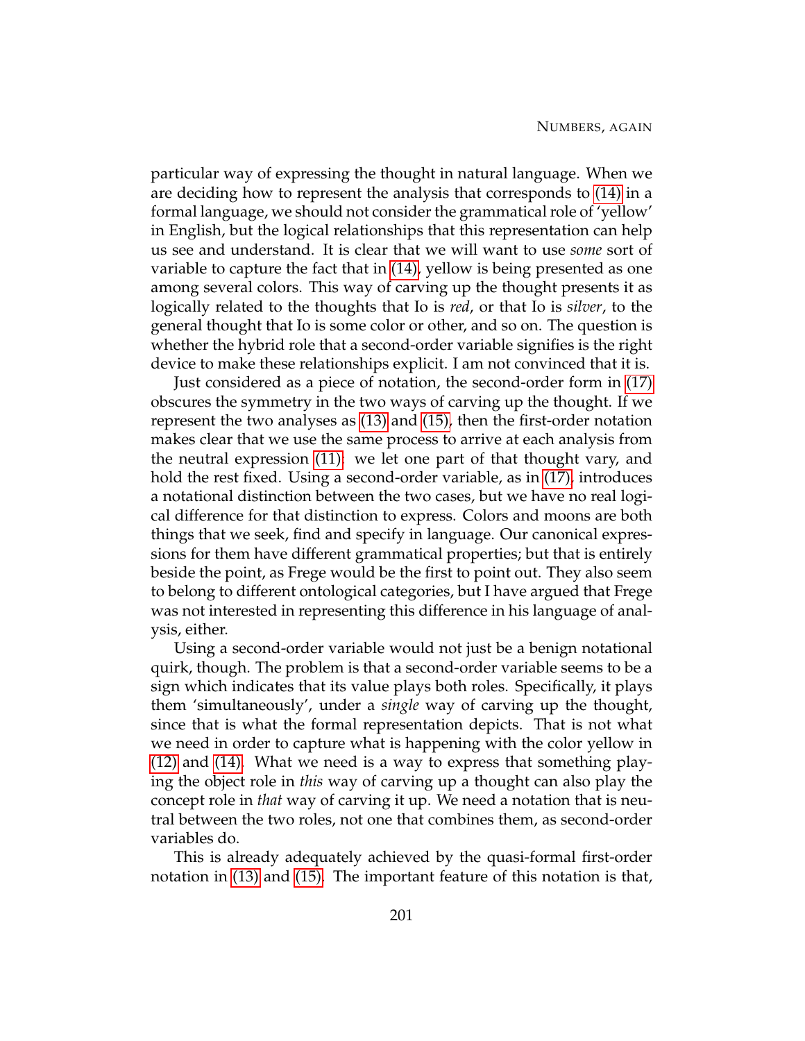particular way of expressing the thought in natural language. When we are deciding how to represent the analysis that corresponds to (14) in a formal language, we should not consider the grammatical role of 'yellow' in English, but the logical relationships that this representation can help us see and understand. It is clear that we will want to use *some* sort of variable to capture the fact that in (14), yellow is being presented as one among several colors. This way of carving up the thought presents it as logically related to the thoughts that Io is *red*, or that Io is *silver*, to the general thought that Io is some color or other, and so on. The question is whether the hybrid role that a second-order variable signifies is the right device to make these relationships explicit. I am not convinced that it is.

Just considered as a piece of notation, the second-order form in (17) obscures the symmetry in the two ways of carving up the thought. If we represent the two analyses as (13) and (15), then the first-order notation makes clear that we use the same process to arrive at each analysis from the neutral expression (11): we let one part of that thought vary, and hold the rest fixed. Using a second-order variable, as in (17), introduces a notational distinction between the two cases, but we have no real logical difference for that distinction to express. Colors and moons are both things that we seek, find and specify in language. Our canonical expressions for them have different grammatical properties; but that is entirely beside the point, as Frege would be the first to point out. They also seem to belong to different ontological categories, but I have argued that Frege was not interested in representing this difference in his language of analysis, either.

Using a second-order variable would not just be a benign notational quirk, though. The problem is that a second-order variable seems to be a sign which indicates that its value plays both roles. Specifically, it plays them 'simultaneously', under a *single* way of carving up the thought, since that is what the formal representation depicts. That is not what we need in order to capture what is happening with the color yellow in (12) and (14). What we need is a way to express that something playing the object role in *this* way of carving up a thought can also play the concept role in *that* way of carving it up. We need a notation that is neutral between the two roles, not one that combines them, as second-order variables do.

This is already adequately achieved by the quasi-formal first-order notation in (13) and (15). The important feature of this notation is that,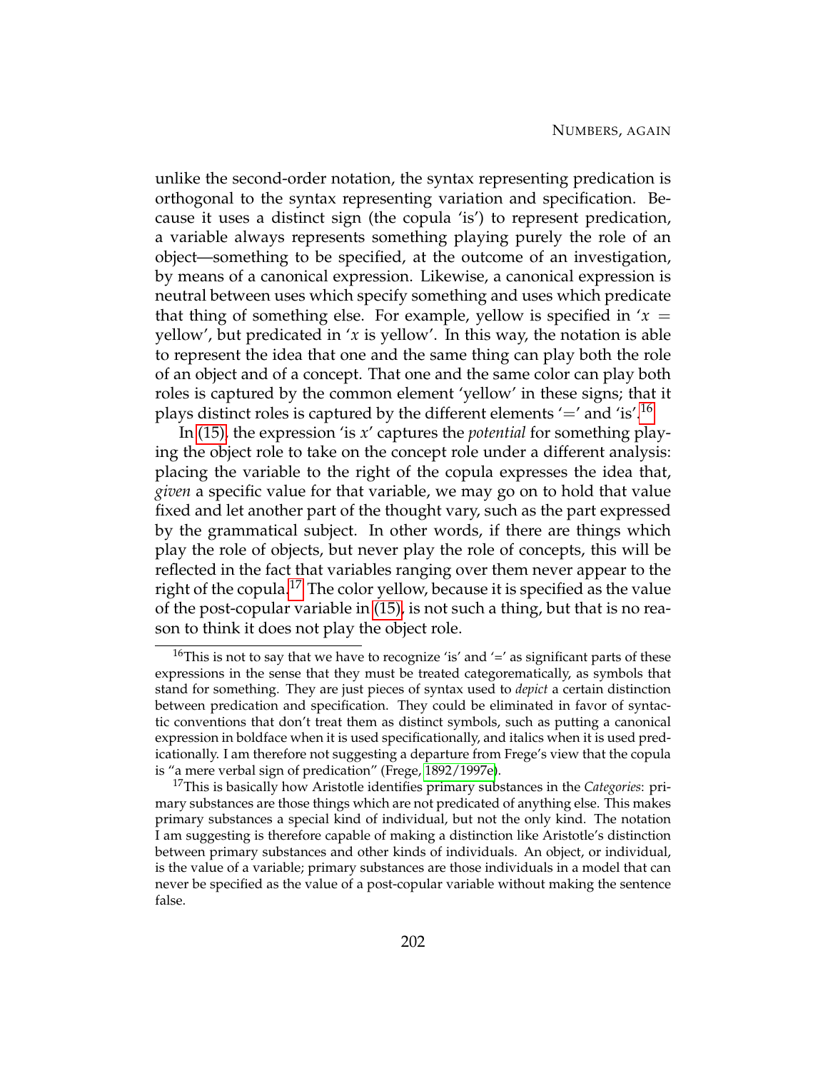unlike the second-order notation, the syntax representing predication is orthogonal to the syntax representing variation and specification. Because it uses a distinct sign (the copula 'is') to represent predication, a variable always represents something playing purely the role of an object—something to be specified, at the outcome of an investigation, by means of a canonical expression. Likewise, a canonical expression is neutral between uses which specify something and uses which predicate that thing of something else. For example, yellow is specified in '$x =$ yellow', but predicated in '$x$ is yellow'. In this way, the notation is able to represent the idea that one and the same thing can play both the role of an object and of a concept. That one and the same color can play both roles is captured by the common element 'yellow' in these signs; that it plays distinct roles is captured by the different elements '$=$' and 'is'.[16]

In (15), the expression 'is $x$' captures the *potential* for something playing the object role to take on the concept role under a different analysis: placing the variable to the right of the copula expresses the idea that, *given* a specific value for that variable, we may go on to hold that value fixed and let another part of the thought vary, such as the part expressed by the grammatical subject. In other words, if there are things which play the role of objects, but never play the role of concepts, this will be reflected in the fact that variables ranging over them never appear to the right of the copula.[17] The color yellow, because it is specified as the value of the post-copular variable in (15), is not such a thing, but that is no reason to think it does not play the object role.

---

[16] This is not to say that we have to recognize 'is' and '=' as significant parts of these expressions in the sense that they must be treated categorematically, as symbols that stand for something. They are just pieces of syntax used to *depict* a certain distinction between predication and specification. They could be eliminated in favor of syntactic conventions that don't treat them as distinct symbols, such as putting a canonical expression in boldface when it is used specificationally, and italics when it is used predicationally. I am therefore not suggesting a departure from Frege's view that the copula is "a mere verbal sign of predication" (Frege, 1892/1997e).

[17] This is basically how Aristotle identifies primary substances in the *Categories*: primary substances are those things which are not predicated of anything else. This makes primary substances a special kind of individual, but not the only kind. The notation I am suggesting is therefore capable of making a distinction like Aristotle's distinction between primary substances and other kinds of individuals. An object, or individual, is the value of a variable; primary substances are those individuals in a model that can never be specified as the value of a post-copular variable without making the sentence false.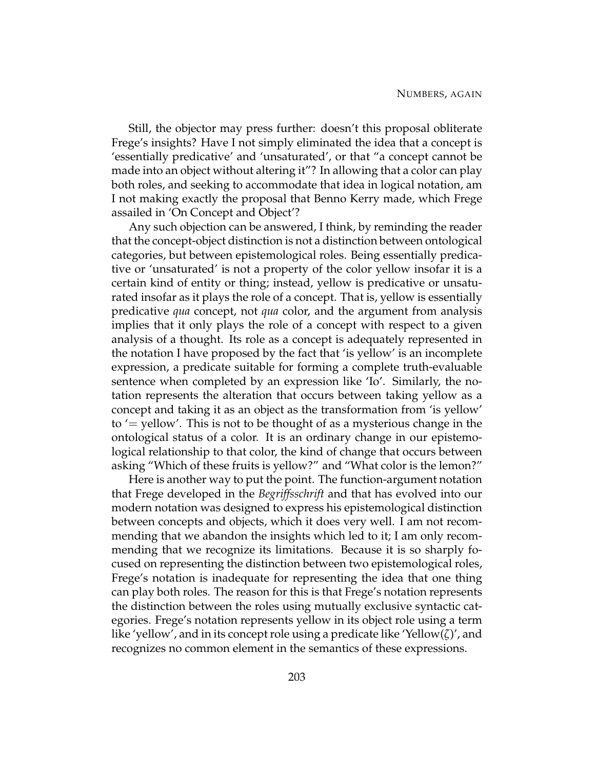Still, the objector may press further: doesn't this proposal obliterate Frege's insights? Have I not simply eliminated the idea that a concept is 'essentially predicative' and 'unsaturated', or that "a concept cannot be made into an object without altering it"? In allowing that a color can play both roles, and seeking to accommodate that idea in logical notation, am I not making exactly the proposal that Benno Kerry made, which Frege assailed in 'On Concept and Object'?

Any such objection can be answered, I think, by reminding the reader that the concept-object distinction is not a distinction between ontological categories, but between epistemological roles. Being essentially predicative or 'unsaturated' is not a property of the color yellow insofar it is a certain kind of entity or thing; instead, yellow is predicative or unsaturated insofar as it plays the role of a concept. That is, yellow is essentially predicative *qua* concept, not *qua* color, and the argument from analysis implies that it only plays the role of a concept with respect to a given analysis of a thought. Its role as a concept is adequately represented in the notation I have proposed by the fact that 'is yellow' is an incomplete expression, a predicate suitable for forming a complete truth-evaluable sentence when completed by an expression like 'Io'. Similarly, the notation represents the alteration that occurs between taking yellow as a concept and taking it as an object as the transformation from 'is yellow' to '= yellow'. This is not to be thought of as a mysterious change in the ontological status of a color. It is an ordinary change in our epistemological relationship to that color, the kind of change that occurs between asking "Which of these fruits is yellow?" and "What color is the lemon?"

Here is another way to put the point. The function-argument notation that Frege developed in the *Begriffsschrift* and that has evolved into our modern notation was designed to express his epistemological distinction between concepts and objects, which it does very well. I am not recommending that we abandon the insights which led to it; I am only recommending that we recognize its limitations. Because it is so sharply focused on representing the distinction between two epistemological roles, Frege's notation is inadequate for representing the idea that one thing can play both roles. The reason for this is that Frege's notation represents the distinction between the roles using mutually exclusive syntactic categories. Frege's notation represents yellow in its object role using a term like 'yellow', and in its concept role using a predicate like 'Yellow($\zeta$)', and recognizes no common element in the semantics of these expressions.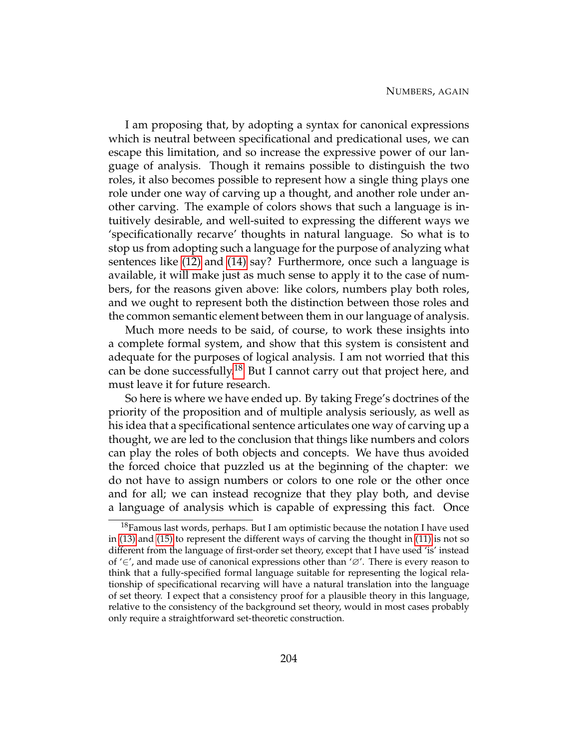I am proposing that, by adopting a syntax for canonical expressions which is neutral between specificational and predicational uses, we can escape this limitation, and so increase the expressive power of our language of analysis. Though it remains possible to distinguish the two roles, it also becomes possible to represent how a single thing plays one role under one way of carving up a thought, and another role under another carving. The example of colors shows that such a language is intuitively desirable, and well-suited to expressing the different ways we 'specificationally recarve' thoughts in natural language. So what is to stop us from adopting such a language for the purpose of analyzing what sentences like (12) and (14) say? Furthermore, once such a language is available, it will make just as much sense to apply it to the case of numbers, for the reasons given above: like colors, numbers play both roles, and we ought to represent both the distinction between those roles and the common semantic element between them in our language of analysis.

Much more needs to be said, of course, to work these insights into a complete formal system, and show that this system is consistent and adequate for the purposes of logical analysis. I am not worried that this can be done successfully.[18] But I cannot carry out that project here, and must leave it for future research.

So here is where we have ended up. By taking Frege's doctrines of the priority of the proposition and of multiple analysis seriously, as well as his idea that a specificational sentence articulates one way of carving up a thought, we are led to the conclusion that things like numbers and colors can play the roles of both objects and concepts. We have thus avoided the forced choice that puzzled us at the beginning of the chapter: we do not have to assign numbers or colors to one role or the other once and for all; we can instead recognize that they play both, and devise a language of analysis which is capable of expressing this fact. Once

[18] Famous last words, perhaps. But I am optimistic because the notation I have used in (13) and (15) to represent the different ways of carving the thought in (11) is not so different from the language of first-order set theory, except that I have used 'is' instead of '$\in$', and made use of canonical expressions other than '$\varnothing$'. There is every reason to think that a fully-specified formal language suitable for representing the logical relationship of specificational recarving will have a natural translation into the language of set theory. I expect that a consistency proof for a plausible theory in this language, relative to the consistency of the background set theory, would in most cases probably only require a straightforward set-theoretic construction.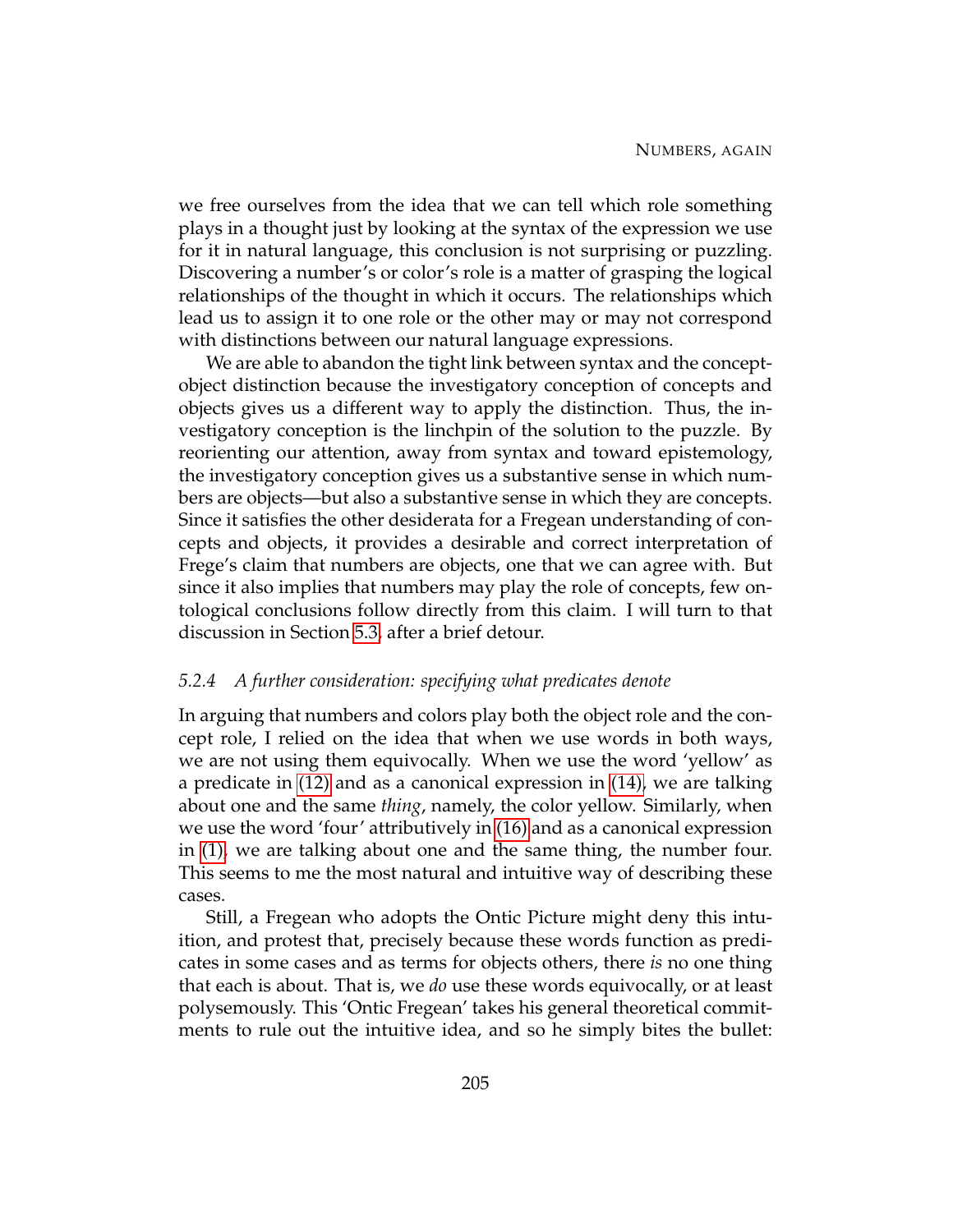we free ourselves from the idea that we can tell which role something plays in a thought just by looking at the syntax of the expression we use for it in natural language, this conclusion is not surprising or puzzling. Discovering a number's or color's role is a matter of grasping the logical relationships of the thought in which it occurs. The relationships which lead us to assign it to one role or the other may or may not correspond with distinctions between our natural language expressions.

We are able to abandon the tight link between syntax and the concept-object distinction because the investigatory conception of concepts and objects gives us a different way to apply the distinction. Thus, the investigatory conception is the linchpin of the solution to the puzzle. By reorienting our attention, away from syntax and toward epistemology, the investigatory conception gives us a substantive sense in which numbers are objects—but also a substantive sense in which they are concepts. Since it satisfies the other desiderata for a Fregean understanding of concepts and objects, it provides a desirable and correct interpretation of Frege's claim that numbers are objects, one that we can agree with. But since it also implies that numbers may play the role of concepts, few ontological conclusions follow directly from this claim. I will turn to that discussion in Section 5.3, after a brief detour.

### 5.2.4 *A further consideration: specifying what predicates denote*

In arguing that numbers and colors play both the object role and the concept role, I relied on the idea that when we use words in both ways, we are not using them equivocally. When we use the word 'yellow' as a predicate in (12) and as a canonical expression in (14), we are talking about one and the same *thing*, namely, the color yellow. Similarly, when we use the word 'four' attributively in (16) and as a canonical expression in (1), we are talking about one and the same thing, the number four. This seems to me the most natural and intuitive way of describing these cases.

Still, a Fregean who adopts the Ontic Picture might deny this intuition, and protest that, precisely because these words function as predicates in some cases and as terms for objects others, there *is* no one thing that each is about. That is, we *do* use these words equivocally, or at least polysemously. This 'Ontic Fregean' takes his general theoretical commitments to rule out the intuitive idea, and so he simply bites the bullet: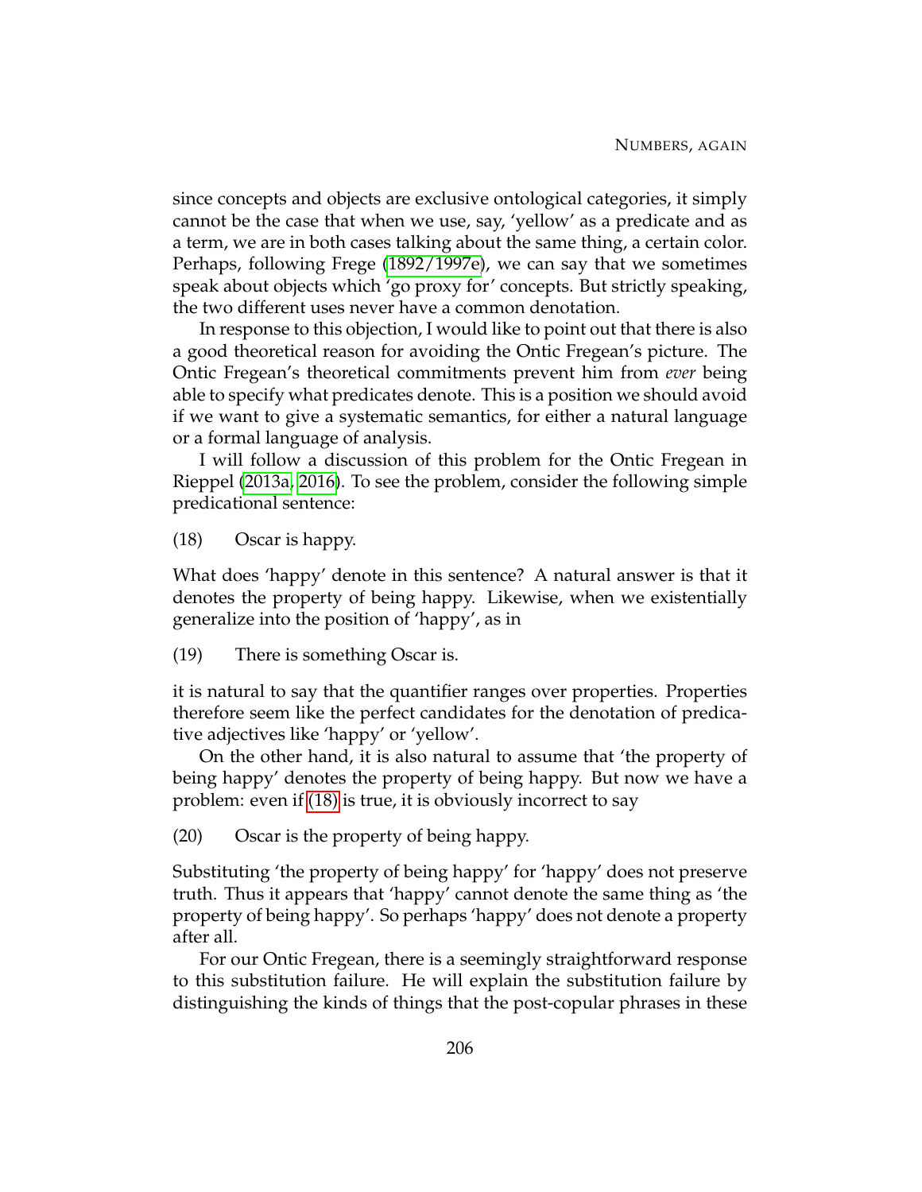since concepts and objects are exclusive ontological categories, it simply cannot be the case that when we use, say, 'yellow' as a predicate and as a term, we are in both cases talking about the same thing, a certain color. Perhaps, following Frege (1892/1997e), we can say that we sometimes speak about objects which 'go proxy for' concepts. But strictly speaking, the two different uses never have a common denotation.

In response to this objection, I would like to point out that there is also a good theoretical reason for avoiding the Ontic Fregean's picture. The Ontic Fregean's theoretical commitments prevent him from *ever* being able to specify what predicates denote. This is a position we should avoid if we want to give a systematic semantics, for either a natural language or a formal language of analysis.

I will follow a discussion of this problem for the Ontic Fregean in Rieppel (2013a, 2016). To see the problem, consider the following simple predicational sentence:

(18) Oscar is happy.

What does 'happy' denote in this sentence? A natural answer is that it denotes the property of being happy. Likewise, when we existentially generalize into the position of 'happy', as in

(19) There is something Oscar is.

it is natural to say that the quantifier ranges over properties. Properties therefore seem like the perfect candidates for the denotation of predicative adjectives like 'happy' or 'yellow'.

On the other hand, it is also natural to assume that 'the property of being happy' denotes the property of being happy. But now we have a problem: even if (18) is true, it is obviously incorrect to say

(20) Oscar is the property of being happy.

Substituting 'the property of being happy' for 'happy' does not preserve truth. Thus it appears that 'happy' cannot denote the same thing as 'the property of being happy'. So perhaps 'happy' does not denote a property after all.

For our Ontic Fregean, there is a seemingly straightforward response to this substitution failure. He will explain the substitution failure by distinguishing the kinds of things that the post-copular phrases in these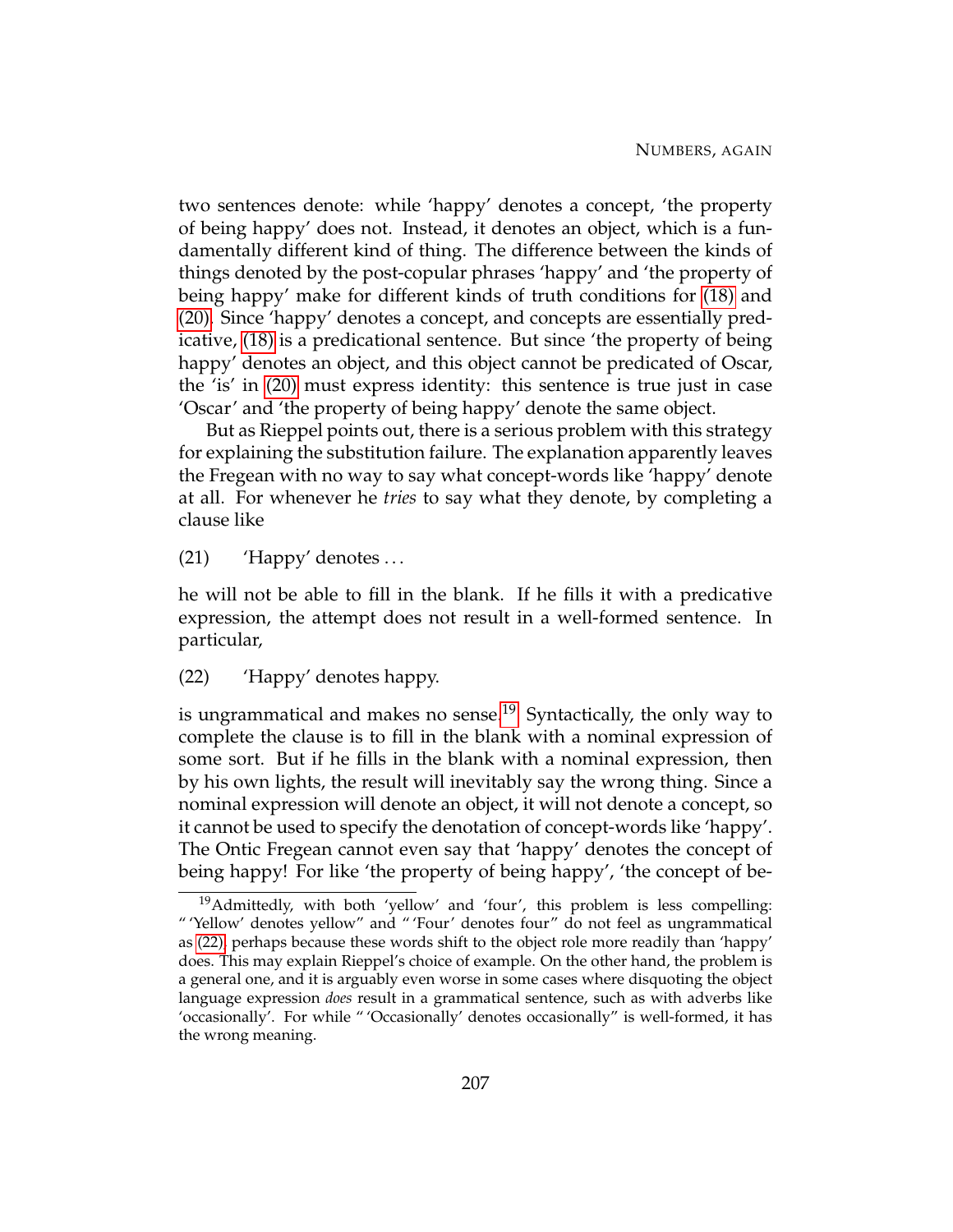two sentences denote: while 'happy' denotes a concept, 'the property of being happy' does not. Instead, it denotes an object, which is a fundamentally different kind of thing. The difference between the kinds of things denoted by the post-copular phrases 'happy' and 'the property of being happy' make for different kinds of truth conditions for (18) and (20). Since 'happy' denotes a concept, and concepts are essentially predicative, (18) is a predicational sentence. But since 'the property of being happy' denotes an object, and this object cannot be predicated of Oscar, the 'is' in (20) must express identity: this sentence is true just in case 'Oscar' and 'the property of being happy' denote the same object.

But as Rieppel points out, there is a serious problem with this strategy for explaining the substitution failure. The explanation apparently leaves the Fregean with no way to say what concept-words like 'happy' denote at all. For whenever he *tries* to say what they denote, by completing a clause like

(21) 'Happy' denotes ...

he will not be able to fill in the blank. If he fills it with a predicative expression, the attempt does not result in a well-formed sentence. In particular,

(22) 'Happy' denotes happy.

is ungrammatical and makes no sense.[19] Syntactically, the only way to complete the clause is to fill in the blank with a nominal expression of some sort. But if he fills in the blank with a nominal expression, then by his own lights, the result will inevitably say the wrong thing. Since a nominal expression will denote an object, it will not denote a concept, so it cannot be used to specify the denotation of concept-words like 'happy'. The Ontic Fregean cannot even say that 'happy' denotes the concept of being happy! For like 'the property of being happy', 'the concept of be-

[19] Admittedly, with both 'yellow' and 'four', this problem is less compelling: "'Yellow' denotes yellow" and "'Four' denotes four" do not feel as ungrammatical as (22), perhaps because these words shift to the object role more readily than 'happy' does. This may explain Rieppel's choice of example. On the other hand, the problem is a general one, and it is arguably even worse in some cases where disquoting the object language expression *does* result in a grammatical sentence, such as with adverbs like 'occasionally'. For while "'Occasionally' denotes occasionally" is well-formed, it has the wrong meaning.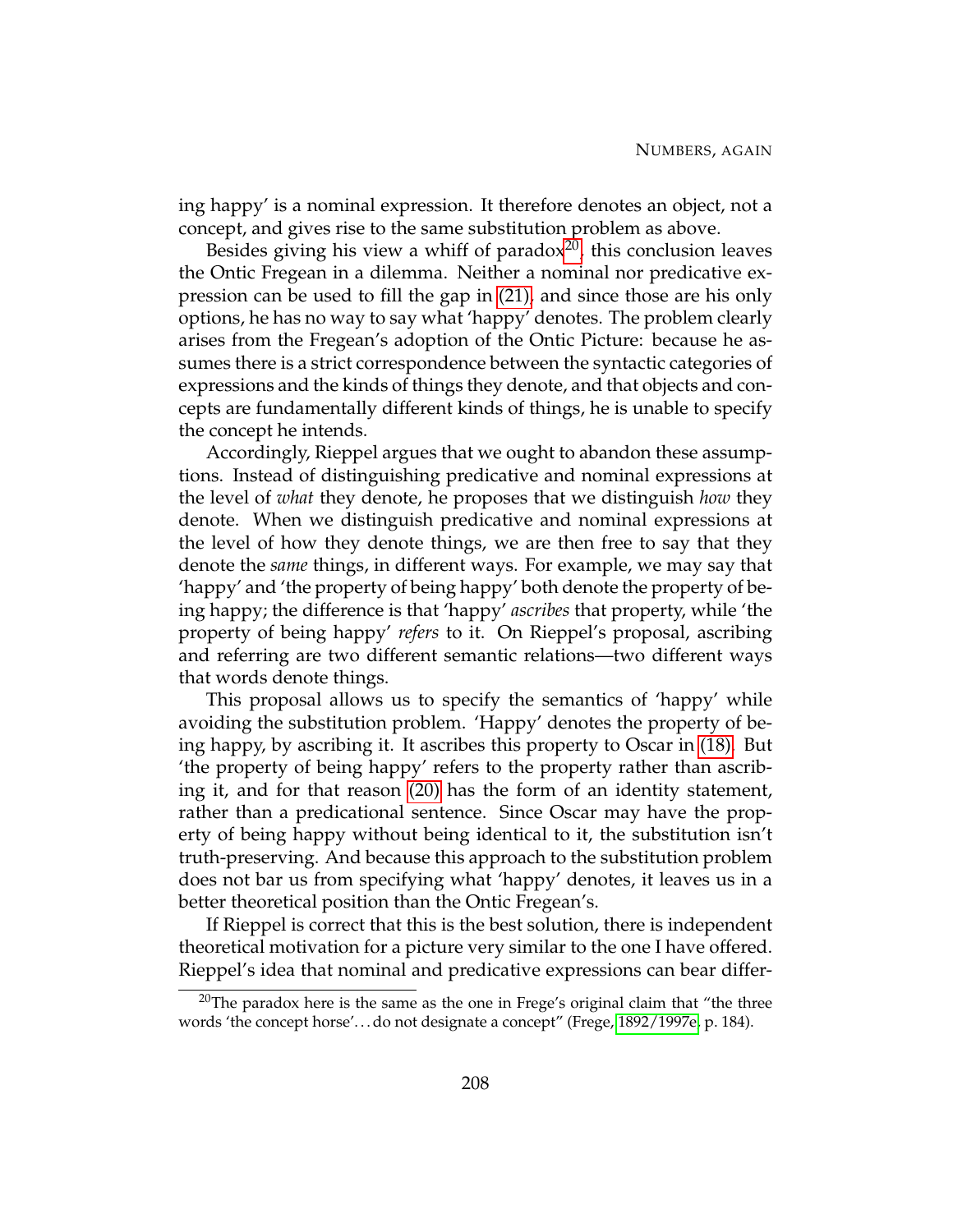ing happy' is a nominal expression. It therefore denotes an object, not a concept, and gives rise to the same substitution problem as above.

Besides giving his view a whiff of paradox[20], this conclusion leaves the Ontic Fregean in a dilemma. Neither a nominal nor predicative expression can be used to fill the gap in (21), and since those are his only options, he has no way to say what 'happy' denotes. The problem clearly arises from the Fregean's adoption of the Ontic Picture: because he assumes there is a strict correspondence between the syntactic categories of expressions and the kinds of things they denote, and that objects and concepts are fundamentally different kinds of things, he is unable to specify the concept he intends.

Accordingly, Rieppel argues that we ought to abandon these assumptions. Instead of distinguishing predicative and nominal expressions at the level of *what* they denote, he proposes that we distinguish *how* they denote. When we distinguish predicative and nominal expressions at the level of how they denote things, we are then free to say that they denote the *same* things, in different ways. For example, we may say that 'happy' and 'the property of being happy' both denote the property of being happy; the difference is that 'happy' *ascribes* that property, while 'the property of being happy' *refers* to it. On Rieppel's proposal, ascribing and referring are two different semantic relations—two different ways that words denote things.

This proposal allows us to specify the semantics of 'happy' while avoiding the substitution problem. 'Happy' denotes the property of being happy, by ascribing it. It ascribes this property to Oscar in (18). But 'the property of being happy' refers to the property rather than ascribing it, and for that reason (20) has the form of an identity statement, rather than a predicational sentence. Since Oscar may have the property of being happy without being identical to it, the substitution isn't truth-preserving. And because this approach to the substitution problem does not bar us from specifying what 'happy' denotes, it leaves us in a better theoretical position than the Ontic Fregean's.

If Rieppel is correct that this is the best solution, there is independent theoretical motivation for a picture very similar to the one I have offered. Rieppel's idea that nominal and predicative expressions can bear differ-

[20] The paradox here is the same as the one in Frege's original claim that "the three words 'the concept horse'... do not designate a concept" (Frege, 1892/1997e, p. 184).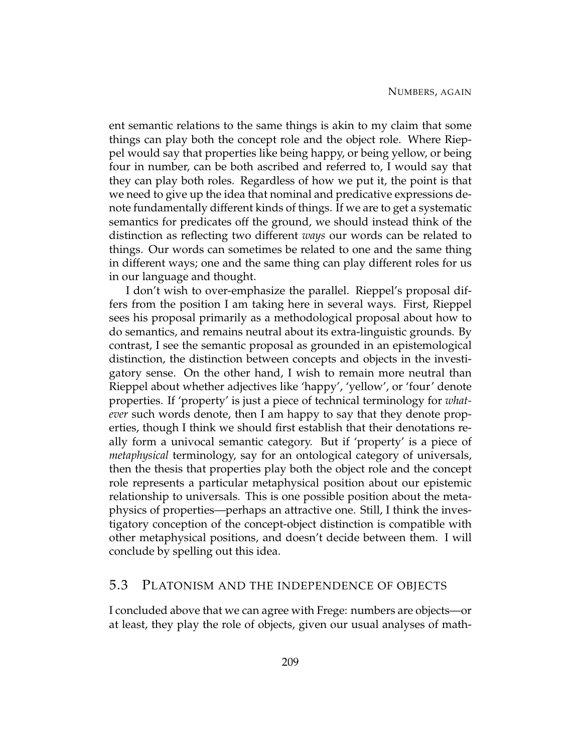ent semantic relations to the same things is akin to my claim that some things can play both the concept role and the object role. Where Rieppel would say that properties like being happy, or being yellow, or being four in number, can be both ascribed and referred to, I would say that they can play both roles. Regardless of how we put it, the point is that we need to give up the idea that nominal and predicative expressions denote fundamentally different kinds of things. If we are to get a systematic semantics for predicates off the ground, we should instead think of the distinction as reflecting two different *ways* our words can be related to things. Our words can sometimes be related to one and the same thing in different ways; one and the same thing can play different roles for us in our language and thought.

I don't wish to over-emphasize the parallel. Rieppel's proposal differs from the position I am taking here in several ways. First, Rieppel sees his proposal primarily as a methodological proposal about how to do semantics, and remains neutral about its extra-linguistic grounds. By contrast, I see the semantic proposal as grounded in an epistemological distinction, the distinction between concepts and objects in the investigatory sense. On the other hand, I wish to remain more neutral than Rieppel about whether adjectives like 'happy', 'yellow', or 'four' denote properties. If 'property' is just a piece of technical terminology for *whatever* such words denote, then I am happy to say that they denote properties, though I think we should first establish that their denotations really form a univocal semantic category. But if 'property' is a piece of *metaphysical* terminology, say for an ontological category of universals, then the thesis that properties play both the object role and the concept role represents a particular metaphysical position about our epistemic relationship to universals. This is one possible position about the metaphysics of properties—perhaps an attractive one. Still, I think the investigatory conception of the concept-object distinction is compatible with other metaphysical positions, and doesn't decide between them. I will conclude by spelling out this idea.

## 5.3 Platonism and the independence of objects

I concluded above that we can agree with Frege: numbers are objects—or at least, they play the role of objects, given our usual analyses of math-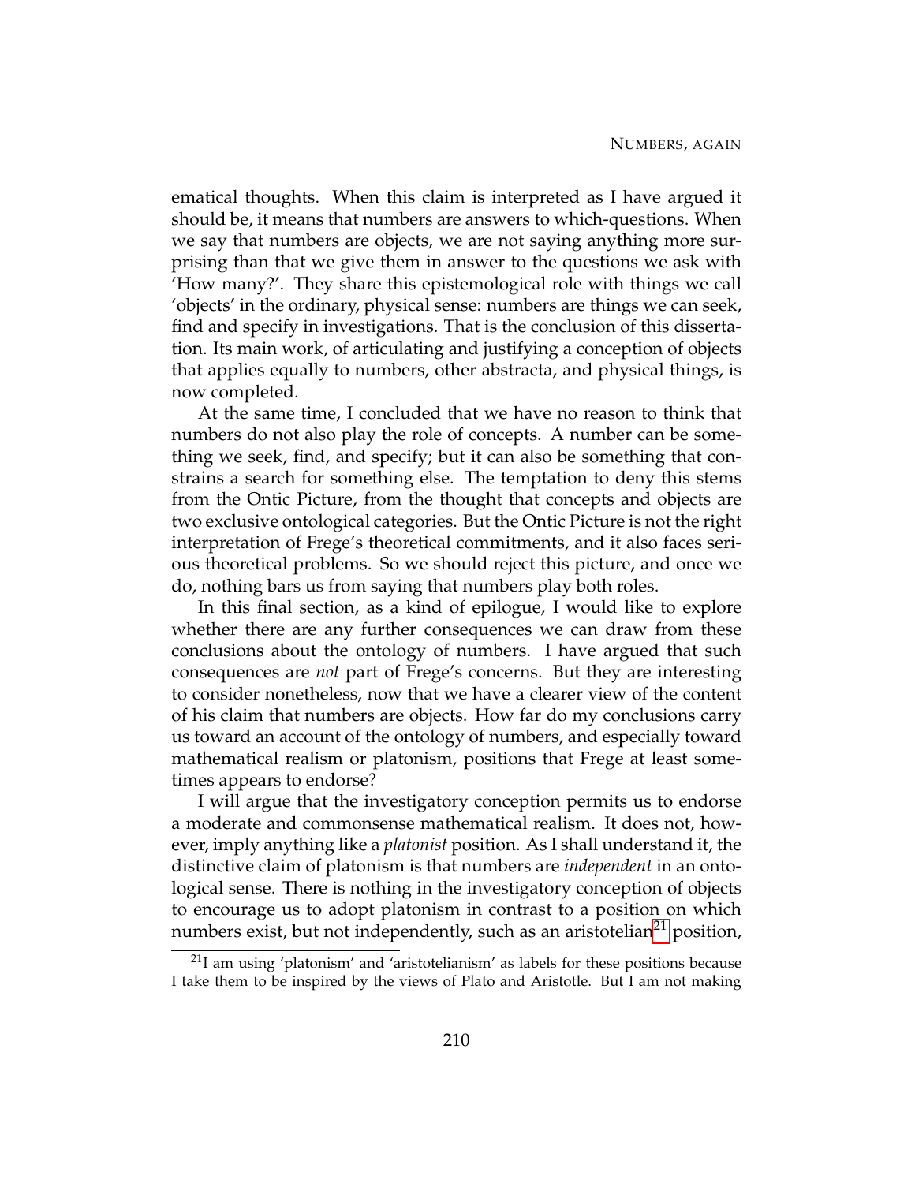ematical thoughts. When this claim is interpreted as I have argued it should be, it means that numbers are answers to which-questions. When we say that numbers are objects, we are not saying anything more surprising than that we give them in answer to the questions we ask with 'How many?'. They share this epistemological role with things we call 'objects' in the ordinary, physical sense: numbers are things we can seek, find and specify in investigations. That is the conclusion of this dissertation. Its main work, of articulating and justifying a conception of objects that applies equally to numbers, other abstracta, and physical things, is now completed.

At the same time, I concluded that we have no reason to think that numbers do not also play the role of concepts. A number can be something we seek, find, and specify; but it can also be something that constrains a search for something else. The temptation to deny this stems from the Ontic Picture, from the thought that concepts and objects are two exclusive ontological categories. But the Ontic Picture is not the right interpretation of Frege's theoretical commitments, and it also faces serious theoretical problems. So we should reject this picture, and once we do, nothing bars us from saying that numbers play both roles.

In this final section, as a kind of epilogue, I would like to explore whether there are any further consequences we can draw from these conclusions about the ontology of numbers. I have argued that such consequences are *not* part of Frege's concerns. But they are interesting to consider nonetheless, now that we have a clearer view of the content of his claim that numbers are objects. How far do my conclusions carry us toward an account of the ontology of numbers, and especially toward mathematical realism or platonism, positions that Frege at least sometimes appears to endorse?

I will argue that the investigatory conception permits us to endorse a moderate and commonsense mathematical realism. It does not, however, imply anything like a *platonist* position. As I shall understand it, the distinctive claim of platonism is that numbers are *independent* in an ontological sense. There is nothing in the investigatory conception of objects to encourage us to adopt platonism in contrast to a position on which numbers exist, but not independently, such as an aristotelian[21] position,

[21] I am using 'platonism' and 'aristotelianism' as labels for these positions because I take them to be inspired by the views of Plato and Aristotle. But I am not making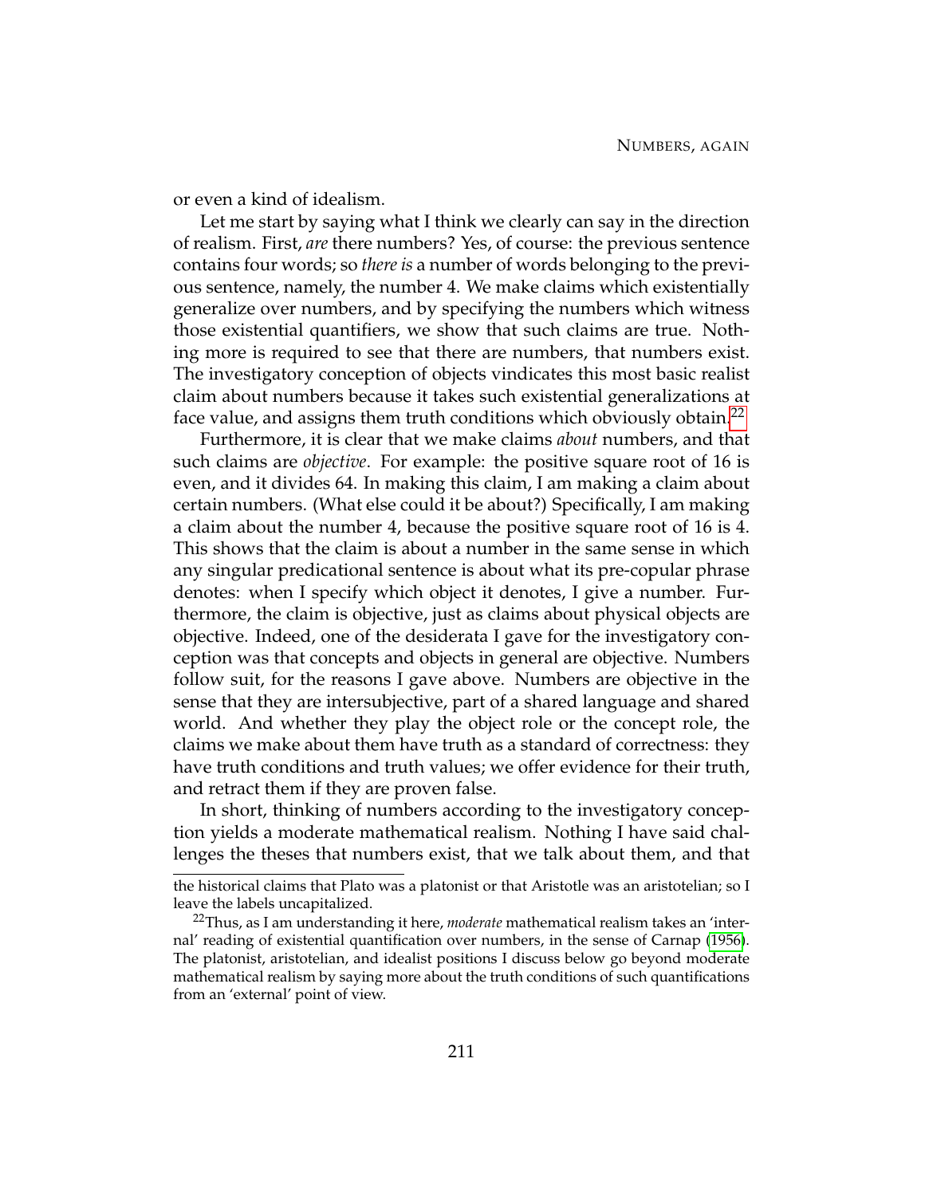or even a kind of idealism.

Let me start by saying what I think we clearly can say in the direction of realism. First, *are* there numbers? Yes, of course: the previous sentence contains four words; so *there is* a number of words belonging to the previous sentence, namely, the number 4. We make claims which existentially generalize over numbers, and by specifying the numbers which witness those existential quantifiers, we show that such claims are true. Nothing more is required to see that there are numbers, that numbers exist. The investigatory conception of objects vindicates this most basic realist claim about numbers because it takes such existential generalizations at face value, and assigns them truth conditions which obviously obtain.[22]

Furthermore, it is clear that we make claims *about* numbers, and that such claims are *objective*. For example: the positive square root of 16 is even, and it divides 64. In making this claim, I am making a claim about certain numbers. (What else could it be about?) Specifically, I am making a claim about the number 4, because the positive square root of 16 is 4. This shows that the claim is about a number in the same sense in which any singular predicational sentence is about what its pre-copular phrase denotes: when I specify which object it denotes, I give a number. Furthermore, the claim is objective, just as claims about physical objects are objective. Indeed, one of the desiderata I gave for the investigatory conception was that concepts and objects in general are objective. Numbers follow suit, for the reasons I gave above. Numbers are objective in the sense that they are intersubjective, part of a shared language and shared world. And whether they play the object role or the concept role, the claims we make about them have truth as a standard of correctness: they have truth conditions and truth values; we offer evidence for their truth, and retract them if they are proven false.

In short, thinking of numbers according to the investigatory conception yields a moderate mathematical realism. Nothing I have said challenges the theses that numbers exist, that we talk about them, and that

---

the historical claims that Plato was a platonist or that Aristotle was an aristotelian; so I leave the labels uncapitalized.

[22] Thus, as I am understanding it here, *moderate* mathematical realism takes an 'internal' reading of existential quantification over numbers, in the sense of Carnap (1956). The platonist, aristotelian, and idealist positions I discuss below go beyond moderate mathematical realism by saying more about the truth conditions of such quantifications from an 'external' point of view.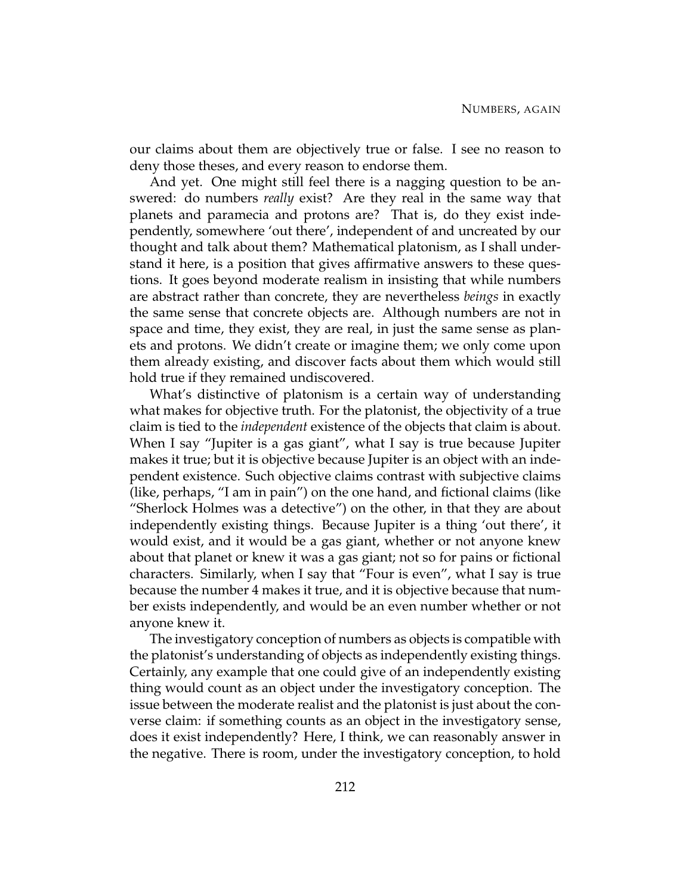our claims about them are objectively true or false. I see no reason to deny those theses, and every reason to endorse them.

And yet. One might still feel there is a nagging question to be answered: do numbers *really* exist? Are they real in the same way that planets and paramecia and protons are? That is, do they exist independently, somewhere 'out there', independent of and uncreated by our thought and talk about them? Mathematical platonism, as I shall understand it here, is a position that gives affirmative answers to these questions. It goes beyond moderate realism in insisting that while numbers are abstract rather than concrete, they are nevertheless *beings* in exactly the same sense that concrete objects are. Although numbers are not in space and time, they exist, they are real, in just the same sense as planets and protons. We didn't create or imagine them; we only come upon them already existing, and discover facts about them which would still hold true if they remained undiscovered.

What's distinctive of platonism is a certain way of understanding what makes for objective truth. For the platonist, the objectivity of a true claim is tied to the *independent* existence of the objects that claim is about. When I say "Jupiter is a gas giant", what I say is true because Jupiter makes it true; but it is objective because Jupiter is an object with an independent existence. Such objective claims contrast with subjective claims (like, perhaps, "I am in pain") on the one hand, and fictional claims (like "Sherlock Holmes was a detective") on the other, in that they are about independently existing things. Because Jupiter is a thing 'out there', it would exist, and it would be a gas giant, whether or not anyone knew about that planet or knew it was a gas giant; not so for pains or fictional characters. Similarly, when I say that "Four is even", what I say is true because the number 4 makes it true, and it is objective because that number exists independently, and would be an even number whether or not anyone knew it.

The investigatory conception of numbers as objects is compatible with the platonist's understanding of objects as independently existing things. Certainly, any example that one could give of an independently existing thing would count as an object under the investigatory conception. The issue between the moderate realist and the platonist is just about the converse claim: if something counts as an object in the investigatory sense, does it exist independently? Here, I think, we can reasonably answer in the negative. There is room, under the investigatory conception, to hold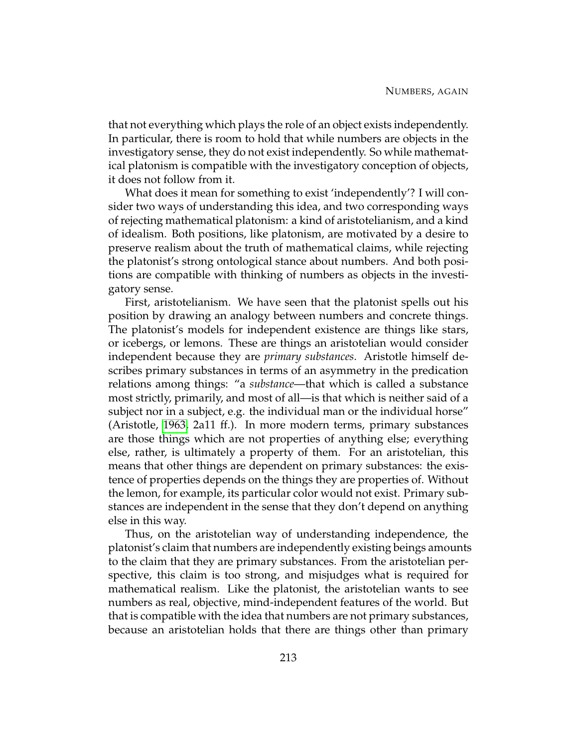that not everything which plays the role of an object exists independently. In particular, there is room to hold that while numbers are objects in the investigatory sense, they do not exist independently. So while mathematical platonism is compatible with the investigatory conception of objects, it does not follow from it.

What does it mean for something to exist 'independently'? I will consider two ways of understanding this idea, and two corresponding ways of rejecting mathematical platonism: a kind of aristotelianism, and a kind of idealism. Both positions, like platonism, are motivated by a desire to preserve realism about the truth of mathematical claims, while rejecting the platonist's strong ontological stance about numbers. And both positions are compatible with thinking of numbers as objects in the investigatory sense.

First, aristotelianism. We have seen that the platonist spells out his position by drawing an analogy between numbers and concrete things. The platonist's models for independent existence are things like stars, or icebergs, or lemons. These are things an aristotelian would consider independent because they are *primary substances*. Aristotle himself describes primary substances in terms of an asymmetry in the predication relations among things: "a *substance*—that which is called a substance most strictly, primarily, and most of all—is that which is neither said of a subject nor in a subject, e.g. the individual man or the individual horse" (Aristotle, 1963, 2a11 ff.). In more modern terms, primary substances are those things which are not properties of anything else; everything else, rather, is ultimately a property of them. For an aristotelian, this means that other things are dependent on primary substances: the existence of properties depends on the things they are properties of. Without the lemon, for example, its particular color would not exist. Primary substances are independent in the sense that they don't depend on anything else in this way.

Thus, on the aristotelian way of understanding independence, the platonist's claim that numbers are independently existing beings amounts to the claim that they are primary substances. From the aristotelian perspective, this claim is too strong, and misjudges what is required for mathematical realism. Like the platonist, the aristotelian wants to see numbers as real, objective, mind-independent features of the world. But that is compatible with the idea that numbers are not primary substances, because an aristotelian holds that there are things other than primary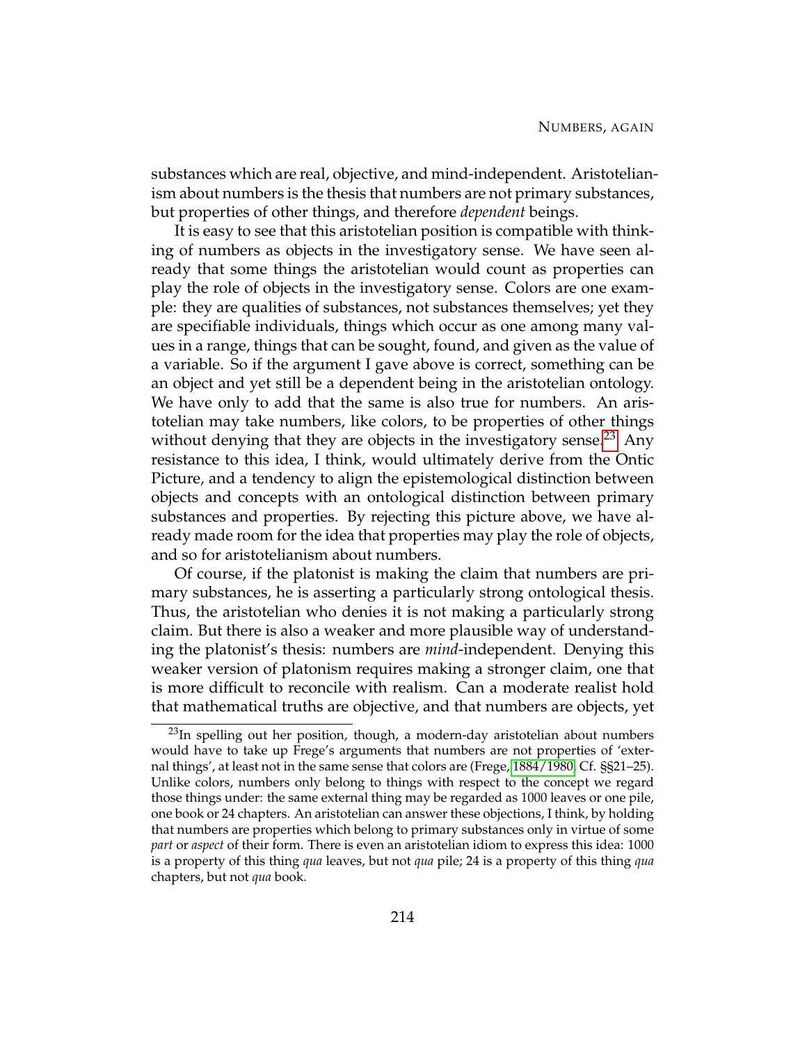substances which are real, objective, and mind-independent. Aristotelianism about numbers is the thesis that numbers are not primary substances, but properties of other things, and therefore *dependent* beings.

It is easy to see that this aristotelian position is compatible with thinking of numbers as objects in the investigatory sense. We have seen already that some things the aristotelian would count as properties can play the role of objects in the investigatory sense. Colors are one example: they are qualities of substances, not substances themselves; yet they are specifiable individuals, things which occur as one among many values in a range, things that can be sought, found, and given as the value of a variable. So if the argument I gave above is correct, something can be an object and yet still be a dependent being in the aristotelian ontology. We have only to add that the same is also true for numbers. An aristotelian may take numbers, like colors, to be properties of other things without denying that they are objects in the investigatory sense.[23] Any resistance to this idea, I think, would ultimately derive from the Ontic Picture, and a tendency to align the epistemological distinction between objects and concepts with an ontological distinction between primary substances and properties. By rejecting this picture above, we have already made room for the idea that properties may play the role of objects, and so for aristotelianism about numbers.

Of course, if the platonist is making the claim that numbers are primary substances, he is asserting a particularly strong ontological thesis. Thus, the aristotelian who denies it is not making a particularly strong claim. But there is also a weaker and more plausible way of understanding the platonist's thesis: numbers are *mind*-independent. Denying this weaker version of platonism requires making a stronger claim, one that is more difficult to reconcile with realism. Can a moderate realist hold that mathematical truths are objective, and that numbers are objects, yet

[23] In spelling out her position, though, a modern-day aristotelian about numbers would have to take up Frege's arguments that numbers are not properties of 'external things', at least not in the same sense that colors are (Frege, 1884/1980. Cf. §§21–25). Unlike colors, numbers only belong to things with respect to the concept we regard those things under: the same external thing may be regarded as 1000 leaves or one pile, one book or 24 chapters. An aristotelian can answer these objections, I think, by holding that numbers are properties which belong to primary substances only in virtue of some *part* or *aspect* of their form. There is even an aristotelian idiom to express this idea: 1000 is a property of this thing *qua* leaves, but not *qua* pile; 24 is a property of this thing *qua* chapters, but not *qua* book.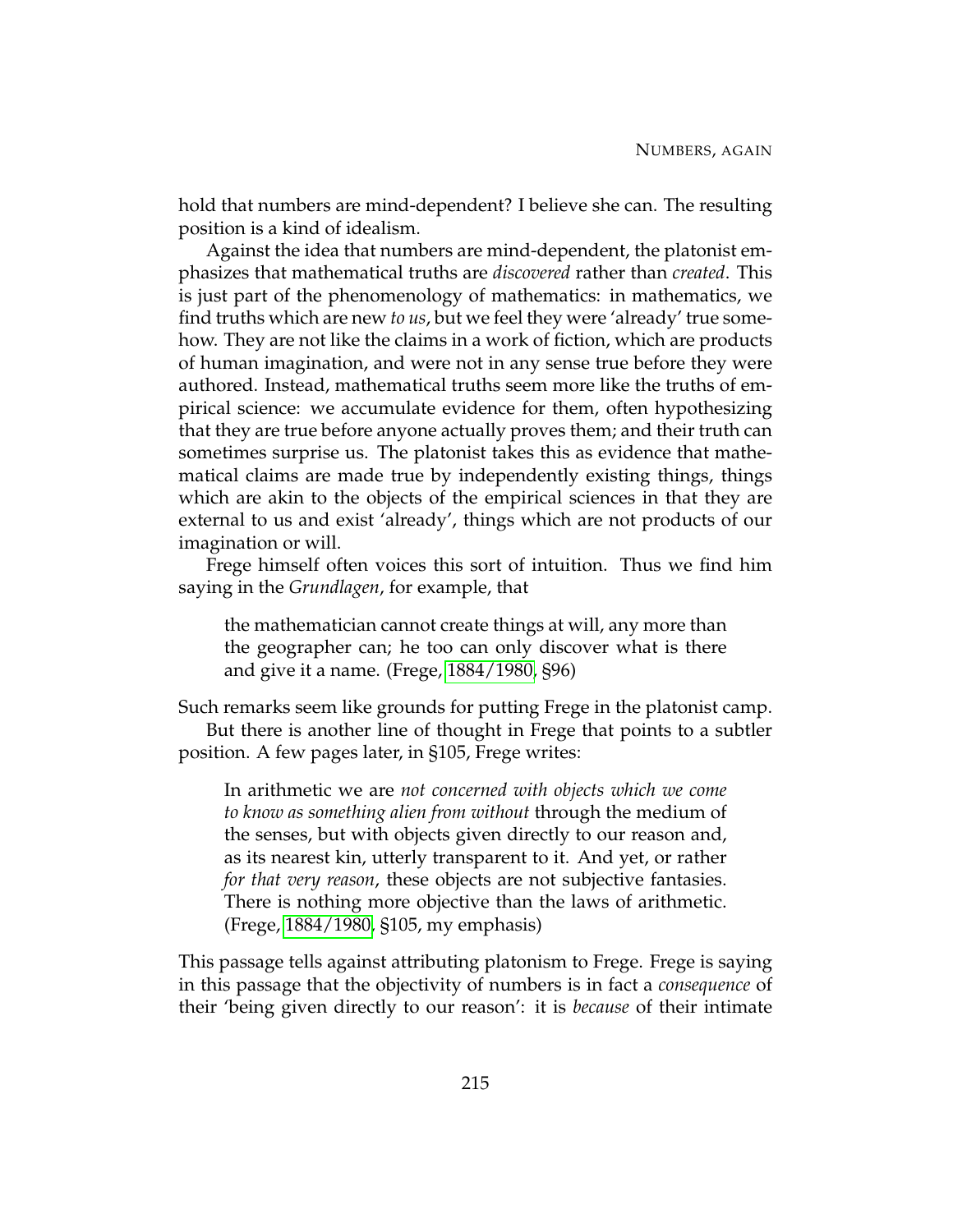hold that numbers are mind-dependent? I believe she can. The resulting position is a kind of idealism.

Against the idea that numbers are mind-dependent, the platonist emphasizes that mathematical truths are *discovered* rather than *created*. This is just part of the phenomenology of mathematics: in mathematics, we find truths which are new *to us*, but we feel they were 'already' true somehow. They are not like the claims in a work of fiction, which are products of human imagination, and were not in any sense true before they were authored. Instead, mathematical truths seem more like the truths of empirical science: we accumulate evidence for them, often hypothesizing that they are true before anyone actually proves them; and their truth can sometimes surprise us. The platonist takes this as evidence that mathematical claims are made true by independently existing things, things which are akin to the objects of the empirical sciences in that they are external to us and exist 'already', things which are not products of our imagination or will.

Frege himself often voices this sort of intuition. Thus we find him saying in the *Grundlagen*, for example, that

> the mathematician cannot create things at will, any more than the geographer can; he too can only discover what is there and give it a name. (Frege, 1884/1980, §96)

Such remarks seem like grounds for putting Frege in the platonist camp.

But there is another line of thought in Frege that points to a subtler position. A few pages later, in §105, Frege writes:

> In arithmetic we are *not concerned with objects which we come to know as something alien from without* through the medium of the senses, but with objects given directly to our reason and, as its nearest kin, utterly transparent to it. And yet, or rather *for that very reason*, these objects are not subjective fantasies. There is nothing more objective than the laws of arithmetic. (Frege, 1884/1980, §105, my emphasis)

This passage tells against attributing platonism to Frege. Frege is saying in this passage that the objectivity of numbers is in fact a *consequence* of their 'being given directly to our reason': it is *because* of their intimate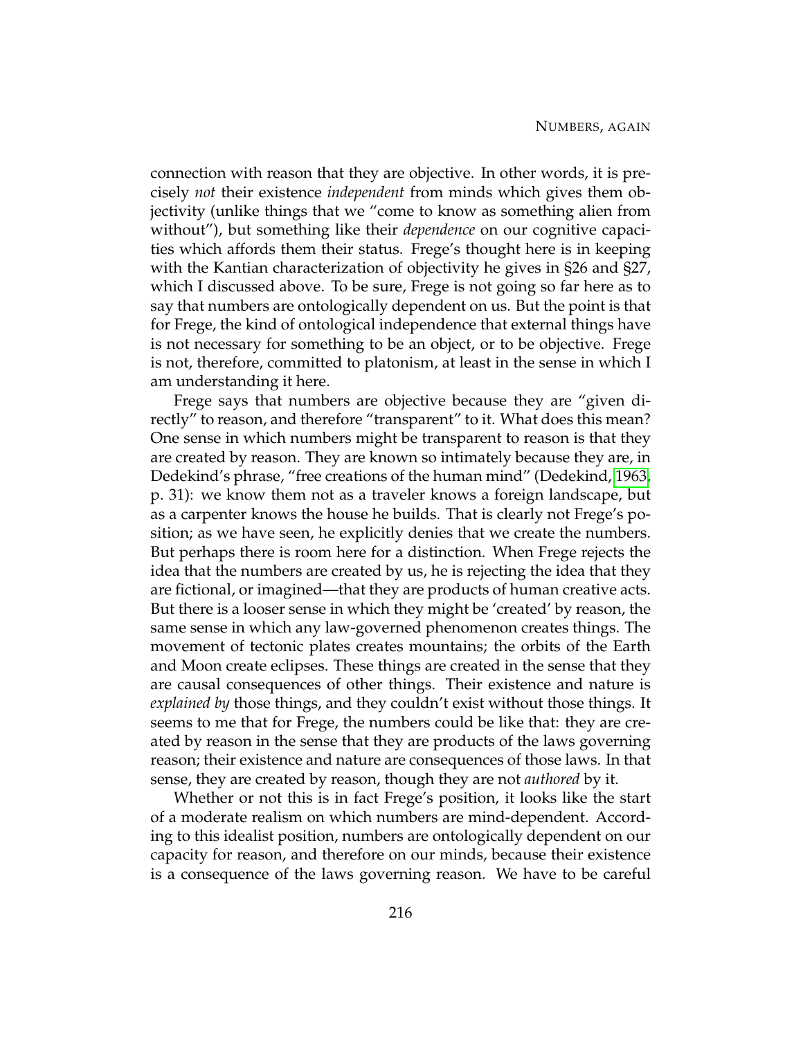connection with reason that they are objective. In other words, it is precisely *not* their existence *independent* from minds which gives them objectivity (unlike things that we "come to know as something alien from without"), but something like their *dependence* on our cognitive capacities which affords them their status. Frege's thought here is in keeping with the Kantian characterization of objectivity he gives in §26 and §27, which I discussed above. To be sure, Frege is not going so far here as to say that numbers are ontologically dependent on us. But the point is that for Frege, the kind of ontological independence that external things have is not necessary for something to be an object, or to be objective. Frege is not, therefore, committed to platonism, at least in the sense in which I am understanding it here.

Frege says that numbers are objective because they are "given directly" to reason, and therefore "transparent" to it. What does this mean? One sense in which numbers might be transparent to reason is that they are created by reason. They are known so intimately because they are, in Dedekind's phrase, "free creations of the human mind" (Dedekind, 1963, p. 31): we know them not as a traveler knows a foreign landscape, but as a carpenter knows the house he builds. That is clearly not Frege's position; as we have seen, he explicitly denies that we create the numbers. But perhaps there is room here for a distinction. When Frege rejects the idea that the numbers are created by us, he is rejecting the idea that they are fictional, or imagined—that they are products of human creative acts. But there is a looser sense in which they might be 'created' by reason, the same sense in which any law-governed phenomenon creates things. The movement of tectonic plates creates mountains; the orbits of the Earth and Moon create eclipses. These things are created in the sense that they are causal consequences of other things. Their existence and nature is *explained by* those things, and they couldn't exist without those things. It seems to me that for Frege, the numbers could be like that: they are created by reason in the sense that they are products of the laws governing reason; their existence and nature are consequences of those laws. In that sense, they are created by reason, though they are not *authored* by it.

Whether or not this is in fact Frege's position, it looks like the start of a moderate realism on which numbers are mind-dependent. According to this idealist position, numbers are ontologically dependent on our capacity for reason, and therefore on our minds, because their existence is a consequence of the laws governing reason. We have to be careful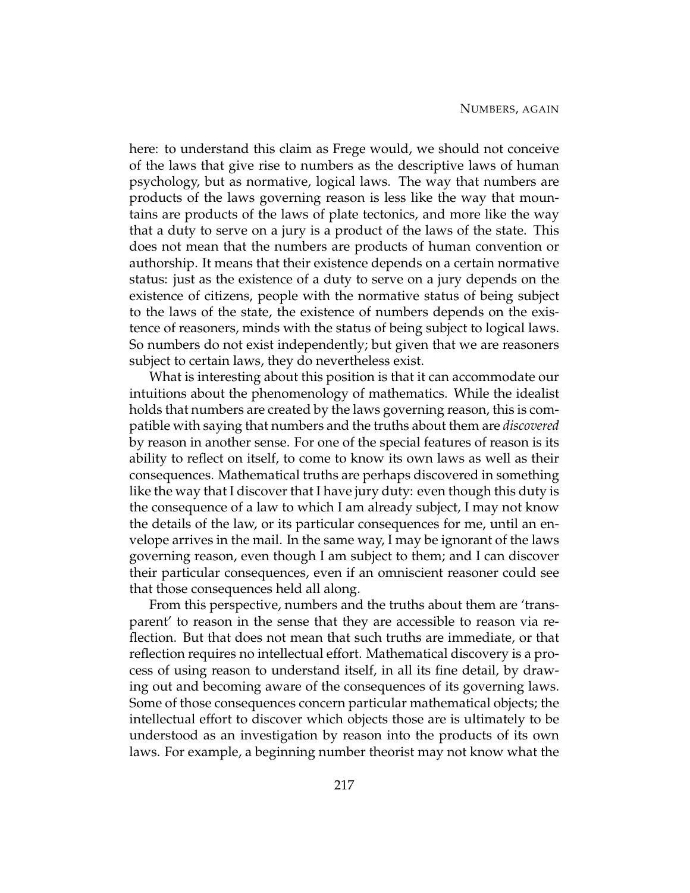here: to understand this claim as Frege would, we should not conceive of the laws that give rise to numbers as the descriptive laws of human psychology, but as normative, logical laws. The way that numbers are products of the laws governing reason is less like the way that mountains are products of the laws of plate tectonics, and more like the way that a duty to serve on a jury is a product of the laws of the state. This does not mean that the numbers are products of human convention or authorship. It means that their existence depends on a certain normative status: just as the existence of a duty to serve on a jury depends on the existence of citizens, people with the normative status of being subject to the laws of the state, the existence of numbers depends on the existence of reasoners, minds with the status of being subject to logical laws. So numbers do not exist independently; but given that we are reasoners subject to certain laws, they do nevertheless exist.

What is interesting about this position is that it can accommodate our intuitions about the phenomenology of mathematics. While the idealist holds that numbers are created by the laws governing reason, this is compatible with saying that numbers and the truths about them are *discovered* by reason in another sense. For one of the special features of reason is its ability to reflect on itself, to come to know its own laws as well as their consequences. Mathematical truths are perhaps discovered in something like the way that I discover that I have jury duty: even though this duty is the consequence of a law to which I am already subject, I may not know the details of the law, or its particular consequences for me, until an envelope arrives in the mail. In the same way, I may be ignorant of the laws governing reason, even though I am subject to them; and I can discover their particular consequences, even if an omniscient reasoner could see that those consequences held all along.

From this perspective, numbers and the truths about them are 'transparent' to reason in the sense that they are accessible to reason via reflection. But that does not mean that such truths are immediate, or that reflection requires no intellectual effort. Mathematical discovery is a process of using reason to understand itself, in all its fine detail, by drawing out and becoming aware of the consequences of its governing laws. Some of those consequences concern particular mathematical objects; the intellectual effort to discover which objects those are is ultimately to be understood as an investigation by reason into the products of its own laws. For example, a beginning number theorist may not know what the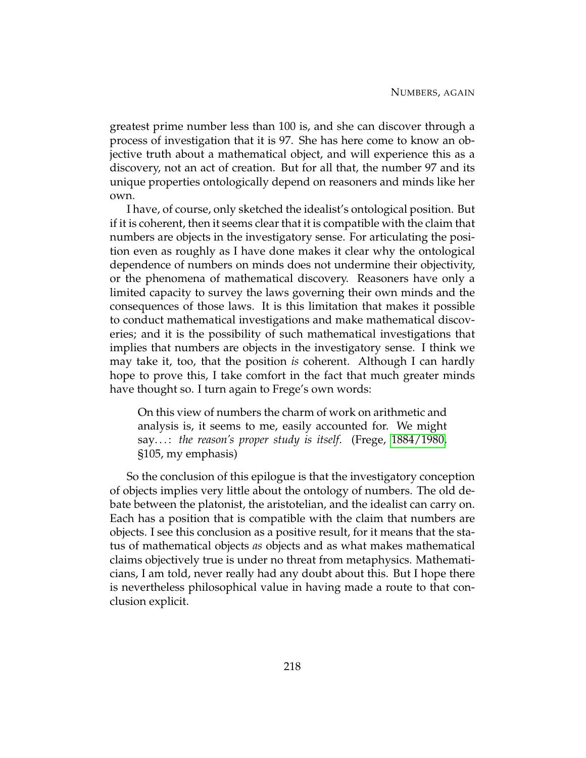greatest prime number less than 100 is, and she can discover through a process of investigation that it is 97. She has here come to know an objective truth about a mathematical object, and will experience this as a discovery, not an act of creation. But for all that, the number 97 and its unique properties ontologically depend on reasoners and minds like her own.

I have, of course, only sketched the idealist's ontological position. But if it is coherent, then it seems clear that it is compatible with the claim that numbers are objects in the investigatory sense. For articulating the position even as roughly as I have done makes it clear why the ontological dependence of numbers on minds does not undermine their objectivity, or the phenomena of mathematical discovery. Reasoners have only a limited capacity to survey the laws governing their own minds and the consequences of those laws. It is this limitation that makes it possible to conduct mathematical investigations and make mathematical discoveries; and it is the possibility of such mathematical investigations that implies that numbers are objects in the investigatory sense. I think we may take it, too, that the position *is* coherent. Although I can hardly hope to prove this, I take comfort in the fact that much greater minds have thought so. I turn again to Frege's own words:

> On this view of numbers the charm of work on arithmetic and analysis is, it seems to me, easily accounted for. We might say...: *the reason's proper study is itself*. (Frege, 1884/1980, §105, my emphasis)

So the conclusion of this epilogue is that the investigatory conception of objects implies very little about the ontology of numbers. The old debate between the platonist, the aristotelian, and the idealist can carry on. Each has a position that is compatible with the claim that numbers are objects. I see this conclusion as a positive result, for it means that the status of mathematical objects *as* objects and as what makes mathematical claims objectively true is under no threat from metaphysics. Mathematicians, I am told, never really had any doubt about this. But I hope there is nevertheless philosophical value in having made a route to that conclusion explicit.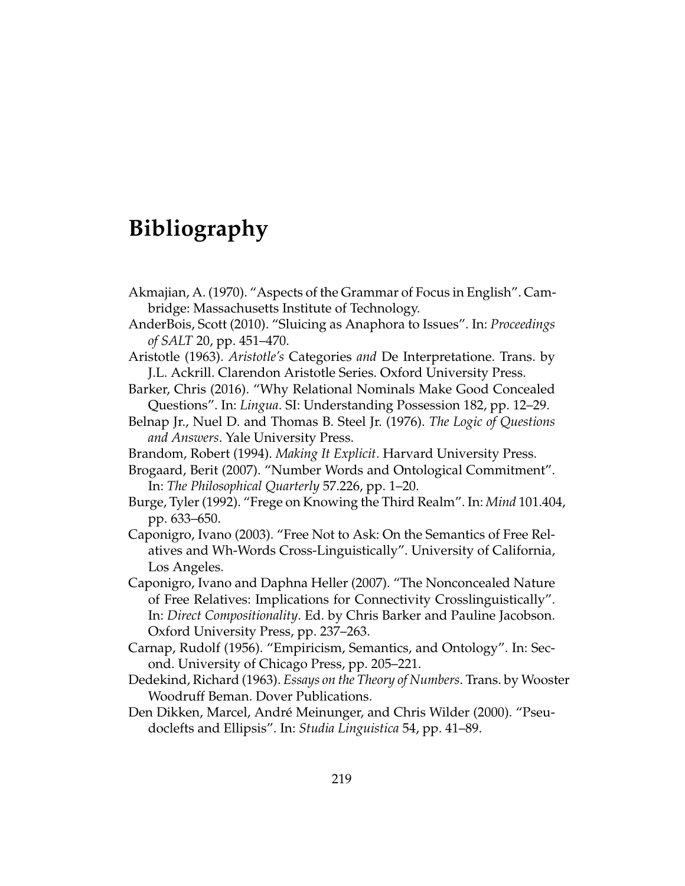# Bibliography

Akmajian, A. (1970). "Aspects of the Grammar of Focus in English". Cambridge: Massachusetts Institute of Technology.

AnderBois, Scott (2010). "Sluicing as Anaphora to Issues". In: *Proceedings of SALT* 20, pp. 451–470.

Aristotle (1963). *Aristotle's* Categories *and* De Interpretatione. Trans. by J.L. Ackrill. Clarendon Aristotle Series. Oxford University Press.

Barker, Chris (2016). "Why Relational Nominals Make Good Concealed Questions". In: *Lingua*. SI: Understanding Possession 182, pp. 12–29.

Belnap Jr., Nuel D. and Thomas B. Steel Jr. (1976). *The Logic of Questions and Answers*. Yale University Press.

Brandom, Robert (1994). *Making It Explicit*. Harvard University Press.

Brogaard, Berit (2007). "Number Words and Ontological Commitment". In: *The Philosophical Quarterly* 57.226, pp. 1–20.

Burge, Tyler (1992). "Frege on Knowing the Third Realm". In: *Mind* 101.404, pp. 633–650.

Caponigro, Ivano (2003). "Free Not to Ask: On the Semantics of Free Relatives and Wh-Words Cross-Linguistically". University of California, Los Angeles.

Caponigro, Ivano and Daphna Heller (2007). "The Nonconcealed Nature of Free Relatives: Implications for Connectivity Crosslinguistically". In: *Direct Compositionality*. Ed. by Chris Barker and Pauline Jacobson. Oxford University Press, pp. 237–263.

Carnap, Rudolf (1956). "Empiricism, Semantics, and Ontology". In: Second. University of Chicago Press, pp. 205–221.

Dedekind, Richard (1963). *Essays on the Theory of Numbers*. Trans. by Wooster Woodruff Beman. Dover Publications.

Den Dikken, Marcel, André Meinunger, and Chris Wilder (2000). "Pseudoclefts and Ellipsis". In: *Studia Linguistica* 54, pp. 41–89.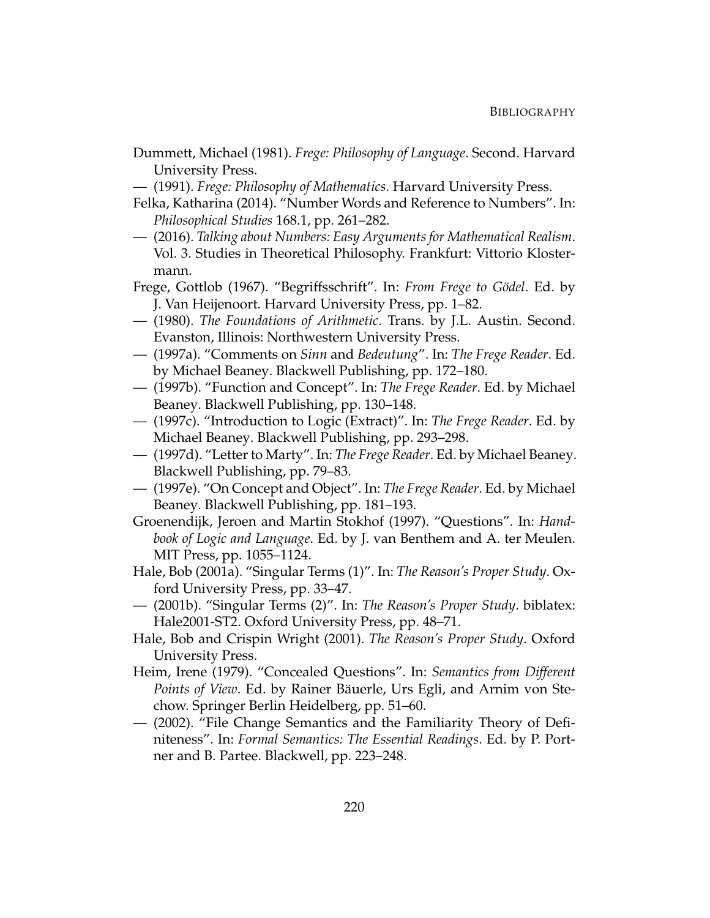Dummett, Michael (1981). *Frege: Philosophy of Language*. Second. Harvard University Press.

— (1991). *Frege: Philosophy of Mathematics*. Harvard University Press.

Felka, Katharina (2014). "Number Words and Reference to Numbers". In: *Philosophical Studies* 168.1, pp. 261–282.

— (2016). *Talking about Numbers: Easy Arguments for Mathematical Realism*. Vol. 3. Studies in Theoretical Philosophy. Frankfurt: Vittorio Klostermann.

Frege, Gottlob (1967). "Begriffsschrift". In: *From Frege to Gödel*. Ed. by J. Van Heijenoort. Harvard University Press, pp. 1–82.

— (1980). *The Foundations of Arithmetic*. Trans. by J.L. Austin. Second. Evanston, Illinois: Northwestern University Press.

— (1997a). "Comments on *Sinn* and *Bedeutung*". In: *The Frege Reader*. Ed. by Michael Beaney. Blackwell Publishing, pp. 172–180.

— (1997b). "Function and Concept". In: *The Frege Reader*. Ed. by Michael Beaney. Blackwell Publishing, pp. 130–148.

— (1997c). "Introduction to Logic (Extract)". In: *The Frege Reader*. Ed. by Michael Beaney. Blackwell Publishing, pp. 293–298.

— (1997d). "Letter to Marty". In: *The Frege Reader*. Ed. by Michael Beaney. Blackwell Publishing, pp. 79–83.

— (1997e). "On Concept and Object". In: *The Frege Reader*. Ed. by Michael Beaney. Blackwell Publishing, pp. 181–193.

Groenendijk, Jeroen and Martin Stokhof (1997). "Questions". In: *Handbook of Logic and Language*. Ed. by J. van Benthem and A. ter Meulen. MIT Press, pp. 1055–1124.

Hale, Bob (2001a). "Singular Terms (1)". In: *The Reason's Proper Study*. Oxford University Press, pp. 33–47.

— (2001b). "Singular Terms (2)". In: *The Reason's Proper Study*. biblatex: Hale2001-ST2. Oxford University Press, pp. 48–71.

Hale, Bob and Crispin Wright (2001). *The Reason's Proper Study*. Oxford University Press.

Heim, Irene (1979). "Concealed Questions". In: *Semantics from Different Points of View*. Ed. by Rainer Bäuerle, Urs Egli, and Arnim von Stechow. Springer Berlin Heidelberg, pp. 51–60.

— (2002). "File Change Semantics and the Familiarity Theory of Definiteness". In: *Formal Semantics: The Essential Readings*. Ed. by P. Portner and B. Partee. Blackwell, pp. 223–248.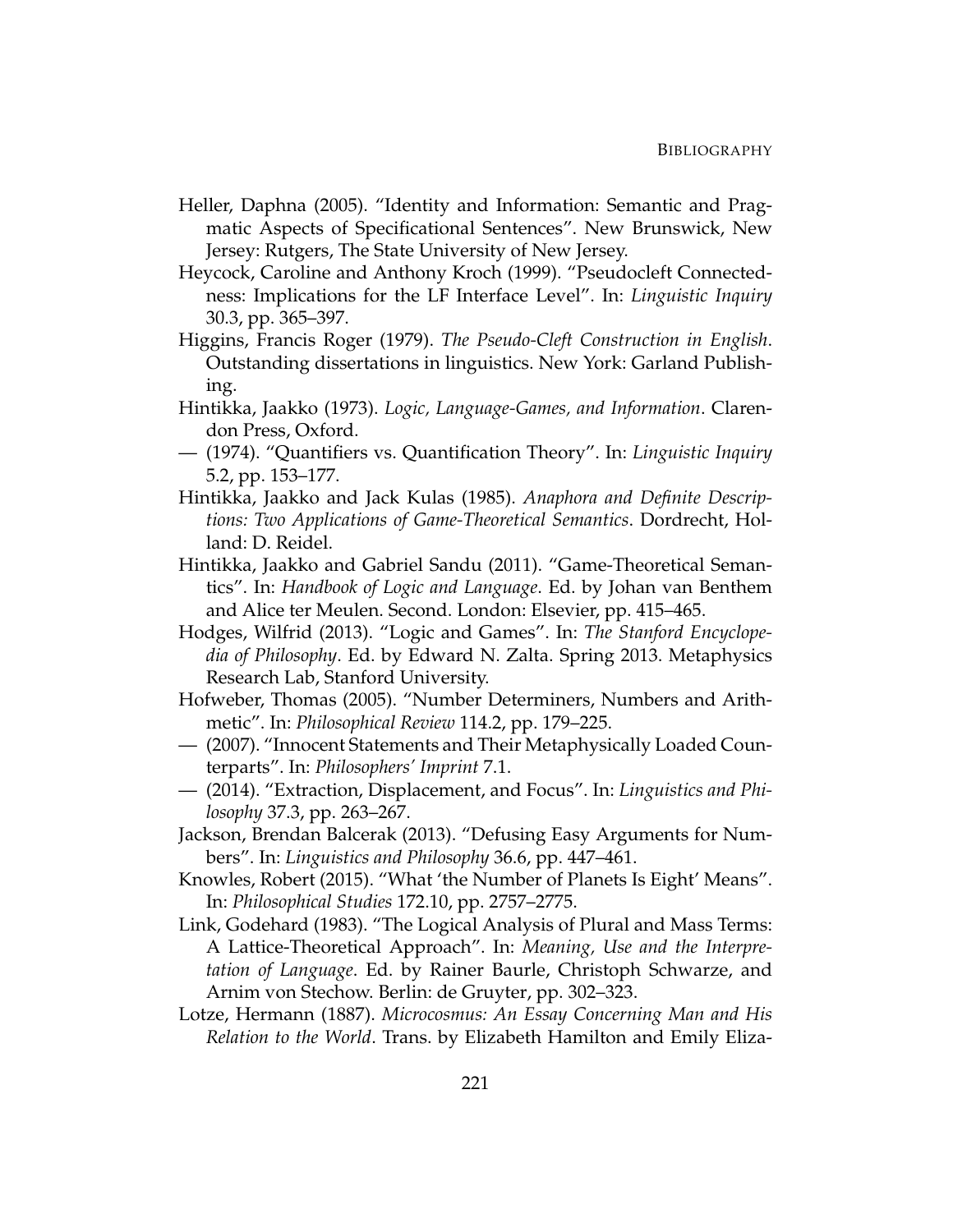Heller, Daphna (2005). “Identity and Information: Semantic and Pragmatic Aspects of Specificational Sentences”. New Brunswick, New Jersey: Rutgers, The State University of New Jersey.

Heycock, Caroline and Anthony Kroch (1999). “Pseudocleft Connectedness: Implications for the LF Interface Level”. In: *Linguistic Inquiry* 30.3, pp. 365–397.

Higgins, Francis Roger (1979). *The Pseudo-Cleft Construction in English*. Outstanding dissertations in linguistics. New York: Garland Publishing.

Hintikka, Jaakko (1973). *Logic, Language-Games, and Information*. Clarendon Press, Oxford.

— (1974). “Quantifiers vs. Quantification Theory”. In: *Linguistic Inquiry* 5.2, pp. 153–177.

Hintikka, Jaakko and Jack Kulas (1985). *Anaphora and Definite Descriptions: Two Applications of Game-Theoretical Semantics*. Dordrecht, Holland: D. Reidel.

Hintikka, Jaakko and Gabriel Sandu (2011). “Game-Theoretical Semantics”. In: *Handbook of Logic and Language*. Ed. by Johan van Benthem and Alice ter Meulen. Second. London: Elsevier, pp. 415–465.

Hodges, Wilfrid (2013). “Logic and Games”. In: *The Stanford Encyclopedia of Philosophy*. Ed. by Edward N. Zalta. Spring 2013. Metaphysics Research Lab, Stanford University.

Hofweber, Thomas (2005). “Number Determiners, Numbers and Arithmetic”. In: *Philosophical Review* 114.2, pp. 179–225.

— (2007). “Innocent Statements and Their Metaphysically Loaded Counterparts”. In: *Philosophers’ Imprint* 7.1.

— (2014). “Extraction, Displacement, and Focus”. In: *Linguistics and Philosophy* 37.3, pp. 263–267.

Jackson, Brendan Balcerak (2013). “Defusing Easy Arguments for Numbers”. In: *Linguistics and Philosophy* 36.6, pp. 447–461.

Knowles, Robert (2015). “What ‘the Number of Planets Is Eight’ Means”. In: *Philosophical Studies* 172.10, pp. 2757–2775.

Link, Godehard (1983). “The Logical Analysis of Plural and Mass Terms: A Lattice-Theoretical Approach”. In: *Meaning, Use and the Interpretation of Language*. Ed. by Rainer Baurle, Christoph Schwarze, and Arnim von Stechow. Berlin: de Gruyter, pp. 302–323.

Lotze, Hermann (1887). *Microcosmus: An Essay Concerning Man and His Relation to the World*. Trans. by Elizabeth Hamilton and Emily Eliza-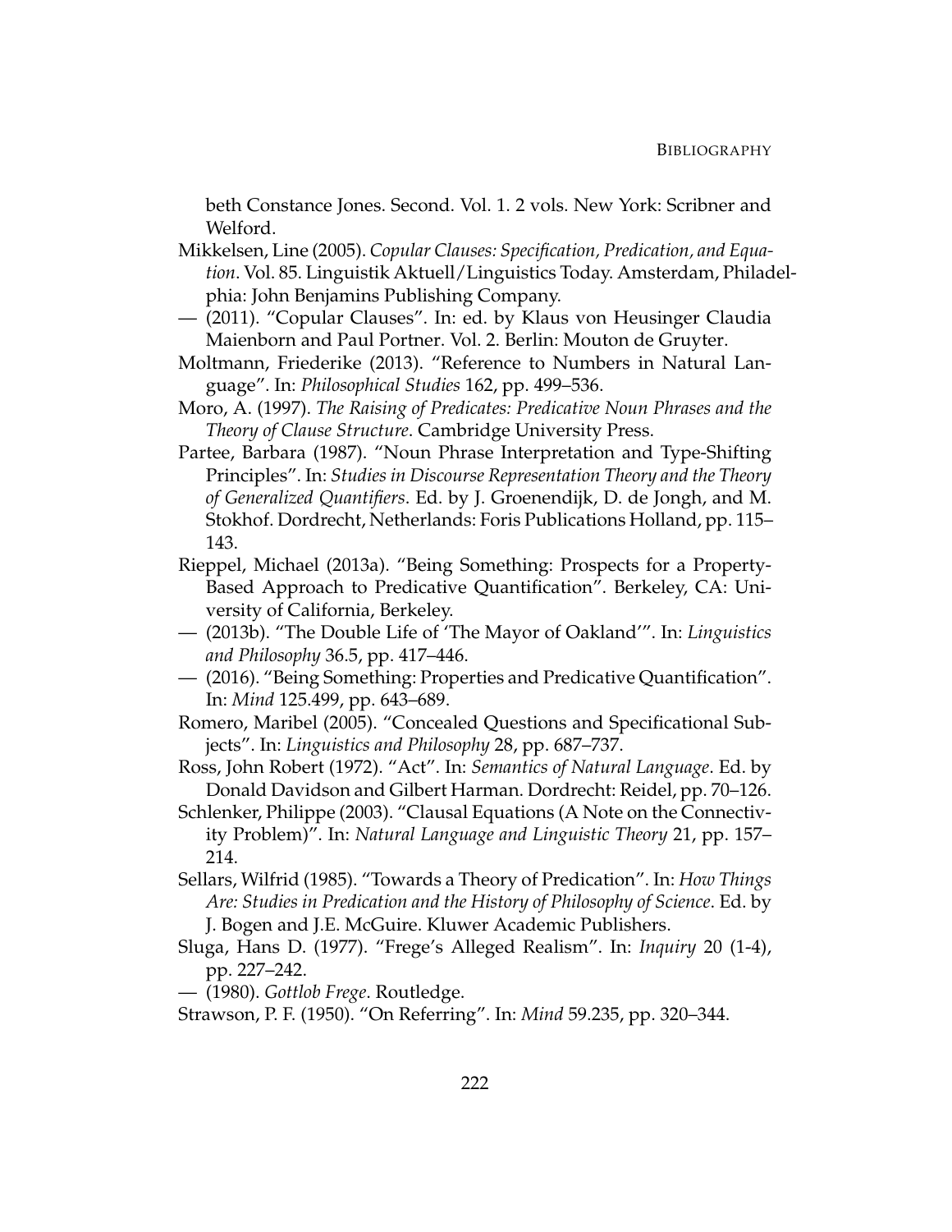beth Constance Jones. Second. Vol. 1. 2 vols. New York: Scribner and Welford.

Mikkelsen, Line (2005). *Copular Clauses: Specification, Predication, and Equation*. Vol. 85. Linguistik Aktuell/Linguistics Today. Amsterdam, Philadelphia: John Benjamins Publishing Company.

— (2011). "Copular Clauses". In: ed. by Klaus von Heusinger Claudia Maienborn and Paul Portner. Vol. 2. Berlin: Mouton de Gruyter.

Moltmann, Friederike (2013). "Reference to Numbers in Natural Language". In: *Philosophical Studies* 162, pp. 499–536.

Moro, A. (1997). *The Raising of Predicates: Predicative Noun Phrases and the Theory of Clause Structure*. Cambridge University Press.

Partee, Barbara (1987). "Noun Phrase Interpretation and Type-Shifting Principles". In: *Studies in Discourse Representation Theory and the Theory of Generalized Quantifiers*. Ed. by J. Groenendijk, D. de Jongh, and M. Stokhof. Dordrecht, Netherlands: Foris Publications Holland, pp. 115–143.

Rieppel, Michael (2013a). "Being Something: Prospects for a Property-Based Approach to Predicative Quantification". Berkeley, CA: University of California, Berkeley.

— (2013b). "The Double Life of 'The Mayor of Oakland'". In: *Linguistics and Philosophy* 36.5, pp. 417–446.

— (2016). "Being Something: Properties and Predicative Quantification". In: *Mind* 125.499, pp. 643–689.

Romero, Maribel (2005). "Concealed Questions and Specificational Subjects". In: *Linguistics and Philosophy* 28, pp. 687–737.

Ross, John Robert (1972). "Act". In: *Semantics of Natural Language*. Ed. by Donald Davidson and Gilbert Harman. Dordrecht: Reidel, pp. 70–126.

Schlenker, Philippe (2003). "Clausal Equations (A Note on the Connectivity Problem)". In: *Natural Language and Linguistic Theory* 21, pp. 157–214.

Sellars, Wilfrid (1985). "Towards a Theory of Predication". In: *How Things Are: Studies in Predication and the History of Philosophy of Science*. Ed. by J. Bogen and J.E. McGuire. Kluwer Academic Publishers.

Sluga, Hans D. (1977). "Frege's Alleged Realism". In: *Inquiry* 20 (1-4), pp. 227–242.

— (1980). *Gottlob Frege*. Routledge.

Strawson, P. F. (1950). "On Referring". In: *Mind* 59.235, pp. 320–344.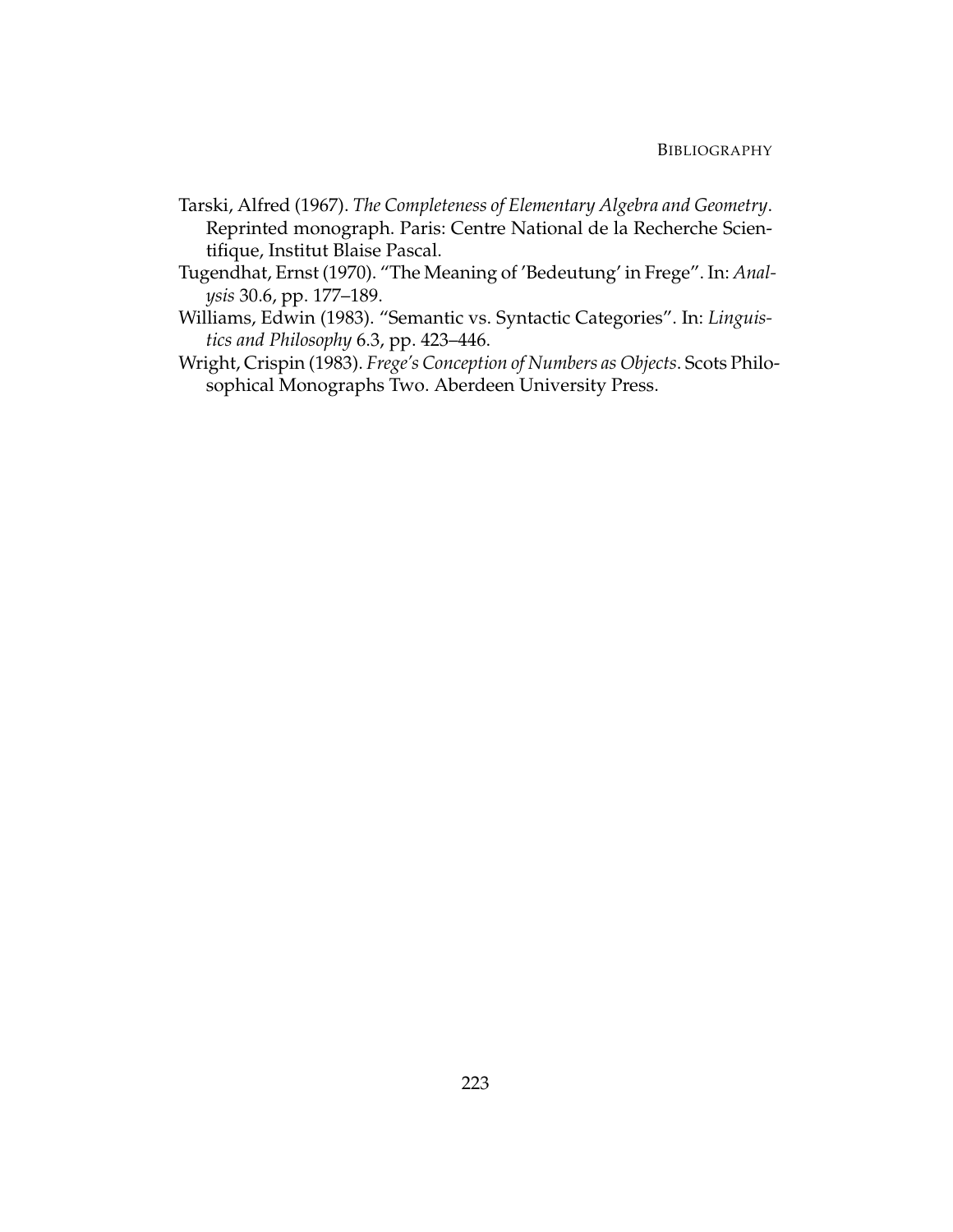Tarski, Alfred (1967). *The Completeness of Elementary Algebra and Geometry*. Reprinted monograph. Paris: Centre National de la Recherche Scientifique, Institut Blaise Pascal.

Tugendhat, Ernst (1970). "The Meaning of 'Bedeutung' in Frege". In: *Analysis* 30.6, pp. 177–189.

Williams, Edwin (1983). "Semantic vs. Syntactic Categories". In: *Linguistics and Philosophy* 6.3, pp. 423–446.

Wright, Crispin (1983). *Frege's Conception of Numbers as Objects*. Scots Philosophical Monographs Two. Aberdeen University Press.